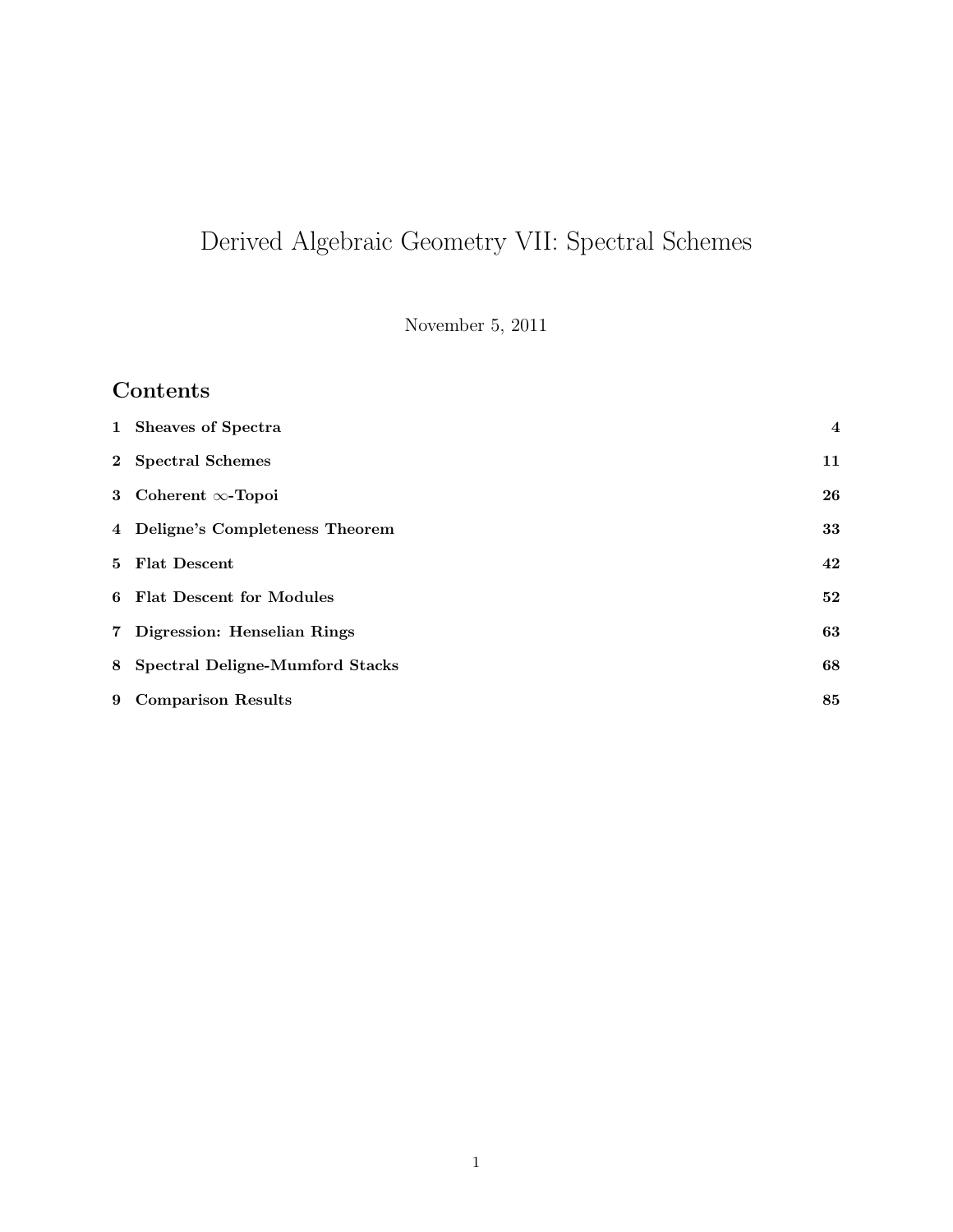# Derived Algebraic Geometry VII: Spectral Schemes

November 5, 2011

## Contents

| | | |
|---|---|---|
| **1** | **Sheaves of Spectra** | **4** |
| **2** | **Spectral Schemes** | **11** |
| **3** | **Coherent $\infty$-Topoi** | **26** |
| **4** | **Deligne's Completeness Theorem** | **33** |
| **5** | **Flat Descent** | **42** |
| **6** | **Flat Descent for Modules** | **52** |
| **7** | **Digression: Henselian Rings** | **63** |
| **8** | **Spectral Deligne-Mumford Stacks** | **68** |
| **9** | **Comparison Results** | **85** |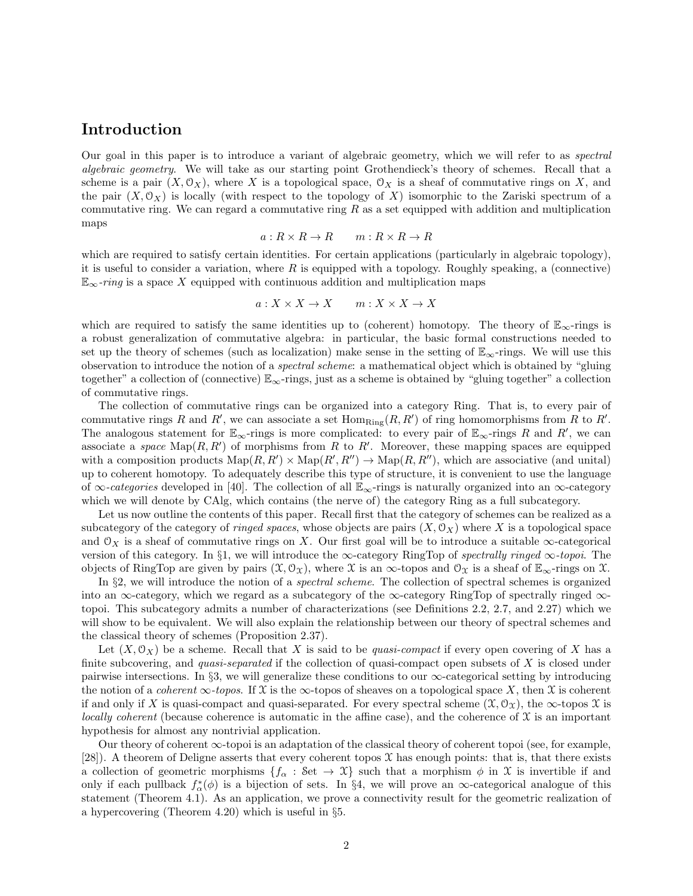# Introduction

Our goal in this paper is to introduce a variant of algebraic geometry, which we will refer to as *spectral algebraic geometry*. We will take as our starting point Grothendieck's theory of schemes. Recall that a scheme is a pair $(X, \mathcal{O}_X)$, where $X$ is a topological space, $\mathcal{O}_X$ is a sheaf of commutative rings on $X$, and the pair $(X, \mathcal{O}_X)$ is locally (with respect to the topology of $X$) isomorphic to the Zariski spectrum of a commutative ring. We can regard a commutative ring $R$ as a set equipped with addition and multiplication maps

$$a : R \times R \to R \qquad m : R \times R \to R$$

which are required to satisfy certain identities. For certain applications (particularly in algebraic topology), it is useful to consider a variation, where $R$ is equipped with a topology. Roughly speaking, a (connective) $\mathbb{E}_\infty$*-ring* is a space $X$ equipped with continuous addition and multiplication maps

$$a : X \times X \to X \qquad m : X \times X \to X$$

which are required to satisfy the same identities up to (coherent) homotopy. The theory of $\mathbb{E}_\infty$-rings is a robust generalization of commutative algebra: in particular, the basic formal constructions needed to set up the theory of schemes (such as localization) make sense in the setting of $\mathbb{E}_\infty$-rings. We will use this observation to introduce the notion of a *spectral scheme*: a mathematical object which is obtained by "gluing together" a collection of (connective) $\mathbb{E}_\infty$-rings, just as a scheme is obtained by "gluing together" a collection of commutative rings.

The collection of commutative rings can be organized into a category Ring. That is, to every pair of commutative rings $R$ and $R'$, we can associate a set $\mathrm{Hom}_{\mathrm{Ring}}(R, R')$ of ring homomorphisms from $R$ to $R'$. The analogous statement for $\mathbb{E}_\infty$-rings is more complicated: to every pair of $\mathbb{E}_\infty$-rings $R$ and $R'$, we can associate a *space* $\mathrm{Map}(R, R')$ of morphisms from $R$ to $R'$. Moreover, these mapping spaces are equipped with a composition products $\mathrm{Map}(R, R') \times \mathrm{Map}(R', R'') \to \mathrm{Map}(R, R'')$, which are associative (and unital) up to coherent homotopy. To adequately describe this type of structure, it is convenient to use the language of $\infty$*-categories* developed in [40]. The collection of all $\mathbb{E}_\infty$-rings is naturally organized into an $\infty$-category which we will denote by CAlg, which contains (the nerve of) the category Ring as a full subcategory.

Let us now outline the contents of this paper. Recall first that the category of schemes can be realized as a subcategory of the category of *ringed spaces*, whose objects are pairs $(X, \mathcal{O}_X)$ where $X$ is a topological space and $\mathcal{O}_X$ is a sheaf of commutative rings on $X$. Our first goal will be to introduce a suitable $\infty$-categorical version of this category. In §1, we will introduce the $\infty$-category RingTop of *spectrally ringed* $\infty$*-topoi*. The objects of RingTop are given by pairs $(\mathcal{X}, \mathcal{O}_\mathcal{X})$, where $\mathcal{X}$ is an $\infty$-topos and $\mathcal{O}_\mathcal{X}$ is a sheaf of $\mathbb{E}_\infty$-rings on $\mathcal{X}$.

In §2, we will introduce the notion of a *spectral scheme*. The collection of spectral schemes is organized into an $\infty$-category, which we regard as a subcategory of the $\infty$-category RingTop of spectrally ringed $\infty$-topoi. This subcategory admits a number of characterizations (see Definitions 2.2, 2.7, and 2.27) which we will show to be equivalent. We will also explain the relationship between our theory of spectral schemes and the classical theory of schemes (Proposition 2.37).

Let $(X, \mathcal{O}_X)$ be a scheme. Recall that $X$ is said to be *quasi-compact* if every open covering of $X$ has a finite subcovering, and *quasi-separated* if the collection of quasi-compact open subsets of $X$ is closed under pairwise intersections. In §3, we will generalize these conditions to our $\infty$-categorical setting by introducing the notion of a *coherent* $\infty$*-topos*. If $\mathcal{X}$ is the $\infty$-topos of sheaves on a topological space $X$, then $\mathcal{X}$ is coherent if and only if $X$ is quasi-compact and quasi-separated. For every spectral scheme $(\mathcal{X}, \mathcal{O}_\mathcal{X})$, the $\infty$-topos $\mathcal{X}$ is *locally coherent* (because coherence is automatic in the affine case), and the coherence of $\mathcal{X}$ is an important hypothesis for almost any nontrivial application.

Our theory of coherent $\infty$-topoi is an adaptation of the classical theory of coherent topoi (see, for example, [28]). A theorem of Deligne asserts that every coherent topos $\mathcal{X}$ has enough points: that is, that there exists a collection of geometric morphisms $\{f_\alpha : \mathcal{S}\mathrm{et} \to \mathcal{X}\}$ such that a morphism $\phi$ in $\mathcal{X}$ is invertible if and only if each pullback $f_\alpha^*(\phi)$ is a bijection of sets. In §4, we will prove an $\infty$-categorical analogue of this statement (Theorem 4.1). As an application, we prove a connectivity result for the geometric realization of a hypercovering (Theorem 4.20) which is useful in §5.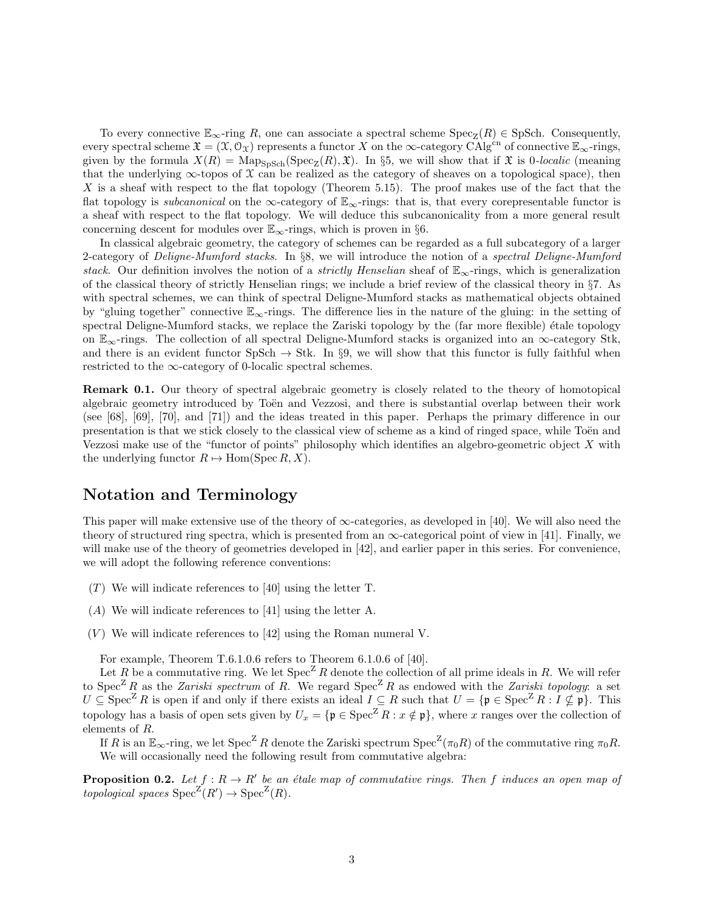To every connective $\mathbb{E}_\infty$-ring $R$, one can associate a spectral scheme $\mathrm{Spec}_{\mathrm{Z}}(R) \in \mathrm{SpSch}$. Consequently, every spectral scheme $\mathfrak{X} = (\mathcal{X}, \mathcal{O}_{\mathcal{X}})$ represents a functor $X$ on the $\infty$-category $\mathrm{CAlg}^{\mathrm{cn}}$ of connective $\mathbb{E}_\infty$-rings, given by the formula $X(R) = \mathrm{Map}_{\mathrm{SpSch}}(\mathrm{Spec}_{\mathrm{Z}}(R), \mathfrak{X})$. In §5, we will show that if $\mathfrak{X}$ is 0-*localic* (meaning that the underlying $\infty$-topos of $\mathcal{X}$ can be realized as the category of sheaves on a topological space), then $X$ is a sheaf with respect to the flat topology (Theorem 5.15). The proof makes use of the fact that the flat topology is *subcanonical* on the $\infty$-category of $\mathbb{E}_\infty$-rings: that is, that every corepresentable functor is a sheaf with respect to the flat topology. We will deduce this subcanonicality from a more general result concerning descent for modules over $\mathbb{E}_\infty$-rings, which is proven in §6.

In classical algebraic geometry, the category of schemes can be regarded as a full subcategory of a larger 2-category of *Deligne-Mumford stacks*. In §8, we will introduce the notion of a *spectral Deligne-Mumford stack*. Our definition involves the notion of a *strictly Henselian* sheaf of $\mathbb{E}_\infty$-rings, which is generalization of the classical theory of strictly Henselian rings; we include a brief review of the classical theory in §7. As with spectral schemes, we can think of spectral Deligne-Mumford stacks as mathematical objects obtained by "gluing together" connective $\mathbb{E}_\infty$-rings. The difference lies in the nature of the gluing: in the setting of spectral Deligne-Mumford stacks, we replace the Zariski topology by the (far more flexible) étale topology on $\mathbb{E}_\infty$-rings. The collection of all spectral Deligne-Mumford stacks is organized into an $\infty$-category Stk, and there is an evident functor $\mathrm{SpSch} \to \mathrm{Stk}$. In §9, we will show that this functor is fully faithful when restricted to the $\infty$-category of 0-localic spectral schemes.

**Remark 0.1.** Our theory of spectral algebraic geometry is closely related to the theory of homotopical algebraic geometry introduced by Toën and Vezzosi, and there is substantial overlap between their work (see [68], [69], [70], and [71]) and the ideas treated in this paper. Perhaps the primary difference in our presentation is that we stick closely to the classical view of scheme as a kind of ringed space, while Toën and Vezzosi make use of the "functor of points" philosophy which identifies an algebro-geometric object $X$ with the underlying functor $R \mapsto \mathrm{Hom}(\mathrm{Spec}\, R, X)$.

## Notation and Terminology

This paper will make extensive use of the theory of $\infty$-categories, as developed in [40]. We will also need the theory of structured ring spectra, which is presented from an $\infty$-categorical point of view in [41]. Finally, we will make use of the theory of geometries developed in [42], and earlier paper in this series. For convenience, we will adopt the following reference conventions:

- $(T)$ We will indicate references to [40] using the letter T.
- $(A)$ We will indicate references to [41] using the letter A.
- $(V)$ We will indicate references to [42] using the Roman numeral V.

For example, Theorem T.6.1.0.6 refers to Theorem 6.1.0.6 of [40].

Let $R$ be a commutative ring. We let $\mathrm{Spec}^{\mathrm{Z}} R$ denote the collection of all prime ideals in $R$. We will refer to $\mathrm{Spec}^{\mathrm{Z}} R$ as the *Zariski spectrum* of $R$. We regard $\mathrm{Spec}^{\mathrm{Z}} R$ as endowed with the *Zariski topology*: a set $U \subseteq \mathrm{Spec}^{\mathrm{Z}} R$ is open if and only if there exists an ideal $I \subseteq R$ such that $U = \{\mathfrak{p} \in \mathrm{Spec}^{\mathrm{Z}} R : I \nsubseteq \mathfrak{p}\}$. This topology has a basis of open sets given by $U_x = \{\mathfrak{p} \in \mathrm{Spec}^{\mathrm{Z}} R : x \notin \mathfrak{p}\}$, where $x$ ranges over the collection of elements of $R$.

If $R$ is an $\mathbb{E}_\infty$-ring, we let $\mathrm{Spec}^{\mathrm{Z}} R$ denote the Zariski spectrum $\mathrm{Spec}^{\mathrm{Z}}(\pi_0 R)$ of the commutative ring $\pi_0 R$.

We will occasionally need the following result from commutative algebra:

**Proposition 0.2.** *Let $f : R \to R'$ be an étale map of commutative rings. Then $f$ induces an open map of topological spaces $\mathrm{Spec}^{\mathrm{Z}}(R') \to \mathrm{Spec}^{\mathrm{Z}}(R)$.*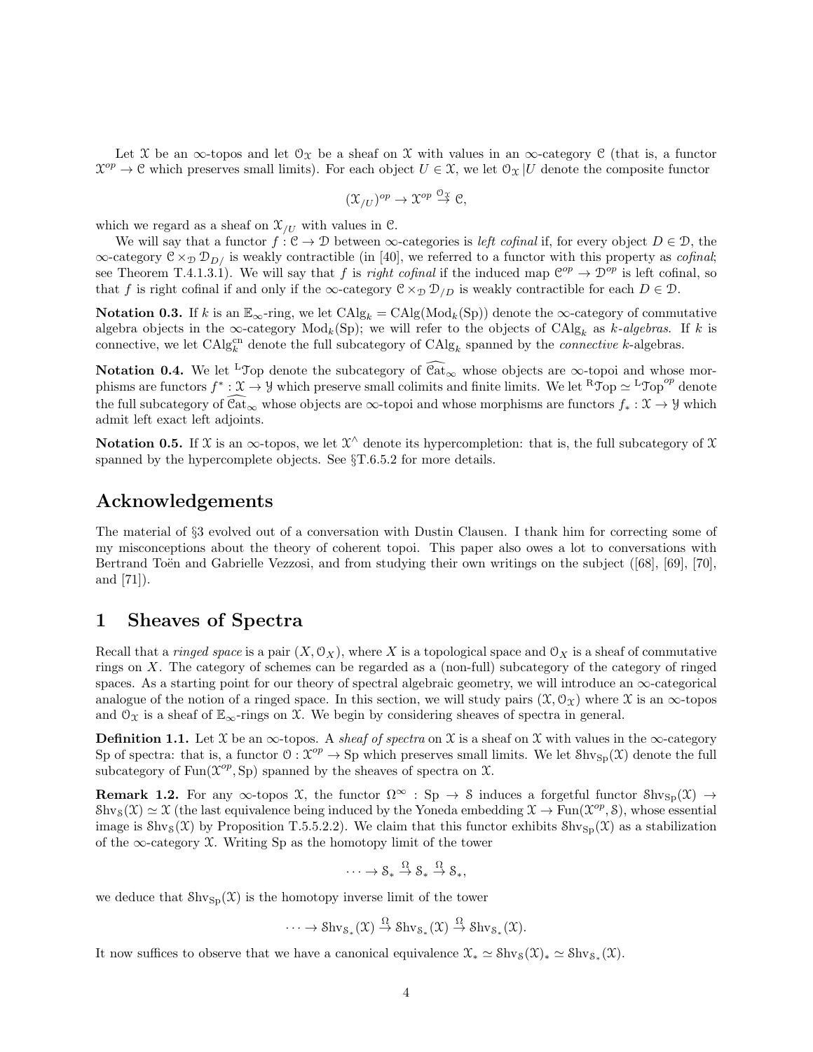Let $\mathcal{X}$ be an $\infty$-topos and let $\mathcal{O}_{\mathcal{X}}$ be a sheaf on $\mathcal{X}$ with values in an $\infty$-category $\mathcal{C}$ (that is, a functor $\mathcal{X}^{op} \to \mathcal{C}$ which preserves small limits). For each object $U \in \mathcal{X}$, we let $\mathcal{O}_{\mathcal{X}} | U$ denote the composite functor

$$(\mathcal{X}_{/U})^{op} \to \mathcal{X}^{op} \stackrel{\mathcal{O}_{\mathcal{X}}}{\to} \mathcal{C},$$

which we regard as a sheaf on $\mathcal{X}_{/U}$ with values in $\mathcal{C}$.

We will say that a functor $f : \mathcal{C} \to \mathcal{D}$ between $\infty$-categories is *left cofinal* if, for every object $D \in \mathcal{D}$, the $\infty$-category $\mathcal{C} \times_{\mathcal{D}} \mathcal{D}_{D/}$ is weakly contractible (in [40], we referred to a functor with this property as *cofinal*; see Theorem T.4.1.3.1). We will say that $f$ is *right cofinal* if the induced map $\mathcal{C}^{op} \to \mathcal{D}^{op}$ is left cofinal, so that $f$ is right cofinal if and only if the $\infty$-category $\mathcal{C} \times_{\mathcal{D}} \mathcal{D}_{/D}$ is weakly contractible for each $D \in \mathcal{D}$.

**Notation 0.3.** If $k$ is an $\mathbb{E}_\infty$-ring, we let $\mathrm{CAlg}_k = \mathrm{CAlg}(\mathrm{Mod}_k(\mathrm{Sp}))$ denote the $\infty$-category of commutative algebra objects in the $\infty$-category $\mathrm{Mod}_k(\mathrm{Sp})$; we will refer to the objects of $\mathrm{CAlg}_k$ as *$k$-algebras*. If $k$ is connective, we let $\mathrm{CAlg}_k^{\mathrm{cn}}$ denote the full subcategory of $\mathrm{CAlg}_k$ spanned by the *connective* $k$-algebras.

**Notation 0.4.** We let ${}^{\mathrm{L}}\mathcal{T}\mathrm{op}$ denote the subcategory of $\widehat{\mathcal{C}\mathrm{at}}_\infty$ whose objects are $\infty$-topoi and whose morphisms are functors $f^* : \mathcal{X} \to \mathcal{Y}$ which preserve small colimits and finite limits. We let ${}^{\mathrm{R}}\mathcal{T}\mathrm{op} \simeq {}^{\mathrm{L}}\mathcal{T}\mathrm{op}^{op}$ denote the full subcategory of $\widehat{\mathcal{C}\mathrm{at}}_\infty$ whose objects are $\infty$-topoi and whose morphisms are functors $f_* : \mathcal{X} \to \mathcal{Y}$ which admit left exact left adjoints.

**Notation 0.5.** If $\mathcal{X}$ is an $\infty$-topos, we let $\mathcal{X}^\wedge$ denote its hypercompletion: that is, the full subcategory of $\mathcal{X}$ spanned by the hypercomplete objects. See §T.6.5.2 for more details.

## Acknowledgements

The material of §3 evolved out of a conversation with Dustin Clausen. I thank him for correcting some of my misconceptions about the theory of coherent topoi. This paper also owes a lot to conversations with Bertrand Toën and Gabrielle Vezzosi, and from studying their own writings on the subject ([68], [69], [70], and [71]).

# 1 Sheaves of Spectra

Recall that a *ringed space* is a pair $(X, \mathcal{O}_X)$, where $X$ is a topological space and $\mathcal{O}_X$ is a sheaf of commutative rings on $X$. The category of schemes can be regarded as a (non-full) subcategory of the category of ringed spaces. As a starting point for our theory of spectral algebraic geometry, we will introduce an $\infty$-categorical analogue of the notion of a ringed space. In this section, we will study pairs $(\mathcal{X}, \mathcal{O}_{\mathcal{X}})$ where $\mathcal{X}$ is an $\infty$-topos and $\mathcal{O}_{\mathcal{X}}$ is a sheaf of $\mathbb{E}_\infty$-rings on $\mathcal{X}$. We begin by considering sheaves of spectra in general.

**Definition 1.1.** Let $\mathcal{X}$ be an $\infty$-topos. A *sheaf of spectra* on $\mathcal{X}$ is a sheaf on $\mathcal{X}$ with values in the $\infty$-category $\mathrm{Sp}$ of spectra: that is, a functor $\mathcal{O} : \mathcal{X}^{op} \to \mathrm{Sp}$ which preserves small limits. We let $\mathcal{S}\mathrm{hv}_{\mathrm{Sp}}(\mathcal{X})$ denote the full subcategory of $\mathrm{Fun}(\mathcal{X}^{op}, \mathrm{Sp})$ spanned by the sheaves of spectra on $\mathcal{X}$.

**Remark 1.2.** For any $\infty$-topos $\mathcal{X}$, the functor $\Omega^\infty : \mathrm{Sp} \to \mathcal{S}$ induces a forgetful functor $\mathcal{S}\mathrm{hv}_{\mathrm{Sp}}(\mathcal{X}) \to \mathcal{S}\mathrm{hv}_{\mathcal{S}}(\mathcal{X}) \simeq \mathcal{X}$ (the last equivalence being induced by the Yoneda embedding $\mathcal{X} \to \mathrm{Fun}(\mathcal{X}^{op}, \mathcal{S})$, whose essential image is $\mathcal{S}\mathrm{hv}_{\mathcal{S}}(\mathcal{X})$ by Proposition T.5.5.2.2). We claim that this functor exhibits $\mathcal{S}\mathrm{hv}_{\mathrm{Sp}}(\mathcal{X})$ as a stabilization of the $\infty$-category $\mathcal{X}$. Writing $\mathrm{Sp}$ as the homotopy limit of the tower

$$\cdots \to \mathcal{S}_* \stackrel{\Omega}{\to} \mathcal{S}_* \stackrel{\Omega}{\to} \mathcal{S}_*,$$

we deduce that $\mathcal{S}\mathrm{hv}_{\mathrm{Sp}}(\mathcal{X})$ is the homotopy inverse limit of the tower

$$\cdots \to \mathcal{S}\mathrm{hv}_{\mathcal{S}_*}(\mathcal{X}) \stackrel{\Omega}{\to} \mathcal{S}\mathrm{hv}_{\mathcal{S}_*}(\mathcal{X}) \stackrel{\Omega}{\to} \mathcal{S}\mathrm{hv}_{\mathcal{S}_*}(\mathcal{X}).$$

It now suffices to observe that we have a canonical equivalence $\mathcal{X}_* \simeq \mathcal{S}\mathrm{hv}_{\mathcal{S}}(\mathcal{X})_* \simeq \mathcal{S}\mathrm{hv}_{\mathcal{S}_*}(\mathcal{X})$.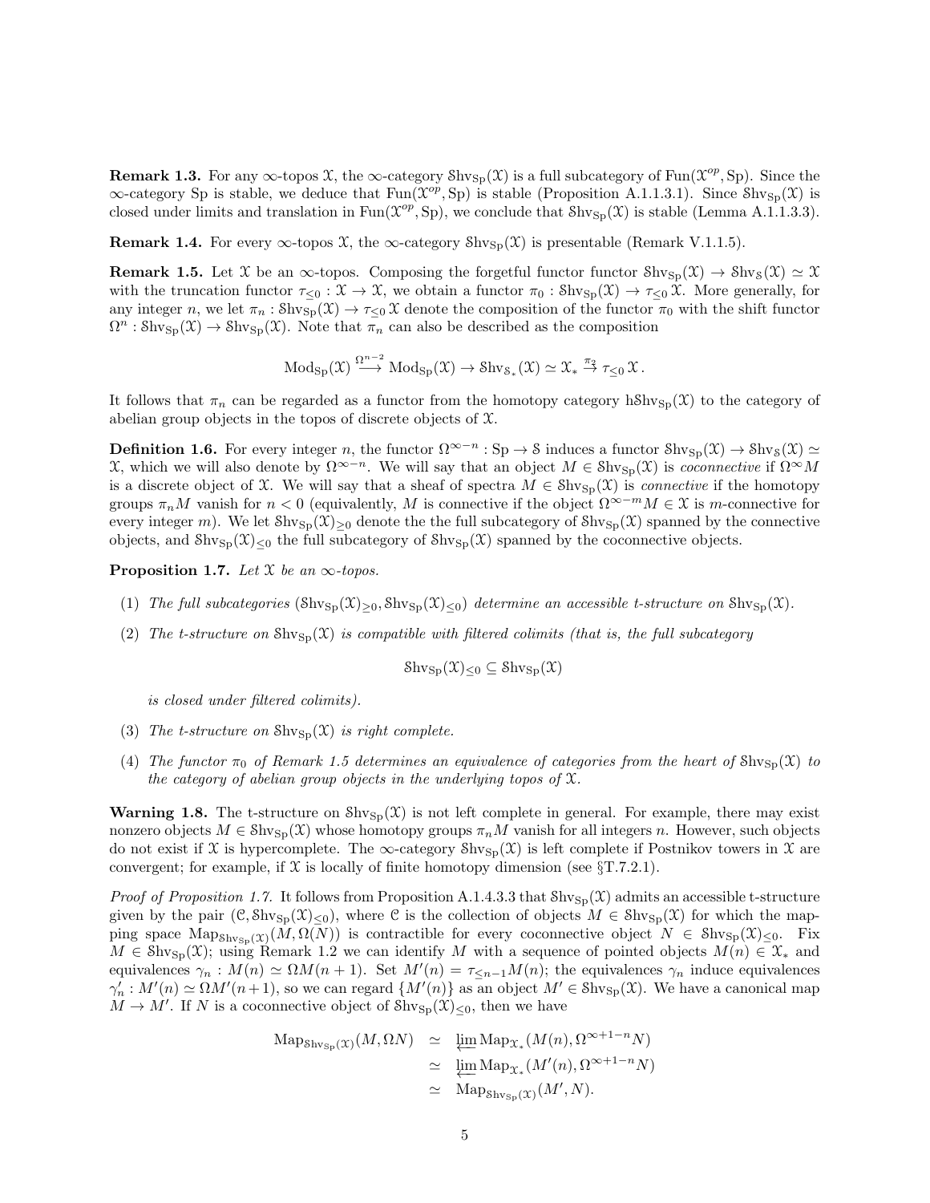**Remark 1.3.** For any $\infty$-topos $\mathcal{X}$, the $\infty$-category $\mathcal{S}\mathrm{hv}_{\mathrm{Sp}}(\mathcal{X})$ is a full subcategory of $\mathrm{Fun}(\mathcal{X}^{op}, \mathrm{Sp})$. Since the $\infty$-category Sp is stable, we deduce that $\mathrm{Fun}(\mathcal{X}^{op}, \mathrm{Sp})$ is stable (Proposition A.1.1.3.1). Since $\mathcal{S}\mathrm{hv}_{\mathrm{Sp}}(\mathcal{X})$ is closed under limits and translation in $\mathrm{Fun}(\mathcal{X}^{op}, \mathrm{Sp})$, we conclude that $\mathcal{S}\mathrm{hv}_{\mathrm{Sp}}(\mathcal{X})$ is stable (Lemma A.1.1.3.3).

**Remark 1.4.** For every $\infty$-topos $\mathcal{X}$, the $\infty$-category $\mathcal{S}\mathrm{hv}_{\mathrm{Sp}}(\mathcal{X})$ is presentable (Remark V.1.1.5).

**Remark 1.5.** Let $\mathcal{X}$ be an $\infty$-topos. Composing the forgetful functor functor $\mathcal{S}\mathrm{hv}_{\mathrm{Sp}}(\mathcal{X}) \to \mathcal{S}\mathrm{hv}_{\mathcal{S}}(\mathcal{X}) \simeq \mathcal{X}$ with the truncation functor $\tau_{\leq 0} : \mathcal{X} \to \mathcal{X}$, we obtain a functor $\pi_0 : \mathcal{S}\mathrm{hv}_{\mathrm{Sp}}(\mathcal{X}) \to \tau_{\leq 0}\,\mathcal{X}$. More generally, for any integer $n$, we let $\pi_n : \mathcal{S}\mathrm{hv}_{\mathrm{Sp}}(\mathcal{X}) \to \tau_{\leq 0}\,\mathcal{X}$ denote the composition of the functor $\pi_0$ with the shift functor $\Omega^n : \mathcal{S}\mathrm{hv}_{\mathrm{Sp}}(\mathcal{X}) \to \mathcal{S}\mathrm{hv}_{\mathrm{Sp}}(\mathcal{X})$. Note that $\pi_n$ can also be described as the composition

$$\mathrm{Mod}_{\mathrm{Sp}}(\mathcal{X}) \xrightarrow{\Omega^{n-2}} \mathrm{Mod}_{\mathrm{Sp}}(\mathcal{X}) \to \mathcal{S}\mathrm{hv}_{\mathcal{S}_*}(\mathcal{X}) \simeq \mathcal{X}_* \xrightarrow{\pi_2} \tau_{\leq 0}\,\mathcal{X}\,.$$

It follows that $\pi_n$ can be regarded as a functor from the homotopy category $\mathrm{h}\mathcal{S}\mathrm{hv}_{\mathrm{Sp}}(\mathcal{X})$ to the category of abelian group objects in the topos of discrete objects of $\mathcal{X}$.

**Definition 1.6.** For every integer $n$, the functor $\Omega^{\infty-n} : \mathrm{Sp} \to \mathcal{S}$ induces a functor $\mathcal{S}\mathrm{hv}_{\mathrm{Sp}}(\mathcal{X}) \to \mathcal{S}\mathrm{hv}_{\mathcal{S}}(\mathcal{X}) \simeq \mathcal{X}$, which we will also denote by $\Omega^{\infty-n}$. We will say that an object $M \in \mathcal{S}\mathrm{hv}_{\mathrm{Sp}}(\mathcal{X})$ is *coconnective* if $\Omega^{\infty}M$ is a discrete object of $\mathcal{X}$. We will say that a sheaf of spectra $M \in \mathcal{S}\mathrm{hv}_{\mathrm{Sp}}(\mathcal{X})$ is *connective* if the homotopy groups $\pi_n M$ vanish for $n < 0$ (equivalently, $M$ is connective if the object $\Omega^{\infty-m}M \in \mathcal{X}$ is $m$-connective for every integer $m$). We let $\mathcal{S}\mathrm{hv}_{\mathrm{Sp}}(\mathcal{X})_{\geq 0}$ denote the the full subcategory of $\mathcal{S}\mathrm{hv}_{\mathrm{Sp}}(\mathcal{X})$ spanned by the connective objects, and $\mathcal{S}\mathrm{hv}_{\mathrm{Sp}}(\mathcal{X})_{\leq 0}$ the full subcategory of $\mathcal{S}\mathrm{hv}_{\mathrm{Sp}}(\mathcal{X})$ spanned by the coconnective objects.

**Proposition 1.7.** *Let $\mathcal{X}$ be an $\infty$-topos.*

1. *The full subcategories $(\mathcal{S}\mathrm{hv}_{\mathrm{Sp}}(\mathcal{X})_{\geq 0}, \mathcal{S}\mathrm{hv}_{\mathrm{Sp}}(\mathcal{X})_{\leq 0})$ determine an accessible t-structure on $\mathcal{S}\mathrm{hv}_{\mathrm{Sp}}(\mathcal{X})$.*
2. *The t-structure on $\mathcal{S}\mathrm{hv}_{\mathrm{Sp}}(\mathcal{X})$ is compatible with filtered colimits (that is, the full subcategory*

$$\mathcal{S}\mathrm{hv}_{\mathrm{Sp}}(\mathcal{X})_{\leq 0} \subseteq \mathcal{S}\mathrm{hv}_{\mathrm{Sp}}(\mathcal{X})$$

*is closed under filtered colimits).*

3. *The t-structure on $\mathcal{S}\mathrm{hv}_{\mathrm{Sp}}(\mathcal{X})$ is right complete.*
4. *The functor $\pi_0$ of Remark 1.5 determines an equivalence of categories from the heart of $\mathcal{S}\mathrm{hv}_{\mathrm{Sp}}(\mathcal{X})$ to the category of abelian group objects in the underlying topos of $\mathcal{X}$.*

**Warning 1.8.** The t-structure on $\mathcal{S}\mathrm{hv}_{\mathrm{Sp}}(\mathcal{X})$ is not left complete in general. For example, there may exist nonzero objects $M \in \mathcal{S}\mathrm{hv}_{\mathrm{Sp}}(\mathcal{X})$ whose homotopy groups $\pi_n M$ vanish for all integers $n$. However, such objects do not exist if $\mathcal{X}$ is hypercomplete. The $\infty$-category $\mathcal{S}\mathrm{hv}_{\mathrm{Sp}}(\mathcal{X})$ is left complete if Postnikov towers in $\mathcal{X}$ are convergent; for example, if $\mathcal{X}$ is locally of finite homotopy dimension (see §T.7.2.1).

*Proof of Proposition 1.7.* It follows from Proposition A.1.4.3.3 that $\mathcal{S}\mathrm{hv}_{\mathrm{Sp}}(\mathcal{X})$ admits an accessible t-structure given by the pair $(\mathcal{C}, \mathcal{S}\mathrm{hv}_{\mathrm{Sp}}(\mathcal{X})_{\leq 0})$, where $\mathcal{C}$ is the collection of objects $M \in \mathcal{S}\mathrm{hv}_{\mathrm{Sp}}(\mathcal{X})$ for which the mapping space $\mathrm{Map}_{\mathcal{S}\mathrm{hv}_{\mathrm{Sp}}(\mathcal{X})}(M, \Omega(N))$ is contractible for every coconnective object $N \in \mathcal{S}\mathrm{hv}_{\mathrm{Sp}}(\mathcal{X})_{\leq 0}$. Fix $M \in \mathcal{S}\mathrm{hv}_{\mathrm{Sp}}(\mathcal{X})$; using Remark 1.2 we can identify $M$ with a sequence of pointed objects $M(n) \in \mathcal{X}_*$ and equivalences $\gamma_n : M(n) \simeq \Omega M(n+1)$. Set $M'(n) = \tau_{\leq n-1} M(n)$; the equivalences $\gamma_n$ induce equivalences $\gamma'_n : M'(n) \simeq \Omega M'(n+1)$, so we can regard $\{M'(n)\}$ as an object $M' \in \mathcal{S}\mathrm{hv}_{\mathrm{Sp}}(\mathcal{X})$. We have a canonical map $M \to M'$. If $N$ is a coconnective object of $\mathcal{S}\mathrm{hv}_{\mathrm{Sp}}(\mathcal{X})_{\leq 0}$, then we have

$$\begin{aligned}
\mathrm{Map}_{\mathcal{S}\mathrm{hv}_{\mathrm{Sp}}(\mathcal{X})}(M, \Omega N) &\simeq \varprojlim \mathrm{Map}_{\mathcal{X}_*}(M(n), \Omega^{\infty+1-n} N) \\
&\simeq \varprojlim \mathrm{Map}_{\mathcal{X}_*}(M'(n), \Omega^{\infty+1-n} N) \\
&\simeq \mathrm{Map}_{\mathcal{S}\mathrm{hv}_{\mathrm{Sp}}(\mathcal{X})}(M', N).
\end{aligned}$$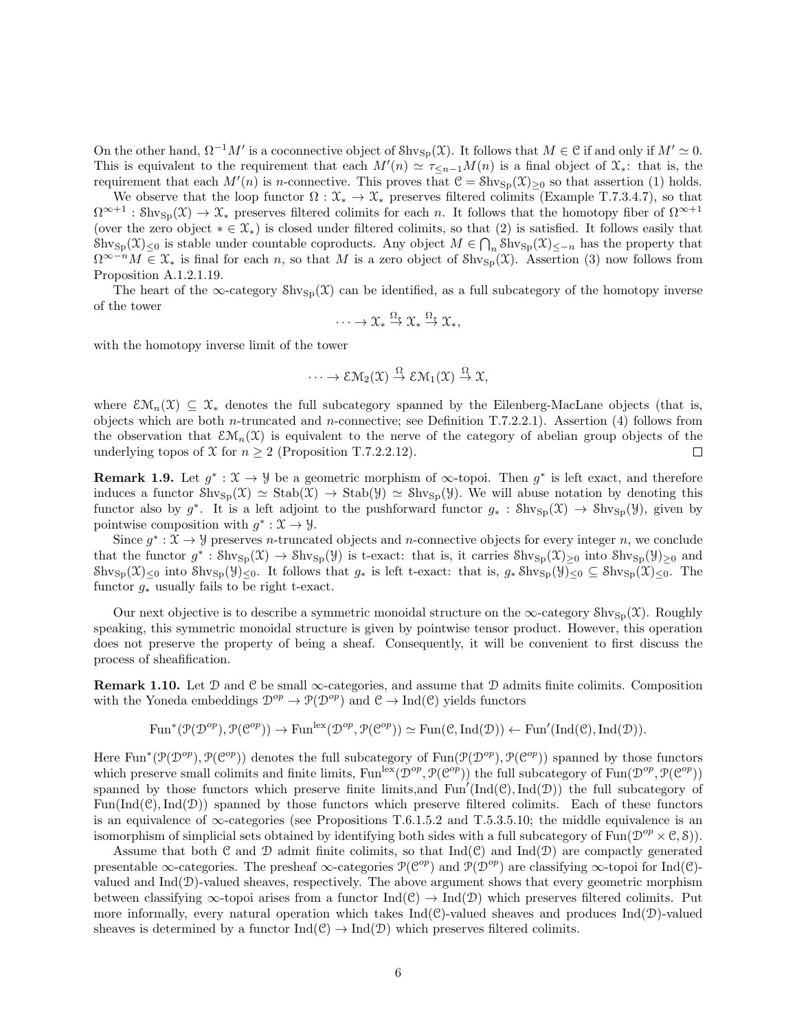On the other hand, $\Omega^{-1}M'$ is a coconnective object of $\mathrm{Shv}_{\mathrm{Sp}}(\mathcal{X})$. It follows that $M \in \mathcal{C}$ if and only if $M' \simeq 0$. This is equivalent to the requirement that each $M'(n) \simeq \tau_{\leq n-1} M(n)$ is a final object of $\mathcal{X}_*$: that is, the requirement that each $M'(n)$ is $n$-connective. This proves that $\mathcal{C} = \mathrm{Shv}_{\mathrm{Sp}}(\mathcal{X})_{\geq 0}$ so that assertion (1) holds.

We observe that the loop functor $\Omega : \mathcal{X}_* \to \mathcal{X}_*$ preserves filtered colimits (Example T.7.3.4.7), so that $\Omega^{\infty+1} : \mathrm{Shv}_{\mathrm{Sp}}(\mathcal{X}) \to \mathcal{X}_*$ preserves filtered colimits for each $n$. It follows that the homotopy fiber of $\Omega^{\infty+1}$ (over the zero object $* \in \mathcal{X}_*$) is closed under filtered colimits, so that (2) is satisfied. It follows easily that $\mathrm{Shv}_{\mathrm{Sp}}(\mathcal{X})_{\leq 0}$ is stable under countable coproducts. Any object $M \in \bigcap_n \mathrm{Shv}_{\mathrm{Sp}}(\mathcal{X})_{\leq -n}$ has the property that $\Omega^{\infty-n} M \in \mathcal{X}_*$ is final for each $n$, so that $M$ is a zero object of $\mathrm{Shv}_{\mathrm{Sp}}(\mathcal{X})$. Assertion (3) now follows from Proposition A.1.2.1.19.

The heart of the $\infty$-category $\mathrm{Shv}_{\mathrm{Sp}}(\mathcal{X})$ can be identified, as a full subcategory of the homotopy inverse of the tower

$$\cdots \to \mathcal{X}_* \xrightarrow{\Omega_*} \mathcal{X}_* \xrightarrow{\Omega_*} \mathcal{X}_*,$$

with the homotopy inverse limit of the tower

$$\cdots \to \mathcal{EM}_2(\mathcal{X}) \xrightarrow{\Omega} \mathcal{EM}_1(\mathcal{X}) \xrightarrow{\Omega} \mathcal{X},$$

where $\mathcal{EM}_n(\mathcal{X}) \subseteq \mathcal{X}_*$ denotes the full subcategory spanned by the Eilenberg-MacLane objects (that is, objects which are both $n$-truncated and $n$-connective; see Definition T.7.2.2.1). Assertion (4) follows from the observation that $\mathcal{EM}_n(\mathcal{X})$ is equivalent to the nerve of the category of abelian group objects of the underlying topos of $\mathcal{X}$ for $n \geq 2$ (Proposition T.7.2.2.12). □

**Remark 1.9.** Let $g^* : \mathcal{X} \to \mathcal{Y}$ be a geometric morphism of $\infty$-topoi. Then $g^*$ is left exact, and therefore induces a functor $\mathrm{Shv}_{\mathrm{Sp}}(\mathcal{X}) \simeq \mathrm{Stab}(\mathcal{X}) \to \mathrm{Stab}(\mathcal{Y}) \simeq \mathrm{Shv}_{\mathrm{Sp}}(\mathcal{Y})$. We will abuse notation by denoting this functor also by $g^*$. It is a left adjoint to the pushforward functor $g_* : \mathrm{Shv}_{\mathrm{Sp}}(\mathcal{X}) \to \mathrm{Shv}_{\mathrm{Sp}}(\mathcal{Y})$, given by pointwise composition with $g^* : \mathcal{X} \to \mathcal{Y}$.

Since $g^* : \mathcal{X} \to \mathcal{Y}$ preserves $n$-truncated objects and $n$-connective objects for every integer $n$, we conclude that the functor $g^* : \mathrm{Shv}_{\mathrm{Sp}}(\mathcal{X}) \to \mathrm{Shv}_{\mathrm{Sp}}(\mathcal{Y})$ is t-exact: that is, it carries $\mathrm{Shv}_{\mathrm{Sp}}(\mathcal{X})_{\geq 0}$ into $\mathrm{Shv}_{\mathrm{Sp}}(\mathcal{Y})_{\geq 0}$ and $\mathrm{Shv}_{\mathrm{Sp}}(\mathcal{X})_{\leq 0}$ into $\mathrm{Shv}_{\mathrm{Sp}}(\mathcal{Y})_{\leq 0}$. It follows that $g_*$ is left t-exact: that is, $g_* \mathrm{Shv}_{\mathrm{Sp}}(\mathcal{Y})_{\leq 0} \subseteq \mathrm{Shv}_{\mathrm{Sp}}(\mathcal{X})_{\leq 0}$. The functor $g_*$ usually fails to be right t-exact.

Our next objective is to describe a symmetric monoidal structure on the $\infty$-category $\mathrm{Shv}_{\mathrm{Sp}}(\mathcal{X})$. Roughly speaking, this symmetric monoidal structure is given by pointwise tensor product. However, this operation does not preserve the property of being a sheaf. Consequently, it will be convenient to first discuss the process of sheafification.

**Remark 1.10.** Let $\mathcal{D}$ and $\mathcal{C}$ be small $\infty$-categories, and assume that $\mathcal{D}$ admits finite colimits. Composition with the Yoneda embeddings $\mathcal{D}^{op} \to \mathcal{P}(\mathcal{D}^{op})$ and $\mathcal{C} \to \mathrm{Ind}(\mathcal{C})$ yields functors

$$\mathrm{Fun}^*(\mathcal{P}(\mathcal{D}^{op}), \mathcal{P}(\mathcal{C}^{op})) \to \mathrm{Fun}^{\mathrm{lex}}(\mathcal{D}^{op}, \mathcal{P}(\mathcal{C}^{op})) \simeq \mathrm{Fun}(\mathcal{C}, \mathrm{Ind}(\mathcal{D})) \leftarrow \mathrm{Fun}'(\mathrm{Ind}(\mathcal{C}), \mathrm{Ind}(\mathcal{D})).$$

Here $\mathrm{Fun}^*(\mathcal{P}(\mathcal{D}^{op}), \mathcal{P}(\mathcal{C}^{op}))$ denotes the full subcategory of $\mathrm{Fun}(\mathcal{P}(\mathcal{D}^{op}), \mathcal{P}(\mathcal{C}^{op}))$ spanned by those functors which preserve small colimits and finite limits, $\mathrm{Fun}^{\mathrm{lex}}(\mathcal{D}^{op}, \mathcal{P}(\mathcal{C}^{op}))$ the full subcategory of $\mathrm{Fun}(\mathcal{D}^{op}, \mathcal{P}(\mathcal{C}^{op}))$ spanned by those functors which preserve finite limits,and $\mathrm{Fun}'(\mathrm{Ind}(\mathcal{C}), \mathrm{Ind}(\mathcal{D}))$ the full subcategory of $\mathrm{Fun}(\mathrm{Ind}(\mathcal{C}), \mathrm{Ind}(\mathcal{D}))$ spanned by those functors which preserve filtered colimits. Each of these functors is an equivalence of $\infty$-categories (see Propositions T.6.1.5.2 and T.5.3.5.10; the middle equivalence is an isomorphism of simplicial sets obtained by identifying both sides with a full subcategory of $\mathrm{Fun}(\mathcal{D}^{op} \times \mathcal{C}, \mathcal{S})$).

Assume that both $\mathcal{C}$ and $\mathcal{D}$ admit finite colimits, so that $\mathrm{Ind}(\mathcal{C})$ and $\mathrm{Ind}(\mathcal{D})$ are compactly generated presentable $\infty$-categories. The presheaf $\infty$-categories $\mathcal{P}(\mathcal{C}^{op})$ and $\mathcal{P}(\mathcal{D}^{op})$ are classifying $\infty$-topoi for $\mathrm{Ind}(\mathcal{C})$-valued and $\mathrm{Ind}(\mathcal{D})$-valued sheaves, respectively. The above argument shows that every geometric morphism between classifying $\infty$-topoi arises from a functor $\mathrm{Ind}(\mathcal{C}) \to \mathrm{Ind}(\mathcal{D})$ which preserves filtered colimits. Put more informally, every natural operation which takes $\mathrm{Ind}(\mathcal{C})$-valued sheaves and produces $\mathrm{Ind}(\mathcal{D})$-valued sheaves is determined by a functor $\mathrm{Ind}(\mathcal{C}) \to \mathrm{Ind}(\mathcal{D})$ which preserves filtered colimits.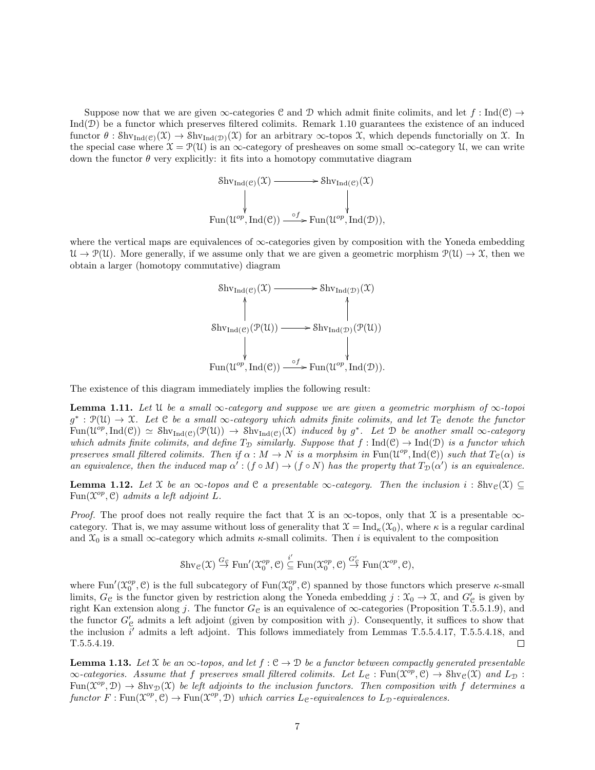Suppose now that we are given $\infty$-categories $\mathcal{C}$ and $\mathcal{D}$ which admit finite colimits, and let $f : \mathrm{Ind}(\mathcal{C}) \to \mathrm{Ind}(\mathcal{D})$ be a functor which preserves filtered colimits. Remark 1.10 guarantees the existence of an induced functor $\theta : \mathrm{Shv}_{\mathrm{Ind}(\mathcal{C})}(\mathcal{X}) \to \mathrm{Shv}_{\mathrm{Ind}(\mathcal{D})}(\mathcal{X})$ for an arbitrary $\infty$-topos $\mathcal{X}$, which depends functorially on $\mathcal{X}$. In the special case where $\mathcal{X} = \mathcal{P}(\mathcal{U})$ is an $\infty$-category of presheaves on some small $\infty$-category $\mathcal{U}$, we can write down the functor $\theta$ very explicitly: it fits into a homotopy commutative diagram

$$\begin{array}{ccc}
\mathrm{Shv}_{\mathrm{Ind}(\mathcal{C})}(\mathcal{X}) & \longrightarrow & \mathrm{Shv}_{\mathrm{Ind}(\mathcal{C})}(\mathcal{X}) \\
\downarrow & & \downarrow \\
\mathrm{Fun}(\mathcal{U}^{op}, \mathrm{Ind}(\mathcal{C})) & \xrightarrow{\circ f} & \mathrm{Fun}(\mathcal{U}^{op}, \mathrm{Ind}(\mathcal{D})),
\end{array}$$

where the vertical maps are equivalences of $\infty$-categories given by composition with the Yoneda embedding $\mathcal{U} \to \mathcal{P}(\mathcal{U})$. More generally, if we assume only that we are given a geometric morphism $\mathcal{P}(\mathcal{U}) \to \mathcal{X}$, then we obtain a larger (homotopy commutative) diagram

$$\begin{array}{ccc}
\mathrm{Shv}_{\mathrm{Ind}(\mathcal{C})}(\mathcal{X}) & \longrightarrow & \mathrm{Shv}_{\mathrm{Ind}(\mathcal{D})}(\mathcal{X}) \\
\uparrow & & \uparrow \\
\mathrm{Shv}_{\mathrm{Ind}(\mathcal{C})}(\mathcal{P}(\mathcal{U})) & \longrightarrow & \mathrm{Shv}_{\mathrm{Ind}(\mathcal{D})}(\mathcal{P}(\mathcal{U})) \\
\downarrow & & \downarrow \\
\mathrm{Fun}(\mathcal{U}^{op}, \mathrm{Ind}(\mathcal{C})) & \xrightarrow{\circ f} & \mathrm{Fun}(\mathcal{U}^{op}, \mathrm{Ind}(\mathcal{D})).
\end{array}$$

The existence of this diagram immediately implies the following result:

**Lemma 1.11.** *Let $\mathcal{U}$ be a small $\infty$-category and suppose we are given a geometric morphism of $\infty$-topoi $g^* : \mathcal{P}(\mathcal{U}) \to \mathcal{X}$. Let $\mathcal{C}$ be a small $\infty$-category which admits finite colimits, and let $T_{\mathcal{C}}$ denote the functor $\mathrm{Fun}(\mathcal{U}^{op}, \mathrm{Ind}(\mathcal{C})) \simeq \mathrm{Shv}_{\mathrm{Ind}(\mathcal{C})}(\mathcal{P}(\mathcal{U})) \to \mathrm{Shv}_{\mathrm{Ind}(\mathcal{C})}(\mathcal{X})$ induced by $g^*$. Let $\mathcal{D}$ be another small $\infty$-category which admits finite colimits, and define $T_{\mathcal{D}}$ similarly. Suppose that $f : \mathrm{Ind}(\mathcal{C}) \to \mathrm{Ind}(\mathcal{D})$ is a functor which preserves small filtered colimits. Then if $\alpha : M \to N$ is a morphsim in $\mathrm{Fun}(\mathcal{U}^{op}, \mathrm{Ind}(\mathcal{C}))$ such that $T_{\mathcal{C}}(\alpha)$ is an equivalence, then the induced map $\alpha' : (f \circ M) \to (f \circ N)$ has the property that $T_{\mathcal{D}}(\alpha')$ is an equivalence.*

**Lemma 1.12.** *Let $\mathcal{X}$ be an $\infty$-topos and $\mathcal{C}$ a presentable $\infty$-category. Then the inclusion $i : \mathrm{Shv}_{\mathcal{C}}(\mathcal{X}) \subseteq \mathrm{Fun}(\mathcal{X}^{op}, \mathcal{C})$ admits a left adjoint $L$.*

*Proof.* The proof does not really require the fact that $\mathcal{X}$ is an $\infty$-topos, only that $\mathcal{X}$ is a presentable $\infty$-category. That is, we may assume without loss of generality that $\mathcal{X} = \mathrm{Ind}_{\kappa}(\mathcal{X}_0)$, where $\kappa$ is a regular cardinal and $\mathcal{X}_0$ is a small $\infty$-category which admits $\kappa$-small colimits. Then $i$ is equivalent to the composition

$$\mathrm{Shv}_{\mathcal{C}}(\mathcal{X}) \xrightarrow{G_{\mathcal{C}}} \mathrm{Fun}'(\mathcal{X}_0^{op}, \mathcal{C}) \overset{i'}{\subseteq} \mathrm{Fun}(\mathcal{X}_0^{op}, \mathcal{C}) \xrightarrow{G'_{\mathcal{C}}} \mathrm{Fun}(\mathcal{X}^{op}, \mathcal{C}),$$

where $\mathrm{Fun}'(\mathcal{X}_0^{op}, \mathcal{C})$ is the full subcategory of $\mathrm{Fun}(\mathcal{X}_0^{op}, \mathcal{C})$ spanned by those functors which preserve $\kappa$-small limits, $G_{\mathcal{C}}$ is the functor given by restriction along the Yoneda embedding $j : \mathcal{X}_0 \to \mathcal{X}$, and $G'_{\mathcal{C}}$ is given by right Kan extension along $j$. The functor $G_{\mathcal{C}}$ is an equivalence of $\infty$-categories (Proposition T.5.5.1.9), and the functor $G'_{\mathcal{C}}$ admits a left adjoint (given by composition with $j$). Consequently, it suffices to show that the inclusion $i'$ admits a left adjoint. This follows immediately from Lemmas T.5.5.4.17, T.5.5.4.18, and T.5.5.4.19. $\square$

**Lemma 1.13.** *Let $\mathcal{X}$ be an $\infty$-topos, and let $f : \mathcal{C} \to \mathcal{D}$ be a functor between compactly generated presentable $\infty$-categories. Assume that $f$ preserves small filtered colimits. Let $L_{\mathcal{C}} : \mathrm{Fun}(\mathcal{X}^{op}, \mathcal{C}) \to \mathrm{Shv}_{\mathcal{C}}(\mathcal{X})$ and $L_{\mathcal{D}} : \mathrm{Fun}(\mathcal{X}^{op}, \mathcal{D}) \to \mathrm{Shv}_{\mathcal{D}}(\mathcal{X})$ be left adjoints to the inclusion functors. Then composition with $f$ determines a functor $F : \mathrm{Fun}(\mathcal{X}^{op}, \mathcal{C}) \to \mathrm{Fun}(\mathcal{X}^{op}, \mathcal{D})$ which carries $L_{\mathcal{C}}$-equivalences to $L_{\mathcal{D}}$-equivalences.*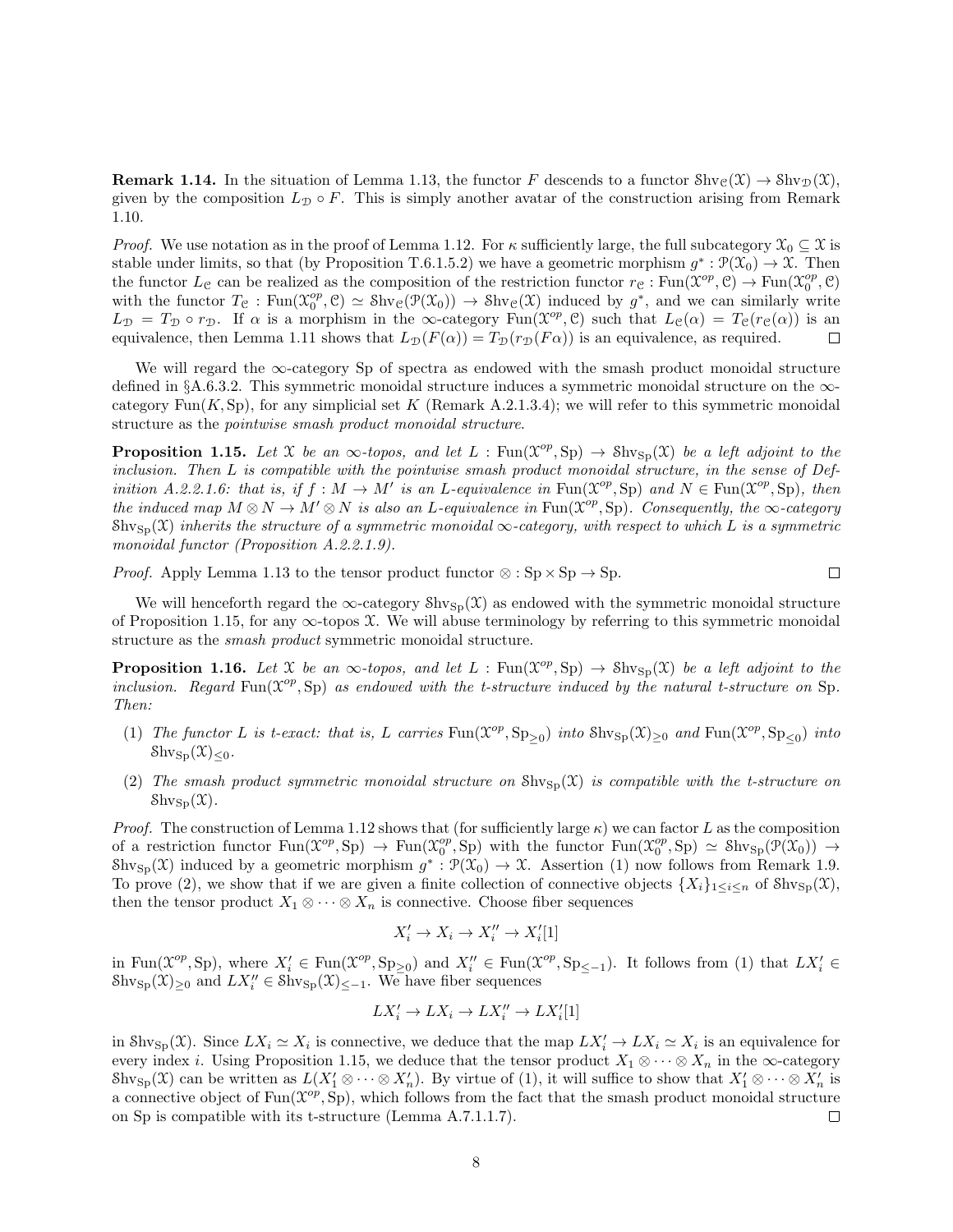**Remark 1.14.** In the situation of Lemma 1.13, the functor $F$ descends to a functor $\mathcal{S}\mathrm{hv}_{\mathcal{C}}(\mathcal{X}) \to \mathcal{S}\mathrm{hv}_{\mathcal{D}}(\mathcal{X})$, given by the composition $L_{\mathcal{D}} \circ F$. This is simply another avatar of the construction arising from Remark 1.10.

*Proof.* We use notation as in the proof of Lemma 1.12. For $\kappa$ sufficiently large, the full subcategory $\mathcal{X}_0 \subseteq \mathcal{X}$ is stable under limits, so that (by Proposition T.6.1.5.2) we have a geometric morphism $g^* : \mathcal{P}(\mathcal{X}_0) \to \mathcal{X}$. Then the functor $L_{\mathcal{C}}$ can be realized as the composition of the restriction functor $r_{\mathcal{C}} : \mathrm{Fun}(\mathcal{X}^{op}, \mathcal{C}) \to \mathrm{Fun}(\mathcal{X}_0^{op}, \mathcal{C})$ with the functor $T_{\mathcal{C}} : \mathrm{Fun}(\mathcal{X}_0^{op}, \mathcal{C}) \simeq \mathcal{S}\mathrm{hv}_{\mathcal{C}}(\mathcal{P}(\mathcal{X}_0)) \to \mathcal{S}\mathrm{hv}_{\mathcal{C}}(\mathcal{X})$ induced by $g^*$, and we can similarly write $L_{\mathcal{D}} = T_{\mathcal{D}} \circ r_{\mathcal{D}}$. If $\alpha$ is a morphism in the $\infty$-category $\mathrm{Fun}(\mathcal{X}^{op}, \mathcal{C})$ such that $L_{\mathcal{C}}(\alpha) = T_{\mathcal{C}}(r_{\mathcal{C}}(\alpha))$ is an equivalence, then Lemma 1.11 shows that $L_{\mathcal{D}}(F(\alpha)) = T_{\mathcal{D}}(r_{\mathcal{D}}(F\alpha))$ is an equivalence, as required. $\square$

We will regard the $\infty$-category $\mathrm{Sp}$ of spectra as endowed with the smash product monoidal structure defined in §A.6.3.2. This symmetric monoidal structure induces a symmetric monoidal structure on the $\infty$-category $\mathrm{Fun}(K, \mathrm{Sp})$, for any simplicial set $K$ (Remark A.2.1.3.4); we will refer to this symmetric monoidal structure as the *pointwise smash product monoidal structure*.

**Proposition 1.15.** *Let $\mathcal{X}$ be an $\infty$-topos, and let $L : \mathrm{Fun}(\mathcal{X}^{op}, \mathrm{Sp}) \to \mathcal{S}\mathrm{hv}_{\mathrm{Sp}}(\mathcal{X})$ be a left adjoint to the inclusion. Then $L$ is compatible with the pointwise smash product monoidal structure, in the sense of Definition A.2.2.1.6: that is, if $f : M \to M'$ is an $L$-equivalence in $\mathrm{Fun}(\mathcal{X}^{op}, \mathrm{Sp})$ and $N \in \mathrm{Fun}(\mathcal{X}^{op}, \mathrm{Sp})$, then the induced map $M \otimes N \to M' \otimes N$ is also an $L$-equivalence in $\mathrm{Fun}(\mathcal{X}^{op}, \mathrm{Sp})$. Consequently, the $\infty$-category $\mathcal{S}\mathrm{hv}_{\mathrm{Sp}}(\mathcal{X})$ inherits the structure of a symmetric monoidal $\infty$-category, with respect to which $L$ is a symmetric monoidal functor (Proposition A.2.2.1.9).*

*Proof.* Apply Lemma 1.13 to the tensor product functor $\otimes : \mathrm{Sp} \times \mathrm{Sp} \to \mathrm{Sp}$. $\square$

We will henceforth regard the $\infty$-category $\mathcal{S}\mathrm{hv}_{\mathrm{Sp}}(\mathcal{X})$ as endowed with the symmetric monoidal structure of Proposition 1.15, for any $\infty$-topos $\mathcal{X}$. We will abuse terminology by referring to this symmetric monoidal structure as the *smash product* symmetric monoidal structure.

**Proposition 1.16.** *Let $\mathcal{X}$ be an $\infty$-topos, and let $L : \mathrm{Fun}(\mathcal{X}^{op}, \mathrm{Sp}) \to \mathcal{S}\mathrm{hv}_{\mathrm{Sp}}(\mathcal{X})$ be a left adjoint to the inclusion. Regard $\mathrm{Fun}(\mathcal{X}^{op}, \mathrm{Sp})$ as endowed with the t-structure induced by the natural t-structure on $\mathrm{Sp}$. Then:*

(1) *The functor $L$ is t-exact: that is, $L$ carries $\mathrm{Fun}(\mathcal{X}^{op}, \mathrm{Sp}_{\geq 0})$ into $\mathcal{S}\mathrm{hv}_{\mathrm{Sp}}(\mathcal{X})_{\geq 0}$ and $\mathrm{Fun}(\mathcal{X}^{op}, \mathrm{Sp}_{\leq 0})$ into $\mathcal{S}\mathrm{hv}_{\mathrm{Sp}}(\mathcal{X})_{\leq 0}$.*

(2) *The smash product symmetric monoidal structure on $\mathcal{S}\mathrm{hv}_{\mathrm{Sp}}(\mathcal{X})$ is compatible with the t-structure on $\mathcal{S}\mathrm{hv}_{\mathrm{Sp}}(\mathcal{X})$.*

*Proof.* The construction of Lemma 1.12 shows that (for sufficiently large $\kappa$) we can factor $L$ as the composition of a restriction functor $\mathrm{Fun}(\mathcal{X}^{op}, \mathrm{Sp}) \to \mathrm{Fun}(\mathcal{X}_0^{op}, \mathrm{Sp})$ with the functor $\mathrm{Fun}(\mathcal{X}_0^{op}, \mathrm{Sp}) \simeq \mathcal{S}\mathrm{hv}_{\mathrm{Sp}}(\mathcal{P}(\mathcal{X}_0)) \to \mathcal{S}\mathrm{hv}_{\mathrm{Sp}}(\mathcal{X})$ induced by a geometric morphism $g^* : \mathcal{P}(\mathcal{X}_0) \to \mathcal{X}$. Assertion (1) now follows from Remark 1.9. To prove (2), we show that if we are given a finite collection of connective objects $\{X_i\}_{1 \leq i \leq n}$ of $\mathcal{S}\mathrm{hv}_{\mathrm{Sp}}(\mathcal{X})$, then the tensor product $X_1 \otimes \cdots \otimes X_n$ is connective. Choose fiber sequences

$$X_i' \to X_i \to X_i'' \to X_i'[1]$$

in $\mathrm{Fun}(\mathcal{X}^{op}, \mathrm{Sp})$, where $X_i' \in \mathrm{Fun}(\mathcal{X}^{op}, \mathrm{Sp}_{\geq 0})$ and $X_i'' \in \mathrm{Fun}(\mathcal{X}^{op}, \mathrm{Sp}_{\leq -1})$. It follows from (1) that $LX_i' \in \mathcal{S}\mathrm{hv}_{\mathrm{Sp}}(\mathcal{X})_{\geq 0}$ and $LX_i'' \in \mathcal{S}\mathrm{hv}_{\mathrm{Sp}}(\mathcal{X})_{\leq -1}$. We have fiber sequences

$$LX_i' \to LX_i \to LX_i'' \to LX_i'[1]$$

in $\mathcal{S}\mathrm{hv}_{\mathrm{Sp}}(\mathcal{X})$. Since $LX_i \simeq X_i$ is connective, we deduce that the map $LX_i' \to LX_i \simeq X_i$ is an equivalence for every index $i$. Using Proposition 1.15, we deduce that the tensor product $X_1 \otimes \cdots \otimes X_n$ in the $\infty$-category $\mathcal{S}\mathrm{hv}_{\mathrm{Sp}}(\mathcal{X})$ can be written as $L(X_1' \otimes \cdots \otimes X_n')$. By virtue of (1), it will suffice to show that $X_1' \otimes \cdots \otimes X_n'$ is a connective object of $\mathrm{Fun}(\mathcal{X}^{op}, \mathrm{Sp})$, which follows from the fact that the smash product monoidal structure on $\mathrm{Sp}$ is compatible with its t-structure (Lemma A.7.1.1.7). $\square$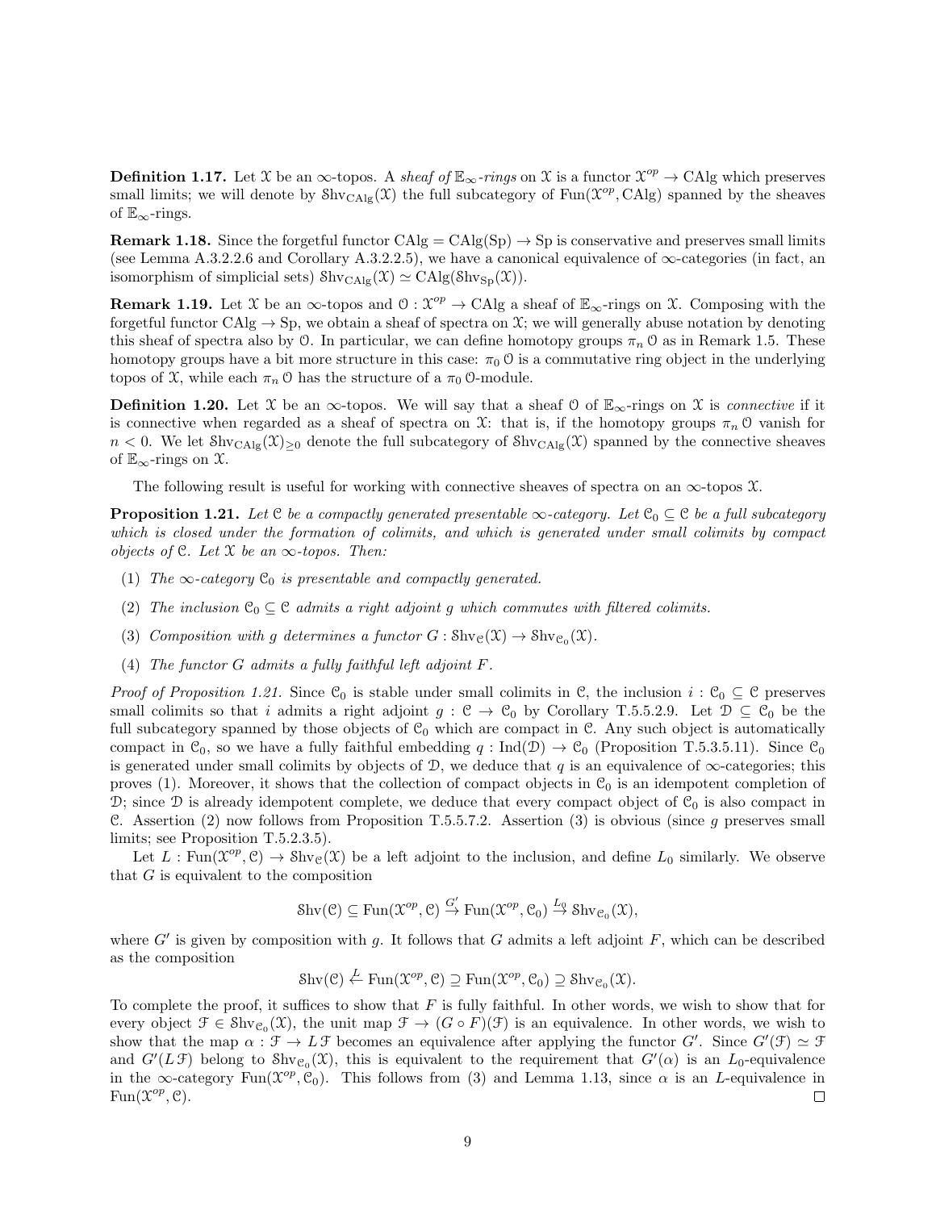**Definition 1.17.** Let $\mathcal{X}$ be an $\infty$-topos. A *sheaf of $\mathbb{E}_\infty$-rings* on $\mathcal{X}$ is a functor $\mathcal{X}^{op} \to \mathrm{CAlg}$ which preserves small limits; we will denote by $\mathrm{Shv}_{\mathrm{CAlg}}(\mathcal{X})$ the full subcategory of $\mathrm{Fun}(\mathcal{X}^{op}, \mathrm{CAlg})$ spanned by the sheaves of $\mathbb{E}_\infty$-rings.

**Remark 1.18.** Since the forgetful functor $\mathrm{CAlg} = \mathrm{CAlg}(\mathrm{Sp}) \to \mathrm{Sp}$ is conservative and preserves small limits (see Lemma A.3.2.2.6 and Corollary A.3.2.2.5), we have a canonical equivalence of $\infty$-categories (in fact, an isomorphism of simplicial sets) $\mathrm{Shv}_{\mathrm{CAlg}}(\mathcal{X}) \simeq \mathrm{CAlg}(\mathrm{Shv}_{\mathrm{Sp}}(\mathcal{X}))$.

**Remark 1.19.** Let $\mathcal{X}$ be an $\infty$-topos and $\mathcal{O} : \mathcal{X}^{op} \to \mathrm{CAlg}$ a sheaf of $\mathbb{E}_\infty$-rings on $\mathcal{X}$. Composing with the forgetful functor $\mathrm{CAlg} \to \mathrm{Sp}$, we obtain a sheaf of spectra on $\mathcal{X}$; we will generally abuse notation by denoting this sheaf of spectra also by $\mathcal{O}$. In particular, we can define homotopy groups $\pi_n \mathcal{O}$ as in Remark 1.5. These homotopy groups have a bit more structure in this case: $\pi_0 \mathcal{O}$ is a commutative ring object in the underlying topos of $\mathcal{X}$, while each $\pi_n \mathcal{O}$ has the structure of a $\pi_0 \mathcal{O}$-module.

**Definition 1.20.** Let $\mathcal{X}$ be an $\infty$-topos. We will say that a sheaf $\mathcal{O}$ of $\mathbb{E}_\infty$-rings on $\mathcal{X}$ is *connective* if it is connective when regarded as a sheaf of spectra on $\mathcal{X}$: that is, if the homotopy groups $\pi_n \mathcal{O}$ vanish for $n < 0$. We let $\mathrm{Shv}_{\mathrm{CAlg}}(\mathcal{X})_{\geq 0}$ denote the full subcategory of $\mathrm{Shv}_{\mathrm{CAlg}}(\mathcal{X})$ spanned by the connective sheaves of $\mathbb{E}_\infty$-rings on $\mathcal{X}$.

The following result is useful for working with connective sheaves of spectra on an $\infty$-topos $\mathcal{X}$.

**Proposition 1.21.** *Let $\mathcal{C}$ be a compactly generated presentable $\infty$-category. Let $\mathcal{C}_0 \subseteq \mathcal{C}$ be a full subcategory which is closed under the formation of colimits, and which is generated under small colimits by compact objects of $\mathcal{C}$. Let $\mathcal{X}$ be an $\infty$-topos. Then:*

1. *The $\infty$-category $\mathcal{C}_0$ is presentable and compactly generated.*
2. *The inclusion $\mathcal{C}_0 \subseteq \mathcal{C}$ admits a right adjoint $g$ which commutes with filtered colimits.*
3. *Composition with $g$ determines a functor $G : \mathrm{Shv}_{\mathcal{C}}(\mathcal{X}) \to \mathrm{Shv}_{\mathcal{C}_0}(\mathcal{X})$.*
4. *The functor $G$ admits a fully faithful left adjoint $F$.*

*Proof of Proposition 1.21.* Since $\mathcal{C}_0$ is stable under small colimits in $\mathcal{C}$, the inclusion $i : \mathcal{C}_0 \subseteq \mathcal{C}$ preserves small colimits so that $i$ admits a right adjoint $g : \mathcal{C} \to \mathcal{C}_0$ by Corollary T.5.5.2.9. Let $\mathcal{D} \subseteq \mathcal{C}_0$ be the full subcategory spanned by those objects of $\mathcal{C}_0$ which are compact in $\mathcal{C}$. Any such object is automatically compact in $\mathcal{C}_0$, so we have a fully faithful embedding $q : \mathrm{Ind}(\mathcal{D}) \to \mathcal{C}_0$ (Proposition T.5.3.5.11). Since $\mathcal{C}_0$ is generated under small colimits by objects of $\mathcal{D}$, we deduce that $q$ is an equivalence of $\infty$-categories; this proves (1). Moreover, it shows that the collection of compact objects in $\mathcal{C}_0$ is an idempotent completion of $\mathcal{D}$; since $\mathcal{D}$ is already idempotent complete, we deduce that every compact object of $\mathcal{C}_0$ is also compact in $\mathcal{C}$. Assertion (2) now follows from Proposition T.5.5.7.2. Assertion (3) is obvious (since $g$ preserves small limits; see Proposition T.5.2.3.5).

Let $L : \mathrm{Fun}(\mathcal{X}^{op}, \mathcal{C}) \to \mathrm{Shv}_{\mathcal{C}}(\mathcal{X})$ be a left adjoint to the inclusion, and define $L_0$ similarly. We observe that $G$ is equivalent to the composition

$$\mathrm{Shv}(\mathcal{C}) \subseteq \mathrm{Fun}(\mathcal{X}^{op}, \mathcal{C}) \xrightarrow{G'} \mathrm{Fun}(\mathcal{X}^{op}, \mathcal{C}_0) \xrightarrow{L_0} \mathrm{Shv}_{\mathcal{C}_0}(\mathcal{X}),$$

where $G'$ is given by composition with $g$. It follows that $G$ admits a left adjoint $F$, which can be described as the composition

$$\mathrm{Shv}(\mathcal{C}) \xleftarrow{L} \mathrm{Fun}(\mathcal{X}^{op}, \mathcal{C}) \supseteq \mathrm{Fun}(\mathcal{X}^{op}, \mathcal{C}_0) \supseteq \mathrm{Shv}_{\mathcal{C}_0}(\mathcal{X}).$$

To complete the proof, it suffices to show that $F$ is fully faithful. In other words, we wish to show that for every object $\mathcal{F} \in \mathrm{Shv}_{\mathcal{C}_0}(\mathcal{X})$, the unit map $\mathcal{F} \to (G \circ F)(\mathcal{F})$ is an equivalence. In other words, we wish to show that the map $\alpha : \mathcal{F} \to L\,\mathcal{F}$ becomes an equivalence after applying the functor $G'$. Since $G'(\mathcal{F}) \simeq \mathcal{F}$ and $G'(L\,\mathcal{F})$ belong to $\mathrm{Shv}_{\mathcal{C}_0}(\mathcal{X})$, this is equivalent to the requirement that $G'(\alpha)$ is an $L_0$-equivalence in the $\infty$-category $\mathrm{Fun}(\mathcal{X}^{op}, \mathcal{C}_0)$. This follows from (3) and Lemma 1.13, since $\alpha$ is an $L$-equivalence in $\mathrm{Fun}(\mathcal{X}^{op}, \mathcal{C})$. $\square$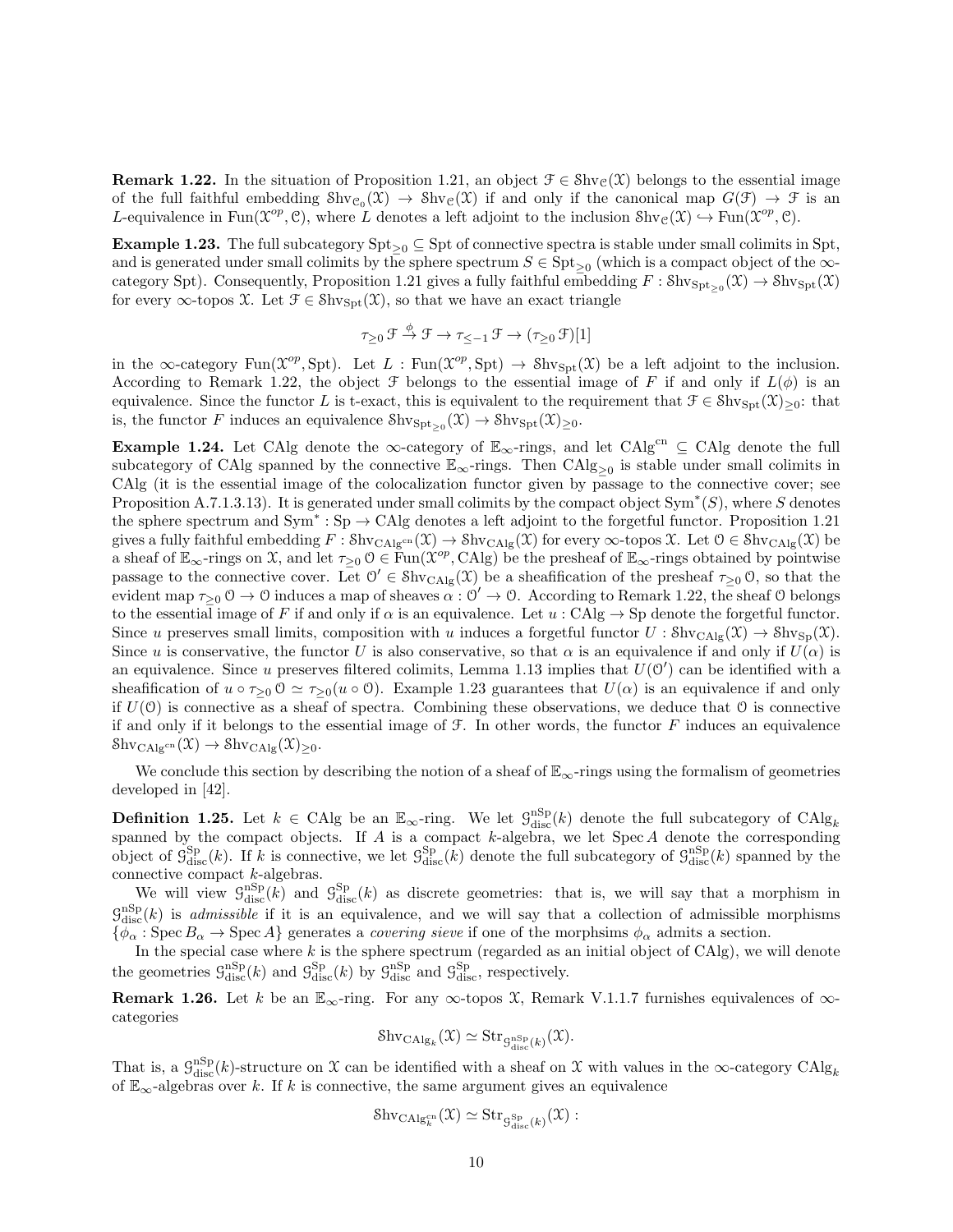**Remark 1.22.** In the situation of Proposition 1.21, an object $\mathcal{F} \in \mathcal{S}\mathrm{hv}_{\mathcal{C}}(\mathcal{X})$ belongs to the essential image of the full faithful embedding $\mathcal{S}\mathrm{hv}_{\mathcal{C}_0}(\mathcal{X}) \to \mathcal{S}\mathrm{hv}_{\mathcal{C}}(\mathcal{X})$ if and only if the canonical map $G(\mathcal{F}) \to \mathcal{F}$ is an $L$-equivalence in $\mathrm{Fun}(\mathcal{X}^{op}, \mathcal{C})$, where $L$ denotes a left adjoint to the inclusion $\mathcal{S}\mathrm{hv}_{\mathcal{C}}(\mathcal{X}) \hookrightarrow \mathrm{Fun}(\mathcal{X}^{op}, \mathcal{C})$.

**Example 1.23.** The full subcategory $\mathrm{Spt}_{\geq 0} \subseteq \mathrm{Spt}$ of connective spectra is stable under small colimits in Spt, and is generated under small colimits by the sphere spectrum $S \in \mathrm{Spt}_{\geq 0}$ (which is a compact object of the $\infty$-category Spt). Consequently, Proposition 1.21 gives a fully faithful embedding $F : \mathcal{S}\mathrm{hv}_{\mathrm{Spt}_{\geq 0}}(\mathcal{X}) \to \mathcal{S}\mathrm{hv}_{\mathrm{Spt}}(\mathcal{X})$ for every $\infty$-topos $\mathcal{X}$. Let $\mathcal{F} \in \mathcal{S}\mathrm{hv}_{\mathrm{Spt}}(\mathcal{X})$, so that we have an exact triangle

$$\tau_{\geq 0}\,\mathcal{F} \xrightarrow{\phi} \mathcal{F} \to \tau_{\leq -1}\,\mathcal{F} \to (\tau_{\geq 0}\,\mathcal{F})[1]$$

in the $\infty$-category $\mathrm{Fun}(\mathcal{X}^{op}, \mathrm{Spt})$. Let $L : \mathrm{Fun}(\mathcal{X}^{op}, \mathrm{Spt}) \to \mathcal{S}\mathrm{hv}_{\mathrm{Spt}}(\mathcal{X})$ be a left adjoint to the inclusion. According to Remark 1.22, the object $\mathcal{F}$ belongs to the essential image of $F$ if and only if $L(\phi)$ is an equivalence. Since the functor $L$ is t-exact, this is equivalent to the requirement that $\mathcal{F} \in \mathcal{S}\mathrm{hv}_{\mathrm{Spt}}(\mathcal{X})_{\geq 0}$: that is, the functor $F$ induces an equivalence $\mathcal{S}\mathrm{hv}_{\mathrm{Spt}_{\geq 0}}(\mathcal{X}) \to \mathcal{S}\mathrm{hv}_{\mathrm{Spt}}(\mathcal{X})_{\geq 0}$.

**Example 1.24.** Let CAlg denote the $\infty$-category of $\mathbb{E}_\infty$-rings, and let $\mathrm{CAlg}^{\mathrm{cn}} \subseteq \mathrm{CAlg}$ denote the full subcategory of CAlg spanned by the connective $\mathbb{E}_\infty$-rings. Then $\mathrm{CAlg}_{\geq 0}$ is stable under small colimits in CAlg (it is the essential image of the colocalization functor given by passage to the connective cover; see Proposition A.7.1.3.13). It is generated under small colimits by the compact object $\mathrm{Sym}^*(S)$, where $S$ denotes the sphere spectrum and $\mathrm{Sym}^* : \mathrm{Sp} \to \mathrm{CAlg}$ denotes a left adjoint to the forgetful functor. Proposition 1.21 gives a fully faithful embedding $F : \mathcal{S}\mathrm{hv}_{\mathrm{CAlg}^{\mathrm{cn}}}(\mathcal{X}) \to \mathcal{S}\mathrm{hv}_{\mathrm{CAlg}}(\mathcal{X})$ for every $\infty$-topos $\mathcal{X}$. Let $\mathcal{O} \in \mathcal{S}\mathrm{hv}_{\mathrm{CAlg}}(\mathcal{X})$ be a sheaf of $\mathbb{E}_\infty$-rings on $\mathcal{X}$, and let $\tau_{\geq 0}\,\mathcal{O} \in \mathrm{Fun}(\mathcal{X}^{op}, \mathrm{CAlg})$ be the presheaf of $\mathbb{E}_\infty$-rings obtained by pointwise passage to the connective cover. Let $\mathcal{O}' \in \mathcal{S}\mathrm{hv}_{\mathrm{CAlg}}(\mathcal{X})$ be a sheafification of the presheaf $\tau_{\geq 0}\,\mathcal{O}$, so that the evident map $\tau_{\geq 0}\,\mathcal{O} \to \mathcal{O}$ induces a map of sheaves $\alpha : \mathcal{O}' \to \mathcal{O}$. According to Remark 1.22, the sheaf $\mathcal{O}$ belongs to the essential image of $F$ if and only if $\alpha$ is an equivalence. Let $u : \mathrm{CAlg} \to \mathrm{Sp}$ denote the forgetful functor. Since $u$ preserves small limits, composition with $u$ induces a forgetful functor $U : \mathcal{S}\mathrm{hv}_{\mathrm{CAlg}}(\mathcal{X}) \to \mathcal{S}\mathrm{hv}_{\mathrm{Sp}}(\mathcal{X})$. Since $u$ is conservative, the functor $U$ is also conservative, so that $\alpha$ is an equivalence if and only if $U(\alpha)$ is an equivalence. Since $u$ preserves filtered colimits, Lemma 1.13 implies that $U(\mathcal{O}')$ can be identified with a sheafification of $u \circ \tau_{\geq 0}\,\mathcal{O} \simeq \tau_{\geq 0}(u \circ \mathcal{O})$. Example 1.23 guarantees that $U(\alpha)$ is an equivalence if and only if $U(\mathcal{O})$ is connective as a sheaf of spectra. Combining these observations, we deduce that $\mathcal{O}$ is connective if and only if it belongs to the essential image of $\mathcal{F}$. In other words, the functor $F$ induces an equivalence $\mathcal{S}\mathrm{hv}_{\mathrm{CAlg}^{\mathrm{cn}}}(\mathcal{X}) \to \mathcal{S}\mathrm{hv}_{\mathrm{CAlg}}(\mathcal{X})_{\geq 0}$.

We conclude this section by describing the notion of a sheaf of $\mathbb{E}_\infty$-rings using the formalism of geometries developed in [42].

**Definition 1.25.** Let $k \in \mathrm{CAlg}$ be an $\mathbb{E}_\infty$-ring. We let $\mathcal{G}^{\mathrm{nSp}}_{\mathrm{disc}}(k)$ denote the full subcategory of $\mathrm{CAlg}_k$ spanned by the compact objects. If $A$ is a compact $k$-algebra, we let $\mathrm{Spec}\,A$ denote the corresponding object of $\mathcal{G}^{\mathrm{Sp}}_{\mathrm{disc}}(k)$. If $k$ is connective, we let $\mathcal{G}^{\mathrm{Sp}}_{\mathrm{disc}}(k)$ denote the full subcategory of $\mathcal{G}^{\mathrm{nSp}}_{\mathrm{disc}}(k)$ spanned by the connective compact $k$-algebras.

We will view $\mathcal{G}^{\mathrm{nSp}}_{\mathrm{disc}}(k)$ and $\mathcal{G}^{\mathrm{Sp}}_{\mathrm{disc}}(k)$ as discrete geometries: that is, we will say that a morphism in $\mathcal{G}^{\mathrm{nSp}}_{\mathrm{disc}}(k)$ is *admissible* if it is an equivalence, and we will say that a collection of admissible morphisms $\{\phi_\alpha : \mathrm{Spec}\,B_\alpha \to \mathrm{Spec}\,A\}$ generates a *covering sieve* if one of the morphsims $\phi_\alpha$ admits a section.

In the special case where $k$ is the sphere spectrum (regarded as an initial object of CAlg), we will denote the geometries $\mathcal{G}^{\mathrm{nSp}}_{\mathrm{disc}}(k)$ and $\mathcal{G}^{\mathrm{Sp}}_{\mathrm{disc}}(k)$ by $\mathcal{G}^{\mathrm{nSp}}_{\mathrm{disc}}$ and $\mathcal{G}^{\mathrm{Sp}}_{\mathrm{disc}}$, respectively.

**Remark 1.26.** Let $k$ be an $\mathbb{E}_\infty$-ring. For any $\infty$-topos $\mathcal{X}$, Remark V.1.1.7 furnishes equivalences of $\infty$-categories

$$\mathcal{S}\mathrm{hv}_{\mathrm{CAlg}_k}(\mathcal{X}) \simeq \mathrm{Str}_{\mathcal{G}^{\mathrm{nSp}}_{\mathrm{disc}}(k)}(\mathcal{X}).$$

That is, a $\mathcal{G}^{\mathrm{nSp}}_{\mathrm{disc}}(k)$-structure on $\mathcal{X}$ can be identified with a sheaf on $\mathcal{X}$ with values in the $\infty$-category $\mathrm{CAlg}_k$ of $\mathbb{E}_\infty$-algebras over $k$. If $k$ is connective, the same argument gives an equivalence

$$\mathcal{S}\mathrm{hv}_{\mathrm{CAlg}^{\mathrm{cn}}_k}(\mathcal{X}) \simeq \mathrm{Str}_{\mathcal{G}^{\mathrm{Sp}}_{\mathrm{disc}}(k)}(\mathcal{X}) :$$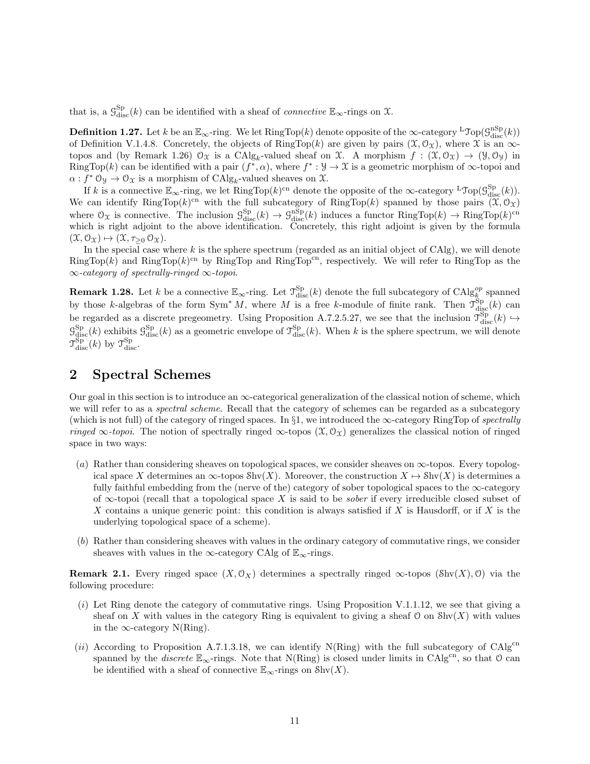that is, a $\mathcal{G}^{\mathrm{Sp}}_{\mathrm{disc}}(k)$ can be identified with a sheaf of *connective* $\mathbb{E}_\infty$-rings on $\mathcal{X}$.

**Definition 1.27.** Let $k$ be an $\mathbb{E}_\infty$-ring. We let $\mathrm{RingTop}(k)$ denote opposite of the $\infty$-category ${}^{\mathrm{L}}\mathcal{T}\mathrm{op}(\mathcal{G}^{\mathrm{nSp}}_{\mathrm{disc}}(k))$ of Definition V.1.4.8. Concretely, the objects of $\mathrm{RingTop}(k)$ are given by pairs $(\mathcal{X}, \mathcal{O}_\mathcal{X})$, where $\mathcal{X}$ is an $\infty$-topos and (by Remark 1.26) $\mathcal{O}_\mathcal{X}$ is a $\mathrm{CAlg}_k$-valued sheaf on $\mathcal{X}$. A morphism $f : (\mathcal{X}, \mathcal{O}_\mathcal{X}) \to (\mathcal{Y}, \mathcal{O}_\mathcal{Y})$ in $\mathrm{RingTop}(k)$ can be identified with a pair $(f^*, \alpha)$, where $f^* : \mathcal{Y} \to \mathcal{X}$ is a geometric morphism of $\infty$-topoi and $\alpha : f^* \mathcal{O}_\mathcal{Y} \to \mathcal{O}_\mathcal{X}$ is a morphism of $\mathrm{CAlg}_k$-valued sheaves on $\mathcal{X}$.

If $k$ is a connective $\mathbb{E}_\infty$-ring, we let $\mathrm{RingTop}(k)^{\mathrm{cn}}$ denote the opposite of the $\infty$-category ${}^{\mathrm{L}}\mathcal{T}\mathrm{op}(\mathcal{G}^{\mathrm{Sp}}_{\mathrm{disc}}(k))$. We can identify $\mathrm{RingTop}(k)^{\mathrm{cn}}$ with the full subcategory of $\mathrm{RingTop}(k)$ spanned by those pairs $(\mathcal{X}, \mathcal{O}_\mathcal{X})$ where $\mathcal{O}_\mathcal{X}$ is connective. The inclusion $\mathcal{G}^{\mathrm{Sp}}_{\mathrm{disc}}(k) \to \mathcal{G}^{\mathrm{nSp}}_{\mathrm{disc}}(k)$ induces a functor $\mathrm{RingTop}(k) \to \mathrm{RingTop}(k)^{\mathrm{cn}}$ which is right adjoint to the above identification. Concretely, this right adjoint is given by the formula $(\mathcal{X}, \mathcal{O}_\mathcal{X}) \mapsto (\mathcal{X}, \tau_{\geq 0} \mathcal{O}_\mathcal{X})$.

In the special case where $k$ is the sphere spectrum (regarded as an initial object of CAlg), we will denote $\mathrm{RingTop}(k)$ and $\mathrm{RingTop}(k)^{\mathrm{cn}}$ by RingTop and $\mathrm{RingTop}^{\mathrm{cn}}$, respectively. We will refer to RingTop as the *$\infty$-category of spectrally-ringed $\infty$-topoi*.

**Remark 1.28.** Let $k$ be a connective $\mathbb{E}_\infty$-ring. Let $\mathcal{T}^{\mathrm{Sp}}_{\mathrm{disc}}(k)$ denote the full subcategory of $\mathrm{CAlg}_k^{op}$ spanned by those $k$-algebras of the form $\mathrm{Sym}^* M$, where $M$ is a free $k$-module of finite rank. Then $\mathcal{T}^{\mathrm{Sp}}_{\mathrm{disc}}(k)$ can be regarded as a discrete pregeometry. Using Proposition A.7.2.5.27, we see that the inclusion $\mathcal{T}^{\mathrm{Sp}}_{\mathrm{disc}}(k) \hookrightarrow \mathcal{G}^{\mathrm{Sp}}_{\mathrm{disc}}(k)$ exhibits $\mathcal{G}^{\mathrm{Sp}}_{\mathrm{disc}}(k)$ as a geometric envelope of $\mathcal{T}^{\mathrm{Sp}}_{\mathrm{disc}}(k)$. When $k$ is the sphere spectrum, we will denote $\mathcal{T}^{\mathrm{Sp}}_{\mathrm{disc}}(k)$ by $\mathcal{T}^{\mathrm{Sp}}_{\mathrm{disc}}$.

## 2 Spectral Schemes

Our goal in this section is to introduce an $\infty$-categorical generalization of the classical notion of scheme, which we will refer to as a *spectral scheme*. Recall that the category of schemes can be regarded as a subcategory (which is not full) of the category of ringed spaces. In §1, we introduced the $\infty$-category RingTop of *spectrally ringed $\infty$-topoi*. The notion of spectrally ringed $\infty$-topos $(\mathcal{X}, \mathcal{O}_\mathcal{X})$ generalizes the classical notion of ringed space in two ways:

- ($a$) Rather than considering sheaves on topological spaces, we consider sheaves on $\infty$-topos. Every topological space $X$ determines an $\infty$-topos $\mathcal{S}\mathrm{hv}(X)$. Moreover, the construction $X \mapsto \mathcal{S}\mathrm{hv}(X)$ is determines a fully faithful embedding from the (nerve of the) category of sober topological spaces to the $\infty$-category of $\infty$-topoi (recall that a topological space $X$ is said to be *sober* if every irreducible closed subset of $X$ contains a unique generic point: this condition is always satisfied if $X$ is Hausdorff, or if $X$ is the underlying topological space of a scheme).
- ($b$) Rather than considering sheaves with values in the ordinary category of commutative rings, we consider sheaves with values in the $\infty$-category CAlg of $\mathbb{E}_\infty$-rings.

**Remark 2.1.** Every ringed space $(X, \mathcal{O}_X)$ determines a spectrally ringed $\infty$-topos $(\mathcal{S}\mathrm{hv}(X), \mathcal{O})$ via the following procedure:

- ($i$) Let Ring denote the category of commutative rings. Using Proposition V.1.1.12, we see that giving a sheaf on $X$ with values in the category Ring is equivalent to giving a sheaf $\mathcal{O}$ on $\mathcal{S}\mathrm{hv}(X)$ with values in the $\infty$-category $\mathrm{N}(\mathrm{Ring})$.
- ($ii$) According to Proposition A.7.1.3.18, we can identify $\mathrm{N}(\mathrm{Ring})$ with the full subcategory of $\mathrm{CAlg}^{\mathrm{cn}}$ spanned by the *discrete* $\mathbb{E}_\infty$-rings. Note that $\mathrm{N}(\mathrm{Ring})$ is closed under limits in $\mathrm{CAlg}^{\mathrm{cn}}$, so that $\mathcal{O}$ can be identified with a sheaf of connective $\mathbb{E}_\infty$-rings on $\mathcal{S}\mathrm{hv}(X)$.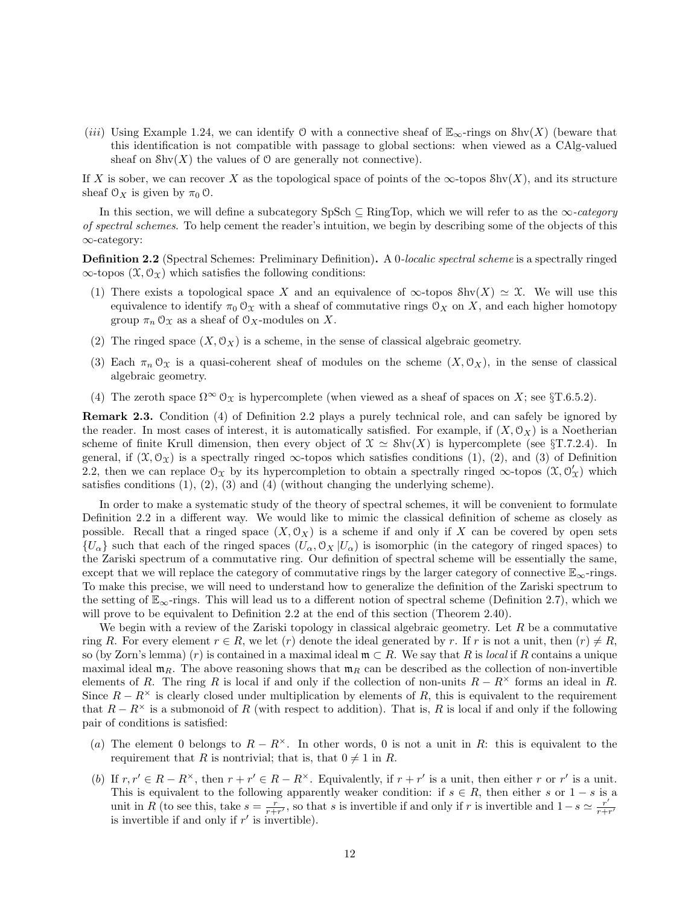(*iii*) Using Example 1.24, we can identify $\mathcal{O}$ with a connective sheaf of $\mathbb{E}_\infty$-rings on $\mathcal{S}\mathrm{hv}(X)$ (beware that this identification is not compatible with passage to global sections: when viewed as a CAlg-valued sheaf on $\mathcal{S}\mathrm{hv}(X)$ the values of $\mathcal{O}$ are generally not connective).

If $X$ is sober, we can recover $X$ as the topological space of points of the $\infty$-topos $\mathcal{S}\mathrm{hv}(X)$, and its structure sheaf $\mathcal{O}_X$ is given by $\pi_0\,\mathcal{O}$.

In this section, we will define a subcategory $\mathrm{SpSch} \subseteq \mathrm{RingTop}$, which we will refer to as the *$\infty$-category of spectral schemes*. To help cement the reader's intuition, we begin by describing some of the objects of this $\infty$-category:

**Definition 2.2** (Spectral Schemes: Preliminary Definition)**.** A *0-localic spectral scheme* is a spectrally ringed $\infty$-topos $(\mathcal{X}, \mathcal{O}_\mathcal{X})$ which satisfies the following conditions:

1. There exists a topological space $X$ and an equivalence of $\infty$-topos $\mathcal{S}\mathrm{hv}(X) \simeq \mathcal{X}$. We will use this equivalence to identify $\pi_0\,\mathcal{O}_\mathcal{X}$ with a sheaf of commutative rings $\mathcal{O}_X$ on $X$, and each higher homotopy group $\pi_n\,\mathcal{O}_\mathcal{X}$ as a sheaf of $\mathcal{O}_X$-modules on $X$.
2. The ringed space $(X, \mathcal{O}_X)$ is a scheme, in the sense of classical algebraic geometry.
3. Each $\pi_n\,\mathcal{O}_\mathcal{X}$ is a quasi-coherent sheaf of modules on the scheme $(X, \mathcal{O}_X)$, in the sense of classical algebraic geometry.
4. The zeroth space $\Omega^\infty\,\mathcal{O}_\mathcal{X}$ is hypercomplete (when viewed as a sheaf of spaces on $X$; see §T.6.5.2).

**Remark 2.3.** Condition (4) of Definition 2.2 plays a purely technical role, and can safely be ignored by the reader. In most cases of interest, it is automatically satisfied. For example, if $(X, \mathcal{O}_X)$ is a Noetherian scheme of finite Krull dimension, then every object of $\mathcal{X} \simeq \mathcal{S}\mathrm{hv}(X)$ is hypercomplete (see §T.7.2.4). In general, if $(\mathcal{X}, \mathcal{O}_\mathcal{X})$ is a spectrally ringed $\infty$-topos which satisfies conditions (1), (2), and (3) of Definition 2.2, then we can replace $\mathcal{O}_\mathcal{X}$ by its hypercompletion to obtain a spectrally ringed $\infty$-topos $(\mathcal{X}, \mathcal{O}'_\mathcal{X})$ which satisfies conditions (1), (2), (3) and (4) (without changing the underlying scheme).

In order to make a systematic study of the theory of spectral schemes, it will be convenient to formulate Definition 2.2 in a different way. We would like to mimic the classical definition of scheme as closely as possible. Recall that a ringed space $(X, \mathcal{O}_X)$ is a scheme if and only if $X$ can be covered by open sets $\{U_\alpha\}$ such that each of the ringed spaces $(U_\alpha, \mathcal{O}_X\,|U_\alpha)$ is isomorphic (in the category of ringed spaces) to the Zariski spectrum of a commutative ring. Our definition of spectral scheme will be essentially the same, except that we will replace the category of commutative rings by the larger category of connective $\mathbb{E}_\infty$-rings. To make this precise, we will need to understand how to generalize the definition of the Zariski spectrum to the setting of $\mathbb{E}_\infty$-rings. This will lead us to a different notion of spectral scheme (Definition 2.7), which we will prove to be equivalent to Definition 2.2 at the end of this section (Theorem 2.40).

We begin with a review of the Zariski topology in classical algebraic geometry. Let $R$ be a commutative ring $R$. For every element $r \in R$, we let $(r)$ denote the ideal generated by $r$. If $r$ is not a unit, then $(r) \neq R$, so (by Zorn's lemma) $(r)$ is contained in a maximal ideal $\mathfrak{m} \subset R$. We say that $R$ is *local* if $R$ contains a unique maximal ideal $\mathfrak{m}_R$. The above reasoning shows that $\mathfrak{m}_R$ can be described as the collection of non-invertible elements of $R$. The ring $R$ is local if and only if the collection of non-units $R - R^\times$ forms an ideal in $R$. Since $R - R^\times$ is clearly closed under multiplication by elements of $R$, this is equivalent to the requirement that $R - R^\times$ is a submonoid of $R$ (with respect to addition). That is, $R$ is local if and only if the following pair of conditions is satisfied:

(*a*) The element 0 belongs to $R - R^\times$. In other words, 0 is not a unit in $R$: this is equivalent to the requirement that $R$ is nontrivial; that is, that $0 \neq 1$ in $R$.

(*b*) If $r, r' \in R - R^\times$, then $r + r' \in R - R^\times$. Equivalently, if $r + r'$ is a unit, then either $r$ or $r'$ is a unit. This is equivalent to the following apparently weaker condition: if $s \in R$, then either $s$ or $1 - s$ is a unit in $R$ (to see this, take $s = \frac{r}{r+r'}$, so that $s$ is invertible if and only if $r$ is invertible and $1 - s \simeq \frac{r'}{r+r'}$ is invertible if and only if $r'$ is invertible).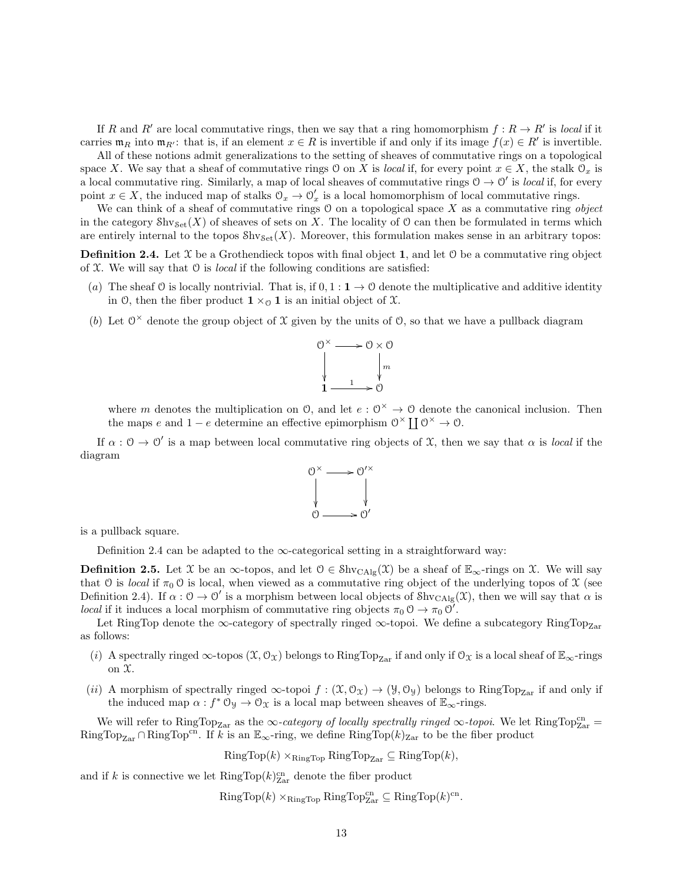If $R$ and $R'$ are local commutative rings, then we say that a ring homomorphism $f : R \to R'$ is *local* if it carries $\mathfrak{m}_R$ into $\mathfrak{m}_{R'}$: that is, if an element $x \in R$ is invertible if and only if its image $f(x) \in R'$ is invertible.

All of these notions admit generalizations to the setting of sheaves of commutative rings on a topological space $X$. We say that a sheaf of commutative rings $\mathcal{O}$ on $X$ is *local* if, for every point $x \in X$, the stalk $\mathcal{O}_x$ is a local commutative ring. Similarly, a map of local sheaves of commutative rings $\mathcal{O} \to \mathcal{O}'$ is *local* if, for every point $x \in X$, the induced map of stalks $\mathcal{O}_x \to \mathcal{O}'_x$ is a local homomorphism of local commutative rings.

We can think of a sheaf of commutative rings $\mathcal{O}$ on a topological space $X$ as a commutative ring *object* in the category $\mathcal{S}\mathrm{hv}_{\mathcal{S}\mathrm{et}}(X)$ of sheaves of sets on $X$. The locality of $\mathcal{O}$ can then be formulated in terms which are entirely internal to the topos $\mathcal{S}\mathrm{hv}_{\mathcal{S}\mathrm{et}}(X)$. Moreover, this formulation makes sense in an arbitrary topos:

**Definition 2.4.** Let $\mathcal{X}$ be a Grothendieck topos with final object $\mathbf{1}$, and let $\mathcal{O}$ be a commutative ring object of $\mathcal{X}$. We will say that $\mathcal{O}$ is *local* if the following conditions are satisfied:

(*a*) The sheaf $\mathcal{O}$ is locally nontrivial. That is, if $0, 1 : \mathbf{1} \to \mathcal{O}$ denote the multiplicative and additive identity in $\mathcal{O}$, then the fiber product $\mathbf{1} \times_{\mathcal{O}} \mathbf{1}$ is an initial object of $\mathcal{X}$.

(*b*) Let $\mathcal{O}^{\times}$ denote the group object of $\mathcal{X}$ given by the units of $\mathcal{O}$, so that we have a pullback diagram

$$\begin{array}{ccc} \mathcal{O}^{\times} & \longrightarrow & \mathcal{O} \times \mathcal{O} \\ \downarrow & & \downarrow{\scriptstyle m} \\ \mathbf{1} & \xrightarrow{1} & \mathcal{O} \end{array}$$

where $m$ denotes the multiplication on $\mathcal{O}$, and let $e : \mathcal{O}^{\times} \to \mathcal{O}$ denote the canonical inclusion. Then the maps $e$ and $1 - e$ determine an effective epimorphism $\mathcal{O}^{\times} \coprod \mathcal{O}^{\times} \to \mathcal{O}$.

If $\alpha : \mathcal{O} \to \mathcal{O}'$ is a map between local commutative ring objects of $\mathcal{X}$, then we say that $\alpha$ is *local* if the diagram

$$\begin{array}{ccc} \mathcal{O}^{\times} & \longrightarrow & \mathcal{O}'^{\times} \\ \downarrow & & \downarrow \\ \mathcal{O} & \longrightarrow & \mathcal{O}' \end{array}$$

is a pullback square.

Definition 2.4 can be adapted to the $\infty$-categorical setting in a straightforward way:

**Definition 2.5.** Let $\mathcal{X}$ be an $\infty$-topos, and let $\mathcal{O} \in \mathcal{S}\mathrm{hv}_{\mathrm{CAlg}}(\mathcal{X})$ be a sheaf of $\mathbb{E}_{\infty}$-rings on $\mathcal{X}$. We will say that $\mathcal{O}$ is *local* if $\pi_0 \mathcal{O}$ is local, when viewed as a commutative ring object of the underlying topos of $\mathcal{X}$ (see Definition 2.4). If $\alpha : \mathcal{O} \to \mathcal{O}'$ is a morphism between local objects of $\mathcal{S}\mathrm{hv}_{\mathrm{CAlg}}(\mathcal{X})$, then we will say that $\alpha$ is *local* if it induces a local morphism of commutative ring objects $\pi_0 \mathcal{O} \to \pi_0 \mathcal{O}'$.

Let RingTop denote the $\infty$-category of spectrally ringed $\infty$-topoi. We define a subcategory $\mathrm{RingTop}_{\mathrm{Zar}}$ as follows:

(*i*) A spectrally ringed $\infty$-topos $(\mathcal{X}, \mathcal{O}_{\mathcal{X}})$ belongs to $\mathrm{RingTop}_{\mathrm{Zar}}$ if and only if $\mathcal{O}_{\mathcal{X}}$ is a local sheaf of $\mathbb{E}_{\infty}$-rings on $\mathcal{X}$.

(*ii*) A morphism of spectrally ringed $\infty$-topoi $f : (\mathcal{X}, \mathcal{O}_{\mathcal{X}}) \to (\mathcal{Y}, \mathcal{O}_{\mathcal{Y}})$ belongs to $\mathrm{RingTop}_{\mathrm{Zar}}$ if and only if the induced map $\alpha : f^* \mathcal{O}_{\mathcal{Y}} \to \mathcal{O}_{\mathcal{X}}$ is a local map between sheaves of $\mathbb{E}_{\infty}$-rings.

We will refer to $\mathrm{RingTop}_{\mathrm{Zar}}$ as the *$\infty$-category of locally spectrally ringed $\infty$-topoi*. We let $\mathrm{RingTop}^{\mathrm{cn}}_{\mathrm{Zar}} = \mathrm{RingTop}_{\mathrm{Zar}} \cap \mathrm{RingTop}^{\mathrm{cn}}$. If $k$ is an $\mathbb{E}_{\infty}$-ring, we define $\mathrm{RingTop}(k)_{\mathrm{Zar}}$ to be the fiber product

$$\mathrm{RingTop}(k) \times_{\mathrm{RingTop}} \mathrm{RingTop}_{\mathrm{Zar}} \subseteq \mathrm{RingTop}(k),$$

and if $k$ is connective we let $\mathrm{RingTop}(k)^{\mathrm{cn}}_{\mathrm{Zar}}$ denote the fiber product

$$\mathrm{RingTop}(k) \times_{\mathrm{RingTop}} \mathrm{RingTop}^{\mathrm{cn}}_{\mathrm{Zar}} \subseteq \mathrm{RingTop}(k)^{\mathrm{cn}}.$$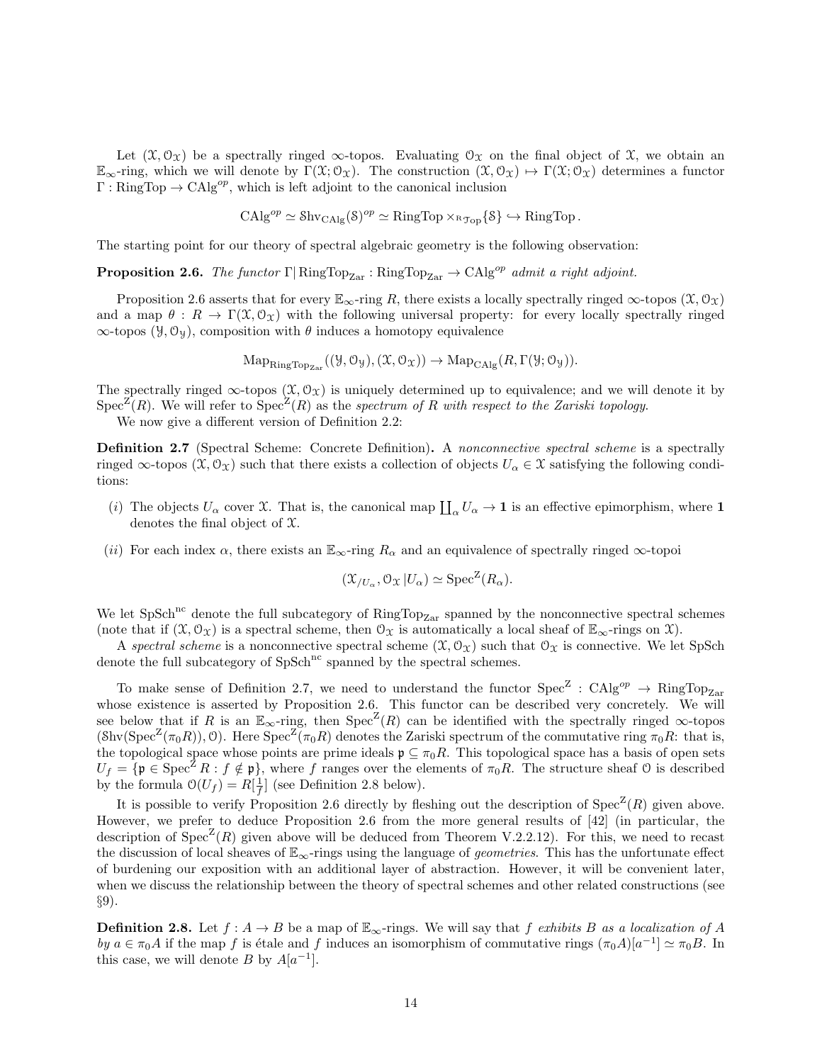Let $(\mathcal{X}, \mathcal{O}_{\mathcal{X}})$ be a spectrally ringed $\infty$-topos. Evaluating $\mathcal{O}_{\mathcal{X}}$ on the final object of $\mathcal{X}$, we obtain an $\mathbb{E}_\infty$-ring, which we will denote by $\Gamma(\mathcal{X}; \mathcal{O}_{\mathcal{X}})$. The construction $(\mathcal{X}, \mathcal{O}_{\mathcal{X}}) \mapsto \Gamma(\mathcal{X}; \mathcal{O}_{\mathcal{X}})$ determines a functor $\Gamma : \mathrm{RingTop} \to \mathrm{CAlg}^{op}$, which is left adjoint to the canonical inclusion

$$\mathrm{CAlg}^{op} \simeq \mathrm{Shv}_{\mathrm{CAlg}}(\mathcal{S})^{op} \simeq \mathrm{RingTop} \times_{\mathcal{R}\mathcal{T}\mathrm{op}} \{\mathcal{S}\} \hookrightarrow \mathrm{RingTop}.$$

The starting point for our theory of spectral algebraic geometry is the following observation:

**Proposition 2.6.** *The functor $\Gamma | \mathrm{RingTop}_{\mathrm{Zar}} : \mathrm{RingTop}_{\mathrm{Zar}} \to \mathrm{CAlg}^{op}$ admit a right adjoint.*

Proposition 2.6 asserts that for every $\mathbb{E}_\infty$-ring $R$, there exists a locally spectrally ringed $\infty$-topos $(\mathcal{X}, \mathcal{O}_{\mathcal{X}})$ and a map $\theta : R \to \Gamma(\mathcal{X}, \mathcal{O}_{\mathcal{X}})$ with the following universal property: for every locally spectrally ringed $\infty$-topos $(\mathcal{Y}, \mathcal{O}_{\mathcal{Y}})$, composition with $\theta$ induces a homotopy equivalence

$$\mathrm{Map}_{\mathrm{RingTop}_{\mathrm{Zar}}}((\mathcal{Y}, \mathcal{O}_{\mathcal{Y}}), (\mathcal{X}, \mathcal{O}_{\mathcal{X}})) \to \mathrm{Map}_{\mathrm{CAlg}}(R, \Gamma(\mathcal{Y}; \mathcal{O}_{\mathcal{Y}})).$$

The spectrally ringed $\infty$-topos $(\mathcal{X}, \mathcal{O}_{\mathcal{X}})$ is uniquely determined up to equivalence; and we will denote it by $\mathrm{Spec}^{\mathrm{Z}}(R)$. We will refer to $\mathrm{Spec}^{\mathrm{Z}}(R)$ as the *spectrum of $R$ with respect to the Zariski topology*.

We now give a different version of Definition 2.2:

**Definition 2.7** (Spectral Scheme: Concrete Definition)**.** A *nonconnective spectral scheme* is a spectrally ringed $\infty$-topos $(\mathcal{X}, \mathcal{O}_{\mathcal{X}})$ such that there exists a collection of objects $U_\alpha \in \mathcal{X}$ satisfying the following conditions:

- $(i)$ The objects $U_\alpha$ cover $\mathcal{X}$. That is, the canonical map $\coprod_\alpha U_\alpha \to \mathbf{1}$ is an effective epimorphism, where $\mathbf{1}$ denotes the final object of $\mathcal{X}$.
- $(ii)$ For each index $\alpha$, there exists an $\mathbb{E}_\infty$-ring $R_\alpha$ and an equivalence of spectrally ringed $\infty$-topoi

$$(\mathcal{X}_{/U_\alpha}, \mathcal{O}_{\mathcal{X}} | U_\alpha) \simeq \mathrm{Spec}^{\mathrm{Z}}(R_\alpha).$$

We let $\mathrm{SpSch}^{\mathrm{nc}}$ denote the full subcategory of $\mathrm{RingTop}_{\mathrm{Zar}}$ spanned by the nonconnective spectral schemes (note that if $(\mathcal{X}, \mathcal{O}_{\mathcal{X}})$ is a spectral scheme, then $\mathcal{O}_{\mathcal{X}}$ is automatically a local sheaf of $\mathbb{E}_\infty$-rings on $\mathcal{X}$).

A *spectral scheme* is a nonconnective spectral scheme $(\mathcal{X}, \mathcal{O}_{\mathcal{X}})$ such that $\mathcal{O}_{\mathcal{X}}$ is connective. We let $\mathrm{SpSch}$ denote the full subcategory of $\mathrm{SpSch}^{\mathrm{nc}}$ spanned by the spectral schemes.

To make sense of Definition 2.7, we need to understand the functor $\mathrm{Spec}^{\mathrm{Z}} : \mathrm{CAlg}^{op} \to \mathrm{RingTop}_{\mathrm{Zar}}$ whose existence is asserted by Proposition 2.6. This functor can be described very concretely. We will see below that if $R$ is an $\mathbb{E}_\infty$-ring, then $\mathrm{Spec}^{\mathrm{Z}}(R)$ can be identified with the spectrally ringed $\infty$-topos $(\mathrm{Shv}(\mathrm{Spec}^{\mathrm{Z}}(\pi_0 R)), \mathcal{O})$. Here $\mathrm{Spec}^{\mathrm{Z}}(\pi_0 R)$ denotes the Zariski spectrum of the commutative ring $\pi_0 R$: that is, the topological space whose points are prime ideals $\mathfrak{p} \subseteq \pi_0 R$. This topological space has a basis of open sets $U_f = \{\mathfrak{p} \in \mathrm{Spec}^{\mathrm{Z}} R : f \notin \mathfrak{p}\}$, where $f$ ranges over the elements of $\pi_0 R$. The structure sheaf $\mathcal{O}$ is described by the formula $\mathcal{O}(U_f) = R[\frac{1}{f}]$ (see Definition 2.8 below).

It is possible to verify Proposition 2.6 directly by fleshing out the description of $\mathrm{Spec}^{\mathrm{Z}}(R)$ given above. However, we prefer to deduce Proposition 2.6 from the more general results of [42] (in particular, the description of $\mathrm{Spec}^{\mathrm{Z}}(R)$ given above will be deduced from Theorem V.2.2.12). For this, we need to recast the discussion of local sheaves of $\mathbb{E}_\infty$-rings using the language of *geometries*. This has the unfortunate effect of burdening our exposition with an additional layer of abstraction. However, it will be convenient later, when we discuss the relationship between the theory of spectral schemes and other related constructions (see §9).

**Definition 2.8.** Let $f : A \to B$ be a map of $\mathbb{E}_\infty$-rings. We will say that $f$ *exhibits $B$ as a localization of $A$ by $a \in \pi_0 A$* if the map $f$ is étale and $f$ induces an isomorphism of commutative rings $(\pi_0 A)[a^{-1}] \simeq \pi_0 B$. In this case, we will denote $B$ by $A[a^{-1}]$.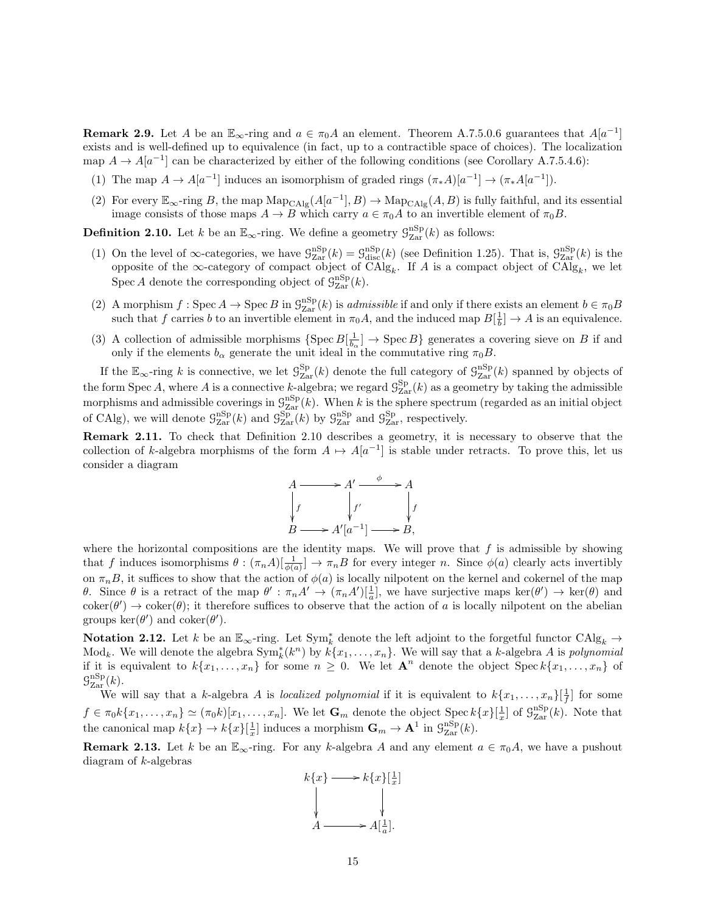**Remark 2.9.** Let $A$ be an $\mathbb{E}_\infty$-ring and $a \in \pi_0 A$ an element. Theorem A.7.5.0.6 guarantees that $A[a^{-1}]$ exists and is well-defined up to equivalence (in fact, up to a contractible space of choices). The localization map $A \to A[a^{-1}]$ can be characterized by either of the following conditions (see Corollary A.7.5.4.6):

(1) The map $A \to A[a^{-1}]$ induces an isomorphism of graded rings $(\pi_* A)[a^{-1}] \to (\pi_* A[a^{-1}])$.

(2) For every $\mathbb{E}_\infty$-ring $B$, the map $\mathrm{Map}_{\mathrm{CAlg}}(A[a^{-1}], B) \to \mathrm{Map}_{\mathrm{CAlg}}(A, B)$ is fully faithful, and its essential image consists of those maps $A \to B$ which carry $a \in \pi_0 A$ to an invertible element of $\pi_0 B$.

**Definition 2.10.** Let $k$ be an $\mathbb{E}_\infty$-ring. We define a geometry $\mathcal{G}^{\mathrm{nSp}}_{\mathrm{Zar}}(k)$ as follows:

(1) On the level of $\infty$-categories, we have $\mathcal{G}^{\mathrm{nSp}}_{\mathrm{Zar}}(k) = \mathcal{G}^{\mathrm{nSp}}_{\mathrm{disc}}(k)$ (see Definition 1.25). That is, $\mathcal{G}^{\mathrm{nSp}}_{\mathrm{Zar}}(k)$ is the opposite of the $\infty$-category of compact object of $\mathrm{CAlg}_k$. If $A$ is a compact object of $\mathrm{CAlg}_k$, we let $\mathrm{Spec}\, A$ denote the corresponding object of $\mathcal{G}^{\mathrm{nSp}}_{\mathrm{Zar}}(k)$.

(2) A morphism $f : \mathrm{Spec}\, A \to \mathrm{Spec}\, B$ in $\mathcal{G}^{\mathrm{nSp}}_{\mathrm{Zar}}(k)$ is *admissible* if and only if there exists an element $b \in \pi_0 B$ such that $f$ carries $b$ to an invertible element in $\pi_0 A$, and the induced map $B[\frac{1}{b}] \to A$ is an equivalence.

(3) A collection of admissible morphisms $\{\mathrm{Spec}\, B[\frac{1}{b_\alpha}] \to \mathrm{Spec}\, B\}$ generates a covering sieve on $B$ if and only if the elements $b_\alpha$ generate the unit ideal in the commutative ring $\pi_0 B$.

If the $\mathbb{E}_\infty$-ring $k$ is connective, we let $\mathcal{G}^{\mathrm{Sp}}_{\mathrm{Zar}}(k)$ denote the full category of $\mathcal{G}^{\mathrm{nSp}}_{\mathrm{Zar}}(k)$ spanned by objects of the form $\mathrm{Spec}\, A$, where $A$ is a connective $k$-algebra; we regard $\mathcal{G}^{\mathrm{Sp}}_{\mathrm{Zar}}(k)$ as a geometry by taking the admissible morphisms and admissible coverings in $\mathcal{G}^{\mathrm{nSp}}_{\mathrm{Zar}}(k)$. When $k$ is the sphere spectrum (regarded as an initial object of CAlg), we will denote $\mathcal{G}^{\mathrm{nSp}}_{\mathrm{Zar}}(k)$ and $\mathcal{G}^{\mathrm{Sp}}_{\mathrm{Zar}}(k)$ by $\mathcal{G}^{\mathrm{nSp}}_{\mathrm{Zar}}$ and $\mathcal{G}^{\mathrm{Sp}}_{\mathrm{Zar}}$, respectively.

**Remark 2.11.** To check that Definition 2.10 describes a geometry, it is necessary to observe that the collection of $k$-algebra morphisms of the form $A \mapsto A[a^{-1}]$ is stable under retracts. To prove this, let us consider a diagram

$$\begin{array}{ccccc}
A & \longrightarrow & A' & \xrightarrow{\phi} & A \\
\downarrow f & & \downarrow f' & & \downarrow f \\
B & \longrightarrow & A'[a^{-1}] & \longrightarrow & B,
\end{array}$$

where the horizontal compositions are the identity maps. We will prove that $f$ is admissible by showing that $f$ induces isomorphisms $\theta : (\pi_n A)[\frac{1}{\phi(a)}] \to \pi_n B$ for every integer $n$. Since $\phi(a)$ clearly acts invertibly on $\pi_n B$, it suffices to show that the action of $\phi(a)$ is locally nilpotent on the kernel and cokernel of the map $\theta$. Since $\theta$ is a retract of the map $\theta' : \pi_n A' \to (\pi_n A')[\frac{1}{a}]$, we have surjective maps $\ker(\theta') \to \ker(\theta)$ and $\mathrm{coker}(\theta') \to \mathrm{coker}(\theta)$; it therefore suffices to observe that the action of $a$ is locally nilpotent on the abelian groups $\ker(\theta')$ and $\mathrm{coker}(\theta')$.

**Notation 2.12.** Let $k$ be an $\mathbb{E}_\infty$-ring. Let $\mathrm{Sym}^*_k$ denote the left adjoint to the forgetful functor $\mathrm{CAlg}_k \to \mathrm{Mod}_k$. We will denote the algebra $\mathrm{Sym}^*_k(k^n)$ by $k\{x_1, \ldots, x_n\}$. We will say that a $k$-algebra $A$ is *polynomial* if it is equivalent to $k\{x_1, \ldots, x_n\}$ for some $n \geq 0$. We let $\mathbf{A}^n$ denote the object $\mathrm{Spec}\, k\{x_1, \ldots, x_n\}$ of $\mathcal{G}^{\mathrm{nSp}}_{\mathrm{Zar}}(k)$.

We will say that a $k$-algebra $A$ is *localized polynomial* if it is equivalent to $k\{x_1, \ldots, x_n\}[\frac{1}{f}]$ for some $f \in \pi_0 k\{x_1, \ldots, x_n\} \simeq (\pi_0 k)[x_1, \ldots, x_n]$. We let $\mathbf{G}_m$ denote the object $\mathrm{Spec}\, k\{x\}[\frac{1}{x}]$ of $\mathcal{G}^{\mathrm{nSp}}_{\mathrm{Zar}}(k)$. Note that the canonical map $k\{x\} \to k\{x\}[\frac{1}{x}]$ induces a morphism $\mathbf{G}_m \to \mathbf{A}^1$ in $\mathcal{G}^{\mathrm{nSp}}_{\mathrm{Zar}}(k)$.

**Remark 2.13.** Let $k$ be an $\mathbb{E}_\infty$-ring. For any $k$-algebra $A$ and any element $a \in \pi_0 A$, we have a pushout diagram of $k$-algebras

$$\begin{array}{ccc}
k\{x\} & \longrightarrow & k\{x\}[\frac{1}{x}] \\
\downarrow & & \downarrow \\
A & \longrightarrow & A[\frac{1}{a}].
\end{array}$$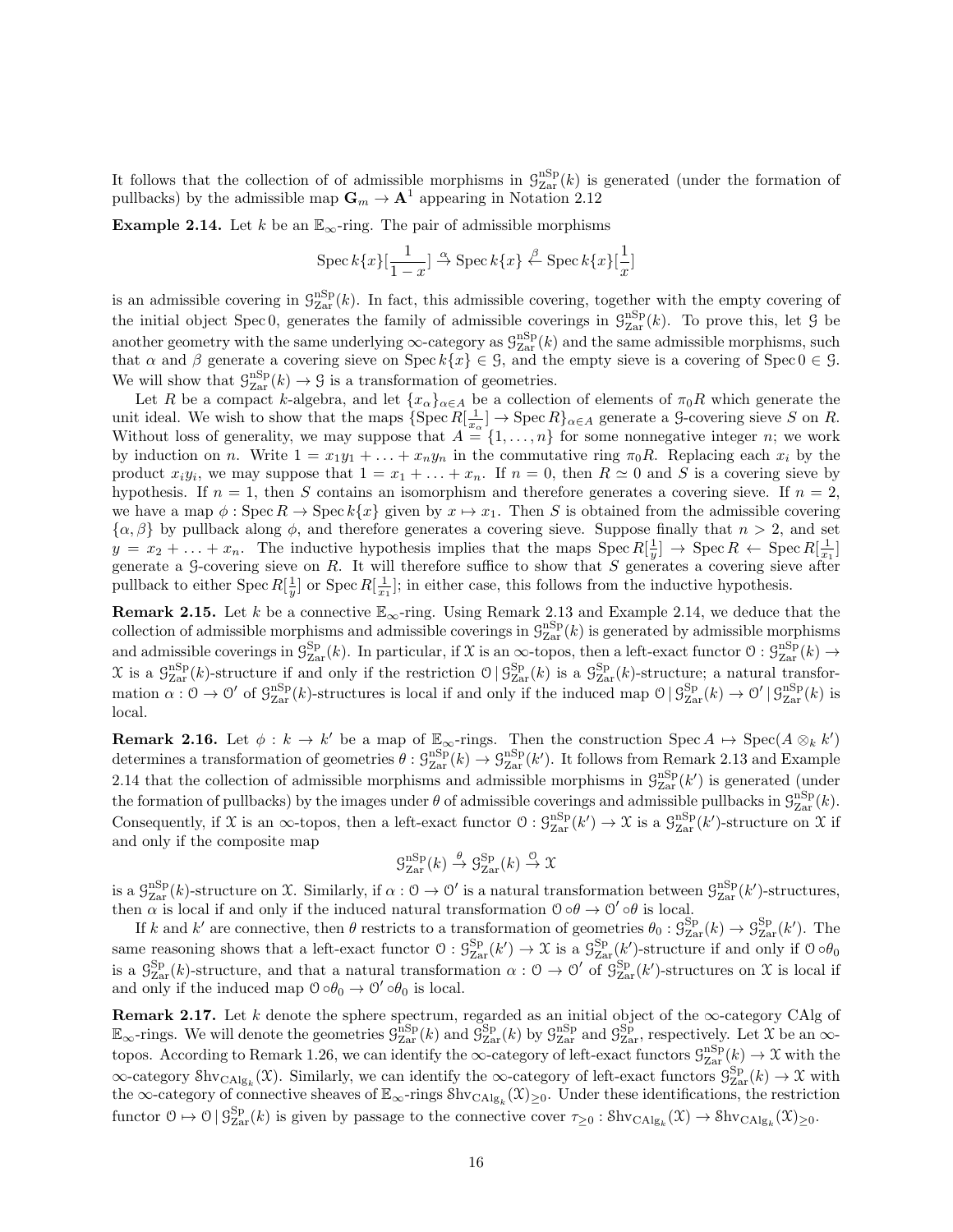It follows that the collection of of admissible morphisms in $\mathcal{G}^{\mathrm{nSp}}_{\mathrm{Zar}}(k)$ is generated (under the formation of pullbacks) by the admissible map $\mathbf{G}_m \to \mathbf{A}^1$ appearing in Notation 2.12

**Example 2.14.** Let $k$ be an $\mathbb{E}_\infty$-ring. The pair of admissible morphisms

$$\operatorname{Spec} k\{x\}[\frac{1}{1-x}] \xrightarrow{\alpha} \operatorname{Spec} k\{x\} \xleftarrow{\beta} \operatorname{Spec} k\{x\}[\frac{1}{x}]$$

is an admissible covering in $\mathcal{G}^{\mathrm{nSp}}_{\mathrm{Zar}}(k)$. In fact, this admissible covering, together with the empty covering of the initial object $\operatorname{Spec} 0$, generates the family of admissible coverings in $\mathcal{G}^{\mathrm{nSp}}_{\mathrm{Zar}}(k)$. To prove this, let $\mathcal{G}$ be another geometry with the same underlying $\infty$-category as $\mathcal{G}^{\mathrm{nSp}}_{\mathrm{Zar}}(k)$ and the same admissible morphisms, such that $\alpha$ and $\beta$ generate a covering sieve on $\operatorname{Spec} k\{x\} \in \mathcal{G}$, and the empty sieve is a covering of $\operatorname{Spec} 0 \in \mathcal{G}$. We will show that $\mathcal{G}^{\mathrm{nSp}}_{\mathrm{Zar}}(k) \to \mathcal{G}$ is a transformation of geometries.

Let $R$ be a compact $k$-algebra, and let $\{x_\alpha\}_{\alpha \in A}$ be a collection of elements of $\pi_0 R$ which generate the unit ideal. We wish to show that the maps $\{\operatorname{Spec} R[\frac{1}{x_\alpha}] \to \operatorname{Spec} R\}_{\alpha \in A}$ generate a $\mathcal{G}$-covering sieve $S$ on $R$. Without loss of generality, we may suppose that $A = \{1, \ldots, n\}$ for some nonnegative integer $n$; we work by induction on $n$. Write $1 = x_1 y_1 + \ldots + x_n y_n$ in the commutative ring $\pi_0 R$. Replacing each $x_i$ by the product $x_i y_i$, we may suppose that $1 = x_1 + \ldots + x_n$. If $n = 0$, then $R \simeq 0$ and $S$ is a covering sieve by hypothesis. If $n = 1$, then $S$ contains an isomorphism and therefore generates a covering sieve. If $n = 2$, we have a map $\phi : \operatorname{Spec} R \to \operatorname{Spec} k\{x\}$ given by $x \mapsto x_1$. Then $S$ is obtained from the admissible covering $\{\alpha, \beta\}$ by pullback along $\phi$, and therefore generates a covering sieve. Suppose finally that $n > 2$, and set $y = x_2 + \ldots + x_n$. The inductive hypothesis implies that the maps $\operatorname{Spec} R[\frac{1}{y}] \to \operatorname{Spec} R \leftarrow \operatorname{Spec} R[\frac{1}{x_1}]$ generate a $\mathcal{G}$-covering sieve on $R$. It will therefore suffice to show that $S$ generates a covering sieve after pullback to either $\operatorname{Spec} R[\frac{1}{y}]$ or $\operatorname{Spec} R[\frac{1}{x_1}]$; in either case, this follows from the inductive hypothesis.

**Remark 2.15.** Let $k$ be a connective $\mathbb{E}_\infty$-ring. Using Remark 2.13 and Example 2.14, we deduce that the collection of admissible morphisms and admissible coverings in $\mathcal{G}^{\mathrm{nSp}}_{\mathrm{Zar}}(k)$ is generated by admissible morphisms and admissible coverings in $\mathcal{G}^{\mathrm{Sp}}_{\mathrm{Zar}}(k)$. In particular, if $\mathcal{X}$ is an $\infty$-topos, then a left-exact functor $\mathcal{O} : \mathcal{G}^{\mathrm{nSp}}_{\mathrm{Zar}}(k) \to \mathcal{X}$ is a $\mathcal{G}^{\mathrm{nSp}}_{\mathrm{Zar}}(k)$-structure if and only if the restriction $\mathcal{O} \,|\, \mathcal{G}^{\mathrm{Sp}}_{\mathrm{Zar}}(k)$ is a $\mathcal{G}^{\mathrm{Sp}}_{\mathrm{Zar}}(k)$-structure; a natural transformation $\alpha : \mathcal{O} \to \mathcal{O}'$ of $\mathcal{G}^{\mathrm{nSp}}_{\mathrm{Zar}}(k)$-structures is local if and only if the induced map $\mathcal{O} \,|\, \mathcal{G}^{\mathrm{Sp}}_{\mathrm{Zar}}(k) \to \mathcal{O}' \,|\, \mathcal{G}^{\mathrm{nSp}}_{\mathrm{Zar}}(k)$ is local.

**Remark 2.16.** Let $\phi : k \to k'$ be a map of $\mathbb{E}_\infty$-rings. Then the construction $\operatorname{Spec} A \mapsto \operatorname{Spec}(A \otimes_k k')$ determines a transformation of geometries $\theta : \mathcal{G}^{\mathrm{nSp}}_{\mathrm{Zar}}(k) \to \mathcal{G}^{\mathrm{nSp}}_{\mathrm{Zar}}(k')$. It follows from Remark 2.13 and Example 2.14 that the collection of admissible morphisms and admissible morphisms in $\mathcal{G}^{\mathrm{nSp}}_{\mathrm{Zar}}(k')$ is generated (under the formation of pullbacks) by the images under $\theta$ of admissible coverings and admissible pullbacks in $\mathcal{G}^{\mathrm{nSp}}_{\mathrm{Zar}}(k)$. Consequently, if $\mathcal{X}$ is an $\infty$-topos, then a left-exact functor $\mathcal{O} : \mathcal{G}^{\mathrm{nSp}}_{\mathrm{Zar}}(k') \to \mathcal{X}$ is a $\mathcal{G}^{\mathrm{nSp}}_{\mathrm{Zar}}(k')$-structure on $\mathcal{X}$ if and only if the composite map

$$\mathcal{G}^{\mathrm{nSp}}_{\mathrm{Zar}}(k) \xrightarrow{\theta} \mathcal{G}^{\mathrm{Sp}}_{\mathrm{Zar}}(k) \xrightarrow{\mathcal{O}} \mathcal{X}$$

is a $\mathcal{G}^{\mathrm{nSp}}_{\mathrm{Zar}}(k)$-structure on $\mathcal{X}$. Similarly, if $\alpha : \mathcal{O} \to \mathcal{O}'$ is a natural transformation between $\mathcal{G}^{\mathrm{nSp}}_{\mathrm{Zar}}(k')$-structures, then $\alpha$ is local if and only if the induced natural transformation $\mathcal{O} \circ \theta \to \mathcal{O}' \circ \theta$ is local.

If $k$ and $k'$ are connective, then $\theta$ restricts to a transformation of geometries $\theta_0 : \mathcal{G}^{\mathrm{Sp}}_{\mathrm{Zar}}(k) \to \mathcal{G}^{\mathrm{Sp}}_{\mathrm{Zar}}(k')$. The same reasoning shows that a left-exact functor $\mathcal{O} : \mathcal{G}^{\mathrm{Sp}}_{\mathrm{Zar}}(k') \to \mathcal{X}$ is a $\mathcal{G}^{\mathrm{Sp}}_{\mathrm{Zar}}(k')$-structure if and only if $\mathcal{O} \circ \theta_0$ is a $\mathcal{G}^{\mathrm{Sp}}_{\mathrm{Zar}}(k)$-structure, and that a natural transformation $\alpha : \mathcal{O} \to \mathcal{O}'$ of $\mathcal{G}^{\mathrm{Sp}}_{\mathrm{Zar}}(k')$-structures on $\mathcal{X}$ is local if and only if the induced map $\mathcal{O} \circ \theta_0 \to \mathcal{O}' \circ \theta_0$ is local.

**Remark 2.17.** Let $k$ denote the sphere spectrum, regarded as an initial object of the $\infty$-category $\mathrm{CAlg}$ of $\mathbb{E}_\infty$-rings. We will denote the geometries $\mathcal{G}^{\mathrm{nSp}}_{\mathrm{Zar}}(k)$ and $\mathcal{G}^{\mathrm{Sp}}_{\mathrm{Zar}}(k)$ by $\mathcal{G}^{\mathrm{nSp}}_{\mathrm{Zar}}$ and $\mathcal{G}^{\mathrm{Sp}}_{\mathrm{Zar}}$, respectively. Let $\mathcal{X}$ be an $\infty$-topos. According to Remark 1.26, we can identify the $\infty$-category of left-exact functors $\mathcal{G}^{\mathrm{nSp}}_{\mathrm{Zar}}(k) \to \mathcal{X}$ with the $\infty$-category $\mathcal{S}\mathrm{hv}_{\mathrm{CAlg}_k}(\mathcal{X})$. Similarly, we can identify the $\infty$-category of left-exact functors $\mathcal{G}^{\mathrm{Sp}}_{\mathrm{Zar}}(k) \to \mathcal{X}$ with the $\infty$-category of connective sheaves of $\mathbb{E}_\infty$-rings $\mathcal{S}\mathrm{hv}_{\mathrm{CAlg}_k}(\mathcal{X})_{\geq 0}$. Under these identifications, the restriction functor $\mathcal{O} \mapsto \mathcal{O} \,|\, \mathcal{G}^{\mathrm{Sp}}_{\mathrm{Zar}}(k)$ is given by passage to the connective cover $\tau_{\geq 0} : \mathcal{S}\mathrm{hv}_{\mathrm{CAlg}_k}(\mathcal{X}) \to \mathcal{S}\mathrm{hv}_{\mathrm{CAlg}_k}(\mathcal{X})_{\geq 0}$.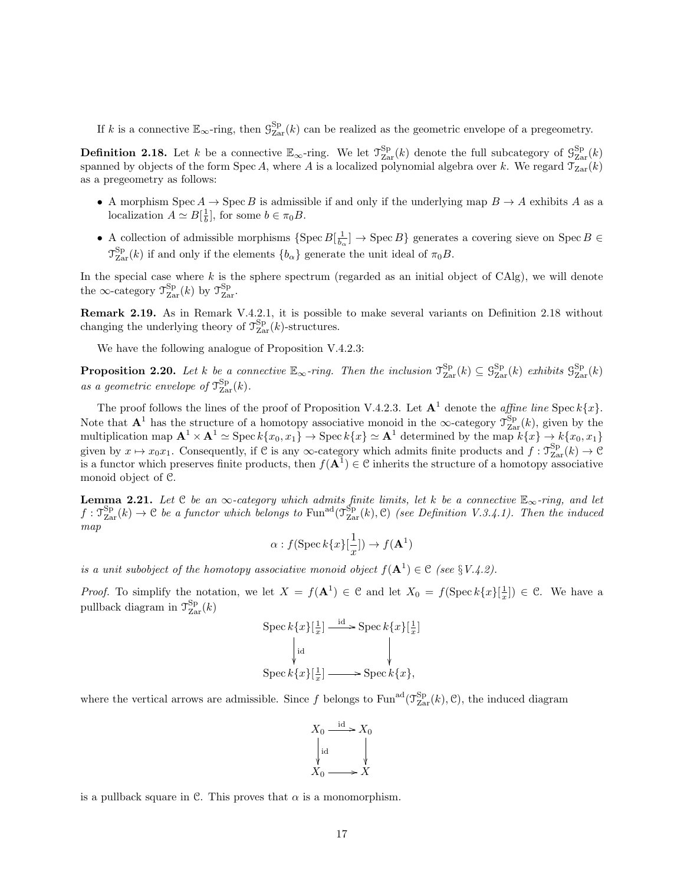If $k$ is a connective $\mathbb{E}_\infty$-ring, then $\mathcal{G}^{\mathrm{Sp}}_{\mathrm{Zar}}(k)$ can be realized as the geometric envelope of a pregeometry.

**Definition 2.18.** Let $k$ be a connective $\mathbb{E}_\infty$-ring. We let $\mathcal{T}^{\mathrm{Sp}}_{\mathrm{Zar}}(k)$ denote the full subcategory of $\mathcal{G}^{\mathrm{Sp}}_{\mathrm{Zar}}(k)$ spanned by objects of the form $\operatorname{Spec} A$, where $A$ is a localized polynomial algebra over $k$. We regard $\mathcal{T}_{\mathrm{Zar}}(k)$ as a pregeometry as follows:

- A morphism $\operatorname{Spec} A \to \operatorname{Spec} B$ is admissible if and only if the underlying map $B \to A$ exhibits $A$ as a localization $A \simeq B[\frac{1}{b}]$, for some $b \in \pi_0 B$.
- A collection of admissible morphisms $\{\operatorname{Spec} B[\frac{1}{b_\alpha}] \to \operatorname{Spec} B\}$ generates a covering sieve on $\operatorname{Spec} B \in \mathcal{T}^{\mathrm{Sp}}_{\mathrm{Zar}}(k)$ if and only if the elements $\{b_\alpha\}$ generate the unit ideal of $\pi_0 B$.

In the special case where $k$ is the sphere spectrum (regarded as an initial object of CAlg), we will denote the $\infty$-category $\mathcal{T}^{\mathrm{Sp}}_{\mathrm{Zar}}(k)$ by $\mathcal{T}^{\mathrm{Sp}}_{\mathrm{Zar}}$.

**Remark 2.19.** As in Remark V.4.2.1, it is possible to make several variants on Definition 2.18 without changing the underlying theory of $\mathcal{T}^{\mathrm{Sp}}_{\mathrm{Zar}}(k)$-structures.

We have the following analogue of Proposition V.4.2.3:

**Proposition 2.20.** *Let $k$ be a connective $\mathbb{E}_\infty$-ring. Then the inclusion $\mathcal{T}^{\mathrm{Sp}}_{\mathrm{Zar}}(k) \subseteq \mathcal{G}^{\mathrm{Sp}}_{\mathrm{Zar}}(k)$ exhibits $\mathcal{G}^{\mathrm{Sp}}_{\mathrm{Zar}}(k)$ as a geometric envelope of $\mathcal{T}^{\mathrm{Sp}}_{\mathrm{Zar}}(k)$.*

The proof follows the lines of the proof of Proposition V.4.2.3. Let $\mathbf{A}^1$ denote the *affine line* $\operatorname{Spec} k\{x\}$. Note that $\mathbf{A}^1$ has the structure of a homotopy associative monoid in the $\infty$-category $\mathcal{T}^{\mathrm{Sp}}_{\mathrm{Zar}}(k)$, given by the multiplication map $\mathbf{A}^1 \times \mathbf{A}^1 \simeq \operatorname{Spec} k\{x_0, x_1\} \to \operatorname{Spec} k\{x\} \simeq \mathbf{A}^1$ determined by the map $k\{x\} \to k\{x_0, x_1\}$ given by $x \mapsto x_0 x_1$. Consequently, if $\mathcal{C}$ is any $\infty$-category which admits finite products and $f : \mathcal{T}^{\mathrm{Sp}}_{\mathrm{Zar}}(k) \to \mathcal{C}$ is a functor which preserves finite products, then $f(\mathbf{A}^1) \in \mathcal{C}$ inherits the structure of a homotopy associative monoid object of $\mathcal{C}$.

**Lemma 2.21.** *Let $\mathcal{C}$ be an $\infty$-category which admits finite limits, let $k$ be a connective $\mathbb{E}_\infty$-ring, and let $f : \mathcal{T}^{\mathrm{Sp}}_{\mathrm{Zar}}(k) \to \mathcal{C}$ be a functor which belongs to $\operatorname{Fun}^{\mathrm{ad}}(\mathcal{T}^{\mathrm{Sp}}_{\mathrm{Zar}}(k), \mathcal{C})$ (see Definition V.3.4.1). Then the induced map*

$$\alpha : f(\operatorname{Spec} k\{x\}[\frac{1}{x}]) \to f(\mathbf{A}^1)$$

*is a unit subobject of the homotopy associative monoid object $f(\mathbf{A}^1) \in \mathcal{C}$ (see § V.4.2).*

*Proof.* To simplify the notation, we let $X = f(\mathbf{A}^1) \in \mathcal{C}$ and let $X_0 = f(\operatorname{Spec} k\{x\}[\frac{1}{x}]) \in \mathcal{C}$. We have a pullback diagram in $\mathcal{T}^{\mathrm{Sp}}_{\mathrm{Zar}}(k)$

$$\begin{array}{ccc} \operatorname{Spec} k\{x\}[\frac{1}{x}] & \xrightarrow{\mathrm{id}} & \operatorname{Spec} k\{x\}[\frac{1}{x}] \\ \downarrow{\scriptstyle \mathrm{id}} & & \downarrow \\ \operatorname{Spec} k\{x\}[\frac{1}{x}] & \longrightarrow & \operatorname{Spec} k\{x\}, \end{array}$$

where the vertical arrows are admissible. Since $f$ belongs to $\operatorname{Fun}^{\mathrm{ad}}(\mathcal{T}^{\mathrm{Sp}}_{\mathrm{Zar}}(k), \mathcal{C})$, the induced diagram

$$\begin{array}{ccc} X_0 & \xrightarrow{\mathrm{id}} & X_0 \\ \downarrow{\scriptstyle \mathrm{id}} & & \downarrow \\ X_0 & \longrightarrow & X \end{array}$$

is a pullback square in $\mathcal{C}$. This proves that $\alpha$ is a monomorphism.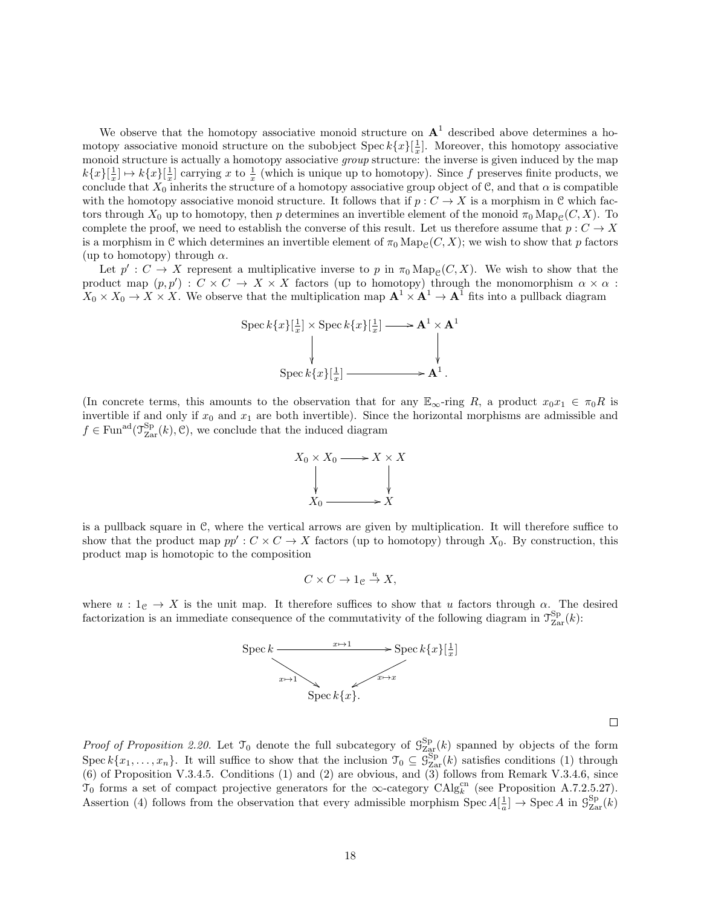We observe that the homotopy associative monoid structure on $\mathbf{A}^1$ described above determines a homotopy associative monoid structure on the subobject $\operatorname{Spec} k\{x\}[\frac{1}{x}]$. Moreover, this homotopy associative monoid structure is actually a homotopy associative *group* structure: the inverse is given induced by the map $k\{x\}[\frac{1}{x}] \mapsto k\{x\}[\frac{1}{x}]$ carrying $x$ to $\frac{1}{x}$ (which is unique up to homotopy). Since $f$ preserves finite products, we conclude that $X_0$ inherits the structure of a homotopy associative group object of $\mathcal{C}$, and that $\alpha$ is compatible with the homotopy associative monoid structure. It follows that if $p : C \to X$ is a morphism in $\mathcal{C}$ which factors through $X_0$ up to homotopy, then $p$ determines an invertible element of the monoid $\pi_0 \operatorname{Map}_{\mathcal{C}}(C, X)$. To complete the proof, we need to establish the converse of this result. Let us therefore assume that $p : C \to X$ is a morphism in $\mathcal{C}$ which determines an invertible element of $\pi_0 \operatorname{Map}_{\mathcal{C}}(C, X)$; we wish to show that $p$ factors (up to homotopy) through $\alpha$.

Let $p' : C \to X$ represent a multiplicative inverse to $p$ in $\pi_0 \operatorname{Map}_{\mathcal{C}}(C, X)$. We wish to show that the product map $(p, p') : C \times C \to X \times X$ factors (up to homotopy) through the monomorphism $\alpha \times \alpha : X_0 \times X_0 \to X \times X$. We observe that the multiplication map $\mathbf{A}^1 \times \mathbf{A}^1 \to \mathbf{A}^1$ fits into a pullback diagram

$$\begin{array}{ccc} \operatorname{Spec} k\{x\}[\frac{1}{x}] \times \operatorname{Spec} k\{x\}[\frac{1}{x}] & \longrightarrow & \mathbf{A}^1 \times \mathbf{A}^1 \\ \downarrow & & \downarrow \\ \operatorname{Spec} k\{x\}[\frac{1}{x}] & \longrightarrow & \mathbf{A}^1 . \end{array}$$

(In concrete terms, this amounts to the observation that for any $\mathbb{E}_\infty$-ring $R$, a product $x_0 x_1 \in \pi_0 R$ is invertible if and only if $x_0$ and $x_1$ are both invertible). Since the horizontal morphisms are admissible and $f \in \operatorname{Fun}^{\mathrm{ad}}(\mathcal{T}^{\mathrm{Sp}}_{\mathrm{Zar}}(k), \mathcal{C})$, we conclude that the induced diagram

$$\begin{array}{ccc} X_0 \times X_0 & \longrightarrow & X \times X \\ \downarrow & & \downarrow \\ X_0 & \longrightarrow & X \end{array}$$

is a pullback square in $\mathcal{C}$, where the vertical arrows are given by multiplication. It will therefore suffice to show that the product map $pp' : C \times C \to X$ factors (up to homotopy) through $X_0$. By construction, this product map is homotopic to the composition

$$C \times C \to 1_{\mathcal{C}} \xrightarrow{u} X,$$

where $u : 1_{\mathcal{C}} \to X$ is the unit map. It therefore suffices to show that $u$ factors through $\alpha$. The desired factorization is an immediate consequence of the commutativity of the following diagram in $\mathcal{T}^{\mathrm{Sp}}_{\mathrm{Zar}}(k)$:

$$\begin{array}{ccc} \operatorname{Spec} k & \xrightarrow{x \mapsto 1} & \operatorname{Spec} k\{x\}[\frac{1}{x}] \\ & {\scriptstyle x \mapsto 1} \searrow \quad \swarrow {\scriptstyle x \mapsto x} & \\ & \operatorname{Spec} k\{x\}. & \end{array}$$

□

*Proof of Proposition 2.20.* Let $\mathcal{T}_0$ denote the full subcategory of $\mathcal{G}^{\mathrm{Sp}}_{\mathrm{Zar}}(k)$ spanned by objects of the form $\operatorname{Spec} k\{x_1, \ldots, x_n\}$. It will suffice to show that the inclusion $\mathcal{T}_0 \subseteq \mathcal{G}^{\mathrm{Sp}}_{\mathrm{Zar}}(k)$ satisfies conditions (1) through (6) of Proposition V.3.4.5. Conditions (1) and (2) are obvious, and (3) follows from Remark V.3.4.6, since $\mathcal{T}_0$ forms a set of compact projective generators for the $\infty$-category $\mathrm{CAlg}^{\mathrm{cn}}_k$ (see Proposition A.7.2.5.27). Assertion (4) follows from the observation that every admissible morphism $\operatorname{Spec} A[\frac{1}{a}] \to \operatorname{Spec} A$ in $\mathcal{G}^{\mathrm{Sp}}_{\mathrm{Zar}}(k)$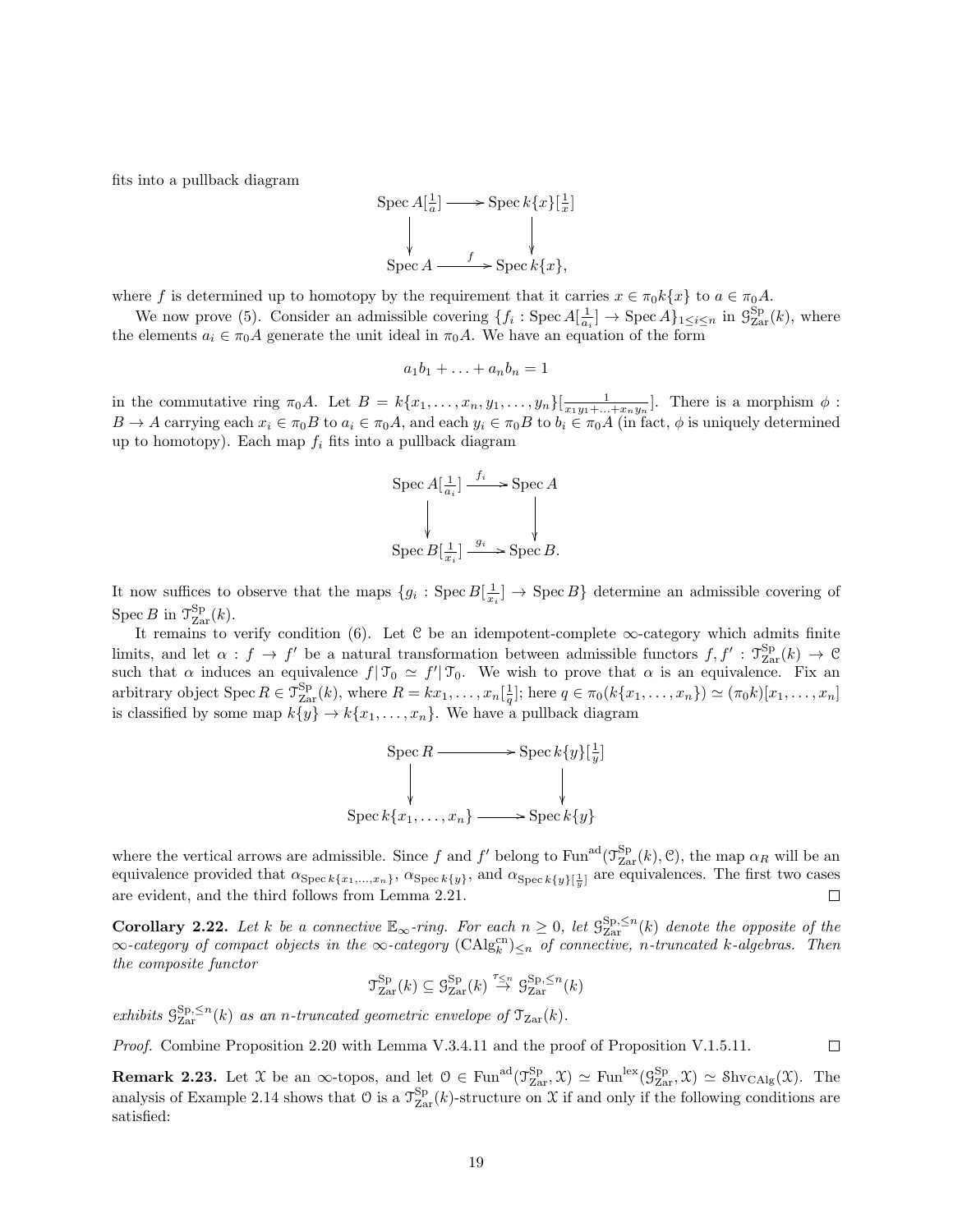fits into a pullback diagram

$$\begin{array}{ccc} \operatorname{Spec} A[\frac{1}{a}] & \longrightarrow & \operatorname{Spec} k\{x\}[\frac{1}{x}] \\ \downarrow & & \downarrow \\ \operatorname{Spec} A & \xrightarrow{f} & \operatorname{Spec} k\{x\}, \end{array}$$

where $f$ is determined up to homotopy by the requirement that it carries $x \in \pi_0 k\{x\}$ to $a \in \pi_0 A$.

We now prove (5). Consider an admissible covering $\{f_i : \operatorname{Spec} A[\frac{1}{a_i}] \to \operatorname{Spec} A\}_{1 \leq i \leq n}$ in $\mathcal{G}^{\mathrm{Sp}}_{\mathrm{Zar}}(k)$, where the elements $a_i \in \pi_0 A$ generate the unit ideal in $\pi_0 A$. We have an equation of the form

$$a_1 b_1 + \ldots + a_n b_n = 1$$

in the commutative ring $\pi_0 A$. Let $B = k\{x_1, \ldots, x_n, y_1, \ldots, y_n\}[\frac{1}{x_1 y_1 + \ldots + x_n y_n}]$. There is a morphism $\phi : B \to A$ carrying each $x_i \in \pi_0 B$ to $a_i \in \pi_0 A$, and each $y_i \in \pi_0 B$ to $b_i \in \pi_0 A$ (in fact, $\phi$ is uniquely determined up to homotopy). Each map $f_i$ fits into a pullback diagram

$$\begin{array}{ccc} \operatorname{Spec} A[\frac{1}{a_i}] & \xrightarrow{f_i} & \operatorname{Spec} A \\ \downarrow & & \downarrow \\ \operatorname{Spec} B[\frac{1}{x_i}] & \xrightarrow{g_i} & \operatorname{Spec} B. \end{array}$$

It now suffices to observe that the maps $\{g_i : \operatorname{Spec} B[\frac{1}{x_i}] \to \operatorname{Spec} B\}$ determine an admissible covering of $\operatorname{Spec} B$ in $\mathcal{T}^{\mathrm{Sp}}_{\mathrm{Zar}}(k)$.

It remains to verify condition (6). Let $\mathcal{C}$ be an idempotent-complete $\infty$-category which admits finite limits, and let $\alpha : f \to f'$ be a natural transformation between admissible functors $f, f' : \mathcal{T}^{\mathrm{Sp}}_{\mathrm{Zar}}(k) \to \mathcal{C}$ such that $\alpha$ induces an equivalence $f|\mathcal{T}_0 \simeq f'|\mathcal{T}_0$. We wish to prove that $\alpha$ is an equivalence. Fix an arbitrary object $\operatorname{Spec} R \in \mathcal{T}^{\mathrm{Sp}}_{\mathrm{Zar}}(k)$, where $R = kx_1, \ldots, x_n[\frac{1}{q}]$; here $q \in \pi_0(k\{x_1, \ldots, x_n\}) \simeq (\pi_0 k)[x_1, \ldots, x_n]$ is classified by some map $k\{y\} \to k\{x_1, \ldots, x_n\}$. We have a pullback diagram

$$\begin{array}{ccc} \operatorname{Spec} R & \longrightarrow & \operatorname{Spec} k\{y\}[\frac{1}{y}] \\ \downarrow & & \downarrow \\ \operatorname{Spec} k\{x_1, \ldots, x_n\} & \longrightarrow & \operatorname{Spec} k\{y\} \end{array}$$

where the vertical arrows are admissible. Since $f$ and $f'$ belong to $\operatorname{Fun}^{\mathrm{ad}}(\mathcal{T}^{\mathrm{Sp}}_{\mathrm{Zar}}(k), \mathcal{C})$, the map $\alpha_R$ will be an equivalence provided that $\alpha_{\operatorname{Spec} k\{x_1, \ldots, x_n\}}$, $\alpha_{\operatorname{Spec} k\{y\}}$, and $\alpha_{\operatorname{Spec} k\{y\}[\frac{1}{y}]}$ are equivalences. The first two cases are evident, and the third follows from Lemma 2.21. $\square$

**Corollary 2.22.** *Let $k$ be a connective $\mathbb{E}_\infty$-ring. For each $n \geq 0$, let $\mathcal{G}^{\mathrm{Sp}, \leq n}_{\mathrm{Zar}}(k)$ denote the opposite of the $\infty$-category of compact objects in the $\infty$-category $(\mathrm{CAlg}^{\mathrm{cn}}_k)_{\leq n}$ of connective, $n$-truncated $k$-algebras. Then the composite functor*

$$\mathcal{T}^{\mathrm{Sp}}_{\mathrm{Zar}}(k) \subseteq \mathcal{G}^{\mathrm{Sp}}_{\mathrm{Zar}}(k) \stackrel{\tau_{\leq n}}{\to} \mathcal{G}^{\mathrm{Sp}, \leq n}_{\mathrm{Zar}}(k)$$

*exhibits $\mathcal{G}^{\mathrm{Sp}, \leq n}_{\mathrm{Zar}}(k)$ as an $n$-truncated geometric envelope of $\mathcal{T}_{\mathrm{Zar}}(k)$.*

*Proof.* Combine Proposition 2.20 with Lemma V.3.4.11 and the proof of Proposition V.1.5.11. $\square$

**Remark 2.23.** Let $\mathcal{X}$ be an $\infty$-topos, and let $\mathcal{O} \in \operatorname{Fun}^{\mathrm{ad}}(\mathcal{T}^{\mathrm{Sp}}_{\mathrm{Zar}}, \mathcal{X}) \simeq \operatorname{Fun}^{\mathrm{lex}}(\mathcal{G}^{\mathrm{Sp}}_{\mathrm{Zar}}, \mathcal{X}) \simeq \mathcal{S}\mathrm{hv}_{\mathrm{CAlg}}(\mathcal{X})$. The analysis of Example 2.14 shows that $\mathcal{O}$ is a $\mathcal{T}^{\mathrm{Sp}}_{\mathrm{Zar}}(k)$-structure on $\mathcal{X}$ if and only if the following conditions are satisfied: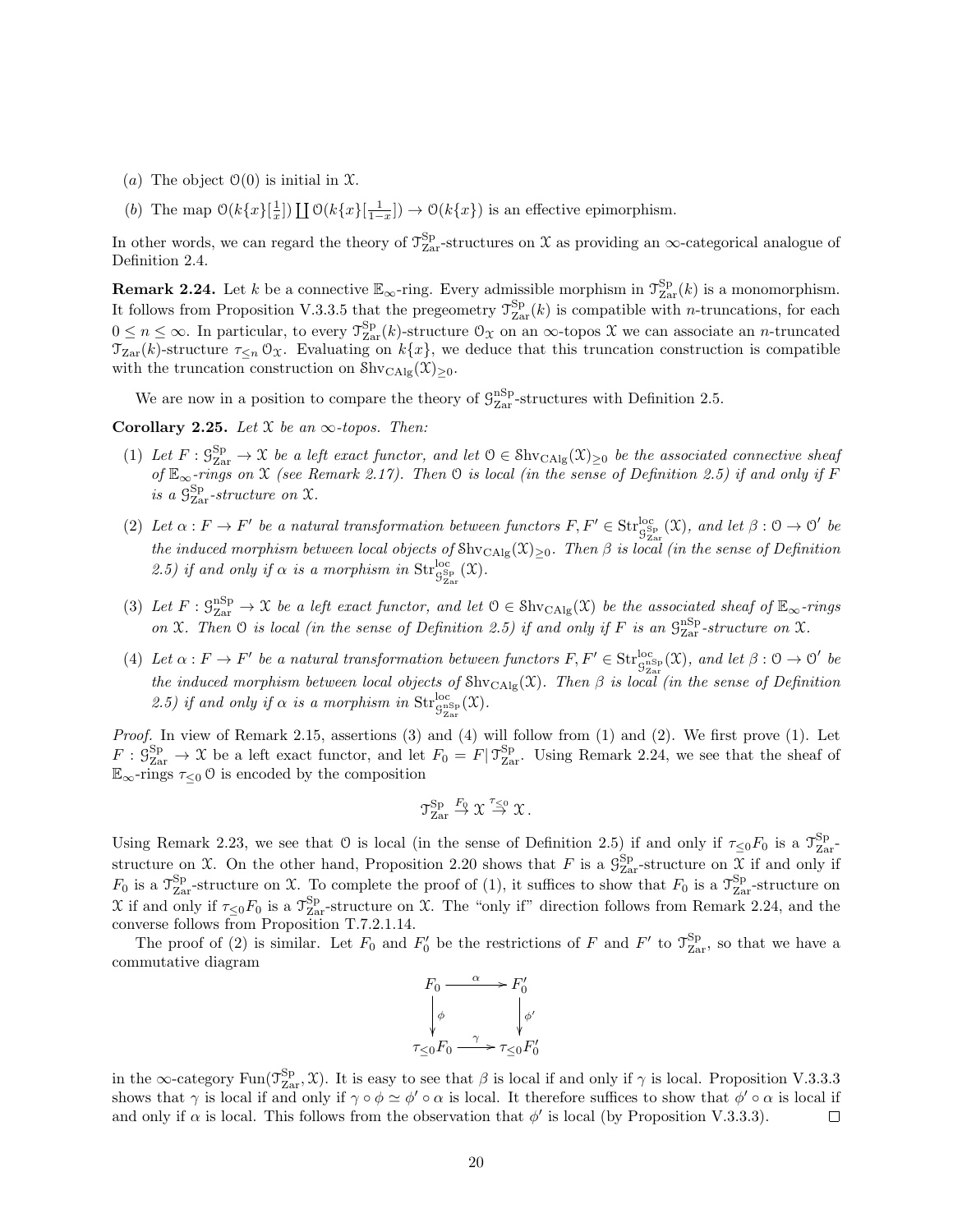(a) The object $\mathcal{O}(0)$ is initial in $\mathcal{X}$.

(b) The map $\mathcal{O}(k\{x\}[\frac{1}{x}]) \coprod \mathcal{O}(k\{x\}[\frac{1}{1-x}]) \to \mathcal{O}(k\{x\})$ is an effective epimorphism.

In other words, we can regard the theory of $\mathcal{T}^{\mathrm{Sp}}_{\mathrm{Zar}}$-structures on $\mathcal{X}$ as providing an $\infty$-categorical analogue of Definition 2.4.

**Remark 2.24.** Let $k$ be a connective $\mathbb{E}_\infty$-ring. Every admissible morphism in $\mathcal{T}^{\mathrm{Sp}}_{\mathrm{Zar}}(k)$ is a monomorphism. It follows from Proposition V.3.3.5 that the pregeometry $\mathcal{T}^{\mathrm{Sp}}_{\mathrm{Zar}}(k)$ is compatible with $n$-truncations, for each $0 \leq n \leq \infty$. In particular, to every $\mathcal{T}^{\mathrm{Sp}}_{\mathrm{Zar}}(k)$-structure $\mathcal{O}_\mathcal{X}$ on an $\infty$-topos $\mathcal{X}$ we can associate an $n$-truncated $\mathcal{T}_{\mathrm{Zar}}(k)$-structure $\tau_{\leq n}\,\mathcal{O}_\mathcal{X}$. Evaluating on $k\{x\}$, we deduce that this truncation construction is compatible with the truncation construction on $\mathcal{S}\mathrm{hv}_{\mathrm{CAlg}}(\mathcal{X})_{\geq 0}$.

We are now in a position to compare the theory of $\mathcal{G}^{\mathrm{nSp}}_{\mathrm{Zar}}$-structures with Definition 2.5.

**Corollary 2.25.** *Let $\mathcal{X}$ be an $\infty$-topos. Then:*

(1) *Let $F : \mathcal{G}^{\mathrm{Sp}}_{\mathrm{Zar}} \to \mathcal{X}$ be a left exact functor, and let $\mathcal{O} \in \mathcal{S}\mathrm{hv}_{\mathrm{CAlg}}(\mathcal{X})_{\geq 0}$ be the associated connective sheaf of $\mathbb{E}_\infty$-rings on $\mathcal{X}$ (see Remark 2.17). Then $\mathcal{O}$ is local (in the sense of Definition 2.5) if and only if $F$ is a $\mathcal{G}^{\mathrm{Sp}}_{\mathrm{Zar}}$-structure on $\mathcal{X}$.*

(2) *Let $\alpha : F \to F'$ be a natural transformation between functors $F, F' \in \mathrm{Str}^{\mathrm{loc}}_{\mathcal{G}^{\mathrm{Sp}}_{\mathrm{Zar}}}(\mathcal{X})$, and let $\beta : \mathcal{O} \to \mathcal{O}'$ be the induced morphism between local objects of $\mathcal{S}\mathrm{hv}_{\mathrm{CAlg}}(\mathcal{X})_{\geq 0}$. Then $\beta$ is local (in the sense of Definition 2.5) if and only if $\alpha$ is a morphism in $\mathrm{Str}^{\mathrm{loc}}_{\mathcal{G}^{\mathrm{Sp}}_{\mathrm{Zar}}}(\mathcal{X})$.*

(3) *Let $F : \mathcal{G}^{\mathrm{nSp}}_{\mathrm{Zar}} \to \mathcal{X}$ be a left exact functor, and let $\mathcal{O} \in \mathcal{S}\mathrm{hv}_{\mathrm{CAlg}}(\mathcal{X})$ be the associated sheaf of $\mathbb{E}_\infty$-rings on $\mathcal{X}$. Then $\mathcal{O}$ is local (in the sense of Definition 2.5) if and only if $F$ is an $\mathcal{G}^{\mathrm{nSp}}_{\mathrm{Zar}}$-structure on $\mathcal{X}$.*

(4) *Let $\alpha : F \to F'$ be a natural transformation between functors $F, F' \in \mathrm{Str}^{\mathrm{loc}}_{\mathcal{G}^{\mathrm{nSp}}_{\mathrm{Zar}}}(\mathcal{X})$, and let $\beta : \mathcal{O} \to \mathcal{O}'$ be the induced morphism between local objects of $\mathcal{S}\mathrm{hv}_{\mathrm{CAlg}}(\mathcal{X})$. Then $\beta$ is local (in the sense of Definition 2.5) if and only if $\alpha$ is a morphism in $\mathrm{Str}^{\mathrm{loc}}_{\mathcal{G}^{\mathrm{nSp}}_{\mathrm{Zar}}}(\mathcal{X})$.*

*Proof.* In view of Remark 2.15, assertions (3) and (4) will follow from (1) and (2). We first prove (1). Let $F : \mathcal{G}^{\mathrm{Sp}}_{\mathrm{Zar}} \to \mathcal{X}$ be a left exact functor, and let $F_0 = F|\,\mathcal{T}^{\mathrm{Sp}}_{\mathrm{Zar}}$. Using Remark 2.24, we see that the sheaf of $\mathbb{E}_\infty$-rings $\tau_{\leq 0}\,\mathcal{O}$ is encoded by the composition

$$\mathcal{T}^{\mathrm{Sp}}_{\mathrm{Zar}} \xrightarrow{F_0} \mathcal{X} \xrightarrow{\tau_{\leq 0}} \mathcal{X}\,.$$

Using Remark 2.23, we see that $\mathcal{O}$ is local (in the sense of Definition 2.5) if and only if $\tau_{\leq 0}F_0$ is a $\mathcal{T}^{\mathrm{Sp}}_{\mathrm{Zar}}$-structure on $\mathcal{X}$. On the other hand, Proposition 2.20 shows that $F$ is a $\mathcal{G}^{\mathrm{Sp}}_{\mathrm{Zar}}$-structure on $\mathcal{X}$ if and only if $F_0$ is a $\mathcal{T}^{\mathrm{Sp}}_{\mathrm{Zar}}$-structure on $\mathcal{X}$. To complete the proof of (1), it suffices to show that $F_0$ is a $\mathcal{T}^{\mathrm{Sp}}_{\mathrm{Zar}}$-structure on $\mathcal{X}$ if and only if $\tau_{\leq 0}F_0$ is a $\mathcal{T}^{\mathrm{Sp}}_{\mathrm{Zar}}$-structure on $\mathcal{X}$. The "only if" direction follows from Remark 2.24, and the converse follows from Proposition T.7.2.1.14.

The proof of (2) is similar. Let $F_0$ and $F_0'$ be the restrictions of $F$ and $F'$ to $\mathcal{T}^{\mathrm{Sp}}_{\mathrm{Zar}}$, so that we have a commutative diagram

$$\begin{array}{ccc} F_0 & \xrightarrow{\alpha} & F_0' \\ \downarrow{\scriptstyle \phi} & & \downarrow{\scriptstyle \phi'} \\ \tau_{\leq 0}F_0 & \xrightarrow{\gamma} & \tau_{\leq 0}F_0' \end{array}$$

in the $\infty$-category $\mathrm{Fun}(\mathcal{T}^{\mathrm{Sp}}_{\mathrm{Zar}}, \mathcal{X})$. It is easy to see that $\beta$ is local if and only if $\gamma$ is local. Proposition V.3.3.3 shows that $\gamma$ is local if and only if $\gamma \circ \phi \simeq \phi' \circ \alpha$ is local. It therefore suffices to show that $\phi' \circ \alpha$ is local if and only if $\alpha$ is local. This follows from the observation that $\phi'$ is local (by Proposition V.3.3.3). $\square$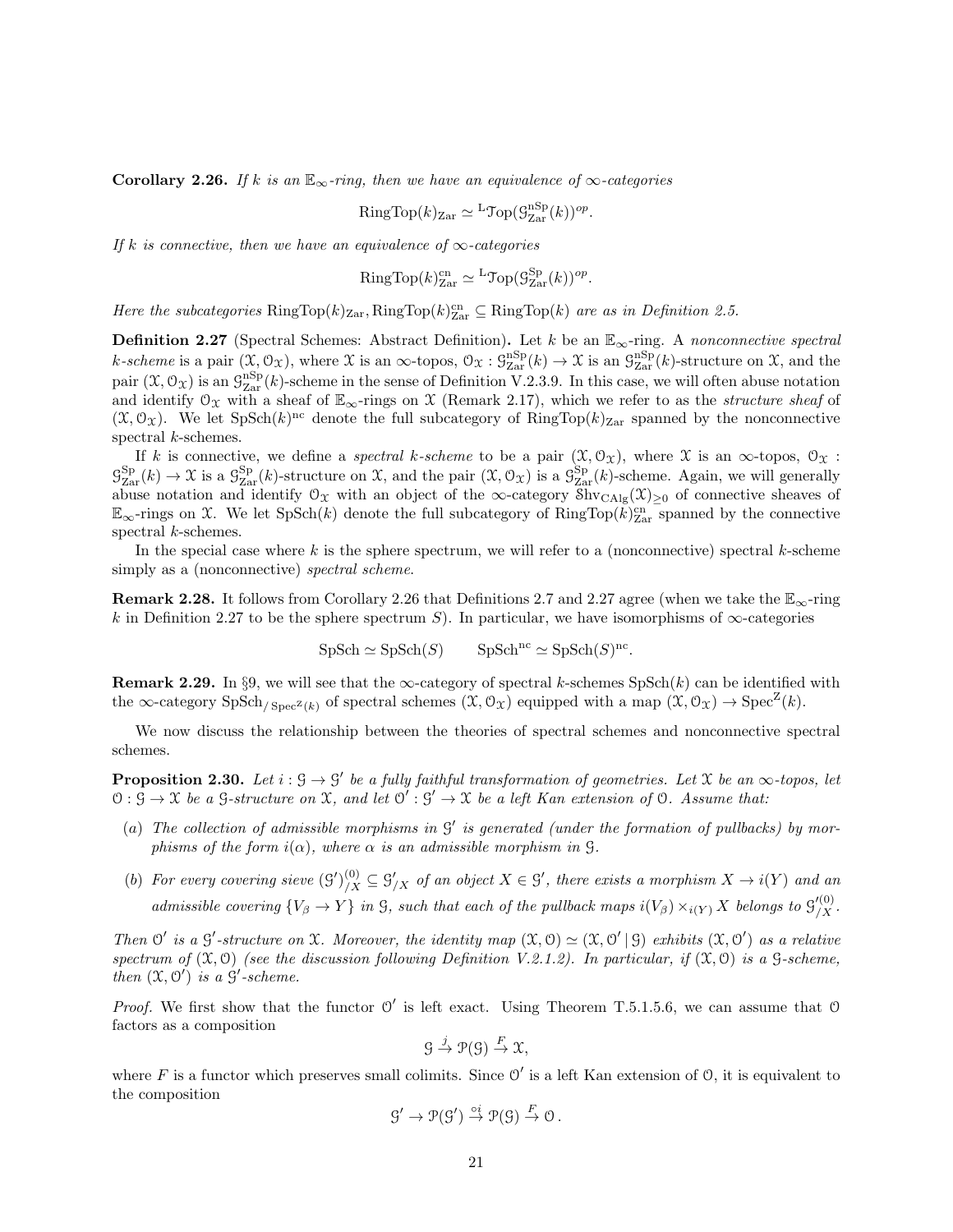**Corollary 2.26.** *If $k$ is an $\mathbb{E}_\infty$-ring, then we have an equivalence of $\infty$-categories*

$$\mathrm{RingTop}(k)_{\mathrm{Zar}} \simeq {}^{\mathrm{L}}\mathcal{T}\mathrm{op}(\mathcal{G}^{\mathrm{nSp}}_{\mathrm{Zar}}(k))^{op}.$$

*If $k$ is connective, then we have an equivalence of $\infty$-categories*

$$\mathrm{RingTop}(k)^{\mathrm{cn}}_{\mathrm{Zar}} \simeq {}^{\mathrm{L}}\mathcal{T}\mathrm{op}(\mathcal{G}^{\mathrm{Sp}}_{\mathrm{Zar}}(k))^{op}.$$

*Here the subcategories $\mathrm{RingTop}(k)_{\mathrm{Zar}}, \mathrm{RingTop}(k)^{\mathrm{cn}}_{\mathrm{Zar}} \subseteq \mathrm{RingTop}(k)$ are as in Definition 2.5.*

**Definition 2.27** (Spectral Schemes: Abstract Definition)**.** Let $k$ be an $\mathbb{E}_\infty$-ring. A *nonconnective spectral $k$-scheme* is a pair $(\mathcal{X}, \mathcal{O}_\mathcal{X})$, where $\mathcal{X}$ is an $\infty$-topos, $\mathcal{O}_\mathcal{X} : \mathcal{G}^{\mathrm{nSp}}_{\mathrm{Zar}}(k) \to \mathcal{X}$ is an $\mathcal{G}^{\mathrm{nSp}}_{\mathrm{Zar}}(k)$-structure on $\mathcal{X}$, and the pair $(\mathcal{X}, \mathcal{O}_\mathcal{X})$ is an $\mathcal{G}^{\mathrm{nSp}}_{\mathrm{Zar}}(k)$-scheme in the sense of Definition V.2.3.9. In this case, we will often abuse notation and identify $\mathcal{O}_\mathcal{X}$ with a sheaf of $\mathbb{E}_\infty$-rings on $\mathcal{X}$ (Remark 2.17), which we refer to as the *structure sheaf* of $(\mathcal{X}, \mathcal{O}_\mathcal{X})$. We let $\mathrm{SpSch}(k)^{\mathrm{nc}}$ denote the full subcategory of $\mathrm{RingTop}(k)_{\mathrm{Zar}}$ spanned by the nonconnective spectral $k$-schemes.

If $k$ is connective, we define a *spectral $k$-scheme* to be a pair $(\mathcal{X}, \mathcal{O}_\mathcal{X})$, where $\mathcal{X}$ is an $\infty$-topos, $\mathcal{O}_\mathcal{X} : \mathcal{G}^{\mathrm{Sp}}_{\mathrm{Zar}}(k) \to \mathcal{X}$ is a $\mathcal{G}^{\mathrm{Sp}}_{\mathrm{Zar}}(k)$-structure on $\mathcal{X}$, and the pair $(\mathcal{X}, \mathcal{O}_\mathcal{X})$ is a $\mathcal{G}^{\mathrm{Sp}}_{\mathrm{Zar}}(k)$-scheme. Again, we will generally abuse notation and identify $\mathcal{O}_\mathcal{X}$ with an object of the $\infty$-category $\mathcal{S}\mathrm{hv}_{\mathrm{CAlg}}(\mathcal{X})_{\geq 0}$ of connective sheaves of $\mathbb{E}_\infty$-rings on $\mathcal{X}$. We let $\mathrm{SpSch}(k)$ denote the full subcategory of $\mathrm{RingTop}(k)^{\mathrm{cn}}_{\mathrm{Zar}}$ spanned by the connective spectral $k$-schemes.

In the special case where $k$ is the sphere spectrum, we will refer to a (nonconnective) spectral $k$-scheme simply as a (nonconnective) *spectral scheme*.

**Remark 2.28.** It follows from Corollary 2.26 that Definitions 2.7 and 2.27 agree (when we take the $\mathbb{E}_\infty$-ring $k$ in Definition 2.27 to be the sphere spectrum $S$). In particular, we have isomorphisms of $\infty$-categories

$$\mathrm{SpSch} \simeq \mathrm{SpSch}(S) \qquad \mathrm{SpSch}^{\mathrm{nc}} \simeq \mathrm{SpSch}(S)^{\mathrm{nc}}.$$

**Remark 2.29.** In §9, we will see that the $\infty$-category of spectral $k$-schemes $\mathrm{SpSch}(k)$ can be identified with the $\infty$-category $\mathrm{SpSch}_{/\operatorname{Spec}^{\mathrm{Z}}(k)}$ of spectral schemes $(\mathcal{X}, \mathcal{O}_\mathcal{X})$ equipped with a map $(\mathcal{X}, \mathcal{O}_\mathcal{X}) \to \operatorname{Spec}^{\mathrm{Z}}(k)$.

We now discuss the relationship between the theories of spectral schemes and nonconnective spectral schemes.

**Proposition 2.30.** *Let $i : \mathcal{G} \to \mathcal{G}'$ be a fully faithful transformation of geometries. Let $\mathcal{X}$ be an $\infty$-topos, let $\mathcal{O} : \mathcal{G} \to \mathcal{X}$ be a $\mathcal{G}$-structure on $\mathcal{X}$, and let $\mathcal{O}' : \mathcal{G}' \to \mathcal{X}$ be a left Kan extension of $\mathcal{O}$. Assume that:*

- (a) *The collection of admissible morphisms in $\mathcal{G}'$ is generated (under the formation of pullbacks) by morphisms of the form $i(\alpha)$, where $\alpha$ is an admissible morphism in $\mathcal{G}$.*
- (b) *For every covering sieve $(\mathcal{G}')^{(0)}_{/X} \subseteq \mathcal{G}'_{/X}$ of an object $X \in \mathcal{G}'$, there exists a morphism $X \to i(Y)$ and an admissible covering $\{V_\beta \to Y\}$ in $\mathcal{G}$, such that each of the pullback maps $i(V_\beta) \times_{i(Y)} X$ belongs to $\mathcal{G}'^{(0)}_{/X}$.*

*Then $\mathcal{O}'$ is a $\mathcal{G}'$-structure on $\mathcal{X}$. Moreover, the identity map $(\mathcal{X}, \mathcal{O}) \simeq (\mathcal{X}, \mathcal{O}' \,|\, \mathcal{G})$ exhibits $(\mathcal{X}, \mathcal{O}')$ as a relative spectrum of $(\mathcal{X}, \mathcal{O})$ (see the discussion following Definition V.2.1.2). In particular, if $(\mathcal{X}, \mathcal{O})$ is a $\mathcal{G}$-scheme, then $(\mathcal{X}, \mathcal{O}')$ is a $\mathcal{G}'$-scheme.*

*Proof.* We first show that the functor $\mathcal{O}'$ is left exact. Using Theorem T.5.1.5.6, we can assume that $\mathcal{O}$ factors as a composition

$$\mathcal{G} \xrightarrow{j} \mathcal{P}(\mathcal{G}) \xrightarrow{F} \mathcal{X},$$

where $F$ is a functor which preserves small colimits. Since $\mathcal{O}'$ is a left Kan extension of $\mathcal{O}$, it is equivalent to the composition

$$\mathcal{G}' \to \mathcal{P}(\mathcal{G}') \xrightarrow{\circ i} \mathcal{P}(\mathcal{G}) \xrightarrow{F} \mathcal{O}.$$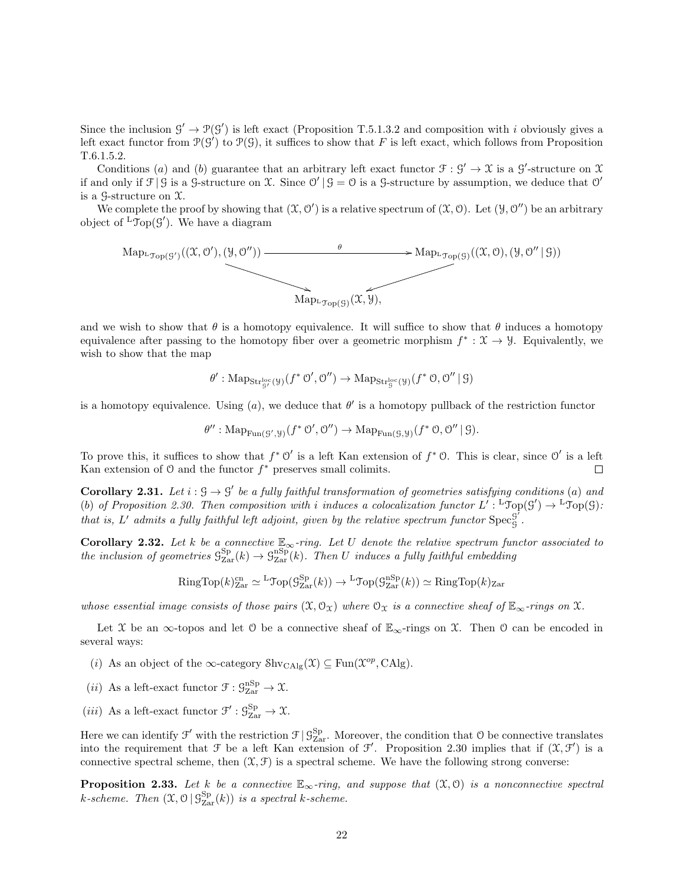Since the inclusion $\mathcal{G}' \to \mathcal{P}(\mathcal{G}')$ is left exact (Proposition T.5.1.3.2 and composition with $i$ obviously gives a left exact functor from $\mathcal{P}(\mathcal{G}')$ to $\mathcal{P}(\mathcal{G})$, it suffices to show that $F$ is left exact, which follows from Proposition T.6.1.5.2.

Conditions $(a)$ and $(b)$ guarantee that an arbitrary left exact functor $\mathcal{F} : \mathcal{G}' \to \mathcal{X}$ is a $\mathcal{G}'$-structure on $\mathcal{X}$ if and only if $\mathcal{F} \,|\, \mathcal{G}$ is a $\mathcal{G}$-structure on $\mathcal{X}$. Since $\mathcal{O}' \,|\, \mathcal{G} = \mathcal{O}$ is a $\mathcal{G}$-structure by assumption, we deduce that $\mathcal{O}'$ is a $\mathcal{G}$-structure on $\mathcal{X}$.

We complete the proof by showing that $(\mathcal{X}, \mathcal{O}')$ is a relative spectrum of $(\mathcal{X}, \mathcal{O})$. Let $(\mathcal{Y}, \mathcal{O}'')$ be an arbitrary object of ${}^{\mathrm{L}}\mathcal{T}\mathrm{op}(\mathcal{G}')$. We have a diagram

$$\begin{array}{ccc}
\mathrm{Map}_{{}^{\mathrm{L}}\mathcal{T}\mathrm{op}(\mathcal{G}')}((\mathcal{X}, \mathcal{O}'), (\mathcal{Y}, \mathcal{O}'')) & \xrightarrow{\theta} & \mathrm{Map}_{{}^{\mathrm{L}}\mathcal{T}\mathrm{op}(\mathcal{G})}((\mathcal{X}, \mathcal{O}), (\mathcal{Y}, \mathcal{O}'' \,|\, \mathcal{G})) \\
& \searrow \quad \swarrow & \\
& \mathrm{Map}_{{}^{\mathrm{L}}\mathcal{T}\mathrm{op}(\mathcal{G})}(\mathcal{X}, \mathcal{Y}), &
\end{array}$$

and we wish to show that $\theta$ is a homotopy equivalence. It will suffice to show that $\theta$ induces a homotopy equivalence after passing to the homotopy fiber over a geometric morphism $f^* : \mathcal{X} \to \mathcal{Y}$. Equivalently, we wish to show that the map

$$\theta' : \mathrm{Map}_{\mathrm{Str}^{\mathrm{loc}}_{\mathcal{G}'}(\mathcal{Y})}(f^* \mathcal{O}', \mathcal{O}'') \to \mathrm{Map}_{\mathrm{Str}^{\mathrm{loc}}_{\mathcal{G}}(\mathcal{Y})}(f^* \mathcal{O}, \mathcal{O}'' \,|\, \mathcal{G})$$

is a homotopy equivalence. Using $(a)$, we deduce that $\theta'$ is a homotopy pullback of the restriction functor

$$\theta'' : \mathrm{Map}_{\mathrm{Fun}(\mathcal{G}', \mathcal{Y})}(f^* \mathcal{O}', \mathcal{O}'') \to \mathrm{Map}_{\mathrm{Fun}(\mathcal{G}, \mathcal{Y})}(f^* \mathcal{O}, \mathcal{O}'' \,|\, \mathcal{G}).$$

To prove this, it suffices to show that $f^* \mathcal{O}'$ is a left Kan extension of $f^* \mathcal{O}$. This is clear, since $\mathcal{O}'$ is a left Kan extension of $\mathcal{O}$ and the functor $f^*$ preserves small colimits. $\square$

**Corollary 2.31.** *Let $i : \mathcal{G} \to \mathcal{G}'$ be a fully faithful transformation of geometries satisfying conditions $(a)$ and $(b)$ of Proposition 2.30. Then composition with $i$ induces a colocalization functor $L' : {}^{\mathrm{L}}\mathcal{T}\mathrm{op}(\mathcal{G}') \to {}^{\mathrm{L}}\mathcal{T}\mathrm{op}(\mathcal{G})$: that is, $L'$ admits a fully faithful left adjoint, given by the relative spectrum functor $\mathrm{Spec}^{\mathcal{G}'}_{\mathcal{G}}$.*

**Corollary 2.32.** *Let $k$ be a connective $\mathbb{E}_\infty$-ring. Let $U$ denote the relative spectrum functor associated to the inclusion of geometries $\mathcal{G}^{\mathrm{Sp}}_{\mathrm{Zar}}(k) \to \mathcal{G}^{\mathrm{nSp}}_{\mathrm{Zar}}(k)$. Then $U$ induces a fully faithful embedding*

$$\mathrm{RingTop}(k)^{\mathrm{cn}}_{\mathrm{Zar}} \simeq {}^{\mathrm{L}}\mathcal{T}\mathrm{op}(\mathcal{G}^{\mathrm{Sp}}_{\mathrm{Zar}}(k)) \to {}^{\mathrm{L}}\mathcal{T}\mathrm{op}(\mathcal{G}^{\mathrm{nSp}}_{\mathrm{Zar}}(k)) \simeq \mathrm{RingTop}(k)_{\mathrm{Zar}}$$

*whose essential image consists of those pairs $(\mathcal{X}, \mathcal{O}_{\mathcal{X}})$ where $\mathcal{O}_{\mathcal{X}}$ is a connective sheaf of $\mathbb{E}_\infty$-rings on $\mathcal{X}$.*

Let $\mathcal{X}$ be an $\infty$-topos and let $\mathcal{O}$ be a connective sheaf of $\mathbb{E}_\infty$-rings on $\mathcal{X}$. Then $\mathcal{O}$ can be encoded in several ways:

- $(i)$ As an object of the $\infty$-category $\mathcal{S}\mathrm{hv}_{\mathrm{CAlg}}(\mathcal{X}) \subseteq \mathrm{Fun}(\mathcal{X}^{op}, \mathrm{CAlg})$.
- $(ii)$ As a left-exact functor $\mathcal{F} : \mathcal{G}^{\mathrm{nSp}}_{\mathrm{Zar}} \to \mathcal{X}$.
- $(iii)$ As a left-exact functor $\mathcal{F}' : \mathcal{G}^{\mathrm{Sp}}_{\mathrm{Zar}} \to \mathcal{X}$.

Here we can identify $\mathcal{F}'$ with the restriction $\mathcal{F} \,|\, \mathcal{G}^{\mathrm{Sp}}_{\mathrm{Zar}}$. Moreover, the condition that $\mathcal{O}$ be connective translates into the requirement that $\mathcal{F}$ be a left Kan extension of $\mathcal{F}'$. Proposition 2.30 implies that if $(\mathcal{X}, \mathcal{F}')$ is a connective spectral scheme, then $(\mathcal{X}, \mathcal{F})$ is a spectral scheme. We have the following strong converse:

**Proposition 2.33.** *Let $k$ be a connective $\mathbb{E}_\infty$-ring, and suppose that $(\mathcal{X}, \mathcal{O})$ is a nonconnective spectral $k$-scheme. Then $(\mathcal{X}, \mathcal{O} \,|\, \mathcal{G}^{\mathrm{Sp}}_{\mathrm{Zar}}(k))$ is a spectral $k$-scheme.*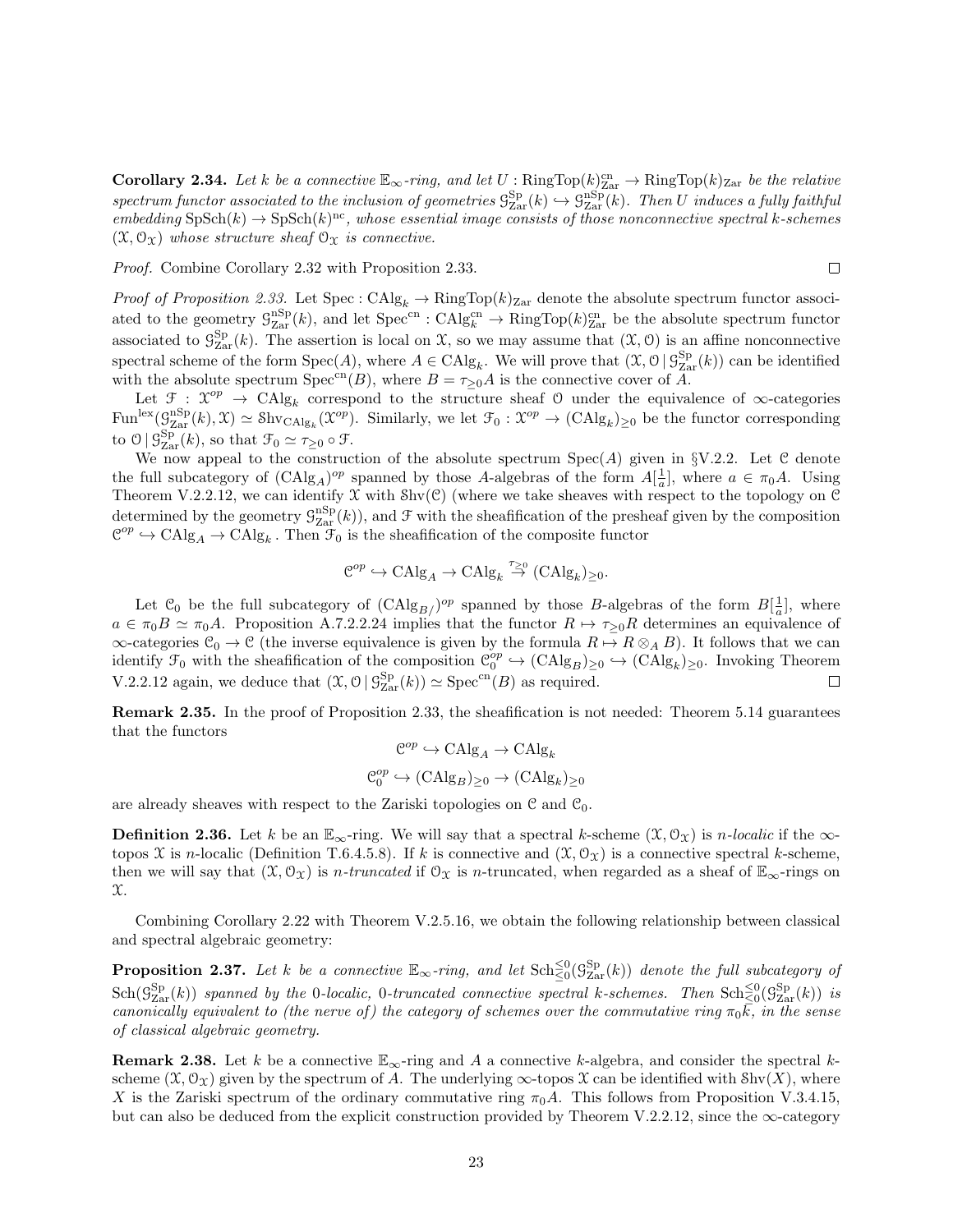**Corollary 2.34.** *Let $k$ be a connective $\mathbb{E}_\infty$-ring, and let $U : \mathrm{RingTop}(k)^{\mathrm{cn}}_{\mathrm{Zar}} \to \mathrm{RingTop}(k)_{\mathrm{Zar}}$ be the relative spectrum functor associated to the inclusion of geometries $\mathcal{G}^{\mathrm{Sp}}_{\mathrm{Zar}}(k) \hookrightarrow \mathcal{G}^{\mathrm{nSp}}_{\mathrm{Zar}}(k)$. Then $U$ induces a fully faithful embedding $\mathrm{SpSch}(k) \to \mathrm{SpSch}(k)^{\mathrm{nc}}$, whose essential image consists of those nonconnective spectral $k$-schemes $(\mathcal{X}, \mathcal{O}_\mathcal{X})$ whose structure sheaf $\mathcal{O}_\mathcal{X}$ is connective.*

*Proof.* Combine Corollary 2.32 with Proposition 2.33. $\square$

*Proof of Proposition 2.33.* Let $\mathrm{Spec} : \mathrm{CAlg}_k \to \mathrm{RingTop}(k)_{\mathrm{Zar}}$ denote the absolute spectrum functor associated to the geometry $\mathcal{G}^{\mathrm{nSp}}_{\mathrm{Zar}}(k)$, and let $\mathrm{Spec}^{\mathrm{cn}} : \mathrm{CAlg}^{\mathrm{cn}}_k \to \mathrm{RingTop}(k)^{\mathrm{cn}}_{\mathrm{Zar}}$ be the absolute spectrum functor associated to $\mathcal{G}^{\mathrm{Sp}}_{\mathrm{Zar}}(k)$. The assertion is local on $\mathcal{X}$, so we may assume that $(\mathcal{X}, \mathcal{O})$ is an affine nonconnective spectral scheme of the form $\mathrm{Spec}(A)$, where $A \in \mathrm{CAlg}_k$. We will prove that $(\mathcal{X}, \mathcal{O} \,|\, \mathcal{G}^{\mathrm{Sp}}_{\mathrm{Zar}}(k))$ can be identified with the absolute spectrum $\mathrm{Spec}^{\mathrm{cn}}(B)$, where $B = \tau_{\geq 0} A$ is the connective cover of $A$.

Let $\mathcal{F} : \mathcal{X}^{op} \to \mathrm{CAlg}_k$ correspond to the structure sheaf $\mathcal{O}$ under the equivalence of $\infty$-categories $\mathrm{Fun}^{\mathrm{lex}}(\mathcal{G}^{\mathrm{nSp}}_{\mathrm{Zar}}(k), \mathcal{X}) \simeq \mathrm{Shv}_{\mathrm{CAlg}_k}(\mathcal{X}^{op})$. Similarly, we let $\mathcal{F}_0 : \mathcal{X}^{op} \to (\mathrm{CAlg}_k)_{\geq 0}$ be the functor corresponding to $\mathcal{O} \,|\, \mathcal{G}^{\mathrm{Sp}}_{\mathrm{Zar}}(k)$, so that $\mathcal{F}_0 \simeq \tau_{\geq 0} \circ \mathcal{F}$.

We now appeal to the construction of the absolute spectrum $\mathrm{Spec}(A)$ given in §V.2.2. Let $\mathcal{C}$ denote the full subcategory of $(\mathrm{CAlg}_A)^{op}$ spanned by those $A$-algebras of the form $A[\frac{1}{a}]$, where $a \in \pi_0 A$. Using Theorem V.2.2.12, we can identify $\mathcal{X}$ with $\mathrm{Shv}(\mathcal{C})$ (where we take sheaves with respect to the topology on $\mathcal{C}$ determined by the geometry $\mathcal{G}^{\mathrm{nSp}}_{\mathrm{Zar}}(k)$), and $\mathcal{F}$ with the sheafification of the presheaf given by the composition $\mathcal{C}^{op} \hookrightarrow \mathrm{CAlg}_A \to \mathrm{CAlg}_k$. Then $\mathcal{F}_0$ is the sheafification of the composite functor

$$\mathcal{C}^{op} \hookrightarrow \mathrm{CAlg}_A \to \mathrm{CAlg}_k \stackrel{\tau_{\geq 0}}{\to} (\mathrm{CAlg}_k)_{\geq 0}.$$

Let $\mathcal{C}_0$ be the full subcategory of $(\mathrm{CAlg}_{B/})^{op}$ spanned by those $B$-algebras of the form $B[\frac{1}{a}]$, where $a \in \pi_0 B \simeq \pi_0 A$. Proposition A.7.2.2.24 implies that the functor $R \mapsto \tau_{\geq 0} R$ determines an equivalence of $\infty$-categories $\mathcal{C}_0 \to \mathcal{C}$ (the inverse equivalence is given by the formula $R \mapsto R \otimes_A B$). It follows that we can identify $\mathcal{F}_0$ with the sheafification of the composition $\mathcal{C}_0^{op} \hookrightarrow (\mathrm{CAlg}_B)_{\geq 0} \hookrightarrow (\mathrm{CAlg}_k)_{\geq 0}$. Invoking Theorem V.2.2.12 again, we deduce that $(\mathcal{X}, \mathcal{O} \,|\, \mathcal{G}^{\mathrm{Sp}}_{\mathrm{Zar}}(k)) \simeq \mathrm{Spec}^{\mathrm{cn}}(B)$ as required. $\square$

**Remark 2.35.** In the proof of Proposition 2.33, the sheafification is not needed: Theorem 5.14 guarantees that the functors

$$\mathcal{C}^{op} \hookrightarrow \mathrm{CAlg}_A \to \mathrm{CAlg}_k$$

$$\mathcal{C}_0^{op} \hookrightarrow (\mathrm{CAlg}_B)_{\geq 0} \to (\mathrm{CAlg}_k)_{\geq 0}$$

are already sheaves with respect to the Zariski topologies on $\mathcal{C}$ and $\mathcal{C}_0$.

**Definition 2.36.** Let $k$ be an $\mathbb{E}_\infty$-ring. We will say that a spectral $k$-scheme $(\mathcal{X}, \mathcal{O}_\mathcal{X})$ is *$n$-localic* if the $\infty$-topos $\mathcal{X}$ is $n$-localic (Definition T.6.4.5.8). If $k$ is connective and $(\mathcal{X}, \mathcal{O}_\mathcal{X})$ is a connective spectral $k$-scheme, then we will say that $(\mathcal{X}, \mathcal{O}_\mathcal{X})$ is *$n$-truncated* if $\mathcal{O}_\mathcal{X}$ is $n$-truncated, when regarded as a sheaf of $\mathbb{E}_\infty$-rings on $\mathcal{X}$.

Combining Corollary 2.22 with Theorem V.2.5.16, we obtain the following relationship between classical and spectral algebraic geometry:

**Proposition 2.37.** *Let $k$ be a connective $\mathbb{E}_\infty$-ring, and let $\mathrm{Sch}^{\leq 0}_{\leq 0}(\mathcal{G}^{\mathrm{Sp}}_{\mathrm{Zar}}(k))$ denote the full subcategory of $\mathrm{Sch}(\mathcal{G}^{\mathrm{Sp}}_{\mathrm{Zar}}(k))$ spanned by the $0$-localic, $0$-truncated connective spectral $k$-schemes. Then $\mathrm{Sch}^{\leq 0}_{\leq 0}(\mathcal{G}^{\mathrm{Sp}}_{\mathrm{Zar}}(k))$ is canonically equivalent to (the nerve of) the category of schemes over the commutative ring $\pi_0 k$, in the sense of classical algebraic geometry.*

**Remark 2.38.** Let $k$ be a connective $\mathbb{E}_\infty$-ring and $A$ a connective $k$-algebra, and consider the spectral $k$-scheme $(\mathcal{X}, \mathcal{O}_\mathcal{X})$ given by the spectrum of $A$. The underlying $\infty$-topos $\mathcal{X}$ can be identified with $\mathrm{Shv}(X)$, where $X$ is the Zariski spectrum of the ordinary commutative ring $\pi_0 A$. This follows from Proposition V.3.4.15, but can also be deduced from the explicit construction provided by Theorem V.2.2.12, since the $\infty$-category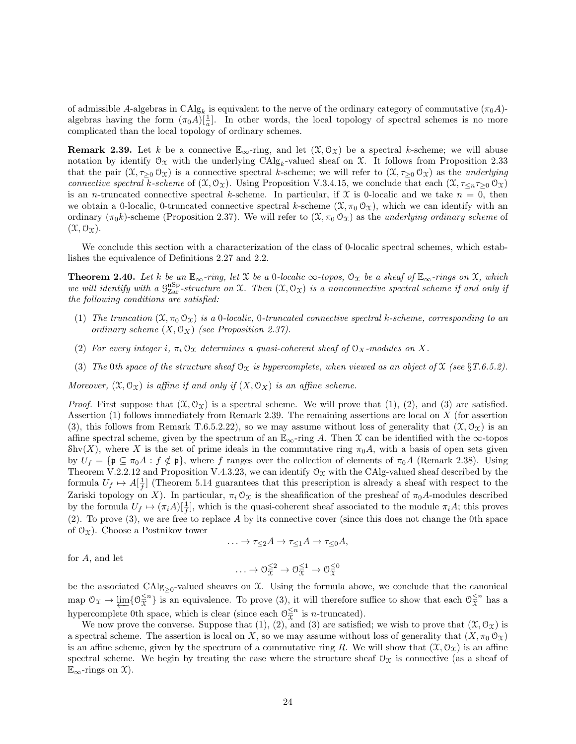of admissible $A$-algebras in $\mathrm{CAlg}_k$ is equivalent to the nerve of the ordinary category of commutative $(\pi_0 A)$-algebras having the form $(\pi_0 A)[\frac{1}{a}]$. In other words, the local topology of spectral schemes is no more complicated than the local topology of ordinary schemes.

**Remark 2.39.** Let $k$ be a connective $\mathbb{E}_\infty$-ring, and let $(\mathcal{X}, \mathcal{O}_\mathcal{X})$ be a spectral $k$-scheme; we will abuse notation by identify $\mathcal{O}_\mathcal{X}$ with the underlying $\mathrm{CAlg}_k$-valued sheaf on $\mathcal{X}$. It follows from Proposition 2.33 that the pair $(\mathcal{X}, \tau_{\geq 0} \mathcal{O}_\mathcal{X})$ is a connective spectral $k$-scheme; we will refer to $(\mathcal{X}, \tau_{\geq 0} \mathcal{O}_\mathcal{X})$ as the *underlying connective spectral $k$-scheme* of $(\mathcal{X}, \mathcal{O}_\mathcal{X})$. Using Proposition V.3.4.15, we conclude that each $(\mathcal{X}, \tau_{\leq n} \tau_{\geq 0} \mathcal{O}_\mathcal{X})$ is an $n$-truncated connective spectral $k$-scheme. In particular, if $\mathcal{X}$ is 0-localic and we take $n = 0$, then we obtain a 0-localic, 0-truncated connective spectral $k$-scheme $(\mathcal{X}, \pi_0 \mathcal{O}_\mathcal{X})$, which we can identify with an ordinary $(\pi_0 k)$-scheme (Proposition 2.37). We will refer to $(\mathcal{X}, \pi_0 \mathcal{O}_\mathcal{X})$ as the *underlying ordinary scheme* of $(\mathcal{X}, \mathcal{O}_\mathcal{X})$.

We conclude this section with a characterization of the class of 0-localic spectral schemes, which establishes the equivalence of Definitions 2.27 and 2.2.

**Theorem 2.40.** *Let $k$ be an $\mathbb{E}_\infty$-ring, let $\mathcal{X}$ be a 0-localic $\infty$-topos, $\mathcal{O}_\mathcal{X}$ be a sheaf of $\mathbb{E}_\infty$-rings on $\mathcal{X}$, which we will identify with a $\mathcal{G}^{\mathrm{nSp}}_{\mathrm{Zar}}$-structure on $\mathcal{X}$. Then $(\mathcal{X}, \mathcal{O}_\mathcal{X})$ is a nonconnective spectral scheme if and only if the following conditions are satisfied:*

1. *The truncation $(\mathcal{X}, \pi_0 \mathcal{O}_\mathcal{X})$ is a 0-localic, 0-truncated connective spectral $k$-scheme, corresponding to an ordinary scheme $(X, \mathcal{O}_X)$ (see Proposition 2.37).*
2. *For every integer $i$, $\pi_i \mathcal{O}_\mathcal{X}$ determines a quasi-coherent sheaf of $\mathcal{O}_X$-modules on $X$.*
3. *The 0th space of the structure sheaf $\mathcal{O}_\mathcal{X}$ is hypercomplete, when viewed as an object of $\mathcal{X}$ (see §T.6.5.2).*

*Moreover, $(\mathcal{X}, \mathcal{O}_\mathcal{X})$ is affine if and only if $(X, \mathcal{O}_X)$ is an affine scheme.*

*Proof.* First suppose that $(\mathcal{X}, \mathcal{O}_\mathcal{X})$ is a spectral scheme. We will prove that (1), (2), and (3) are satisfied. Assertion (1) follows immediately from Remark 2.39. The remaining assertions are local on $X$ (for assertion (3), this follows from Remark T.6.5.2.22), so we may assume without loss of generality that $(\mathcal{X}, \mathcal{O}_\mathcal{X})$ is an affine spectral scheme, given by the spectrum of an $\mathbb{E}_\infty$-ring $A$. Then $\mathcal{X}$ can be identified with the $\infty$-topos $\mathcal{S}\mathrm{hv}(X)$, where $X$ is the set of prime ideals in the commutative ring $\pi_0 A$, with a basis of open sets given by $U_f = \{\mathfrak{p} \subseteq \pi_0 A : f \notin \mathfrak{p}\}$, where $f$ ranges over the collection of elements of $\pi_0 A$ (Remark 2.38). Using Theorem V.2.2.12 and Proposition V.4.3.23, we can identify $\mathcal{O}_\mathcal{X}$ with the CAlg-valued sheaf described by the formula $U_f \mapsto A[\frac{1}{f}]$ (Theorem 5.14 guarantees that this prescription is already a sheaf with respect to the Zariski topology on $X$). In particular, $\pi_i \mathcal{O}_\mathcal{X}$ is the sheafification of the presheaf of $\pi_0 A$-modules described by the formula $U_f \mapsto (\pi_i A)[\frac{1}{f}]$, which is the quasi-coherent sheaf associated to the module $\pi_i A$; this proves (2). To prove (3), we are free to replace $A$ by its connective cover (since this does not change the 0th space of $\mathcal{O}_\mathcal{X}$). Choose a Postnikov tower

$$\ldots \to \tau_{\leq 2} A \to \tau_{\leq 1} A \to \tau_{\leq 0} A,$$

for $A$, and let

$$\ldots \to \mathcal{O}_\mathcal{X}^{\leq 2} \to \mathcal{O}_\mathcal{X}^{\leq 1} \to \mathcal{O}_\mathcal{X}^{\leq 0}$$

be the associated $\mathrm{CAlg}_{\geq 0}$-valued sheaves on $\mathcal{X}$. Using the formula above, we conclude that the canonical map $\mathcal{O}_\mathcal{X} \to \varprojlim \{\mathcal{O}_\mathcal{X}^{\leq n}\}$ is an equivalence. To prove (3), it will therefore suffice to show that each $\mathcal{O}_\mathcal{X}^{\leq n}$ has a hypercomplete 0th space, which is clear (since each $\mathcal{O}_\mathcal{X}^{\leq n}$ is $n$-truncated).

We now prove the converse. Suppose that (1), (2), and (3) are satisfied; we wish to prove that $(\mathcal{X}, \mathcal{O}_\mathcal{X})$ is a spectral scheme. The assertion is local on $X$, so we may assume without loss of generality that $(X, \pi_0 \mathcal{O}_\mathcal{X})$ is an affine scheme, given by the spectrum of a commutative ring $R$. We will show that $(\mathcal{X}, \mathcal{O}_\mathcal{X})$ is an affine spectral scheme. We begin by treating the case where the structure sheaf $\mathcal{O}_\mathcal{X}$ is connective (as a sheaf of $\mathbb{E}_\infty$-rings on $\mathcal{X}$).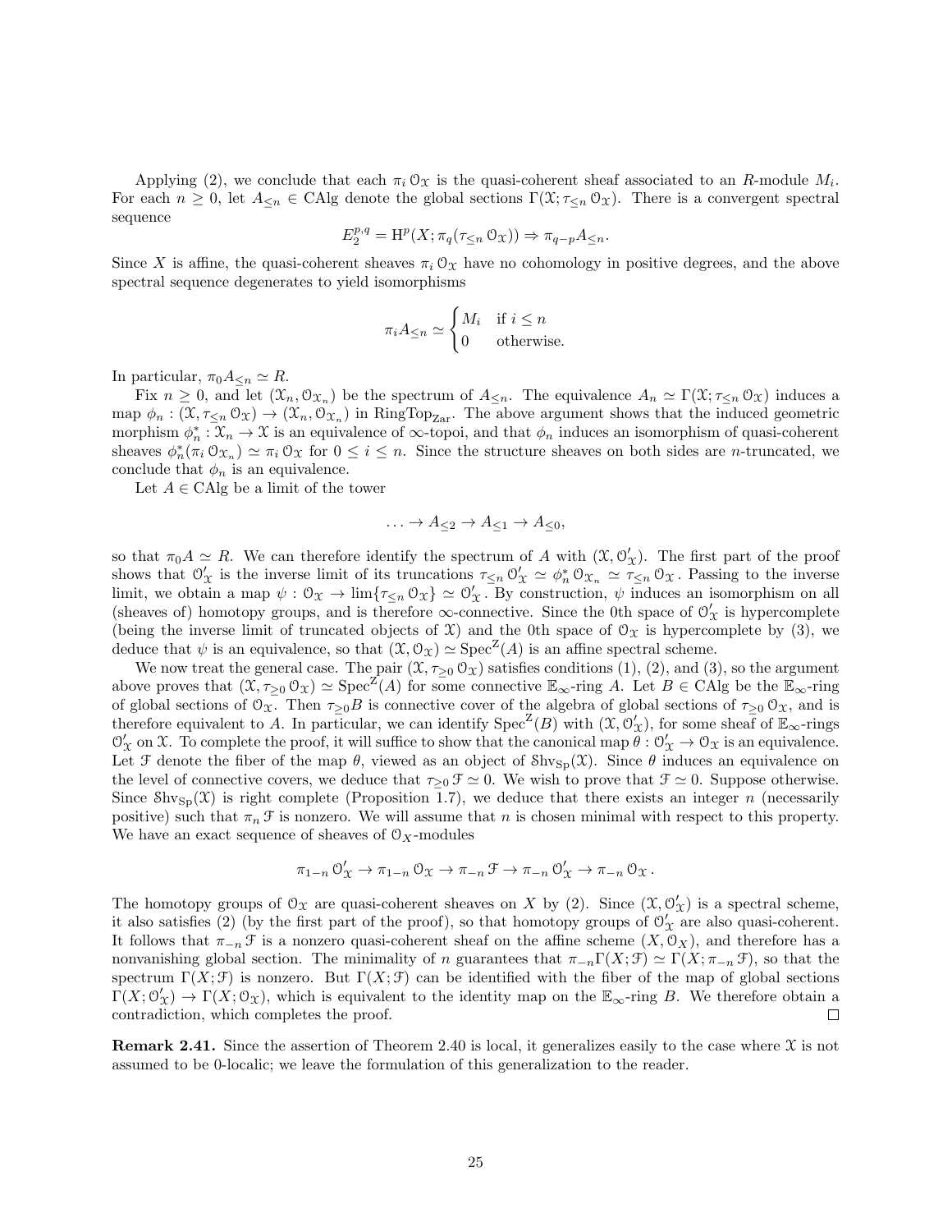Applying (2), we conclude that each $\pi_i \mathcal{O}_{\mathcal{X}}$ is the quasi-coherent sheaf associated to an $R$-module $M_i$. For each $n \geq 0$, let $A_{\leq n} \in \mathrm{CAlg}$ denote the global sections $\Gamma(\mathcal{X}; \tau_{\leq n} \mathcal{O}_{\mathcal{X}})$. There is a convergent spectral sequence

$$E_2^{p,q} = \mathrm{H}^p(X; \pi_q(\tau_{\leq n} \mathcal{O}_{\mathcal{X}})) \Rightarrow \pi_{q-p} A_{\leq n}.$$

Since $X$ is affine, the quasi-coherent sheaves $\pi_i \mathcal{O}_{\mathcal{X}}$ have no cohomology in positive degrees, and the above spectral sequence degenerates to yield isomorphisms

$$\pi_i A_{\leq n} \simeq \begin{cases} M_i & \text{if } i \leq n \\ 0 & \text{otherwise.} \end{cases}$$

In particular, $\pi_0 A_{\leq n} \simeq R$.

Fix $n \geq 0$, and let $(\mathcal{X}_n, \mathcal{O}_{\mathcal{X}_n})$ be the spectrum of $A_{\leq n}$. The equivalence $A_n \simeq \Gamma(\mathcal{X}; \tau_{\leq n} \mathcal{O}_{\mathcal{X}})$ induces a map $\phi_n : (\mathcal{X}, \tau_{\leq n} \mathcal{O}_{\mathcal{X}}) \to (\mathcal{X}_n, \mathcal{O}_{\mathcal{X}_n})$ in $\mathrm{RingTop}_{\mathrm{Zar}}$. The above argument shows that the induced geometric morphism $\phi_n^* : \mathcal{X}_n \to \mathcal{X}$ is an equivalence of $\infty$-topoi, and that $\phi_n$ induces an isomorphism of quasi-coherent sheaves $\phi_n^*(\pi_i \mathcal{O}_{\mathcal{X}_n}) \simeq \pi_i \mathcal{O}_{\mathcal{X}}$ for $0 \leq i \leq n$. Since the structure sheaves on both sides are $n$-truncated, we conclude that $\phi_n$ is an equivalence.

Let $A \in \mathrm{CAlg}$ be a limit of the tower

$$\ldots \to A_{\leq 2} \to A_{\leq 1} \to A_{\leq 0},$$

so that $\pi_0 A \simeq R$. We can therefore identify the spectrum of $A$ with $(\mathcal{X}, \mathcal{O}'_{\mathcal{X}})$. The first part of the proof shows that $\mathcal{O}'_{\mathcal{X}}$ is the inverse limit of its truncations $\tau_{\leq n} \mathcal{O}'_{\mathcal{X}} \simeq \phi_n^* \mathcal{O}_{\mathcal{X}_n} \simeq \tau_{\leq n} \mathcal{O}_{\mathcal{X}}$. Passing to the inverse limit, we obtain a map $\psi : \mathcal{O}_{\mathcal{X}} \to \lim\{\tau_{\leq n} \mathcal{O}_{\mathcal{X}}\} \simeq \mathcal{O}'_{\mathcal{X}}$. By construction, $\psi$ induces an isomorphism on all (sheaves of) homotopy groups, and is therefore $\infty$-connective. Since the 0th space of $\mathcal{O}'_{\mathcal{X}}$ is hypercomplete (being the inverse limit of truncated objects of $\mathcal{X}$) and the 0th space of $\mathcal{O}_{\mathcal{X}}$ is hypercomplete by (3), we deduce that $\psi$ is an equivalence, so that $(\mathcal{X}, \mathcal{O}_{\mathcal{X}}) \simeq \mathrm{Spec}^{\mathrm{Z}}(A)$ is an affine spectral scheme.

We now treat the general case. The pair $(\mathcal{X}, \tau_{\geq 0} \mathcal{O}_{\mathcal{X}})$ satisfies conditions (1), (2), and (3), so the argument above proves that $(\mathcal{X}, \tau_{\geq 0} \mathcal{O}_{\mathcal{X}}) \simeq \mathrm{Spec}^{\mathrm{Z}}(A)$ for some connective $\mathbb{E}_\infty$-ring $A$. Let $B \in \mathrm{CAlg}$ be the $\mathbb{E}_\infty$-ring of global sections of $\mathcal{O}_{\mathcal{X}}$. Then $\tau_{\geq 0} B$ is connective cover of the algebra of global sections of $\tau_{\geq 0} \mathcal{O}_{\mathcal{X}}$, and is therefore equivalent to $A$. In particular, we can identify $\mathrm{Spec}^{\mathrm{Z}}(B)$ with $(\mathcal{X}, \mathcal{O}'_{\mathcal{X}})$, for some sheaf of $\mathbb{E}_\infty$-rings $\mathcal{O}'_{\mathcal{X}}$ on $\mathcal{X}$. To complete the proof, it will suffice to show that the canonical map $\theta : \mathcal{O}'_{\mathcal{X}} \to \mathcal{O}_{\mathcal{X}}$ is an equivalence. Let $\mathcal{F}$ denote the fiber of the map $\theta$, viewed as an object of $\mathrm{Shv}_{\mathrm{Sp}}(\mathcal{X})$. Since $\theta$ induces an equivalence on the level of connective covers, we deduce that $\tau_{\geq 0} \mathcal{F} \simeq 0$. We wish to prove that $\mathcal{F} \simeq 0$. Suppose otherwise. Since $\mathrm{Shv}_{\mathrm{Sp}}(\mathcal{X})$ is right complete (Proposition 1.7), we deduce that there exists an integer $n$ (necessarily positive) such that $\pi_n \mathcal{F}$ is nonzero. We will assume that $n$ is chosen minimal with respect to this property. We have an exact sequence of sheaves of $\mathcal{O}_X$-modules

$$\pi_{1-n} \mathcal{O}'_{\mathcal{X}} \to \pi_{1-n} \mathcal{O}_{\mathcal{X}} \to \pi_{-n} \mathcal{F} \to \pi_{-n} \mathcal{O}'_{\mathcal{X}} \to \pi_{-n} \mathcal{O}_{\mathcal{X}}.$$

The homotopy groups of $\mathcal{O}_{\mathcal{X}}$ are quasi-coherent sheaves on $X$ by (2). Since $(\mathcal{X}, \mathcal{O}'_{\mathcal{X}})$ is a spectral scheme, it also satisfies (2) (by the first part of the proof), so that homotopy groups of $\mathcal{O}'_{\mathcal{X}}$ are also quasi-coherent. It follows that $\pi_{-n} \mathcal{F}$ is a nonzero quasi-coherent sheaf on the affine scheme $(X, \mathcal{O}_X)$, and therefore has a nonvanishing global section. The minimality of $n$ guarantees that $\pi_{-n} \Gamma(X; \mathcal{F}) \simeq \Gamma(X; \pi_{-n} \mathcal{F})$, so that the spectrum $\Gamma(X; \mathcal{F})$ is nonzero. But $\Gamma(X; \mathcal{F})$ can be identified with the fiber of the map of global sections $\Gamma(X; \mathcal{O}'_{\mathcal{X}}) \to \Gamma(X; \mathcal{O}_{\mathcal{X}})$, which is equivalent to the identity map on the $\mathbb{E}_\infty$-ring $B$. We therefore obtain a contradiction, which completes the proof. □

**Remark 2.41.** Since the assertion of Theorem 2.40 is local, it generalizes easily to the case where $\mathcal{X}$ is not assumed to be 0-localic; we leave the formulation of this generalization to the reader.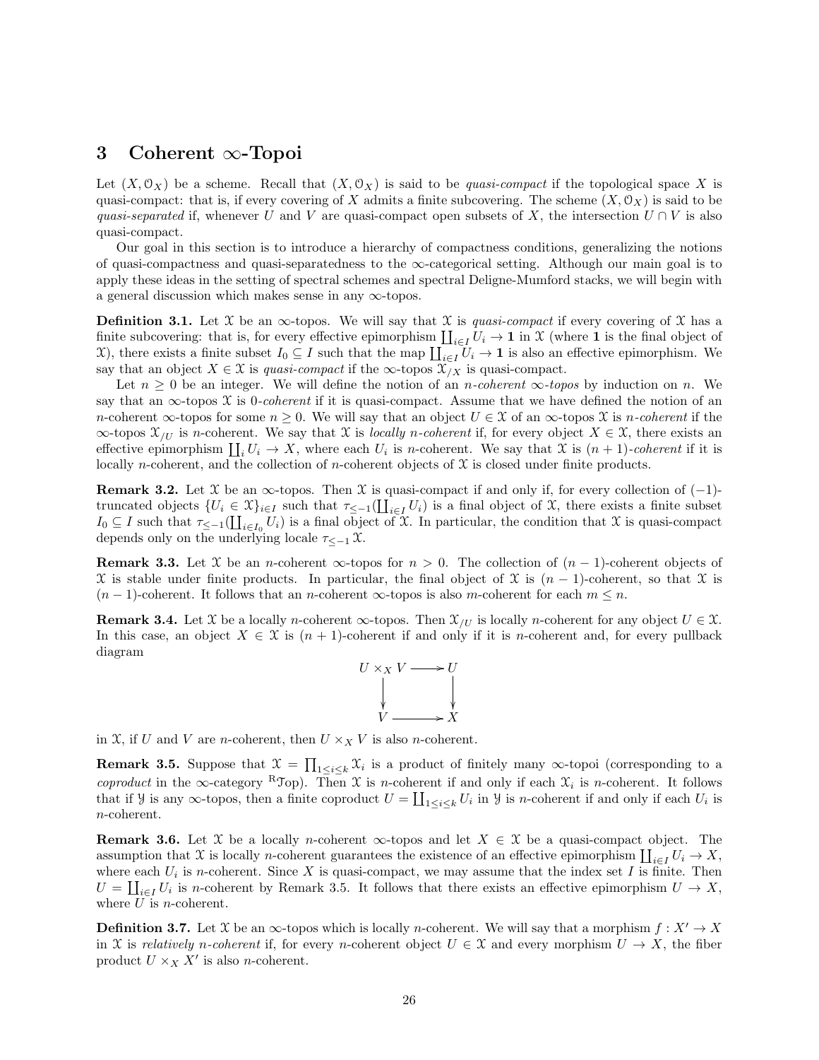## 3 Coherent $\infty$-Topoi

Let $(X, \mathcal{O}_X)$ be a scheme. Recall that $(X, \mathcal{O}_X)$ is said to be *quasi-compact* if the topological space $X$ is quasi-compact: that is, if every covering of $X$ admits a finite subcovering. The scheme $(X, \mathcal{O}_X)$ is said to be *quasi-separated* if, whenever $U$ and $V$ are quasi-compact open subsets of $X$, the intersection $U \cap V$ is also quasi-compact.

Our goal in this section is to introduce a hierarchy of compactness conditions, generalizing the notions of quasi-compactness and quasi-separatedness to the $\infty$-categorical setting. Although our main goal is to apply these ideas in the setting of spectral schemes and spectral Deligne-Mumford stacks, we will begin with a general discussion which makes sense in any $\infty$-topos.

**Definition 3.1.** Let $\mathcal{X}$ be an $\infty$-topos. We will say that $\mathcal{X}$ is *quasi-compact* if every covering of $\mathcal{X}$ has a finite subcovering: that is, for every effective epimorphism $\coprod_{i \in I} U_i \to \mathbf{1}$ in $\mathcal{X}$ (where $\mathbf{1}$ is the final object of $\mathcal{X}$), there exists a finite subset $I_0 \subseteq I$ such that the map $\coprod_{i \in I} U_i \to \mathbf{1}$ is also an effective epimorphism. We say that an object $X \in \mathcal{X}$ is *quasi-compact* if the $\infty$-topos $\mathcal{X}_{/X}$ is quasi-compact.

Let $n \geq 0$ be an integer. We will define the notion of an *$n$-coherent $\infty$-topos* by induction on $n$. We say that an $\infty$-topos $\mathcal{X}$ is *0-coherent* if it is quasi-compact. Assume that we have defined the notion of an $n$-coherent $\infty$-topos for some $n \geq 0$. We will say that an object $U \in \mathcal{X}$ of an $\infty$-topos $\mathcal{X}$ is *$n$-coherent* if the $\infty$-topos $\mathcal{X}_{/U}$ is $n$-coherent. We say that $\mathcal{X}$ is *locally $n$-coherent* if, for every object $X \in \mathcal{X}$, there exists an effective epimorphism $\coprod_i U_i \to X$, where each $U_i$ is $n$-coherent. We say that $\mathcal{X}$ is *$(n+1)$-coherent* if it is locally $n$-coherent, and the collection of $n$-coherent objects of $\mathcal{X}$ is closed under finite products.

**Remark 3.2.** Let $\mathcal{X}$ be an $\infty$-topos. Then $\mathcal{X}$ is quasi-compact if and only if, for every collection of $(-1)$-truncated objects $\{U_i \in \mathcal{X}\}_{i \in I}$ such that $\tau_{\leq -1}(\coprod_{i \in I} U_i)$ is a final object of $\mathcal{X}$, there exists a finite subset $I_0 \subseteq I$ such that $\tau_{\leq -1}(\coprod_{i \in I_0} U_i)$ is a final object of $\mathcal{X}$. In particular, the condition that $\mathcal{X}$ is quasi-compact depends only on the underlying locale $\tau_{\leq -1} \mathcal{X}$.

**Remark 3.3.** Let $\mathcal{X}$ be an $n$-coherent $\infty$-topos for $n > 0$. The collection of $(n-1)$-coherent objects of $\mathcal{X}$ is stable under finite products. In particular, the final object of $\mathcal{X}$ is $(n-1)$-coherent, so that $\mathcal{X}$ is $(n-1)$-coherent. It follows that an $n$-coherent $\infty$-topos is also $m$-coherent for each $m \leq n$.

**Remark 3.4.** Let $\mathcal{X}$ be a locally $n$-coherent $\infty$-topos. Then $\mathcal{X}_{/U}$ is locally $n$-coherent for any object $U \in \mathcal{X}$. In this case, an object $X \in \mathcal{X}$ is $(n+1)$-coherent if and only if it is $n$-coherent and, for every pullback diagram

$$\begin{array}{ccc} U \times_X V & \longrightarrow & U \\ \downarrow & & \downarrow \\ V & \longrightarrow & X \end{array}$$

in $\mathcal{X}$, if $U$ and $V$ are $n$-coherent, then $U \times_X V$ is also $n$-coherent.

**Remark 3.5.** Suppose that $\mathcal{X} = \prod_{1 \leq i \leq k} \mathcal{X}_i$ is a product of finitely many $\infty$-topoi (corresponding to a *coproduct* in the $\infty$-category ${}^{\mathrm{R}}\mathcal{T}\mathrm{op}$). Then $\mathcal{X}$ is $n$-coherent if and only if each $\mathcal{X}_i$ is $n$-coherent. It follows that if $\mathcal{Y}$ is any $\infty$-topos, then a finite coproduct $U = \coprod_{1 \leq i \leq k} U_i$ in $\mathcal{Y}$ is $n$-coherent if and only if each $U_i$ is $n$-coherent.

**Remark 3.6.** Let $\mathcal{X}$ be a locally $n$-coherent $\infty$-topos and let $X \in \mathcal{X}$ be a quasi-compact object. The assumption that $\mathcal{X}$ is locally $n$-coherent guarantees the existence of an effective epimorphism $\coprod_{i \in I} U_i \to X$, where each $U_i$ is $n$-coherent. Since $X$ is quasi-compact, we may assume that the index set $I$ is finite. Then $U = \coprod_{i \in I} U_i$ is $n$-coherent by Remark 3.5. It follows that there exists an effective epimorphism $U \to X$, where $U$ is $n$-coherent.

**Definition 3.7.** Let $\mathcal{X}$ be an $\infty$-topos which is locally $n$-coherent. We will say that a morphism $f : X' \to X$ in $\mathcal{X}$ is *relatively $n$-coherent* if, for every $n$-coherent object $U \in \mathcal{X}$ and every morphism $U \to X$, the fiber product $U \times_X X'$ is also $n$-coherent.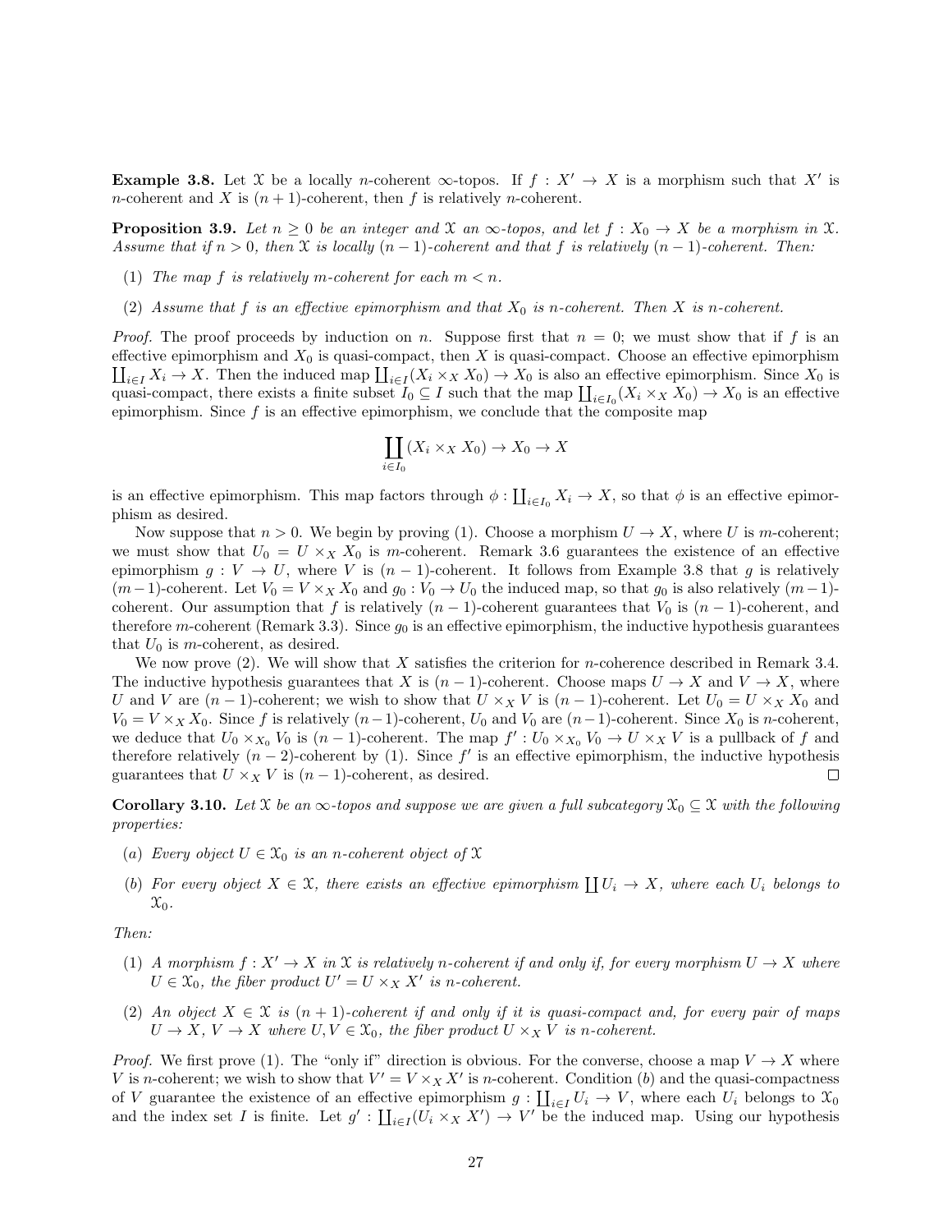**Example 3.8.** Let $\mathcal{X}$ be a locally $n$-coherent $\infty$-topos. If $f : X' \to X$ is a morphism such that $X'$ is $n$-coherent and $X$ is $(n+1)$-coherent, then $f$ is relatively $n$-coherent.

**Proposition 3.9.** *Let $n \geq 0$ be an integer and $\mathcal{X}$ an $\infty$-topos, and let $f : X_0 \to X$ be a morphism in $\mathcal{X}$. Assume that if $n > 0$, then $\mathcal{X}$ is locally $(n-1)$-coherent and that $f$ is relatively $(n-1)$-coherent. Then:*

(1) *The map $f$ is relatively $m$-coherent for each $m < n$.*

(2) *Assume that $f$ is an effective epimorphism and that $X_0$ is $n$-coherent. Then $X$ is $n$-coherent.*

*Proof.* The proof proceeds by induction on $n$. Suppose first that $n = 0$; we must show that if $f$ is an effective epimorphism and $X_0$ is quasi-compact, then $X$ is quasi-compact. Choose an effective epimorphism $\coprod_{i \in I} X_i \to X$. Then the induced map $\coprod_{i \in I}(X_i \times_X X_0) \to X_0$ is also an effective epimorphism. Since $X_0$ is quasi-compact, there exists a finite subset $I_0 \subseteq I$ such that the map $\coprod_{i \in I_0}(X_i \times_X X_0) \to X_0$ is an effective epimorphism. Since $f$ is an effective epimorphism, we conclude that the composite map

$$\coprod_{i \in I_0}(X_i \times_X X_0) \to X_0 \to X$$

is an effective epimorphism. This map factors through $\phi : \coprod_{i \in I_0} X_i \to X$, so that $\phi$ is an effective epimorphism as desired.

Now suppose that $n > 0$. We begin by proving (1). Choose a morphism $U \to X$, where $U$ is $m$-coherent; we must show that $U_0 = U \times_X X_0$ is $m$-coherent. Remark 3.6 guarantees the existence of an effective epimorphism $g : V \to U$, where $V$ is $(n-1)$-coherent. It follows from Example 3.8 that $g$ is relatively $(m-1)$-coherent. Let $V_0 = V \times_X X_0$ and $g_0 : V_0 \to U_0$ the induced map, so that $g_0$ is also relatively $(m-1)$-coherent. Our assumption that $f$ is relatively $(n-1)$-coherent guarantees that $V_0$ is $(n-1)$-coherent, and therefore $m$-coherent (Remark 3.3). Since $g_0$ is an effective epimorphism, the inductive hypothesis guarantees that $U_0$ is $m$-coherent, as desired.

We now prove (2). We will show that $X$ satisfies the criterion for $n$-coherence described in Remark 3.4. The inductive hypothesis guarantees that $X$ is $(n-1)$-coherent. Choose maps $U \to X$ and $V \to X$, where $U$ and $V$ are $(n-1)$-coherent; we wish to show that $U \times_X V$ is $(n-1)$-coherent. Let $U_0 = U \times_X X_0$ and $V_0 = V \times_X X_0$. Since $f$ is relatively $(n-1)$-coherent, $U_0$ and $V_0$ are $(n-1)$-coherent. Since $X_0$ is $n$-coherent, we deduce that $U_0 \times_{X_0} V_0$ is $(n-1)$-coherent. The map $f' : U_0 \times_{X_0} V_0 \to U \times_X V$ is a pullback of $f$ and therefore relatively $(n-2)$-coherent by (1). Since $f'$ is an effective epimorphism, the inductive hypothesis guarantees that $U \times_X V$ is $(n-1)$-coherent, as desired. □

**Corollary 3.10.** *Let $\mathcal{X}$ be an $\infty$-topos and suppose we are given a full subcategory $\mathcal{X}_0 \subseteq \mathcal{X}$ with the following properties:*

(a) *Every object $U \in \mathcal{X}_0$ is an $n$-coherent object of $\mathcal{X}$*

(b) *For every object $X \in \mathcal{X}$, there exists an effective epimorphism $\coprod U_i \to X$, where each $U_i$ belongs to $\mathcal{X}_0$.*

*Then:*

(1) *A morphism $f : X' \to X$ in $\mathcal{X}$ is relatively $n$-coherent if and only if, for every morphism $U \to X$ where $U \in \mathcal{X}_0$, the fiber product $U' = U \times_X X'$ is $n$-coherent.*

(2) *An object $X \in \mathcal{X}$ is $(n+1)$-coherent if and only if it is quasi-compact and, for every pair of maps $U \to X$, $V \to X$ where $U, V \in \mathcal{X}_0$, the fiber product $U \times_X V$ is $n$-coherent.*

*Proof.* We first prove (1). The "only if" direction is obvious. For the converse, choose a map $V \to X$ where $V$ is $n$-coherent; we wish to show that $V' = V \times_X X'$ is $n$-coherent. Condition (b) and the quasi-compactness of $V$ guarantee the existence of an effective epimorphism $g : \coprod_{i \in I} U_i \to V$, where each $U_i$ belongs to $\mathcal{X}_0$ and the index set $I$ is finite. Let $g' : \coprod_{i \in I}(U_i \times_X X') \to V'$ be the induced map. Using our hypothesis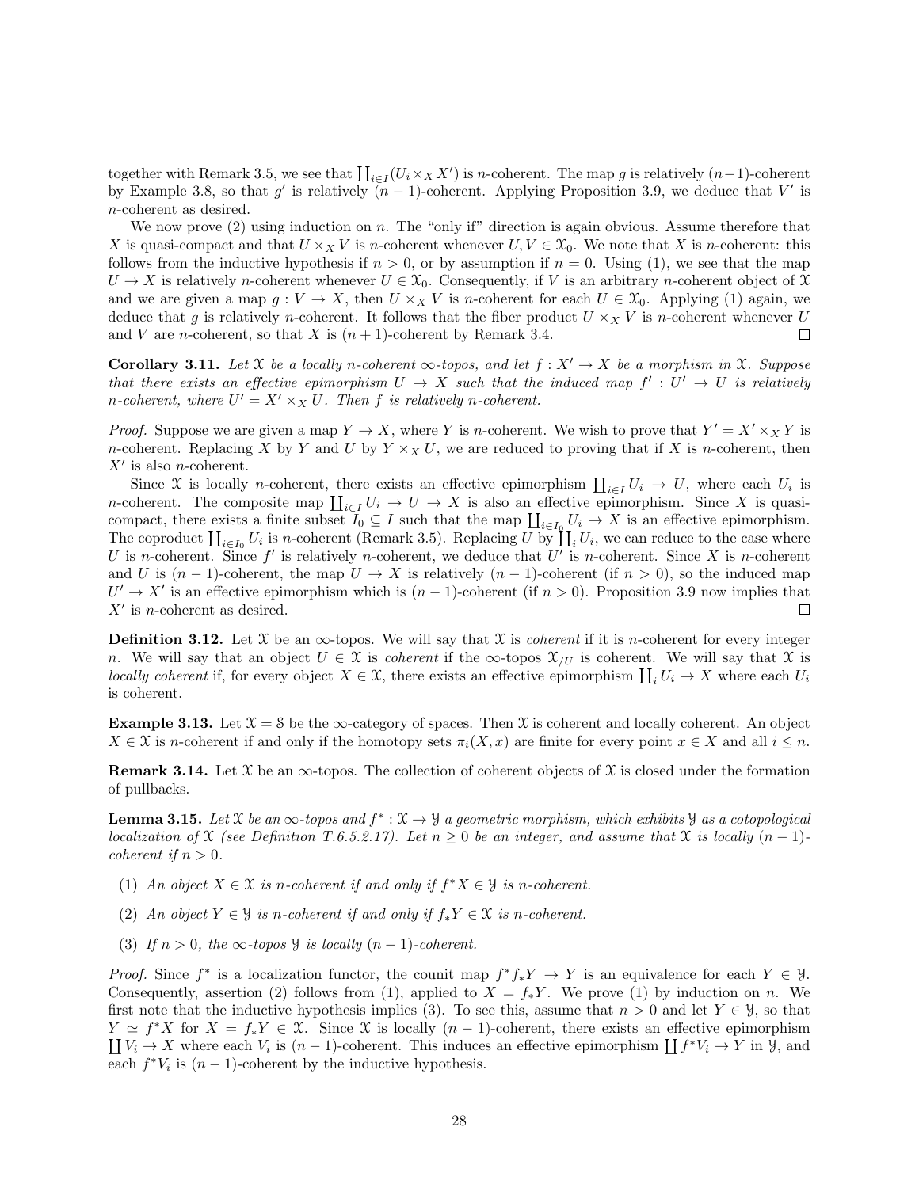together with Remark 3.5, we see that $\coprod_{i \in I}(U_i \times_X X')$ is $n$-coherent. The map $g$ is relatively $(n-1)$-coherent by Example 3.8, so that $g'$ is relatively $(n-1)$-coherent. Applying Proposition 3.9, we deduce that $V'$ is $n$-coherent as desired.

We now prove (2) using induction on $n$. The "only if" direction is again obvious. Assume therefore that $X$ is quasi-compact and that $U \times_X V$ is $n$-coherent whenever $U, V \in \mathcal{X}_0$. We note that $X$ is $n$-coherent: this follows from the inductive hypothesis if $n > 0$, or by assumption if $n = 0$. Using (1), we see that the map $U \to X$ is relatively $n$-coherent whenever $U \in \mathcal{X}_0$. Consequently, if $V$ is an arbitrary $n$-coherent object of $\mathcal{X}$ and we are given a map $g : V \to X$, then $U \times_X V$ is $n$-coherent for each $U \in \mathcal{X}_0$. Applying (1) again, we deduce that $g$ is relatively $n$-coherent. It follows that the fiber product $U \times_X V$ is $n$-coherent whenever $U$ and $V$ are $n$-coherent, so that $X$ is $(n+1)$-coherent by Remark 3.4. □

**Corollary 3.11.** *Let $\mathcal{X}$ be a locally $n$-coherent $\infty$-topos, and let $f : X' \to X$ be a morphism in $\mathcal{X}$. Suppose that there exists an effective epimorphism $U \to X$ such that the induced map $f' : U' \to U$ is relatively $n$-coherent, where $U' = X' \times_X U$. Then $f$ is relatively $n$-coherent.*

*Proof.* Suppose we are given a map $Y \to X$, where $Y$ is $n$-coherent. We wish to prove that $Y' = X' \times_X Y$ is $n$-coherent. Replacing $X$ by $Y$ and $U$ by $Y \times_X U$, we are reduced to proving that if $X$ is $n$-coherent, then $X'$ is also $n$-coherent.

Since $\mathcal{X}$ is locally $n$-coherent, there exists an effective epimorphism $\coprod_{i \in I} U_i \to U$, where each $U_i$ is $n$-coherent. The composite map $\coprod_{i \in I} U_i \to U \to X$ is also an effective epimorphism. Since $X$ is quasi-compact, there exists a finite subset $I_0 \subseteq I$ such that the map $\coprod_{i \in I_0} U_i \to X$ is an effective epimorphism. The coproduct $\coprod_{i \in I_0} U_i$ is $n$-coherent (Remark 3.5). Replacing $U$ by $\coprod_i U_i$, we can reduce to the case where $U$ is $n$-coherent. Since $f'$ is relatively $n$-coherent, we deduce that $U'$ is $n$-coherent. Since $X$ is $n$-coherent and $U$ is $(n-1)$-coherent, the map $U \to X$ is relatively $(n-1)$-coherent (if $n > 0$), so the induced map $U' \to X'$ is an effective epimorphism which is $(n-1)$-coherent (if $n > 0$). Proposition 3.9 now implies that $X'$ is $n$-coherent as desired. □

**Definition 3.12.** Let $\mathcal{X}$ be an $\infty$-topos. We will say that $\mathcal{X}$ is *coherent* if it is $n$-coherent for every integer $n$. We will say that an object $U \in \mathcal{X}$ is *coherent* if the $\infty$-topos $\mathcal{X}_{/U}$ is coherent. We will say that $\mathcal{X}$ is *locally coherent* if, for every object $X \in \mathcal{X}$, there exists an effective epimorphism $\coprod_i U_i \to X$ where each $U_i$ is coherent.

**Example 3.13.** Let $\mathcal{X} = \mathcal{S}$ be the $\infty$-category of spaces. Then $\mathcal{X}$ is coherent and locally coherent. An object $X \in \mathcal{X}$ is $n$-coherent if and only if the homotopy sets $\pi_i(X, x)$ are finite for every point $x \in X$ and all $i \leq n$.

**Remark 3.14.** Let $\mathcal{X}$ be an $\infty$-topos. The collection of coherent objects of $\mathcal{X}$ is closed under the formation of pullbacks.

**Lemma 3.15.** *Let $\mathcal{X}$ be an $\infty$-topos and $f^* : \mathcal{X} \to \mathcal{Y}$ a geometric morphism, which exhibits $\mathcal{Y}$ as a cotopological localization of $\mathcal{X}$ (see Definition T.6.5.2.17). Let $n \geq 0$ be an integer, and assume that $\mathcal{X}$ is locally $(n-1)$-coherent if $n > 0$.*

1. *An object $X \in \mathcal{X}$ is $n$-coherent if and only if $f^* X \in \mathcal{Y}$ is $n$-coherent.*
2. *An object $Y \in \mathcal{Y}$ is $n$-coherent if and only if $f_* Y \in \mathcal{X}$ is $n$-coherent.*
3. *If $n > 0$, the $\infty$-topos $\mathcal{Y}$ is locally $(n-1)$-coherent.*

*Proof.* Since $f^*$ is a localization functor, the counit map $f^* f_* Y \to Y$ is an equivalence for each $Y \in \mathcal{Y}$. Consequently, assertion (2) follows from (1), applied to $X = f_* Y$. We prove (1) by induction on $n$. We first note that the inductive hypothesis implies (3). To see this, assume that $n > 0$ and let $Y \in \mathcal{Y}$, so that $Y \simeq f^* X$ for $X = f_* Y \in \mathcal{X}$. Since $\mathcal{X}$ is locally $(n-1)$-coherent, there exists an effective epimorphism $\coprod V_i \to X$ where each $V_i$ is $(n-1)$-coherent. This induces an effective epimorphism $\coprod f^* V_i \to Y$ in $\mathcal{Y}$, and each $f^* V_i$ is $(n-1)$-coherent by the inductive hypothesis.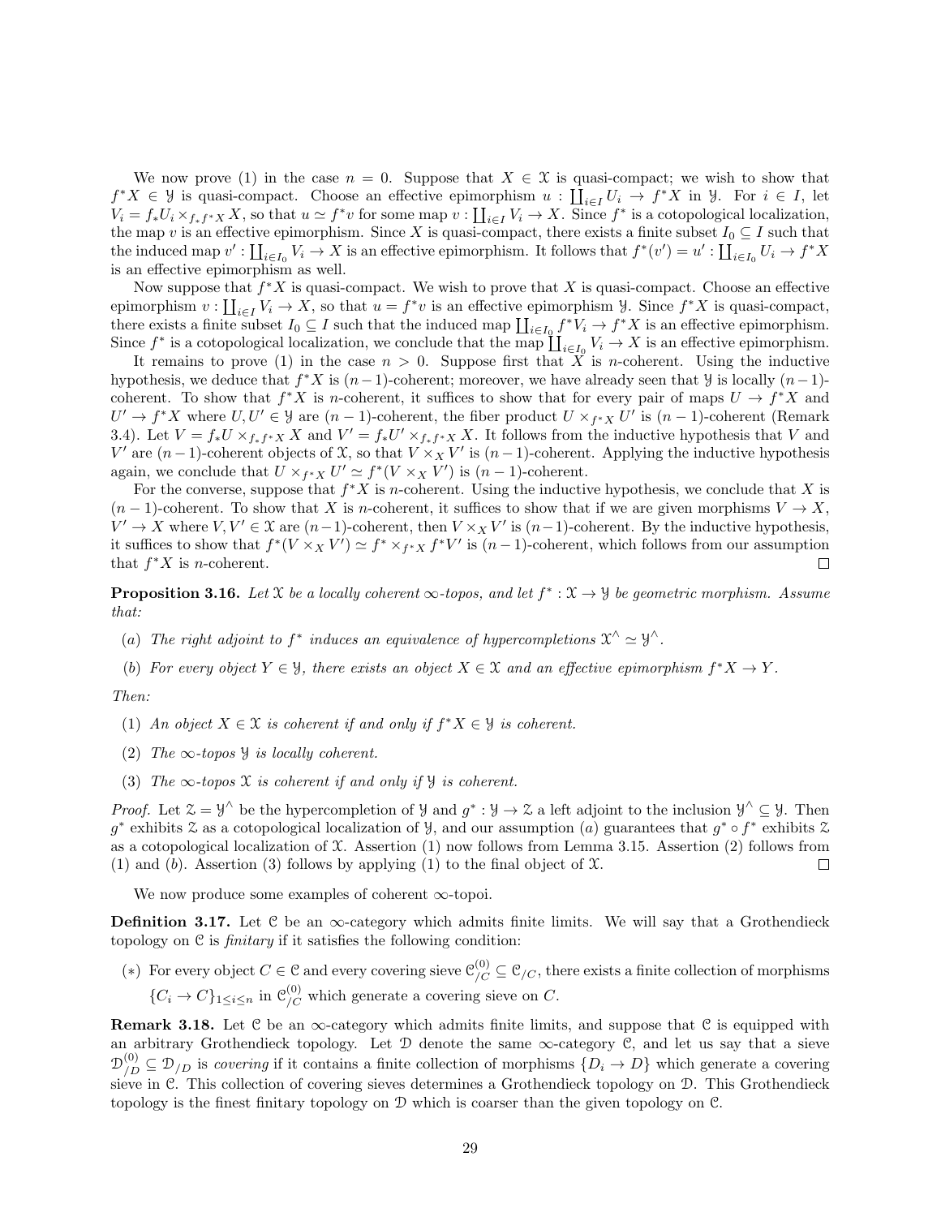We now prove (1) in the case $n = 0$. Suppose that $X \in \mathcal{X}$ is quasi-compact; we wish to show that $f^*X \in \mathcal{Y}$ is quasi-compact. Choose an effective epimorphism $u : \coprod_{i \in I} U_i \to f^*X$ in $\mathcal{Y}$. For $i \in I$, let $V_i = f_*U_i \times_{f_*f^*X} X$, so that $u \simeq f^*v$ for some map $v : \coprod_{i \in I} V_i \to X$. Since $f^*$ is a cotopological localization, the map $v$ is an effective epimorphism. Since $X$ is quasi-compact, there exists a finite subset $I_0 \subseteq I$ such that the induced map $v' : \coprod_{i \in I_0} V_i \to X$ is an effective epimorphism. It follows that $f^*(v') = u' : \coprod_{i \in I_0} U_i \to f^*X$ is an effective epimorphism as well.

Now suppose that $f^*X$ is quasi-compact. We wish to prove that $X$ is quasi-compact. Choose an effective epimorphism $v : \coprod_{i \in I} V_i \to X$, so that $u = f^*v$ is an effective epimorphism $\mathcal{Y}$. Since $f^*X$ is quasi-compact, there exists a finite subset $I_0 \subseteq I$ such that the induced map $\coprod_{i \in I_0} f^*V_i \to f^*X$ is an effective epimorphism. Since $f^*$ is a cotopological localization, we conclude that the map $\coprod_{i \in I_0} V_i \to X$ is an effective epimorphism.

It remains to prove (1) in the case $n > 0$. Suppose first that $X$ is $n$-coherent. Using the inductive hypothesis, we deduce that $f^*X$ is $(n-1)$-coherent; moreover, we have already seen that $\mathcal{Y}$ is locally $(n-1)$-coherent. To show that $f^*X$ is $n$-coherent, it suffices to show that for every pair of maps $U \to f^*X$ and $U' \to f^*X$ where $U, U' \in \mathcal{Y}$ are $(n-1)$-coherent, the fiber product $U \times_{f^*X} U'$ is $(n-1)$-coherent (Remark 3.4). Let $V = f_*U \times_{f_*f^*X} X$ and $V' = f_*U' \times_{f_*f^*X} X$. It follows from the inductive hypothesis that $V$ and $V'$ are $(n-1)$-coherent objects of $\mathcal{X}$, so that $V \times_X V'$ is $(n-1)$-coherent. Applying the inductive hypothesis again, we conclude that $U \times_{f^*X} U' \simeq f^*(V \times_X V')$ is $(n-1)$-coherent.

For the converse, suppose that $f^*X$ is $n$-coherent. Using the inductive hypothesis, we conclude that $X$ is $(n-1)$-coherent. To show that $X$ is $n$-coherent, it suffices to show that if we are given morphisms $V \to X$, $V' \to X$ where $V, V' \in \mathcal{X}$ are $(n-1)$-coherent, then $V \times_X V'$ is $(n-1)$-coherent. By the inductive hypothesis, it suffices to show that $f^*(V \times_X V') \simeq f^* \times_{f^*X} f^*V'$ is $(n-1)$-coherent, which follows from our assumption that $f^*X$ is $n$-coherent. □

**Proposition 3.16.** *Let $\mathcal{X}$ be a locally coherent $\infty$-topos, and let $f^* : \mathcal{X} \to \mathcal{Y}$ be geometric morphism. Assume that:*

- (a) *The right adjoint to $f^*$ induces an equivalence of hypercompletions $\mathcal{X}^\wedge \simeq \mathcal{Y}^\wedge$.*
- (b) *For every object $Y \in \mathcal{Y}$, there exists an object $X \in \mathcal{X}$ and an effective epimorphism $f^*X \to Y$.*

*Then:*

1. *An object $X \in \mathcal{X}$ is coherent if and only if $f^*X \in \mathcal{Y}$ is coherent.*
2. *The $\infty$-topos $\mathcal{Y}$ is locally coherent.*
3. *The $\infty$-topos $\mathcal{X}$ is coherent if and only if $\mathcal{Y}$ is coherent.*

*Proof.* Let $\mathcal{Z} = \mathcal{Y}^\wedge$ be the hypercompletion of $\mathcal{Y}$ and $g^* : \mathcal{Y} \to \mathcal{Z}$ a left adjoint to the inclusion $\mathcal{Y}^\wedge \subseteq \mathcal{Y}$. Then $g^*$ exhibits $\mathcal{Z}$ as a cotopological localization of $\mathcal{Y}$, and our assumption $(a)$ guarantees that $g^* \circ f^*$ exhibits $\mathcal{Z}$ as a cotopological localization of $\mathcal{X}$. Assertion (1) now follows from Lemma 3.15. Assertion (2) follows from (1) and $(b)$. Assertion (3) follows by applying (1) to the final object of $\mathcal{X}$. □

We now produce some examples of coherent $\infty$-topoi.

**Definition 3.17.** Let $\mathcal{C}$ be an $\infty$-category which admits finite limits. We will say that a Grothendieck topology on $\mathcal{C}$ is *finitary* if it satisfies the following condition:

(∗) For every object $C \in \mathcal{C}$ and every covering sieve $\mathcal{C}^{(0)}_{/C} \subseteq \mathcal{C}_{/C}$, there exists a finite collection of morphisms $\{C_i \to C\}_{1 \leq i \leq n}$ in $\mathcal{C}^{(0)}_{/C}$ which generate a covering sieve on $C$.

**Remark 3.18.** Let $\mathcal{C}$ be an $\infty$-category which admits finite limits, and suppose that $\mathcal{C}$ is equipped with an arbitrary Grothendieck topology. Let $\mathcal{D}$ denote the same $\infty$-category $\mathcal{C}$, and let us say that a sieve $\mathcal{D}^{(0)}_{/D} \subseteq \mathcal{D}_{/D}$ is *covering* if it contains a finite collection of morphisms $\{D_i \to D\}$ which generate a covering sieve in $\mathcal{C}$. This collection of covering sieves determines a Grothendieck topology on $\mathcal{D}$. This Grothendieck topology is the finest finitary topology on $\mathcal{D}$ which is coarser than the given topology on $\mathcal{C}$.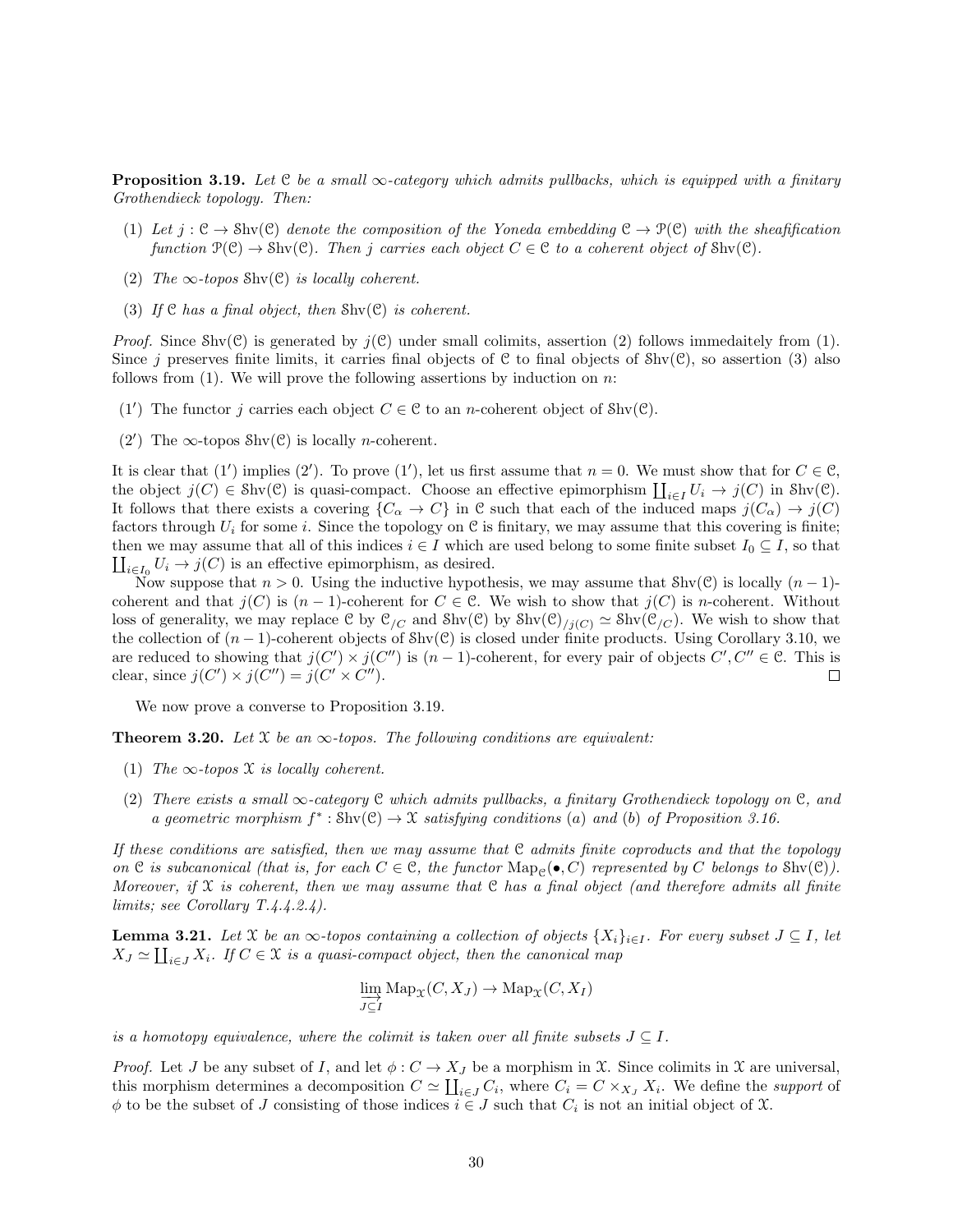**Proposition 3.19.** *Let $\mathcal{C}$ be a small $\infty$-category which admits pullbacks, which is equipped with a finitary Grothendieck topology. Then:*

1. *Let $j : \mathcal{C} \to \mathrm{Shv}(\mathcal{C})$ denote the composition of the Yoneda embedding $\mathcal{C} \to \mathcal{P}(\mathcal{C})$ with the sheafification function $\mathcal{P}(\mathcal{C}) \to \mathrm{Shv}(\mathcal{C})$. Then $j$ carries each object $C \in \mathcal{C}$ to a coherent object of $\mathrm{Shv}(\mathcal{C})$.*
2. *The $\infty$-topos $\mathrm{Shv}(\mathcal{C})$ is locally coherent.*
3. *If $\mathcal{C}$ has a final object, then $\mathrm{Shv}(\mathcal{C})$ is coherent.*

*Proof.* Since $\mathrm{Shv}(\mathcal{C})$ is generated by $j(\mathcal{C})$ under small colimits, assertion (2) follows immedaitely from (1). Since $j$ preserves finite limits, it carries final objects of $\mathcal{C}$ to final objects of $\mathrm{Shv}(\mathcal{C})$, so assertion (3) also follows from (1). We will prove the following assertions by induction on $n$:

- $(1')$ The functor $j$ carries each object $C \in \mathcal{C}$ to an $n$-coherent object of $\mathrm{Shv}(\mathcal{C})$.
- $(2')$ The $\infty$-topos $\mathrm{Shv}(\mathcal{C})$ is locally $n$-coherent.

It is clear that $(1')$ implies $(2')$. To prove $(1')$, let us first assume that $n = 0$. We must show that for $C \in \mathcal{C}$, the object $j(C) \in \mathrm{Shv}(\mathcal{C})$ is quasi-compact. Choose an effective epimorphism $\coprod_{i \in I} U_i \to j(C)$ in $\mathrm{Shv}(\mathcal{C})$. It follows that there exists a covering $\{C_\alpha \to C\}$ in $\mathcal{C}$ such that each of the induced maps $j(C_\alpha) \to j(C)$ factors through $U_i$ for some $i$. Since the topology on $\mathcal{C}$ is finitary, we may assume that this covering is finite; then we may assume that all of this indices $i \in I$ which are used belong to some finite subset $I_0 \subseteq I$, so that $\coprod_{i \in I_0} U_i \to j(C)$ is an effective epimorphism, as desired.

Now suppose that $n > 0$. Using the inductive hypothesis, we may assume that $\mathrm{Shv}(\mathcal{C})$ is locally $(n-1)$-coherent and that $j(C)$ is $(n-1)$-coherent for $C \in \mathcal{C}$. We wish to show that $j(C)$ is $n$-coherent. Without loss of generality, we may replace $\mathcal{C}$ by $\mathcal{C}_{/C}$ and $\mathrm{Shv}(\mathcal{C})$ by $\mathrm{Shv}(\mathcal{C})_{/j(C)} \simeq \mathrm{Shv}(\mathcal{C}_{/C})$. We wish to show that the collection of $(n-1)$-coherent objects of $\mathrm{Shv}(\mathcal{C})$ is closed under finite products. Using Corollary 3.10, we are reduced to showing that $j(C') \times j(C'')$ is $(n-1)$-coherent, for every pair of objects $C', C'' \in \mathcal{C}$. This is clear, since $j(C') \times j(C'') = j(C' \times C'')$. $\square$

We now prove a converse to Proposition 3.19.

**Theorem 3.20.** *Let $\mathcal{X}$ be an $\infty$-topos. The following conditions are equivalent:*

1. *The $\infty$-topos $\mathcal{X}$ is locally coherent.*
2. *There exists a small $\infty$-category $\mathcal{C}$ which admits pullbacks, a finitary Grothendieck topology on $\mathcal{C}$, and a geometric morphism $f^* : \mathrm{Shv}(\mathcal{C}) \to \mathcal{X}$ satisfying conditions (a) and (b) of Proposition 3.16.*

*If these conditions are satisfied, then we may assume that $\mathcal{C}$ admits finite coproducts and that the topology on $\mathcal{C}$ is subcanonical (that is, for each $C \in \mathcal{C}$, the functor $\mathrm{Map}_{\mathcal{C}}(\bullet, C)$ represented by $C$ belongs to $\mathrm{Shv}(\mathcal{C})$). Moreover, if $\mathcal{X}$ is coherent, then we may assume that $\mathcal{C}$ has a final object (and therefore admits all finite limits; see Corollary T.4.4.2.4).*

**Lemma 3.21.** *Let $\mathcal{X}$ be an $\infty$-topos containing a collection of objects $\{X_i\}_{i \in I}$. For every subset $J \subseteq I$, let $X_J \simeq \coprod_{i \in J} X_i$. If $C \in \mathcal{X}$ is a quasi-compact object, then the canonical map*

$$\varinjlim_{J \subseteq I} \mathrm{Map}_{\mathcal{X}}(C, X_J) \to \mathrm{Map}_{\mathcal{X}}(C, X_I)$$

*is a homotopy equivalence, where the colimit is taken over all finite subsets $J \subseteq I$.*

*Proof.* Let $J$ be any subset of $I$, and let $\phi : C \to X_J$ be a morphism in $\mathcal{X}$. Since colimits in $\mathcal{X}$ are universal, this morphism determines a decomposition $C \simeq \coprod_{i \in J} C_i$, where $C_i = C \times_{X_J} X_i$. We define the *support* of $\phi$ to be the subset of $J$ consisting of those indices $i \in J$ such that $C_i$ is not an initial object of $\mathcal{X}$.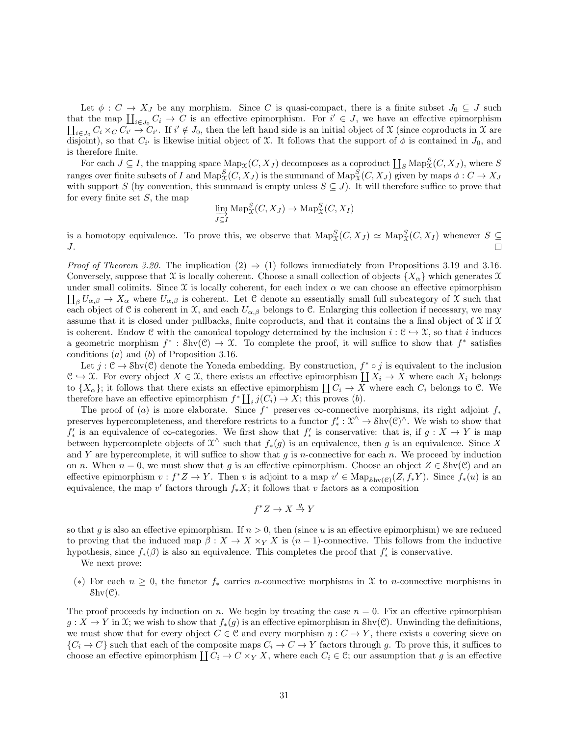Let $\phi : C \to X_J$ be any morphism. Since $C$ is quasi-compact, there is a finite subset $J_0 \subseteq J$ such that the map $\coprod_{i \in J_0} C_i \to C$ is an effective epimorphism. For $i' \in J$, we have an effective epimorphism $\coprod_{i \in J_0} C_i \times_C C_{i'} \to C_{i'}$. If $i' \notin J_0$, then the left hand side is an initial object of $\mathcal{X}$ (since coproducts in $\mathcal{X}$ are disjoint), so that $C_{i'}$ is likewise initial object of $\mathcal{X}$. It follows that the support of $\phi$ is contained in $J_0$, and is therefore finite.

For each $J \subseteq I$, the mapping space $\mathrm{Map}_{\mathcal{X}}(C, X_J)$ decomposes as a coproduct $\coprod_S \mathrm{Map}^S_{\mathcal{X}}(C, X_J)$, where $S$ ranges over finite subsets of $I$ and $\mathrm{Map}^S_{\mathcal{X}}(C, X_J)$ is the summand of $\mathrm{Map}^S_{\mathcal{X}}(C, X_J)$ given by maps $\phi : C \to X_J$ with support $S$ (by convention, this summand is empty unless $S \subseteq J$). It will therefore suffice to prove that for every finite set $S$, the map

$$\varinjlim_{J \subseteq I} \mathrm{Map}^S_{\mathcal{X}}(C, X_J) \to \mathrm{Map}^S_{\mathcal{X}}(C, X_I)$$

is a homotopy equivalence. To prove this, we observe that $\mathrm{Map}^S_{\mathcal{X}}(C, X_J) \simeq \mathrm{Map}^S_{\mathcal{X}}(C, X_I)$ whenever $S \subseteq J$. □

*Proof of Theorem 3.20.* The implication (2) $\Rightarrow$ (1) follows immediately from Propositions 3.19 and 3.16. Conversely, suppose that $\mathcal{X}$ is locally coherent. Choose a small collection of objects $\{X_\alpha\}$ which generates $\mathcal{X}$ under small colimits. Since $\mathcal{X}$ is locally coherent, for each index $\alpha$ we can choose an effective epimorphism $\coprod_\beta U_{\alpha,\beta} \to X_\alpha$ where $U_{\alpha,\beta}$ is coherent. Let $\mathcal{C}$ denote an essentially small full subcategory of $\mathcal{X}$ such that each object of $\mathcal{C}$ is coherent in $\mathcal{X}$, and each $U_{\alpha,\beta}$ belongs to $\mathcal{C}$. Enlarging this collection if necessary, we may assume that it is closed under pullbacks, finite coproducts, and that it contains the a final object of $\mathcal{X}$ if $\mathcal{X}$ is coherent. Endow $\mathcal{C}$ with the canonical topology determined by the inclusion $i : \mathcal{C} \hookrightarrow \mathcal{X}$, so that $i$ induces a geometric morphism $f^* : \mathcal{S}\mathrm{hv}(\mathcal{C}) \to \mathcal{X}$. To complete the proof, it will suffice to show that $f^*$ satisfies conditions $(a)$ and $(b)$ of Proposition 3.16.

Let $j : \mathcal{C} \to \mathcal{S}\mathrm{hv}(\mathcal{C})$ denote the Yoneda embedding. By construction, $f^* \circ j$ is equivalent to the inclusion $\mathcal{C} \hookrightarrow \mathcal{X}$. For every object $X \in \mathcal{X}$, there exists an effective epimorphism $\coprod X_i \to X$ where each $X_i$ belongs to $\{X_\alpha\}$; it follows that there exists an effective epimorphism $\coprod C_i \to X$ where each $C_i$ belongs to $\mathcal{C}$. We therefore have an effective epimorphism $f^* \coprod_i j(C_i) \to X$; this proves $(b)$.

The proof of $(a)$ is more elaborate. Since $f^*$ preserves $\infty$-connective morphisms, its right adjoint $f_*$ preserves hypercompleteness, and therefore restricts to a functor $f'_* : \mathcal{X}^\wedge \to \mathcal{S}\mathrm{hv}(\mathcal{C})^\wedge$. We wish to show that $f'_*$ is an equivalence of $\infty$-categories. We first show that $f'_*$ is conservative: that is, if $g : X \to Y$ is map between hypercomplete objects of $\mathcal{X}^\wedge$ such that $f_*(g)$ is an equivalence, then $g$ is an equivalence. Since $X$ and $Y$ are hypercomplete, it will suffice to show that $g$ is $n$-connective for each $n$. We proceed by induction on $n$. When $n = 0$, we must show that $g$ is an effective epimorphism. Choose an object $Z \in \mathcal{S}\mathrm{hv}(\mathcal{C})$ and an effective epimorphism $v : f^* Z \to Y$. Then $v$ is adjoint to a map $v' \in \mathrm{Map}_{\mathcal{S}\mathrm{hv}(\mathcal{C})}(Z, f_* Y)$. Since $f_*(u)$ is an equivalence, the map $v'$ factors through $f_* X$; it follows that $v$ factors as a composition

$$f^* Z \to X \xrightarrow{g} Y$$

so that $g$ is also an effective epimorphism. If $n > 0$, then (since $u$ is an effective epimorphism) we are reduced to proving that the induced map $\beta : X \to X \times_Y X$ is $(n-1)$-connective. This follows from the inductive hypothesis, since $f_*(\beta)$ is also an equivalence. This completes the proof that $f'_*$ is conservative.

We next prove:

$(*)$ For each $n \geq 0$, the functor $f_*$ carries $n$-connective morphisms in $\mathcal{X}$ to $n$-connective morphisms in $\mathcal{S}\mathrm{hv}(\mathcal{C})$.

The proof proceeds by induction on $n$. We begin by treating the case $n = 0$. Fix an effective epimorphism $g : X \to Y$ in $\mathcal{X}$; we wish to show that $f_*(g)$ is an effective epimorphism in $\mathcal{S}\mathrm{hv}(\mathcal{C})$. Unwinding the definitions, we must show that for every object $C \in \mathcal{C}$ and every morphism $\eta : C \to Y$, there exists a covering sieve on $\{C_i \to C\}$ such that each of the composite maps $C_i \to C \to Y$ factors through $g$. To prove this, it suffices to choose an effective epimorphism $\coprod C_i \to C \times_Y X$, where each $C_i \in \mathcal{C}$; our assumption that $g$ is an effective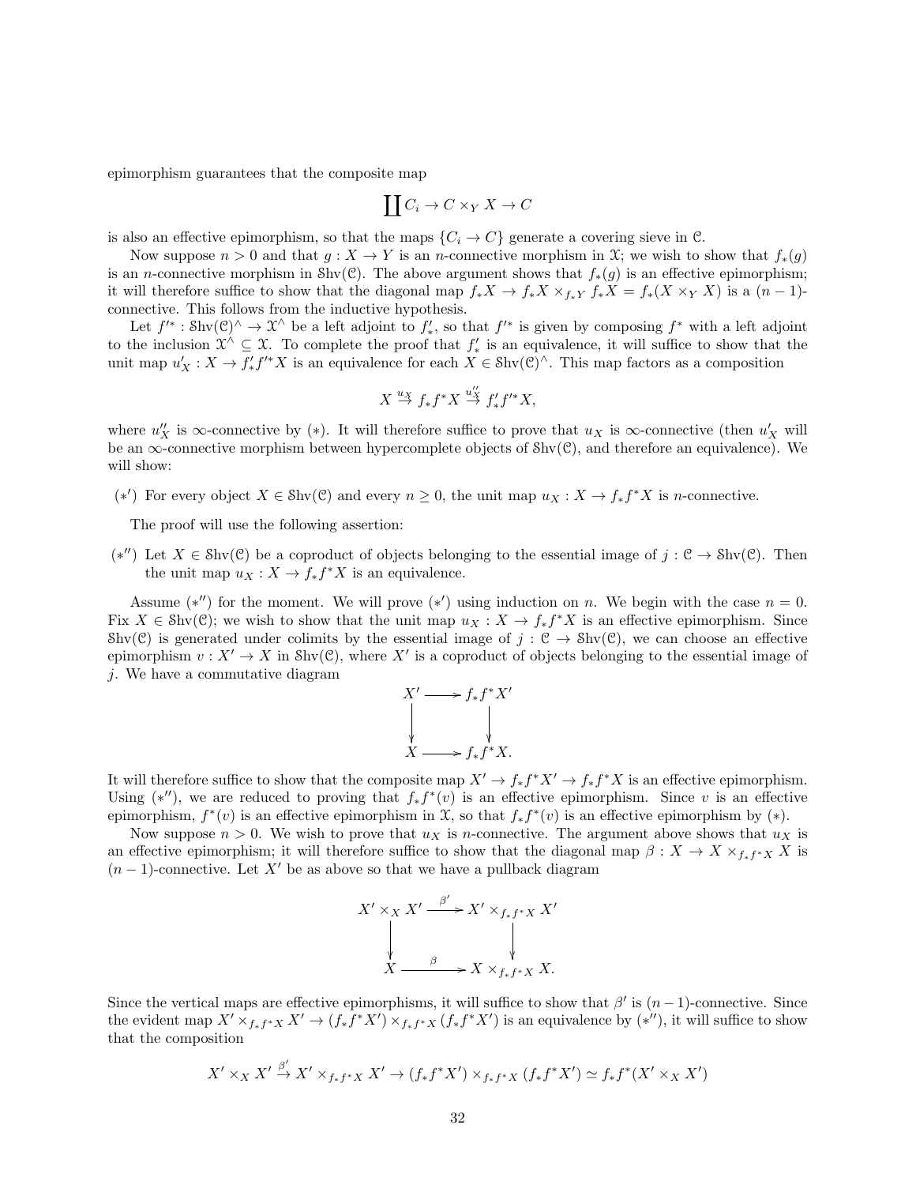epimorphism guarantees that the composite map

$$\coprod C_i \to C \times_Y X \to C$$

is also an effective epimorphism, so that the maps $\{C_i \to C\}$ generate a covering sieve in $\mathcal{C}$.

Now suppose $n > 0$ and that $g : X \to Y$ is an $n$-connective morphism in $\mathcal{X}$; we wish to show that $f_*(g)$ is an $n$-connective morphism in $\mathcal{S}\mathrm{hv}(\mathcal{C})$. The above argument shows that $f_*(g)$ is an effective epimorphism; it will therefore suffice to show that the diagonal map $f_*X \to f_*X \times_{f_*Y} f_*X = f_*(X \times_Y X)$ is a $(n-1)$-connective. This follows from the inductive hypothesis.

Let $f'^* : \mathcal{S}\mathrm{hv}(\mathcal{C})^\wedge \to \mathcal{X}^\wedge$ be a left adjoint to $f'_*$, so that $f'^*$ is given by composing $f^*$ with a left adjoint to the inclusion $\mathcal{X}^\wedge \subseteq \mathcal{X}$. To complete the proof that $f'_*$ is an equivalence, it will suffice to show that the unit map $u'_X : X \to f'_* f'^* X$ is an equivalence for each $X \in \mathcal{S}\mathrm{hv}(\mathcal{C})^\wedge$. This map factors as a composition

$$X \xrightarrow{u_X} f_* f^* X \xrightarrow{u''_X} f'_* f'^* X,$$

where $u''_X$ is $\infty$-connective by $(*)$. It will therefore suffice to prove that $u_X$ is $\infty$-connective (then $u'_X$ will be an $\infty$-connective morphism between hypercomplete objects of $\mathcal{S}\mathrm{hv}(\mathcal{C})$, and therefore an equivalence). We will show:

- $(*')$ For every object $X \in \mathcal{S}\mathrm{hv}(\mathcal{C})$ and every $n \geq 0$, the unit map $u_X : X \to f_* f^* X$ is $n$-connective.

The proof will use the following assertion:

- $(*'')$ Let $X \in \mathcal{S}\mathrm{hv}(\mathcal{C})$ be a coproduct of objects belonging to the essential image of $j : \mathcal{C} \to \mathcal{S}\mathrm{hv}(\mathcal{C})$. Then the unit map $u_X : X \to f_* f^* X$ is an equivalence.

Assume $(*'')$ for the moment. We will prove $(*')$ using induction on $n$. We begin with the case $n = 0$. Fix $X \in \mathcal{S}\mathrm{hv}(\mathcal{C})$; we wish to show that the unit map $u_X : X \to f_* f^* X$ is an effective epimorphism. Since $\mathcal{S}\mathrm{hv}(\mathcal{C})$ is generated under colimits by the essential image of $j : \mathcal{C} \to \mathcal{S}\mathrm{hv}(\mathcal{C})$, we can choose an effective epimorphism $v : X' \to X$ in $\mathcal{S}\mathrm{hv}(\mathcal{C})$, where $X'$ is a coproduct of objects belonging to the essential image of $j$. We have a commutative diagram

$$\begin{array}{ccc} X' & \longrightarrow & f_* f^* X' \\ \downarrow & & \downarrow \\ X & \longrightarrow & f_* f^* X. \end{array}$$

It will therefore suffice to show that the composite map $X' \to f_* f^* X' \to f_* f^* X$ is an effective epimorphism. Using $(*'')$, we are reduced to proving that $f_* f^*(v)$ is an effective epimorphism. Since $v$ is an effective epimorphism, $f^*(v)$ is an effective epimorphism in $\mathcal{X}$, so that $f_* f^*(v)$ is an effective epimorphism by $(*)$.

Now suppose $n > 0$. We wish to prove that $u_X$ is $n$-connective. The argument above shows that $u_X$ is an effective epimorphism; it will therefore suffice to show that the diagonal map $\beta : X \to X \times_{f_* f^* X} X$ is $(n-1)$-connective. Let $X'$ be as above so that we have a pullback diagram

$$\begin{array}{ccc} X' \times_X X' & \xrightarrow{\beta'} & X' \times_{f_* f^* X} X' \\ \downarrow & & \downarrow \\ X & \xrightarrow{\beta} & X \times_{f_* f^* X} X. \end{array}$$

Since the vertical maps are effective epimorphisms, it will suffice to show that $\beta'$ is $(n-1)$-connective. Since the evident map $X' \times_{f_* f^* X} X' \to (f_* f^* X') \times_{f_* f^* X} (f_* f^* X')$ is an equivalence by $(*'')$, it will suffice to show that the composition

$$X' \times_X X' \xrightarrow{\beta'} X' \times_{f_* f^* X} X' \to (f_* f^* X') \times_{f_* f^* X} (f_* f^* X') \simeq f_* f^*(X' \times_X X')$$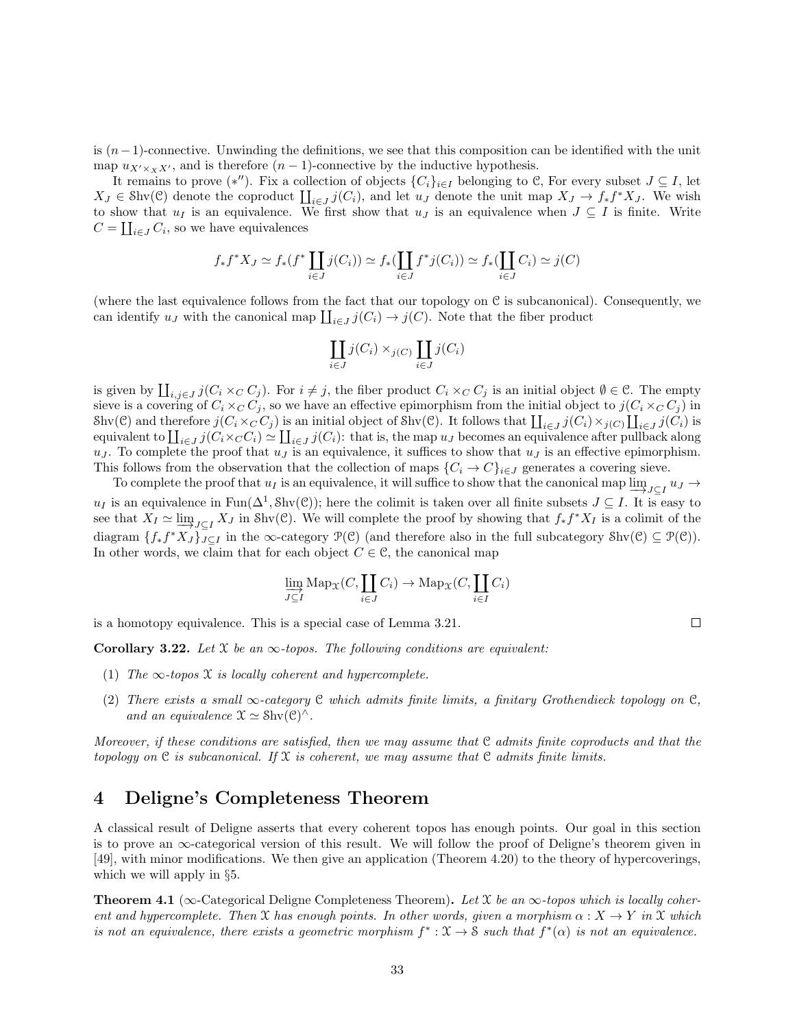is $(n-1)$-connective. Unwinding the definitions, we see that this composition can be identified with the unit map $u_{X' \times_X X'}$, and is therefore $(n-1)$-connective by the inductive hypothesis.

It remains to prove $(*'')$. Fix a collection of objects $\{C_i\}_{i \in I}$ belonging to $\mathcal{C}$, For every subset $J \subseteq I$, let $X_J \in \mathcal{S}\mathrm{hv}(\mathcal{C})$ denote the coproduct $\coprod_{i \in J} j(C_i)$, and let $u_J$ denote the unit map $X_J \to f_* f^* X_J$. We wish to show that $u_I$ is an equivalence. We first show that $u_J$ is an equivalence when $J \subseteq I$ is finite. Write $C = \coprod_{i \in J} C_i$, so we have equivalences

$$f_* f^* X_J \simeq f_*(f^* \coprod_{i \in J} j(C_i)) \simeq f_*(\coprod_{i \in J} f^* j(C_i)) \simeq f_*(\coprod_{i \in J} C_i) \simeq j(C)$$

(where the last equivalence follows from the fact that our topology on $\mathcal{C}$ is subcanonical). Consequently, we can identify $u_J$ with the canonical map $\coprod_{i \in J} j(C_i) \to j(C)$. Note that the fiber product

$$\coprod_{i \in J} j(C_i) \times_{j(C)} \coprod_{i \in J} j(C_i)$$

is given by $\coprod_{i,j \in J} j(C_i \times_C C_j)$. For $i \neq j$, the fiber product $C_i \times_C C_j$ is an initial object $\emptyset \in \mathcal{C}$. The empty sieve is a covering of $C_i \times_C C_j$, so we have an effective epimorphism from the initial object to $j(C_i \times_C C_j)$ in $\mathcal{S}\mathrm{hv}(\mathcal{C})$ and therefore $j(C_i \times_C C_j)$ is an initial object of $\mathcal{S}\mathrm{hv}(\mathcal{C})$. It follows that $\coprod_{i \in J} j(C_i) \times_{j(C)} \coprod_{i \in J} j(C_i)$ is equivalent to $\coprod_{i \in J} j(C_i \times_C C_i) \simeq \coprod_{i \in J} j(C_i)$: that is, the map $u_J$ becomes an equivalence after pullback along $u_J$. To complete the proof that $u_J$ is an equivalence, it suffices to show that $u_J$ is an effective epimorphism. This follows from the observation that the collection of maps $\{C_i \to C\}_{i \in J}$ generates a covering sieve.

To complete the proof that $u_I$ is an equivalence, it will suffice to show that the canonical map $\varinjlim_{J \subseteq I} u_J \to u_I$ is an equivalence in $\mathrm{Fun}(\Delta^1, \mathcal{S}\mathrm{hv}(\mathcal{C}))$; here the colimit is taken over all finite subsets $J \subseteq I$. It is easy to see that $X_I \simeq \varinjlim_{J \subseteq I} X_J$ in $\mathcal{S}\mathrm{hv}(\mathcal{C})$. We will complete the proof by showing that $f_* f^* X_I$ is a colimit of the diagram $\{f_* f^* X_J\}_{J \subseteq I}$ in the $\infty$-category $\mathcal{P}(\mathcal{C})$ (and therefore also in the full subcategory $\mathcal{S}\mathrm{hv}(\mathcal{C}) \subseteq \mathcal{P}(\mathcal{C})$). In other words, we claim that for each object $C \in \mathcal{C}$, the canonical map

$$\varinjlim_{J \subseteq I} \mathrm{Map}_{\mathcal{X}}(C, \coprod_{i \in J} C_i) \to \mathrm{Map}_{\mathcal{X}}(C, \coprod_{i \in I} C_i)$$

is a homotopy equivalence. This is a special case of Lemma 3.21. $\square$

**Corollary 3.22.** *Let $\mathcal{X}$ be an $\infty$-topos. The following conditions are equivalent:*

1. *The $\infty$-topos $\mathcal{X}$ is locally coherent and hypercomplete.*
2. *There exists a small $\infty$-category $\mathcal{C}$ which admits finite limits, a finitary Grothendieck topology on $\mathcal{C}$, and an equivalence $\mathcal{X} \simeq \mathcal{S}\mathrm{hv}(\mathcal{C})^\wedge$.*

*Moreover, if these conditions are satisfied, then we may assume that $\mathcal{C}$ admits finite coproducts and that the topology on $\mathcal{C}$ is subcanonical. If $\mathcal{X}$ is coherent, we may assume that $\mathcal{C}$ admits finite limits.*

# 4 Deligne's Completeness Theorem

A classical result of Deligne asserts that every coherent topos has enough points. Our goal in this section is to prove an $\infty$-categorical version of this result. We will follow the proof of Deligne's theorem given in [49], with minor modifications. We then give an application (Theorem 4.20) to the theory of hypercoverings, which we will apply in §5.

**Theorem 4.1** ($\infty$-Categorical Deligne Completeness Theorem)**.** *Let $\mathcal{X}$ be an $\infty$-topos which is locally coherent and hypercomplete. Then $\mathcal{X}$ has enough points. In other words, given a morphism $\alpha : X \to Y$ in $\mathcal{X}$ which is not an equivalence, there exists a geometric morphism $f^* : \mathcal{X} \to \mathcal{S}$ such that $f^*(\alpha)$ is not an equivalence.*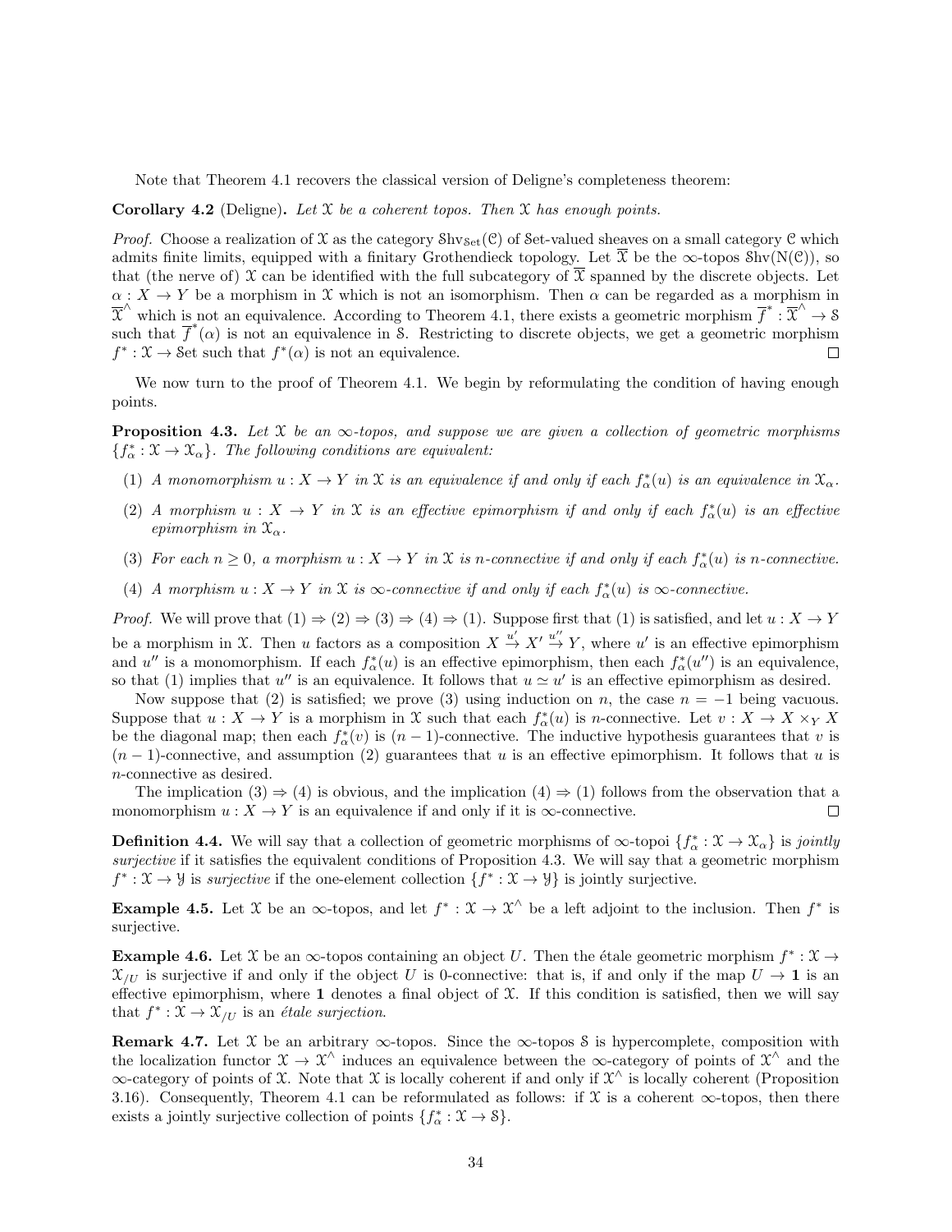Note that Theorem 4.1 recovers the classical version of Deligne's completeness theorem:

**Corollary 4.2** (Deligne)**.** *Let $\mathcal{X}$ be a coherent topos. Then $\mathcal{X}$ has enough points.*

*Proof.* Choose a realization of $\mathcal{X}$ as the category $\mathcal{S}\mathrm{hv}_{\mathcal{S}\mathrm{et}}(\mathcal{C})$ of $\mathcal{S}\mathrm{et}$-valued sheaves on a small category $\mathcal{C}$ which admits finite limits, equipped with a finitary Grothendieck topology. Let $\overline{\mathcal{X}}$ be the $\infty$-topos $\mathcal{S}\mathrm{hv}(\mathrm{N}(\mathcal{C}))$, so that (the nerve of) $\mathcal{X}$ can be identified with the full subcategory of $\overline{\mathcal{X}}$ spanned by the discrete objects. Let $\alpha : X \to Y$ be a morphism in $\mathcal{X}$ which is not an isomorphism. Then $\alpha$ can be regarded as a morphism in $\overline{\mathcal{X}}^{\wedge}$ which is not an equivalence. According to Theorem 4.1, there exists a geometric morphism $\overline{f}^* : \overline{\mathcal{X}}^{\wedge} \to \mathcal{S}$ such that $\overline{f}^*(\alpha)$ is not an equivalence in $\mathcal{S}$. Restricting to discrete objects, we get a geometric morphism $f^* : \mathcal{X} \to \mathcal{S}\mathrm{et}$ such that $f^*(\alpha)$ is not an equivalence. $\square$

We now turn to the proof of Theorem 4.1. We begin by reformulating the condition of having enough points.

**Proposition 4.3.** *Let $\mathcal{X}$ be an $\infty$-topos, and suppose we are given a collection of geometric morphisms $\{f^*_\alpha : \mathcal{X} \to \mathcal{X}_\alpha\}$. The following conditions are equivalent:*

1. *A monomorphism $u : X \to Y$ in $\mathcal{X}$ is an equivalence if and only if each $f^*_\alpha(u)$ is an equivalence in $\mathcal{X}_\alpha$.*
2. *A morphism $u : X \to Y$ in $\mathcal{X}$ is an effective epimorphism if and only if each $f^*_\alpha(u)$ is an effective epimorphism in $\mathcal{X}_\alpha$.*
3. *For each $n \geq 0$, a morphism $u : X \to Y$ in $\mathcal{X}$ is $n$-connective if and only if each $f^*_\alpha(u)$ is $n$-connective.*
4. *A morphism $u : X \to Y$ in $\mathcal{X}$ is $\infty$-connective if and only if each $f^*_\alpha(u)$ is $\infty$-connective.*

*Proof.* We will prove that $(1) \Rightarrow (2) \Rightarrow (3) \Rightarrow (4) \Rightarrow (1)$. Suppose first that (1) is satisfied, and let $u : X \to Y$ be a morphism in $\mathcal{X}$. Then $u$ factors as a composition $X \xrightarrow{u'} X' \xrightarrow{u''} Y$, where $u'$ is an effective epimorphism and $u''$ is a monomorphism. If each $f^*_\alpha(u)$ is an effective epimorphism, then each $f^*_\alpha(u'')$ is an equivalence, so that (1) implies that $u''$ is an equivalence. It follows that $u \simeq u'$ is an effective epimorphism as desired.

Now suppose that (2) is satisfied; we prove (3) using induction on $n$, the case $n = -1$ being vacuous. Suppose that $u : X \to Y$ is a morphism in $\mathcal{X}$ such that each $f^*_\alpha(u)$ is $n$-connective. Let $v : X \to X \times_Y X$ be the diagonal map; then each $f^*_\alpha(v)$ is $(n-1)$-connective. The inductive hypothesis guarantees that $v$ is $(n-1)$-connective, and assumption (2) guarantees that $u$ is an effective epimorphism. It follows that $u$ is $n$-connective as desired.

The implication $(3) \Rightarrow (4)$ is obvious, and the implication $(4) \Rightarrow (1)$ follows from the observation that a monomorphism $u : X \to Y$ is an equivalence if and only if it is $\infty$-connective. $\square$

**Definition 4.4.** We will say that a collection of geometric morphisms of $\infty$-topoi $\{f^*_\alpha : \mathcal{X} \to \mathcal{X}_\alpha\}$ is *jointly surjective* if it satisfies the equivalent conditions of Proposition 4.3. We will say that a geometric morphism $f^* : \mathcal{X} \to \mathcal{Y}$ is *surjective* if the one-element collection $\{f^* : \mathcal{X} \to \mathcal{Y}\}$ is jointly surjective.

**Example 4.5.** Let $\mathcal{X}$ be an $\infty$-topos, and let $f^* : \mathcal{X} \to \mathcal{X}^{\wedge}$ be a left adjoint to the inclusion. Then $f^*$ is surjective.

**Example 4.6.** Let $\mathcal{X}$ be an $\infty$-topos containing an object $U$. Then the étale geometric morphism $f^* : \mathcal{X} \to \mathcal{X}_{/U}$ is surjective if and only if the object $U$ is 0-connective: that is, if and only if the map $U \to \mathbf{1}$ is an effective epimorphism, where $\mathbf{1}$ denotes a final object of $\mathcal{X}$. If this condition is satisfied, then we will say that $f^* : \mathcal{X} \to \mathcal{X}_{/U}$ is an *étale surjection*.

**Remark 4.7.** Let $\mathcal{X}$ be an arbitrary $\infty$-topos. Since the $\infty$-topos $\mathcal{S}$ is hypercomplete, composition with the localization functor $\mathcal{X} \to \mathcal{X}^{\wedge}$ induces an equivalence between the $\infty$-category of points of $\mathcal{X}^{\wedge}$ and the $\infty$-category of points of $\mathcal{X}$. Note that $\mathcal{X}$ is locally coherent if and only if $\mathcal{X}^{\wedge}$ is locally coherent (Proposition 3.16). Consequently, Theorem 4.1 can be reformulated as follows: if $\mathcal{X}$ is a coherent $\infty$-topos, then there exists a jointly surjective collection of points $\{f^*_\alpha : \mathcal{X} \to \mathcal{S}\}$.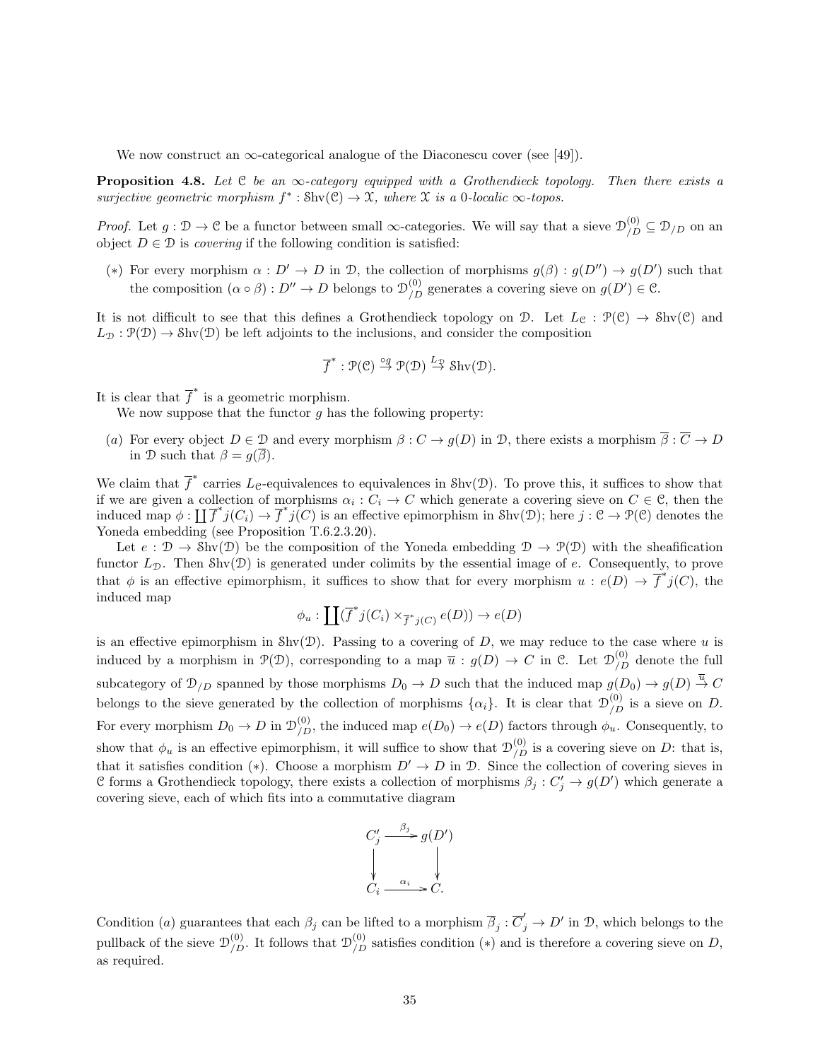We now construct an $\infty$-categorical analogue of the Diaconescu cover (see [49]).

**Proposition 4.8.** *Let $\mathcal{C}$ be an $\infty$-category equipped with a Grothendieck topology. Then there exists a surjective geometric morphism $f^* : \mathrm{Shv}(\mathcal{C}) \to \mathcal{X}$, where $\mathcal{X}$ is a 0-localic $\infty$-topos.*

*Proof.* Let $g : \mathcal{D} \to \mathcal{C}$ be a functor between small $\infty$-categories. We will say that a sieve $\mathcal{D}^{(0)}_{/D} \subseteq \mathcal{D}_{/D}$ on an object $D \in \mathcal{D}$ is *covering* if the following condition is satisfied:

($*$) For every morphism $\alpha : D' \to D$ in $\mathcal{D}$, the collection of morphisms $g(\beta) : g(D'') \to g(D')$ such that the composition $(\alpha \circ \beta) : D'' \to D$ belongs to $\mathcal{D}^{(0)}_{/D}$ generates a covering sieve on $g(D') \in \mathcal{C}$.

It is not difficult to see that this defines a Grothendieck topology on $\mathcal{D}$. Let $L_{\mathcal{C}} : \mathcal{P}(\mathcal{C}) \to \mathrm{Shv}(\mathcal{C})$ and $L_{\mathcal{D}} : \mathcal{P}(\mathcal{D}) \to \mathrm{Shv}(\mathcal{D})$ be left adjoints to the inclusions, and consider the composition

$$\overline{f}^* : \mathcal{P}(\mathcal{C}) \stackrel{\circ g}{\to} \mathcal{P}(\mathcal{D}) \stackrel{L_{\mathcal{D}}}{\to} \mathrm{Shv}(\mathcal{D}).$$

It is clear that $\overline{f}^*$ is a geometric morphism.

We now suppose that the functor $g$ has the following property:

($a$) For every object $D \in \mathcal{D}$ and every morphism $\beta : C \to g(D)$ in $\mathcal{D}$, there exists a morphism $\overline{\beta} : \overline{C} \to D$ in $\mathcal{D}$ such that $\beta = g(\overline{\beta})$.

We claim that $\overline{f}^*$ carries $L_{\mathcal{C}}$-equivalences to equivalences in $\mathrm{Shv}(\mathcal{D})$. To prove this, it suffices to show that if we are given a collection of morphisms $\alpha_i : C_i \to C$ which generate a covering sieve on $C \in \mathcal{C}$, then the induced map $\phi : \coprod \overline{f}^* j(C_i) \to \overline{f}^* j(C)$ is an effective epimorphism in $\mathrm{Shv}(\mathcal{D})$; here $j : \mathcal{C} \to \mathcal{P}(\mathcal{C})$ denotes the Yoneda embedding (see Proposition T.6.2.3.20).

Let $e : \mathcal{D} \to \mathrm{Shv}(\mathcal{D})$ be the composition of the Yoneda embedding $\mathcal{D} \to \mathcal{P}(\mathcal{D})$ with the sheafification functor $L_{\mathcal{D}}$. Then $\mathrm{Shv}(\mathcal{D})$ is generated under colimits by the essential image of $e$. Consequently, to prove that $\phi$ is an effective epimorphism, it suffices to show that for every morphism $u : e(D) \to \overline{f}^* j(C)$, the induced map

$$\phi_u : \coprod (\overline{f}^* j(C_i) \times_{\overline{f}^* j(C)} e(D)) \to e(D)$$

is an effective epimorphism in $\mathrm{Shv}(\mathcal{D})$. Passing to a covering of $D$, we may reduce to the case where $u$ is induced by a morphism in $\mathcal{P}(\mathcal{D})$, corresponding to a map $\overline{u} : g(D) \to C$ in $\mathcal{C}$. Let $\mathcal{D}^{(0)}_{/D}$ denote the full subcategory of $\mathcal{D}_{/D}$ spanned by those morphisms $D_0 \to D$ such that the induced map $g(D_0) \to g(D) \stackrel{\overline{u}}{\to} C$ belongs to the sieve generated by the collection of morphisms $\{\alpha_i\}$. It is clear that $\mathcal{D}^{(0)}_{/D}$ is a sieve on $D$. For every morphism $D_0 \to D$ in $\mathcal{D}^{(0)}_{/D}$, the induced map $e(D_0) \to e(D)$ factors through $\phi_u$. Consequently, to show that $\phi_u$ is an effective epimorphism, it will suffice to show that $\mathcal{D}^{(0)}_{/D}$ is a covering sieve on $D$: that is, that it satisfies condition ($*$). Choose a morphism $D' \to D$ in $\mathcal{D}$. Since the collection of covering sieves in $\mathcal{C}$ forms a Grothendieck topology, there exists a collection of morphisms $\beta_j : C'_j \to g(D')$ which generate a covering sieve, each of which fits into a commutative diagram

$$\begin{array}{ccc} C'_j & \xrightarrow{\beta_j} & g(D') \\ \downarrow & & \downarrow \\ C_i & \xrightarrow{\alpha_i} & C. \end{array}$$

Condition ($a$) guarantees that each $\beta_j$ can be lifted to a morphism $\overline{\beta}_j : \overline{C}'_j \to D'$ in $\mathcal{D}$, which belongs to the pullback of the sieve $\mathcal{D}^{(0)}_{/D}$. It follows that $\mathcal{D}^{(0)}_{/D}$ satisfies condition ($*$) and is therefore a covering sieve on $D$, as required.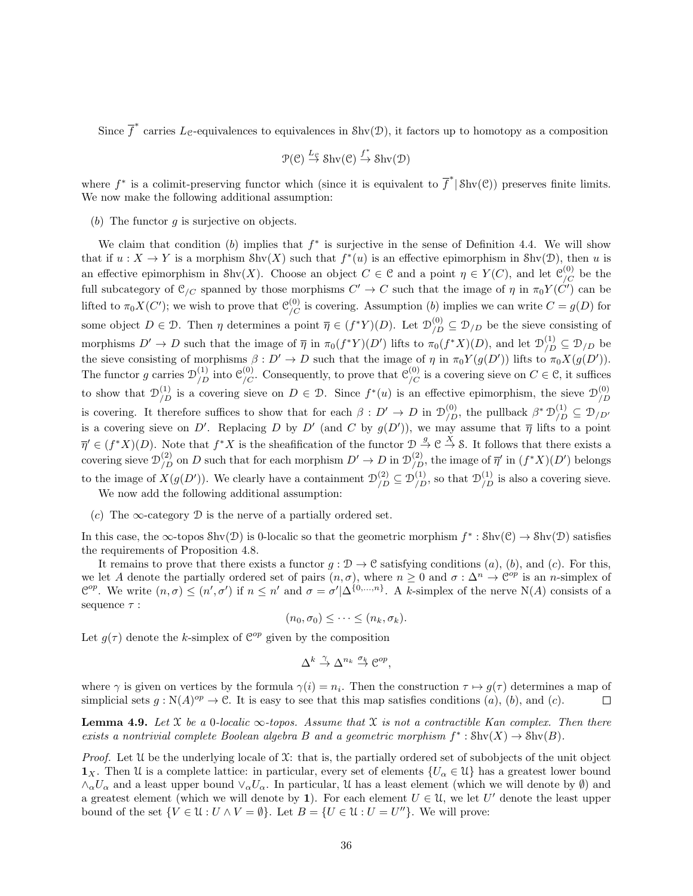Since $\overline{f}^*$ carries $L_{\mathcal{C}}$-equivalences to equivalences in $\mathcal{S}\mathrm{hv}(\mathcal{D})$, it factors up to homotopy as a composition

$$\mathcal{P}(\mathcal{C}) \xrightarrow{L_{\mathcal{C}}} \mathcal{S}\mathrm{hv}(\mathcal{C}) \xrightarrow{f^*} \mathcal{S}\mathrm{hv}(\mathcal{D})$$

where $f^*$ is a colimit-preserving functor which (since it is equivalent to $\overline{f}^* | \mathcal{S}\mathrm{hv}(\mathcal{C})$) preserves finite limits. We now make the following additional assumption:

($b$) The functor $g$ is surjective on objects.

We claim that condition ($b$) implies that $f^*$ is surjective in the sense of Definition 4.4. We will show that if $u : X \to Y$ is a morphism $\mathcal{S}\mathrm{hv}(X)$ such that $f^*(u)$ is an effective epimorphism in $\mathcal{S}\mathrm{hv}(\mathcal{D})$, then $u$ is an effective epimorphism in $\mathcal{S}\mathrm{hv}(X)$. Choose an object $C \in \mathcal{C}$ and a point $\eta \in Y(C)$, and let $\mathcal{C}^{(0)}_{/C}$ be the full subcategory of $\mathcal{C}_{/C}$ spanned by those morphisms $C' \to C$ such that the image of $\eta$ in $\pi_0 Y(C')$ can be lifted to $\pi_0 X(C')$; we wish to prove that $\mathcal{C}^{(0)}_{/C}$ is covering. Assumption ($b$) implies we can write $C = g(D)$ for some object $D \in \mathcal{D}$. Then $\eta$ determines a point $\overline{\eta} \in (f^* Y)(D)$. Let $\mathcal{D}^{(0)}_{/D} \subseteq \mathcal{D}_{/D}$ be the sieve consisting of morphisms $D' \to D$ such that the image of $\overline{\eta}$ in $\pi_0(f^*Y)(D')$ lifts to $\pi_0(f^*X)(D)$, and let $\mathcal{D}^{(1)}_{/D} \subseteq \mathcal{D}_{/D}$ be the sieve consisting of morphisms $\beta : D' \to D$ such that the image of $\eta$ in $\pi_0 Y(g(D'))$ lifts to $\pi_0 X(g(D'))$. The functor $g$ carries $\mathcal{D}^{(1)}_{/D}$ into $\mathcal{C}^{(0)}_{/C}$. Consequently, to prove that $\mathcal{C}^{(0)}_{/C}$ is a covering sieve on $C \in \mathcal{C}$, it suffices to show that $\mathcal{D}^{(1)}_{/D}$ is a covering sieve on $D \in \mathcal{D}$. Since $f^*(u)$ is an effective epimorphism, the sieve $\mathcal{D}^{(0)}_{/D}$ is covering. It therefore suffices to show that for each $\beta : D' \to D$ in $\mathcal{D}^{(0)}_{/D}$, the pullback $\beta^* \mathcal{D}^{(1)}_{/D} \subseteq \mathcal{D}_{/D'}$ is a covering sieve on $D'$. Replacing $D$ by $D'$ (and $C$ by $g(D')$), we may assume that $\overline{\eta}$ lifts to a point $\overline{\eta}' \in (f^*X)(D)$. Note that $f^*X$ is the sheafification of the functor $\mathcal{D} \xrightarrow{g} \mathcal{C} \xrightarrow{X} \mathcal{S}$. It follows that there exists a covering sieve $\mathcal{D}^{(2)}_{/D}$ on $D$ such that for each morphism $D' \to D$ in $\mathcal{D}^{(2)}_{/D}$, the image of $\overline{\eta}'$ in $(f^*X)(D')$ belongs to the image of $X(g(D'))$. We clearly have a containment $\mathcal{D}^{(2)}_{/D} \subseteq \mathcal{D}^{(1)}_{/D}$, so that $\mathcal{D}^{(1)}_{/D}$ is also a covering sieve.

We now add the following additional assumption:

($c$) The $\infty$-category $\mathcal{D}$ is the nerve of a partially ordered set.

In this case, the $\infty$-topos $\mathcal{S}\mathrm{hv}(\mathcal{D})$ is 0-localic so that the geometric morphism $f^* : \mathcal{S}\mathrm{hv}(\mathcal{C}) \to \mathcal{S}\mathrm{hv}(\mathcal{D})$ satisfies the requirements of Proposition 4.8.

It remains to prove that there exists a functor $g : \mathcal{D} \to \mathcal{C}$ satisfying conditions ($a$), ($b$), and ($c$). For this, we let $A$ denote the partially ordered set of pairs $(n, \sigma)$, where $n \geq 0$ and $\sigma : \Delta^n \to \mathcal{C}^{op}$ is an $n$-simplex of $\mathcal{C}^{op}$. We write $(n, \sigma) \leq (n', \sigma')$ if $n \leq n'$ and $\sigma = \sigma' | \Delta^{\{0, \ldots, n\}}$. A $k$-simplex of the nerve $\mathrm{N}(A)$ consists of a sequence $\tau$ :

$$(n_0, \sigma_0) \leq \cdots \leq (n_k, \sigma_k).$$

Let $g(\tau)$ denote the $k$-simplex of $\mathcal{C}^{op}$ given by the composition

$$\Delta^k \xrightarrow{\gamma} \Delta^{n_k} \xrightarrow{\sigma_k} \mathcal{C}^{op},$$

where $\gamma$ is given on vertices by the formula $\gamma(i) = n_i$. Then the construction $\tau \mapsto g(\tau)$ determines a map of simplicial sets $g : \mathrm{N}(A)^{op} \to \mathcal{C}$. It is easy to see that this map satisfies conditions ($a$), ($b$), and ($c$). $\square$

**Lemma 4.9.** *Let $\mathcal{X}$ be a 0-localic $\infty$-topos. Assume that $\mathcal{X}$ is not a contractible Kan complex. Then there exists a nontrivial complete Boolean algebra $B$ and a geometric morphism $f^* : \mathcal{S}\mathrm{hv}(X) \to \mathcal{S}\mathrm{hv}(B)$.*

*Proof.* Let $\mathcal{U}$ be the underlying locale of $\mathcal{X}$: that is, the partially ordered set of subobjects of the unit object $\mathbf{1}_X$. Then $\mathcal{U}$ is a complete lattice: in particular, every set of elements $\{U_\alpha \in \mathcal{U}\}$ has a greatest lower bound $\wedge_\alpha U_\alpha$ and a least upper bound $\vee_\alpha U_\alpha$. In particular, $\mathcal{U}$ has a least element (which we will denote by $\emptyset$) and a greatest element (which we will denote by $\mathbf{1}$). For each element $U \in \mathcal{U}$, we let $U'$ denote the least upper bound of the set $\{V \in \mathcal{U} : U \wedge V = \emptyset\}$. Let $B = \{U \in \mathcal{U} : U = U''\}$. We will prove: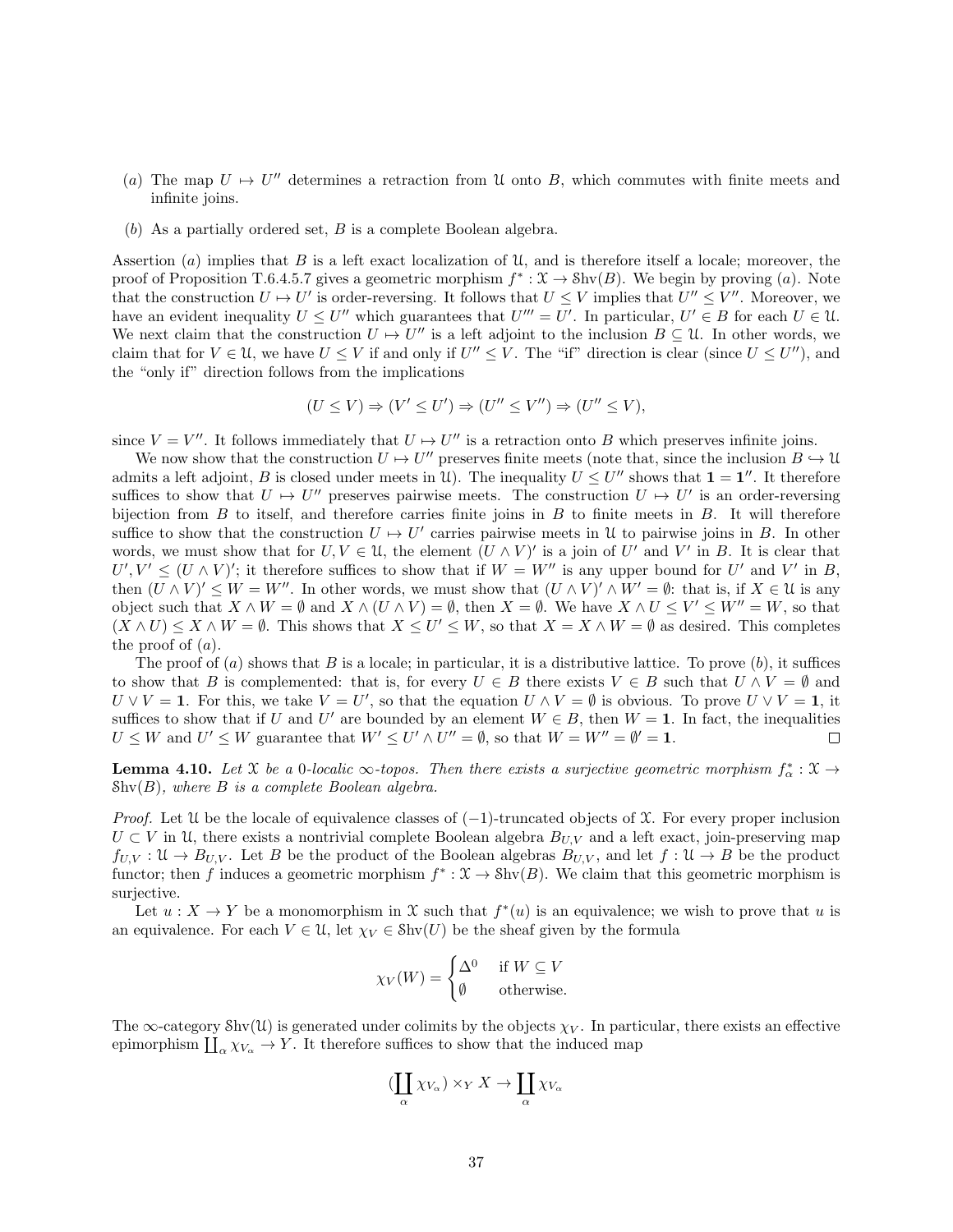(a) The map $U \mapsto U''$ determines a retraction from $\mathcal{U}$ onto $B$, which commutes with finite meets and infinite joins.

(b) As a partially ordered set, $B$ is a complete Boolean algebra.

Assertion $(a)$ implies that $B$ is a left exact localization of $\mathcal{U}$, and is therefore itself a locale; moreover, the proof of Proposition T.6.4.5.7 gives a geometric morphism $f^* : \mathcal{X} \to \mathcal{S}\mathrm{hv}(B)$. We begin by proving $(a)$. Note that the construction $U \mapsto U'$ is order-reversing. It follows that $U \leq V$ implies that $U'' \leq V''$. Moreover, we have an evident inequality $U \leq U''$ which guarantees that $U''' = U'$. In particular, $U' \in B$ for each $U \in \mathcal{U}$. We next claim that the construction $U \mapsto U''$ is a left adjoint to the inclusion $B \subseteq \mathcal{U}$. In other words, we claim that for $V \in \mathcal{U}$, we have $U \leq V$ if and only if $U'' \leq V$. The "if" direction is clear (since $U \leq U''$), and the "only if" direction follows from the implications

$$(U \leq V) \Rightarrow (V' \leq U') \Rightarrow (U'' \leq V'') \Rightarrow (U'' \leq V),$$

since $V = V''$. It follows immediately that $U \mapsto U''$ is a retraction onto $B$ which preserves infinite joins.

We now show that the construction $U \mapsto U''$ preserves finite meets (note that, since the inclusion $B \hookrightarrow \mathcal{U}$ admits a left adjoint, $B$ is closed under meets in $\mathcal{U}$). The inequality $U \leq U''$ shows that $\mathbf{1} = \mathbf{1}''$. It therefore suffices to show that $U \mapsto U''$ preserves pairwise meets. The construction $U \mapsto U'$ is an order-reversing bijection from $B$ to itself, and therefore carries finite joins in $B$ to finite meets in $B$. It will therefore suffice to show that the construction $U \mapsto U'$ carries pairwise meets in $\mathcal{U}$ to pairwise joins in $B$. In other words, we must show that for $U, V \in \mathcal{U}$, the element $(U \wedge V)'$ is a join of $U'$ and $V'$ in $B$. It is clear that $U', V' \leq (U \wedge V)'$; it therefore suffices to show that if $W = W''$ is any upper bound for $U'$ and $V'$ in $B$, then $(U \wedge V)' \leq W = W''$. In other words, we must show that $(U \wedge V)' \wedge W' = \emptyset$: that is, if $X \in \mathcal{U}$ is any object such that $X \wedge W = \emptyset$ and $X \wedge (U \wedge V) = \emptyset$, then $X = \emptyset$. We have $X \wedge U \leq V' \leq W'' = W$, so that $(X \wedge U) \leq X \wedge W = \emptyset$. This shows that $X \leq U' \leq W$, so that $X = X \wedge W = \emptyset$ as desired. This completes the proof of $(a)$.

The proof of $(a)$ shows that $B$ is a locale; in particular, it is a distributive lattice. To prove $(b)$, it suffices to show that $B$ is complemented: that is, for every $U \in B$ there exists $V \in B$ such that $U \wedge V = \emptyset$ and $U \vee V = \mathbf{1}$. For this, we take $V = U'$, so that the equation $U \wedge V = \emptyset$ is obvious. To prove $U \vee V = \mathbf{1}$, it suffices to show that if $U$ and $U'$ are bounded by an element $W \in B$, then $W = \mathbf{1}$. In fact, the inequalities $U \leq W$ and $U' \leq W$ guarantee that $W' \leq U' \wedge U'' = \emptyset$, so that $W = W'' = \emptyset' = \mathbf{1}$. □

**Lemma 4.10.** *Let $\mathcal{X}$ be a 0-localic $\infty$-topos. Then there exists a surjective geometric morphism $f_\alpha^* : \mathcal{X} \to \mathcal{S}\mathrm{hv}(B)$, where $B$ is a complete Boolean algebra.*

*Proof.* Let $\mathcal{U}$ be the locale of equivalence classes of $(-1)$-truncated objects of $\mathcal{X}$. For every proper inclusion $U \subset V$ in $\mathcal{U}$, there exists a nontrivial complete Boolean algebra $B_{U,V}$ and a left exact, join-preserving map $f_{U,V} : \mathcal{U} \to B_{U,V}$. Let $B$ be the product of the Boolean algebras $B_{U,V}$, and let $f : \mathcal{U} \to B$ be the product functor; then $f$ induces a geometric morphism $f^* : \mathcal{X} \to \mathcal{S}\mathrm{hv}(B)$. We claim that this geometric morphism is surjective.

Let $u : X \to Y$ be a monomorphism in $\mathcal{X}$ such that $f^*(u)$ is an equivalence; we wish to prove that $u$ is an equivalence. For each $V \in \mathcal{U}$, let $\chi_V \in \mathcal{S}\mathrm{hv}(U)$ be the sheaf given by the formula

$$\chi_V(W) = \begin{cases} \Delta^0 & \text{if } W \subseteq V \\ \emptyset & \text{otherwise.} \end{cases}$$

The $\infty$-category $\mathcal{S}\mathrm{hv}(\mathcal{U})$ is generated under colimits by the objects $\chi_V$. In particular, there exists an effective epimorphism $\coprod_\alpha \chi_{V_\alpha} \to Y$. It therefore suffices to show that the induced map

$$(\coprod_\alpha \chi_{V_\alpha}) \times_Y X \to \coprod_\alpha \chi_{V_\alpha}$$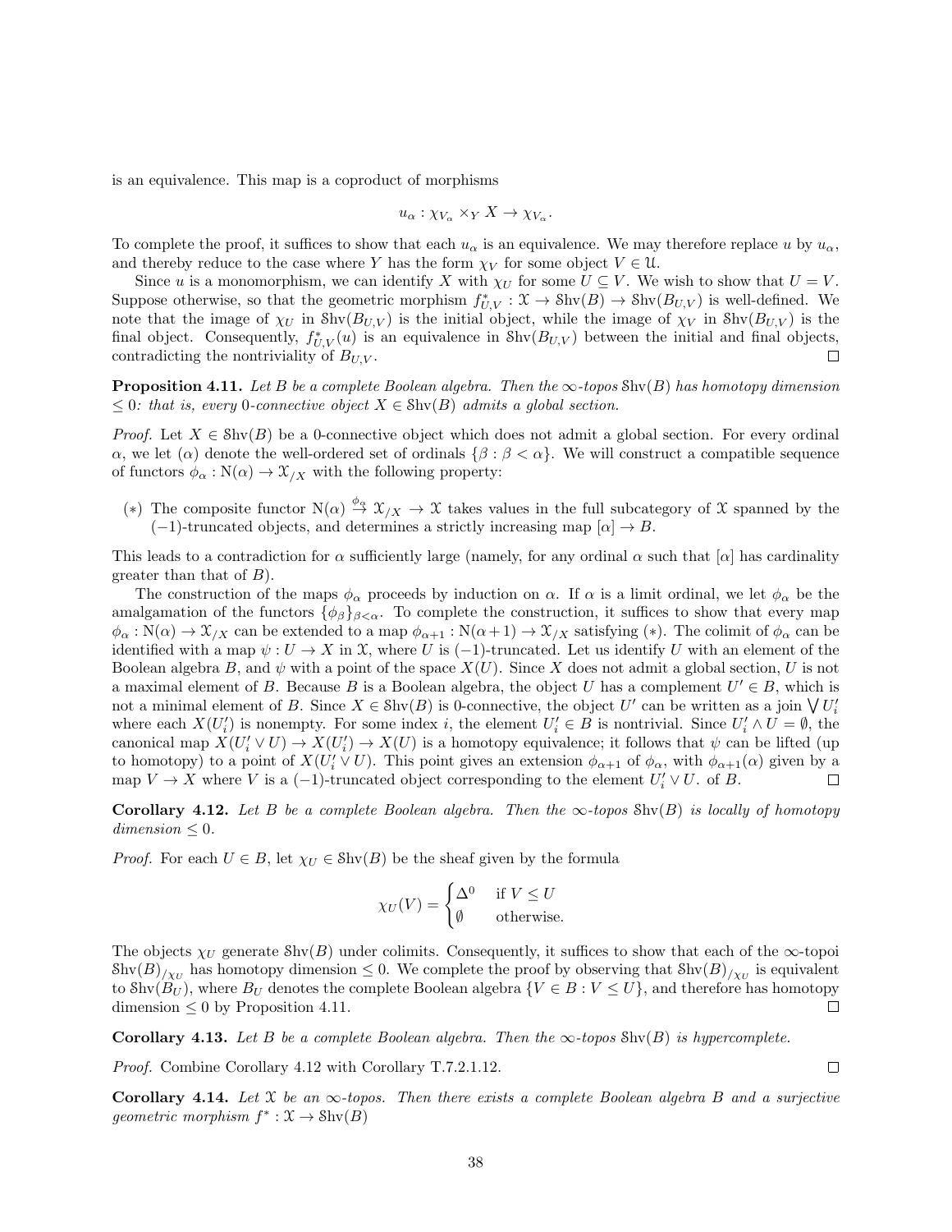is an equivalence. This map is a coproduct of morphisms

$$u_\alpha : \chi_{V_\alpha} \times_Y X \to \chi_{V_\alpha}.$$

To complete the proof, it suffices to show that each $u_\alpha$ is an equivalence. We may therefore replace $u$ by $u_\alpha$, and thereby reduce to the case where $Y$ has the form $\chi_V$ for some object $V \in \mathfrak{U}$.

Since $u$ is a monomorphism, we can identify $X$ with $\chi_U$ for some $U \subseteq V$. We wish to show that $U = V$. Suppose otherwise, so that the geometric morphism $f^*_{U,V} : \mathcal{X} \to \mathcal{S}\mathrm{hv}(B) \to \mathcal{S}\mathrm{hv}(B_{U,V})$ is well-defined. We note that the image of $\chi_U$ in $\mathcal{S}\mathrm{hv}(B_{U,V})$ is the initial object, while the image of $\chi_V$ in $\mathcal{S}\mathrm{hv}(B_{U,V})$ is the final object. Consequently, $f^*_{U,V}(u)$ is an equivalence in $\mathcal{S}\mathrm{hv}(B_{U,V})$ between the initial and final objects, contradicting the nontriviality of $B_{U,V}$. □

**Proposition 4.11.** *Let $B$ be a complete Boolean algebra. Then the $\infty$-topos $\mathcal{S}\mathrm{hv}(B)$ has homotopy dimension $\leq 0$: that is, every $0$-connective object $X \in \mathcal{S}\mathrm{hv}(B)$ admits a global section.*

*Proof.* Let $X \in \mathcal{S}\mathrm{hv}(B)$ be a 0-connective object which does not admit a global section. For every ordinal $\alpha$, we let $(\alpha)$ denote the well-ordered set of ordinals $\{\beta : \beta < \alpha\}$. We will construct a compatible sequence of functors $\phi_\alpha : \mathrm{N}(\alpha) \to \mathcal{X}_{/X}$ with the following property:

$(*)$ The composite functor $\mathrm{N}(\alpha) \stackrel{\phi_\alpha}{\to} \mathcal{X}_{/X} \to \mathcal{X}$ takes values in the full subcategory of $\mathcal{X}$ spanned by the $(-1)$-truncated objects, and determines a strictly increasing map $[\alpha] \to B$.

This leads to a contradiction for $\alpha$ sufficiently large (namely, for any ordinal $\alpha$ such that $[\alpha]$ has cardinality greater than that of $B$).

The construction of the maps $\phi_\alpha$ proceeds by induction on $\alpha$. If $\alpha$ is a limit ordinal, we let $\phi_\alpha$ be the amalgamation of the functors $\{\phi_\beta\}_{\beta<\alpha}$. To complete the construction, it suffices to show that every map $\phi_\alpha : \mathrm{N}(\alpha) \to \mathcal{X}_{/X}$ can be extended to a map $\phi_{\alpha+1} : \mathrm{N}(\alpha+1) \to \mathcal{X}_{/X}$ satisfying $(*)$. The colimit of $\phi_\alpha$ can be identified with a map $\psi : U \to X$ in $\mathcal{X}$, where $U$ is $(-1)$-truncated. Let us identify $U$ with an element of the Boolean algebra $B$, and $\psi$ with a point of the space $X(U)$. Since $X$ does not admit a global section, $U$ is not a maximal element of $B$. Because $B$ is a Boolean algebra, the object $U$ has a complement $U' \in B$, which is not a minimal element of $B$. Since $X \in \mathcal{S}\mathrm{hv}(B)$ is 0-connective, the object $U'$ can be written as a join $\bigvee U'_i$ where each $X(U'_i)$ is nonempty. For some index $i$, the element $U'_i \in B$ is nontrivial. Since $U'_i \wedge U = \emptyset$, the canonical map $X(U'_i \vee U) \to X(U'_i) \to X(U)$ is a homotopy equivalence; it follows that $\psi$ can be lifted (up to homotopy) to a point of $X(U'_i \vee U)$. This point gives an extension $\phi_{\alpha+1}$ of $\phi_\alpha$, with $\phi_{\alpha+1}(\alpha)$ given by a map $V \to X$ where $V$ is a $(-1)$-truncated object corresponding to the element $U'_i \vee U$. of $B$. □

**Corollary 4.12.** *Let $B$ be a complete Boolean algebra. Then the $\infty$-topos $\mathcal{S}\mathrm{hv}(B)$ is locally of homotopy dimension $\leq 0$.*

*Proof.* For each $U \in B$, let $\chi_U \in \mathcal{S}\mathrm{hv}(B)$ be the sheaf given by the formula

$$\chi_U(V) = \begin{cases} \Delta^0 & \text{if } V \leq U \\ \emptyset & \text{otherwise.} \end{cases}$$

The objects $\chi_U$ generate $\mathcal{S}\mathrm{hv}(B)$ under colimits. Consequently, it suffices to show that each of the $\infty$-topoi $\mathcal{S}\mathrm{hv}(B)_{/\chi_U}$ has homotopy dimension $\leq 0$. We complete the proof by observing that $\mathcal{S}\mathrm{hv}(B)_{/\chi_U}$ is equivalent to $\mathcal{S}\mathrm{hv}(B_U)$, where $B_U$ denotes the complete Boolean algebra $\{V \in B : V \leq U\}$, and therefore has homotopy dimension $\leq 0$ by Proposition 4.11. □

**Corollary 4.13.** *Let $B$ be a complete Boolean algebra. Then the $\infty$-topos $\mathcal{S}\mathrm{hv}(B)$ is hypercomplete.*

*Proof.* Combine Corollary 4.12 with Corollary T.7.2.1.12. □

**Corollary 4.14.** *Let $\mathcal{X}$ be an $\infty$-topos. Then there exists a complete Boolean algebra $B$ and a surjective geometric morphism $f^* : \mathcal{X} \to \mathcal{S}\mathrm{hv}(B)$*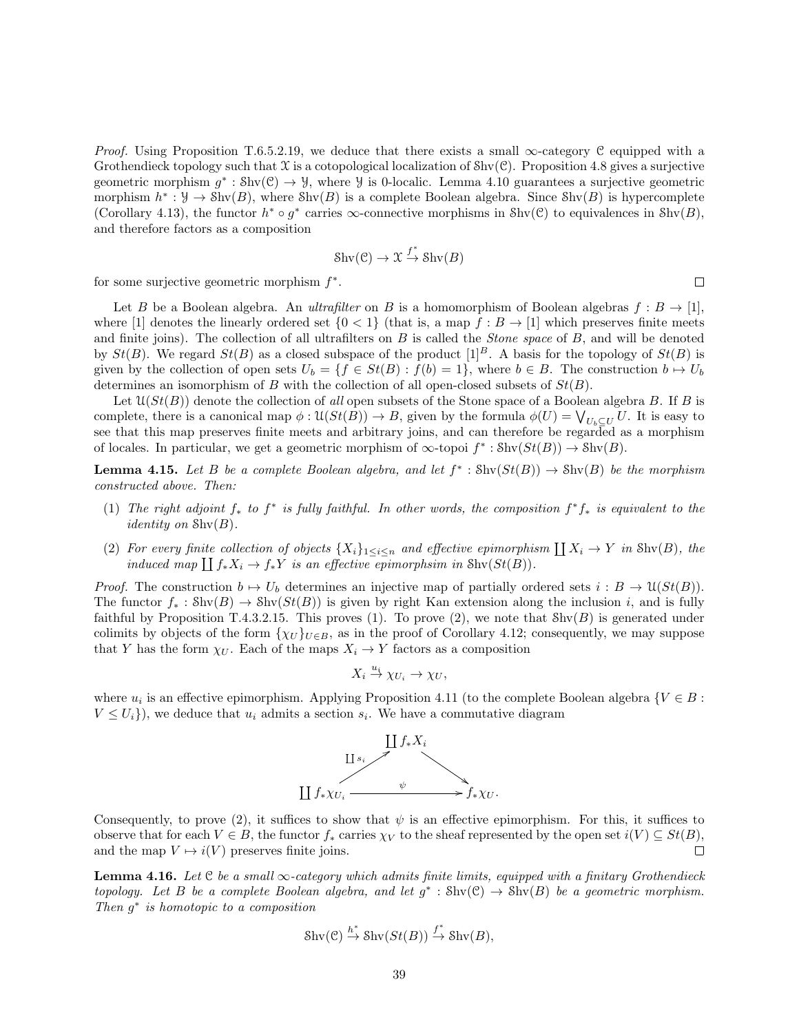*Proof.* Using Proposition T.6.5.2.19, we deduce that there exists a small $\infty$-category $\mathcal{C}$ equipped with a Grothendieck topology such that $\mathcal{X}$ is a cotopological localization of $\mathcal{S}\mathrm{hv}(\mathcal{C})$. Proposition 4.8 gives a surjective geometric morphism $g^* : \mathcal{S}\mathrm{hv}(\mathcal{C}) \to \mathcal{Y}$, where $\mathcal{Y}$ is 0-localic. Lemma 4.10 guarantees a surjective geometric morphism $h^* : \mathcal{Y} \to \mathcal{S}\mathrm{hv}(B)$, where $\mathcal{S}\mathrm{hv}(B)$ is a complete Boolean algebra. Since $\mathcal{S}\mathrm{hv}(B)$ is hypercomplete (Corollary 4.13), the functor $h^* \circ g^*$ carries $\infty$-connective morphisms in $\mathcal{S}\mathrm{hv}(\mathcal{C})$ to equivalences in $\mathcal{S}\mathrm{hv}(B)$, and therefore factors as a composition

$$\mathcal{S}\mathrm{hv}(\mathcal{C}) \to \mathcal{X} \xrightarrow{f^*} \mathcal{S}\mathrm{hv}(B)$$

for some surjective geometric morphism $f^*$. $\square$

Let $B$ be a Boolean algebra. An *ultrafilter* on $B$ is a homomorphism of Boolean algebras $f : B \to [1]$, where $[1]$ denotes the linearly ordered set $\{0 < 1\}$ (that is, a map $f : B \to [1]$ which preserves finite meets and finite joins). The collection of all ultrafilters on $B$ is called the *Stone space* of $B$, and will be denoted by $St(B)$. We regard $St(B)$ as a closed subspace of the product $[1]^B$. A basis for the topology of $St(B)$ is given by the collection of open sets $U_b = \{f \in St(B) : f(b) = 1\}$, where $b \in B$. The construction $b \mapsto U_b$ determines an isomorphism of $B$ with the collection of all open-closed subsets of $St(B)$.

Let $\mathcal{U}(St(B))$ denote the collection of *all* open subsets of the Stone space of a Boolean algebra $B$. If $B$ is complete, there is a canonical map $\phi : \mathcal{U}(St(B)) \to B$, given by the formula $\phi(U) = \bigvee_{U_b \subseteq U} U$. It is easy to see that this map preserves finite meets and arbitrary joins, and can therefore be regarded as a morphism of locales. In particular, we get a geometric morphism of $\infty$-topoi $f^* : \mathcal{S}\mathrm{hv}(St(B)) \to \mathcal{S}\mathrm{hv}(B)$.

**Lemma 4.15.** *Let $B$ be a complete Boolean algebra, and let $f^* : \mathcal{S}\mathrm{hv}(St(B)) \to \mathcal{S}\mathrm{hv}(B)$ be the morphism constructed above. Then:*

1. *The right adjoint $f_*$ to $f^*$ is fully faithful. In other words, the composition $f^* f_*$ is equivalent to the identity on $\mathcal{S}\mathrm{hv}(B)$.*
2. *For every finite collection of objects $\{X_i\}_{1 \leq i \leq n}$ and effective epimorphism $\coprod X_i \to Y$ in $\mathcal{S}\mathrm{hv}(B)$, the induced map $\coprod f_* X_i \to f_* Y$ is an effective epimorphsim in $\mathcal{S}\mathrm{hv}(St(B))$.*

*Proof.* The construction $b \mapsto U_b$ determines an injective map of partially ordered sets $i : B \to \mathcal{U}(St(B))$. The functor $f_* : \mathcal{S}\mathrm{hv}(B) \to \mathcal{S}\mathrm{hv}(St(B))$ is given by right Kan extension along the inclusion $i$, and is fully faithful by Proposition T.4.3.2.15. This proves (1). To prove (2), we note that $\mathcal{S}\mathrm{hv}(B)$ is generated under colimits by objects of the form $\{\chi_U\}_{U \in B}$, as in the proof of Corollary 4.12; consequently, we may suppose that $Y$ has the form $\chi_U$. Each of the maps $X_i \to Y$ factors as a composition

$$X_i \xrightarrow{u_i} \chi_{U_i} \to \chi_U,$$

where $u_i$ is an effective epimorphism. Applying Proposition 4.11 (to the complete Boolean algebra $\{V \in B : V \leq U_i\}$), we deduce that $u_i$ admits a section $s_i$. We have a commutative diagram

$$\begin{array}{ccc} & \coprod f_* X_i & \\ {\scriptstyle \coprod s_i} \nearrow & & \searrow \\ \coprod f_* \chi_{U_i} & \xrightarrow{\psi} & f_* \chi_U. \end{array}$$

Consequently, to prove (2), it suffices to show that $\psi$ is an effective epimorphism. For this, it suffices to observe that for each $V \in B$, the functor $f_*$ carries $\chi_V$ to the sheaf represented by the open set $i(V) \subseteq St(B)$, and the map $V \mapsto i(V)$ preserves finite joins. $\square$

**Lemma 4.16.** *Let $\mathcal{C}$ be a small $\infty$-category which admits finite limits, equipped with a finitary Grothendieck topology. Let $B$ be a complete Boolean algebra, and let $g^* : \mathcal{S}\mathrm{hv}(\mathcal{C}) \to \mathcal{S}\mathrm{hv}(B)$ be a geometric morphism. Then $g^*$ is homotopic to a composition*

$$\mathcal{S}\mathrm{hv}(\mathcal{C}) \xrightarrow{h^*} \mathcal{S}\mathrm{hv}(St(B)) \xrightarrow{f^*} \mathcal{S}\mathrm{hv}(B),$$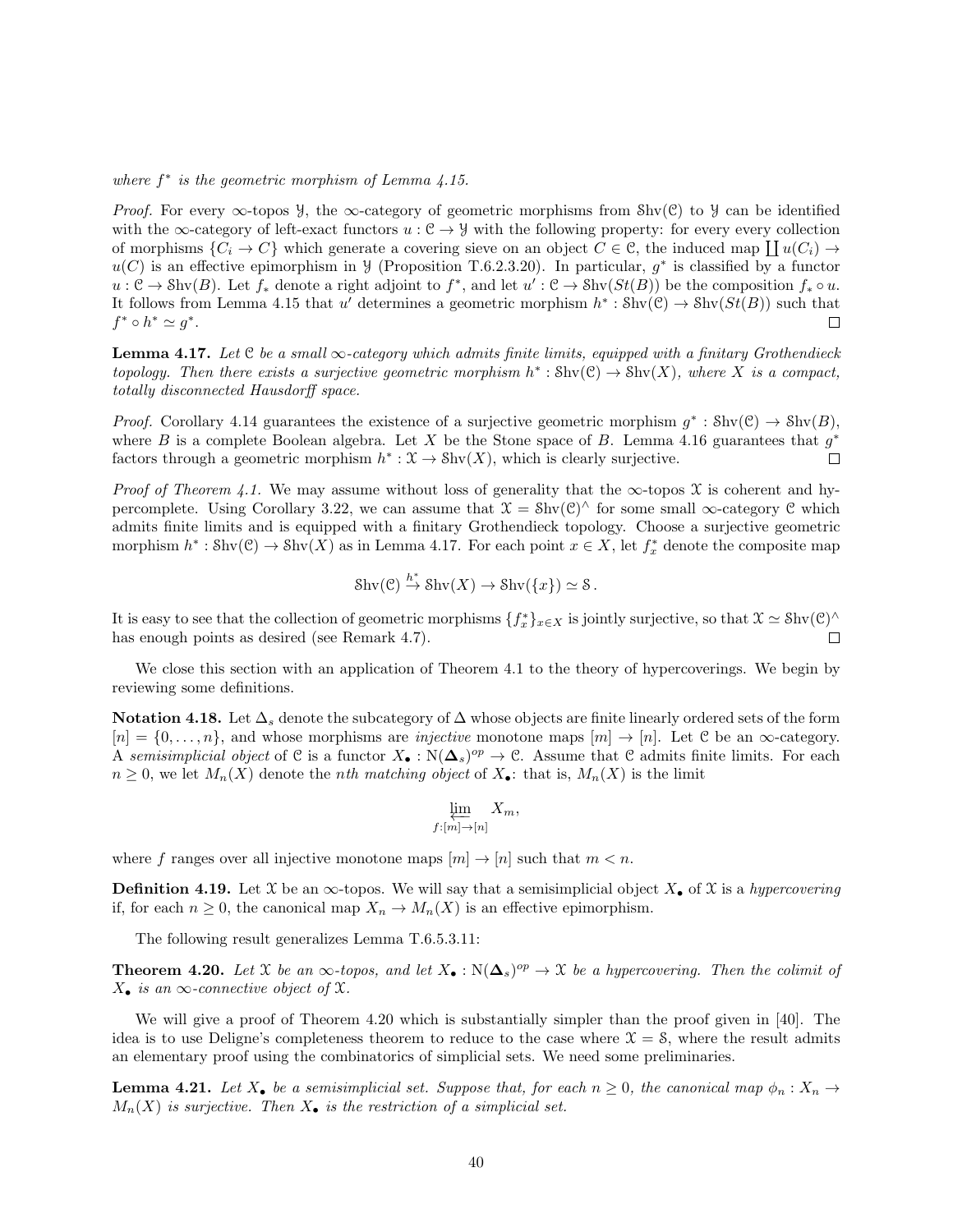*where $f^*$ is the geometric morphism of Lemma 4.15.*

*Proof.* For every $\infty$-topos $\mathcal{Y}$, the $\infty$-category of geometric morphisms from $\mathcal{S}\mathrm{hv}(\mathcal{C})$ to $\mathcal{Y}$ can be identified with the $\infty$-category of left-exact functors $u : \mathcal{C} \to \mathcal{Y}$ with the following property: for every every collection of morphisms $\{C_i \to C\}$ which generate a covering sieve on an object $C \in \mathcal{C}$, the induced map $\coprod u(C_i) \to u(C)$ is an effective epimorphism in $\mathcal{Y}$ (Proposition T.6.2.3.20). In particular, $g^*$ is classified by a functor $u : \mathcal{C} \to \mathcal{S}\mathrm{hv}(B)$. Let $f_*$ denote a right adjoint to $f^*$, and let $u' : \mathcal{C} \to \mathcal{S}\mathrm{hv}(St(B))$ be the composition $f_* \circ u$. It follows from Lemma 4.15 that $u'$ determines a geometric morphism $h^* : \mathcal{S}\mathrm{hv}(\mathcal{C}) \to \mathcal{S}\mathrm{hv}(St(B))$ such that $f^* \circ h^* \simeq g^*$. □

**Lemma 4.17.** *Let $\mathcal{C}$ be a small $\infty$-category which admits finite limits, equipped with a finitary Grothendieck topology. Then there exists a surjective geometric morphism $h^* : \mathcal{S}\mathrm{hv}(\mathcal{C}) \to \mathcal{S}\mathrm{hv}(X)$, where $X$ is a compact, totally disconnected Hausdorff space.*

*Proof.* Corollary 4.14 guarantees the existence of a surjective geometric morphism $g^* : \mathcal{S}\mathrm{hv}(\mathcal{C}) \to \mathcal{S}\mathrm{hv}(B)$, where $B$ is a complete Boolean algebra. Let $X$ be the Stone space of $B$. Lemma 4.16 guarantees that $g^*$ factors through a geometric morphism $h^* : \mathcal{X} \to \mathcal{S}\mathrm{hv}(X)$, which is clearly surjective. □

*Proof of Theorem 4.1.* We may assume without loss of generality that the $\infty$-topos $\mathcal{X}$ is coherent and hypercomplete. Using Corollary 3.22, we can assume that $\mathcal{X} = \mathcal{S}\mathrm{hv}(\mathcal{C})^\wedge$ for some small $\infty$-category $\mathcal{C}$ which admits finite limits and is equipped with a finitary Grothendieck topology. Choose a surjective geometric morphism $h^* : \mathcal{S}\mathrm{hv}(\mathcal{C}) \to \mathcal{S}\mathrm{hv}(X)$ as in Lemma 4.17. For each point $x \in X$, let $f_x^*$ denote the composite map

$$\mathcal{S}\mathrm{hv}(\mathcal{C}) \xrightarrow{h^*} \mathcal{S}\mathrm{hv}(X) \to \mathcal{S}\mathrm{hv}(\{x\}) \simeq \mathcal{S}\,.$$

It is easy to see that the collection of geometric morphisms $\{f_x^*\}_{x \in X}$ is jointly surjective, so that $\mathcal{X} \simeq \mathcal{S}\mathrm{hv}(\mathcal{C})^\wedge$ has enough points as desired (see Remark 4.7). □

We close this section with an application of Theorem 4.1 to the theory of hypercoverings. We begin by reviewing some definitions.

**Notation 4.18.** Let $\Delta_s$ denote the subcategory of $\Delta$ whose objects are finite linearly ordered sets of the form $[n] = \{0, \ldots, n\}$, and whose morphisms are *injective* monotone maps $[m] \to [n]$. Let $\mathcal{C}$ be an $\infty$-category. A *semisimplicial object* of $\mathcal{C}$ is a functor $X_\bullet : \mathrm{N}(\mathbf{\Delta}_s)^{op} \to \mathcal{C}$. Assume that $\mathcal{C}$ admits finite limits. For each $n \geq 0$, we let $M_n(X)$ denote the *nth matching object* of $X_\bullet$: that is, $M_n(X)$ is the limit

$$\varprojlim_{f : [m] \to [n]} X_m,$$

where $f$ ranges over all injective monotone maps $[m] \to [n]$ such that $m < n$.

**Definition 4.19.** Let $\mathcal{X}$ be an $\infty$-topos. We will say that a semisimplicial object $X_\bullet$ of $\mathcal{X}$ is a *hypercovering* if, for each $n \geq 0$, the canonical map $X_n \to M_n(X)$ is an effective epimorphism.

The following result generalizes Lemma T.6.5.3.11:

**Theorem 4.20.** *Let $\mathcal{X}$ be an $\infty$-topos, and let $X_\bullet : \mathrm{N}(\mathbf{\Delta}_s)^{op} \to \mathcal{X}$ be a hypercovering. Then the colimit of $X_\bullet$ is an $\infty$-connective object of $\mathcal{X}$.*

We will give a proof of Theorem 4.20 which is substantially simpler than the proof given in [40]. The idea is to use Deligne's completeness theorem to reduce to the case where $\mathcal{X} = \mathcal{S}$, where the result admits an elementary proof using the combinatorics of simplicial sets. We need some preliminaries.

**Lemma 4.21.** *Let $X_\bullet$ be a semisimplicial set. Suppose that, for each $n \geq 0$, the canonical map $\phi_n : X_n \to M_n(X)$ is surjective. Then $X_\bullet$ is the restriction of a simplicial set.*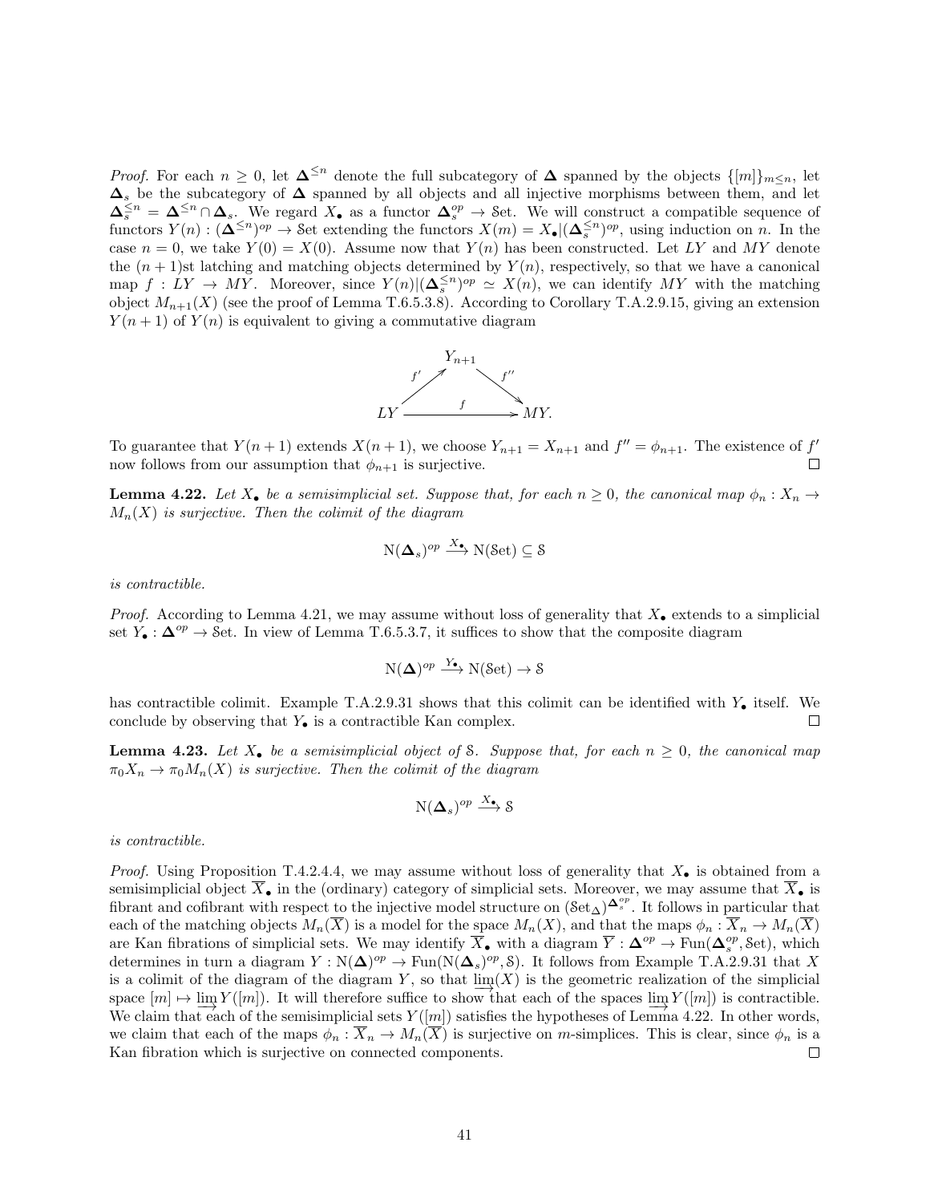*Proof.* For each $n \geq 0$, let $\mathbf{\Delta}^{\leq n}$ denote the full subcategory of $\mathbf{\Delta}$ spanned by the objects $\{[m]\}_{m \leq n}$, let $\mathbf{\Delta}_s$ be the subcategory of $\mathbf{\Delta}$ spanned by all objects and all injective morphisms between them, and let $\mathbf{\Delta}_s^{\leq n} = \mathbf{\Delta}^{\leq n} \cap \mathbf{\Delta}_s$. We regard $X_\bullet$ as a functor $\mathbf{\Delta}_s^{op} \to \mathcal{S}\mathrm{et}$. We will construct a compatible sequence of functors $Y(n) : (\mathbf{\Delta}^{\leq n})^{op} \to \mathcal{S}\mathrm{et}$ extending the functors $X(m) = X_\bullet | (\mathbf{\Delta}_s^{\leq n})^{op}$, using induction on $n$. In the case $n = 0$, we take $Y(0) = X(0)$. Assume now that $Y(n)$ has been constructed. Let $LY$ and $MY$ denote the $(n+1)$st latching and matching objects determined by $Y(n)$, respectively, so that we have a canonical map $f : LY \to MY$. Moreover, since $Y(n) | (\mathbf{\Delta}_s^{\leq n})^{op} \simeq X(n)$, we can identify $MY$ with the matching object $M_{n+1}(X)$ (see the proof of Lemma T.6.5.3.8). According to Corollary T.A.2.9.15, giving an extension $Y(n+1)$ of $Y(n)$ is equivalent to giving a commutative diagram

$$\begin{array}{ccccc} & & Y_{n+1} & & \\ & \overset{f'}{\nearrow} & & \overset{f''}{\searrow} & \\ LY & & \xrightarrow{\quad f \quad} & & MY. \end{array}$$

To guarantee that $Y(n+1)$ extends $X(n+1)$, we choose $Y_{n+1} = X_{n+1}$ and $f'' = \phi_{n+1}$. The existence of $f'$ now follows from our assumption that $\phi_{n+1}$ is surjective. □

**Lemma 4.22.** *Let $X_\bullet$ be a semisimplicial set. Suppose that, for each $n \geq 0$, the canonical map $\phi_n : X_n \to M_n(X)$ is surjective. Then the colimit of the diagram*

$$\mathrm{N}(\mathbf{\Delta}_s)^{op} \xrightarrow{X_\bullet} \mathrm{N}(\mathcal{S}\mathrm{et}) \subseteq \mathcal{S}$$

*is contractible.*

*Proof.* According to Lemma 4.21, we may assume without loss of generality that $X_\bullet$ extends to a simplicial set $Y_\bullet : \mathbf{\Delta}^{op} \to \mathcal{S}\mathrm{et}$. In view of Lemma T.6.5.3.7, it suffices to show that the composite diagram

$$\mathrm{N}(\mathbf{\Delta})^{op} \xrightarrow{Y_\bullet} \mathrm{N}(\mathcal{S}\mathrm{et}) \to \mathcal{S}$$

has contractible colimit. Example T.A.2.9.31 shows that this colimit can be identified with $Y_\bullet$ itself. We conclude by observing that $Y_\bullet$ is a contractible Kan complex. □

**Lemma 4.23.** *Let $X_\bullet$ be a semisimplicial object of $\mathcal{S}$. Suppose that, for each $n \geq 0$, the canonical map $\pi_0 X_n \to \pi_0 M_n(X)$ is surjective. Then the colimit of the diagram*

$$\mathrm{N}(\mathbf{\Delta}_s)^{op} \xrightarrow{X_\bullet} \mathcal{S}$$

*is contractible.*

*Proof.* Using Proposition T.4.2.4.4, we may assume without loss of generality that $X_\bullet$ is obtained from a semisimplicial object $\overline{X}_\bullet$ in the (ordinary) category of simplicial sets. Moreover, we may assume that $\overline{X}_\bullet$ is fibrant and cofibrant with respect to the injective model structure on $(\mathcal{S}\mathrm{et}_\Delta)^{\mathbf{\Delta}_s^{op}}$. It follows in particular that each of the matching objects $M_n(\overline{X})$ is a model for the space $M_n(X)$, and that the maps $\phi_n : \overline{X}_n \to M_n(\overline{X})$ are Kan fibrations of simplicial sets. We may identify $\overline{X}_\bullet$ with a diagram $\overline{Y} : \mathbf{\Delta}^{op} \to \mathrm{Fun}(\mathbf{\Delta}_s^{op}, \mathcal{S}\mathrm{et})$, which determines in turn a diagram $Y : \mathrm{N}(\mathbf{\Delta})^{op} \to \mathrm{Fun}(\mathrm{N}(\mathbf{\Delta}_s)^{op}, \mathcal{S})$. It follows from Example T.A.2.9.31 that $X$ is a colimit of the diagram of the diagram $Y$, so that $\varinjlim(X)$ is the geometric realization of the simplicial space $[m] \mapsto \varinjlim Y([m])$. It will therefore suffice to show that each of the spaces $\varinjlim Y([m])$ is contractible. We claim that each of the semisimplicial sets $Y([m])$ satisfies the hypotheses of Lemma 4.22. In other words, we claim that each of the maps $\phi_n : \overline{X}_n \to M_n(\overline{X})$ is surjective on $m$-simplices. This is clear, since $\phi_n$ is a Kan fibration which is surjective on connected components. □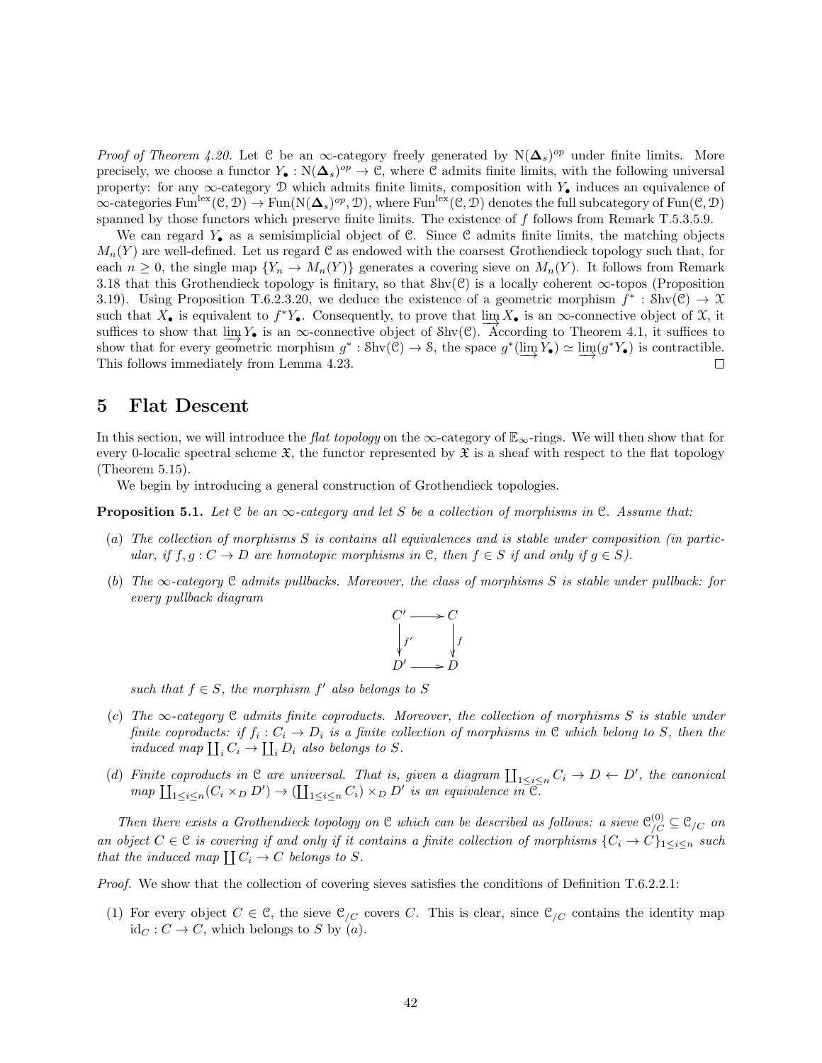*Proof of Theorem 4.20.* Let $\mathcal{C}$ be an $\infty$-category freely generated by $\mathrm{N}(\mathbf{\Delta}_s)^{op}$ under finite limits. More precisely, we choose a functor $Y_\bullet : \mathrm{N}(\mathbf{\Delta}_s)^{op} \to \mathcal{C}$, where $\mathcal{C}$ admits finite limits, with the following universal property: for any $\infty$-category $\mathcal{D}$ which admits finite limits, composition with $Y_\bullet$ induces an equivalence of $\infty$-categories $\mathrm{Fun}^{\mathrm{lex}}(\mathcal{C}, \mathcal{D}) \to \mathrm{Fun}(\mathrm{N}(\mathbf{\Delta}_s)^{op}, \mathcal{D})$, where $\mathrm{Fun}^{\mathrm{lex}}(\mathcal{C}, \mathcal{D})$ denotes the full subcategory of $\mathrm{Fun}(\mathcal{C}, \mathcal{D})$ spanned by those functors which preserve finite limits. The existence of $f$ follows from Remark T.5.3.5.9.

We can regard $Y_\bullet$ as a semisimplicial object of $\mathcal{C}$. Since $\mathcal{C}$ admits finite limits, the matching objects $M_n(Y)$ are well-defined. Let us regard $\mathcal{C}$ as endowed with the coarsest Grothendieck topology such that, for each $n \geq 0$, the single map $\{Y_n \to M_n(Y)\}$ generates a covering sieve on $M_n(Y)$. It follows from Remark 3.18 that this Grothendieck topology is finitary, so that $\mathrm{Shv}(\mathcal{C})$ is a locally coherent $\infty$-topos (Proposition 3.19). Using Proposition T.6.2.3.20, we deduce the existence of a geometric morphism $f^* : \mathrm{Shv}(\mathcal{C}) \to \mathcal{X}$ such that $X_\bullet$ is equivalent to $f^* Y_\bullet$. Consequently, to prove that $\varinjlim X_\bullet$ is an $\infty$-connective object of $\mathcal{X}$, it suffices to show that $\varinjlim Y_\bullet$ is an $\infty$-connective object of $\mathrm{Shv}(\mathcal{C})$. According to Theorem 4.1, it suffices to show that for every geometric morphism $g^* : \mathrm{Shv}(\mathcal{C}) \to \mathcal{S}$, the space $g^*(\varinjlim Y_\bullet) \simeq \varinjlim(g^* Y_\bullet)$ is contractible. This follows immediately from Lemma 4.23. $\square$

# 5 Flat Descent

In this section, we will introduce the *flat topology* on the $\infty$-category of $\mathbb{E}_\infty$-rings. We will then show that for every 0-localic spectral scheme $\mathfrak{X}$, the functor represented by $\mathfrak{X}$ is a sheaf with respect to the flat topology (Theorem 5.15).

We begin by introducing a general construction of Grothendieck topologies.

**Proposition 5.1.** *Let $\mathcal{C}$ be an $\infty$-category and let $S$ be a collection of morphisms in $\mathcal{C}$. Assume that:*

- (a) *The collection of morphisms $S$ is contains all equivalences and is stable under composition (in particular, if $f, g : C \to D$ are homotopic morphisms in $\mathcal{C}$, then $f \in S$ if and only if $g \in S$).*
- (b) *The $\infty$-category $\mathcal{C}$ admits pullbacks. Moreover, the class of morphisms $S$ is stable under pullback: for every pullback diagram*

$$\begin{array}{ccc} C' & \longrightarrow & C \\ \big\downarrow{\scriptstyle f'} & & \big\downarrow{\scriptstyle f} \\ D' & \longrightarrow & D \end{array}$$

  *such that $f \in S$, the morphism $f'$ also belongs to $S$*

- (c) *The $\infty$-category $\mathcal{C}$ admits finite coproducts. Moreover, the collection of morphisms $S$ is stable under finite coproducts: if $f_i : C_i \to D_i$ is a finite collection of morphisms in $\mathcal{C}$ which belong to $S$, then the induced map $\coprod_i C_i \to \coprod_i D_i$ also belongs to $S$.*
- (d) *Finite coproducts in $\mathcal{C}$ are universal. That is, given a diagram $\coprod_{1 \leq i \leq n} C_i \to D \leftarrow D'$, the canonical map $\coprod_{1 \leq i \leq n}(C_i \times_D D') \to (\coprod_{1 \leq i \leq n} C_i) \times_D D'$ is an equivalence in $\mathcal{C}$.*

*Then there exists a Grothendieck topology on $\mathcal{C}$ which can be described as follows: a sieve $\mathcal{C}^{(0)}_{/C} \subseteq \mathcal{C}_{/C}$ on an object $C \in \mathcal{C}$ is covering if and only if it contains a finite collection of morphisms $\{C_i \to C\}_{1 \leq i \leq n}$ such that the induced map $\coprod C_i \to C$ belongs to $S$.*

*Proof.* We show that the collection of covering sieves satisfies the conditions of Definition T.6.2.2.1:

(1) For every object $C \in \mathcal{C}$, the sieve $\mathcal{C}_{/C}$ covers $C$. This is clear, since $\mathcal{C}_{/C}$ contains the identity map $\mathrm{id}_C : C \to C$, which belongs to $S$ by (a).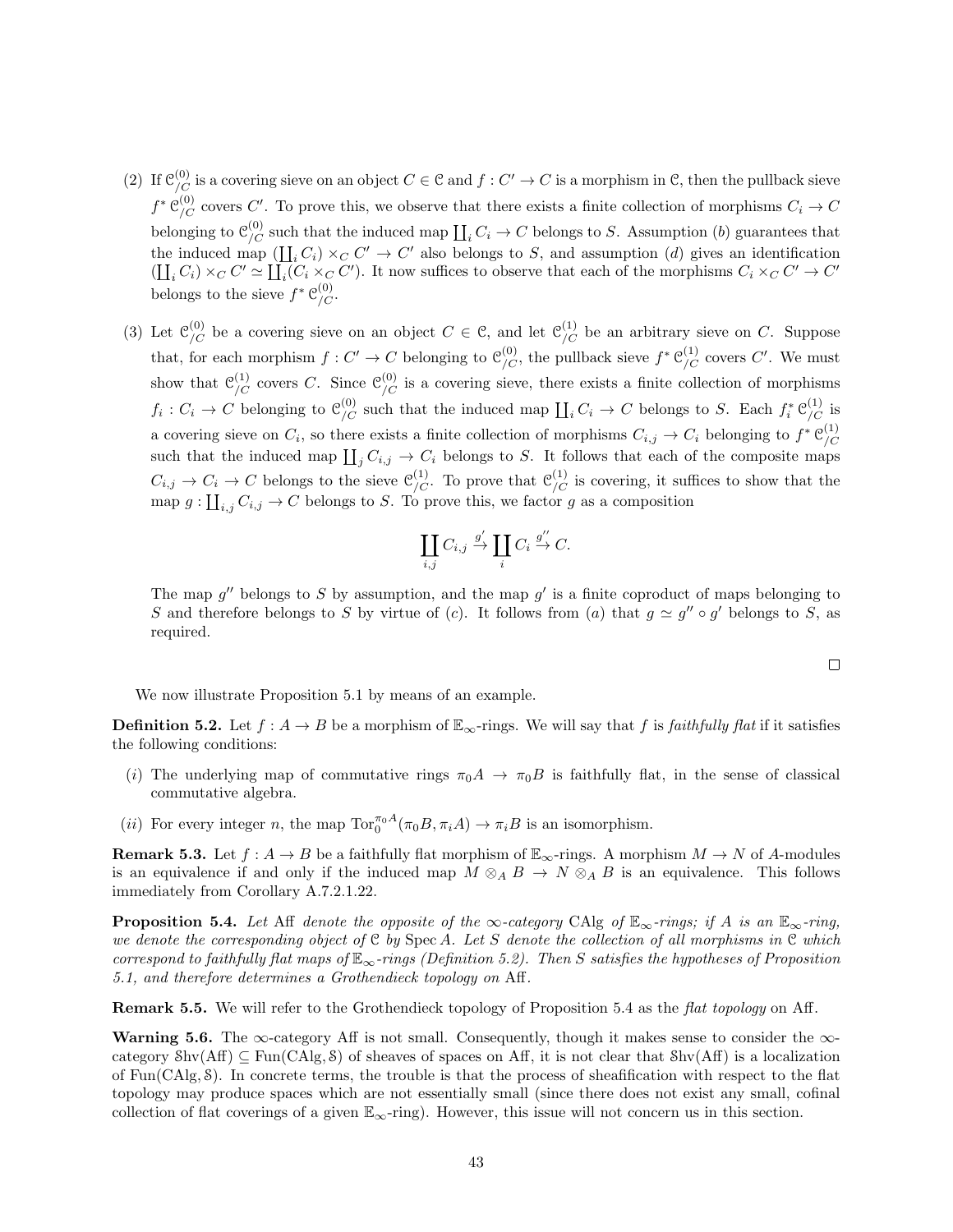(2) If $\mathcal{C}^{(0)}_{/C}$ is a covering sieve on an object $C \in \mathcal{C}$ and $f : C' \to C$ is a morphism in $\mathcal{C}$, then the pullback sieve $f^* \mathcal{C}^{(0)}_{/C}$ covers $C'$. To prove this, we observe that there exists a finite collection of morphisms $C_i \to C$ belonging to $\mathcal{C}^{(0)}_{/C}$ such that the induced map $\coprod_i C_i \to C$ belongs to $S$. Assumption $(b)$ guarantees that the induced map $(\coprod_i C_i) \times_C C' \to C'$ also belongs to $S$, and assumption $(d)$ gives an identification $(\coprod_i C_i) \times_C C' \simeq \coprod_i (C_i \times_C C')$. It now suffices to observe that each of the morphisms $C_i \times_C C' \to C'$ belongs to the sieve $f^* \mathcal{C}^{(0)}_{/C}$.

(3) Let $\mathcal{C}^{(0)}_{/C}$ be a covering sieve on an object $C \in \mathcal{C}$, and let $\mathcal{C}^{(1)}_{/C}$ be an arbitrary sieve on $C$. Suppose that, for each morphism $f : C' \to C$ belonging to $\mathcal{C}^{(0)}_{/C}$, the pullback sieve $f^* \mathcal{C}^{(1)}_{/C}$ covers $C'$. We must show that $\mathcal{C}^{(1)}_{/C}$ covers $C$. Since $\mathcal{C}^{(0)}_{/C}$ is a covering sieve, there exists a finite collection of morphisms $f_i : C_i \to C$ belonging to $\mathcal{C}^{(0)}_{/C}$ such that the induced map $\coprod_i C_i \to C$ belongs to $S$. Each $f_i^* \mathcal{C}^{(1)}_{/C}$ is a covering sieve on $C_i$, so there exists a finite collection of morphisms $C_{i,j} \to C_i$ belonging to $f^* \mathcal{C}^{(1)}_{/C}$ such that the induced map $\coprod_j C_{i,j} \to C_i$ belongs to $S$. It follows that each of the composite maps $C_{i,j} \to C_i \to C$ belongs to the sieve $\mathcal{C}^{(1)}_{/C}$. To prove that $\mathcal{C}^{(1)}_{/C}$ is covering, it suffices to show that the map $g : \coprod_{i,j} C_{i,j} \to C$ belongs to $S$. To prove this, we factor $g$ as a composition

$$\coprod_{i,j} C_{i,j} \xrightarrow{g'} \coprod_i C_i \xrightarrow{g''} C.$$

The map $g''$ belongs to $S$ by assumption, and the map $g'$ is a finite coproduct of maps belonging to $S$ and therefore belongs to $S$ by virtue of $(c)$. It follows from $(a)$ that $g \simeq g'' \circ g'$ belongs to $S$, as required.

□

We now illustrate Proposition 5.1 by means of an example.

**Definition 5.2.** Let $f : A \to B$ be a morphism of $\mathbb{E}_\infty$-rings. We will say that $f$ is *faithfully flat* if it satisfies the following conditions:

($i$) The underlying map of commutative rings $\pi_0 A \to \pi_0 B$ is faithfully flat, in the sense of classical commutative algebra.

($ii$) For every integer $n$, the map $\mathrm{Tor}_0^{\pi_0 A}(\pi_0 B, \pi_i A) \to \pi_i B$ is an isomorphism.

**Remark 5.3.** Let $f : A \to B$ be a faithfully flat morphism of $\mathbb{E}_\infty$-rings. A morphism $M \to N$ of $A$-modules is an equivalence if and only if the induced map $M \otimes_A B \to N \otimes_A B$ is an equivalence. This follows immediately from Corollary A.7.2.1.22.

**Proposition 5.4.** *Let* Aff *denote the opposite of the $\infty$-category* CAlg *of $\mathbb{E}_\infty$-rings; if $A$ is an $\mathbb{E}_\infty$-ring, we denote the corresponding object of $\mathcal{C}$ by* Spec $A$. *Let $S$ denote the collection of all morphisms in $\mathcal{C}$ which correspond to faithfully flat maps of $\mathbb{E}_\infty$-rings (Definition 5.2). Then $S$ satisfies the hypotheses of Proposition 5.1, and therefore determines a Grothendieck topology on* Aff.

**Remark 5.5.** We will refer to the Grothendieck topology of Proposition 5.4 as the *flat topology* on Aff.

**Warning 5.6.** The $\infty$-category Aff is not small. Consequently, though it makes sense to consider the $\infty$-category $\mathrm{Shv}(\mathrm{Aff}) \subseteq \mathrm{Fun}(\mathrm{CAlg}, \mathcal{S})$ of sheaves of spaces on Aff, it is not clear that $\mathrm{Shv}(\mathrm{Aff})$ is a localization of $\mathrm{Fun}(\mathrm{CAlg}, \mathcal{S})$. In concrete terms, the trouble is that the process of sheafification with respect to the flat topology may produce spaces which are not essentially small (since there does not exist any small, cofinal collection of flat coverings of a given $\mathbb{E}_\infty$-ring). However, this issue will not concern us in this section.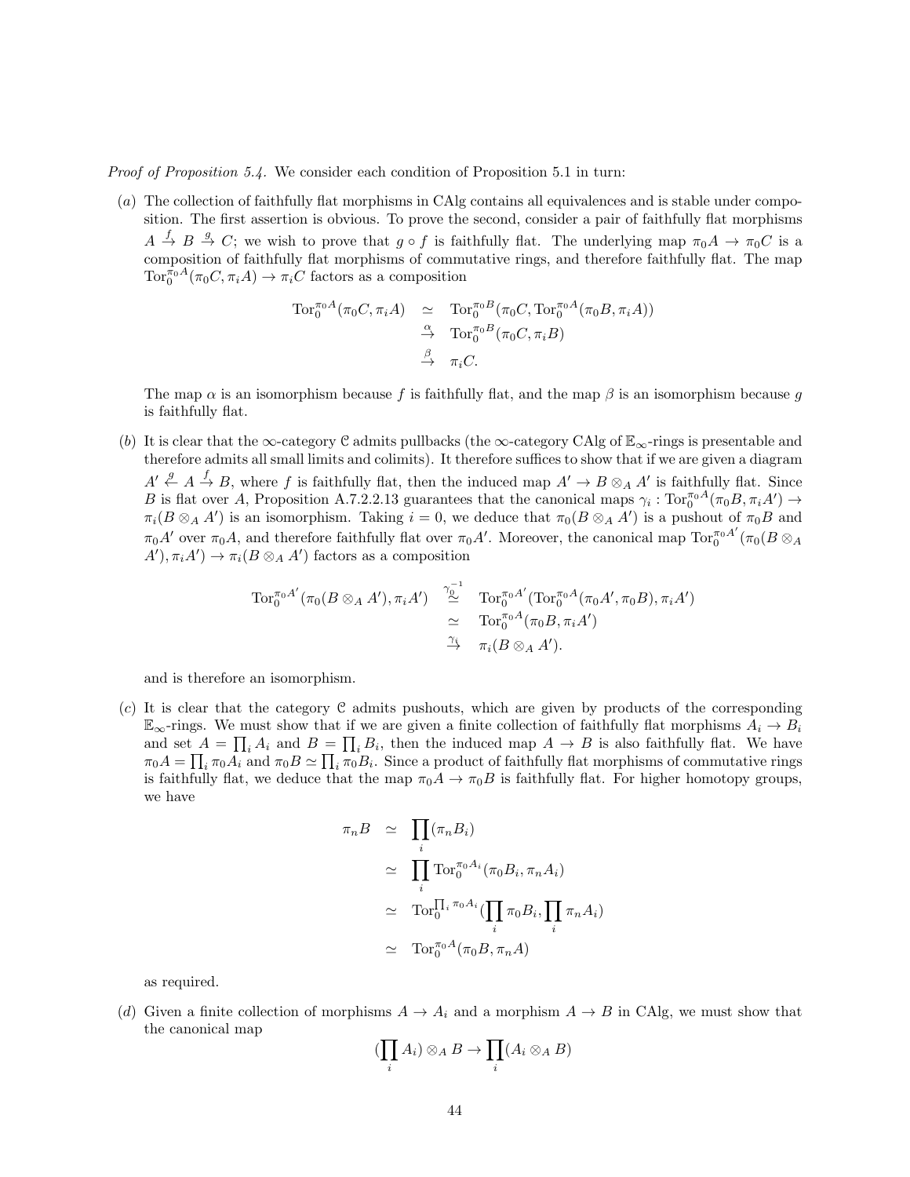*Proof of Proposition 5.4.* We consider each condition of Proposition 5.1 in turn:

($a$) The collection of faithfully flat morphisms in CAlg contains all equivalences and is stable under composition. The first assertion is obvious. To prove the second, consider a pair of faithfully flat morphisms $A \xrightarrow{f} B \xrightarrow{g} C$; we wish to prove that $g \circ f$ is faithfully flat. The underlying map $\pi_0 A \to \pi_0 C$ is a composition of faithfully flat morphisms of commutative rings, and therefore faithfully flat. The map $\mathrm{Tor}_0^{\pi_0 A}(\pi_0 C, \pi_i A) \to \pi_i C$ factors as a composition

$$\begin{array}{rcl} \mathrm{Tor}_0^{\pi_0 A}(\pi_0 C, \pi_i A) & \simeq & \mathrm{Tor}_0^{\pi_0 B}(\pi_0 C, \mathrm{Tor}_0^{\pi_0 A}(\pi_0 B, \pi_i A)) \\ & \xrightarrow{\alpha} & \mathrm{Tor}_0^{\pi_0 B}(\pi_0 C, \pi_i B) \\ & \xrightarrow{\beta} & \pi_i C. \end{array}$$

The map $\alpha$ is an isomorphism because $f$ is faithfully flat, and the map $\beta$ is an isomorphism because $g$ is faithfully flat.

($b$) It is clear that the $\infty$-category $\mathcal{C}$ admits pullbacks (the $\infty$-category CAlg of $\mathbb{E}_\infty$-rings is presentable and therefore admits all small limits and colimits). It therefore suffices to show that if we are given a diagram $A' \xleftarrow{g} A \xrightarrow{f} B$, where $f$ is faithfully flat, then the induced map $A' \to B \otimes_A A'$ is faithfully flat. Since $B$ is flat over $A$, Proposition A.7.2.2.13 guarantees that the canonical maps $\gamma_i : \mathrm{Tor}_0^{\pi_0 A}(\pi_0 B, \pi_i A') \to \pi_i(B \otimes_A A')$ is an isomorphism. Taking $i = 0$, we deduce that $\pi_0(B \otimes_A A')$ is a pushout of $\pi_0 B$ and $\pi_0 A'$ over $\pi_0 A$, and therefore faithfully flat over $\pi_0 A'$. Moreover, the canonical map $\mathrm{Tor}_0^{\pi_0 A'}(\pi_0(B \otimes_A A'), \pi_i A') \to \pi_i(B \otimes_A A')$ factors as a composition

$$\begin{array}{rcl} \mathrm{Tor}_0^{\pi_0 A'}(\pi_0(B \otimes_A A'), \pi_i A') & \overset{\gamma_0^{-1}}{\simeq} & \mathrm{Tor}_0^{\pi_0 A'}(\mathrm{Tor}_0^{\pi_0 A}(\pi_0 A', \pi_0 B), \pi_i A') \\ & \simeq & \mathrm{Tor}_0^{\pi_0 A}(\pi_0 B, \pi_i A') \\ & \xrightarrow{\gamma_i} & \pi_i(B \otimes_A A'). \end{array}$$

and is therefore an isomorphism.

($c$) It is clear that the category $\mathcal{C}$ admits pushouts, which are given by products of the corresponding $\mathbb{E}_\infty$-rings. We must show that if we are given a finite collection of faithfully flat morphisms $A_i \to B_i$ and set $A = \prod_i A_i$ and $B = \prod_i B_i$, then the induced map $A \to B$ is also faithfully flat. We have $\pi_0 A = \prod_i \pi_0 A_i$ and $\pi_0 B \simeq \prod_i \pi_0 B_i$. Since a product of faithfully flat morphisms of commutative rings is faithfully flat, we deduce that the map $\pi_0 A \to \pi_0 B$ is faithfully flat. For higher homotopy groups, we have

$$\begin{array}{rcl} \pi_n B & \simeq & \prod_i (\pi_n B_i) \\ & \simeq & \prod_i \mathrm{Tor}_0^{\pi_0 A_i}(\pi_0 B_i, \pi_n A_i) \\ & \simeq & \mathrm{Tor}_0^{\prod_i \pi_0 A_i}(\prod_i \pi_0 B_i, \prod_i \pi_n A_i) \\ & \simeq & \mathrm{Tor}_0^{\pi_0 A}(\pi_0 B, \pi_n A) \end{array}$$

as required.

($d$) Given a finite collection of morphisms $A \to A_i$ and a morphism $A \to B$ in CAlg, we must show that the canonical map

$$(\prod_i A_i) \otimes_A B \to \prod_i (A_i \otimes_A B)$$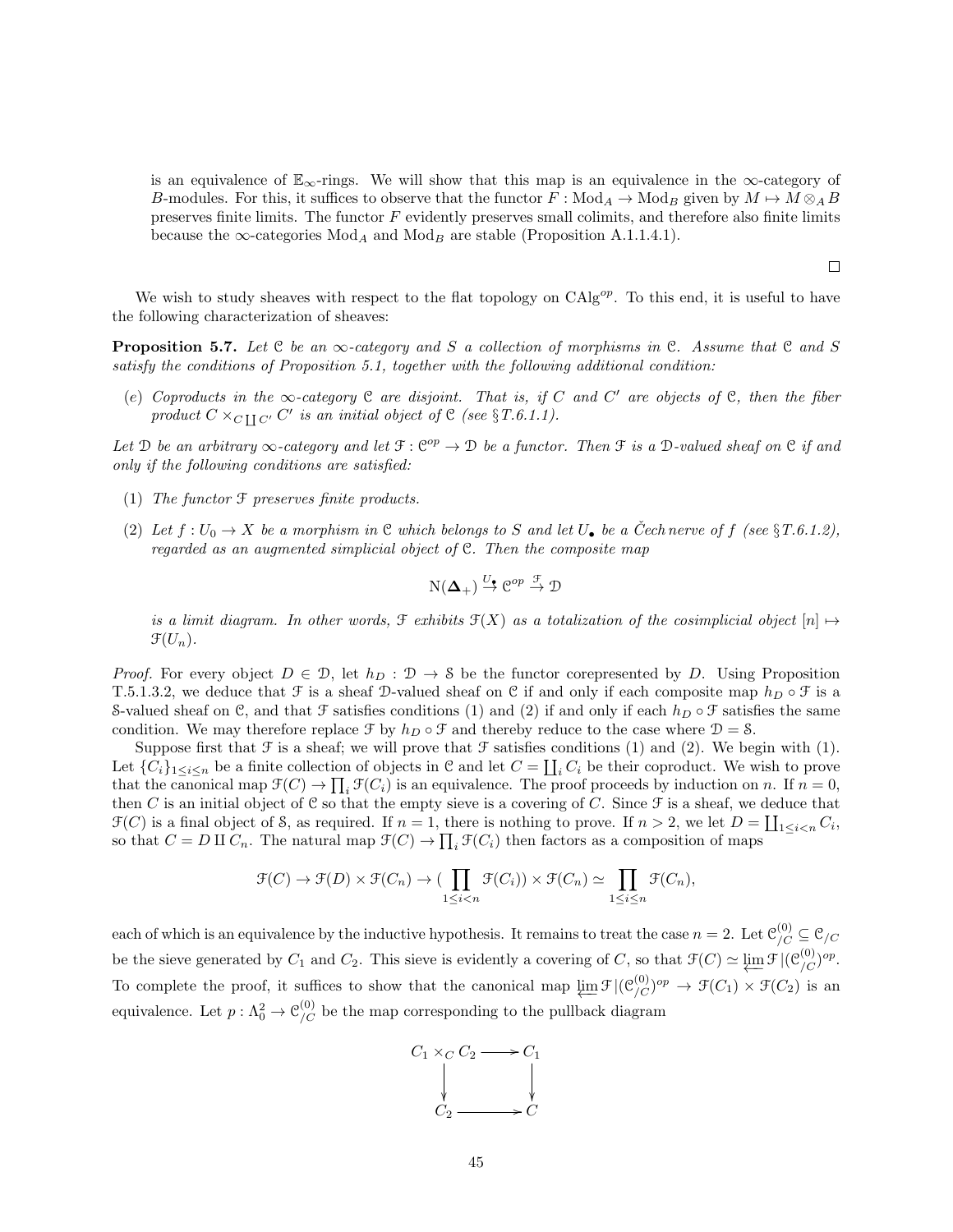is an equivalence of $\mathbb{E}_\infty$-rings. We will show that this map is an equivalence in the $\infty$-category of $B$-modules. For this, it suffices to observe that the functor $F : \mathrm{Mod}_A \to \mathrm{Mod}_B$ given by $M \mapsto M \otimes_A B$ preserves finite limits. The functor $F$ evidently preserves small colimits, and therefore also finite limits because the $\infty$-categories $\mathrm{Mod}_A$ and $\mathrm{Mod}_B$ are stable (Proposition A.1.1.4.1).

□

We wish to study sheaves with respect to the flat topology on $\mathrm{CAlg}^{op}$. To this end, it is useful to have the following characterization of sheaves:

**Proposition 5.7.** *Let $\mathcal{C}$ be an $\infty$-category and $S$ a collection of morphisms in $\mathcal{C}$. Assume that $\mathcal{C}$ and $S$ satisfy the conditions of Proposition 5.1, together with the following additional condition:*

(e) *Coproducts in the $\infty$-category $\mathcal{C}$ are disjoint. That is, if $C$ and $C'$ are objects of $\mathcal{C}$, then the fiber product $C \times_{C \coprod C'} C'$ is an initial object of $\mathcal{C}$ (see §T.6.1.1).*

*Let $\mathcal{D}$ be an arbitrary $\infty$-category and let $\mathcal{F} : \mathcal{C}^{op} \to \mathcal{D}$ be a functor. Then $\mathcal{F}$ is a $\mathcal{D}$-valued sheaf on $\mathcal{C}$ if and only if the following conditions are satisfied:*

(1) *The functor $\mathcal{F}$ preserves finite products.*

(2) *Let $f : U_0 \to X$ be a morphism in $\mathcal{C}$ which belongs to $S$ and let $U_\bullet$ be a Čech nerve of $f$ (see §T.6.1.2), regarded as an augmented simplicial object of $\mathcal{C}$. Then the composite map*

$$\mathrm{N}(\mathbf{\Delta}_+) \xrightarrow{U_\bullet} \mathcal{C}^{op} \xrightarrow{\mathcal{F}} \mathcal{D}$$

*is a limit diagram. In other words, $\mathcal{F}$ exhibits $\mathcal{F}(X)$ as a totalization of the cosimplicial object $[n] \mapsto \mathcal{F}(U_n)$.*

*Proof.* For every object $D \in \mathcal{D}$, let $h_D : \mathcal{D} \to \mathcal{S}$ be the functor corepresented by $D$. Using Proposition T.5.1.3.2, we deduce that $\mathcal{F}$ is a sheaf $\mathcal{D}$-valued sheaf on $\mathcal{C}$ if and only if each composite map $h_D \circ \mathcal{F}$ is a $\mathcal{S}$-valued sheaf on $\mathcal{C}$, and that $\mathcal{F}$ satisfies conditions (1) and (2) if and only if each $h_D \circ \mathcal{F}$ satisfies the same condition. We may therefore replace $\mathcal{F}$ by $h_D \circ \mathcal{F}$ and thereby reduce to the case where $\mathcal{D} = \mathcal{S}$.

Suppose first that $\mathcal{F}$ is a sheaf; we will prove that $\mathcal{F}$ satisfies conditions (1) and (2). We begin with (1). Let $\{C_i\}_{1 \leq i \leq n}$ be a finite collection of objects in $\mathcal{C}$ and let $C = \coprod_i C_i$ be their coproduct. We wish to prove that the canonical map $\mathcal{F}(C) \to \prod_i \mathcal{F}(C_i)$ is an equivalence. The proof proceeds by induction on $n$. If $n = 0$, then $C$ is an initial object of $\mathcal{C}$ so that the empty sieve is a covering of $C$. Since $\mathcal{F}$ is a sheaf, we deduce that $\mathcal{F}(C)$ is a final object of $\mathcal{S}$, as required. If $n = 1$, there is nothing to prove. If $n > 2$, we let $D = \coprod_{1 \leq i < n} C_i$, so that $C = D \amalg C_n$. The natural map $\mathcal{F}(C) \to \prod_i \mathcal{F}(C_i)$ then factors as a composition of maps

$$\mathcal{F}(C) \to \mathcal{F}(D) \times \mathcal{F}(C_n) \to (\prod_{1 \leq i < n} \mathcal{F}(C_i)) \times \mathcal{F}(C_n) \simeq \prod_{1 \leq i \leq n} \mathcal{F}(C_n),$$

each of which is an equivalence by the inductive hypothesis. It remains to treat the case $n = 2$. Let $\mathcal{C}^{(0)}_{/C} \subseteq \mathcal{C}_{/C}$ be the sieve generated by $C_1$ and $C_2$. This sieve is evidently a covering of $C$, so that $\mathcal{F}(C) \simeq \varprojlim \mathcal{F} | (\mathcal{C}^{(0)}_{/C})^{op}$. To complete the proof, it suffices to show that the canonical map $\varprojlim \mathcal{F} | (\mathcal{C}^{(0)}_{/C})^{op} \to \mathcal{F}(C_1) \times \mathcal{F}(C_2)$ is an equivalence. Let $p : \Lambda^2_0 \to \mathcal{C}^{(0)}_{/C}$ be the map corresponding to the pullback diagram

$$\begin{array}{ccc} C_1 \times_C C_2 & \longrightarrow & C_1 \\ \downarrow & & \downarrow \\ C_2 & \longrightarrow & C \end{array}$$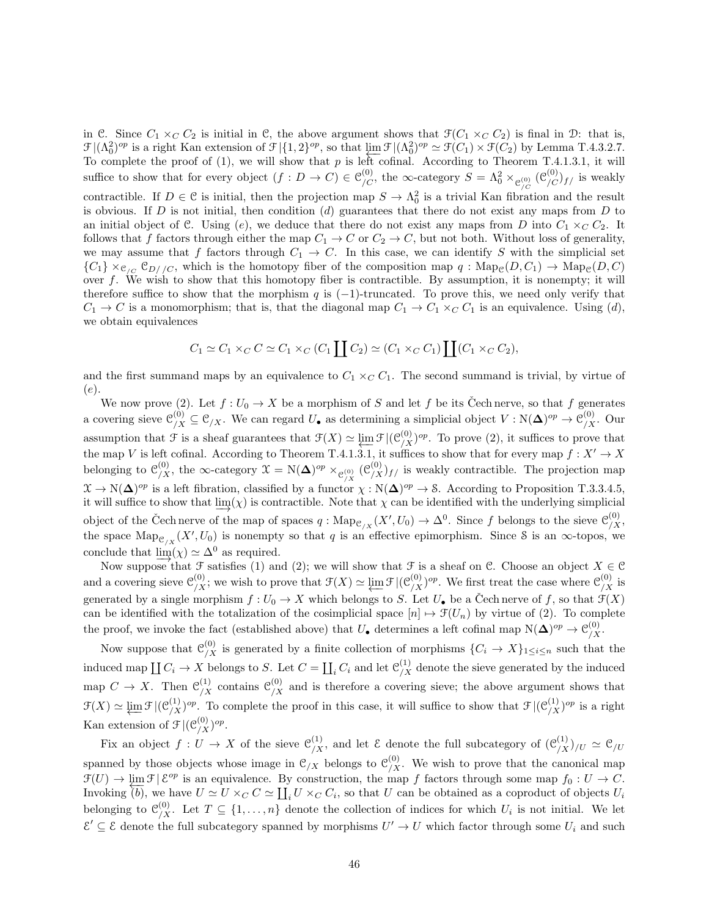in $\mathcal{C}$. Since $C_1 \times_C C_2$ is initial in $\mathcal{C}$, the above argument shows that $\mathcal{F}(C_1 \times_C C_2)$ is final in $\mathcal{D}$: that is, $\mathcal{F}|(\Lambda^2_0)^{op}$ is a right Kan extension of $\mathcal{F}|\{1,2\}^{op}$, so that $\varprojlim \mathcal{F}|(\Lambda^2_0)^{op} \simeq \mathcal{F}(C_1) \times \mathcal{F}(C_2)$ by Lemma T.4.3.2.7. To complete the proof of (1), we will show that $p$ is left cofinal. According to Theorem T.4.1.3.1, it will suffice to show that for every object $(f : D \to C) \in \mathcal{C}^{(0)}_{/C}$, the $\infty$-category $S = \Lambda^2_0 \times_{\mathcal{C}^{(0)}_{/C}} (\mathcal{C}^{(0)}_{/C})_{f/}$ is weakly contractible. If $D \in \mathcal{C}$ is initial, then the projection map $S \to \Lambda^2_0$ is a trivial Kan fibration and the result is obvious. If $D$ is not initial, then condition $(d)$ guarantees that there do not exist any maps from $D$ to an initial object of $\mathcal{C}$. Using $(e)$, we deduce that there do not exist any maps from $D$ into $C_1 \times_C C_2$. It follows that $f$ factors through either the map $C_1 \to C$ or $C_2 \to C$, but not both. Without loss of generality, we may assume that $f$ factors through $C_1 \to C$. In this case, we can identify $S$ with the simplicial set $\{C_1\} \times_{\mathcal{C}_{/C}} \mathcal{C}_{D//C}$, which is the homotopy fiber of the composition map $q : \mathrm{Map}_{\mathcal{C}}(D, C_1) \to \mathrm{Map}_{\mathcal{C}}(D, C)$ over $f$. We wish to show that this homotopy fiber is contractible. By assumption, it is nonempty; it will therefore suffice to show that the morphism $q$ is $(-1)$-truncated. To prove this, we need only verify that $C_1 \to C$ is a monomorphism; that is, that the diagonal map $C_1 \to C_1 \times_C C_1$ is an equivalence. Using $(d)$, we obtain equivalences

$$C_1 \simeq C_1 \times_C C \simeq C_1 \times_C (C_1 \coprod C_2) \simeq (C_1 \times_C C_1) \coprod (C_1 \times_C C_2),$$

and the first summand maps by an equivalence to $C_1 \times_C C_1$. The second summand is trivial, by virtue of $(e)$.

We now prove (2). Let $f : U_0 \to X$ be a morphism of $S$ and let $f$ be its Čech nerve, so that $f$ generates a covering sieve $\mathcal{C}^{(0)}_{/X} \subseteq \mathcal{C}_{/X}$. We can regard $U_\bullet$ as determining a simplicial object $V : \mathrm{N}(\mathbf{\Delta})^{op} \to \mathcal{C}^{(0)}_{/X}$. Our assumption that $\mathcal{F}$ is a sheaf guarantees that $\mathcal{F}(X) \simeq \varprojlim \mathcal{F}|(\mathcal{C}^{(0)}_{/X})^{op}$. To prove (2), it suffices to prove that the map $V$ is left cofinal. According to Theorem T.4.1.3.1, it suffices to show that for every map $f : X' \to X$ belonging to $\mathcal{C}^{(0)}_{/X}$, the $\infty$-category $\mathcal{X} = \mathrm{N}(\mathbf{\Delta})^{op} \times_{\mathcal{C}^{(0)}_{/X}} (\mathcal{C}^{(0)}_{/X})_{f/}$ is weakly contractible. The projection map $\mathcal{X} \to \mathrm{N}(\mathbf{\Delta})^{op}$ is a left fibration, classified by a functor $\chi : \mathrm{N}(\mathbf{\Delta})^{op} \to \mathcal{S}$. According to Proposition T.3.3.4.5, it will suffice to show that $\varinjlim(\chi)$ is contractible. Note that $\chi$ can be identified with the underlying simplicial object of the Čech nerve of the map of spaces $q : \mathrm{Map}_{\mathcal{C}_{/X}}(X', U_0) \to \Delta^0$. Since $f$ belongs to the sieve $\mathcal{C}^{(0)}_{/X}$, the space $\mathrm{Map}_{\mathcal{C}_{/X}}(X', U_0)$ is nonempty so that $q$ is an effective epimorphism. Since $\mathcal{S}$ is an $\infty$-topos, we conclude that $\varinjlim(\chi) \simeq \Delta^0$ as required.

Now suppose that $\mathcal{F}$ satisfies (1) and (2); we will show that $\mathcal{F}$ is a sheaf on $\mathcal{C}$. Choose an object $X \in \mathcal{C}$ and a covering sieve $\mathcal{C}^{(0)}_{/X}$; we wish to prove that $\mathcal{F}(X) \simeq \varprojlim \mathcal{F}|(\mathcal{C}^{(0)}_{/X})^{op}$. We first treat the case where $\mathcal{C}^{(0)}_{/X}$ is generated by a single morphism $f : U_0 \to X$ which belongs to $S$. Let $U_\bullet$ be a Čech nerve of $f$, so that $\mathcal{F}(X)$ can be identified with the totalization of the cosimplicial space $[n] \mapsto \mathcal{F}(U_n)$ by virtue of (2). To complete the proof, we invoke the fact (established above) that $U_\bullet$ determines a left cofinal map $\mathrm{N}(\mathbf{\Delta})^{op} \to \mathcal{C}^{(0)}_{/X}$.

Now suppose that $\mathcal{C}^{(0)}_{/X}$ is generated by a finite collection of morphisms $\{C_i \to X\}_{1 \leq i \leq n}$ such that the induced map $\coprod C_i \to X$ belongs to $S$. Let $C = \coprod_i C_i$ and let $\mathcal{C}^{(1)}_{/X}$ denote the sieve generated by the induced map $C \to X$. Then $\mathcal{C}^{(1)}_{/X}$ contains $\mathcal{C}^{(0)}_{/X}$ and is therefore a covering sieve; the above argument shows that $\mathcal{F}(X) \simeq \varprojlim \mathcal{F}|(\mathcal{C}^{(1)}_{/X})^{op}$. To complete the proof in this case, it will suffice to show that $\mathcal{F}|(\mathcal{C}^{(1)}_{/X})^{op}$ is a right Kan extension of $\mathcal{F}|(\mathcal{C}^{(0)}_{/X})^{op}$.

Fix an object $f : U \to X$ of the sieve $\mathcal{C}^{(1)}_{/X}$, and let $\mathcal{E}$ denote the full subcategory of $(\mathcal{C}^{(1)}_{/X})_{/U} \simeq \mathcal{C}_{/U}$ spanned by those objects whose image in $\mathcal{C}_{/X}$ belongs to $\mathcal{C}^{(0)}_{/X}$. We wish to prove that the canonical map $\mathcal{F}(U) \to \varprojlim \mathcal{F}|\mathcal{E}^{op}$ is an equivalence. By construction, the map $f$ factors through some map $f_0 : U \to C$. Invoking $(b)$, we have $U \simeq U \times_C C \simeq \coprod_i U \times_C C_i$, so that $U$ can be obtained as a coproduct of objects $U_i$ belonging to $\mathcal{C}^{(0)}_{/X}$. Let $T \subseteq \{1, \ldots, n\}$ denote the collection of indices for which $U_i$ is not initial. We let $\mathcal{E}' \subseteq \mathcal{E}$ denote the full subcategory spanned by morphisms $U' \to U$ which factor through some $U_i$ and such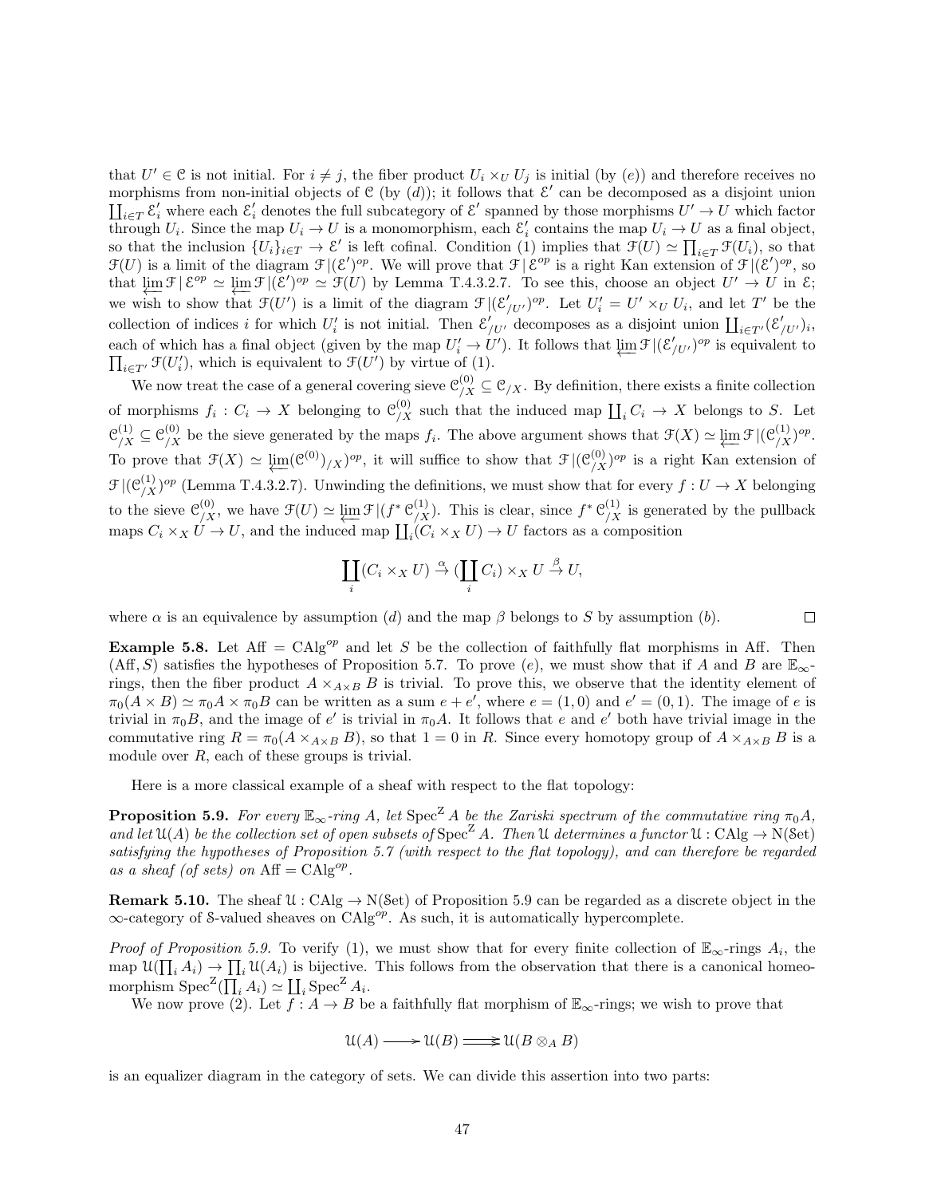that $U' \in \mathcal{C}$ is not initial. For $i \neq j$, the fiber product $U_i \times_U U_j$ is initial (by $(e)$) and therefore receives no morphisms from non-initial objects of $\mathcal{C}$ (by $(d)$); it follows that $\mathcal{E}'$ can be decomposed as a disjoint union $\coprod_{i \in T} \mathcal{E}'_i$ where each $\mathcal{E}'_i$ denotes the full subcategory of $\mathcal{E}'$ spanned by those morphisms $U' \to U$ which factor through $U_i$. Since the map $U_i \to U$ is a monomorphism, each $\mathcal{E}'_i$ contains the map $U_i \to U$ as a final object, so that the inclusion $\{U_i\}_{i \in T} \to \mathcal{E}'$ is left cofinal. Condition (1) implies that $\mathcal{F}(U) \simeq \prod_{i \in T} \mathcal{F}(U_i)$, so that $\mathcal{F}(U)$ is a limit of the diagram $\mathcal{F}|(\mathcal{E}')^{op}$. We will prove that $\mathcal{F}|\mathcal{E}^{op}$ is a right Kan extension of $\mathcal{F}|(\mathcal{E}')^{op}$, so that $\varprojlim \mathcal{F}|\mathcal{E}^{op} \simeq \varprojlim \mathcal{F}|(\mathcal{E}')^{op} \simeq \mathcal{F}(U)$ by Lemma T.4.3.2.7. To see this, choose an object $U' \to U$ in $\mathcal{E}$; we wish to show that $\mathcal{F}(U')$ is a limit of the diagram $\mathcal{F}|(\mathcal{E}'_{/U'})^{op}$. Let $U'_i = U' \times_U U_i$, and let $T'$ be the collection of indices $i$ for which $U'_i$ is not initial. Then $\mathcal{E}'_{/U'}$ decomposes as a disjoint union $\coprod_{i \in T'} (\mathcal{E}'_{/U'})_i$, each of which has a final object (given by the map $U'_i \to U'$). It follows that $\varprojlim \mathcal{F}|(\mathcal{E}'_{/U'})^{op}$ is equivalent to $\prod_{i \in T'} \mathcal{F}(U'_i)$, which is equivalent to $\mathcal{F}(U')$ by virtue of (1).

We now treat the case of a general covering sieve $\mathcal{C}^{(0)}_{/X} \subseteq \mathcal{C}_{/X}$. By definition, there exists a finite collection of morphisms $f_i : C_i \to X$ belonging to $\mathcal{C}^{(0)}_{/X}$ such that the induced map $\coprod_i C_i \to X$ belongs to $S$. Let $\mathcal{C}^{(1)}_{/X} \subseteq \mathcal{C}^{(0)}_{/X}$ be the sieve generated by the maps $f_i$. The above argument shows that $\mathcal{F}(X) \simeq \varprojlim \mathcal{F}|(\mathcal{C}^{(1)}_{/X})^{op}$. To prove that $\mathcal{F}(X) \simeq \varprojlim (\mathcal{C}^{(0)})_{/X})^{op}$, it will suffice to show that $\mathcal{F}|(\mathcal{C}^{(0)}_{/X})^{op}$ is a right Kan extension of $\mathcal{F}|(\mathcal{C}^{(1)}_{/X})^{op}$ (Lemma T.4.3.2.7). Unwinding the definitions, we must show that for every $f : U \to X$ belonging to the sieve $\mathcal{C}^{(0)}_{/X}$, we have $\mathcal{F}(U) \simeq \varprojlim \mathcal{F}|(f^* \mathcal{C}^{(1)}_{/X})$. This is clear, since $f^* \mathcal{C}^{(1)}_{/X}$ is generated by the pullback maps $C_i \times_X U \to U$, and the induced map $\coprod_i (C_i \times_X U) \to U$ factors as a composition

$$\coprod_i (C_i \times_X U) \xrightarrow{\alpha} (\coprod_i C_i) \times_X U \xrightarrow{\beta} U,$$

where $\alpha$ is an equivalence by assumption $(d)$ and the map $\beta$ belongs to $S$ by assumption $(b)$. □

**Example 5.8.** Let $\mathrm{Aff} = \mathrm{CAlg}^{op}$ and let $S$ be the collection of faithfully flat morphisms in Aff. Then $(\mathrm{Aff}, S)$ satisfies the hypotheses of Proposition 5.7. To prove $(e)$, we must show that if $A$ and $B$ are $\mathbb{E}_\infty$-rings, then the fiber product $A \times_{A \times B} B$ is trivial. To prove this, we observe that the identity element of $\pi_0(A \times B) \simeq \pi_0 A \times \pi_0 B$ can be written as a sum $e + e'$, where $e = (1, 0)$ and $e' = (0, 1)$. The image of $e$ is trivial in $\pi_0 B$, and the image of $e'$ is trivial in $\pi_0 A$. It follows that $e$ and $e'$ both have trivial image in the commutative ring $R = \pi_0(A \times_{A \times B} B)$, so that $1 = 0$ in $R$. Since every homotopy group of $A \times_{A \times B} B$ is a module over $R$, each of these groups is trivial.

Here is a more classical example of a sheaf with respect to the flat topology:

**Proposition 5.9.** *For every $\mathbb{E}_\infty$-ring $A$, let $\mathrm{Spec}^{\mathrm{Z}} A$ be the Zariski spectrum of the commutative ring $\pi_0 A$, and let $\mathcal{U}(A)$ be the collection set of open subsets of $\mathrm{Spec}^{\mathrm{Z}} A$. Then $\mathcal{U}$ determines a functor $\mathcal{U} : \mathrm{CAlg} \to \mathrm{N}(\mathrm{Set})$ satisfying the hypotheses of Proposition 5.7 (with respect to the flat topology), and can therefore be regarded as a sheaf (of sets) on $\mathrm{Aff} = \mathrm{CAlg}^{op}$.*

**Remark 5.10.** The sheaf $\mathcal{U} : \mathrm{CAlg} \to \mathrm{N}(\mathrm{Set})$ of Proposition 5.9 can be regarded as a discrete object in the $\infty$-category of $\mathcal{S}$-valued sheaves on $\mathrm{CAlg}^{op}$. As such, it is automatically hypercomplete.

*Proof of Proposition 5.9.* To verify (1), we must show that for every finite collection of $\mathbb{E}_\infty$-rings $A_i$, the map $\mathcal{U}(\prod_i A_i) \to \prod_i \mathcal{U}(A_i)$ is bijective. This follows from the observation that there is a canonical homeomorphism $\mathrm{Spec}^{\mathrm{Z}}(\prod_i A_i) \simeq \coprod_i \mathrm{Spec}^{\mathrm{Z}} A_i$.

We now prove (2). Let $f : A \to B$ be a faithfully flat morphism of $\mathbb{E}_\infty$-rings; we wish to prove that

$$\mathcal{U}(A) \longrightarrow \mathcal{U}(B) \rightrightarrows \mathcal{U}(B \otimes_A B)$$

is an equalizer diagram in the category of sets. We can divide this assertion into two parts: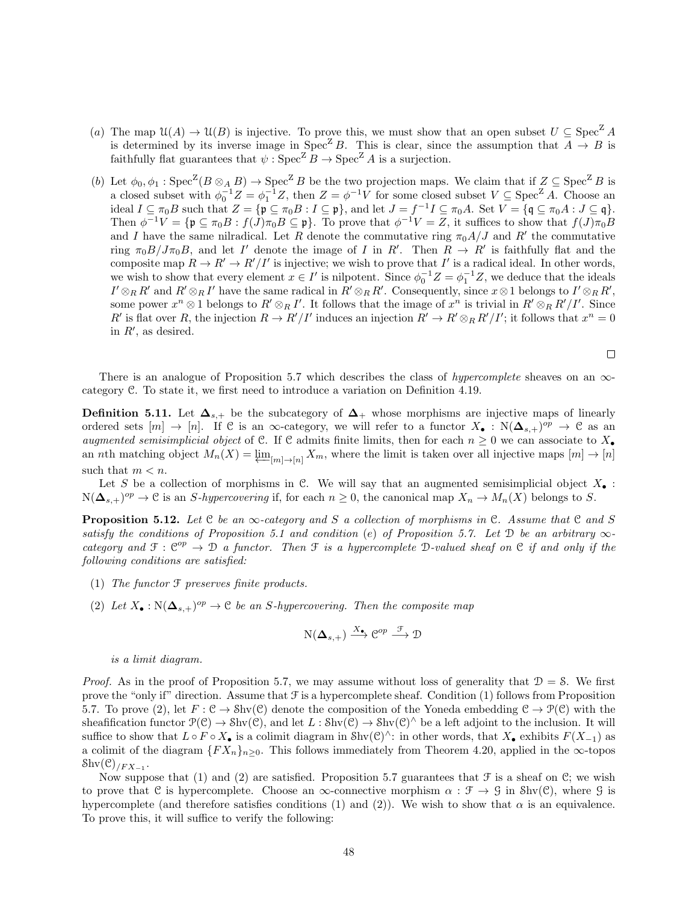(a) The map $\mathcal{U}(A) \to \mathcal{U}(B)$ is injective. To prove this, we must show that an open subset $U \subseteq \operatorname{Spec}^{\mathrm{Z}} A$ is determined by its inverse image in $\operatorname{Spec}^{\mathrm{Z}} B$. This is clear, since the assumption that $A \to B$ is faithfully flat guarantees that $\psi : \operatorname{Spec}^{\mathrm{Z}} B \to \operatorname{Spec}^{\mathrm{Z}} A$ is a surjection.

(b) Let $\phi_0, \phi_1 : \operatorname{Spec}^{\mathrm{Z}}(B \otimes_A B) \to \operatorname{Spec}^{\mathrm{Z}} B$ be the two projection maps. We claim that if $Z \subseteq \operatorname{Spec}^{\mathrm{Z}} B$ is a closed subset with $\phi_0^{-1} Z = \phi_1^{-1} Z$, then $Z = \phi^{-1} V$ for some closed subset $V \subseteq \operatorname{Spec}^{\mathrm{Z}} A$. Choose an ideal $I \subseteq \pi_0 B$ such that $Z = \{\mathfrak{p} \subseteq \pi_0 B : I \subseteq \mathfrak{p}\}$, and let $J = f^{-1} I \subseteq \pi_0 A$. Set $V = \{\mathfrak{q} \subseteq \pi_0 A : J \subseteq \mathfrak{q}\}$. Then $\phi^{-1} V = \{\mathfrak{p} \subseteq \pi_0 B : f(J)\pi_0 B \subseteq \mathfrak{p}\}$. To prove that $\phi^{-1} V = Z$, it suffices to show that $f(J)\pi_0 B$ and $I$ have the same nilradical. Let $R$ denote the commutative ring $\pi_0 A/J$ and $R'$ the commutative ring $\pi_0 B/J\pi_0 B$, and let $I'$ denote the image of $I$ in $R'$. Then $R \to R'$ is faithfully flat and the composite map $R \to R' \to R'/I'$ is injective; we wish to prove that $I'$ is a radical ideal. In other words, we wish to show that every element $x \in I'$ is nilpotent. Since $\phi_0^{-1} Z = \phi_1^{-1} Z$, we deduce that the ideals $I' \otimes_R R'$ and $R' \otimes_R I'$ have the same radical in $R' \otimes_R R'$. Consequently, since $x \otimes 1$ belongs to $I' \otimes_R R'$, some power $x^n \otimes 1$ belongs to $R' \otimes_R I'$. It follows that the image of $x^n$ is trivial in $R' \otimes_R R'/I'$. Since $R'$ is flat over $R$, the injection $R \to R'/I'$ induces an injection $R' \to R' \otimes_R R'/I'$; it follows that $x^n = 0$ in $R'$, as desired.

□

There is an analogue of Proposition 5.7 which describes the class of *hypercomplete* sheaves on an $\infty$-category $\mathcal{C}$. To state it, we first need to introduce a variation on Definition 4.19.

**Definition 5.11.** Let $\mathbf{\Delta}_{s,+}$ be the subcategory of $\mathbf{\Delta}_+$ whose morphisms are injective maps of linearly ordered sets $[m] \to [n]$. If $\mathcal{C}$ is an $\infty$-category, we will refer to a functor $X_\bullet : \mathrm{N}(\mathbf{\Delta}_{s,+})^{op} \to \mathcal{C}$ as an *augmented semisimplicial object* of $\mathcal{C}$. If $\mathcal{C}$ admits finite limits, then for each $n \geq 0$ we can associate to $X_\bullet$ an $n$th matching object $M_n(X) = \varprojlim_{[m] \to [n]} X_m$, where the limit is taken over all injective maps $[m] \to [n]$ such that $m < n$.

Let $S$ be a collection of morphisms in $\mathcal{C}$. We will say that an augmented semisimplicial object $X_\bullet : \mathrm{N}(\mathbf{\Delta}_{s,+})^{op} \to \mathcal{C}$ is an *$S$-hypercovering* if, for each $n \geq 0$, the canonical map $X_n \to M_n(X)$ belongs to $S$.

**Proposition 5.12.** *Let $\mathcal{C}$ be an $\infty$-category and $S$ a collection of morphisms in $\mathcal{C}$. Assume that $\mathcal{C}$ and $S$ satisfy the conditions of Proposition 5.1 and condition (e) of Proposition 5.7. Let $\mathcal{D}$ be an arbitrary $\infty$-category and $\mathcal{F} : \mathcal{C}^{op} \to \mathcal{D}$ a functor. Then $\mathcal{F}$ is a hypercomplete $\mathcal{D}$-valued sheaf on $\mathcal{C}$ if and only if the following conditions are satisfied:*

(1) *The functor $\mathcal{F}$ preserves finite products.*

(2) *Let $X_\bullet : \mathrm{N}(\mathbf{\Delta}_{s,+})^{op} \to \mathcal{C}$ be an $S$-hypercovering. Then the composite map*

$$\mathrm{N}(\mathbf{\Delta}_{s,+}) \xrightarrow{X_\bullet} \mathcal{C}^{op} \xrightarrow{\mathcal{F}} \mathcal{D}$$

*is a limit diagram.*

*Proof.* As in the proof of Proposition 5.7, we may assume without loss of generality that $\mathcal{D} = \mathcal{S}$. We first prove the "only if" direction. Assume that $\mathcal{F}$ is a hypercomplete sheaf. Condition (1) follows from Proposition 5.7. To prove (2), let $F : \mathcal{C} \to \mathcal{S}\mathrm{hv}(\mathcal{C})$ denote the composition of the Yoneda embedding $\mathcal{C} \to \mathcal{P}(\mathcal{C})$ with the sheafification functor $\mathcal{P}(\mathcal{C}) \to \mathcal{S}\mathrm{hv}(\mathcal{C})$, and let $L : \mathcal{S}\mathrm{hv}(\mathcal{C}) \to \mathcal{S}\mathrm{hv}(\mathcal{C})^\wedge$ be a left adjoint to the inclusion. It will suffice to show that $L \circ F \circ X_\bullet$ is a colimit diagram in $\mathcal{S}\mathrm{hv}(\mathcal{C})^\wedge$: in other words, that $X_\bullet$ exhibits $F(X_{-1})$ as a colimit of the diagram $\{FX_n\}_{n \geq 0}$. This follows immediately from Theorem 4.20, applied in the $\infty$-topos $\mathcal{S}\mathrm{hv}(\mathcal{C})_{/FX_{-1}}$.

Now suppose that (1) and (2) are satisfied. Proposition 5.7 guarantees that $\mathcal{F}$ is a sheaf on $\mathcal{C}$; we wish to prove that $\mathcal{C}$ is hypercomplete. Choose an $\infty$-connective morphism $\alpha : \mathcal{F} \to \mathcal{G}$ in $\mathcal{S}\mathrm{hv}(\mathcal{C})$, where $\mathcal{G}$ is hypercomplete (and therefore satisfies conditions (1) and (2)). We wish to show that $\alpha$ is an equivalence. To prove this, it will suffice to verify the following: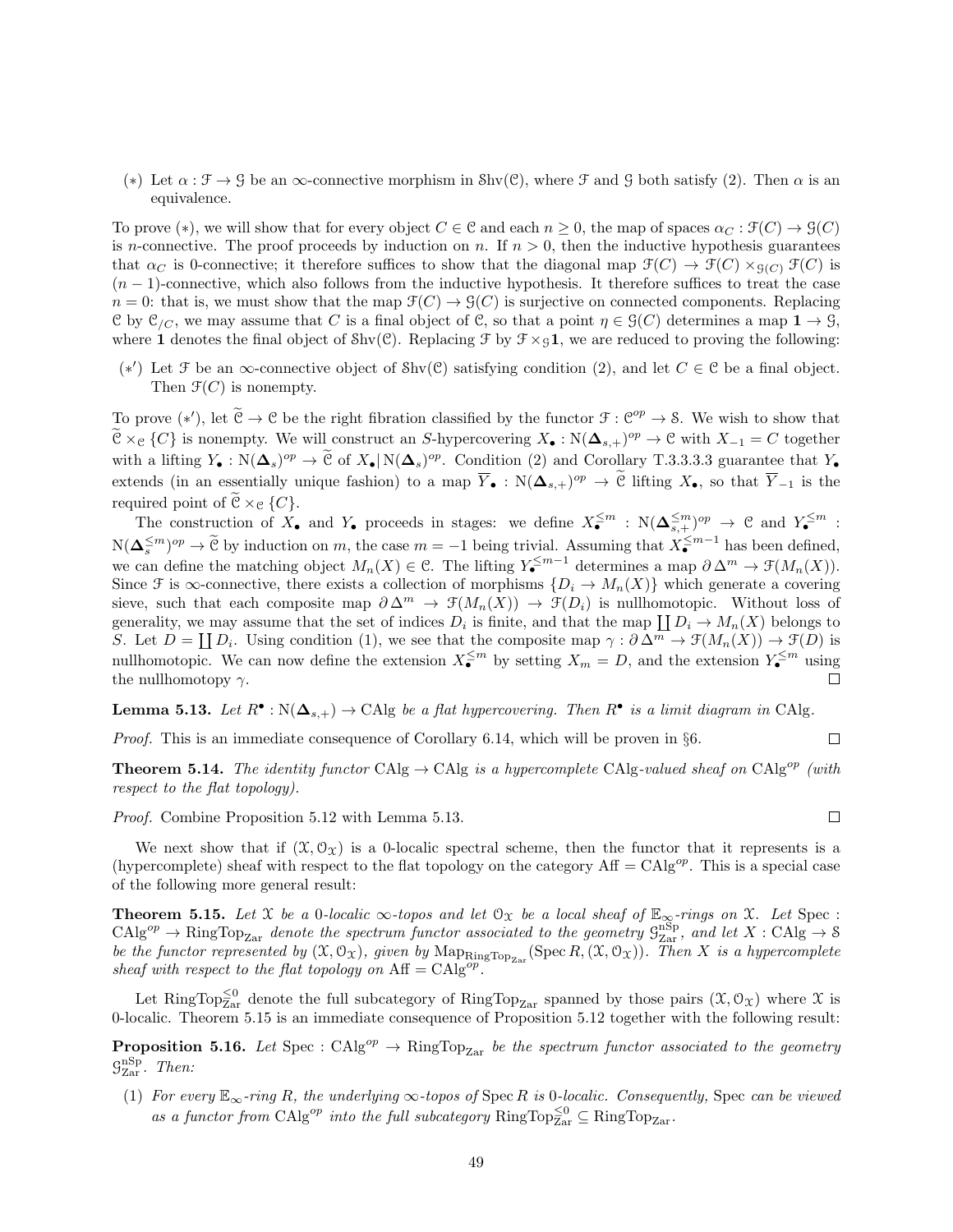(∗) Let $\alpha : \mathcal{F} \to \mathcal{G}$ be an $\infty$-connective morphism in $\mathcal{S}\mathrm{hv}(\mathcal{C})$, where $\mathcal{F}$ and $\mathcal{G}$ both satisfy (2). Then $\alpha$ is an equivalence.

To prove (∗), we will show that for every object $C \in \mathcal{C}$ and each $n \geq 0$, the map of spaces $\alpha_C : \mathcal{F}(C) \to \mathcal{G}(C)$ is $n$-connective. The proof proceeds by induction on $n$. If $n > 0$, then the inductive hypothesis guarantees that $\alpha_C$ is 0-connective; it therefore suffices to show that the diagonal map $\mathcal{F}(C) \to \mathcal{F}(C) \times_{\mathcal{G}(C)} \mathcal{F}(C)$ is $(n-1)$-connective, which also follows from the inductive hypothesis. It therefore suffices to treat the case $n = 0$: that is, we must show that the map $\mathcal{F}(C) \to \mathcal{G}(C)$ is surjective on connected components. Replacing $\mathcal{C}$ by $\mathcal{C}_{/C}$, we may assume that $C$ is a final object of $\mathcal{C}$, so that a point $\eta \in \mathcal{G}(C)$ determines a map $\mathbf{1} \to \mathcal{G}$, where $\mathbf{1}$ denotes the final object of $\mathcal{S}\mathrm{hv}(\mathcal{C})$. Replacing $\mathcal{F}$ by $\mathcal{F} \times_{\mathcal{G}} \mathbf{1}$, we are reduced to proving the following:

(∗′) Let $\mathcal{F}$ be an $\infty$-connective object of $\mathcal{S}\mathrm{hv}(\mathcal{C})$ satisfying condition (2), and let $C \in \mathcal{C}$ be a final object. Then $\mathcal{F}(C)$ is nonempty.

To prove (∗′), let $\widetilde{\mathcal{C}} \to \mathcal{C}$ be the right fibration classified by the functor $\mathcal{F} : \mathcal{C}^{op} \to \mathcal{S}$. We wish to show that $\widetilde{\mathcal{C}} \times_{\mathcal{C}} \{C\}$ is nonempty. We will construct an $S$-hypercovering $X_\bullet : \mathrm{N}(\mathbf{\Delta}_{s,+})^{op} \to \mathcal{C}$ with $X_{-1} = C$ together with a lifting $Y_\bullet : \mathrm{N}(\mathbf{\Delta}_s)^{op} \to \widetilde{\mathcal{C}}$ of $X_\bullet | \mathrm{N}(\mathbf{\Delta}_s)^{op}$. Condition (2) and Corollary T.3.3.3.3 guarantee that $Y_\bullet$ extends (in an essentially unique fashion) to a map $\overline{Y}_\bullet : \mathrm{N}(\mathbf{\Delta}_{s,+})^{op} \to \widetilde{\mathcal{C}}$ lifting $X_\bullet$, so that $\overline{Y}_{-1}$ is the required point of $\widetilde{\mathcal{C}} \times_{\mathcal{C}} \{C\}$.

The construction of $X_\bullet$ and $Y_\bullet$ proceeds in stages: we define $X^{\leq m}_\bullet : \mathrm{N}(\mathbf{\Delta}^{\leq m}_{s,+})^{op} \to \mathcal{C}$ and $Y^{\leq m}_\bullet : \mathrm{N}(\mathbf{\Delta}^{\leq m}_{s})^{op} \to \widetilde{\mathcal{C}}$ by induction on $m$, the case $m = -1$ being trivial. Assuming that $X^{\leq m-1}_\bullet$ has been defined, we can define the matching object $M_n(X) \in \mathcal{C}$. The lifting $Y^{\leq m-1}_\bullet$ determines a map $\partial \Delta^m \to \mathcal{F}(M_n(X))$. Since $\mathcal{F}$ is $\infty$-connective, there exists a collection of morphisms $\{D_i \to M_n(X)\}$ which generate a covering sieve, such that each composite map $\partial \Delta^m \to \mathcal{F}(M_n(X)) \to \mathcal{F}(D_i)$ is nullhomotopic. Without loss of generality, we may assume that the set of indices $D_i$ is finite, and that the map $\coprod D_i \to M_n(X)$ belongs to $S$. Let $D = \coprod D_i$. Using condition (1), we see that the composite map $\gamma : \partial \Delta^m \to \mathcal{F}(M_n(X)) \to \mathcal{F}(D)$ is nullhomotopic. We can now define the extension $X^{\leq m}_\bullet$ by setting $X_m = D$, and the extension $Y^{\leq m}_\bullet$ using the nullhomotopy $\gamma$. □

**Lemma 5.13.** *Let $R^\bullet : \mathrm{N}(\mathbf{\Delta}_{s,+}) \to \mathrm{CAlg}$ be a flat hypercovering. Then $R^\bullet$ is a limit diagram in* CAlg*.*

*Proof.* This is an immediate consequence of Corollary 6.14, which will be proven in §6. □

**Theorem 5.14.** *The identity functor* $\mathrm{CAlg} \to \mathrm{CAlg}$ *is a hypercomplete* CAlg*-valued sheaf on* $\mathrm{CAlg}^{op}$ *(with respect to the flat topology).*

*Proof.* Combine Proposition 5.12 with Lemma 5.13. □

We next show that if $(\mathcal{X}, \mathcal{O}_\mathcal{X})$ is a 0-localic spectral scheme, then the functor that it represents is a (hypercomplete) sheaf with respect to the flat topology on the category $\mathrm{Aff} = \mathrm{CAlg}^{op}$. This is a special case of the following more general result:

**Theorem 5.15.** *Let $\mathcal{X}$ be a 0-localic $\infty$-topos and let $\mathcal{O}_\mathcal{X}$ be a local sheaf of $\mathbb{E}_\infty$-rings on $\mathcal{X}$. Let* $\mathrm{Spec} : \mathrm{CAlg}^{op} \to \mathrm{RingTop}_{\mathrm{Zar}}$ *denote the spectrum functor associated to the geometry $\mathcal{G}^{\mathrm{nSp}}_{\mathrm{Zar}}$, and let $X : \mathrm{CAlg} \to \mathcal{S}$ be the functor represented by $(\mathcal{X}, \mathcal{O}_\mathcal{X})$, given by $\mathrm{Map}_{\mathrm{RingTop}_{\mathrm{Zar}}}(\mathrm{Spec}\, R, (\mathcal{X}, \mathcal{O}_\mathcal{X}))$. Then $X$ is a hypercomplete sheaf with respect to the flat topology on* $\mathrm{Aff} = \mathrm{CAlg}^{op}$*.*

Let $\mathrm{RingTop}^{\leq 0}_{\mathrm{Zar}}$ denote the full subcategory of $\mathrm{RingTop}_{\mathrm{Zar}}$ spanned by those pairs $(\mathcal{X}, \mathcal{O}_\mathcal{X})$ where $\mathcal{X}$ is 0-localic. Theorem 5.15 is an immediate consequence of Proposition 5.12 together with the following result:

**Proposition 5.16.** *Let* $\mathrm{Spec} : \mathrm{CAlg}^{op} \to \mathrm{RingTop}_{\mathrm{Zar}}$ *be the spectrum functor associated to the geometry $\mathcal{G}^{\mathrm{nSp}}_{\mathrm{Zar}}$. Then:*

(1) *For every $\mathbb{E}_\infty$-ring $R$, the underlying $\infty$-topos of* $\mathrm{Spec}\, R$ *is 0-localic. Consequently,* Spec *can be viewed as a functor from $\mathrm{CAlg}^{op}$ into the full subcategory $\mathrm{RingTop}^{\leq 0}_{\mathrm{Zar}} \subseteq \mathrm{RingTop}_{\mathrm{Zar}}$.*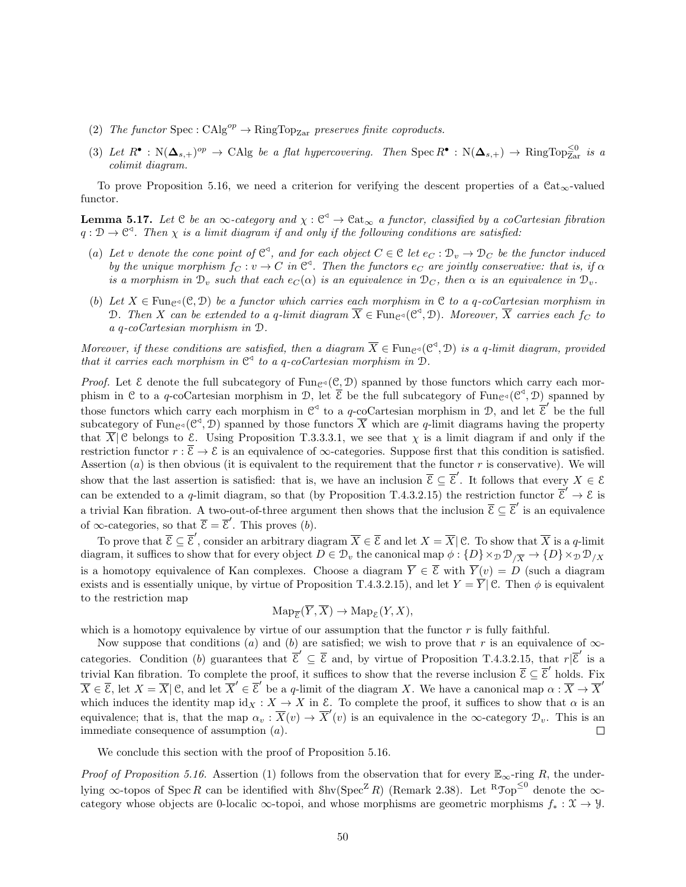(2) *The functor* $\mathrm{Spec} : \mathrm{CAlg}^{op} \to \mathrm{RingTop}_{\mathrm{Zar}}$ *preserves finite coproducts.*

(3) *Let* $R^\bullet : \mathrm{N}(\mathbf{\Delta}_{s,+})^{op} \to \mathrm{CAlg}$ *be a flat hypercovering. Then* $\mathrm{Spec}\, R^\bullet : \mathrm{N}(\mathbf{\Delta}_{s,+}) \to \mathrm{RingTop}^{\leq 0}_{\mathrm{Zar}}$ *is a colimit diagram.*

To prove Proposition 5.16, we need a criterion for verifying the descent properties of a $\mathcal{C}\mathrm{at}_\infty$-valued functor.

**Lemma 5.17.** *Let* $\mathcal{C}$ *be an* $\infty$*-category and* $\chi : \mathcal{C}^{\triangleleft} \to \mathcal{C}\mathrm{at}_\infty$ *a functor, classified by a coCartesian fibration* $q : \mathcal{D} \to \mathcal{C}^{\triangleleft}$*. Then* $\chi$ *is a limit diagram if and only if the following conditions are satisfied:*

(a) *Let* $v$ *denote the cone point of* $\mathcal{C}^{\triangleleft}$*, and for each object* $C \in \mathcal{C}$ *let* $e_C : \mathcal{D}_v \to \mathcal{D}_C$ *be the functor induced by the unique morphism* $f_C : v \to C$ *in* $\mathcal{C}^{\triangleleft}$*. Then the functors* $e_C$ *are jointly conservative: that is, if* $\alpha$ *is a morphism in* $\mathcal{D}_v$ *such that each* $e_C(\alpha)$ *is an equivalence in* $\mathcal{D}_C$*, then* $\alpha$ *is an equivalence in* $\mathcal{D}_v$*.*

(b) *Let* $X \in \mathrm{Fun}_{\mathcal{C}^{\triangleleft}}(\mathcal{C}, \mathcal{D})$ *be a functor which carries each morphism in* $\mathcal{C}$ *to a* $q$*-coCartesian morphism in* $\mathcal{D}$*. Then* $X$ *can be extended to a* $q$*-limit diagram* $\overline{X} \in \mathrm{Fun}_{\mathcal{C}^{\triangleleft}}(\mathcal{C}^{\triangleleft}, \mathcal{D})$*. Moreover,* $\overline{X}$ *carries each* $f_C$ *to a* $q$*-coCartesian morphism in* $\mathcal{D}$*.*

*Moreover, if these conditions are satisfied, then a diagram* $\overline{X} \in \mathrm{Fun}_{\mathcal{C}^{\triangleleft}}(\mathcal{C}^{\triangleleft}, \mathcal{D})$ *is a* $q$*-limit diagram, provided that it carries each morphism in* $\mathcal{C}^{\triangleleft}$ *to a* $q$*-coCartesian morphism in* $\mathcal{D}$*.*

*Proof.* Let $\mathcal{E}$ denote the full subcategory of $\mathrm{Fun}_{\mathcal{C}^{\triangleleft}}(\mathcal{C}, \mathcal{D})$ spanned by those functors which carry each morphism in $\mathcal{C}$ to a $q$-coCartesian morphism in $\mathcal{D}$, let $\overline{\mathcal{E}}$ be the full subcategory of $\mathrm{Fun}_{\mathcal{C}^{\triangleleft}}(\mathcal{C}^{\triangleleft}, \mathcal{D})$ spanned by those functors which carry each morphism in $\mathcal{C}^{\triangleleft}$ to a $q$-coCartesian morphism in $\mathcal{D}$, and let $\overline{\mathcal{E}}'$ be the full subcategory of $\mathrm{Fun}_{\mathcal{C}^{\triangleleft}}(\mathcal{C}^{\triangleleft}, \mathcal{D})$ spanned by those functors $\overline{X}$ which are $q$-limit diagrams having the property that $\overline{X}|\,\mathcal{C}$ belongs to $\mathcal{E}$. Using Proposition T.3.3.3.1, we see that $\chi$ is a limit diagram if and only if the restriction functor $r : \overline{\mathcal{E}} \to \mathcal{E}$ is an equivalence of $\infty$-categories. Suppose first that this condition is satisfied. Assertion (a) is then obvious (it is equivalent to the requirement that the functor $r$ is conservative). We will show that the last assertion is satisfied: that is, we have an inclusion $\overline{\mathcal{E}} \subseteq \overline{\mathcal{E}}'$. It follows that every $X \in \mathcal{E}$ can be extended to a $q$-limit diagram, so that (by Proposition T.4.3.2.15) the restriction functor $\overline{\mathcal{E}}' \to \mathcal{E}$ is a trivial Kan fibration. A two-out-of-three argument then shows that the inclusion $\overline{\mathcal{E}} \subseteq \overline{\mathcal{E}}'$ is an equivalence of $\infty$-categories, so that $\overline{\mathcal{E}} = \overline{\mathcal{E}}'$. This proves (b).

To prove that $\overline{\mathcal{E}} \subseteq \overline{\mathcal{E}}'$, consider an arbitrary diagram $\overline{X} \in \overline{\mathcal{E}}$ and let $X = \overline{X}|\,\mathcal{C}$. To show that $\overline{X}$ is a $q$-limit diagram, it suffices to show that for every object $D \in \mathcal{D}_v$ the canonical map $\phi : \{D\} \times_{\mathcal{D}} \mathcal{D}_{/\overline{X}} \to \{D\} \times_{\mathcal{D}} \mathcal{D}_{/X}$ is a homotopy equivalence of Kan complexes. Choose a diagram $\overline{Y} \in \overline{\mathcal{E}}$ with $\overline{Y}(v) = D$ (such a diagram exists and is essentially unique, by virtue of Proposition T.4.3.2.15), and let $Y = \overline{Y}|\,\mathcal{C}$. Then $\phi$ is equivalent to the restriction map

$$\mathrm{Map}_{\overline{\mathcal{E}}}(\overline{Y}, \overline{X}) \to \mathrm{Map}_{\mathcal{E}}(Y, X),$$

which is a homotopy equivalence by virtue of our assumption that the functor $r$ is fully faithful.

Now suppose that conditions (a) and (b) are satisfied; we wish to prove that $r$ is an equivalence of $\infty$-categories. Condition (b) guarantees that $\overline{\mathcal{E}}' \subseteq \overline{\mathcal{E}}$ and, by virtue of Proposition T.4.3.2.15, that $r|\overline{\mathcal{E}}'$ is a trivial Kan fibration. To complete the proof, it suffices to show that the reverse inclusion $\overline{\mathcal{E}} \subseteq \overline{\mathcal{E}}'$ holds. Fix $\overline{X} \in \overline{\mathcal{E}}$, let $X = \overline{X}|\,\mathcal{C}$, and let $\overline{X}' \in \overline{\mathcal{E}}'$ be a $q$-limit of the diagram $X$. We have a canonical map $\alpha : \overline{X} \to \overline{X}'$ which induces the identity map $\mathrm{id}_X : X \to X$ in $\mathcal{E}$. To complete the proof, it suffices to show that $\alpha$ is an equivalence; that is, that the map $\alpha_v : \overline{X}(v) \to \overline{X}'(v)$ is an equivalence in the $\infty$-category $\mathcal{D}_v$. This is an immediate consequence of assumption (a). $\square$

We conclude this section with the proof of Proposition 5.16.

*Proof of Proposition 5.16.* Assertion (1) follows from the observation that for every $\mathbb{E}_\infty$-ring $R$, the underlying $\infty$-topos of $\mathrm{Spec}\, R$ can be identified with $\mathcal{S}\mathrm{hv}(\mathrm{Spec}^{\mathrm{Z}}\, R)$ (Remark 2.38). Let ${}^{\mathrm{R}}\mathcal{T}\mathrm{op}^{\leq 0}$ denote the $\infty$-category whose objects are 0-localic $\infty$-topoi, and whose morphisms are geometric morphisms $f_* : \mathcal{X} \to \mathcal{Y}$.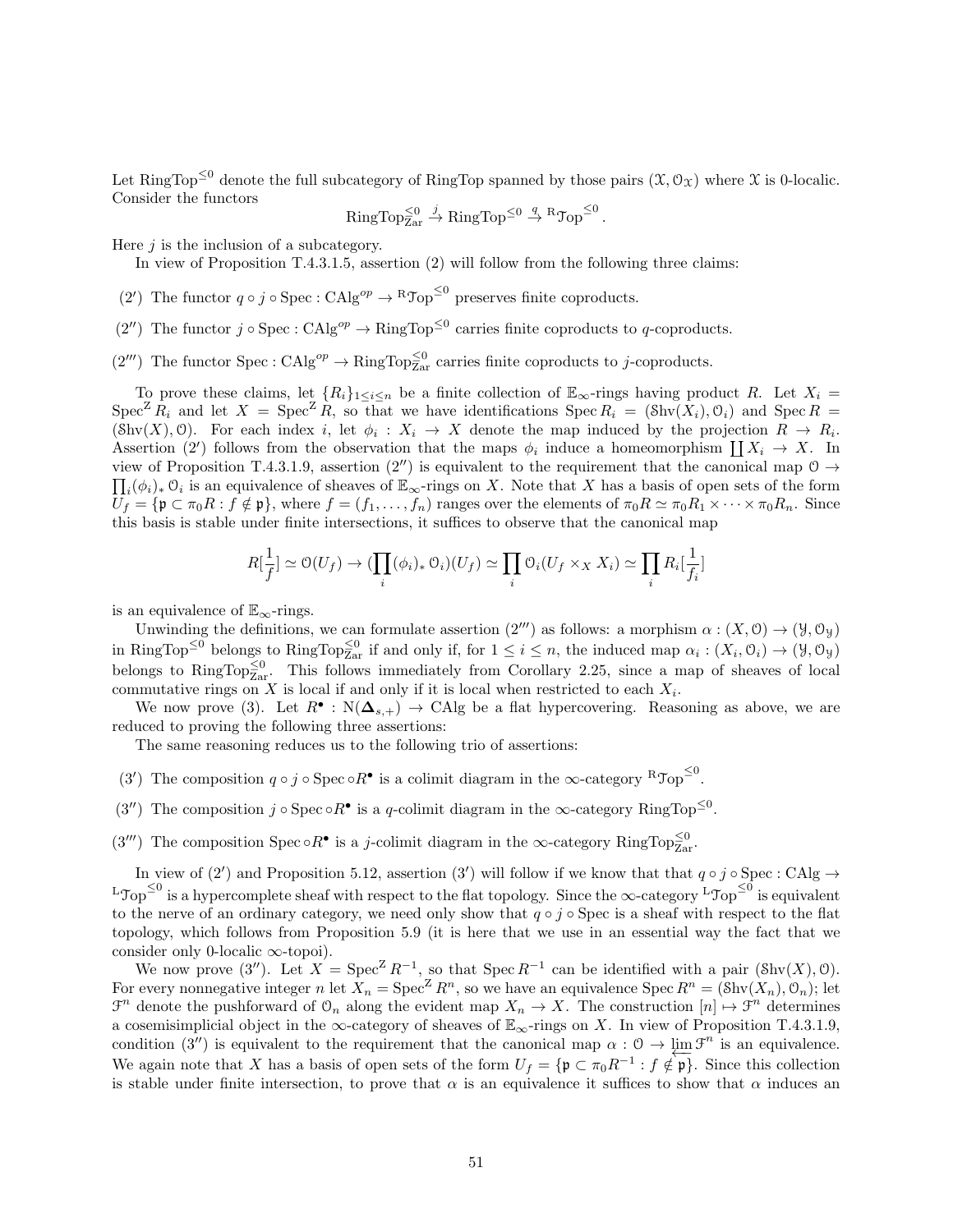Let $\mathrm{RingTop}^{\leq 0}$ denote the full subcategory of RingTop spanned by those pairs $(\mathcal{X}, \mathcal{O}_{\mathcal{X}})$ where $\mathcal{X}$ is 0-localic. Consider the functors

$$\mathrm{RingTop}^{\leq 0}_{\mathrm{Zar}} \xrightarrow{j} \mathrm{RingTop}^{\leq 0} \xrightarrow{q} {}^{\mathrm{R}}\mathcal{T}\mathrm{op}^{\leq 0}.$$

Here $j$ is the inclusion of a subcategory.

In view of Proposition T.4.3.1.5, assertion (2) will follow from the following three claims:

- $(2')$ The functor $q \circ j \circ \mathrm{Spec} : \mathrm{CAlg}^{op} \to {}^{\mathrm{R}}\mathcal{T}\mathrm{op}^{\leq 0}$ preserves finite coproducts.
- $(2'')$ The functor $j \circ \mathrm{Spec} : \mathrm{CAlg}^{op} \to \mathrm{RingTop}^{\leq 0}$ carries finite coproducts to $q$-coproducts.
- $(2''')$ The functor $\mathrm{Spec} : \mathrm{CAlg}^{op} \to \mathrm{RingTop}^{\leq 0}_{\mathrm{Zar}}$ carries finite coproducts to $j$-coproducts.

To prove these claims, let $\{R_i\}_{1 \leq i \leq n}$ be a finite collection of $\mathbb{E}_\infty$-rings having product $R$. Let $X_i = \mathrm{Spec}^{\mathrm{Z}} R_i$ and let $X = \mathrm{Spec}^{\mathrm{Z}} R$, so that we have identifications $\mathrm{Spec}\, R_i = (\mathcal{S}\mathrm{hv}(X_i), \mathcal{O}_i)$ and $\mathrm{Spec}\, R = (\mathcal{S}\mathrm{hv}(X), \mathcal{O})$. For each index $i$, let $\phi_i : X_i \to X$ denote the map induced by the projection $R \to R_i$. Assertion $(2')$ follows from the observation that the maps $\phi_i$ induce a homeomorphism $\coprod X_i \to X$. In view of Proposition T.4.3.1.9, assertion $(2'')$ is equivalent to the requirement that the canonical map $\mathcal{O} \to \prod_i (\phi_i)_* \mathcal{O}_i$ is an equivalence of sheaves of $\mathbb{E}_\infty$-rings on $X$. Note that $X$ has a basis of open sets of the form $U_f = \{\mathfrak{p} \subset \pi_0 R : f \notin \mathfrak{p}\}$, where $f = (f_1, \ldots, f_n)$ ranges over the elements of $\pi_0 R \simeq \pi_0 R_1 \times \cdots \times \pi_0 R_n$. Since this basis is stable under finite intersections, it suffices to observe that the canonical map

$$R[\frac{1}{f}] \simeq \mathcal{O}(U_f) \to (\prod_i (\phi_i)_* \mathcal{O}_i)(U_f) \simeq \prod_i \mathcal{O}_i(U_f \times_X X_i) \simeq \prod_i R_i[\frac{1}{f_i}]$$

is an equivalence of $\mathbb{E}_\infty$-rings.

Unwinding the definitions, we can formulate assertion $(2''')$ as follows: a morphism $\alpha : (X, \mathcal{O}) \to (\mathcal{Y}, \mathcal{O}_{\mathcal{Y}})$ in $\mathrm{RingTop}^{\leq 0}$ belongs to $\mathrm{RingTop}^{\leq 0}_{\mathrm{Zar}}$ if and only if, for $1 \leq i \leq n$, the induced map $\alpha_i : (X_i, \mathcal{O}_i) \to (\mathcal{Y}, \mathcal{O}_{\mathcal{Y}})$ belongs to $\mathrm{RingTop}^{\leq 0}_{\mathrm{Zar}}$. This follows immediately from Corollary 2.25, since a map of sheaves of local commutative rings on $X$ is local if and only if it is local when restricted to each $X_i$.

We now prove (3). Let $R^\bullet : \mathrm{N}(\mathbf{\Delta}_{s,+}) \to \mathrm{CAlg}$ be a flat hypercovering. Reasoning as above, we are reduced to proving the following three assertions:

The same reasoning reduces us to the following trio of assertions:

- $(3')$ The composition $q \circ j \circ \mathrm{Spec} \circ R^\bullet$ is a colimit diagram in the $\infty$-category ${}^{\mathrm{R}}\mathcal{T}\mathrm{op}^{\leq 0}$.
- $(3'')$ The composition $j \circ \mathrm{Spec} \circ R^\bullet$ is a $q$-colimit diagram in the $\infty$-category $\mathrm{RingTop}^{\leq 0}$.
- $(3''')$ The composition $\mathrm{Spec} \circ R^\bullet$ is a $j$-colimit diagram in the $\infty$-category $\mathrm{RingTop}^{\leq 0}_{\mathrm{Zar}}$.

In view of $(2')$ and Proposition 5.12, assertion $(3')$ will follow if we know that that $q \circ j \circ \mathrm{Spec} : \mathrm{CAlg} \to {}^{\mathrm{L}}\mathcal{T}\mathrm{op}^{\leq 0}$ is a hypercomplete sheaf with respect to the flat topology. Since the $\infty$-category ${}^{\mathrm{L}}\mathcal{T}\mathrm{op}^{\leq 0}$ is equivalent to the nerve of an ordinary category, we need only show that $q \circ j \circ \mathrm{Spec}$ is a sheaf with respect to the flat topology, which follows from Proposition 5.9 (it is here that we use in an essential way the fact that we consider only 0-localic $\infty$-topoi).

We now prove $(3'')$. Let $X = \mathrm{Spec}^{\mathrm{Z}} R^{-1}$, so that $\mathrm{Spec}\, R^{-1}$ can be identified with a pair $(\mathcal{S}\mathrm{hv}(X), \mathcal{O})$. For every nonnegative integer $n$ let $X_n = \mathrm{Spec}^{\mathrm{Z}} R^n$, so we have an equivalence $\mathrm{Spec}\, R^n = (\mathcal{S}\mathrm{hv}(X_n), \mathcal{O}_n)$; let $\mathcal{F}^n$ denote the pushforward of $\mathcal{O}_n$ along the evident map $X_n \to X$. The construction $[n] \mapsto \mathcal{F}^n$ determines a cosemisimplicial object in the $\infty$-category of sheaves of $\mathbb{E}_\infty$-rings on $X$. In view of Proposition T.4.3.1.9, condition $(3'')$ is equivalent to the requirement that the canonical map $\alpha : \mathcal{O} \to \varprojlim \mathcal{F}^n$ is an equivalence. We again note that $X$ has a basis of open sets of the form $U_f = \{\mathfrak{p} \subset \pi_0 R^{-1} : f \notin \mathfrak{p}\}$. Since this collection is stable under finite intersection, to prove that $\alpha$ is an equivalence it suffices to show that $\alpha$ induces an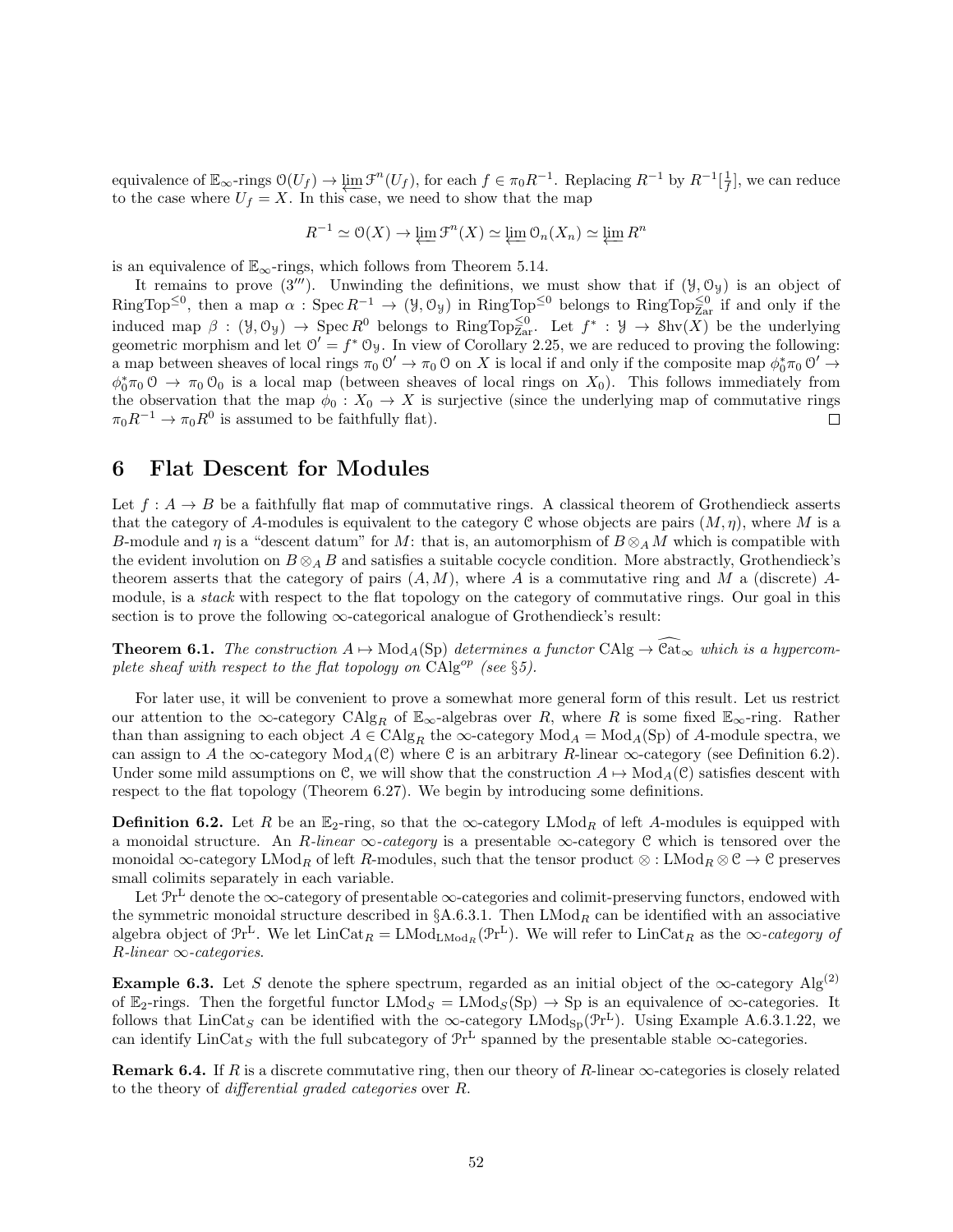equivalence of $\mathbb{E}_\infty$-rings $\mathcal{O}(U_f) \to \varprojlim \mathcal{F}^n(U_f)$, for each $f \in \pi_0 R^{-1}$. Replacing $R^{-1}$ by $R^{-1}[\frac{1}{f}]$, we can reduce to the case where $U_f = X$. In this case, we need to show that the map

$$R^{-1} \simeq \mathcal{O}(X) \to \varprojlim \mathcal{F}^n(X) \simeq \varprojlim \mathcal{O}_n(X_n) \simeq \varprojlim R^n$$

is an equivalence of $\mathbb{E}_\infty$-rings, which follows from Theorem 5.14.

It remains to prove $(3''')$. Unwinding the definitions, we must show that if $(\mathcal{Y}, \mathcal{O}_\mathcal{Y})$ is an object of $\mathrm{RingTop}^{\leq 0}$, then a map $\alpha : \operatorname{Spec} R^{-1} \to (\mathcal{Y}, \mathcal{O}_\mathcal{Y})$ in $\mathrm{RingTop}^{\leq 0}$ belongs to $\mathrm{RingTop}^{\leq 0}_{\mathrm{Zar}}$ if and only if the induced map $\beta : (\mathcal{Y}, \mathcal{O}_\mathcal{Y}) \to \operatorname{Spec} R^0$ belongs to $\mathrm{RingTop}^{\leq 0}_{\mathrm{Zar}}$. Let $f^* : \mathcal{Y} \to \mathcal{S}\mathrm{hv}(X)$ be the underlying geometric morphism and let $\mathcal{O}' = f^* \mathcal{O}_\mathcal{Y}$. In view of Corollary 2.25, we are reduced to proving the following: a map between sheaves of local rings $\pi_0 \mathcal{O}' \to \pi_0 \mathcal{O}$ on $X$ is local if and only if the composite map $\phi_0^* \pi_0 \mathcal{O}' \to \phi_0^* \pi_0 \mathcal{O} \to \pi_0 \mathcal{O}_0$ is a local map (between sheaves of local rings on $X_0$). This follows immediately from the observation that the map $\phi_0 : X_0 \to X$ is surjective (since the underlying map of commutative rings $\pi_0 R^{-1} \to \pi_0 R^0$ is assumed to be faithfully flat). $\square$

# 6 Flat Descent for Modules

Let $f : A \to B$ be a faithfully flat map of commutative rings. A classical theorem of Grothendieck asserts that the category of $A$-modules is equivalent to the category $\mathcal{C}$ whose objects are pairs $(M, \eta)$, where $M$ is a $B$-module and $\eta$ is a "descent datum" for $M$: that is, an automorphism of $B \otimes_A M$ which is compatible with the evident involution on $B \otimes_A B$ and satisfies a suitable cocycle condition. More abstractly, Grothendieck's theorem asserts that the category of pairs $(A, M)$, where $A$ is a commutative ring and $M$ a (discrete) $A$-module, is a *stack* with respect to the flat topology on the category of commutative rings. Our goal in this section is to prove the following $\infty$-categorical analogue of Grothendieck's result:

**Theorem 6.1.** *The construction $A \mapsto \mathrm{Mod}_A(\mathrm{Sp})$ determines a functor $\mathrm{CAlg} \to \widehat{\mathcal{C}\mathrm{at}}_\infty$ which is a hypercomplete sheaf with respect to the flat topology on $\mathrm{CAlg}^{op}$ (see §5).*

For later use, it will be convenient to prove a somewhat more general form of this result. Let us restrict our attention to the $\infty$-category $\mathrm{CAlg}_R$ of $\mathbb{E}_\infty$-algebras over $R$, where $R$ is some fixed $\mathbb{E}_\infty$-ring. Rather than than assigning to each object $A \in \mathrm{CAlg}_R$ the $\infty$-category $\mathrm{Mod}_A = \mathrm{Mod}_A(\mathrm{Sp})$ of $A$-module spectra, we can assign to $A$ the $\infty$-category $\mathrm{Mod}_A(\mathcal{C})$ where $\mathcal{C}$ is an arbitrary $R$-linear $\infty$-category (see Definition 6.2). Under some mild assumptions on $\mathcal{C}$, we will show that the construction $A \mapsto \mathrm{Mod}_A(\mathcal{C})$ satisfies descent with respect to the flat topology (Theorem 6.27). We begin by introducing some definitions.

**Definition 6.2.** Let $R$ be an $\mathbb{E}_2$-ring, so that the $\infty$-category $\mathrm{LMod}_R$ of left $A$-modules is equipped with a monoidal structure. An *$R$-linear $\infty$-category* is a presentable $\infty$-category $\mathcal{C}$ which is tensored over the monoidal $\infty$-category $\mathrm{LMod}_R$ of left $R$-modules, such that the tensor product $\otimes : \mathrm{LMod}_R \otimes \mathcal{C} \to \mathcal{C}$ preserves small colimits separately in each variable.

Let $\mathcal{P}\mathrm{r}^{\mathrm{L}}$ denote the $\infty$-category of presentable $\infty$-categories and colimit-preserving functors, endowed with the symmetric monoidal structure described in §A.6.3.1. Then $\mathrm{LMod}_R$ can be identified with an associative algebra object of $\mathcal{P}\mathrm{r}^{\mathrm{L}}$. We let $\mathrm{LinCat}_R = \mathrm{LMod}_{\mathrm{LMod}_R}(\mathcal{P}\mathrm{r}^{\mathrm{L}})$. We will refer to $\mathrm{LinCat}_R$ as the *$\infty$-category of $R$-linear $\infty$-categories*.

**Example 6.3.** Let $S$ denote the sphere spectrum, regarded as an initial object of the $\infty$-category $\mathrm{Alg}^{(2)}$ of $\mathbb{E}_2$-rings. Then the forgetful functor $\mathrm{LMod}_S = \mathrm{LMod}_S(\mathrm{Sp}) \to \mathrm{Sp}$ is an equivalence of $\infty$-categories. It follows that $\mathrm{LinCat}_S$ can be identified with the $\infty$-category $\mathrm{LMod}_{\mathrm{Sp}}(\mathcal{P}\mathrm{r}^{\mathrm{L}})$. Using Example A.6.3.1.22, we can identify $\mathrm{LinCat}_S$ with the full subcategory of $\mathcal{P}\mathrm{r}^{\mathrm{L}}$ spanned by the presentable stable $\infty$-categories.

**Remark 6.4.** If $R$ is a discrete commutative ring, then our theory of $R$-linear $\infty$-categories is closely related to the theory of *differential graded categories* over $R$.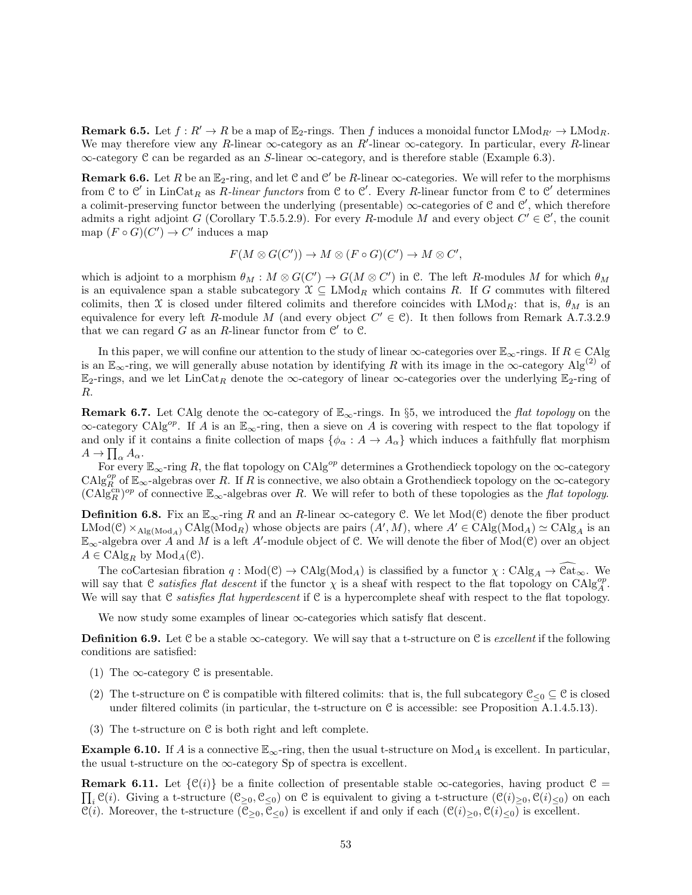**Remark 6.5.** Let $f : R' \to R$ be a map of $\mathbb{E}_2$-rings. Then $f$ induces a monoidal functor $\mathrm{LMod}_{R'} \to \mathrm{LMod}_R$. We may therefore view any $R$-linear $\infty$-category as an $R'$-linear $\infty$-category. In particular, every $R$-linear $\infty$-category $\mathcal{C}$ can be regarded as an $S$-linear $\infty$-category, and is therefore stable (Example 6.3).

**Remark 6.6.** Let $R$ be an $\mathbb{E}_2$-ring, and let $\mathcal{C}$ and $\mathcal{C}'$ be $R$-linear $\infty$-categories. We will refer to the morphisms from $\mathcal{C}$ to $\mathcal{C}'$ in $\mathrm{LinCat}_R$ as *$R$-linear functors* from $\mathcal{C}$ to $\mathcal{C}'$. Every $R$-linear functor from $\mathcal{C}$ to $\mathcal{C}'$ determines a colimit-preserving functor between the underlying (presentable) $\infty$-categories of $\mathcal{C}$ and $\mathcal{C}'$, which therefore admits a right adjoint $G$ (Corollary T.5.5.2.9). For every $R$-module $M$ and every object $C' \in \mathcal{C}'$, the counit map $(F \circ G)(C') \to C'$ induces a map

$$F(M \otimes G(C')) \to M \otimes (F \circ G)(C') \to M \otimes C',$$

which is adjoint to a morphism $\theta_M : M \otimes G(C') \to G(M \otimes C')$ in $\mathcal{C}$. The left $R$-modules $M$ for which $\theta_M$ is an equivalence span a stable subcategory $\mathcal{X} \subseteq \mathrm{LMod}_R$ which contains $R$. If $G$ commutes with filtered colimits, then $\mathcal{X}$ is closed under filtered colimits and therefore coincides with $\mathrm{LMod}_R$: that is, $\theta_M$ is an equivalence for every left $R$-module $M$ (and every object $C' \in \mathcal{C}$). It then follows from Remark A.7.3.2.9 that we can regard $G$ as an $R$-linear functor from $\mathcal{C}'$ to $\mathcal{C}$.

In this paper, we will confine our attention to the study of linear $\infty$-categories over $\mathbb{E}_\infty$-rings. If $R \in \mathrm{CAlg}$ is an $\mathbb{E}_\infty$-ring, we will generally abuse notation by identifying $R$ with its image in the $\infty$-category $\mathrm{Alg}^{(2)}$ of $\mathbb{E}_2$-rings, and we let $\mathrm{LinCat}_R$ denote the $\infty$-category of linear $\infty$-categories over the underlying $\mathbb{E}_2$-ring of $R$.

**Remark 6.7.** Let CAlg denote the $\infty$-category of $\mathbb{E}_\infty$-rings. In §5, we introduced the *flat topology* on the $\infty$-category $\mathrm{CAlg}^{op}$. If $A$ is an $\mathbb{E}_\infty$-ring, then a sieve on $A$ is covering with respect to the flat topology if and only if it contains a finite collection of maps $\{\phi_\alpha : A \to A_\alpha\}$ which induces a faithfully flat morphism $A \to \prod_\alpha A_\alpha$.

For every $\mathbb{E}_\infty$-ring $R$, the flat topology on $\mathrm{CAlg}^{op}$ determines a Grothendieck topology on the $\infty$-category $\mathrm{CAlg}_R^{op}$ of $\mathbb{E}_\infty$-algebras over $R$. If $R$ is connective, we also obtain a Grothendieck topology on the $\infty$-category $(\mathrm{CAlg}_R^{\mathrm{cn}})^{op}$ of connective $\mathbb{E}_\infty$-algebras over $R$. We will refer to both of these topologies as the *flat topology*.

**Definition 6.8.** Fix an $\mathbb{E}_\infty$-ring $R$ and an $R$-linear $\infty$-category $\mathcal{C}$. We let $\mathrm{Mod}(\mathcal{C})$ denote the fiber product $\mathrm{LMod}(\mathcal{C}) \times_{\mathrm{Alg}(\mathrm{Mod}_A)} \mathrm{CAlg}(\mathrm{Mod}_R)$ whose objects are pairs $(A', M)$, where $A' \in \mathrm{CAlg}(\mathrm{Mod}_A) \simeq \mathrm{CAlg}_A$ is an $\mathbb{E}_\infty$-algebra over $A$ and $M$ is a left $A'$-module object of $\mathcal{C}$. We will denote the fiber of $\mathrm{Mod}(\mathcal{C})$ over an object $A \in \mathrm{CAlg}_R$ by $\mathrm{Mod}_A(\mathcal{C})$.

The coCartesian fibration $q : \mathrm{Mod}(\mathcal{C}) \to \mathrm{CAlg}(\mathrm{Mod}_A)$ is classified by a functor $\chi : \mathrm{CAlg}_A \to \widehat{\mathrm{Cat}}_\infty$. We will say that $\mathcal{C}$ *satisfies flat descent* if the functor $\chi$ is a sheaf with respect to the flat topology on $\mathrm{CAlg}_A^{op}$. We will say that $\mathcal{C}$ *satisfies flat hyperdescent* if $\mathcal{C}$ is a hypercomplete sheaf with respect to the flat topology.

We now study some examples of linear $\infty$-categories which satisfy flat descent.

**Definition 6.9.** Let $\mathcal{C}$ be a stable $\infty$-category. We will say that a t-structure on $\mathcal{C}$ is *excellent* if the following conditions are satisfied:

(1) The $\infty$-category $\mathcal{C}$ is presentable.

(2) The t-structure on $\mathcal{C}$ is compatible with filtered colimits: that is, the full subcategory $\mathcal{C}_{\leq 0} \subseteq \mathcal{C}$ is closed under filtered colimits (in particular, the t-structure on $\mathcal{C}$ is accessible: see Proposition A.1.4.5.13).

(3) The t-structure on $\mathcal{C}$ is both right and left complete.

**Example 6.10.** If $A$ is a connective $\mathbb{E}_\infty$-ring, then the usual t-structure on $\mathrm{Mod}_A$ is excellent. In particular, the usual t-structure on the $\infty$-category Sp of spectra is excellent.

**Remark 6.11.** Let $\{\mathcal{C}(i)\}$ be a finite collection of presentable stable $\infty$-categories, having product $\mathcal{C} = \prod_i \mathcal{C}(i)$. Giving a t-structure $(\mathcal{C}_{\geq 0}, \mathcal{C}_{\leq 0})$ on $\mathcal{C}$ is equivalent to giving a t-structure $(\mathcal{C}(i)_{\geq 0}, \mathcal{C}(i)_{\leq 0})$ on each $\mathcal{C}(i)$. Moreover, the t-structure $(\mathcal{C}_{\geq 0}, \mathcal{C}_{\leq 0})$ is excellent if and only if each $(\mathcal{C}(i)_{\geq 0}, \mathcal{C}(i)_{\leq 0})$ is excellent.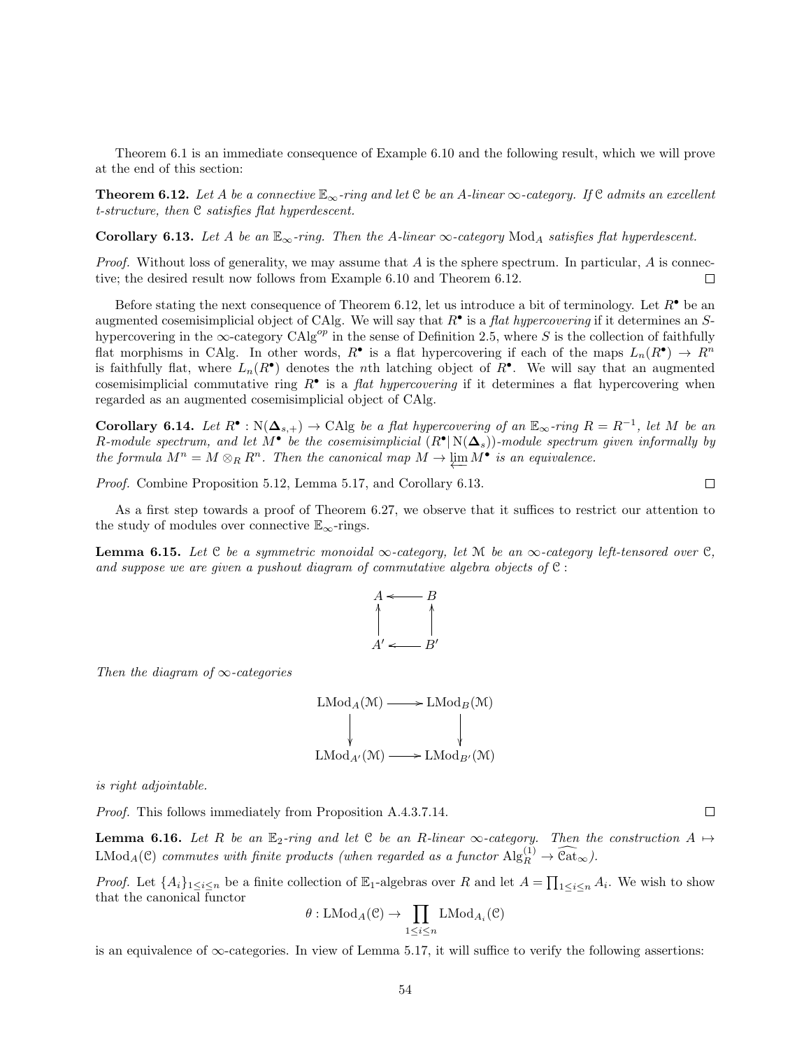Theorem 6.1 is an immediate consequence of Example 6.10 and the following result, which we will prove at the end of this section:

**Theorem 6.12.** *Let $A$ be a connective $\mathbb{E}_\infty$-ring and let $\mathcal{C}$ be an $A$-linear $\infty$-category. If $\mathcal{C}$ admits an excellent t-structure, then $\mathcal{C}$ satisfies flat hyperdescent.*

**Corollary 6.13.** *Let $A$ be an $\mathbb{E}_\infty$-ring. Then the $A$-linear $\infty$-category $\mathrm{Mod}_A$ satisfies flat hyperdescent.*

*Proof.* Without loss of generality, we may assume that $A$ is the sphere spectrum. In particular, $A$ is connective; the desired result now follows from Example 6.10 and Theorem 6.12. □

Before stating the next consequence of Theorem 6.12, let us introduce a bit of terminology. Let $R^\bullet$ be an augmented cosemisimplicial object of CAlg. We will say that $R^\bullet$ is a *flat hypercovering* if it determines an $S$-hypercovering in the $\infty$-category $\mathrm{CAlg}^{op}$ in the sense of Definition 2.5, where $S$ is the collection of faithfully flat morphisms in CAlg. In other words, $R^\bullet$ is a flat hypercovering if each of the maps $L_n(R^\bullet) \to R^n$ is faithfully flat, where $L_n(R^\bullet)$ denotes the $n$th latching object of $R^\bullet$. We will say that an augmented cosemisimplicial commutative ring $R^\bullet$ is a *flat hypercovering* if it determines a flat hypercovering when regarded as an augmented cosemisimplicial object of CAlg.

**Corollary 6.14.** *Let $R^\bullet : \mathrm{N}(\mathbf{\Delta}_{s,+}) \to \mathrm{CAlg}$ be a flat hypercovering of an $\mathbb{E}_\infty$-ring $R = R^{-1}$, let $M$ be an $R$-module spectrum, and let $M^\bullet$ be the cosemisimplicial $(R^\bullet | \mathrm{N}(\mathbf{\Delta}_s))$-module spectrum given informally by the formula $M^n = M \otimes_R R^n$. Then the canonical map $M \to \varprojlim M^\bullet$ is an equivalence.*

*Proof.* Combine Proposition 5.12, Lemma 5.17, and Corollary 6.13. □

As a first step towards a proof of Theorem 6.27, we observe that it suffices to restrict our attention to the study of modules over connective $\mathbb{E}_\infty$-rings.

**Lemma 6.15.** *Let $\mathcal{C}$ be a symmetric monoidal $\infty$-category, let $\mathcal{M}$ be an $\infty$-category left-tensored over $\mathcal{C}$, and suppose we are given a pushout diagram of commutative algebra objects of $\mathcal{C}$ :*

$$\begin{array}{ccc} A & \longleftarrow & B \\ \uparrow & & \uparrow \\ A' & \longleftarrow & B' \end{array}$$

*Then the diagram of $\infty$-categories*

$$\begin{array}{ccc} \mathrm{LMod}_A(\mathcal{M}) & \longrightarrow & \mathrm{LMod}_B(\mathcal{M}) \\ \downarrow & & \downarrow \\ \mathrm{LMod}_{A'}(\mathcal{M}) & \longrightarrow & \mathrm{LMod}_{B'}(\mathcal{M}) \end{array}$$

*is right adjointable.*

*Proof.* This follows immediately from Proposition A.4.3.7.14. □

**Lemma 6.16.** *Let $R$ be an $\mathbb{E}_2$-ring and let $\mathcal{C}$ be an $R$-linear $\infty$-category. Then the construction $A \mapsto \mathrm{LMod}_A(\mathcal{C})$ commutes with finite products (when regarded as a functor $\mathrm{Alg}_R^{(1)} \to \widehat{\mathcal{C}\mathrm{at}}_\infty$).*

*Proof.* Let $\{A_i\}_{1 \leq i \leq n}$ be a finite collection of $\mathbb{E}_1$-algebras over $R$ and let $A = \prod_{1 \leq i \leq n} A_i$. We wish to show that the canonical functor

$$\theta : \mathrm{LMod}_A(\mathcal{C}) \to \prod_{1 \leq i \leq n} \mathrm{LMod}_{A_i}(\mathcal{C})$$

is an equivalence of $\infty$-categories. In view of Lemma 5.17, it will suffice to verify the following assertions: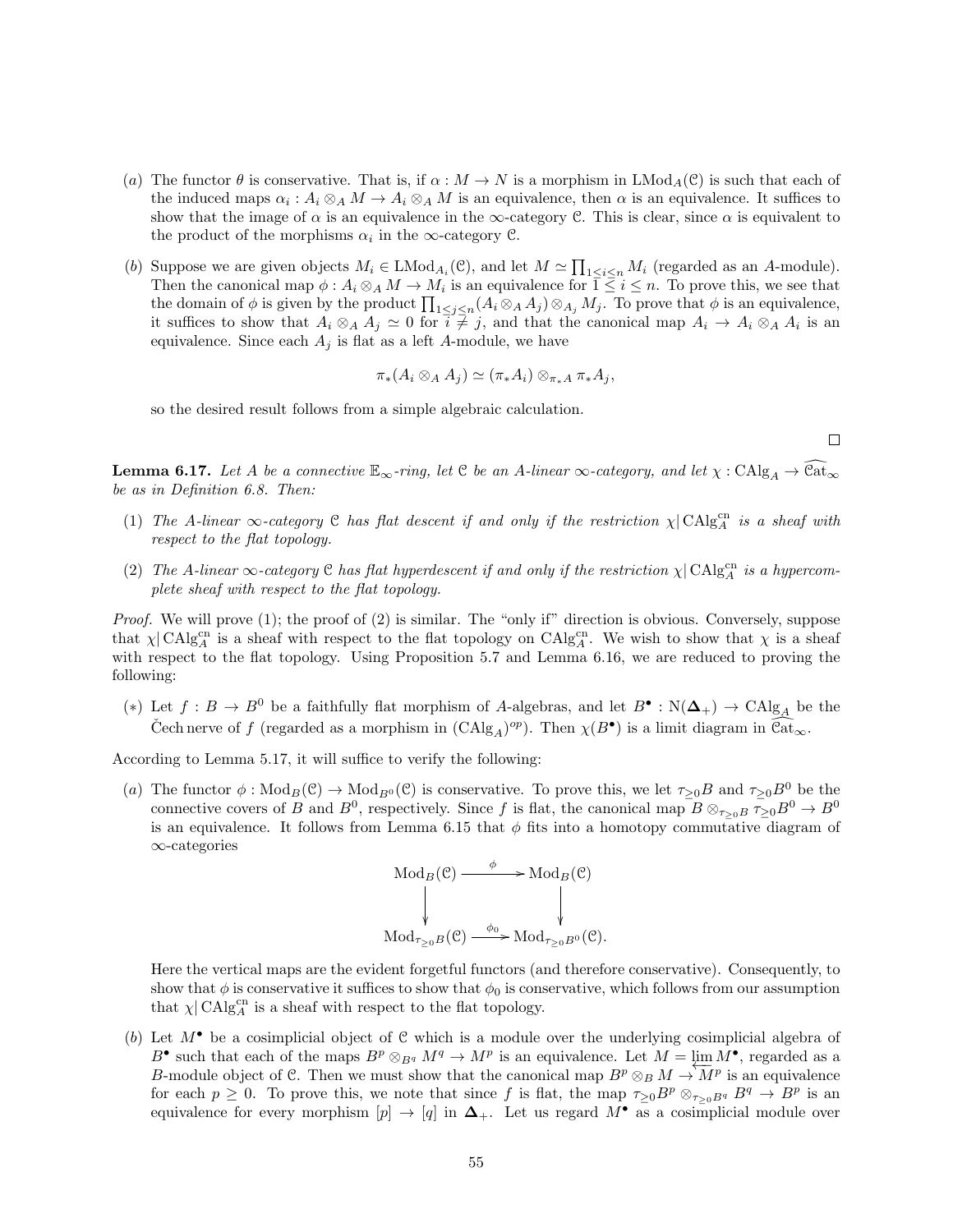(a) The functor $\theta$ is conservative. That is, if $\alpha : M \to N$ is a morphism in $\mathrm{LMod}_A(\mathcal{C})$ is such that each of the induced maps $\alpha_i : A_i \otimes_A M \to A_i \otimes_A M$ is an equivalence, then $\alpha$ is an equivalence. It suffices to show that the image of $\alpha$ is an equivalence in the $\infty$-category $\mathcal{C}$. This is clear, since $\alpha$ is equivalent to the product of the morphisms $\alpha_i$ in the $\infty$-category $\mathcal{C}$.

(b) Suppose we are given objects $M_i \in \mathrm{LMod}_{A_i}(\mathcal{C})$, and let $M \simeq \prod_{1 \leq i \leq n} M_i$ (regarded as an $A$-module). Then the canonical map $\phi : A_i \otimes_A M \to M_i$ is an equivalence for $1 \leq i \leq n$. To prove this, we see that the domain of $\phi$ is given by the product $\prod_{1 \leq j \leq n} (A_i \otimes_A A_j) \otimes_{A_j} M_j$. To prove that $\phi$ is an equivalence, it suffices to show that $A_i \otimes_A A_j \simeq 0$ for $i \neq j$, and that the canonical map $A_i \to A_i \otimes_A A_i$ is an equivalence. Since each $A_j$ is flat as a left $A$-module, we have

$$\pi_*(A_i \otimes_A A_j) \simeq (\pi_* A_i) \otimes_{\pi_* A} \pi_* A_j,$$

so the desired result follows from a simple algebraic calculation.

□

**Lemma 6.17.** *Let $A$ be a connective $\mathbb{E}_\infty$-ring, let $\mathcal{C}$ be an $A$-linear $\infty$-category, and let $\chi : \mathrm{CAlg}_A \to \widehat{\mathcal{C}\mathrm{at}}_\infty$ be as in Definition 6.8. Then:*

1. *The $A$-linear $\infty$-category $\mathcal{C}$ has flat descent if and only if the restriction $\chi | \mathrm{CAlg}_A^{\mathrm{cn}}$ is a sheaf with respect to the flat topology.*
2. *The $A$-linear $\infty$-category $\mathcal{C}$ has flat hyperdescent if and only if the restriction $\chi | \mathrm{CAlg}_A^{\mathrm{cn}}$ is a hypercomplete sheaf with respect to the flat topology.*

*Proof.* We will prove (1); the proof of (2) is similar. The "only if" direction is obvious. Conversely, suppose that $\chi | \mathrm{CAlg}_A^{\mathrm{cn}}$ is a sheaf with respect to the flat topology on $\mathrm{CAlg}_A^{\mathrm{cn}}$. We wish to show that $\chi$ is a sheaf with respect to the flat topology. Using Proposition 5.7 and Lemma 6.16, we are reduced to proving the following:

(∗) Let $f : B \to B^0$ be a faithfully flat morphism of $A$-algebras, and let $B^\bullet : \mathrm{N}(\mathbf{\Delta}_+) \to \mathrm{CAlg}_A$ be the Čech nerve of $f$ (regarded as a morphism in $(\mathrm{CAlg}_A)^{op}$). Then $\chi(B^\bullet)$ is a limit diagram in $\widehat{\mathcal{C}\mathrm{at}}_\infty$.

According to Lemma 5.17, it will suffice to verify the following:

(a) The functor $\phi : \mathrm{Mod}_B(\mathcal{C}) \to \mathrm{Mod}_{B^0}(\mathcal{C})$ is conservative. To prove this, we let $\tau_{\geq 0} B$ and $\tau_{\geq 0} B^0$ be the connective covers of $B$ and $B^0$, respectively. Since $f$ is flat, the canonical map $B \otimes_{\tau_{\geq 0} B} \tau_{\geq 0} B^0 \to B^0$ is an equivalence. It follows from Lemma 6.15 that $\phi$ fits into a homotopy commutative diagram of $\infty$-categories

$$\begin{array}{ccc} \mathrm{Mod}_B(\mathcal{C}) & \xrightarrow{\phi} & \mathrm{Mod}_B(\mathcal{C}) \\ \downarrow & & \downarrow \\ \mathrm{Mod}_{\tau_{\geq 0} B}(\mathcal{C}) & \xrightarrow{\phi_0} & \mathrm{Mod}_{\tau_{\geq 0} B^0}(\mathcal{C}). \end{array}$$

Here the vertical maps are the evident forgetful functors (and therefore conservative). Consequently, to show that $\phi$ is conservative it suffices to show that $\phi_0$ is conservative, which follows from our assumption that $\chi | \mathrm{CAlg}_A^{\mathrm{cn}}$ is a sheaf with respect to the flat topology.

(b) Let $M^\bullet$ be a cosimplicial object of $\mathcal{C}$ which is a module over the underlying cosimplicial algebra of $B^\bullet$ such that each of the maps $B^p \otimes_{B^q} M^q \to M^p$ is an equivalence. Let $M = \varprojlim M^\bullet$, regarded as a $B$-module object of $\mathcal{C}$. Then we must show that the canonical map $B^p \otimes_B M \to M^p$ is an equivalence for each $p \geq 0$. To prove this, we note that since $f$ is flat, the map $\tau_{\geq 0} B^p \otimes_{\tau_{\geq 0} B^q} B^q \to B^p$ is an equivalence for every morphism $[p] \to [q]$ in $\mathbf{\Delta}_+$. Let us regard $M^\bullet$ as a cosimplicial module over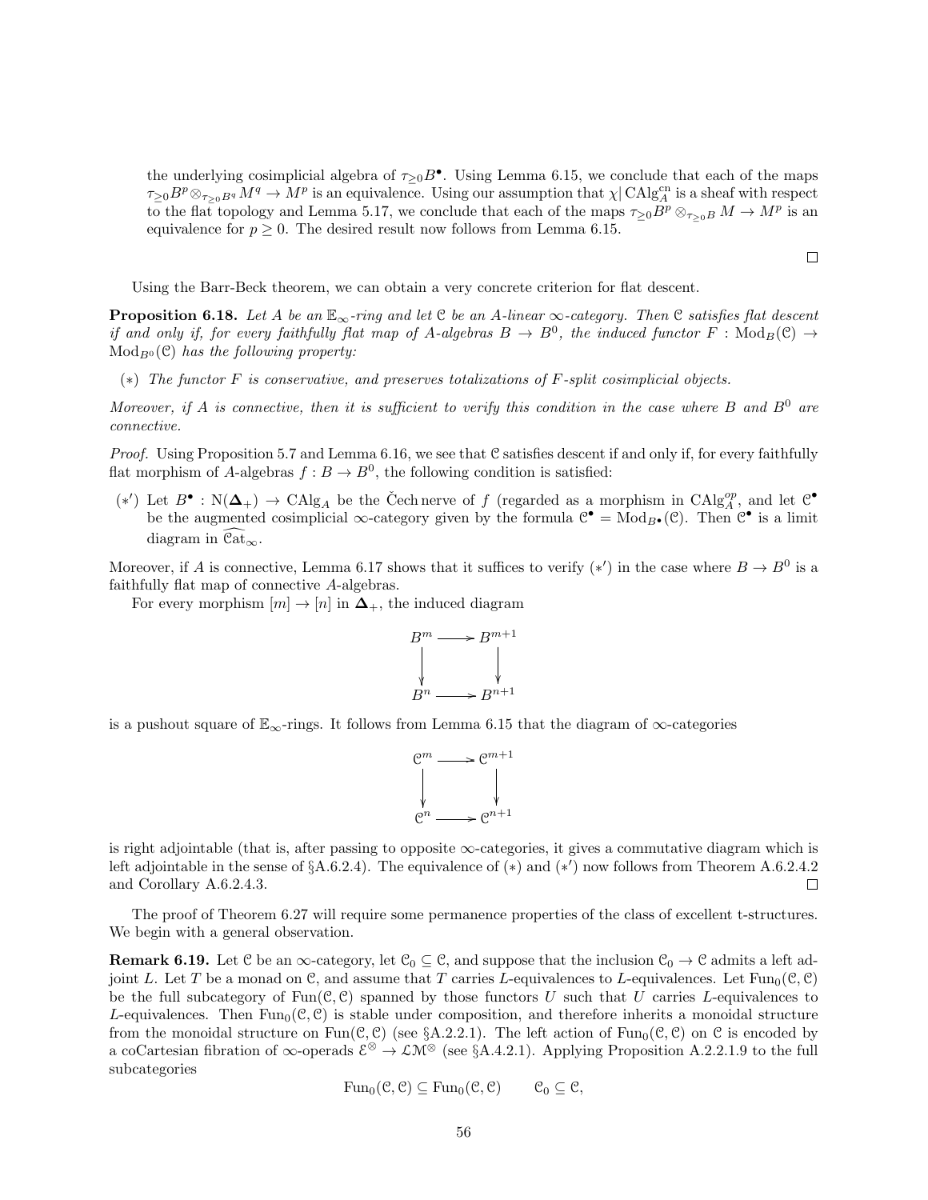the underlying cosimplicial algebra of $\tau_{\geq 0} B^\bullet$. Using Lemma 6.15, we conclude that each of the maps $\tau_{\geq 0} B^p \otimes_{\tau_{\geq 0} B^q} M^q \to M^p$ is an equivalence. Using our assumption that $\chi | \mathrm{CAlg}^{\mathrm{cn}}_A$ is a sheaf with respect to the flat topology and Lemma 5.17, we conclude that each of the maps $\tau_{\geq 0} B^p \otimes_{\tau_{\geq 0} B} M \to M^p$ is an equivalence for $p \geq 0$. The desired result now follows from Lemma 6.15.

□

Using the Barr-Beck theorem, we can obtain a very concrete criterion for flat descent.

**Proposition 6.18.** *Let $A$ be an $\mathbb{E}_\infty$-ring and let $\mathcal{C}$ be an $A$-linear $\infty$-category. Then $\mathcal{C}$ satisfies flat descent if and only if, for every faithfully flat map of $A$-algebras $B \to B^0$, the induced functor $F : \mathrm{Mod}_B(\mathcal{C}) \to \mathrm{Mod}_{B^0}(\mathcal{C})$ has the following property:*

- $(*)$ *The functor $F$ is conservative, and preserves totalizations of $F$-split cosimplicial objects.*

*Moreover, if $A$ is connective, then it is sufficient to verify this condition in the case where $B$ and $B^0$ are connective.*

*Proof.* Using Proposition 5.7 and Lemma 6.16, we see that $\mathcal{C}$ satisfies descent if and only if, for every faithfully flat morphism of $A$-algebras $f : B \to B^0$, the following condition is satisfied:

- $(*')$ Let $B^\bullet : \mathrm{N}(\mathbf{\Delta}_+) \to \mathrm{CAlg}_A$ be the Čech nerve of $f$ (regarded as a morphism in $\mathrm{CAlg}_A^{op}$, and let $\mathcal{C}^\bullet$ be the augmented cosimplicial $\infty$-category given by the formula $\mathcal{C}^\bullet = \mathrm{Mod}_{B^\bullet}(\mathcal{C})$. Then $\mathcal{C}^\bullet$ is a limit diagram in $\widehat{\mathrm{Cat}}_\infty$.

Moreover, if $A$ is connective, Lemma 6.17 shows that it suffices to verify $(*')$ in the case where $B \to B^0$ is a faithfully flat map of connective $A$-algebras.

For every morphism $[m] \to [n]$ in $\mathbf{\Delta}_+$, the induced diagram

$$\begin{array}{ccc} B^m & \longrightarrow & B^{m+1} \\ \downarrow & & \downarrow \\ B^n & \longrightarrow & B^{n+1} \end{array}$$

is a pushout square of $\mathbb{E}_\infty$-rings. It follows from Lemma 6.15 that the diagram of $\infty$-categories

$$\begin{array}{ccc} \mathcal{C}^m & \longrightarrow & \mathcal{C}^{m+1} \\ \downarrow & & \downarrow \\ \mathcal{C}^n & \longrightarrow & \mathcal{C}^{n+1} \end{array}$$

is right adjointable (that is, after passing to opposite $\infty$-categories, it gives a commutative diagram which is left adjointable in the sense of §A.6.2.4). The equivalence of $(*)$ and $(*')$ now follows from Theorem A.6.2.4.2 and Corollary A.6.2.4.3. □

The proof of Theorem 6.27 will require some permanence properties of the class of excellent t-structures. We begin with a general observation.

**Remark 6.19.** Let $\mathcal{C}$ be an $\infty$-category, let $\mathcal{C}_0 \subseteq \mathcal{C}$, and suppose that the inclusion $\mathcal{C}_0 \to \mathcal{C}$ admits a left adjoint $L$. Let $T$ be a monad on $\mathcal{C}$, and assume that $T$ carries $L$-equivalences to $L$-equivalences. Let $\mathrm{Fun}_0(\mathcal{C}, \mathcal{C})$ be the full subcategory of $\mathrm{Fun}(\mathcal{C}, \mathcal{C})$ spanned by those functors $U$ such that $U$ carries $L$-equivalences to $L$-equivalences. Then $\mathrm{Fun}_0(\mathcal{C}, \mathcal{C})$ is stable under composition, and therefore inherits a monoidal structure from the monoidal structure on $\mathrm{Fun}(\mathcal{C}, \mathcal{C})$ (see §A.2.2.1). The left action of $\mathrm{Fun}_0(\mathcal{C}, \mathcal{C})$ on $\mathcal{C}$ is encoded by a coCartesian fibration of $\infty$-operads $\mathcal{E}^\otimes \to \mathcal{LM}^\otimes$ (see §A.4.2.1). Applying Proposition A.2.2.1.9 to the full subcategories

$$\mathrm{Fun}_0(\mathcal{C}, \mathcal{C}) \subseteq \mathrm{Fun}_0(\mathcal{C}, \mathcal{C}) \qquad \mathcal{C}_0 \subseteq \mathcal{C},$$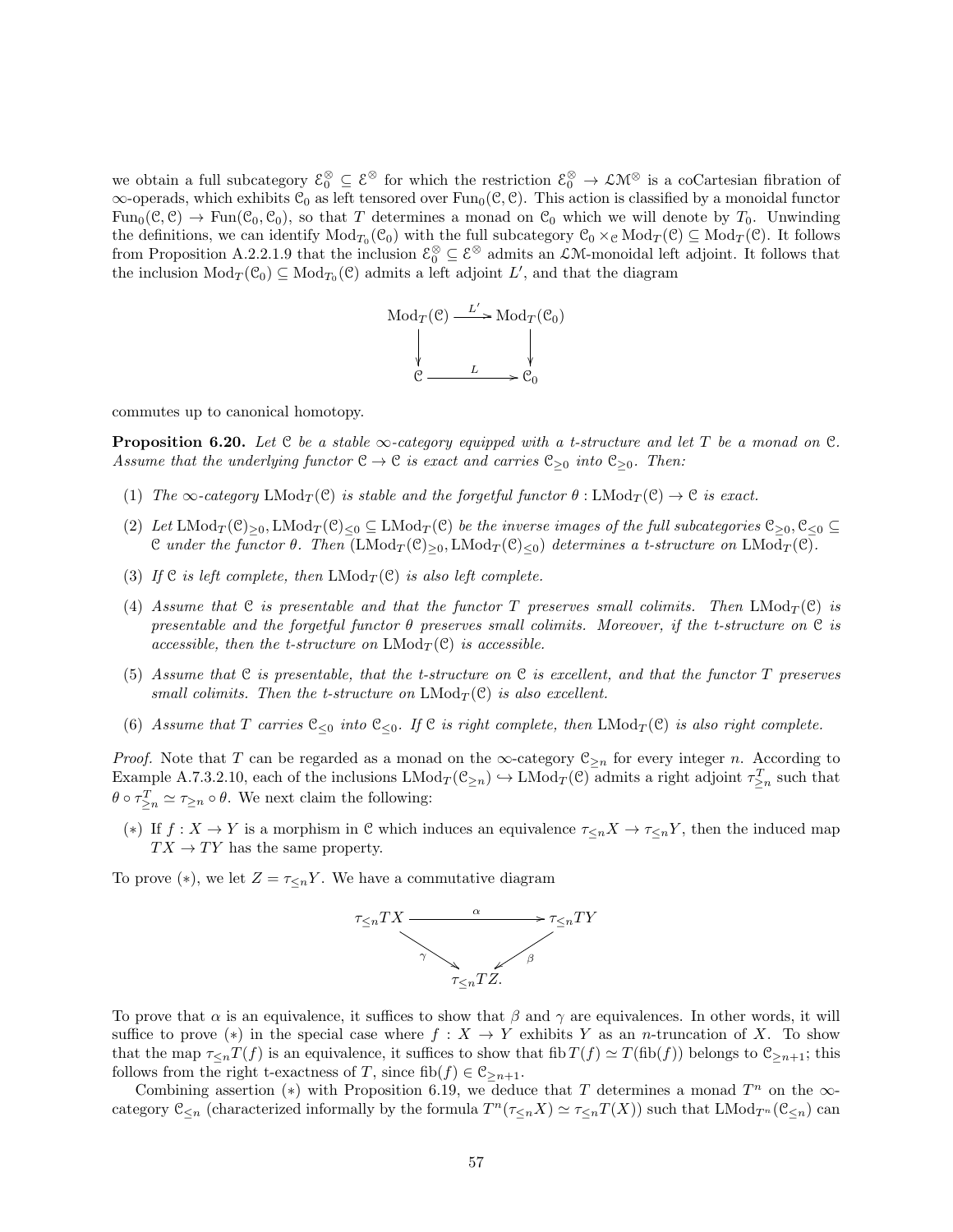we obtain a full subcategory $\mathcal{E}_0^{\otimes} \subseteq \mathcal{E}^{\otimes}$ for which the restriction $\mathcal{E}_0^{\otimes} \to \mathcal{LM}^{\otimes}$ is a coCartesian fibration of $\infty$-operads, which exhibits $\mathcal{C}_0$ as left tensored over $\mathrm{Fun}_0(\mathcal{C}, \mathcal{C})$. This action is classified by a monoidal functor $\mathrm{Fun}_0(\mathcal{C}, \mathcal{C}) \to \mathrm{Fun}(\mathcal{C}_0, \mathcal{C}_0)$, so that $T$ determines a monad on $\mathcal{C}_0$ which we will denote by $T_0$. Unwinding the definitions, we can identify $\mathrm{Mod}_{T_0}(\mathcal{C}_0)$ with the full subcategory $\mathcal{C}_0 \times_{\mathcal{C}} \mathrm{Mod}_T(\mathcal{C}) \subseteq \mathrm{Mod}_T(\mathcal{C})$. It follows from Proposition A.2.2.1.9 that the inclusion $\mathcal{E}_0^{\otimes} \subseteq \mathcal{E}^{\otimes}$ admits an $\mathcal{LM}$-monoidal left adjoint. It follows that the inclusion $\mathrm{Mod}_T(\mathcal{C}_0) \subseteq \mathrm{Mod}_{T_0}(\mathcal{C})$ admits a left adjoint $L'$, and that the diagram

$$\begin{array}{ccc} \mathrm{Mod}_T(\mathcal{C}) & \xrightarrow{L'} & \mathrm{Mod}_T(\mathcal{C}_0) \\ \downarrow & & \downarrow \\ \mathcal{C} & \xrightarrow{L} & \mathcal{C}_0 \end{array}$$

commutes up to canonical homotopy.

**Proposition 6.20.** *Let $\mathcal{C}$ be a stable $\infty$-category equipped with a t-structure and let $T$ be a monad on $\mathcal{C}$. Assume that the underlying functor $\mathcal{C} \to \mathcal{C}$ is exact and carries $\mathcal{C}_{\geq 0}$ into $\mathcal{C}_{\geq 0}$. Then:*

1. *The $\infty$-category $\mathrm{LMod}_T(\mathcal{C})$ is stable and the forgetful functor $\theta : \mathrm{LMod}_T(\mathcal{C}) \to \mathcal{C}$ is exact.*
2. *Let $\mathrm{LMod}_T(\mathcal{C})_{\geq 0}, \mathrm{LMod}_T(\mathcal{C})_{\leq 0} \subseteq \mathrm{LMod}_T(\mathcal{C})$ be the inverse images of the full subcategories $\mathcal{C}_{\geq 0}, \mathcal{C}_{\leq 0} \subseteq \mathcal{C}$ under the functor $\theta$. Then $(\mathrm{LMod}_T(\mathcal{C})_{\geq 0}, \mathrm{LMod}_T(\mathcal{C})_{\leq 0})$ determines a t-structure on $\mathrm{LMod}_T(\mathcal{C})$.*
3. *If $\mathcal{C}$ is left complete, then $\mathrm{LMod}_T(\mathcal{C})$ is also left complete.*
4. *Assume that $\mathcal{C}$ is presentable and that the functor $T$ preserves small colimits. Then $\mathrm{LMod}_T(\mathcal{C})$ is presentable and the forgetful functor $\theta$ preserves small colimits. Moreover, if the t-structure on $\mathcal{C}$ is accessible, then the t-structure on $\mathrm{LMod}_T(\mathcal{C})$ is accessible.*
5. *Assume that $\mathcal{C}$ is presentable, that the t-structure on $\mathcal{C}$ is excellent, and that the functor $T$ preserves small colimits. Then the t-structure on $\mathrm{LMod}_T(\mathcal{C})$ is also excellent.*
6. *Assume that $T$ carries $\mathcal{C}_{\leq 0}$ into $\mathcal{C}_{\leq 0}$. If $\mathcal{C}$ is right complete, then $\mathrm{LMod}_T(\mathcal{C})$ is also right complete.*

*Proof.* Note that $T$ can be regarded as a monad on the $\infty$-category $\mathcal{C}_{\geq n}$ for every integer $n$. According to Example A.7.3.2.10, each of the inclusions $\mathrm{LMod}_T(\mathcal{C}_{\geq n}) \hookrightarrow \mathrm{LMod}_T(\mathcal{C})$ admits a right adjoint $\tau^T_{\geq n}$ such that $\theta \circ \tau^T_{\geq n} \simeq \tau_{\geq n} \circ \theta$. We next claim the following:

- $(*)$ If $f : X \to Y$ is a morphism in $\mathcal{C}$ which induces an equivalence $\tau_{\leq n} X \to \tau_{\leq n} Y$, then the induced map $TX \to TY$ has the same property.

To prove $(*)$, we let $Z = \tau_{\leq n} Y$. We have a commutative diagram

$$\begin{array}{ccc} \tau_{\leq n} TX & \xrightarrow{\alpha} & \tau_{\leq n} TY \\ & {\scriptstyle\gamma}\searrow \quad \swarrow{\scriptstyle\beta} & \\ & \tau_{\leq n} TZ. & \end{array}$$

To prove that $\alpha$ is an equivalence, it suffices to show that $\beta$ and $\gamma$ are equivalences. In other words, it will suffice to prove $(*)$ in the special case where $f : X \to Y$ exhibits $Y$ as an $n$-truncation of $X$. To show that the map $\tau_{\leq n} T(f)$ is an equivalence, it suffices to show that $\mathrm{fib}\, T(f) \simeq T(\mathrm{fib}(f))$ belongs to $\mathcal{C}_{\geq n+1}$; this follows from the right t-exactness of $T$, since $\mathrm{fib}(f) \in \mathcal{C}_{\geq n+1}$.

Combining assertion $(*)$ with Proposition 6.19, we deduce that $T$ determines a monad $T^n$ on the $\infty$-category $\mathcal{C}_{\leq n}$ (characterized informally by the formula $T^n(\tau_{\leq n} X) \simeq \tau_{\leq n} T(X)$) such that $\mathrm{LMod}_{T^n}(\mathcal{C}_{\leq n})$ can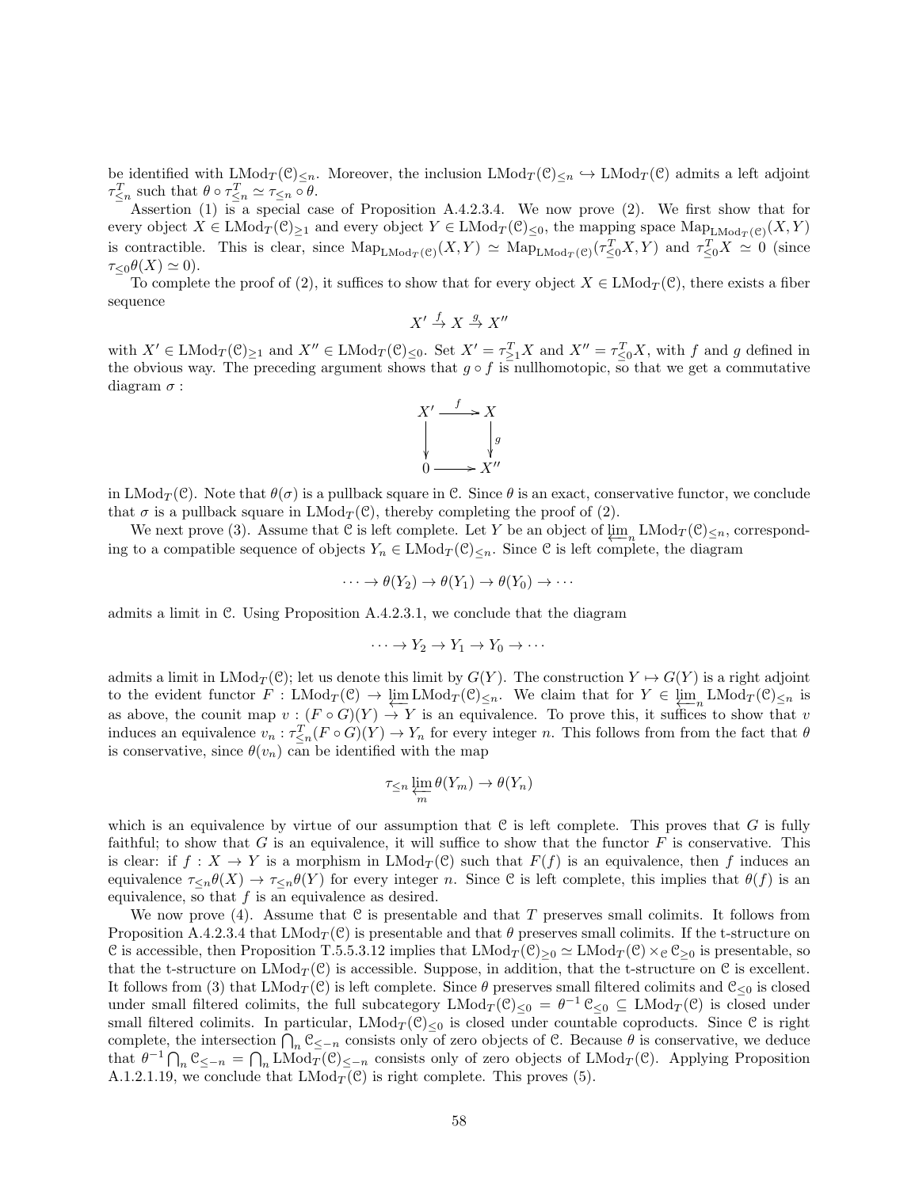be identified with $\mathrm{LMod}_T(\mathcal{C})_{\leq n}$. Moreover, the inclusion $\mathrm{LMod}_T(\mathcal{C})_{\leq n} \hookrightarrow \mathrm{LMod}_T(\mathcal{C})$ admits a left adjoint $\tau^T_{\leq n}$ such that $\theta \circ \tau^T_{\leq n} \simeq \tau_{\leq n} \circ \theta$.

Assertion (1) is a special case of Proposition A.4.2.3.4. We now prove (2). We first show that for every object $X \in \mathrm{LMod}_T(\mathcal{C})_{\geq 1}$ and every object $Y \in \mathrm{LMod}_T(\mathcal{C})_{\leq 0}$, the mapping space $\mathrm{Map}_{\mathrm{LMod}_T(\mathcal{C})}(X, Y)$ is contractible. This is clear, since $\mathrm{Map}_{\mathrm{LMod}_T(\mathcal{C})}(X, Y) \simeq \mathrm{Map}_{\mathrm{LMod}_T(\mathcal{C})}(\tau^T_{\leq 0} X, Y)$ and $\tau^T_{\leq 0} X \simeq 0$ (since $\tau_{\leq 0}\theta(X) \simeq 0$).

To complete the proof of (2), it suffices to show that for every object $X \in \mathrm{LMod}_T(\mathcal{C})$, there exists a fiber sequence

$$X' \xrightarrow{f} X \xrightarrow{g} X''$$

with $X' \in \mathrm{LMod}_T(\mathcal{C})_{\geq 1}$ and $X'' \in \mathrm{LMod}_T(\mathcal{C})_{\leq 0}$. Set $X' = \tau^T_{\geq 1} X$ and $X'' = \tau^T_{\leq 0} X$, with $f$ and $g$ defined in the obvious way. The preceding argument shows that $g \circ f$ is nullhomotopic, so that we get a commutative diagram $\sigma$ :

$$\begin{array}{ccc} X' & \xrightarrow{f} & X \\ \downarrow & & \downarrow g \\ 0 & \longrightarrow & X'' \end{array}$$

in $\mathrm{LMod}_T(\mathcal{C})$. Note that $\theta(\sigma)$ is a pullback square in $\mathcal{C}$. Since $\theta$ is an exact, conservative functor, we conclude that $\sigma$ is a pullback square in $\mathrm{LMod}_T(\mathcal{C})$, thereby completing the proof of (2).

We next prove (3). Assume that $\mathcal{C}$ is left complete. Let $Y$ be an object of $\varprojlim_n \mathrm{LMod}_T(\mathcal{C})_{\leq n}$, corresponding to a compatible sequence of objects $Y_n \in \mathrm{LMod}_T(\mathcal{C})_{\leq n}$. Since $\mathcal{C}$ is left complete, the diagram

$$\cdots \to \theta(Y_2) \to \theta(Y_1) \to \theta(Y_0) \to \cdots$$

admits a limit in $\mathcal{C}$. Using Proposition A.4.2.3.1, we conclude that the diagram

$$\cdots \to Y_2 \to Y_1 \to Y_0 \to \cdots$$

admits a limit in $\mathrm{LMod}_T(\mathcal{C})$; let us denote this limit by $G(Y)$. The construction $Y \mapsto G(Y)$ is a right adjoint to the evident functor $F : \mathrm{LMod}_T(\mathcal{C}) \to \varprojlim \mathrm{LMod}_T(\mathcal{C})_{\leq n}$. We claim that for $Y \in \varprojlim_n \mathrm{LMod}_T(\mathcal{C})_{\leq n}$ is as above, the counit map $v : (F \circ G)(Y) \to Y$ is an equivalence. To prove this, it suffices to show that $v$ induces an equivalence $v_n : \tau^T_{\leq n}(F \circ G)(Y) \to Y_n$ for every integer $n$. This follows from from the fact that $\theta$ is conservative, since $\theta(v_n)$ can be identified with the map

$$\tau_{\leq n} \varprojlim_m \theta(Y_m) \to \theta(Y_n)$$

which is an equivalence by virtue of our assumption that $\mathcal{C}$ is left complete. This proves that $G$ is fully faithful; to show that $G$ is an equivalence, it will suffice to show that the functor $F$ is conservative. This is clear: if $f : X \to Y$ is a morphism in $\mathrm{LMod}_T(\mathcal{C})$ such that $F(f)$ is an equivalence, then $f$ induces an equivalence $\tau_{\leq n}\theta(X) \to \tau_{\leq n}\theta(Y)$ for every integer $n$. Since $\mathcal{C}$ is left complete, this implies that $\theta(f)$ is an equivalence, so that $f$ is an equivalence as desired.

We now prove (4). Assume that $\mathcal{C}$ is presentable and that $T$ preserves small colimits. It follows from Proposition A.4.2.3.4 that $\mathrm{LMod}_T(\mathcal{C})$ is presentable and that $\theta$ preserves small colimits. If the t-structure on $\mathcal{C}$ is accessible, then Proposition T.5.5.3.12 implies that $\mathrm{LMod}_T(\mathcal{C})_{\geq 0} \simeq \mathrm{LMod}_T(\mathcal{C}) \times_{\mathcal{C}} \mathcal{C}_{\geq 0}$ is presentable, so that the t-structure on $\mathrm{LMod}_T(\mathcal{C})$ is accessible. Suppose, in addition, that the t-structure on $\mathcal{C}$ is excellent. It follows from (3) that $\mathrm{LMod}_T(\mathcal{C})$ is left complete. Since $\theta$ preserves small filtered colimits and $\mathcal{C}_{\leq 0}$ is closed under small filtered colimits, the full subcategory $\mathrm{LMod}_T(\mathcal{C})_{\leq 0} = \theta^{-1}\,\mathcal{C}_{\leq 0} \subseteq \mathrm{LMod}_T(\mathcal{C})$ is closed under small filtered colimits. In particular, $\mathrm{LMod}_T(\mathcal{C})_{\leq 0}$ is closed under countable coproducts. Since $\mathcal{C}$ is right complete, the intersection $\bigcap_n \mathcal{C}_{\leq -n}$ consists only of zero objects of $\mathcal{C}$. Because $\theta$ is conservative, we deduce that $\theta^{-1} \bigcap_n \mathcal{C}_{\leq -n} = \bigcap_n \mathrm{LMod}_T(\mathcal{C})_{\leq -n}$ consists only of zero objects of $\mathrm{LMod}_T(\mathcal{C})$. Applying Proposition A.1.2.1.19, we conclude that $\mathrm{LMod}_T(\mathcal{C})$ is right complete. This proves (5).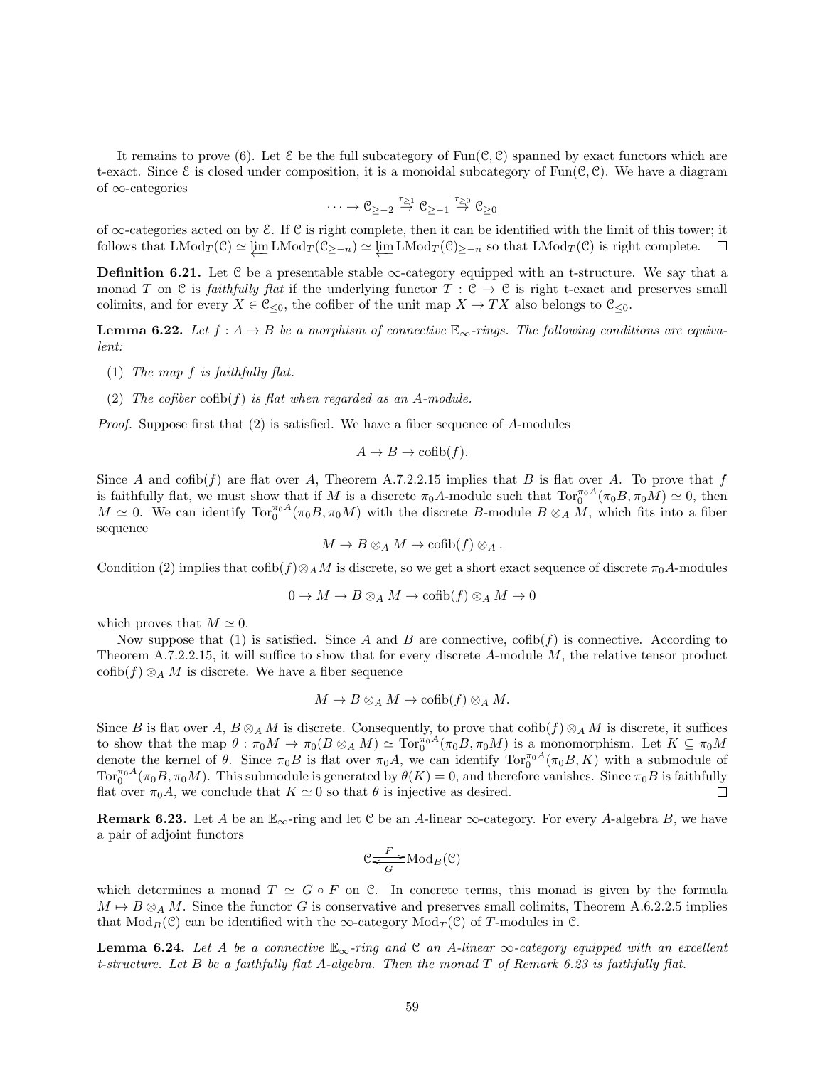It remains to prove (6). Let $\mathcal{E}$ be the full subcategory of $\mathrm{Fun}(\mathcal{C}, \mathcal{C})$ spanned by exact functors which are t-exact. Since $\mathcal{E}$ is closed under composition, it is a monoidal subcategory of $\mathrm{Fun}(\mathcal{C}, \mathcal{C})$. We have a diagram of $\infty$-categories

$$\cdots \to \mathcal{C}_{\geq -2} \stackrel{\tau_{\geq 1}}{\to} \mathcal{C}_{\geq -1} \stackrel{\tau_{\geq 0}}{\to} \mathcal{C}_{\geq 0}$$

of $\infty$-categories acted on by $\mathcal{E}$. If $\mathcal{C}$ is right complete, then it can be identified with the limit of this tower; it follows that $\mathrm{LMod}_T(\mathcal{C}) \simeq \varprojlim \mathrm{LMod}_T(\mathcal{C}_{\geq -n}) \simeq \varprojlim \mathrm{LMod}_T(\mathcal{C})_{\geq -n}$ so that $\mathrm{LMod}_T(\mathcal{C})$ is right complete. $\square$

**Definition 6.21.** Let $\mathcal{C}$ be a presentable stable $\infty$-category equipped with an t-structure. We say that a monad $T$ on $\mathcal{C}$ is *faithfully flat* if the underlying functor $T : \mathcal{C} \to \mathcal{C}$ is right t-exact and preserves small colimits, and for every $X \in \mathcal{C}_{\leq 0}$, the cofiber of the unit map $X \to TX$ also belongs to $\mathcal{C}_{\leq 0}$.

**Lemma 6.22.** *Let $f : A \to B$ be a morphism of connective $\mathbb{E}_\infty$-rings. The following conditions are equivalent:*

(1) *The map $f$ is faithfully flat.*

(2) *The cofiber $\mathrm{cofib}(f)$ is flat when regarded as an $A$-module.*

*Proof.* Suppose first that (2) is satisfied. We have a fiber sequence of $A$-modules

$$A \to B \to \mathrm{cofib}(f).$$

Since $A$ and $\mathrm{cofib}(f)$ are flat over $A$, Theorem A.7.2.2.15 implies that $B$ is flat over $A$. To prove that $f$ is faithfully flat, we must show that if $M$ is a discrete $\pi_0 A$-module such that $\mathrm{Tor}_0^{\pi_0 A}(\pi_0 B, \pi_0 M) \simeq 0$, then $M \simeq 0$. We can identify $\mathrm{Tor}_0^{\pi_0 A}(\pi_0 B, \pi_0 M)$ with the discrete $B$-module $B \otimes_A M$, which fits into a fiber sequence

$$M \to B \otimes_A M \to \mathrm{cofib}(f) \otimes_A .$$

Condition (2) implies that $\mathrm{cofib}(f) \otimes_A M$ is discrete, so we get a short exact sequence of discrete $\pi_0 A$-modules

$$0 \to M \to B \otimes_A M \to \mathrm{cofib}(f) \otimes_A M \to 0$$

which proves that $M \simeq 0$.

Now suppose that (1) is satisfied. Since $A$ and $B$ are connective, $\mathrm{cofib}(f)$ is connective. According to Theorem A.7.2.2.15, it will suffice to show that for every discrete $A$-module $M$, the relative tensor product $\mathrm{cofib}(f) \otimes_A M$ is discrete. We have a fiber sequence

$$M \to B \otimes_A M \to \mathrm{cofib}(f) \otimes_A M.$$

Since $B$ is flat over $A$, $B \otimes_A M$ is discrete. Consequently, to prove that $\mathrm{cofib}(f) \otimes_A M$ is discrete, it suffices to show that the map $\theta : \pi_0 M \to \pi_0(B \otimes_A M) \simeq \mathrm{Tor}_0^{\pi_0 A}(\pi_0 B, \pi_0 M)$ is a monomorphism. Let $K \subseteq \pi_0 M$ denote the kernel of $\theta$. Since $\pi_0 B$ is flat over $\pi_0 A$, we can identify $\mathrm{Tor}_0^{\pi_0 A}(\pi_0 B, K)$ with a submodule of $\mathrm{Tor}_0^{\pi_0 A}(\pi_0 B, \pi_0 M)$. This submodule is generated by $\theta(K) = 0$, and therefore vanishes. Since $\pi_0 B$ is faithfully flat over $\pi_0 A$, we conclude that $K \simeq 0$ so that $\theta$ is injective as desired. $\square$

**Remark 6.23.** Let $A$ be an $\mathbb{E}_\infty$-ring and let $\mathcal{C}$ be an $A$-linear $\infty$-category. For every $A$-algebra $B$, we have a pair of adjoint functors

$$\mathcal{C} \underset{G}{\overset{F}{\rightleftarrows}} \mathrm{Mod}_B(\mathcal{C})$$

which determines a monad $T \simeq G \circ F$ on $\mathcal{C}$. In concrete terms, this monad is given by the formula $M \mapsto B \otimes_A M$. Since the functor $G$ is conservative and preserves small colimits, Theorem A.6.2.2.5 implies that $\mathrm{Mod}_B(\mathcal{C})$ can be identified with the $\infty$-category $\mathrm{Mod}_T(\mathcal{C})$ of $T$-modules in $\mathcal{C}$.

**Lemma 6.24.** *Let $A$ be a connective $\mathbb{E}_\infty$-ring and $\mathcal{C}$ an $A$-linear $\infty$-category equipped with an excellent t-structure. Let $B$ be a faithfully flat $A$-algebra. Then the monad $T$ of Remark 6.23 is faithfully flat.*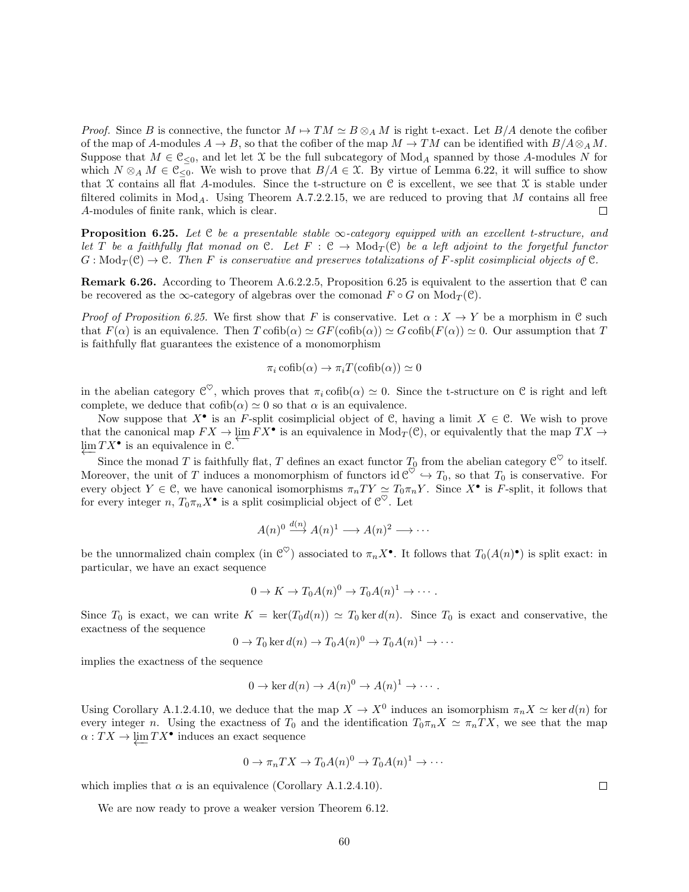*Proof.* Since $B$ is connective, the functor $M \mapsto TM \simeq B \otimes_A M$ is right t-exact. Let $B/A$ denote the cofiber of the map of $A$-modules $A \to B$, so that the cofiber of the map $M \to TM$ can be identified with $B/A \otimes_A M$. Suppose that $M \in \mathcal{C}_{\leq 0}$, and let let $\mathcal{X}$ be the full subcategory of $\mathrm{Mod}_A$ spanned by those $A$-modules $N$ for which $N \otimes_A M \in \mathcal{C}_{\leq 0}$. We wish to prove that $B/A \in \mathcal{X}$. By virtue of Lemma 6.22, it will suffice to show that $\mathcal{X}$ contains all flat $A$-modules. Since the t-structure on $\mathcal{C}$ is excellent, we see that $\mathcal{X}$ is stable under filtered colimits in $\mathrm{Mod}_A$. Using Theorem A.7.2.2.15, we are reduced to proving that $M$ contains all free $A$-modules of finite rank, which is clear. $\square$

**Proposition 6.25.** *Let $\mathcal{C}$ be a presentable stable $\infty$-category equipped with an excellent t-structure, and let $T$ be a faithfully flat monad on $\mathcal{C}$. Let $F : \mathcal{C} \to \mathrm{Mod}_T(\mathcal{C})$ be a left adjoint to the forgetful functor $G : \mathrm{Mod}_T(\mathcal{C}) \to \mathcal{C}$. Then $F$ is conservative and preserves totalizations of $F$-split cosimplicial objects of $\mathcal{C}$.*

**Remark 6.26.** According to Theorem A.6.2.2.5, Proposition 6.25 is equivalent to the assertion that $\mathcal{C}$ can be recovered as the $\infty$-category of algebras over the comonad $F \circ G$ on $\mathrm{Mod}_T(\mathcal{C})$.

*Proof of Proposition 6.25.* We first show that $F$ is conservative. Let $\alpha : X \to Y$ be a morphism in $\mathcal{C}$ such that $F(\alpha)$ is an equivalence. Then $T\,\mathrm{cofib}(\alpha) \simeq GF(\mathrm{cofib}(\alpha)) \simeq G\,\mathrm{cofib}(F(\alpha)) \simeq 0$. Our assumption that $T$ is faithfully flat guarantees the existence of a monomorphism

$$\pi_i \,\mathrm{cofib}(\alpha) \to \pi_i T(\mathrm{cofib}(\alpha)) \simeq 0$$

in the abelian category $\mathcal{C}^{\heartsuit}$, which proves that $\pi_i \,\mathrm{cofib}(\alpha) \simeq 0$. Since the t-structure on $\mathcal{C}$ is right and left complete, we deduce that $\mathrm{cofib}(\alpha) \simeq 0$ so that $\alpha$ is an equivalence.

Now suppose that $X^\bullet$ is an $F$-split cosimplicial object of $\mathcal{C}$, having a limit $X \in \mathcal{C}$. We wish to prove that the canonical map $FX \to \varprojlim FX^\bullet$ is an equivalence in $\mathrm{Mod}_T(\mathcal{C})$, or equivalently that the map $TX \to \varprojlim TX^\bullet$ is an equivalence in $\mathcal{C}$.

Since the monad $T$ is faithfully flat, $T$ defines an exact functor $T_0$ from the abelian category $\mathcal{C}^{\heartsuit}$ to itself. Moreover, the unit of $T$ induces a monomorphism of functors $\mathrm{id}_{\mathcal{C}^{\heartsuit}} \hookrightarrow T_0$, so that $T_0$ is conservative. For every object $Y \in \mathcal{C}$, we have canonical isomorphisms $\pi_n TY \simeq T_0 \pi_n Y$. Since $X^\bullet$ is $F$-split, it follows that for every integer $n$, $T_0 \pi_n X^\bullet$ is a split cosimplicial object of $\mathcal{C}^{\heartsuit}$. Let

$$A(n)^0 \xrightarrow{d(n)} A(n)^1 \longrightarrow A(n)^2 \longrightarrow \cdots$$

be the unnormalized chain complex (in $\mathcal{C}^{\heartsuit}$) associated to $\pi_n X^\bullet$. It follows that $T_0(A(n)^\bullet)$ is split exact: in particular, we have an exact sequence

$$0 \to K \to T_0 A(n)^0 \to T_0 A(n)^1 \to \cdots .$$

Since $T_0$ is exact, we can write $K = \ker(T_0 d(n)) \simeq T_0 \ker d(n)$. Since $T_0$ is exact and conservative, the exactness of the sequence

$$0 \to T_0 \ker d(n) \to T_0 A(n)^0 \to T_0 A(n)^1 \to \cdots$$

implies the exactness of the sequence

$$0 \to \ker d(n) \to A(n)^0 \to A(n)^1 \to \cdots .$$

Using Corollary A.1.2.4.10, we deduce that the map $X \to X^0$ induces an isomorphism $\pi_n X \simeq \ker d(n)$ for every integer $n$. Using the exactness of $T_0$ and the identification $T_0 \pi_n X \simeq \pi_n TX$, we see that the map $\alpha : TX \to \varprojlim TX^\bullet$ induces an exact sequence

$$0 \to \pi_n TX \to T_0 A(n)^0 \to T_0 A(n)^1 \to \cdots$$

which implies that $\alpha$ is an equivalence (Corollary A.1.2.4.10). $\square$

We are now ready to prove a weaker version Theorem 6.12.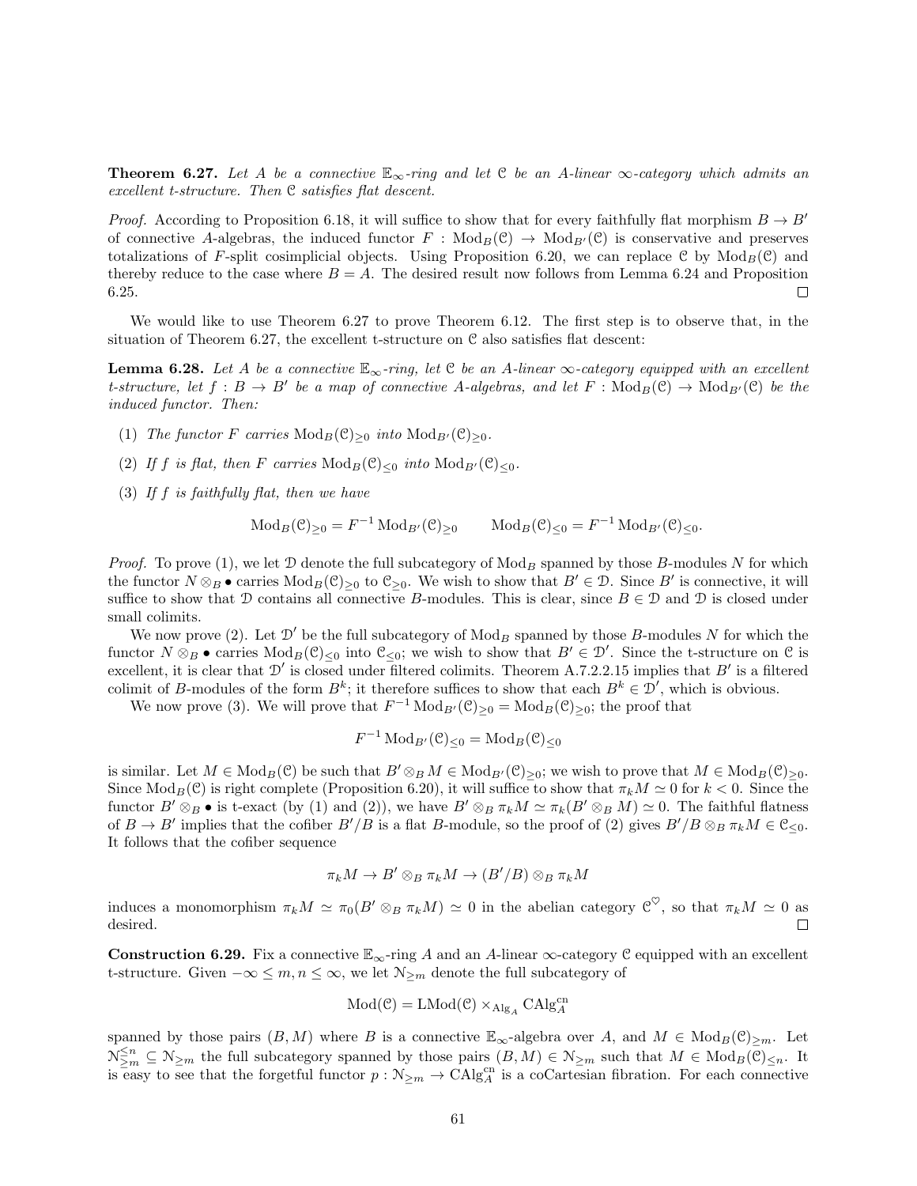**Theorem 6.27.** *Let $A$ be a connective $\mathbb{E}_\infty$-ring and let $\mathcal{C}$ be an $A$-linear $\infty$-category which admits an excellent t-structure. Then $\mathcal{C}$ satisfies flat descent.*

*Proof.* According to Proposition 6.18, it will suffice to show that for every faithfully flat morphism $B \to B'$ of connective $A$-algebras, the induced functor $F : \mathrm{Mod}_B(\mathcal{C}) \to \mathrm{Mod}_{B'}(\mathcal{C})$ is conservative and preserves totalizations of $F$-split cosimplicial objects. Using Proposition 6.20, we can replace $\mathcal{C}$ by $\mathrm{Mod}_B(\mathcal{C})$ and thereby reduce to the case where $B = A$. The desired result now follows from Lemma 6.24 and Proposition 6.25. □

We would like to use Theorem 6.27 to prove Theorem 6.12. The first step is to observe that, in the situation of Theorem 6.27, the excellent t-structure on $\mathcal{C}$ also satisfies flat descent:

**Lemma 6.28.** *Let $A$ be a connective $\mathbb{E}_\infty$-ring, let $\mathcal{C}$ be an $A$-linear $\infty$-category equipped with an excellent t-structure, let $f : B \to B'$ be a map of connective $A$-algebras, and let $F : \mathrm{Mod}_B(\mathcal{C}) \to \mathrm{Mod}_{B'}(\mathcal{C})$ be the induced functor. Then:*

(1) *The functor $F$ carries $\mathrm{Mod}_B(\mathcal{C})_{\geq 0}$ into $\mathrm{Mod}_{B'}(\mathcal{C})_{\geq 0}$.*

(2) *If $f$ is flat, then $F$ carries $\mathrm{Mod}_B(\mathcal{C})_{\leq 0}$ into $\mathrm{Mod}_{B'}(\mathcal{C})_{\leq 0}$.*

(3) *If $f$ is faithfully flat, then we have*

$$\mathrm{Mod}_B(\mathcal{C})_{\geq 0} = F^{-1}\,\mathrm{Mod}_{B'}(\mathcal{C})_{\geq 0} \qquad \mathrm{Mod}_B(\mathcal{C})_{\leq 0} = F^{-1}\,\mathrm{Mod}_{B'}(\mathcal{C})_{\leq 0}.$$

*Proof.* To prove (1), we let $\mathcal{D}$ denote the full subcategory of $\mathrm{Mod}_B$ spanned by those $B$-modules $N$ for which the functor $N \otimes_B \bullet$ carries $\mathrm{Mod}_B(\mathcal{C})_{\geq 0}$ to $\mathcal{C}_{\geq 0}$. We wish to show that $B' \in \mathcal{D}$. Since $B'$ is connective, it will suffice to show that $\mathcal{D}$ contains all connective $B$-modules. This is clear, since $B \in \mathcal{D}$ and $\mathcal{D}$ is closed under small colimits.

We now prove (2). Let $\mathcal{D}'$ be the full subcategory of $\mathrm{Mod}_B$ spanned by those $B$-modules $N$ for which the functor $N \otimes_B \bullet$ carries $\mathrm{Mod}_B(\mathcal{C})_{\leq 0}$ into $\mathcal{C}_{\leq 0}$; we wish to show that $B' \in \mathcal{D}'$. Since the t-structure on $\mathcal{C}$ is excellent, it is clear that $\mathcal{D}'$ is closed under filtered colimits. Theorem A.7.2.2.15 implies that $B'$ is a filtered colimit of $B$-modules of the form $B^k$; it therefore suffices to show that each $B^k \in \mathcal{D}'$, which is obvious.

We now prove (3). We will prove that $F^{-1}\,\mathrm{Mod}_{B'}(\mathcal{C})_{\geq 0} = \mathrm{Mod}_B(\mathcal{C})_{\geq 0}$; the proof that

$$F^{-1}\,\mathrm{Mod}_{B'}(\mathcal{C})_{\leq 0} = \mathrm{Mod}_B(\mathcal{C})_{\leq 0}$$

is similar. Let $M \in \mathrm{Mod}_B(\mathcal{C})$ be such that $B' \otimes_B M \in \mathrm{Mod}_{B'}(\mathcal{C})_{\geq 0}$; we wish to prove that $M \in \mathrm{Mod}_B(\mathcal{C})_{\geq 0}$. Since $\mathrm{Mod}_B(\mathcal{C})$ is right complete (Proposition 6.20), it will suffice to show that $\pi_k M \simeq 0$ for $k < 0$. Since the functor $B' \otimes_B \bullet$ is t-exact (by (1) and (2)), we have $B' \otimes_B \pi_k M \simeq \pi_k(B' \otimes_B M) \simeq 0$. The faithful flatness of $B \to B'$ implies that the cofiber $B'/B$ is a flat $B$-module, so the proof of (2) gives $B'/B \otimes_B \pi_k M \in \mathcal{C}_{\leq 0}$. It follows that the cofiber sequence

$$\pi_k M \to B' \otimes_B \pi_k M \to (B'/B) \otimes_B \pi_k M$$

induces a monomorphism $\pi_k M \simeq \pi_0(B' \otimes_B \pi_k M) \simeq 0$ in the abelian category $\mathcal{C}^\heartsuit$, so that $\pi_k M \simeq 0$ as desired. □

**Construction 6.29.** Fix a connective $\mathbb{E}_\infty$-ring $A$ and an $A$-linear $\infty$-category $\mathcal{C}$ equipped with an excellent t-structure. Given $-\infty \leq m, n \leq \infty$, we let $\mathcal{N}_{\geq m}$ denote the full subcategory of

$$\mathrm{Mod}(\mathcal{C}) = \mathrm{LMod}(\mathcal{C}) \times_{\mathrm{Alg}_A} \mathrm{CAlg}_A^{\mathrm{cn}}$$

spanned by those pairs $(B, M)$ where $B$ is a connective $\mathbb{E}_\infty$-algebra over $A$, and $M \in \mathrm{Mod}_B(\mathcal{C})_{\geq m}$. Let $\mathcal{N}_{\geq m}^{\leq n} \subseteq \mathcal{N}_{\geq m}$ the full subcategory spanned by those pairs $(B, M) \in \mathcal{N}_{\geq m}$ such that $M \in \mathrm{Mod}_B(\mathcal{C})_{\leq n}$. It is easy to see that the forgetful functor $p : \mathcal{N}_{\geq m} \to \mathrm{CAlg}_A^{\mathrm{cn}}$ is a coCartesian fibration. For each connective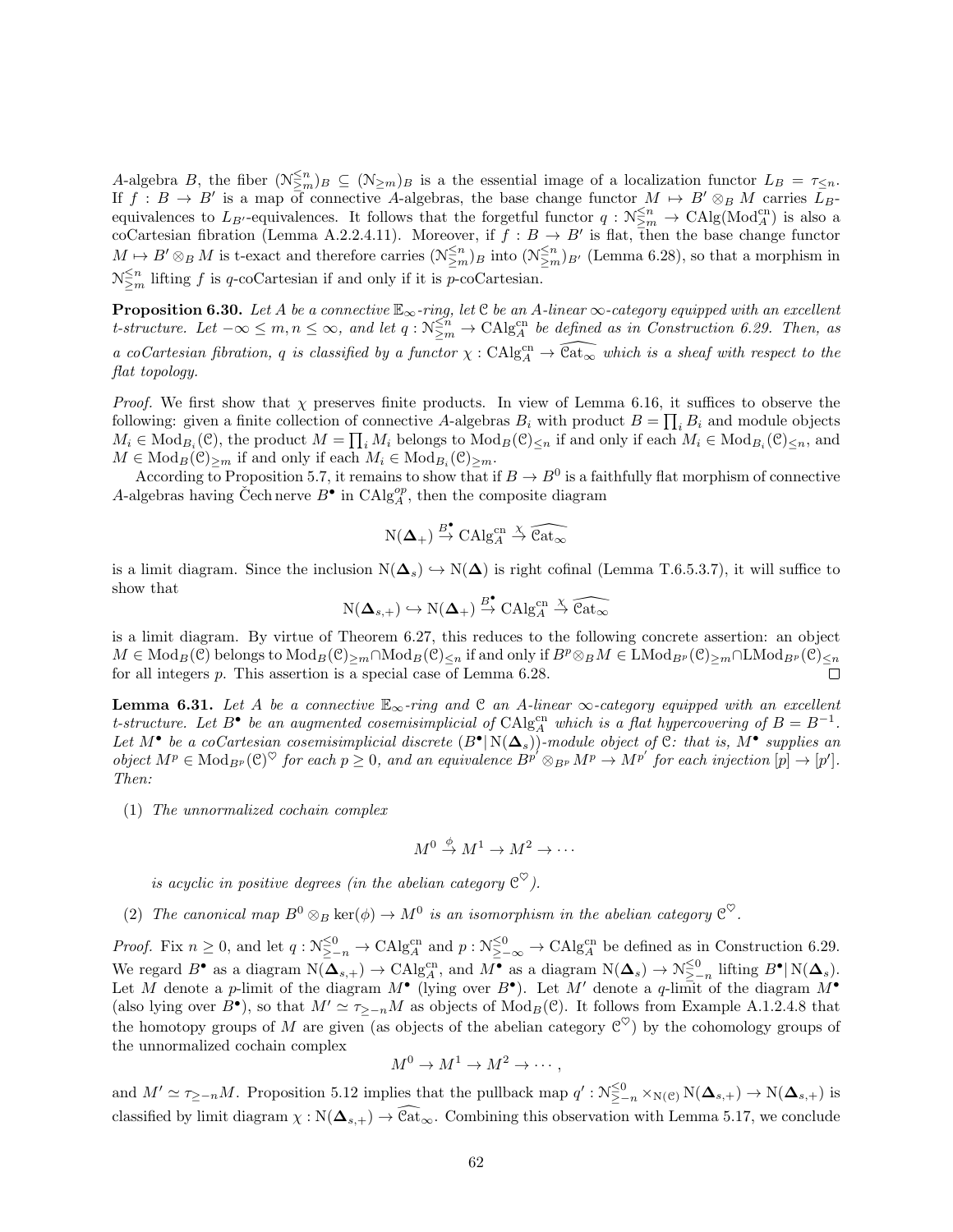$A$-algebra $B$, the fiber $(\mathcal{N}^{\leq n}_{\geq m})_B \subseteq (\mathcal{N}_{\geq m})_B$ is a the essential image of a localization functor $L_B = \tau_{\leq n}$. If $f : B \to B'$ is a map of connective $A$-algebras, the base change functor $M \mapsto B' \otimes_B M$ carries $L_B$-equivalences to $L_{B'}$-equivalences. It follows that the forgetful functor $q : \mathcal{N}^{\leq n}_{\geq m} \to \mathrm{CAlg}(\mathrm{Mod}^{\mathrm{cn}}_A)$ is also a coCartesian fibration (Lemma A.2.2.4.11). Moreover, if $f : B \to B'$ is flat, then the base change functor $M \mapsto B' \otimes_B M$ is t-exact and therefore carries $(\mathcal{N}^{\leq n}_{\geq m})_B$ into $(\mathcal{N}^{\leq n}_{\geq m})_{B'}$ (Lemma 6.28), so that a morphism in $\mathcal{N}^{\leq n}_{\geq m}$ lifting $f$ is $q$-coCartesian if and only if it is $p$-coCartesian.

**Proposition 6.30.** *Let $A$ be a connective $\mathbb{E}_\infty$-ring, let $\mathcal{C}$ be an $A$-linear $\infty$-category equipped with an excellent t-structure. Let $-\infty \leq m, n \leq \infty$, and let $q : \mathcal{N}^{\leq n}_{\geq m} \to \mathrm{CAlg}^{\mathrm{cn}}_A$ be defined as in Construction 6.29. Then, as a coCartesian fibration, $q$ is classified by a functor $\chi : \mathrm{CAlg}^{\mathrm{cn}}_A \to \widehat{\mathcal{C}\mathrm{at}_\infty}$ which is a sheaf with respect to the flat topology.*

*Proof.* We first show that $\chi$ preserves finite products. In view of Lemma 6.16, it suffices to observe the following: given a finite collection of connective $A$-algebras $B_i$ with product $B = \prod_i B_i$ and module objects $M_i \in \mathrm{Mod}_{B_i}(\mathcal{C})$, the product $M = \prod_i M_i$ belongs to $\mathrm{Mod}_B(\mathcal{C})_{\leq n}$ if and only if each $M_i \in \mathrm{Mod}_{B_i}(\mathcal{C})_{\leq n}$, and $M \in \mathrm{Mod}_B(\mathcal{C})_{\geq m}$ if and only if each $M_i \in \mathrm{Mod}_{B_i}(\mathcal{C})_{\geq m}$.

According to Proposition 5.7, it remains to show that if $B \to B^0$ is a faithfully flat morphism of connective $A$-algebras having Čech nerve $B^\bullet$ in $\mathrm{CAlg}^{op}_A$, then the composite diagram

$$\mathrm{N}(\mathbf{\Delta}_+) \xrightarrow{B^\bullet} \mathrm{CAlg}^{\mathrm{cn}}_A \xrightarrow{\chi} \widehat{\mathcal{C}\mathrm{at}_\infty}$$

is a limit diagram. Since the inclusion $\mathrm{N}(\mathbf{\Delta}_s) \hookrightarrow \mathrm{N}(\mathbf{\Delta})$ is right cofinal (Lemma T.6.5.3.7), it will suffice to show that

$$\mathrm{N}(\mathbf{\Delta}_{s,+}) \hookrightarrow \mathrm{N}(\mathbf{\Delta}_+) \xrightarrow{B^\bullet} \mathrm{CAlg}^{\mathrm{cn}}_A \xrightarrow{\chi} \widehat{\mathcal{C}\mathrm{at}_\infty}$$

is a limit diagram. By virtue of Theorem 6.27, this reduces to the following concrete assertion: an object $M \in \mathrm{Mod}_B(\mathcal{C})$ belongs to $\mathrm{Mod}_B(\mathcal{C})_{\geq m} \cap \mathrm{Mod}_B(\mathcal{C})_{\leq n}$ if and only if $B^p \otimes_B M \in \mathrm{LMod}_{B^p}(\mathcal{C})_{\geq m} \cap \mathrm{LMod}_{B^p}(\mathcal{C})_{\leq n}$ for all integers $p$. This assertion is a special case of Lemma 6.28. $\square$

**Lemma 6.31.** *Let $A$ be a connective $\mathbb{E}_\infty$-ring and $\mathcal{C}$ an $A$-linear $\infty$-category equipped with an excellent t-structure. Let $B^\bullet$ be an augmented cosemisimplicial of $\mathrm{CAlg}^{\mathrm{cn}}_A$ which is a flat hypercovering of $B = B^{-1}$. Let $M^\bullet$ be a coCartesian cosemisimplicial discrete $(B^\bullet | \mathrm{N}(\mathbf{\Delta}_s))$-module object of $\mathcal{C}$: that is, $M^\bullet$ supplies an object $M^p \in \mathrm{Mod}_{B^p}(\mathcal{C})^\heartsuit$ for each $p \geq 0$, and an equivalence $B^{p'} \otimes_{B^p} M^p \to M^{p'}$ for each injection $[p] \to [p']$. Then:*

(1) *The unnormalized cochain complex*

$$M^0 \xrightarrow{\phi} M^1 \to M^2 \to \cdots$$

*is acyclic in positive degrees (in the abelian category $\mathcal{C}^\heartsuit$).*

(2) *The canonical map $B^0 \otimes_B \ker(\phi) \to M^0$ is an isomorphism in the abelian category $\mathcal{C}^\heartsuit$.*

*Proof.* Fix $n \geq 0$, and let $q : \mathcal{N}^{\leq 0}_{\geq -n} \to \mathrm{CAlg}^{\mathrm{cn}}_A$ and $p : \mathcal{N}^{\leq 0}_{\geq -\infty} \to \mathrm{CAlg}^{\mathrm{cn}}_A$ be defined as in Construction 6.29. We regard $B^\bullet$ as a diagram $\mathrm{N}(\mathbf{\Delta}_{s,+}) \to \mathrm{CAlg}^{\mathrm{cn}}_A$, and $M^\bullet$ as a diagram $\mathrm{N}(\mathbf{\Delta}_s) \to \mathcal{N}^{\leq 0}_{\geq -n}$ lifting $B^\bullet | \mathrm{N}(\mathbf{\Delta}_s)$. Let $M$ denote a $p$-limit of the diagram $M^\bullet$ (lying over $B^\bullet$). Let $M'$ denote a $q$-limit of the diagram $M^\bullet$ (also lying over $B^\bullet$), so that $M' \simeq \tau_{\geq -n} M$ as objects of $\mathrm{Mod}_B(\mathcal{C})$. It follows from Example A.1.2.4.8 that the homotopy groups of $M$ are given (as objects of the abelian category $\mathcal{C}^\heartsuit$) by the cohomology groups of the unnormalized cochain complex

$$M^0 \to M^1 \to M^2 \to \cdots,$$

and $M' \simeq \tau_{\geq -n} M$. Proposition 5.12 implies that the pullback map $q' : \mathcal{N}^{\leq 0}_{\geq -n} \times_{\mathrm{N}(\mathcal{C})} \mathrm{N}(\mathbf{\Delta}_{s,+}) \to \mathrm{N}(\mathbf{\Delta}_{s,+})$ is classified by limit diagram $\chi : \mathrm{N}(\mathbf{\Delta}_{s,+}) \to \widehat{\mathcal{C}\mathrm{at}_\infty}$. Combining this observation with Lemma 5.17, we conclude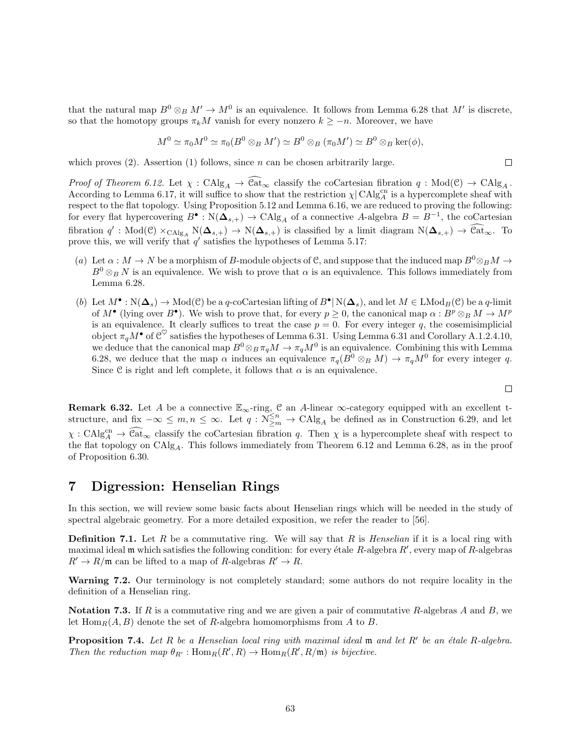that the natural map $B^0 \otimes_B M' \to M^0$ is an equivalence. It follows from Lemma 6.28 that $M'$ is discrete, so that the homotopy groups $\pi_k M$ vanish for every nonzero $k \geq -n$. Moreover, we have

$$M^0 \simeq \pi_0 M^0 \simeq \pi_0(B^0 \otimes_B M') \simeq B^0 \otimes_B (\pi_0 M') \simeq B^0 \otimes_B \ker(\phi),$$

which proves (2). Assertion (1) follows, since $n$ can be chosen arbitrarily large. □

*Proof of Theorem 6.12.* Let $\chi : \mathrm{CAlg}_A \to \widehat{\mathcal{C}\mathrm{at}}_\infty$ classify the coCartesian fibration $q : \mathrm{Mod}(\mathcal{C}) \to \mathrm{CAlg}_A$. According to Lemma 6.17, it will suffice to show that the restriction $\chi| \mathrm{CAlg}_A^{\mathrm{cn}}$ is a hypercomplete sheaf with respect to the flat topology. Using Proposition 5.12 and Lemma 6.16, we are reduced to proving the following: for every flat hypercovering $B^\bullet : \mathrm{N}(\mathbf{\Delta}_{s,+}) \to \mathrm{CAlg}_A$ of a connective $A$-algebra $B = B^{-1}$, the coCartesian fibration $q' : \mathrm{Mod}(\mathcal{C}) \times_{\mathrm{CAlg}_A} \mathrm{N}(\mathbf{\Delta}_{s,+}) \to \mathrm{N}(\mathbf{\Delta}_{s,+})$ is classified by a limit diagram $\mathrm{N}(\mathbf{\Delta}_{s,+}) \to \widehat{\mathcal{C}\mathrm{at}}_\infty$. To prove this, we will verify that $q'$ satisfies the hypotheses of Lemma 5.17:

(a) Let $\alpha : M \to N$ be a morphism of $B$-module objects of $\mathcal{C}$, and suppose that the induced map $B^0 \otimes_B M \to B^0 \otimes_B N$ is an equivalence. We wish to prove that $\alpha$ is an equivalence. This follows immediately from Lemma 6.28.

(b) Let $M^\bullet : \mathrm{N}(\mathbf{\Delta}_s) \to \mathrm{Mod}(\mathcal{C})$ be a $q$-coCartesian lifting of $B^\bullet | \mathrm{N}(\mathbf{\Delta}_s)$, and let $M \in \mathrm{LMod}_B(\mathcal{C})$ be a $q$-limit of $M^\bullet$ (lying over $B^\bullet$). We wish to prove that, for every $p \geq 0$, the canonical map $\alpha : B^p \otimes_B M \to M^p$ is an equivalence. It clearly suffices to treat the case $p = 0$. For every integer $q$, the cosemisimplicial object $\pi_q M^\bullet$ of $\mathcal{C}^\heartsuit$ satisfies the hypotheses of Lemma 6.31. Using Lemma 6.31 and Corollary A.1.2.4.10, we deduce that the canonical map $B^0 \otimes_B \pi_q M \to \pi_q M^0$ is an equivalence. Combining this with Lemma 6.28, we deduce that the map $\alpha$ induces an equivalence $\pi_q(B^0 \otimes_B M) \to \pi_q M^0$ for every integer $q$. Since $\mathcal{C}$ is right and left complete, it follows that $\alpha$ is an equivalence.

□

**Remark 6.32.** Let $A$ be a connective $\mathbb{E}_\infty$-ring, $\mathcal{C}$ an $A$-linear $\infty$-category equipped with an excellent t-structure, and fix $-\infty \leq m, n \leq \infty$. Let $q : \mathcal{N}_{\geq m}^{\leq n} \to \mathrm{CAlg}_A$ be defined as in Construction 6.29, and let $\chi : \mathrm{CAlg}_A^{\mathrm{cn}} \to \widehat{\mathcal{C}\mathrm{at}}_\infty$ classify the coCartesian fibration $q$. Then $\chi$ is a hypercomplete sheaf with respect to the flat topology on $\mathrm{CAlg}_A$. This follows immediately from Theorem 6.12 and Lemma 6.28, as in the proof of Proposition 6.30.

# 7 Digression: Henselian Rings

In this section, we will review some basic facts about Henselian rings which will be needed in the study of spectral algebraic geometry. For a more detailed exposition, we refer the reader to [56].

**Definition 7.1.** Let $R$ be a commutative ring. We will say that $R$ is *Henselian* if it is a local ring with maximal ideal $\mathfrak{m}$ which satisfies the following condition: for every étale $R$-algebra $R'$, every map of $R$-algebras $R' \to R/\mathfrak{m}$ can be lifted to a map of $R$-algebras $R' \to R$.

**Warning 7.2.** Our terminology is not completely standard; some authors do not require locality in the definition of a Henselian ring.

**Notation 7.3.** If $R$ is a commutative ring and we are given a pair of commutative $R$-algebras $A$ and $B$, we let $\mathrm{Hom}_R(A, B)$ denote the set of $R$-algebra homomorphisms from $A$ to $B$.

**Proposition 7.4.** *Let $R$ be a Henselian local ring with maximal ideal $\mathfrak{m}$ and let $R'$ be an étale $R$-algebra. Then the reduction map $\theta_{R'} : \mathrm{Hom}_R(R', R) \to \mathrm{Hom}_R(R', R/\mathfrak{m})$ is bijective.*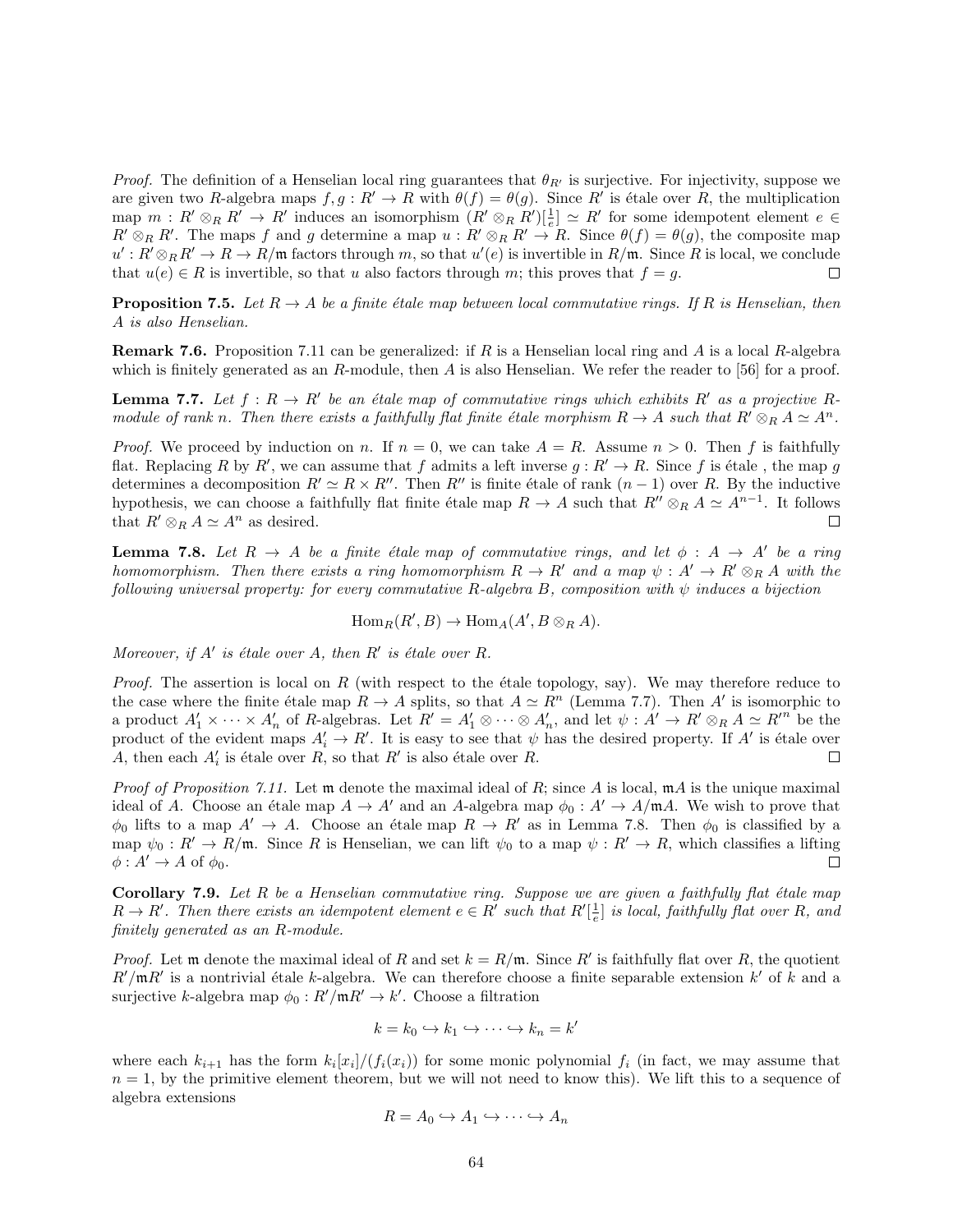*Proof.* The definition of a Henselian local ring guarantees that $\theta_{R'}$ is surjective. For injectivity, suppose we are given two $R$-algebra maps $f, g : R' \to R$ with $\theta(f) = \theta(g)$. Since $R'$ is étale over $R$, the multiplication map $m : R' \otimes_R R' \to R'$ induces an isomorphism $(R' \otimes_R R')[\frac{1}{e}] \simeq R'$ for some idempotent element $e \in R' \otimes_R R'$. The maps $f$ and $g$ determine a map $u : R' \otimes_R R' \to R$. Since $\theta(f) = \theta(g)$, the composite map $u' : R' \otimes_R R' \to R \to R/\mathfrak{m}$ factors through $m$, so that $u'(e)$ is invertible in $R/\mathfrak{m}$. Since $R$ is local, we conclude that $u(e) \in R$ is invertible, so that $u$ also factors through $m$; this proves that $f = g$. □

**Proposition 7.5.** *Let $R \to A$ be a finite étale map between local commutative rings. If $R$ is Henselian, then $A$ is also Henselian.*

**Remark 7.6.** Proposition 7.11 can be generalized: if $R$ is a Henselian local ring and $A$ is a local $R$-algebra which is finitely generated as an $R$-module, then $A$ is also Henselian. We refer the reader to [56] for a proof.

**Lemma 7.7.** *Let $f : R \to R'$ be an étale map of commutative rings which exhibits $R'$ as a projective $R$-module of rank $n$. Then there exists a faithfully flat finite étale morphism $R \to A$ such that $R' \otimes_R A \simeq A^n$.*

*Proof.* We proceed by induction on $n$. If $n = 0$, we can take $A = R$. Assume $n > 0$. Then $f$ is faithfully flat. Replacing $R$ by $R'$, we can assume that $f$ admits a left inverse $g : R' \to R$. Since $f$ is étale , the map $g$ determines a decomposition $R' \simeq R \times R''$. Then $R''$ is finite étale of rank $(n-1)$ over $R$. By the inductive hypothesis, we can choose a faithfully flat finite étale map $R \to A$ such that $R'' \otimes_R A \simeq A^{n-1}$. It follows that $R' \otimes_R A \simeq A^n$ as desired. □

**Lemma 7.8.** *Let $R \to A$ be a finite étale map of commutative rings, and let $\phi : A \to A'$ be a ring homomorphism. Then there exists a ring homomorphism $R \to R'$ and a map $\psi : A' \to R' \otimes_R A$ with the following universal property: for every commutative $R$-algebra $B$, composition with $\psi$ induces a bijection*

$$\mathrm{Hom}_R(R', B) \to \mathrm{Hom}_A(A', B \otimes_R A).$$

*Moreover, if $A'$ is étale over $A$, then $R'$ is étale over $R$.*

*Proof.* The assertion is local on $R$ (with respect to the étale topology, say). We may therefore reduce to the case where the finite étale map $R \to A$ splits, so that $A \simeq R^n$ (Lemma 7.7). Then $A'$ is isomorphic to a product $A'_1 \times \cdots \times A'_n$ of $R$-algebras. Let $R' = A'_1 \otimes \cdots \otimes A'_n$, and let $\psi : A' \to R' \otimes_R A \simeq R'^n$ be the product of the evident maps $A'_i \to R'$. It is easy to see that $\psi$ has the desired property. If $A'$ is étale over $A$, then each $A'_i$ is étale over $R$, so that $R'$ is also étale over $R$. □

*Proof of Proposition 7.11.* Let $\mathfrak{m}$ denote the maximal ideal of $R$; since $A$ is local, $\mathfrak{m}A$ is the unique maximal ideal of $A$. Choose an étale map $A \to A'$ and an $A$-algebra map $\phi_0 : A' \to A/\mathfrak{m}A$. We wish to prove that $\phi_0$ lifts to a map $A' \to A$. Choose an étale map $R \to R'$ as in Lemma 7.8. Then $\phi_0$ is classified by a map $\psi_0 : R' \to R/\mathfrak{m}$. Since $R$ is Henselian, we can lift $\psi_0$ to a map $\psi : R' \to R$, which classifies a lifting $\phi : A' \to A$ of $\phi_0$. □

**Corollary 7.9.** *Let $R$ be a Henselian commutative ring. Suppose we are given a faithfully flat étale map $R \to R'$. Then there exists an idempotent element $e \in R'$ such that $R'[\frac{1}{e}]$ is local, faithfully flat over $R$, and finitely generated as an $R$-module.*

*Proof.* Let $\mathfrak{m}$ denote the maximal ideal of $R$ and set $k = R/\mathfrak{m}$. Since $R'$ is faithfully flat over $R$, the quotient $R'/\mathfrak{m}R'$ is a nontrivial étale $k$-algebra. We can therefore choose a finite separable extension $k'$ of $k$ and a surjective $k$-algebra map $\phi_0 : R'/\mathfrak{m}R' \to k'$. Choose a filtration

$$k = k_0 \hookrightarrow k_1 \hookrightarrow \cdots \hookrightarrow k_n = k'$$

where each $k_{i+1}$ has the form $k_i[x_i]/(f_i(x_i))$ for some monic polynomial $f_i$ (in fact, we may assume that $n = 1$, by the primitive element theorem, but we will not need to know this). We lift this to a sequence of algebra extensions

$$R = A_0 \hookrightarrow A_1 \hookrightarrow \cdots \hookrightarrow A_n$$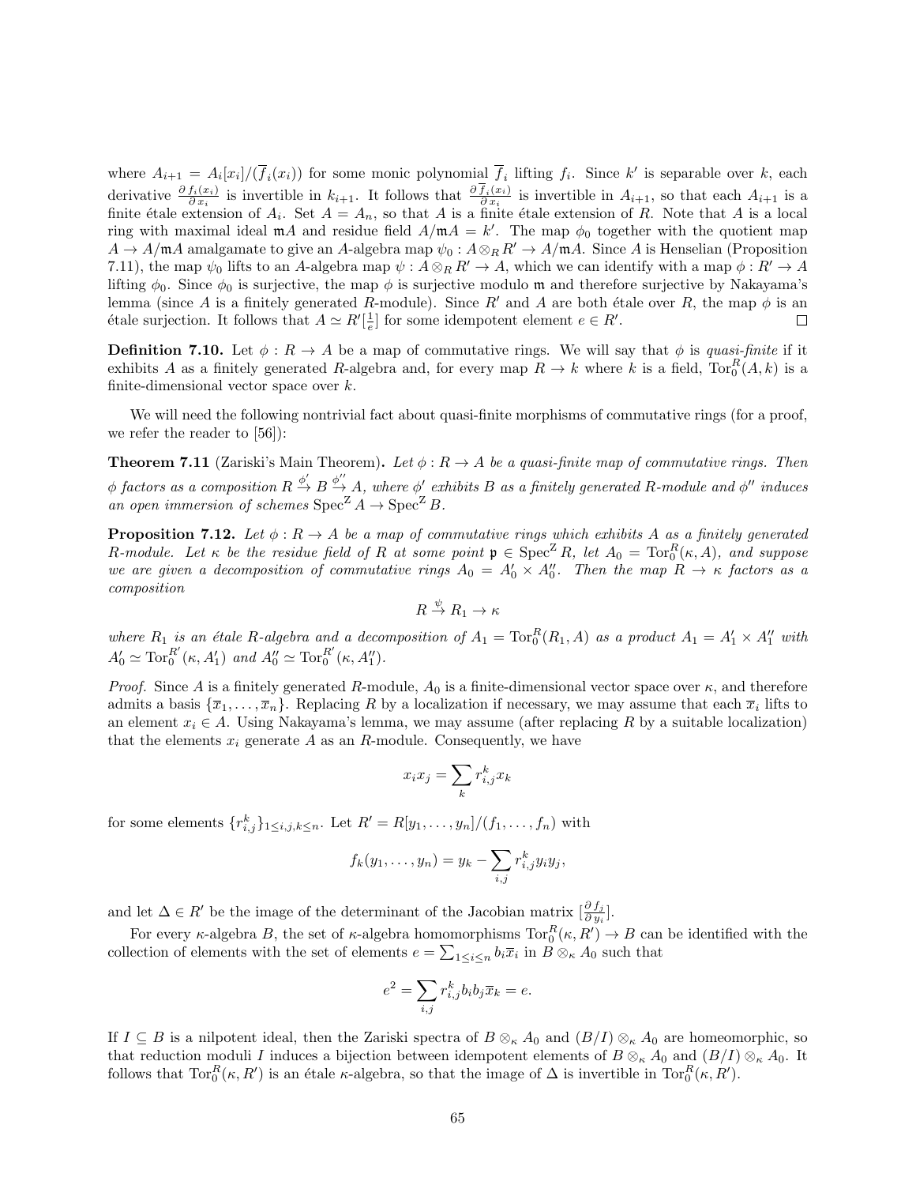where $A_{i+1} = A_i[x_i]/(\overline{f}_i(x_i))$ for some monic polynomial $\overline{f}_i$ lifting $f_i$. Since $k'$ is separable over $k$, each derivative $\frac{\partial f_i(x_i)}{\partial x_i}$ is invertible in $k_{i+1}$. It follows that $\frac{\partial \overline{f}_i(x_i)}{\partial x_i}$ is invertible in $A_{i+1}$, so that each $A_{i+1}$ is a finite étale extension of $A_i$. Set $A = A_n$, so that $A$ is a finite étale extension of $R$. Note that $A$ is a local ring with maximal ideal $\mathfrak{m}A$ and residue field $A/\mathfrak{m}A = k'$. The map $\phi_0$ together with the quotient map $A \to A/\mathfrak{m}A$ amalgamate to give an $A$-algebra map $\psi_0 : A \otimes_R R' \to A/\mathfrak{m}A$. Since $A$ is Henselian (Proposition 7.11), the map $\psi_0$ lifts to an $A$-algebra map $\psi : A \otimes_R R' \to A$, which we can identify with a map $\phi : R' \to A$ lifting $\phi_0$. Since $\phi_0$ is surjective, the map $\phi$ is surjective modulo $\mathfrak{m}$ and therefore surjective by Nakayama's lemma (since $A$ is a finitely generated $R$-module). Since $R'$ and $A$ are both étale over $R$, the map $\phi$ is an étale surjection. It follows that $A \simeq R'[\frac{1}{e}]$ for some idempotent element $e \in R'$. □

**Definition 7.10.** Let $\phi : R \to A$ be a map of commutative rings. We will say that $\phi$ is *quasi-finite* if it exhibits $A$ as a finitely generated $R$-algebra and, for every map $R \to k$ where $k$ is a field, $\mathrm{Tor}_0^R(A, k)$ is a finite-dimensional vector space over $k$.

We will need the following nontrivial fact about quasi-finite morphisms of commutative rings (for a proof, we refer the reader to [56]):

**Theorem 7.11** (Zariski's Main Theorem)**.** *Let $\phi : R \to A$ be a quasi-finite map of commutative rings. Then $\phi$ factors as a composition $R \xrightarrow{\phi'} B \xrightarrow{\phi''} A$, where $\phi'$ exhibits $B$ as a finitely generated $R$-module and $\phi''$ induces an open immersion of schemes $\mathrm{Spec}^{\mathrm{Z}} A \to \mathrm{Spec}^{\mathrm{Z}} B$.*

**Proposition 7.12.** *Let $\phi : R \to A$ be a map of commutative rings which exhibits $A$ as a finitely generated $R$-module. Let $\kappa$ be the residue field of $R$ at some point $\mathfrak{p} \in \mathrm{Spec}^{\mathrm{Z}} R$, let $A_0 = \mathrm{Tor}_0^R(\kappa, A)$, and suppose we are given a decomposition of commutative rings $A_0 = A_0' \times A_0''$. Then the map $R \to \kappa$ factors as a composition*

$$R \xrightarrow{\psi} R_1 \to \kappa$$

*where $R_1$ is an étale $R$-algebra and a decomposition of $A_1 = \mathrm{Tor}_0^R(R_1, A)$ as a product $A_1 = A_1' \times A_1''$ with $A_0' \simeq \mathrm{Tor}_0^{R'}(\kappa, A_1')$ and $A_0'' \simeq \mathrm{Tor}_0^{R'}(\kappa, A_1'')$.*

*Proof.* Since $A$ is a finitely generated $R$-module, $A_0$ is a finite-dimensional vector space over $\kappa$, and therefore admits a basis $\{\overline{x}_1, \ldots, \overline{x}_n\}$. Replacing $R$ by a localization if necessary, we may assume that each $\overline{x}_i$ lifts to an element $x_i \in A$. Using Nakayama's lemma, we may assume (after replacing $R$ by a suitable localization) that the elements $x_i$ generate $A$ as an $R$-module. Consequently, we have

$$x_i x_j = \sum_k r_{i,j}^k x_k$$

for some elements $\{r_{i,j}^k\}_{1 \leq i,j,k \leq n}$. Let $R' = R[y_1, \ldots, y_n]/(f_1, \ldots, f_n)$ with

$$f_k(y_1, \ldots, y_n) = y_k - \sum_{i,j} r_{i,j}^k y_i y_j,$$

and let $\Delta \in R'$ be the image of the determinant of the Jacobian matrix $[\frac{\partial f_j}{\partial y_i}]$.

For every $\kappa$-algebra $B$, the set of $\kappa$-algebra homomorphisms $\mathrm{Tor}_0^R(\kappa, R') \to B$ can be identified with the collection of elements with the set of elements $e = \sum_{1 \leq i \leq n} b_i \overline{x}_i$ in $B \otimes_\kappa A_0$ such that

$$e^2 = \sum_{i,j} r_{i,j}^k b_i b_j \overline{x}_k = e.$$

If $I \subseteq B$ is a nilpotent ideal, then the Zariski spectra of $B \otimes_\kappa A_0$ and $(B/I) \otimes_\kappa A_0$ are homeomorphic, so that reduction moduli $I$ induces a bijection between idempotent elements of $B \otimes_\kappa A_0$ and $(B/I) \otimes_\kappa A_0$. It follows that $\mathrm{Tor}_0^R(\kappa, R')$ is an étale $\kappa$-algebra, so that the image of $\Delta$ is invertible in $\mathrm{Tor}_0^R(\kappa, R')$.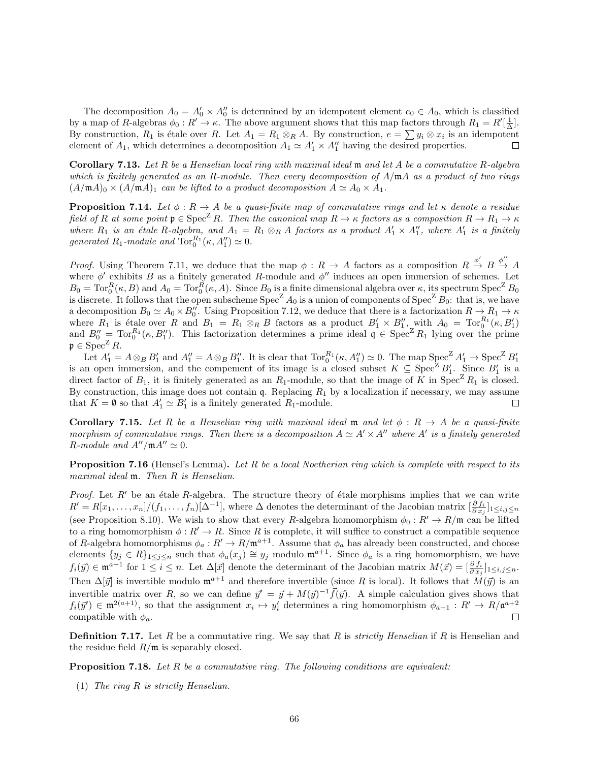The decomposition $A_0 = A_0' \times A_0''$ is determined by an idempotent element $e_0 \in A_0$, which is classified by a map of $R$-algebras $\phi_0 : R' \to \kappa$. The above argument shows that this map factors through $R_1 = R'[\frac{1}{\Delta}]$. By construction, $R_1$ is étale over $R$. Let $A_1 = R_1 \otimes_R A$. By construction, $e = \sum y_i \otimes x_i$ is an idempotent element of $A_1$, which determines a decomposition $A_1 \simeq A_1' \times A_1''$ having the desired properties. □

**Corollary 7.13.** *Let $R$ be a Henselian local ring with maximal ideal $\mathfrak{m}$ and let $A$ be a commutative $R$-algebra which is finitely generated as an $R$-module. Then every decomposition of $A/\mathfrak{m}A$ as a product of two rings $(A/\mathfrak{m}A)_0 \times (A/\mathfrak{m}A)_1$ can be lifted to a product decomposition $A \simeq A_0 \times A_1$.*

**Proposition 7.14.** *Let $\phi : R \to A$ be a quasi-finite map of commutative rings and let $\kappa$ denote a residue field of $R$ at some point $\mathfrak{p} \in \mathrm{Spec}^{\mathrm{Z}} R$. Then the canonical map $R \to \kappa$ factors as a composition $R \to R_1 \to \kappa$ where $R_1$ is an étale $R$-algebra, and $A_1 = R_1 \otimes_R A$ factors as a product $A_1' \times A_1''$, where $A_1'$ is a finitely generated $R_1$-module and $\mathrm{Tor}_0^{R_1}(\kappa, A_1'') \simeq 0$.*

*Proof.* Using Theorem 7.11, we deduce that the map $\phi : R \to A$ factors as a composition $R \xrightarrow{\phi'} B \xrightarrow{\phi''} A$ where $\phi'$ exhibits $B$ as a finitely generated $R$-module and $\phi''$ induces an open immersion of schemes. Let $B_0 = \mathrm{Tor}_0^R(\kappa, B)$ and $A_0 = \mathrm{Tor}_0^R(\kappa, A)$. Since $B_0$ is a finite dimensional algebra over $\kappa$, its spectrum $\mathrm{Spec}^{\mathrm{Z}} B_0$ is discrete. It follows that the open subscheme $\mathrm{Spec}^{\mathrm{Z}} A_0$ is a union of components of $\mathrm{Spec}^{\mathrm{Z}} B_0$: that is, we have a decomposition $B_0 \simeq A_0 \times B_0''$. Using Proposition 7.12, we deduce that there is a factorization $R \to R_1 \to \kappa$ where $R_1$ is étale over $R$ and $B_1 = R_1 \otimes_R B$ factors as a product $B_1' \times B_1''$, with $A_0 = \mathrm{Tor}_0^{R_1}(\kappa, B_1')$ and $B_0'' = \mathrm{Tor}_0^{R_1}(\kappa, B_1'')$. This factorization determines a prime ideal $\mathfrak{q} \in \mathrm{Spec}^{\mathrm{Z}} R_1$ lying over the prime $\mathfrak{p} \in \mathrm{Spec}^{\mathrm{Z}} R$.

Let $A_1' = A \otimes_B B_1'$ and $A_1'' = A \otimes_B B_1''$. It is clear that $\mathrm{Tor}_0^{R_1}(\kappa, A_1'') \simeq 0$. The map $\mathrm{Spec}^{\mathrm{Z}} A_1' \to \mathrm{Spec}^{\mathrm{Z}} B_1'$ is an open immersion, and the compement of its image is a closed subset $K \subseteq \mathrm{Spec}^{\mathrm{Z}} B_1'$. Since $B_1'$ is a direct factor of $B_1$, it is finitely generated as an $R_1$-module, so that the image of $K$ in $\mathrm{Spec}^{\mathrm{Z}} R_1$ is closed. By construction, this image does not contain $\mathfrak{q}$. Replacing $R_1$ by a localization if necessary, we may assume that $K = \emptyset$ so that $A_1' \simeq B_1'$ is a finitely generated $R_1$-module. □

**Corollary 7.15.** *Let $R$ be a Henselian ring with maximal ideal $\mathfrak{m}$ and let $\phi : R \to A$ be a quasi-finite morphism of commutative rings. Then there is a decomposition $A \simeq A' \times A''$ where $A'$ is a finitely generated $R$-module and $A''/\mathfrak{m}A'' \simeq 0$.*

**Proposition 7.16** (Hensel's Lemma)**.** *Let $R$ be a local Noetherian ring which is complete with respect to its maximal ideal $\mathfrak{m}$. Then $R$ is Henselian.*

*Proof.* Let $R'$ be an étale $R$-algebra. The structure theory of étale morphisms implies that we can write $R' = R[x_1, \ldots, x_n]/(f_1, \ldots, f_n)[\Delta^{-1}]$, where $\Delta$ denotes the determinant of the Jacobian matrix $[\frac{\partial f_i}{\partial x_j}]_{1 \leq i,j \leq n}$ (see Proposition 8.10). We wish to show that every $R$-algebra homomorphism $\phi_0 : R' \to R/\mathfrak{m}$ can be lifted to a ring homomorphism $\phi : R' \to R$. Since $R$ is complete, it will suffice to construct a compatible sequence of $R$-algebra homomorphisms $\phi_a : R' \to R/\mathfrak{m}^{a+1}$. Assume that $\phi_a$ has already been constructed, and choose elements $\{y_j \in R\}_{1 \leq j \leq n}$ such that $\phi_a(x_j) \cong y_j$ modulo $\mathfrak{m}^{a+1}$. Since $\phi_a$ is a ring homomorphism, we have $f_i(\vec{y}) \in \mathfrak{m}^{a+1}$ for $1 \leq i \leq n$. Let $\Delta[\vec{x}]$ denote the determinant of the Jacobian matrix $M(\vec{x}) = [\frac{\partial f_i}{\partial x_j}]_{1 \leq i,j \leq n}$. Then $\Delta[\vec{y}]$ is invertible modulo $\mathfrak{m}^{a+1}$ and therefore invertible (since $R$ is local). It follows that $M(\vec{y})$ is an invertible matrix over $R$, so we can define $\vec{y}' = \vec{y} + M(\vec{y})^{-1}\vec{f}(\vec{y})$. A simple calculation gives shows that $f_i(\vec{y}') \in \mathfrak{m}^{2(a+1)}$, so that the assignment $x_i \mapsto y_i'$ determines a ring homomorphism $\phi_{a+1} : R' \to R/\mathfrak{a}^{a+2}$ compatible with $\phi_a$. □

**Definition 7.17.** Let $R$ be a commutative ring. We say that $R$ is *strictly Henselian* if $R$ is Henselian and the residue field $R/\mathfrak{m}$ is separably closed.

**Proposition 7.18.** *Let $R$ be a commutative ring. The following conditions are equivalent:*

(1) *The ring $R$ is strictly Henselian.*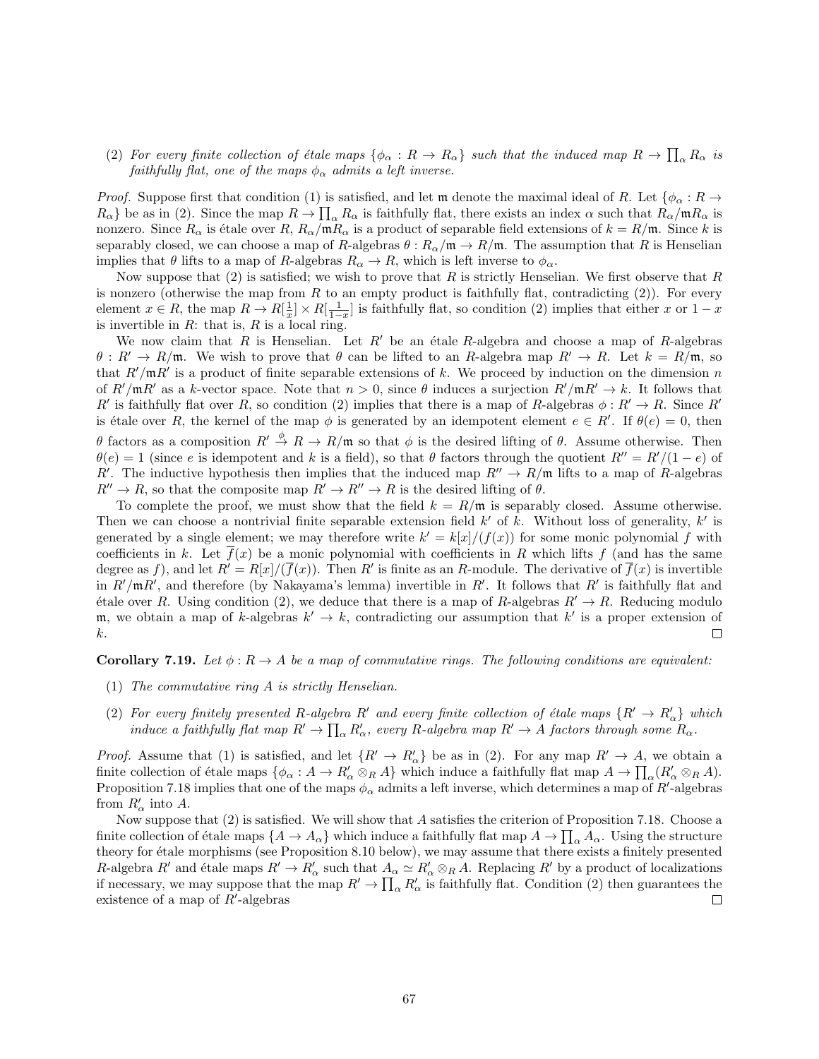(2) *For every finite collection of étale maps $\{\phi_\alpha : R \to R_\alpha\}$ such that the induced map $R \to \prod_\alpha R_\alpha$ is faithfully flat, one of the maps $\phi_\alpha$ admits a left inverse.*

*Proof.* Suppose first that condition (1) is satisfied, and let $\mathfrak{m}$ denote the maximal ideal of $R$. Let $\{\phi_\alpha : R \to R_\alpha\}$ be as in (2). Since the map $R \to \prod_\alpha R_\alpha$ is faithfully flat, there exists an index $\alpha$ such that $R_\alpha/\mathfrak{m}R_\alpha$ is nonzero. Since $R_\alpha$ is étale over $R$, $R_\alpha/\mathfrak{m}R_\alpha$ is a product of separable field extensions of $k = R/\mathfrak{m}$. Since $k$ is separably closed, we can choose a map of $R$-algebras $\theta : R_\alpha/\mathfrak{m} \to R/\mathfrak{m}$. The assumption that $R$ is Henselian implies that $\theta$ lifts to a map of $R$-algebras $R_\alpha \to R$, which is left inverse to $\phi_\alpha$.

Now suppose that (2) is satisfied; we wish to prove that $R$ is strictly Henselian. We first observe that $R$ is nonzero (otherwise the map from $R$ to an empty product is faithfully flat, contradicting (2)). For every element $x \in R$, the map $R \to R[\frac{1}{x}] \times R[\frac{1}{1-x}]$ is faithfully flat, so condition (2) implies that either $x$ or $1-x$ is invertible in $R$: that is, $R$ is a local ring.

We now claim that $R$ is Henselian. Let $R'$ be an étale $R$-algebra and choose a map of $R$-algebras $\theta : R' \to R/\mathfrak{m}$. We wish to prove that $\theta$ can be lifted to an $R$-algebra map $R' \to R$. Let $k = R/\mathfrak{m}$, so that $R'/\mathfrak{m}R'$ is a product of finite separable extensions of $k$. We proceed by induction on the dimension $n$ of $R'/\mathfrak{m}R'$ as a $k$-vector space. Note that $n > 0$, since $\theta$ induces a surjection $R'/\mathfrak{m}R' \to k$. It follows that $R'$ is faithfully flat over $R$, so condition (2) implies that there is a map of $R$-algebras $\phi : R' \to R$. Since $R'$ is étale over $R$, the kernel of the map $\phi$ is generated by an idempotent element $e \in R'$. If $\theta(e) = 0$, then $\theta$ factors as a composition $R' \xrightarrow{\phi} R \to R/\mathfrak{m}$ so that $\phi$ is the desired lifting of $\theta$. Assume otherwise. Then $\theta(e) = 1$ (since $e$ is idempotent and $k$ is a field), so that $\theta$ factors through the quotient $R'' = R'/(1-e)$ of $R'$. The inductive hypothesis then implies that the induced map $R'' \to R/\mathfrak{m}$ lifts to a map of $R$-algebras $R'' \to R$, so that the composite map $R' \to R'' \to R$ is the desired lifting of $\theta$.

To complete the proof, we must show that the field $k = R/\mathfrak{m}$ is separably closed. Assume otherwise. Then we can choose a nontrivial finite separable extension field $k'$ of $k$. Without loss of generality, $k'$ is generated by a single element; we may therefore write $k' = k[x]/(f(x))$ for some monic polynomial $f$ with coefficients in $k$. Let $\overline{f}(x)$ be a monic polynomial with coefficients in $R$ which lifts $f$ (and has the same degree as $f$), and let $R' = R[x]/(\overline{f}(x))$. Then $R'$ is finite as an $R$-module. The derivative of $\overline{f}(x)$ is invertible in $R'/\mathfrak{m}R'$, and therefore (by Nakayama's lemma) invertible in $R'$. It follows that $R'$ is faithfully flat and étale over $R$. Using condition (2), we deduce that there is a map of $R$-algebras $R' \to R$. Reducing modulo $\mathfrak{m}$, we obtain a map of $k$-algebras $k' \to k$, contradicting our assumption that $k'$ is a proper extension of $k$. □

**Corollary 7.19.** *Let $\phi : R \to A$ be a map of commutative rings. The following conditions are equivalent:*

(1) *The commutative ring $A$ is strictly Henselian.*

(2) *For every finitely presented $R$-algebra $R'$ and every finite collection of étale maps $\{R' \to R'_\alpha\}$ which induce a faithfully flat map $R' \to \prod_\alpha R'_\alpha$, every $R$-algebra map $R' \to A$ factors through some $R_\alpha$.*

*Proof.* Assume that (1) is satisfied, and let $\{R' \to R'_\alpha\}$ be as in (2). For any map $R' \to A$, we obtain a finite collection of étale maps $\{\phi_\alpha : A \to R'_\alpha \otimes_R A\}$ which induce a faithfully flat map $A \to \prod_\alpha (R'_\alpha \otimes_R A)$. Proposition 7.18 implies that one of the maps $\phi_\alpha$ admits a left inverse, which determines a map of $R'$-algebras from $R'_\alpha$ into $A$.

Now suppose that (2) is satisfied. We will show that $A$ satisfies the criterion of Proposition 7.18. Choose a finite collection of étale maps $\{A \to A_\alpha\}$ which induce a faithfully flat map $A \to \prod_\alpha A_\alpha$. Using the structure theory for étale morphisms (see Proposition 8.10 below), we may assume that there exists a finitely presented $R$-algebra $R'$ and étale maps $R' \to R'_\alpha$ such that $A_\alpha \simeq R'_\alpha \otimes_R A$. Replacing $R'$ by a product of localizations if necessary, we may suppose that the map $R' \to \prod_\alpha R'_\alpha$ is faithfully flat. Condition (2) then guarantees the existence of a map of $R'$-algebras □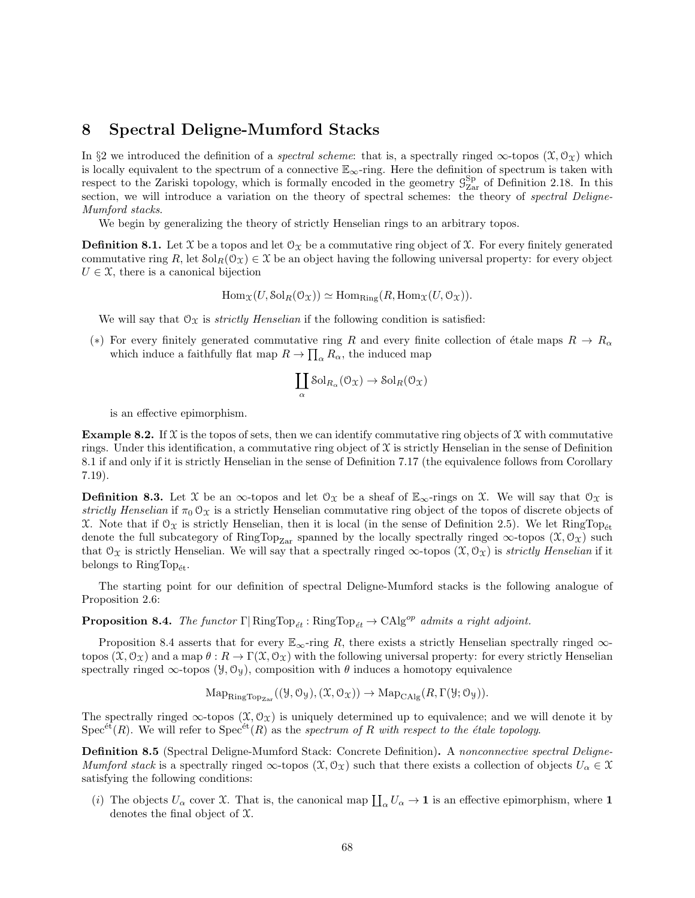# 8 Spectral Deligne-Mumford Stacks

In §2 we introduced the definition of a *spectral scheme*: that is, a spectrally ringed $\infty$-topos $(\mathcal{X}, \mathcal{O}_\mathcal{X})$ which is locally equivalent to the spectrum of a connective $\mathbb{E}_\infty$-ring. Here the definition of spectrum is taken with respect to the Zariski topology, which is formally encoded in the geometry $\mathcal{G}^{\mathrm{Sp}}_{\mathrm{Zar}}$ of Definition 2.18. In this section, we will introduce a variation on the theory of spectral schemes: the theory of *spectral Deligne-Mumford stacks*.

We begin by generalizing the theory of strictly Henselian rings to an arbitrary topos.

**Definition 8.1.** Let $\mathcal{X}$ be a topos and let $\mathcal{O}_\mathcal{X}$ be a commutative ring object of $\mathcal{X}$. For every finitely generated commutative ring $R$, let $\mathcal{S}\mathrm{ol}_R(\mathcal{O}_\mathcal{X}) \in \mathcal{X}$ be an object having the following universal property: for every object $U \in \mathcal{X}$, there is a canonical bijection

$$\mathrm{Hom}_\mathcal{X}(U, \mathcal{S}\mathrm{ol}_R(\mathcal{O}_\mathcal{X})) \simeq \mathrm{Hom}_{\mathrm{Ring}}(R, \mathrm{Hom}_\mathcal{X}(U, \mathcal{O}_\mathcal{X})).$$

We will say that $\mathcal{O}_\mathcal{X}$ is *strictly Henselian* if the following condition is satisfied:

$(*)$ For every finitely generated commutative ring $R$ and every finite collection of étale maps $R \to R_\alpha$ which induce a faithfully flat map $R \to \prod_\alpha R_\alpha$, the induced map

$$\coprod_\alpha \mathcal{S}\mathrm{ol}_{R_\alpha}(\mathcal{O}_\mathcal{X}) \to \mathcal{S}\mathrm{ol}_R(\mathcal{O}_\mathcal{X})$$

is an effective epimorphism.

**Example 8.2.** If $\mathcal{X}$ is the topos of sets, then we can identify commutative ring objects of $\mathcal{X}$ with commutative rings. Under this identification, a commutative ring object of $\mathcal{X}$ is strictly Henselian in the sense of Definition 8.1 if and only if it is strictly Henselian in the sense of Definition 7.17 (the equivalence follows from Corollary 7.19).

**Definition 8.3.** Let $\mathcal{X}$ be an $\infty$-topos and let $\mathcal{O}_\mathcal{X}$ be a sheaf of $\mathbb{E}_\infty$-rings on $\mathcal{X}$. We will say that $\mathcal{O}_\mathcal{X}$ is *strictly Henselian* if $\pi_0 \mathcal{O}_\mathcal{X}$ is a strictly Henselian commutative ring object of the topos of discrete objects of $\mathcal{X}$. Note that if $\mathcal{O}_\mathcal{X}$ is strictly Henselian, then it is local (in the sense of Definition 2.5). We let $\mathrm{RingTop}_{\text{ét}}$ denote the full subcategory of $\mathrm{RingTop}_{\mathrm{Zar}}$ spanned by the locally spectrally ringed $\infty$-topoi $(\mathcal{X}, \mathcal{O}_\mathcal{X})$ such that $\mathcal{O}_\mathcal{X}$ is strictly Henselian. We will say that a spectrally ringed $\infty$-topos $(\mathcal{X}, \mathcal{O}_\mathcal{X})$ is *strictly Henselian* if it belongs to $\mathrm{RingTop}_{\text{ét}}$.

The starting point for our definition of spectral Deligne-Mumford stacks is the following analogue of Proposition 2.6:

**Proposition 8.4.** *The functor $\Gamma | \mathrm{RingTop}_{\acute{e}t} : \mathrm{RingTop}_{\acute{e}t} \to \mathrm{CAlg}^{op}$ admits a right adjoint.*

Proposition 8.4 asserts that for every $\mathbb{E}_\infty$-ring $R$, there exists a strictly Henselian spectrally ringed $\infty$-topos $(\mathcal{X}, \mathcal{O}_\mathcal{X})$ and a map $\theta : R \to \Gamma(\mathcal{X}, \mathcal{O}_\mathcal{X})$ with the following universal property: for every strictly Henselian spectrally ringed $\infty$-topos $(\mathcal{Y}, \mathcal{O}_\mathcal{Y})$, composition with $\theta$ induces a homotopy equivalence

$$\mathrm{Map}_{\mathrm{RingTop}_{\mathrm{Zar}}}((\mathcal{Y}, \mathcal{O}_\mathcal{Y}), (\mathcal{X}, \mathcal{O}_\mathcal{X})) \to \mathrm{Map}_{\mathrm{CAlg}}(R, \Gamma(\mathcal{Y}; \mathcal{O}_\mathcal{Y})).$$

The spectrally ringed $\infty$-topos $(\mathcal{X}, \mathcal{O}_\mathcal{X})$ is uniquely determined up to equivalence; and we will denote it by $\mathrm{Spec}^{\text{ét}}(R)$. We will refer to $\mathrm{Spec}^{\text{ét}}(R)$ as the *spectrum of $R$ with respect to the étale topology*.

**Definition 8.5** (Spectral Deligne-Mumford Stack: Concrete Definition)**.** A *nonconnective spectral Deligne-Mumford stack* is a spectrally ringed $\infty$-topos $(\mathcal{X}, \mathcal{O}_\mathcal{X})$ such that there exists a collection of objects $U_\alpha \in \mathcal{X}$ satisfying the following conditions:

$(i)$ The objects $U_\alpha$ cover $\mathcal{X}$. That is, the canonical map $\coprod_\alpha U_\alpha \to \mathbf{1}$ is an effective epimorphism, where $\mathbf{1}$ denotes the final object of $\mathcal{X}$.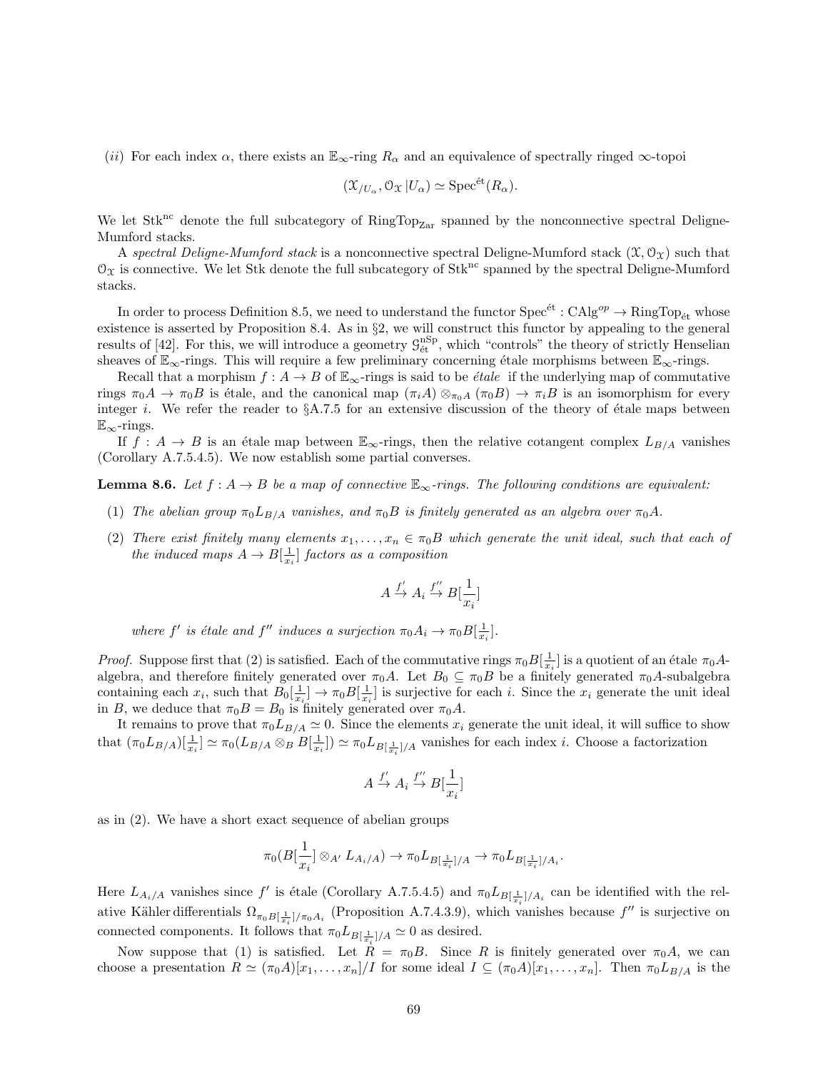(*ii*) For each index $\alpha$, there exists an $\mathbb{E}_\infty$-ring $R_\alpha$ and an equivalence of spectrally ringed $\infty$-topoi

$$(\mathcal{X}_{/U_\alpha}, \mathcal{O}_{\mathcal{X}} | U_\alpha) \simeq \operatorname{Spec}^{\text{ét}}(R_\alpha).$$

We let $\text{Stk}^{\text{nc}}$ denote the full subcategory of $\text{RingTop}_{\text{Zar}}$ spanned by the nonconnective spectral Deligne-Mumford stacks.

A *spectral Deligne-Mumford stack* is a nonconnective spectral Deligne-Mumford stack $(\mathcal{X}, \mathcal{O}_{\mathcal{X}})$ such that $\mathcal{O}_{\mathcal{X}}$ is connective. We let Stk denote the full subcategory of $\text{Stk}^{\text{nc}}$ spanned by the spectral Deligne-Mumford stacks.

In order to process Definition 8.5, we need to understand the functor $\operatorname{Spec}^{\text{ét}} : \text{CAlg}^{op} \to \text{RingTop}_{\text{ét}}$ whose existence is asserted by Proposition 8.4. As in §2, we will construct this functor by appealing to the general results of [42]. For this, we will introduce a geometry $\mathcal{G}^{\text{nSp}}_{\text{ét}}$, which "controls" the theory of strictly Henselian sheaves of $\mathbb{E}_\infty$-rings. This will require a few preliminary concerning étale morphisms between $\mathbb{E}_\infty$-rings.

Recall that a morphism $f : A \to B$ of $\mathbb{E}_\infty$-rings is said to be *étale* if the underlying map of commutative rings $\pi_0 A \to \pi_0 B$ is étale, and the canonical map $(\pi_i A) \otimes_{\pi_0 A} (\pi_0 B) \to \pi_i B$ is an isomorphism for every integer $i$. We refer the reader to §A.7.5 for an extensive discussion of the theory of étale maps between $\mathbb{E}_\infty$-rings.

If $f : A \to B$ is an étale map between $\mathbb{E}_\infty$-rings, then the relative cotangent complex $L_{B/A}$ vanishes (Corollary A.7.5.4.5). We now establish some partial converses.

**Lemma 8.6.** *Let $f : A \to B$ be a map of connective $\mathbb{E}_\infty$-rings. The following conditions are equivalent:*

1. *The abelian group $\pi_0 L_{B/A}$ vanishes, and $\pi_0 B$ is finitely generated as an algebra over $\pi_0 A$.*
2. *There exist finitely many elements $x_1, \ldots, x_n \in \pi_0 B$ which generate the unit ideal, such that each of the induced maps $A \to B[\frac{1}{x_i}]$ factors as a composition*

$$A \xrightarrow{f'} A_i \xrightarrow{f''} B[\frac{1}{x_i}]$$

*where $f'$ is étale and $f''$ induces a surjection $\pi_0 A_i \to \pi_0 B[\frac{1}{x_i}]$.*

*Proof.* Suppose first that (2) is satisfied. Each of the commutative rings $\pi_0 B[\frac{1}{x_i}]$ is a quotient of an étale $\pi_0 A$-algebra, and therefore finitely generated over $\pi_0 A$. Let $B_0 \subseteq \pi_0 B$ be a finitely generated $\pi_0 A$-subalgebra containing each $x_i$, such that $B_0[\frac{1}{x_i}] \to \pi_0 B[\frac{1}{x_i}]$ is surjective for each $i$. Since the $x_i$ generate the unit ideal in $B$, we deduce that $\pi_0 B = B_0$ is finitely generated over $\pi_0 A$.

It remains to prove that $\pi_0 L_{B/A} \simeq 0$. Since the elements $x_i$ generate the unit ideal, it will suffice to show that $(\pi_0 L_{B/A})[\frac{1}{x_i}] \simeq \pi_0 (L_{B/A} \otimes_B B[\frac{1}{x_i}]) \simeq \pi_0 L_{B[\frac{1}{x_i}]/A}$ vanishes for each index $i$. Choose a factorization

$$A \xrightarrow{f'} A_i \xrightarrow{f''} B[\frac{1}{x_i}]$$

as in (2). We have a short exact sequence of abelian groups

$$\pi_0 (B[\frac{1}{x_i}] \otimes_{A'} L_{A_i/A}) \to \pi_0 L_{B[\frac{1}{x_i}]/A} \to \pi_0 L_{B[\frac{1}{x_i}]/A_i}.$$

Here $L_{A_i/A}$ vanishes since $f'$ is étale (Corollary A.7.5.4.5) and $\pi_0 L_{B[\frac{1}{x_i}]/A_i}$ can be identified with the relative Kähler differentials $\Omega_{\pi_0 B[\frac{1}{x_i}]/\pi_0 A_i}$ (Proposition A.7.4.3.9), which vanishes because $f''$ is surjective on connected components. It follows that $\pi_0 L_{B[\frac{1}{x_i}]/A} \simeq 0$ as desired.

Now suppose that (1) is satisfied. Let $R = \pi_0 B$. Since $R$ is finitely generated over $\pi_0 A$, we can choose a presentation $R \simeq (\pi_0 A)[x_1, \ldots, x_n]/I$ for some ideal $I \subseteq (\pi_0 A)[x_1, \ldots, x_n]$. Then $\pi_0 L_{B/A}$ is the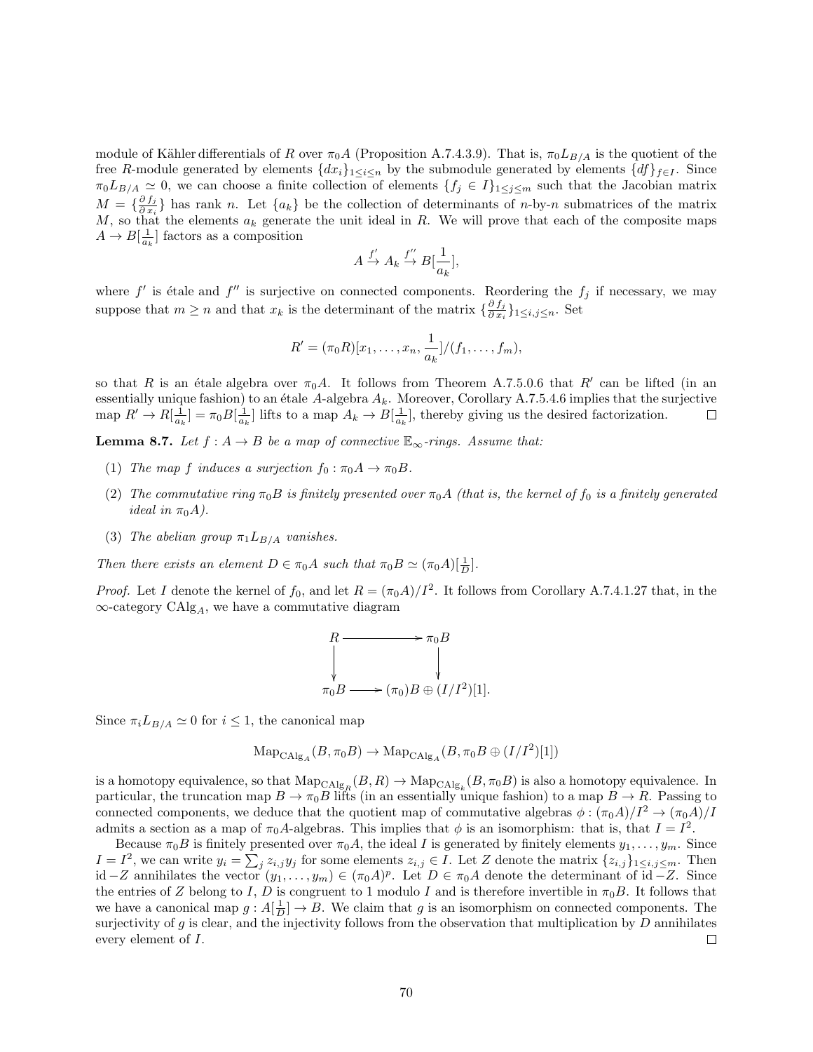module of Kähler differentials of $R$ over $\pi_0 A$ (Proposition A.7.4.3.9). That is, $\pi_0 L_{B/A}$ is the quotient of the free $R$-module generated by elements $\{dx_i\}_{1 \leq i \leq n}$ by the submodule generated by elements $\{df\}_{f \in I}$. Since $\pi_0 L_{B/A} \simeq 0$, we can choose a finite collection of elements $\{f_j \in I\}_{1 \leq j \leq m}$ such that the Jacobian matrix $M = \{\frac{\partial f_j}{\partial x_i}\}$ has rank $n$. Let $\{a_k\}$ be the collection of determinants of $n$-by-$n$ submatrices of the matrix $M$, so that the elements $a_k$ generate the unit ideal in $R$. We will prove that each of the composite maps $A \to B[\frac{1}{a_k}]$ factors as a composition

$$A \xrightarrow{f'} A_k \xrightarrow{f''} B[\frac{1}{a_k}],$$

where $f'$ is étale and $f''$ is surjective on connected components. Reordering the $f_j$ if necessary, we may suppose that $m \geq n$ and that $x_k$ is the determinant of the matrix $\{\frac{\partial f_j}{\partial x_i}\}_{1 \leq i,j \leq n}$. Set

$$R' = (\pi_0 R)[x_1, \ldots, x_n, \frac{1}{a_k}]/(f_1, \ldots, f_m),$$

so that $R$ is an étale algebra over $\pi_0 A$. It follows from Theorem A.7.5.0.6 that $R'$ can be lifted (in an essentially unique fashion) to an étale $A$-algebra $A_k$. Moreover, Corollary A.7.5.4.6 implies that the surjective map $R' \to R[\frac{1}{a_k}] = \pi_0 B[\frac{1}{a_k}]$ lifts to a map $A_k \to B[\frac{1}{a_k}]$, thereby giving us the desired factorization. □

**Lemma 8.7.** *Let $f : A \to B$ be a map of connective $\mathbb{E}_\infty$-rings. Assume that:*

1. *The map $f$ induces a surjection $f_0 : \pi_0 A \to \pi_0 B$.*
2. *The commutative ring $\pi_0 B$ is finitely presented over $\pi_0 A$ (that is, the kernel of $f_0$ is a finitely generated ideal in $\pi_0 A$).*
3. *The abelian group $\pi_1 L_{B/A}$ vanishes.*

*Then there exists an element $D \in \pi_0 A$ such that $\pi_0 B \simeq (\pi_0 A)[\frac{1}{D}]$.*

*Proof.* Let $I$ denote the kernel of $f_0$, and let $R = (\pi_0 A)/I^2$. It follows from Corollary A.7.4.1.27 that, in the $\infty$-category $\mathrm{CAlg}_A$, we have a commutative diagram

$$\begin{array}{ccc} R & \longrightarrow & \pi_0 B \\ \downarrow & & \downarrow \\ \pi_0 B & \longrightarrow & (\pi_0) B \oplus (I/I^2)[1]. \end{array}$$

Since $\pi_i L_{B/A} \simeq 0$ for $i \leq 1$, the canonical map

$$\mathrm{Map}_{\mathrm{CAlg}_A}(B, \pi_0 B) \to \mathrm{Map}_{\mathrm{CAlg}_A}(B, \pi_0 B \oplus (I/I^2)[1])$$

is a homotopy equivalence, so that $\mathrm{Map}_{\mathrm{CAlg}_R}(B, R) \to \mathrm{Map}_{\mathrm{CAlg}_k}(B, \pi_0 B)$ is also a homotopy equivalence. In particular, the truncation map $B \to \pi_0 B$ lifts (in an essentially unique fashion) to a map $B \to R$. Passing to connected components, we deduce that the quotient map of commutative algebras $\phi : (\pi_0 A)/I^2 \to (\pi_0 A)/I$ admits a section as a map of $\pi_0 A$-algebras. This implies that $\phi$ is an isomorphism: that is, that $I = I^2$.

Because $\pi_0 B$ is finitely presented over $\pi_0 A$, the ideal $I$ is generated by finitely elements $y_1, \ldots, y_m$. Since $I = I^2$, we can write $y_i = \sum_j z_{i,j} y_j$ for some elements $z_{i,j} \in I$. Let $Z$ denote the matrix $\{z_{i,j}\}_{1 \leq i,j \leq m}$. Then $\mathrm{id} - Z$ annihilates the vector $(y_1, \ldots, y_m) \in (\pi_0 A)^p$. Let $D \in \pi_0 A$ denote the determinant of $\mathrm{id} - Z$. Since the entries of $Z$ belong to $I$, $D$ is congruent to 1 modulo $I$ and is therefore invertible in $\pi_0 B$. It follows that we have a canonical map $g : A[\frac{1}{D}] \to B$. We claim that $g$ is an isomorphism on connected components. The surjectivity of $g$ is clear, and the injectivity follows from the observation that multiplication by $D$ annihilates every element of $I$. □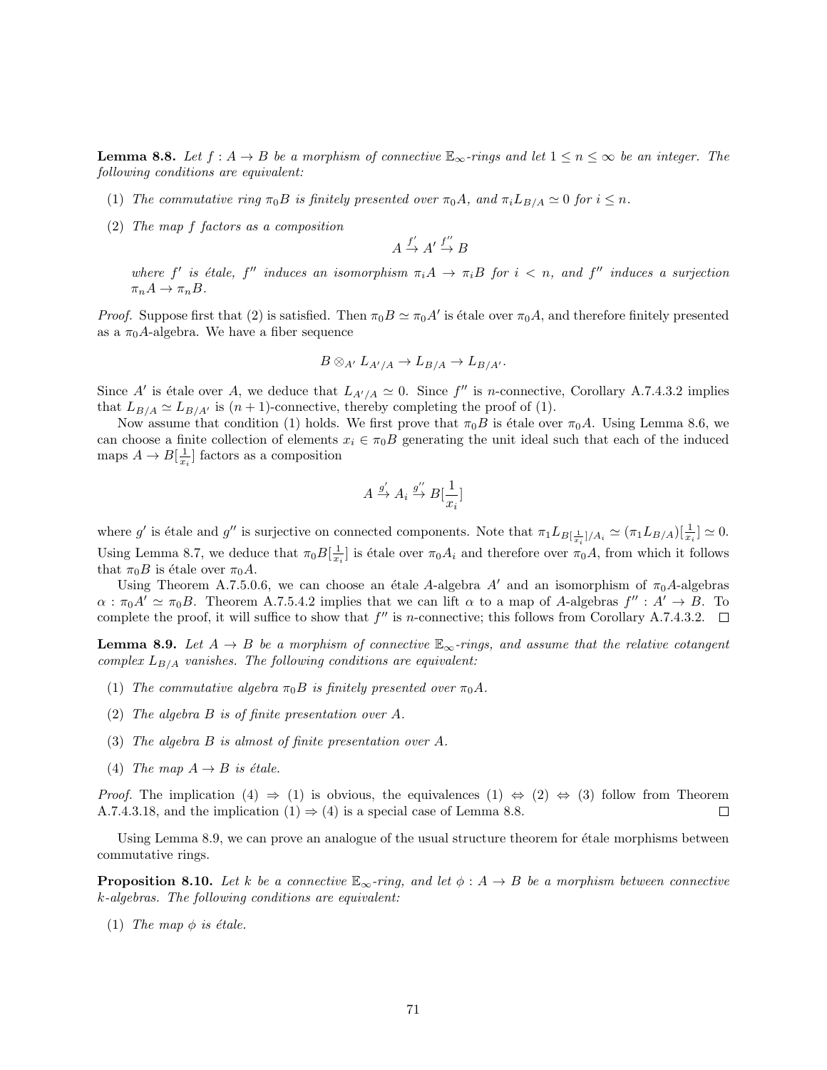**Lemma 8.8.** *Let $f : A \to B$ be a morphism of connective $\mathbb{E}_\infty$-rings and let $1 \leq n \leq \infty$ be an integer. The following conditions are equivalent:*

(1) *The commutative ring $\pi_0 B$ is finitely presented over $\pi_0 A$, and $\pi_i L_{B/A} \simeq 0$ for $i \leq n$.*

(2) *The map $f$ factors as a composition*

$$A \xrightarrow{f'} A' \xrightarrow{f''} B$$

*where $f'$ is étale, $f''$ induces an isomorphism $\pi_i A \to \pi_i B$ for $i < n$, and $f''$ induces a surjection $\pi_n A \to \pi_n B$.*

*Proof.* Suppose first that (2) is satisfied. Then $\pi_0 B \simeq \pi_0 A'$ is étale over $\pi_0 A$, and therefore finitely presented as a $\pi_0 A$-algebra. We have a fiber sequence

$$B \otimes_{A'} L_{A'/A} \to L_{B/A} \to L_{B/A'}.$$

Since $A'$ is étale over $A$, we deduce that $L_{A'/A} \simeq 0$. Since $f''$ is $n$-connective, Corollary A.7.4.3.2 implies that $L_{B/A} \simeq L_{B/A'}$ is $(n+1)$-connective, thereby completing the proof of (1).

Now assume that condition (1) holds. We first prove that $\pi_0 B$ is étale over $\pi_0 A$. Using Lemma 8.6, we can choose a finite collection of elements $x_i \in \pi_0 B$ generating the unit ideal such that each of the induced maps $A \to B[\frac{1}{x_i}]$ factors as a composition

$$A \xrightarrow{g'} A_i \xrightarrow{g''} B[\frac{1}{x_i}]$$

where $g'$ is étale and $g''$ is surjective on connected components. Note that $\pi_1 L_{B[\frac{1}{x_i}]/A_i} \simeq (\pi_1 L_{B/A})[\frac{1}{x_i}] \simeq 0$. Using Lemma 8.7, we deduce that $\pi_0 B[\frac{1}{x_i}]$ is étale over $\pi_0 A_i$ and therefore over $\pi_0 A$, from which it follows that $\pi_0 B$ is étale over $\pi_0 A$.

Using Theorem A.7.5.0.6, we can choose an étale $A$-algebra $A'$ and an isomorphism of $\pi_0 A$-algebras $\alpha : \pi_0 A' \simeq \pi_0 B$. Theorem A.7.5.4.2 implies that we can lift $\alpha$ to a map of $A$-algebras $f'' : A' \to B$. To complete the proof, it will suffice to show that $f''$ is $n$-connective; this follows from Corollary A.7.4.3.2. $\square$

**Lemma 8.9.** *Let $A \to B$ be a morphism of connective $\mathbb{E}_\infty$-rings, and assume that the relative cotangent complex $L_{B/A}$ vanishes. The following conditions are equivalent:*

(1) *The commutative algebra $\pi_0 B$ is finitely presented over $\pi_0 A$.*

(2) *The algebra $B$ is of finite presentation over $A$.*

(3) *The algebra $B$ is almost of finite presentation over $A$.*

(4) *The map $A \to B$ is étale.*

*Proof.* The implication (4) $\Rightarrow$ (1) is obvious, the equivalences (1) $\Leftrightarrow$ (2) $\Leftrightarrow$ (3) follow from Theorem A.7.4.3.18, and the implication (1) $\Rightarrow$ (4) is a special case of Lemma 8.8. $\square$

Using Lemma 8.9, we can prove an analogue of the usual structure theorem for étale morphisms between commutative rings.

**Proposition 8.10.** *Let $k$ be a connective $\mathbb{E}_\infty$-ring, and let $\phi : A \to B$ be a morphism between connective $k$-algebras. The following conditions are equivalent:*

(1) *The map $\phi$ is étale.*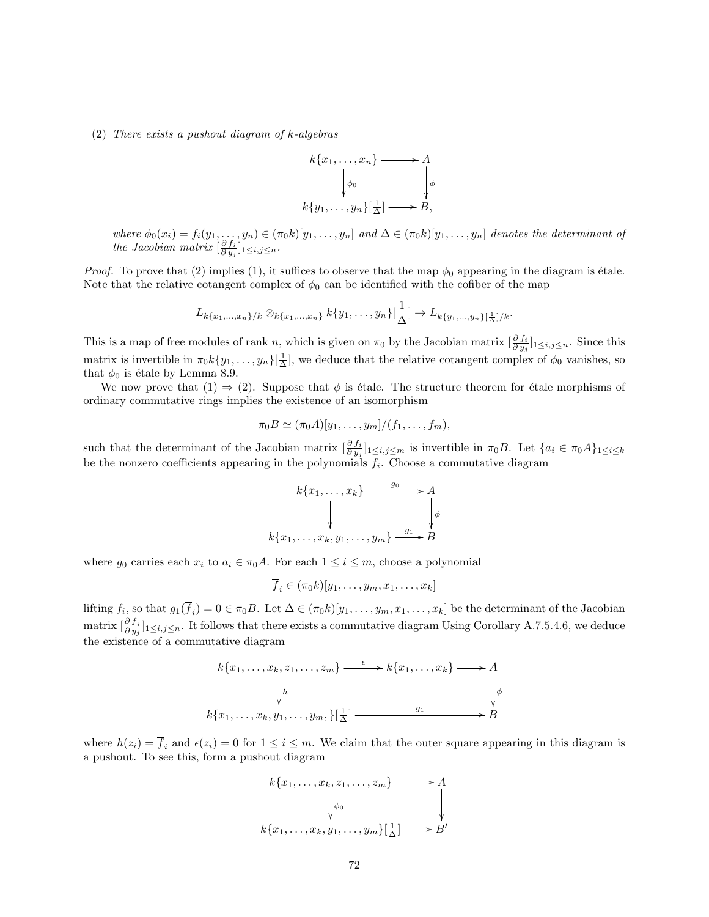(2) *There exists a pushout diagram of $k$-algebras*

$$\begin{array}{ccc} k\{x_1, \ldots, x_n\} & \longrightarrow & A \\ \Big\downarrow{\scriptstyle \phi_0} & & \Big\downarrow{\scriptstyle \phi} \\ k\{y_1, \ldots, y_n\}[\frac{1}{\Delta}] & \longrightarrow & B, \end{array}$$

*where $\phi_0(x_i) = f_i(y_1, \ldots, y_n) \in (\pi_0 k)[y_1, \ldots, y_n]$ and $\Delta \in (\pi_0 k)[y_1, \ldots, y_n]$ denotes the determinant of the Jacobian matrix $[\frac{\partial f_i}{\partial y_j}]_{1 \leq i,j \leq n}$.*

*Proof.* To prove that (2) implies (1), it suffices to observe that the map $\phi_0$ appearing in the diagram is étale. Note that the relative cotangent complex of $\phi_0$ can be identified with the cofiber of the map

$$L_{k\{x_1,\ldots,x_n\}/k} \otimes_{k\{x_1,\ldots,x_n\}} k\{y_1, \ldots, y_n\}[\frac{1}{\Delta}] \to L_{k\{y_1,\ldots,y_n\}[\frac{1}{\Delta}]/k}.$$

This is a map of free modules of rank $n$, which is given on $\pi_0$ by the Jacobian matrix $[\frac{\partial f_i}{\partial y_j}]_{1 \leq i,j \leq n}$. Since this matrix is invertible in $\pi_0 k\{y_1, \ldots, y_n\}[\frac{1}{\Delta}]$, we deduce that the relative cotangent complex of $\phi_0$ vanishes, so that $\phi_0$ is étale by Lemma 8.9.

We now prove that (1) $\Rightarrow$ (2). Suppose that $\phi$ is étale. The structure theorem for étale morphisms of ordinary commutative rings implies the existence of an isomorphism

$$\pi_0 B \simeq (\pi_0 A)[y_1, \ldots, y_m]/(f_1, \ldots, f_m),$$

such that the determinant of the Jacobian matrix $[\frac{\partial f_i}{\partial y_j}]_{1 \leq i,j \leq m}$ is invertible in $\pi_0 B$. Let $\{a_i \in \pi_0 A\}_{1 \leq i \leq k}$ be the nonzero coefficients appearing in the polynomials $f_i$. Choose a commutative diagram

$$\begin{array}{ccc} k\{x_1, \ldots, x_k\} & \xrightarrow{g_0} & A \\ \Big\downarrow & & \Big\downarrow{\scriptstyle \phi} \\ k\{x_1, \ldots, x_k, y_1, \ldots, y_m\} & \xrightarrow{g_1} & B \end{array}$$

where $g_0$ carries each $x_i$ to $a_i \in \pi_0 A$. For each $1 \leq i \leq m$, choose a polynomial

$$\overline{f}_i \in (\pi_0 k)[y_1, \ldots, y_m, x_1, \ldots, x_k]$$

lifting $f_i$, so that $g_1(\overline{f}_i) = 0 \in \pi_0 B$. Let $\Delta \in (\pi_0 k)[y_1, \ldots, y_m, x_1, \ldots, x_k]$ be the determinant of the Jacobian matrix $[\frac{\partial \overline{f}_i}{\partial y_j}]_{1 \leq i,j \leq n}$. It follows that there exists a commutative diagram Using Corollary A.7.5.4.6, we deduce the existence of a commutative diagram

$$\begin{array}{ccccc} k\{x_1, \ldots, x_k, z_1, \ldots, z_m\} & \xrightarrow{\epsilon} & k\{x_1, \ldots, x_k\} & \longrightarrow & A \\ \Big\downarrow{\scriptstyle h} & & & & \Big\downarrow{\scriptstyle \phi} \\ k\{x_1, \ldots, x_k, y_1, \ldots, y_m, \}[\frac{1}{\Delta}] & & \xrightarrow{\quad g_1 \quad} & & B \end{array}$$

where $h(z_i) = \overline{f}_i$ and $\epsilon(z_i) = 0$ for $1 \leq i \leq m$. We claim that the outer square appearing in this diagram is a pushout. To see this, form a pushout diagram

$$\begin{array}{ccc} k\{x_1, \ldots, x_k, z_1, \ldots, z_m\} & \longrightarrow & A \\ \Big\downarrow{\scriptstyle \phi_0} & & \Big\downarrow \\ k\{x_1, \ldots, x_k, y_1, \ldots, y_m\}[\frac{1}{\Delta}] & \longrightarrow & B' \end{array}$$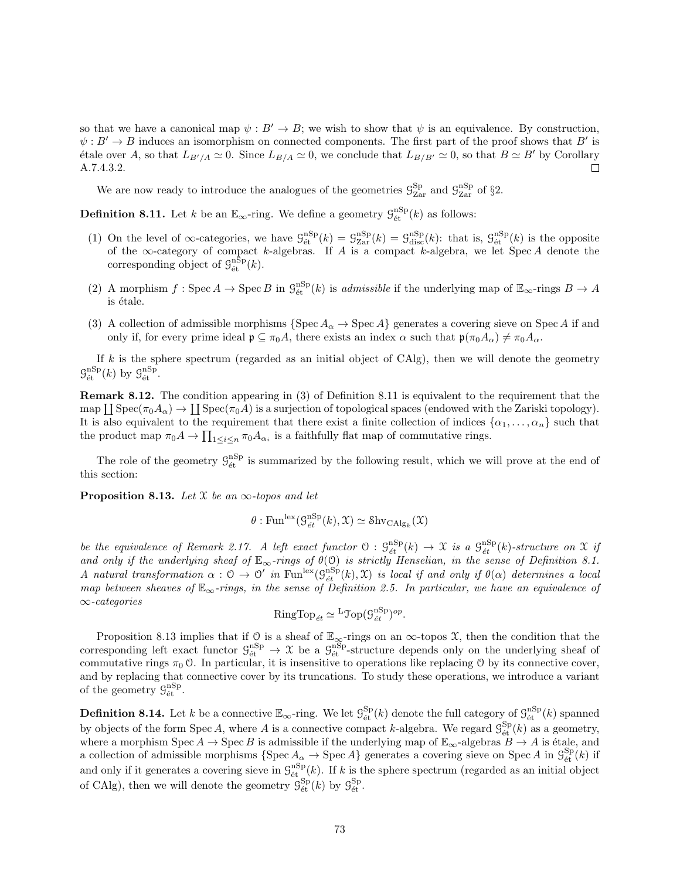so that we have a canonical map $\psi : B' \to B$; we wish to show that $\psi$ is an equivalence. By construction, $\psi : B' \to B$ induces an isomorphism on connected components. The first part of the proof shows that $B'$ is étale over $A$, so that $L_{B'/A} \simeq 0$. Since $L_{B/A} \simeq 0$, we conclude that $L_{B/B'} \simeq 0$, so that $B \simeq B'$ by Corollary A.7.4.3.2. □

We are now ready to introduce the analogues of the geometries $\mathcal{G}^{\mathrm{Sp}}_{\mathrm{Zar}}$ and $\mathcal{G}^{\mathrm{nSp}}_{\mathrm{Zar}}$ of §2.

**Definition 8.11.** Let $k$ be an $\mathbb{E}_\infty$-ring. We define a geometry $\mathcal{G}^{\mathrm{nSp}}_{\text{ét}}(k)$ as follows:

(1) On the level of $\infty$-categories, we have $\mathcal{G}^{\mathrm{nSp}}_{\text{ét}}(k) = \mathcal{G}^{\mathrm{nSp}}_{\mathrm{Zar}}(k) = \mathcal{G}^{\mathrm{nSp}}_{\mathrm{disc}}(k)$: that is, $\mathcal{G}^{\mathrm{nSp}}_{\text{ét}}(k)$ is the opposite of the $\infty$-category of compact $k$-algebras. If $A$ is a compact $k$-algebra, we let $\operatorname{Spec} A$ denote the corresponding object of $\mathcal{G}^{\mathrm{nSp}}_{\text{ét}}(k)$.

(2) A morphism $f : \operatorname{Spec} A \to \operatorname{Spec} B$ in $\mathcal{G}^{\mathrm{nSp}}_{\text{ét}}(k)$ is *admissible* if the underlying map of $\mathbb{E}_\infty$-rings $B \to A$ is étale.

(3) A collection of admissible morphisms $\{\operatorname{Spec} A_\alpha \to \operatorname{Spec} A\}$ generates a covering sieve on $\operatorname{Spec} A$ if and only if, for every prime ideal $\mathfrak{p} \subseteq \pi_0 A$, there exists an index $\alpha$ such that $\mathfrak{p}(\pi_0 A_\alpha) \neq \pi_0 A_\alpha$.

If $k$ is the sphere spectrum (regarded as an initial object of CAlg), then we will denote the geometry $\mathcal{G}^{\mathrm{nSp}}_{\text{ét}}(k)$ by $\mathcal{G}^{\mathrm{nSp}}_{\text{ét}}$.

**Remark 8.12.** The condition appearing in (3) of Definition 8.11 is equivalent to the requirement that the map $\coprod \operatorname{Spec}(\pi_0 A_\alpha) \to \coprod \operatorname{Spec}(\pi_0 A)$ is a surjection of topological spaces (endowed with the Zariski topology). It is also equivalent to the requirement that there exist a finite collection of indices $\{\alpha_1, \ldots, \alpha_n\}$ such that the product map $\pi_0 A \to \prod_{1 \leq i \leq n} \pi_0 A_{\alpha_i}$ is a faithfully flat map of commutative rings.

The role of the geometry $\mathcal{G}^{\mathrm{nSp}}_{\text{ét}}$ is summarized by the following result, which we will prove at the end of this section:

**Proposition 8.13.** *Let $\mathcal{X}$ be an $\infty$-topos and let*

$$\theta : \operatorname{Fun}^{\mathrm{lex}}(\mathcal{G}^{\mathrm{nSp}}_{\text{ét}}(k), \mathcal{X}) \simeq \operatorname{Shv}_{\mathrm{CAlg}_k}(\mathcal{X})$$

*be the equivalence of Remark 2.17. A left exact functor $\mathcal{O} : \mathcal{G}^{\mathrm{nSp}}_{\text{ét}}(k) \to \mathcal{X}$ is a $\mathcal{G}^{\mathrm{nSp}}_{\text{ét}}(k)$-structure on $\mathcal{X}$ if and only if the underlying sheaf of $\mathbb{E}_\infty$-rings of $\theta(\mathcal{O})$ is strictly Henselian, in the sense of Definition 8.1. A natural transformation $\alpha : \mathcal{O} \to \mathcal{O}'$ in $\operatorname{Fun}^{\mathrm{lex}}(\mathcal{G}^{\mathrm{nSp}}_{\text{ét}}(k), \mathcal{X})$ is local if and only if $\theta(\alpha)$ determines a local map between sheaves of $\mathbb{E}_\infty$-rings, in the sense of Definition 2.5. In particular, we have an equivalence of $\infty$-categories*

$$\mathrm{RingTop}_{\text{ét}} \simeq {}^{\mathrm{L}}\mathcal{T}\mathrm{op}(\mathcal{G}^{\mathrm{nSp}}_{\text{ét}})^{op}.$$

Proposition 8.13 implies that if $\mathcal{O}$ is a sheaf of $\mathbb{E}_\infty$-rings on an $\infty$-topos $\mathcal{X}$, then the condition that the corresponding left exact functor $\mathcal{G}^{\mathrm{nSp}}_{\text{ét}} \to \mathcal{X}$ be a $\mathcal{G}^{\mathrm{nSp}}_{\text{ét}}$-structure depends only on the underlying sheaf of commutative rings $\pi_0 \mathcal{O}$. In particular, it is insensitive to operations like replacing $\mathcal{O}$ by its connective cover, and by replacing that connective cover by its truncations. To study these operations, we introduce a variant of the geometry $\mathcal{G}^{\mathrm{nSp}}_{\text{ét}}$.

**Definition 8.14.** Let $k$ be a connective $\mathbb{E}_\infty$-ring. We let $\mathcal{G}^{\mathrm{Sp}}_{\text{ét}}(k)$ denote the full category of $\mathcal{G}^{\mathrm{nSp}}_{\text{ét}}(k)$ spanned by objects of the form $\operatorname{Spec} A$, where $A$ is a connective compact $k$-algebra. We regard $\mathcal{G}^{\mathrm{Sp}}_{\text{ét}}(k)$ as a geometry, where a morphism $\operatorname{Spec} A \to \operatorname{Spec} B$ is admissible if the underlying map of $\mathbb{E}_\infty$-algebras $B \to A$ is étale, and a collection of admissible morphisms $\{\operatorname{Spec} A_\alpha \to \operatorname{Spec} A\}$ generates a covering sieve on $\operatorname{Spec} A$ in $\mathcal{G}^{\mathrm{Sp}}_{\text{ét}}(k)$ if and only if it generates a covering sieve in $\mathcal{G}^{\mathrm{nSp}}_{\text{ét}}(k)$. If $k$ is the sphere spectrum (regarded as an initial object of CAlg), then we will denote the geometry $\mathcal{G}^{\mathrm{Sp}}_{\text{ét}}(k)$ by $\mathcal{G}^{\mathrm{Sp}}_{\text{ét}}$.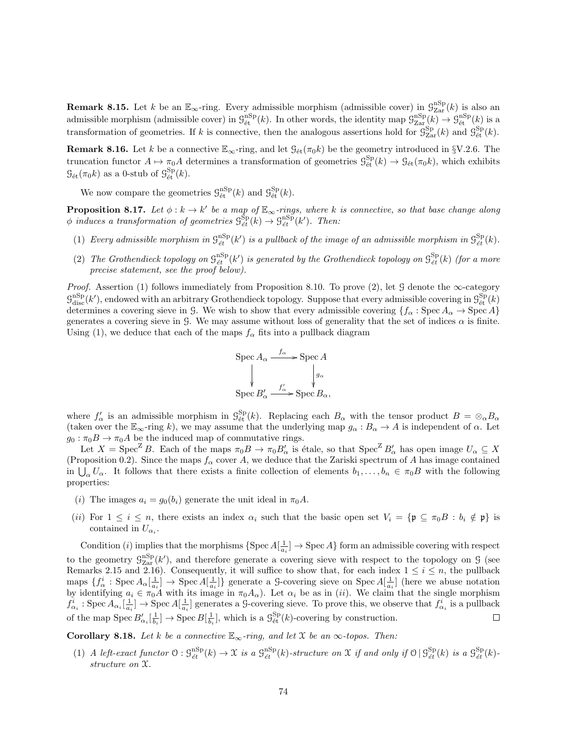**Remark 8.15.** Let $k$ be an $\mathbb{E}_\infty$-ring. Every admissible morphism (admissible cover) in $\mathcal{G}^{\mathrm{nSp}}_{\mathrm{Zar}}(k)$ is also an admissible morphism (admissible cover) in $\mathcal{G}^{\mathrm{nSp}}_{\text{ét}}(k)$. In other words, the identity map $\mathcal{G}^{\mathrm{nSp}}_{\mathrm{Zar}}(k) \to \mathcal{G}^{\mathrm{nSp}}_{\text{ét}}(k)$ is a transformation of geometries. If $k$ is connective, then the analogous assertions hold for $\mathcal{G}^{\mathrm{Sp}}_{\mathrm{Zar}}(k)$ and $\mathcal{G}^{\mathrm{Sp}}_{\text{ét}}(k)$.

**Remark 8.16.** Let $k$ be a connective $\mathbb{E}_\infty$-ring, and let $\mathcal{G}_{\text{ét}}(\pi_0 k)$ be the geometry introduced in §V.2.6. The truncation functor $A \mapsto \pi_0 A$ determines a transformation of geometries $\mathcal{G}^{\mathrm{Sp}}_{\text{ét}}(k) \to \mathcal{G}_{\text{ét}}(\pi_0 k)$, which exhibits $\mathcal{G}_{\text{ét}}(\pi_0 k)$ as a 0-stub of $\mathcal{G}^{\mathrm{Sp}}_{\text{ét}}(k)$.

We now compare the geometries $\mathcal{G}^{\mathrm{nSp}}_{\text{ét}}(k)$ and $\mathcal{G}^{\mathrm{Sp}}_{\text{ét}}(k)$.

**Proposition 8.17.** *Let $\phi : k \to k'$ be a map of $\mathbb{E}_\infty$-rings, where $k$ is connective, so that base change along $\phi$ induces a transformation of geometries $\mathcal{G}^{\mathrm{Sp}}_{\text{ét}}(k) \to \mathcal{G}^{\mathrm{nSp}}_{\text{ét}}(k')$. Then:*

1. *Every admissible morphism in $\mathcal{G}^{\mathrm{nSp}}_{\text{ét}}(k')$ is a pullback of the image of an admissible morphism in $\mathcal{G}^{\mathrm{Sp}}_{\text{ét}}(k)$.*
2. *The Grothendieck topology on $\mathcal{G}^{\mathrm{nSp}}_{\text{ét}}(k')$ is generated by the Grothendieck topology on $\mathcal{G}^{\mathrm{Sp}}_{\text{ét}}(k)$ (for a more precise statement, see the proof below).*

*Proof.* Assertion (1) follows immediately from Proposition 8.10. To prove (2), let $\mathcal{G}$ denote the $\infty$-category $\mathcal{G}^{\mathrm{nSp}}_{\mathrm{disc}}(k')$, endowed with an arbitrary Grothendieck topology. Suppose that every admissible covering in $\mathcal{G}^{\mathrm{Sp}}_{\text{ét}}(k)$ determines a covering sieve in $\mathcal{G}$. We wish to show that every admissible covering $\{f_\alpha : \operatorname{Spec} A_\alpha \to \operatorname{Spec} A\}$ generates a covering sieve in $\mathcal{G}$. We may assume without loss of generality that the set of indices $\alpha$ is finite. Using (1), we deduce that each of the maps $f_\alpha$ fits into a pullback diagram

$$\begin{array}{ccc} \operatorname{Spec} A_\alpha & \xrightarrow{f_\alpha} & \operatorname{Spec} A \\ \downarrow & & \downarrow{\scriptstyle g_\alpha} \\ \operatorname{Spec} B'_\alpha & \xrightarrow{f'_\alpha} & \operatorname{Spec} B_\alpha, \end{array}$$

where $f'_\alpha$ is an admissible morphism in $\mathcal{G}^{\mathrm{Sp}}_{\text{ét}}(k)$. Replacing each $B_\alpha$ with the tensor product $B = \otimes_\alpha B_\alpha$ (taken over the $\mathbb{E}_\infty$-ring $k$), we may assume that the underlying map $g_\alpha : B_\alpha \to A$ is independent of $\alpha$. Let $g_0 : \pi_0 B \to \pi_0 A$ be the induced map of commutative rings.

Let $X = \operatorname{Spec}^{\mathrm{Z}} B$. Each of the maps $\pi_0 B \to \pi_0 B'_\alpha$ is étale, so that $\operatorname{Spec}^{\mathrm{Z}} B'_\alpha$ has open image $U_\alpha \subseteq X$ (Proposition 0.2). Since the maps $f_\alpha$ cover $A$, we deduce that the Zariski spectrum of $A$ has image contained in $\bigcup_\alpha U_\alpha$. It follows that there exists a finite collection of elements $b_1, \ldots, b_n \in \pi_0 B$ with the following properties:

- $(i)$ The images $a_i = g_0(b_i)$ generate the unit ideal in $\pi_0 A$.
- $(ii)$ For $1 \leq i \leq n$, there exists an index $\alpha_i$ such that the basic open set $V_i = \{\mathfrak{p} \subseteq \pi_0 B : b_i \notin \mathfrak{p}\}$ is contained in $U_{\alpha_i}$.

Condition $(i)$ implies that the morphisms $\{\operatorname{Spec} A[\frac{1}{a_i}] \to \operatorname{Spec} A\}$ form an admissible covering with respect to the geometry $\mathcal{G}^{\mathrm{nSp}}_{\mathrm{Zar}}(k')$, and therefore generate a covering sieve with respect to the topology on $\mathcal{G}$ (see Remarks 2.15 and 2.16). Consequently, it will suffice to show that, for each index $1 \leq i \leq n$, the pullback maps $\{f^i_\alpha : \operatorname{Spec} A_\alpha[\frac{1}{a_i}] \to \operatorname{Spec} A[\frac{1}{a_i}]\}$ generate a $\mathcal{G}$-covering sieve on $\operatorname{Spec} A[\frac{1}{a_i}]$ (here we abuse notation by identifying $a_i \in \pi_0 A$ with its image in $\pi_0 A_\alpha$). Let $\alpha_i$ be as in $(ii)$. We claim that the single morphism $f^i_{\alpha_i} : \operatorname{Spec} A_{\alpha_i}[\frac{1}{a_i}] \to \operatorname{Spec} A[\frac{1}{a_i}]$ generates a $\mathcal{G}$-covering sieve. To prove this, we observe that $f^i_{\alpha_i}$ is a pullback of the map $\operatorname{Spec} B'_{\alpha_i}[\frac{1}{b_i}] \to \operatorname{Spec} B[\frac{1}{b_i}]$, which is a $\mathcal{G}^{\mathrm{Sp}}_{\text{ét}}(k)$-covering by construction. □

**Corollary 8.18.** *Let $k$ be a connective $\mathbb{E}_\infty$-ring, and let $\mathcal{X}$ be an $\infty$-topos. Then:*

1. *A left-exact functor $\mathcal{O} : \mathcal{G}^{\mathrm{nSp}}_{\text{ét}}(k) \to \mathcal{X}$ is a $\mathcal{G}^{\mathrm{nSp}}_{\text{ét}}(k)$-structure on $\mathcal{X}$ if and only if $\mathcal{O} \,|\, \mathcal{G}^{\mathrm{Sp}}_{\text{ét}}(k)$ is a $\mathcal{G}^{\mathrm{Sp}}_{\text{ét}}(k)$-structure on $\mathcal{X}$.*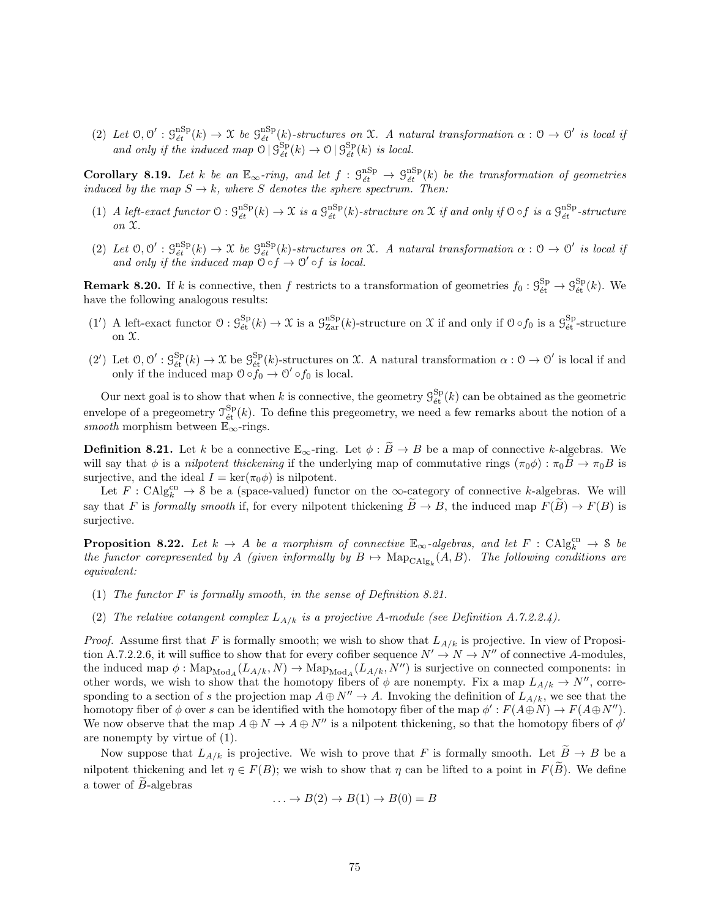(2) *Let $\mathcal{O}, \mathcal{O}' : \mathcal{G}^{\mathrm{nSp}}_{\acute{e}t}(k) \to \mathcal{X}$ be $\mathcal{G}^{\mathrm{nSp}}_{\acute{e}t}(k)$-structures on $\mathcal{X}$. A natural transformation $\alpha : \mathcal{O} \to \mathcal{O}'$ is local if and only if the induced map $\mathcal{O} \,|\, \mathcal{G}^{\mathrm{Sp}}_{\acute{e}t}(k) \to \mathcal{O} \,|\, \mathcal{G}^{\mathrm{Sp}}_{\acute{e}t}(k)$ is local.*

**Corollary 8.19.** *Let $k$ be an $\mathbb{E}_\infty$-ring, and let $f : \mathcal{G}^{\mathrm{nSp}}_{\acute{e}t} \to \mathcal{G}^{\mathrm{nSp}}_{\acute{e}t}(k)$ be the transformation of geometries induced by the map $S \to k$, where $S$ denotes the sphere spectrum. Then:*

(1) *A left-exact functor $\mathcal{O} : \mathcal{G}^{\mathrm{nSp}}_{\acute{e}t}(k) \to \mathcal{X}$ is a $\mathcal{G}^{\mathrm{nSp}}_{\acute{e}t}(k)$-structure on $\mathcal{X}$ if and only if $\mathcal{O} \circ f$ is a $\mathcal{G}^{\mathrm{nSp}}_{\acute{e}t}$-structure on $\mathcal{X}$.*

(2) *Let $\mathcal{O}, \mathcal{O}' : \mathcal{G}^{\mathrm{nSp}}_{\acute{e}t}(k) \to \mathcal{X}$ be $\mathcal{G}^{\mathrm{nSp}}_{\acute{e}t}(k)$-structures on $\mathcal{X}$. A natural transformation $\alpha : \mathcal{O} \to \mathcal{O}'$ is local if and only if the induced map $\mathcal{O} \circ f \to \mathcal{O}' \circ f$ is local.*

**Remark 8.20.** If $k$ is connective, then $f$ restricts to a transformation of geometries $f_0 : \mathcal{G}^{\mathrm{Sp}}_{\acute{e}t} \to \mathcal{G}^{\mathrm{Sp}}_{\acute{e}t}(k)$. We have the following analogous results:

(1′) A left-exact functor $\mathcal{O} : \mathcal{G}^{\mathrm{Sp}}_{\acute{e}t}(k) \to \mathcal{X}$ is a $\mathcal{G}^{\mathrm{nSp}}_{\mathrm{Zar}}(k)$-structure on $\mathcal{X}$ if and only if $\mathcal{O} \circ f_0$ is a $\mathcal{G}^{\mathrm{Sp}}_{\acute{e}t}$-structure on $\mathcal{X}$.

(2′) Let $\mathcal{O}, \mathcal{O}' : \mathcal{G}^{\mathrm{Sp}}_{\acute{e}t}(k) \to \mathcal{X}$ be $\mathcal{G}^{\mathrm{Sp}}_{\acute{e}t}(k)$-structures on $\mathcal{X}$. A natural transformation $\alpha : \mathcal{O} \to \mathcal{O}'$ is local if and only if the induced map $\mathcal{O} \circ f_0 \to \mathcal{O}' \circ f_0$ is local.

Our next goal is to show that when $k$ is connective, the geometry $\mathcal{G}^{\mathrm{Sp}}_{\acute{e}t}(k)$ can be obtained as the geometric envelope of a pregeometry $\mathcal{T}^{\mathrm{Sp}}_{\acute{e}t}(k)$. To define this pregeometry, we need a few remarks about the notion of a *smooth* morphism between $\mathbb{E}_\infty$-rings.

**Definition 8.21.** Let $k$ be a connective $\mathbb{E}_\infty$-ring. Let $\phi : \widetilde{B} \to B$ be a map of connective $k$-algebras. We will say that $\phi$ is a *nilpotent thickening* if the underlying map of commutative rings $(\pi_0 \phi) : \pi_0 \widetilde{B} \to \pi_0 B$ is surjective, and the ideal $I = \ker(\pi_0 \phi)$ is nilpotent.

Let $F : \mathrm{CAlg}^{\mathrm{cn}}_k \to \mathcal{S}$ be a (space-valued) functor on the $\infty$-category of connective $k$-algebras. We will say that $F$ is *formally smooth* if, for every nilpotent thickening $\widetilde{B} \to B$, the induced map $F(\widetilde{B}) \to F(B)$ is surjective.

**Proposition 8.22.** *Let $k \to A$ be a morphism of connective $\mathbb{E}_\infty$-algebras, and let $F : \mathrm{CAlg}^{\mathrm{cn}}_k \to \mathcal{S}$ be the functor corepresented by $A$ (given informally by $B \mapsto \mathrm{Map}_{\mathrm{CAlg}_k}(A, B)$. The following conditions are equivalent:*

(1) *The functor $F$ is formally smooth, in the sense of Definition 8.21.*

(2) *The relative cotangent complex $L_{A/k}$ is a projective $A$-module (see Definition A.7.2.2.4).*

*Proof.* Assume first that $F$ is formally smooth; we wish to show that $L_{A/k}$ is projective. In view of Proposition A.7.2.2.6, it will suffice to show that for every cofiber sequence $N' \to N \to N''$ of connective $A$-modules, the induced map $\phi : \mathrm{Map}_{\mathrm{Mod}_A}(L_{A/k}, N) \to \mathrm{Map}_{\mathrm{Mod}_A}(L_{A/k}, N'')$ is surjective on connected components: in other words, we wish to show that the homotopy fibers of $\phi$ are nonempty. Fix a map $L_{A/k} \to N''$, corresponding to a section of $s$ the projection map $A \oplus N'' \to A$. Invoking the definition of $L_{A/k}$, we see that the homotopy fiber of $\phi$ over $s$ can be identified with the homotopy fiber of the map $\phi' : F(A \oplus N) \to F(A \oplus N'')$. We now observe that the map $A \oplus N \to A \oplus N''$ is a nilpotent thickening, so that the homotopy fibers of $\phi'$ are nonempty by virtue of (1).

Now suppose that $L_{A/k}$ is projective. We wish to prove that $F$ is formally smooth. Let $\widetilde{B} \to B$ be a nilpotent thickening and let $\eta \in F(B)$; we wish to show that $\eta$ can be lifted to a point in $F(\widetilde{B})$. We define a tower of $\widetilde{B}$-algebras

$$\ldots \to B(2) \to B(1) \to B(0) = B$$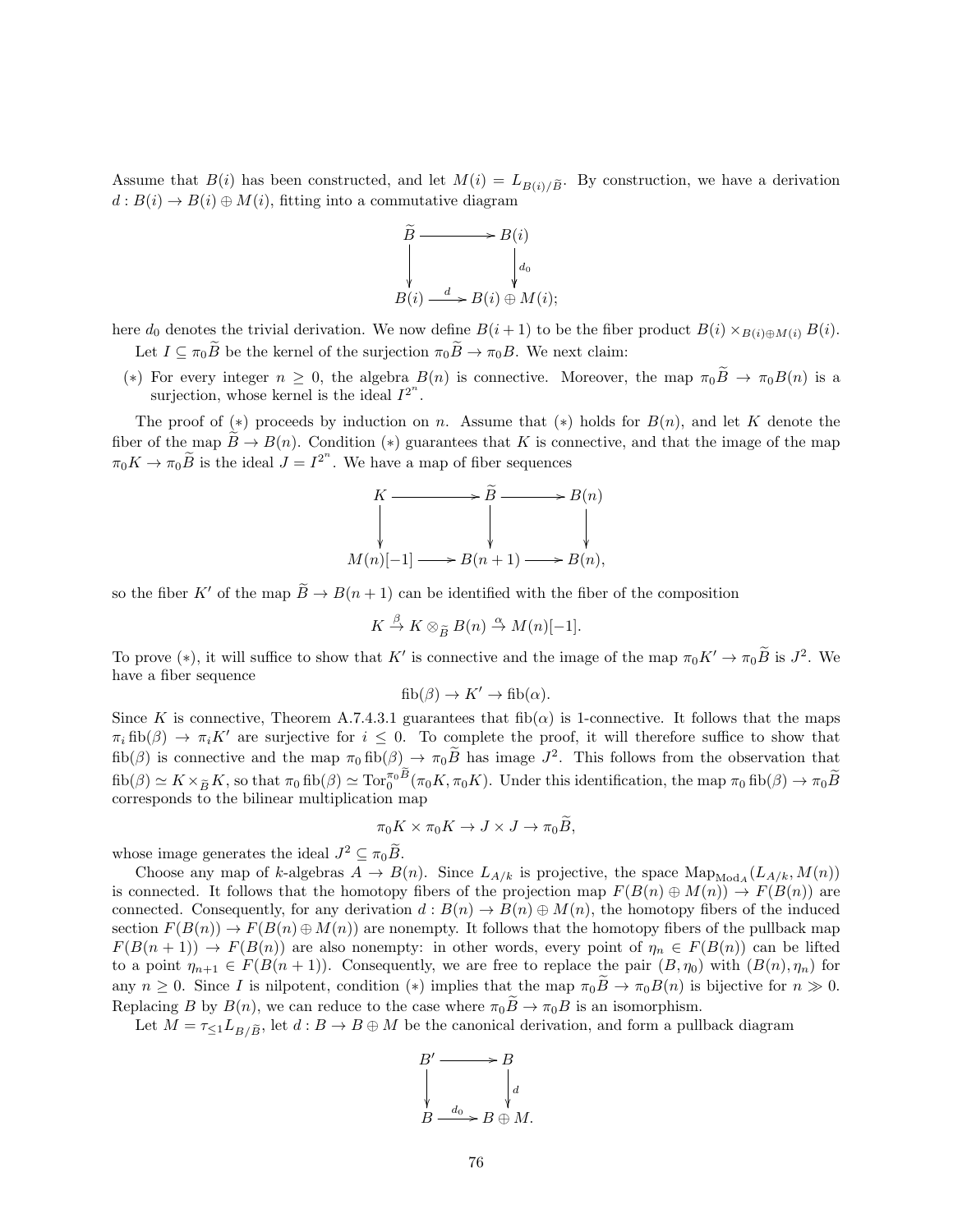Assume that $B(i)$ has been constructed, and let $M(i) = L_{B(i)/\widetilde{B}}$. By construction, we have a derivation $d : B(i) \to B(i) \oplus M(i)$, fitting into a commutative diagram

$$\begin{array}{ccc} \widetilde{B} & \longrightarrow & B(i) \\ \downarrow & & \downarrow d_0 \\ B(i) & \xrightarrow{d} & B(i) \oplus M(i); \end{array}$$

here $d_0$ denotes the trivial derivation. We now define $B(i+1)$ to be the fiber product $B(i) \times_{B(i) \oplus M(i)} B(i)$.

Let $I \subseteq \pi_0 \widetilde{B}$ be the kernel of the surjection $\pi_0 \widetilde{B} \to \pi_0 B$. We next claim:

$(*)$ For every integer $n \geq 0$, the algebra $B(n)$ is connective. Moreover, the map $\pi_0 \widetilde{B} \to \pi_0 B(n)$ is a surjection, whose kernel is the ideal $I^{2^n}$.

The proof of $(*)$ proceeds by induction on $n$. Assume that $(*)$ holds for $B(n)$, and let $K$ denote the fiber of the map $\widetilde{B} \to B(n)$. Condition $(*)$ guarantees that $K$ is connective, and that the image of the map $\pi_0 K \to \pi_0 \widetilde{B}$ is the ideal $J = I^{2^n}$. We have a map of fiber sequences

$$\begin{array}{ccccc} K & \longrightarrow & \widetilde{B} & \longrightarrow & B(n) \\ \downarrow & & \downarrow & & \downarrow \\ M(n)[-1] & \longrightarrow & B(n+1) & \longrightarrow & B(n), \end{array}$$

so the fiber $K'$ of the map $\widetilde{B} \to B(n+1)$ can be identified with the fiber of the composition

$$K \xrightarrow{\beta} K \otimes_{\widetilde{B}} B(n) \xrightarrow{\alpha} M(n)[-1].$$

To prove $(*)$, it will suffice to show that $K'$ is connective and the image of the map $\pi_0 K' \to \pi_0 \widetilde{B}$ is $J^2$. We have a fiber sequence

$$\mathrm{fib}(\beta) \to K' \to \mathrm{fib}(\alpha).$$

Since $K$ is connective, Theorem A.7.4.3.1 guarantees that $\mathrm{fib}(\alpha)$ is 1-connective. It follows that the maps $\pi_i \, \mathrm{fib}(\beta) \to \pi_i K'$ are surjective for $i \leq 0$. To complete the proof, it will therefore suffice to show that $\mathrm{fib}(\beta)$ is connective and the map $\pi_0 \, \mathrm{fib}(\beta) \to \pi_0 \widetilde{B}$ has image $J^2$. This follows from the observation that $\mathrm{fib}(\beta) \simeq K \times_{\widetilde{B}} K$, so that $\pi_0 \, \mathrm{fib}(\beta) \simeq \mathrm{Tor}_0^{\pi_0 \widetilde{B}}(\pi_0 K, \pi_0 K)$. Under this identification, the map $\pi_0 \, \mathrm{fib}(\beta) \to \pi_0 \widetilde{B}$ corresponds to the bilinear multiplication map

$$\pi_0 K \times \pi_0 K \to J \times J \to \pi_0 \widetilde{B},$$

whose image generates the ideal $J^2 \subseteq \pi_0 \widetilde{B}$.

Choose any map of $k$-algebras $A \to B(n)$. Since $L_{A/k}$ is projective, the space $\mathrm{Map}_{\mathrm{Mod}_A}(L_{A/k}, M(n))$ is connected. It follows that the homotopy fibers of the projection map $F(B(n) \oplus M(n)) \to F(B(n))$ are connected. Consequently, for any derivation $d : B(n) \to B(n) \oplus M(n)$, the homotopy fibers of the induced section $F(B(n)) \to F(B(n) \oplus M(n))$ are nonempty. It follows that the homotopy fibers of the pullback map $F(B(n+1)) \to F(B(n))$ are also nonempty: in other words, every point of $\eta_n \in F(B(n))$ can be lifted to a point $\eta_{n+1} \in F(B(n+1))$. Consequently, we are free to replace the pair $(B, \eta_0)$ with $(B(n), \eta_n)$ for any $n \geq 0$. Since $I$ is nilpotent, condition $(*)$ implies that the map $\pi_0 \widetilde{B} \to \pi_0 B(n)$ is bijective for $n \gg 0$. Replacing $B$ by $B(n)$, we can reduce to the case where $\pi_0 \widetilde{B} \to \pi_0 B$ is an isomorphism.

Let $M = \tau_{\leq 1} L_{B/\widetilde{B}}$, let $d : B \to B \oplus M$ be the canonical derivation, and form a pullback diagram

$$\begin{array}{ccc} B' & \longrightarrow & B \\ \downarrow & & \downarrow d \\ B & \xrightarrow{d_0} & B \oplus M. \end{array}$$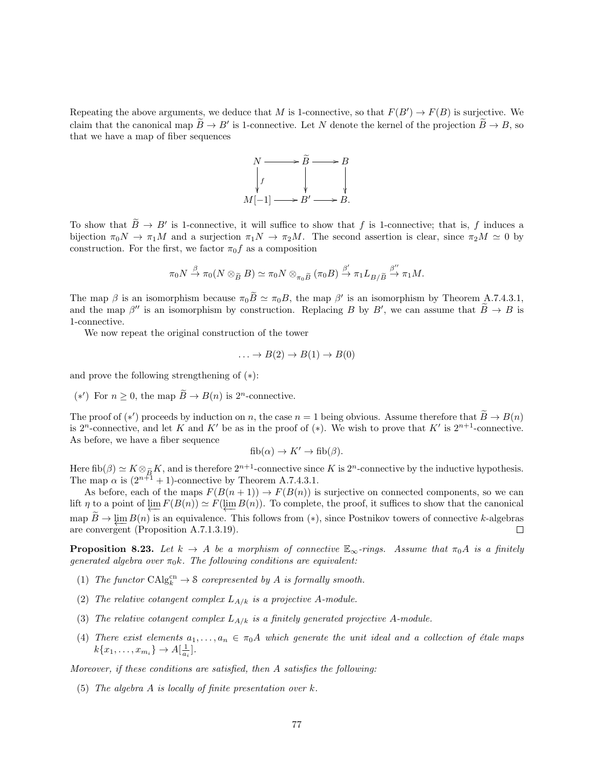Repeating the above arguments, we deduce that $M$ is 1-connective, so that $F(B') \to F(B)$ is surjective. We claim that the canonical map $\widetilde{B} \to B'$ is 1-connective. Let $N$ denote the kernel of the projection $\widetilde{B} \to B$, so that we have a map of fiber sequences

$$\begin{array}{ccccc} N & \longrightarrow & \widetilde{B} & \longrightarrow & B \\ \downarrow{\scriptstyle f} & & \downarrow & & \downarrow \\ M[-1] & \longrightarrow & B' & \longrightarrow & B. \end{array}$$

To show that $\widetilde{B} \to B'$ is 1-connective, it will suffice to show that $f$ is 1-connective; that is, $f$ induces a bijection $\pi_0 N \to \pi_1 M$ and a surjection $\pi_1 N \to \pi_2 M$. The second assertion is clear, since $\pi_2 M \simeq 0$ by construction. For the first, we factor $\pi_0 f$ as a composition

$$\pi_0 N \xrightarrow{\beta} \pi_0(N \otimes_{\widetilde{B}} B) \simeq \pi_0 N \otimes_{\pi_0 \widetilde{B}} (\pi_0 B) \xrightarrow{\beta'} \pi_1 L_{B/\widetilde{B}} \xrightarrow{\beta''} \pi_1 M.$$

The map $\beta$ is an isomorphism because $\pi_0 \widetilde{B} \simeq \pi_0 B$, the map $\beta'$ is an isomorphism by Theorem A.7.4.3.1, and the map $\beta''$ is an isomorphism by construction. Replacing $B$ by $B'$, we can assume that $\widetilde{B} \to B$ is 1-connective.

We now repeat the original construction of the tower

$$\ldots \to B(2) \to B(1) \to B(0)$$

and prove the following strengthening of $(*)$:

$(*')$ For $n \geq 0$, the map $\widetilde{B} \to B(n)$ is $2^n$-connective.

The proof of $(*')$ proceeds by induction on $n$, the case $n = 1$ being obvious. Assume therefore that $\widetilde{B} \to B(n)$ is $2^n$-connective, and let $K$ and $K'$ be as in the proof of $(*)$. We wish to prove that $K'$ is $2^{n+1}$-connective. As before, we have a fiber sequence

$$\mathrm{fib}(\alpha) \to K' \to \mathrm{fib}(\beta).$$

Here $\mathrm{fib}(\beta) \simeq K \otimes_{\widetilde{B}} K$, and is therefore $2^{n+1}$-connective since $K$ is $2^n$-connective by the inductive hypothesis. The map $\alpha$ is $(2^{n+1} + 1)$-connective by Theorem A.7.4.3.1.

As before, each of the maps $F(B(n+1)) \to F(B(n))$ is surjective on connected components, so we can lift $\eta$ to a point of $\varprojlim F(B(n)) \simeq F(\varprojlim B(n))$. To complete, the proof, it suffices to show that the canonical map $\widetilde{B} \to \varprojlim B(n)$ is an equivalence. This follows from $(*)$, since Postnikov towers of connective $k$-algebras are convergent (Proposition A.7.1.3.19). $\square$

**Proposition 8.23.** *Let $k \to A$ be a morphism of connective $\mathbb{E}_\infty$-rings. Assume that $\pi_0 A$ is a finitely generated algebra over $\pi_0 k$. The following conditions are equivalent:*

1. *The functor $\mathrm{CAlg}_k^{\mathrm{cn}} \to \mathcal{S}$ corepresented by $A$ is formally smooth.*
2. *The relative cotangent complex $L_{A/k}$ is a projective $A$-module.*
3. *The relative cotangent complex $L_{A/k}$ is a finitely generated projective $A$-module.*
4. *There exist elements $a_1, \ldots, a_n \in \pi_0 A$ which generate the unit ideal and a collection of étale maps $k\{x_1, \ldots, x_{m_i}\} \to A[\frac{1}{a_i}]$.*

*Moreover, if these conditions are satisfied, then $A$ satisfies the following:*

5. *The algebra $A$ is locally of finite presentation over $k$.*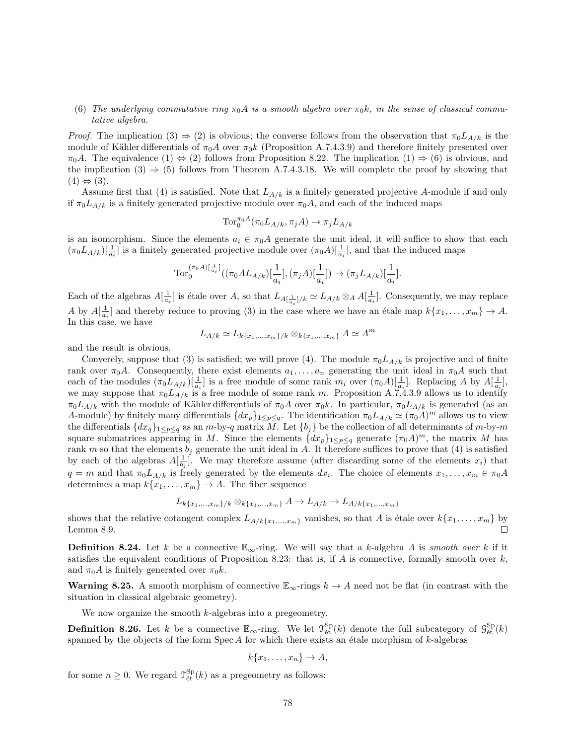(6) *The underlying commutative ring $\pi_0 A$ is a smooth algebra over $\pi_0 k$, in the sense of classical commutative algebra.*

*Proof.* The implication (3) $\Rightarrow$ (2) is obvious; the converse follows from the observation that $\pi_0 L_{A/k}$ is the module of Kähler differentials of $\pi_0 A$ over $\pi_0 k$ (Proposition A.7.4.3.9) and therefore finitely presented over $\pi_0 A$. The equivalence (1) $\Leftrightarrow$ (2) follows from Proposition 8.22. The implication (1) $\Rightarrow$ (6) is obvious, and the implication (3) $\Rightarrow$ (5) follows from Theorem A.7.4.3.18. We will complete the proof by showing that (4) $\Leftrightarrow$ (3).

Assume first that (4) is satisfied. Note that $L_{A/k}$ is a finitely generated projective $A$-module if and only if $\pi_0 L_{A/k}$ is a finitely generated projective module over $\pi_0 A$, and each of the induced maps

$$\mathrm{Tor}_0^{\pi_0 A}(\pi_0 L_{A/k}, \pi_j A) \to \pi_j L_{A/k}$$

is an isomorphism. Since the elements $a_i \in \pi_0 A$ generate the unit ideal, it will suffice to show that each $(\pi_0 L_{A/k})[\frac{1}{a_i}]$ is a finitely generated projective module over $(\pi_0 A)[\frac{1}{a_i}]$, and that the induced maps

$$\mathrm{Tor}_0^{(\pi_0 A)[\frac{1}{a_i}]}((\pi_0 A L_{A/k})[\frac{1}{a_i}], (\pi_j A)[\frac{1}{a_i}]) \to (\pi_j L_{A/k})[\frac{1}{a_i}].$$

Each of the algebras $A[\frac{1}{a_i}]$ is étale over $A$, so that $L_{A[\frac{1}{a_i}]/k} \simeq L_{A/k} \otimes_A A[\frac{1}{a_i}]$. Consequently, we may replace $A$ by $A[\frac{1}{a_i}]$ and thereby reduce to proving (3) in the case where we have an étale map $k\{x_1, \ldots, x_m\} \to A$. In this case, we have

$$L_{A/k} \simeq L_{k\{x_1,\ldots,x_m\}/k} \otimes_{k\{x_1,\ldots,x_m\}} A \simeq A^m$$

and the result is obvious.

Converely, suppose that (3) is satisfied; we will prove (4). The module $\pi_0 L_{A/k}$ is projective and of finite rank over $\pi_0 A$. Consequently, there exist elements $a_1, \ldots, a_n$ generating the unit ideal in $\pi_0 A$ such that each of the modules $(\pi_0 L_{A/k})[\frac{1}{a_i}]$ is a free module of some rank $m_i$ over $(\pi_0 A)[\frac{1}{a_i}]$. Replacing $A$ by $A[\frac{1}{a_i}]$, we may suppose that $\pi_0 L_{A/k}$ is a free module of some rank $m$. Proposition A.7.4.3.9 allows us to identify $\pi_0 L_{A/k}$ with the module of Kähler differentials of $\pi_0 A$ over $\pi_0 k$. In particular, $\pi_0 L_{A/k}$ is generated (as an $A$-module) by finitely many differentials $\{dx_p\}_{1 \leq p \leq q}$. The identification $\pi_0 L_{A/k} \simeq (\pi_0 A)^m$ allows us to view the differentials $\{dx_q\}_{1 \leq p \leq q}$ as an $m$-by-$q$ matrix $M$. Let $\{b_j\}$ be the collection of all determinants of $m$-by-$m$ square submatrices appearing in $M$. Since the elements $\{dx_p\}_{1 \leq p \leq q}$ generate $(\pi_0 A)^m$, the matrix $M$ has rank $m$ so that the elements $b_j$ generate the unit ideal in $A$. It therefore suffices to prove that (4) is satisfied by each of the algebras $A[\frac{1}{b_j}]$. We may therefore assume (after discarding some of the elements $x_i$) that $q = m$ and that $\pi_0 L_{A/k}$ is freely generated by the elements $dx_i$. The choice of elements $x_1, \ldots, x_m \in \pi_0 A$ determines a map $k\{x_1, \ldots, x_m\} \to A$. The fiber sequence

$$L_{k\{x_1,\ldots,x_m\}/k} \otimes_{k\{x_1,\ldots,x_m\}} A \to L_{A/k} \to L_{A/k\{x_1,\ldots,x_m\}}$$

shows that the relative cotangent complex $L_{A/k\{x_1,\ldots,x_m\}}$ vanishes, so that $A$ is étale over $k\{x_1, \ldots, x_m\}$ by Lemma 8.9. ☐

**Definition 8.24.** Let $k$ be a connective $\mathbb{E}_\infty$-ring. We will say that a $k$-algebra $A$ is *smooth over* $k$ if it satisfies the equivalent conditions of Proposition 8.23: that is, if $A$ is connective, formally smooth over $k$, and $\pi_0 A$ is finitely generated over $\pi_0 k$.

**Warning 8.25.** A smooth morphism of connective $\mathbb{E}_\infty$-rings $k \to A$ need not be flat (in contrast with the situation in classical algebraic geometry).

We now organize the smooth $k$-algebras into a pregeometry.

**Definition 8.26.** Let $k$ be a connective $\mathbb{E}_\infty$-ring. We let $\mathcal{T}_{\text{ét}}^{\mathrm{Sp}}(k)$ denote the full subcategory of $\mathcal{G}_{\text{ét}}^{\mathrm{Sp}}(k)$ spanned by the objects of the form $\operatorname{Spec} A$ for which there exists an étale morphism of $k$-algebras

$$k\{x_1, \ldots, x_n\} \to A,$$

for some $n \geq 0$. We regard $\mathcal{T}_{\text{ét}}^{\mathrm{Sp}}(k)$ as a pregeometry as follows: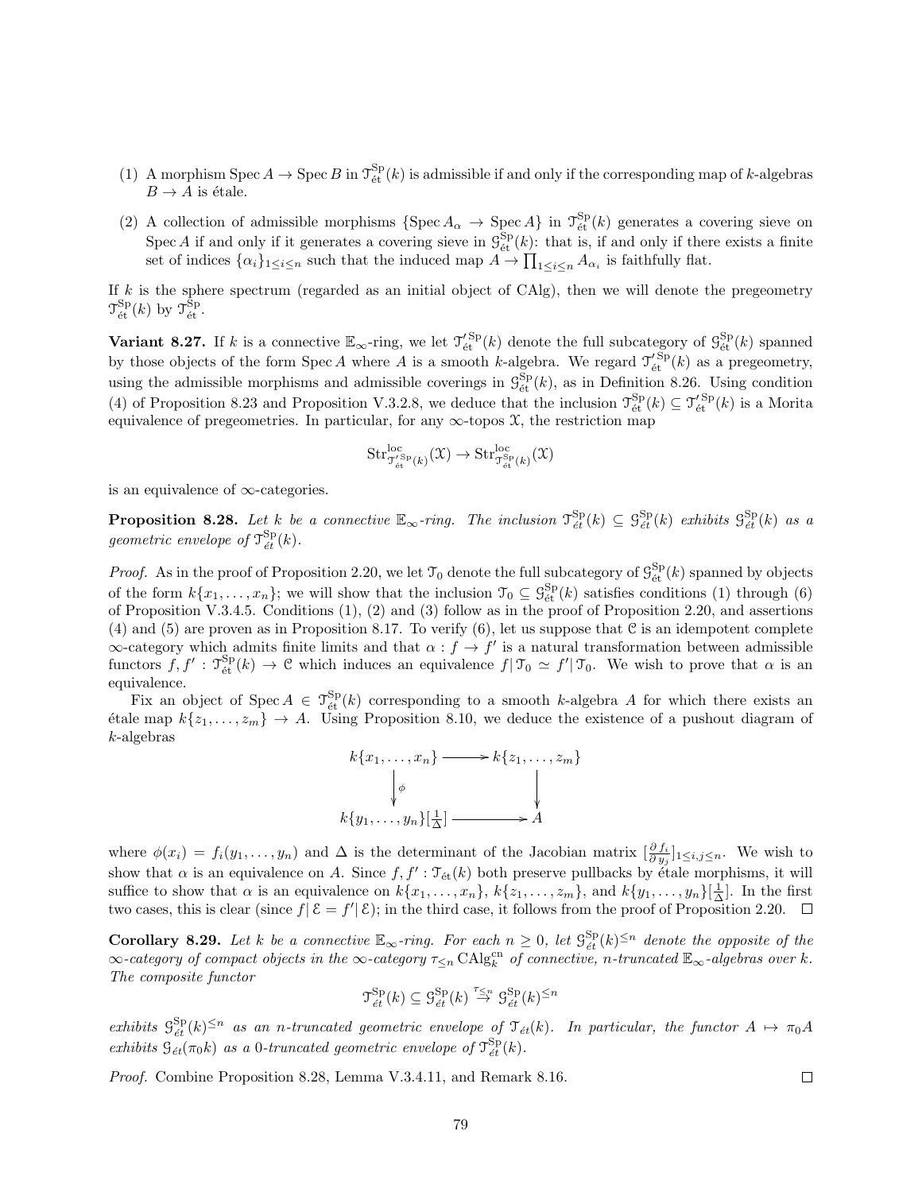(1) A morphism $\operatorname{Spec} A \to \operatorname{Spec} B$ in $\mathcal{T}^{\mathrm{Sp}}_{\text{ét}}(k)$ is admissible if and only if the corresponding map of $k$-algebras $B \to A$ is étale.

(2) A collection of admissible morphisms $\{\operatorname{Spec} A_\alpha \to \operatorname{Spec} A\}$ in $\mathcal{T}^{\mathrm{Sp}}_{\text{ét}}(k)$ generates a covering sieve on $\operatorname{Spec} A$ if and only if it generates a covering sieve in $\mathcal{G}^{\mathrm{Sp}}_{\text{ét}}(k)$: that is, if and only if there exists a finite set of indices $\{\alpha_i\}_{1 \leq i \leq n}$ such that the induced map $A \to \prod_{1 \leq i \leq n} A_{\alpha_i}$ is faithfully flat.

If $k$ is the sphere spectrum (regarded as an initial object of CAlg), then we will denote the pregeometry $\mathcal{T}^{\mathrm{Sp}}_{\text{ét}}(k)$ by $\mathcal{T}^{\mathrm{Sp}}_{\text{ét}}$.

**Variant 8.27.** If $k$ is a connective $\mathbb{E}_\infty$-ring, we let $\mathcal{T}'^{\mathrm{Sp}}_{\text{ét}}(k)$ denote the full subcategory of $\mathcal{G}^{\mathrm{Sp}}_{\text{ét}}(k)$ spanned by those objects of the form $\operatorname{Spec} A$ where $A$ is a smooth $k$-algebra. We regard $\mathcal{T}'^{\mathrm{Sp}}_{\text{ét}}(k)$ as a pregeometry, using the admissible morphisms and admissible coverings in $\mathcal{G}^{\mathrm{Sp}}_{\text{ét}}(k)$, as in Definition 8.26. Using condition (4) of Proposition 8.23 and Proposition V.3.2.8, we deduce that the inclusion $\mathcal{T}^{\mathrm{Sp}}_{\text{ét}}(k) \subseteq \mathcal{T}'^{\mathrm{Sp}}_{\text{ét}}(k)$ is a Morita equivalence of pregeometries. In particular, for any $\infty$-topos $\mathcal{X}$, the restriction map

$$\operatorname{Str}^{\mathrm{loc}}_{\mathcal{T}'^{\mathrm{Sp}}_{\text{ét}}(k)}(\mathcal{X}) \to \operatorname{Str}^{\mathrm{loc}}_{\mathcal{T}^{\mathrm{Sp}}_{\text{ét}}(k)}(\mathcal{X})$$

is an equivalence of $\infty$-categories.

**Proposition 8.28.** *Let $k$ be a connective $\mathbb{E}_\infty$-ring. The inclusion $\mathcal{T}^{\mathrm{Sp}}_{\text{ét}}(k) \subseteq \mathcal{G}^{\mathrm{Sp}}_{\text{ét}}(k)$ exhibits $\mathcal{G}^{\mathrm{Sp}}_{\text{ét}}(k)$ as a geometric envelope of $\mathcal{T}^{\mathrm{Sp}}_{\text{ét}}(k)$.*

*Proof.* As in the proof of Proposition 2.20, we let $\mathcal{T}_0$ denote the full subcategory of $\mathcal{G}^{\mathrm{Sp}}_{\text{ét}}(k)$ spanned by objects of the form $k\{x_1, \ldots, x_n\}$; we will show that the inclusion $\mathcal{T}_0 \subseteq \mathcal{G}^{\mathrm{Sp}}_{\text{ét}}(k)$ satisfies conditions (1) through (6) of Proposition V.3.4.5. Conditions (1), (2) and (3) follow as in the proof of Proposition 2.20, and assertions (4) and (5) are proven as in Proposition 8.17. To verify (6), let us suppose that $\mathcal{C}$ is an idempotent complete $\infty$-category which admits finite limits and that $\alpha : f \to f'$ is a natural transformation between admissible functors $f, f' : \mathcal{T}^{\mathrm{Sp}}_{\text{ét}}(k) \to \mathcal{C}$ which induces an equivalence $f | \mathcal{T}_0 \simeq f' | \mathcal{T}_0$. We wish to prove that $\alpha$ is an equivalence.

Fix an object of $\operatorname{Spec} A \in \mathcal{T}^{\mathrm{Sp}}_{\text{ét}}(k)$ corresponding to a smooth $k$-algebra $A$ for which there exists an étale map $k\{z_1, \ldots, z_m\} \to A$. Using Proposition 8.10, we deduce the existence of a pushout diagram of $k$-algebras

$$\begin{array}{ccc} k\{x_1, \ldots, x_n\} & \longrightarrow & k\{z_1, \ldots, z_m\} \\ \downarrow \phi & & \downarrow \\ k\{y_1, \ldots, y_n\}[\frac{1}{\Delta}] & \longrightarrow & A \end{array}$$

where $\phi(x_i) = f_i(y_1, \ldots, y_n)$ and $\Delta$ is the determinant of the Jacobian matrix $[\frac{\partial f_i}{\partial y_j}]_{1 \leq i,j \leq n}$. We wish to show that $\alpha$ is an equivalence on $A$. Since $f, f' : \mathcal{T}_{\text{ét}}(k)$ both preserve pullbacks by étale morphisms, it will suffice to show that $\alpha$ is an equivalence on $k\{x_1, \ldots, x_n\}$, $k\{z_1, \ldots, z_m\}$, and $k\{y_1, \ldots, y_n\}[\frac{1}{\Delta}]$. In the first two cases, this is clear (since $f | \mathcal{E} = f' | \mathcal{E}$); in the third case, it follows from the proof of Proposition 2.20. $\square$

**Corollary 8.29.** *Let $k$ be a connective $\mathbb{E}_\infty$-ring. For each $n \geq 0$, let $\mathcal{G}^{\mathrm{Sp}}_{\text{ét}}(k)^{\leq n}$ denote the opposite of the $\infty$-category of compact objects in the $\infty$-category $\tau_{\leq n} \operatorname{CAlg}^{\mathrm{cn}}_k$ of connective, $n$-truncated $\mathbb{E}_\infty$-algebras over $k$. The composite functor*

$$\mathcal{T}^{\mathrm{Sp}}_{\text{ét}}(k) \subseteq \mathcal{G}^{\mathrm{Sp}}_{\text{ét}}(k) \stackrel{\tau_{\leq n}}{\to} \mathcal{G}^{\mathrm{Sp}}_{\text{ét}}(k)^{\leq n}$$

*exhibits $\mathcal{G}^{\mathrm{Sp}}_{\text{ét}}(k)^{\leq n}$ as an $n$-truncated geometric envelope of $\mathcal{T}_{\text{ét}}(k)$. In particular, the functor $A \mapsto \pi_0 A$ exhibits $\mathcal{G}_{\text{ét}}(\pi_0 k)$ as a 0-truncated geometric envelope of $\mathcal{T}^{\mathrm{Sp}}_{\text{ét}}(k)$.*

*Proof.* Combine Proposition 8.28, Lemma V.3.4.11, and Remark 8.16. $\square$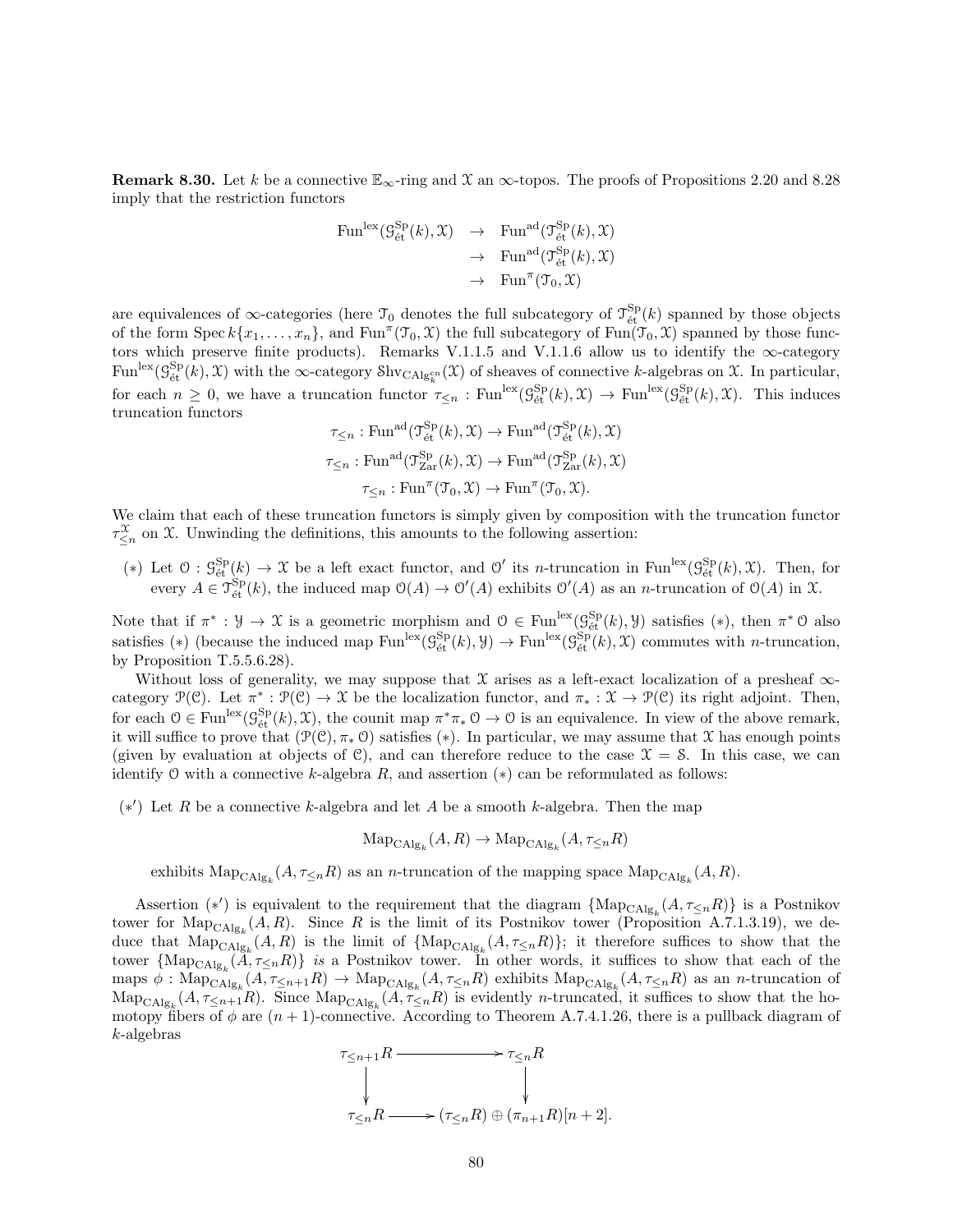**Remark 8.30.** Let $k$ be a connective $\mathbb{E}_\infty$-ring and $\mathcal{X}$ an $\infty$-topos. The proofs of Propositions 2.20 and 8.28 imply that the restriction functors

$$\begin{aligned}
\mathrm{Fun}^{\mathrm{lex}}(\mathcal{G}^{\mathrm{Sp}}_{\text{ét}}(k), \mathcal{X}) &\to \mathrm{Fun}^{\mathrm{ad}}(\mathcal{T}^{\mathrm{Sp}}_{\text{ét}}(k), \mathcal{X}) \\
&\to \mathrm{Fun}^{\mathrm{ad}}(\mathcal{T}^{\mathrm{Sp}}_{\text{ét}}(k), \mathcal{X}) \\
&\to \mathrm{Fun}^{\pi}(\mathcal{T}_0, \mathcal{X})
\end{aligned}$$

are equivalences of $\infty$-categories (here $\mathcal{T}_0$ denotes the full subcategory of $\mathcal{T}^{\mathrm{Sp}}_{\text{ét}}(k)$ spanned by those objects of the form $\mathrm{Spec}\, k\{x_1, \ldots, x_n\}$, and $\mathrm{Fun}^{\pi}(\mathcal{T}_0, \mathcal{X})$ the full subcategory of $\mathrm{Fun}(\mathcal{T}_0, \mathcal{X})$ spanned by those functors which preserve finite products). Remarks V.1.1.5 and V.1.1.6 allow us to identify the $\infty$-category $\mathrm{Fun}^{\mathrm{lex}}(\mathcal{G}^{\mathrm{Sp}}_{\text{ét}}(k), \mathcal{X})$ with the $\infty$-category $\mathcal{S}\mathrm{hv}_{\mathrm{CAlg}^{\mathrm{cn}}_k}(\mathcal{X})$ of sheaves of connective $k$-algebras on $\mathcal{X}$. In particular, for each $n \geq 0$, we have a truncation functor $\tau_{\leq n} : \mathrm{Fun}^{\mathrm{lex}}(\mathcal{G}^{\mathrm{Sp}}_{\text{ét}}(k), \mathcal{X}) \to \mathrm{Fun}^{\mathrm{lex}}(\mathcal{G}^{\mathrm{Sp}}_{\text{ét}}(k), \mathcal{X})$. This induces truncation functors

$$\tau_{\leq n} : \mathrm{Fun}^{\mathrm{ad}}(\mathcal{T}^{\mathrm{Sp}}_{\text{ét}}(k), \mathcal{X}) \to \mathrm{Fun}^{\mathrm{ad}}(\mathcal{T}^{\mathrm{Sp}}_{\text{ét}}(k), \mathcal{X})$$

$$\tau_{\leq n} : \mathrm{Fun}^{\mathrm{ad}}(\mathcal{T}^{\mathrm{Sp}}_{\mathrm{Zar}}(k), \mathcal{X}) \to \mathrm{Fun}^{\mathrm{ad}}(\mathcal{T}^{\mathrm{Sp}}_{\mathrm{Zar}}(k), \mathcal{X})$$

$$\tau_{\leq n} : \mathrm{Fun}^{\pi}(\mathcal{T}_0, \mathcal{X}) \to \mathrm{Fun}^{\pi}(\mathcal{T}_0, \mathcal{X}).$$

We claim that each of these truncation functors is simply given by composition with the truncation functor $\tau^{\mathcal{X}}_{\leq n}$ on $\mathcal{X}$. Unwinding the definitions, this amounts to the following assertion:

$(*)$ Let $\mathcal{O} : \mathcal{G}^{\mathrm{Sp}}_{\text{ét}}(k) \to \mathcal{X}$ be a left exact functor, and $\mathcal{O}'$ its $n$-truncation in $\mathrm{Fun}^{\mathrm{lex}}(\mathcal{G}^{\mathrm{Sp}}_{\text{ét}}(k), \mathcal{X})$. Then, for every $A \in \mathcal{T}^{\mathrm{Sp}}_{\text{ét}}(k)$, the induced map $\mathcal{O}(A) \to \mathcal{O}'(A)$ exhibits $\mathcal{O}'(A)$ as an $n$-truncation of $\mathcal{O}(A)$ in $\mathcal{X}$.

Note that if $\pi^* : \mathcal{Y} \to \mathcal{X}$ is a geometric morphism and $\mathcal{O} \in \mathrm{Fun}^{\mathrm{lex}}(\mathcal{G}^{\mathrm{Sp}}_{\text{ét}}(k), \mathcal{Y})$ satisfies $(*)$, then $\pi^* \mathcal{O}$ also satisfies $(*)$ (because the induced map $\mathrm{Fun}^{\mathrm{lex}}(\mathcal{G}^{\mathrm{Sp}}_{\text{ét}}(k), \mathcal{Y}) \to \mathrm{Fun}^{\mathrm{lex}}(\mathcal{G}^{\mathrm{Sp}}_{\text{ét}}(k), \mathcal{X})$ commutes with $n$-truncation, by Proposition T.5.5.6.28).

Without loss of generality, we may suppose that $\mathcal{X}$ arises as a left-exact localization of a presheaf $\infty$-category $\mathcal{P}(\mathcal{C})$. Let $\pi^* : \mathcal{P}(\mathcal{C}) \to \mathcal{X}$ be the localization functor, and $\pi_* : \mathcal{X} \to \mathcal{P}(\mathcal{C})$ its right adjoint. Then, for each $\mathcal{O} \in \mathrm{Fun}^{\mathrm{lex}}(\mathcal{G}^{\mathrm{Sp}}_{\text{ét}}(k), \mathcal{X})$, the counit map $\pi^* \pi_* \mathcal{O} \to \mathcal{O}$ is an equivalence. In view of the above remark, it will suffice to prove that $(\mathcal{P}(\mathcal{C}), \pi_* \mathcal{O})$ satisfies $(*)$. In particular, we may assume that $\mathcal{X}$ has enough points (given by evaluation at objects of $\mathcal{C}$), and can therefore reduce to the case $\mathcal{X} = \mathcal{S}$. In this case, we can identify $\mathcal{O}$ with a connective $k$-algebra $R$, and assertion $(*)$ can be reformulated as follows:

$(*')$ Let $R$ be a connective $k$-algebra and let $A$ be a smooth $k$-algebra. Then the map

$$\mathrm{Map}_{\mathrm{CAlg}_k}(A, R) \to \mathrm{Map}_{\mathrm{CAlg}_k}(A, \tau_{\leq n} R)$$

exhibits $\mathrm{Map}_{\mathrm{CAlg}_k}(A, \tau_{\leq n} R)$ as an $n$-truncation of the mapping space $\mathrm{Map}_{\mathrm{CAlg}_k}(A, R)$.

Assertion $(*')$ is equivalent to the requirement that the diagram $\{\mathrm{Map}_{\mathrm{CAlg}_k}(A, \tau_{\leq n} R)\}$ is a Postnikov tower for $\mathrm{Map}_{\mathrm{CAlg}_k}(A, R)$. Since $R$ is the limit of its Postnikov tower (Proposition A.7.1.3.19), we deduce that $\mathrm{Map}_{\mathrm{CAlg}_k}(A, R)$ is the limit of $\{\mathrm{Map}_{\mathrm{CAlg}_k}(A, \tau_{\leq n} R)\}$; it therefore suffices to show that the tower $\{\mathrm{Map}_{\mathrm{CAlg}_k}(A, \tau_{\leq n} R)\}$ *is* a Postnikov tower. In other words, it suffices to show that each of the maps $\phi : \mathrm{Map}_{\mathrm{CAlg}_k}(A, \tau_{\leq n+1} R) \to \mathrm{Map}_{\mathrm{CAlg}_k}(A, \tau_{\leq n} R)$ exhibits $\mathrm{Map}_{\mathrm{CAlg}_k}(A, \tau_{\leq n} R)$ as an $n$-truncation of $\mathrm{Map}_{\mathrm{CAlg}_k}(A, \tau_{\leq n+1} R)$. Since $\mathrm{Map}_{\mathrm{CAlg}_k}(A, \tau_{\leq n} R)$ is evidently $n$-truncated, it suffices to show that the homotopy fibers of $\phi$ are $(n+1)$-connective. According to Theorem A.7.4.1.26, there is a pullback diagram of $k$-algebras

$$\begin{array}{ccc}
\tau_{\leq n+1} R & \longrightarrow & \tau_{\leq n} R \\
\downarrow & & \downarrow \\
\tau_{\leq n} R & \longrightarrow & (\tau_{\leq n} R) \oplus (\pi_{n+1} R)[n+2].
\end{array}$$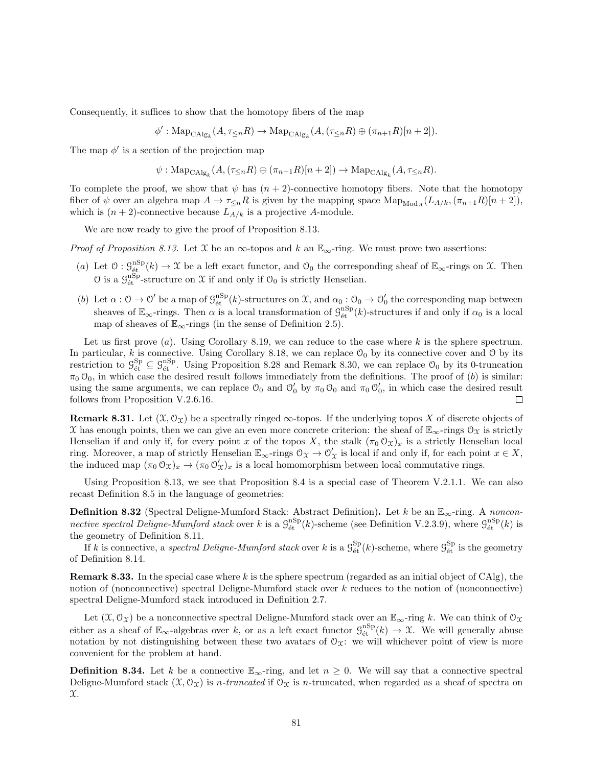Consequently, it suffices to show that the homotopy fibers of the map

$$\phi' : \mathrm{Map}_{\mathrm{CAlg}_k}(A, \tau_{\leq n} R) \to \mathrm{Map}_{\mathrm{CAlg}_k}(A, (\tau_{\leq n} R) \oplus (\pi_{n+1} R)[n+2]).$$

The map $\phi'$ is a section of the projection map

$$\psi : \mathrm{Map}_{\mathrm{CAlg}_k}(A, (\tau_{\leq n} R) \oplus (\pi_{n+1} R)[n+2]) \to \mathrm{Map}_{\mathrm{CAlg}_k}(A, \tau_{\leq n} R).$$

To complete the proof, we show that $\psi$ has $(n+2)$-connective homotopy fibers. Note that the homotopy fiber of $\psi$ over an algebra map $A \to \tau_{\leq n} R$ is given by the mapping space $\mathrm{Map}_{\mathrm{Mod}_A}(L_{A/k}, (\pi_{n+1} R)[n+2])$, which is $(n+2)$-connective because $L_{A/k}$ is a projective $A$-module.

We are now ready to give the proof of Proposition 8.13.

*Proof of Proposition 8.13.* Let $\mathcal{X}$ be an $\infty$-topos and $k$ an $\mathbb{E}_\infty$-ring. We must prove two assertions:

(a) Let $\mathcal{O} : \mathcal{G}^{\mathrm{nSp}}_{\text{ét}}(k) \to \mathcal{X}$ be a left exact functor, and $\mathcal{O}_0$ the corresponding sheaf of $\mathbb{E}_\infty$-rings on $\mathcal{X}$. Then $\mathcal{O}$ is a $\mathcal{G}^{\mathrm{nSp}}_{\text{ét}}$-structure on $\mathcal{X}$ if and only if $\mathcal{O}_0$ is strictly Henselian.

(b) Let $\alpha : \mathcal{O} \to \mathcal{O}'$ be a map of $\mathcal{G}^{\mathrm{nSp}}_{\text{ét}}(k)$-structures on $\mathcal{X}$, and $\alpha_0 : \mathcal{O}_0 \to \mathcal{O}'_0$ the corresponding map between sheaves of $\mathbb{E}_\infty$-rings. Then $\alpha$ is a local transformation of $\mathcal{G}^{\mathrm{nSp}}_{\text{ét}}(k)$-structures if and only if $\alpha_0$ is a local map of sheaves of $\mathbb{E}_\infty$-rings (in the sense of Definition 2.5).

Let us first prove $(a)$. Using Corollary 8.19, we can reduce to the case where $k$ is the sphere spectrum. In particular, $k$ is connective. Using Corollary 8.18, we can replace $\mathcal{O}_0$ by its connective cover and $\mathcal{O}$ by its restriction to $\mathcal{G}^{\mathrm{Sp}}_{\text{ét}} \subseteq \mathcal{G}^{\mathrm{nSp}}_{\text{ét}}$. Using Proposition 8.28 and Remark 8.30, we can replace $\mathcal{O}_0$ by its 0-truncation $\pi_0 \mathcal{O}_0$, in which case the desired result follows immediately from the definitions. The proof of $(b)$ is similar: using the same arguments, we can replace $\mathcal{O}_0$ and $\mathcal{O}'_0$ by $\pi_0 \mathcal{O}_0$ and $\pi_0 \mathcal{O}'_0$, in which case the desired result follows from Proposition V.2.6.16. $\square$

**Remark 8.31.** Let $(\mathcal{X}, \mathcal{O}_\mathcal{X})$ be a spectrally ringed $\infty$-topos. If the underlying topos $X$ of discrete objects of $\mathcal{X}$ has enough points, then we can give an even more concrete criterion: the sheaf of $\mathbb{E}_\infty$-rings $\mathcal{O}_\mathcal{X}$ is strictly Henselian if and only if, for every point $x$ of the topos $X$, the stalk $(\pi_0 \mathcal{O}_\mathcal{X})_x$ is a strictly Henselian local ring. Moreover, a map of strictly Henselian $\mathbb{E}_\infty$-rings $\mathcal{O}_\mathcal{X} \to \mathcal{O}'_\mathcal{X}$ is local if and only if, for each point $x \in X$, the induced map $(\pi_0 \mathcal{O}_\mathcal{X})_x \to (\pi_0 \mathcal{O}'_\mathcal{X})_x$ is a local homomorphism between local commutative rings.

Using Proposition 8.13, we see that Proposition 8.4 is a special case of Theorem V.2.1.1. We can also recast Definition 8.5 in the language of geometries:

**Definition 8.32** (Spectral Deligne-Mumford Stack: Abstract Definition)**.** Let $k$ be an $\mathbb{E}_\infty$-ring. A *nonconnective spectral Deligne-Mumford stack* over $k$ is a $\mathcal{G}^{\mathrm{nSp}}_{\text{ét}}(k)$-scheme (see Definition V.2.3.9), where $\mathcal{G}^{\mathrm{nSp}}_{\text{ét}}(k)$ is the geometry of Definition 8.11.

If $k$ is connective, a *spectral Deligne-Mumford stack* over $k$ is a $\mathcal{G}^{\mathrm{Sp}}_{\text{ét}}(k)$-scheme, where $\mathcal{G}^{\mathrm{Sp}}_{\text{ét}}$ is the geometry of Definition 8.14.

**Remark 8.33.** In the special case where $k$ is the sphere spectrum (regarded as an initial object of CAlg), the notion of (nonconnective) spectral Deligne-Mumford stack over $k$ reduces to the notion of (nonconnective) spectral Deligne-Mumford stack introduced in Definition 2.7.

Let $(\mathcal{X}, \mathcal{O}_\mathcal{X})$ be a nonconnective spectral Deligne-Mumford stack over an $\mathbb{E}_\infty$-ring $k$. We can think of $\mathcal{O}_\mathcal{X}$ either as a sheaf of $\mathbb{E}_\infty$-algebras over $k$, or as a left exact functor $\mathcal{G}^{\mathrm{nSp}}_{\text{ét}}(k) \to \mathcal{X}$. We will generally abuse notation by not distinguishing between these two avatars of $\mathcal{O}_\mathcal{X}$: we will whichever point of view is more convenient for the problem at hand.

**Definition 8.34.** Let $k$ be a connective $\mathbb{E}_\infty$-ring, and let $n \geq 0$. We will say that a connective spectral Deligne-Mumford stack $(\mathcal{X}, \mathcal{O}_\mathcal{X})$ is *$n$-truncated* if $\mathcal{O}_\mathcal{X}$ is $n$-truncated, when regarded as a sheaf of spectra on $\mathcal{X}$.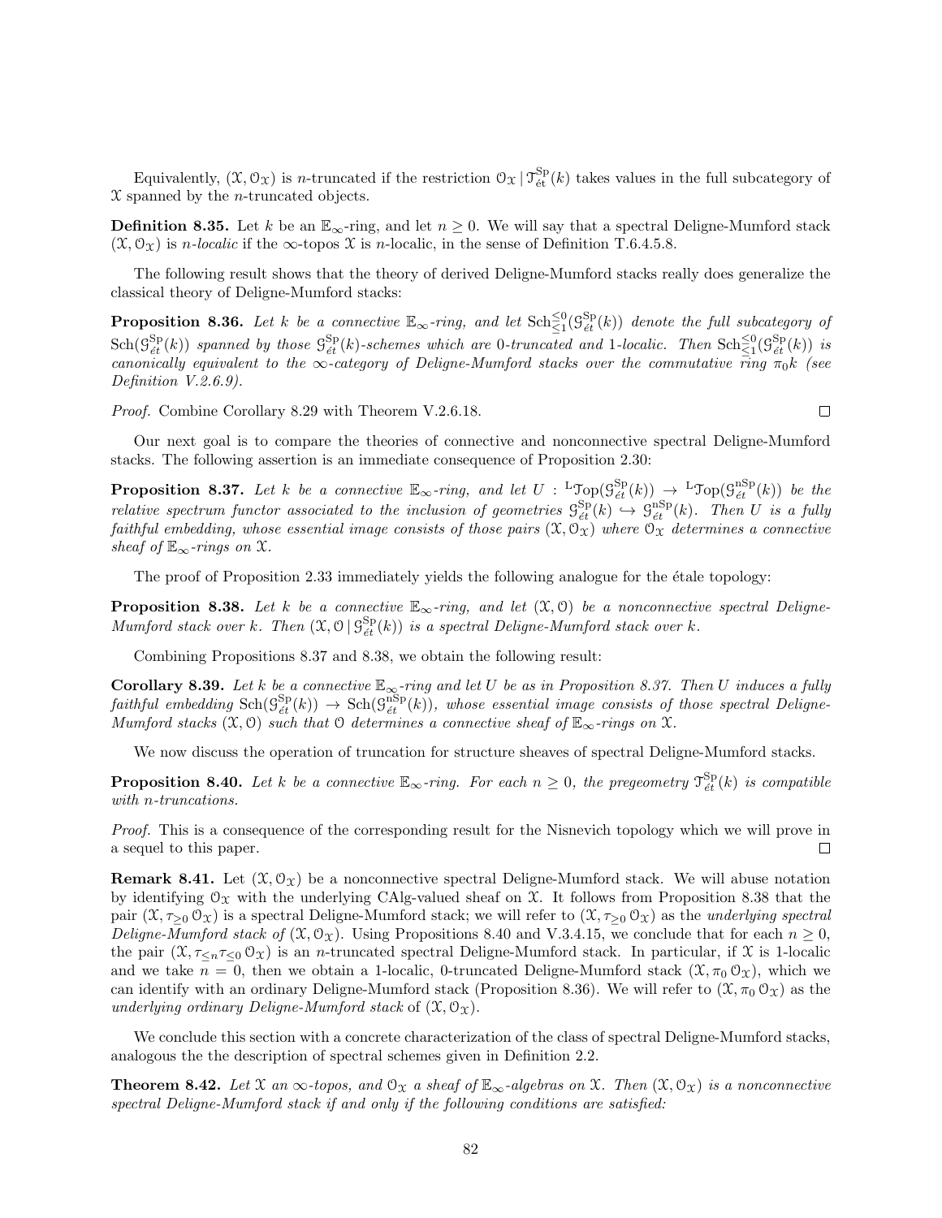Equivalently, $(\mathcal{X}, \mathcal{O}_{\mathcal{X}})$ is $n$-truncated if the restriction $\mathcal{O}_{\mathcal{X}} \mid \mathcal{T}^{\mathrm{Sp}}_{\text{ét}}(k)$ takes values in the full subcategory of $\mathcal{X}$ spanned by the $n$-truncated objects.

**Definition 8.35.** Let $k$ be an $\mathbb{E}_\infty$-ring, and let $n \geq 0$. We will say that a spectral Deligne-Mumford stack $(\mathcal{X}, \mathcal{O}_{\mathcal{X}})$ is *$n$-localic* if the $\infty$-topos $\mathcal{X}$ is $n$-localic, in the sense of Definition T.6.4.5.8.

The following result shows that the theory of derived Deligne-Mumford stacks really does generalize the classical theory of Deligne-Mumford stacks:

**Proposition 8.36.** *Let $k$ be a connective $\mathbb{E}_\infty$-ring, and let $\mathrm{Sch}^{\leq 0}_{\leq 1}(\mathcal{G}^{\mathrm{Sp}}_{\text{ét}}(k))$ denote the full subcategory of $\mathrm{Sch}(\mathcal{G}^{\mathrm{Sp}}_{\text{ét}}(k))$ spanned by those $\mathcal{G}^{\mathrm{Sp}}_{\text{ét}}(k)$-schemes which are 0-truncated and 1-localic. Then $\mathrm{Sch}^{\leq 0}_{\leq 1}(\mathcal{G}^{\mathrm{Sp}}_{\text{ét}}(k))$ is canonically equivalent to the $\infty$-category of Deligne-Mumford stacks over the commutative ring $\pi_0 k$ (see Definition V.2.6.9).*

*Proof.* Combine Corollary 8.29 with Theorem V.2.6.18. □

Our next goal is to compare the theories of connective and nonconnective spectral Deligne-Mumford stacks. The following assertion is an immediate consequence of Proposition 2.30:

**Proposition 8.37.** *Let $k$ be a connective $\mathbb{E}_\infty$-ring, and let $U : {}^{\mathrm{L}}\mathcal{T}\mathrm{op}(\mathcal{G}^{\mathrm{Sp}}_{\text{ét}}(k)) \to {}^{\mathrm{L}}\mathcal{T}\mathrm{op}(\mathcal{G}^{\mathrm{nSp}}_{\text{ét}}(k))$ be the relative spectrum functor associated to the inclusion of geometries $\mathcal{G}^{\mathrm{Sp}}_{\text{ét}}(k) \hookrightarrow \mathcal{G}^{\mathrm{nSp}}_{\text{ét}}(k)$. Then $U$ is a fully faithful embedding, whose essential image consists of those pairs $(\mathcal{X}, \mathcal{O}_{\mathcal{X}})$ where $\mathcal{O}_{\mathcal{X}}$ determines a connective sheaf of $\mathbb{E}_\infty$-rings on $\mathcal{X}$.*

The proof of Proposition 2.33 immediately yields the following analogue for the étale topology:

**Proposition 8.38.** *Let $k$ be a connective $\mathbb{E}_\infty$-ring, and let $(\mathcal{X}, \mathcal{O})$ be a nonconnective spectral Deligne-Mumford stack over $k$. Then $(\mathcal{X}, \mathcal{O} \mid \mathcal{G}^{\mathrm{Sp}}_{\text{ét}}(k))$ is a spectral Deligne-Mumford stack over $k$.*

Combining Propositions 8.37 and 8.38, we obtain the following result:

**Corollary 8.39.** *Let $k$ be a connective $\mathbb{E}_\infty$-ring and let $U$ be as in Proposition 8.37. Then $U$ induces a fully faithful embedding $\mathrm{Sch}(\mathcal{G}^{\mathrm{Sp}}_{\text{ét}}(k)) \to \mathrm{Sch}(\mathcal{G}^{\mathrm{nSp}}_{\text{ét}}(k))$, whose essential image consists of those spectral Deligne-Mumford stacks $(\mathcal{X}, \mathcal{O})$ such that $\mathcal{O}$ determines a connective sheaf of $\mathbb{E}_\infty$-rings on $\mathcal{X}$.*

We now discuss the operation of truncation for structure sheaves of spectral Deligne-Mumford stacks.

**Proposition 8.40.** *Let $k$ be a connective $\mathbb{E}_\infty$-ring. For each $n \geq 0$, the pregeometry $\mathcal{T}^{\mathrm{Sp}}_{\text{ét}}(k)$ is compatible with $n$-truncations.*

*Proof.* This is a consequence of the corresponding result for the Nisnevich topology which we will prove in a sequel to this paper. □

**Remark 8.41.** Let $(\mathcal{X}, \mathcal{O}_{\mathcal{X}})$ be a nonconnective spectral Deligne-Mumford stack. We will abuse notation by identifying $\mathcal{O}_{\mathcal{X}}$ with the underlying CAlg-valued sheaf on $\mathcal{X}$. It follows from Proposition 8.38 that the pair $(\mathcal{X}, \tau_{\geq 0}\, \mathcal{O}_{\mathcal{X}})$ is a spectral Deligne-Mumford stack; we will refer to $(\mathcal{X}, \tau_{\geq 0}\, \mathcal{O}_{\mathcal{X}})$ as the *underlying spectral Deligne-Mumford stack of* $(\mathcal{X}, \mathcal{O}_{\mathcal{X}})$. Using Propositions 8.40 and V.3.4.15, we conclude that for each $n \geq 0$, the pair $(\mathcal{X}, \tau_{\leq n} \tau_{\leq 0}\, \mathcal{O}_{\mathcal{X}})$ is an $n$-truncated spectral Deligne-Mumford stack. In particular, if $\mathcal{X}$ is 1-localic and we take $n = 0$, then we obtain a 1-localic, 0-truncated Deligne-Mumford stack $(\mathcal{X}, \pi_0\, \mathcal{O}_{\mathcal{X}})$, which we can identify with an ordinary Deligne-Mumford stack (Proposition 8.36). We will refer to $(\mathcal{X}, \pi_0\, \mathcal{O}_{\mathcal{X}})$ as the *underlying ordinary Deligne-Mumford stack* of $(\mathcal{X}, \mathcal{O}_{\mathcal{X}})$.

We conclude this section with a concrete characterization of the class of spectral Deligne-Mumford stacks, analogous the the description of spectral schemes given in Definition 2.2.

**Theorem 8.42.** *Let $\mathcal{X}$ an $\infty$-topos, and $\mathcal{O}_{\mathcal{X}}$ a sheaf of $\mathbb{E}_\infty$-algebras on $\mathcal{X}$. Then $(\mathcal{X}, \mathcal{O}_{\mathcal{X}})$ is a nonconnective spectral Deligne-Mumford stack if and only if the following conditions are satisfied:*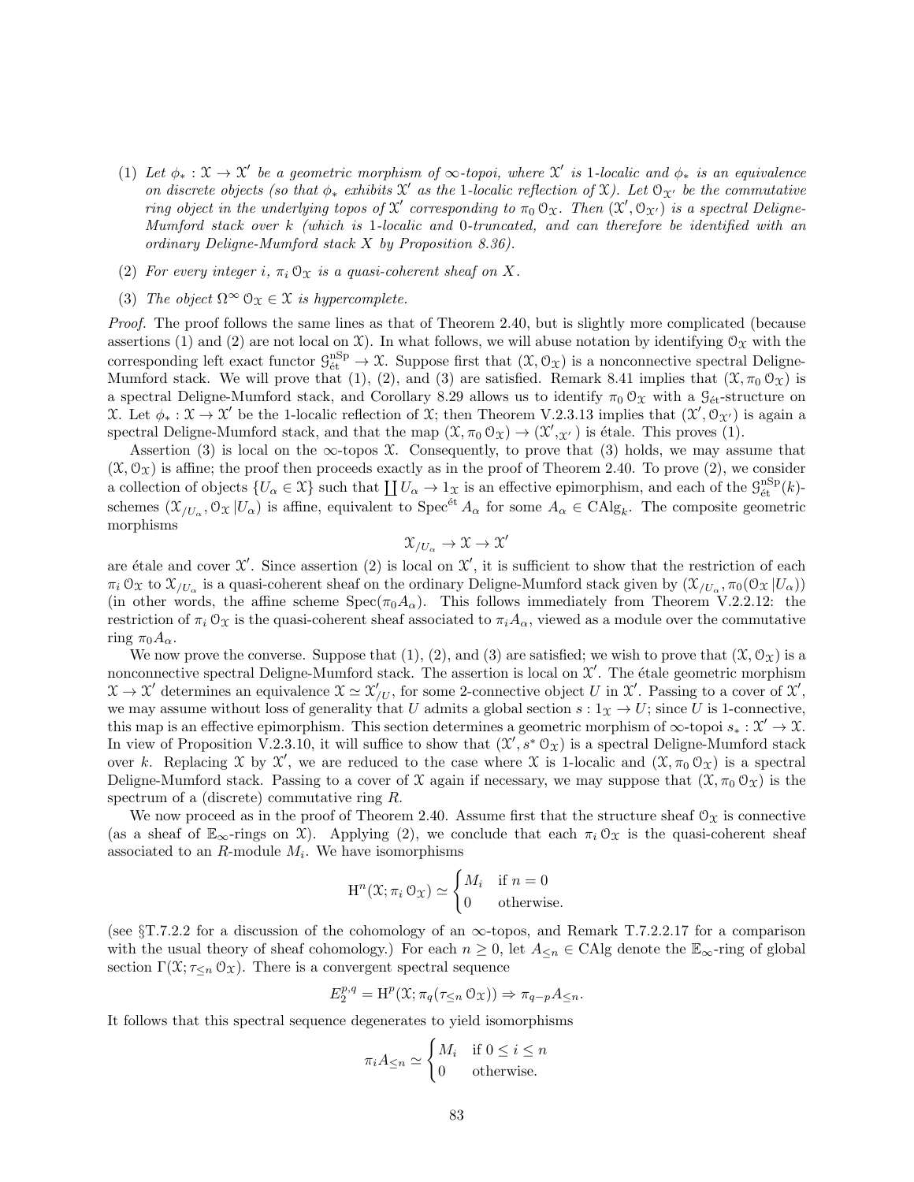(1) *Let $\phi_* : \mathcal{X} \to \mathcal{X}'$ be a geometric morphism of $\infty$-topoi, where $\mathcal{X}'$ is 1-localic and $\phi_*$ is an equivalence on discrete objects (so that $\phi_*$ exhibits $\mathcal{X}'$ as the 1-localic reflection of $\mathcal{X}$). Let $\mathcal{O}_{\mathcal{X}'}$ be the commutative ring object in the underlying topos of $\mathcal{X}'$ corresponding to $\pi_0 \mathcal{O}_{\mathcal{X}}$. Then $(\mathcal{X}', \mathcal{O}_{\mathcal{X}'})$ is a spectral Deligne-Mumford stack over $k$ (which is 1-localic and 0-truncated, and can therefore be identified with an ordinary Deligne-Mumford stack $X$ by Proposition 8.36).*

(2) *For every integer $i$, $\pi_i \mathcal{O}_{\mathcal{X}}$ is a quasi-coherent sheaf on $X$.*

(3) *The object $\Omega^\infty \mathcal{O}_{\mathcal{X}} \in \mathcal{X}$ is hypercomplete.*

*Proof.* The proof follows the same lines as that of Theorem 2.40, but is slightly more complicated (because assertions (1) and (2) are not local on $\mathcal{X}$). In what follows, we will abuse notation by identifying $\mathcal{O}_{\mathcal{X}}$ with the corresponding left exact functor $\mathcal{G}^{\mathrm{nSp}}_{\text{ét}} \to \mathcal{X}$. Suppose first that $(\mathcal{X}, \mathcal{O}_{\mathcal{X}})$ is a nonconnective spectral Deligne-Mumford stack. We will prove that (1), (2), and (3) are satisfied. Remark 8.41 implies that $(\mathcal{X}, \pi_0 \mathcal{O}_{\mathcal{X}})$ is a spectral Deligne-Mumford stack, and Corollary 8.29 allows us to identify $\pi_0 \mathcal{O}_{\mathcal{X}}$ with a $\mathcal{G}_{\text{ét}}$-structure on $\mathcal{X}$. Let $\phi_* : \mathcal{X} \to \mathcal{X}'$ be the 1-localic reflection of $\mathcal{X}$; then Theorem V.2.3.13 implies that $(\mathcal{X}', \mathcal{O}_{\mathcal{X}'})$ is again a spectral Deligne-Mumford stack, and that the map $(\mathcal{X}, \pi_0 \mathcal{O}_{\mathcal{X}}) \to (\mathcal{X}', _{\mathcal{X}'})$ is étale. This proves (1).

Assertion (3) is local on the $\infty$-topos $\mathcal{X}$. Consequently, to prove that (3) holds, we may assume that $(\mathcal{X}, \mathcal{O}_{\mathcal{X}})$ is affine; the proof then proceeds exactly as in the proof of Theorem 2.40. To prove (2), we consider a collection of objects $\{U_\alpha \in \mathcal{X}\}$ such that $\coprod U_\alpha \to 1_{\mathcal{X}}$ is an effective epimorphism, and each of the $\mathcal{G}^{\mathrm{nSp}}_{\text{ét}}(k)$-schemes $(\mathcal{X}_{/U_\alpha}, \mathcal{O}_{\mathcal{X}} | U_\alpha)$ is affine, equivalent to $\operatorname{Spec}^{\text{ét}} A_\alpha$ for some $A_\alpha \in \mathrm{CAlg}_k$. The composite geometric morphisms

$$\mathcal{X}_{/U_\alpha} \to \mathcal{X} \to \mathcal{X}'$$

are étale and cover $\mathcal{X}'$. Since assertion (2) is local on $\mathcal{X}'$, it is sufficient to show that the restriction of each $\pi_i \mathcal{O}_{\mathcal{X}}$ to $\mathcal{X}_{/U_\alpha}$ is a quasi-coherent sheaf on the ordinary Deligne-Mumford stack given by $(\mathcal{X}_{/U_\alpha}, \pi_0(\mathcal{O}_{\mathcal{X}} | U_\alpha))$ (in other words, the affine scheme $\operatorname{Spec}(\pi_0 A_\alpha)$. This follows immediately from Theorem V.2.2.12: the restriction of $\pi_i \mathcal{O}_{\mathcal{X}}$ is the quasi-coherent sheaf associated to $\pi_i A_\alpha$, viewed as a module over the commutative ring $\pi_0 A_\alpha$.

We now prove the converse. Suppose that (1), (2), and (3) are satisfied; we wish to prove that $(\mathcal{X}, \mathcal{O}_{\mathcal{X}})$ is a nonconnective spectral Deligne-Mumford stack. The assertion is local on $\mathcal{X}'$. The étale geometric morphism $\mathcal{X} \to \mathcal{X}'$ determines an equivalence $\mathcal{X} \simeq \mathcal{X}'_{/U}$, for some 2-connective object $U$ in $\mathcal{X}'$. Passing to a cover of $\mathcal{X}'$, we may assume without loss of generality that $U$ admits a global section $s : 1_{\mathcal{X}} \to U$; since $U$ is 1-connective, this map is an effective epimorphism. This section determines a geometric morphism of $\infty$-topoi $s_* : \mathcal{X}' \to \mathcal{X}$. In view of Proposition V.2.3.10, it will suffice to show that $(\mathcal{X}', s^* \mathcal{O}_{\mathcal{X}})$ is a spectral Deligne-Mumford stack over $k$. Replacing $\mathcal{X}$ by $\mathcal{X}'$, we are reduced to the case where $\mathcal{X}$ is 1-localic and $(\mathcal{X}, \pi_0 \mathcal{O}_{\mathcal{X}})$ is a spectral Deligne-Mumford stack. Passing to a cover of $\mathcal{X}$ again if necessary, we may suppose that $(\mathcal{X}, \pi_0 \mathcal{O}_{\mathcal{X}})$ is the spectrum of a (discrete) commutative ring $R$.

We now proceed as in the proof of Theorem 2.40. Assume first that the structure sheaf $\mathcal{O}_{\mathcal{X}}$ is connective (as a sheaf of $\mathbb{E}_\infty$-rings on $\mathcal{X}$). Applying (2), we conclude that each $\pi_i \mathcal{O}_{\mathcal{X}}$ is the quasi-coherent sheaf associated to an $R$-module $M_i$. We have isomorphisms

$$\mathrm{H}^n(\mathcal{X}; \pi_i \mathcal{O}_{\mathcal{X}}) \simeq \begin{cases} M_i & \text{if } n = 0 \\ 0 & \text{otherwise.} \end{cases}$$

(see §T.7.2.2 for a discussion of the cohomology of an $\infty$-topos, and Remark T.7.2.2.17 for a comparison with the usual theory of sheaf cohomology.) For each $n \geq 0$, let $A_{\leq n} \in \mathrm{CAlg}$ denote the $\mathbb{E}_\infty$-ring of global section $\Gamma(\mathcal{X}; \tau_{\leq n} \mathcal{O}_{\mathcal{X}})$. There is a convergent spectral sequence

$$E_2^{p,q} = \mathrm{H}^p(\mathcal{X}; \pi_q(\tau_{\leq n} \mathcal{O}_{\mathcal{X}})) \Rightarrow \pi_{q-p} A_{\leq n}.$$

It follows that this spectral sequence degenerates to yield isomorphisms

$$\pi_i A_{\leq n} \simeq \begin{cases} M_i & \text{if } 0 \leq i \leq n \\ 0 & \text{otherwise.} \end{cases}$$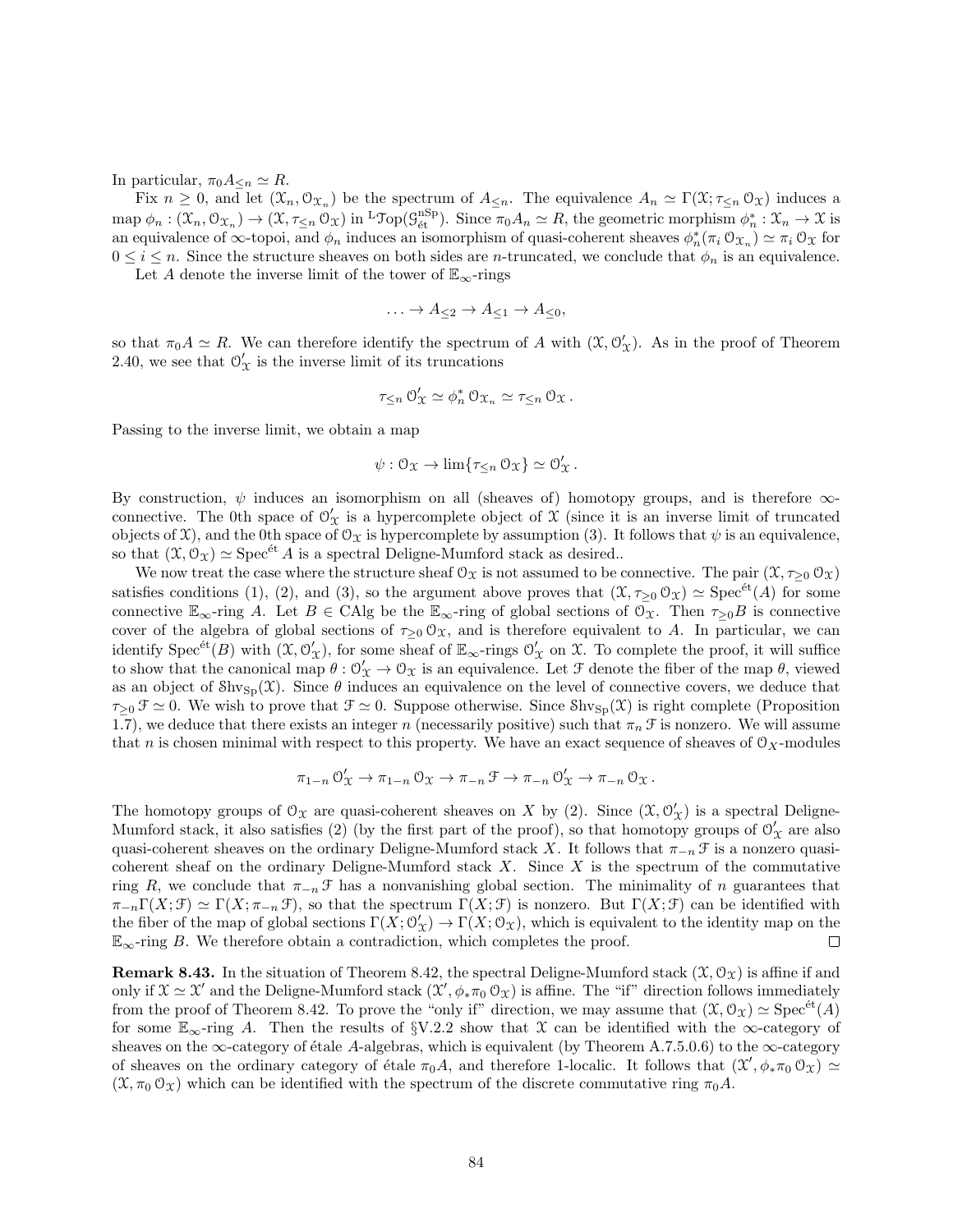In particular, $\pi_0 A_{\leq n} \simeq R$.

Fix $n \geq 0$, and let $(\mathcal{X}_n, \mathcal{O}_{\mathcal{X}_n})$ be the spectrum of $A_{\leq n}$. The equivalence $A_n \simeq \Gamma(\mathcal{X}; \tau_{\leq n} \mathcal{O}_{\mathcal{X}})$ induces a map $\phi_n : (\mathcal{X}_n, \mathcal{O}_{\mathcal{X}_n}) \to (\mathcal{X}, \tau_{\leq n} \mathcal{O}_{\mathcal{X}})$ in ${}^{\mathrm{L}}\mathcal{T}\mathrm{op}(\mathcal{G}^{\mathrm{nSp}}_{\text{ét}})$. Since $\pi_0 A_n \simeq R$, the geometric morphism $\phi_n^* : \mathcal{X}_n \to \mathcal{X}$ is an equivalence of $\infty$-topoi, and $\phi_n$ induces an isomorphism of quasi-coherent sheaves $\phi_n^*(\pi_i \mathcal{O}_{\mathcal{X}_n}) \simeq \pi_i \mathcal{O}_{\mathcal{X}}$ for $0 \leq i \leq n$. Since the structure sheaves on both sides are $n$-truncated, we conclude that $\phi_n$ is an equivalence.

Let $A$ denote the inverse limit of the tower of $\mathbb{E}_\infty$-rings

$$\ldots \to A_{\leq 2} \to A_{\leq 1} \to A_{\leq 0},$$

so that $\pi_0 A \simeq R$. We can therefore identify the spectrum of $A$ with $(\mathcal{X}, \mathcal{O}'_{\mathcal{X}})$. As in the proof of Theorem 2.40, we see that $\mathcal{O}'_{\mathcal{X}}$ is the inverse limit of its truncations

$$\tau_{\leq n} \mathcal{O}'_{\mathcal{X}} \simeq \phi_n^* \mathcal{O}_{\mathcal{X}_n} \simeq \tau_{\leq n} \mathcal{O}_{\mathcal{X}}.$$

Passing to the inverse limit, we obtain a map

$$\psi : \mathcal{O}_{\mathcal{X}} \to \lim\{\tau_{\leq n} \mathcal{O}_{\mathcal{X}}\} \simeq \mathcal{O}'_{\mathcal{X}}.$$

By construction, $\psi$ induces an isomorphism on all (sheaves of) homotopy groups, and is therefore $\infty$-connective. The 0th space of $\mathcal{O}'_{\mathcal{X}}$ is a hypercomplete object of $\mathcal{X}$ (since it is an inverse limit of truncated objects of $\mathcal{X}$), and the 0th space of $\mathcal{O}_{\mathcal{X}}$ is hypercomplete by assumption (3). It follows that $\psi$ is an equivalence, so that $(\mathcal{X}, \mathcal{O}_{\mathcal{X}}) \simeq \mathrm{Spec}^{\text{ét}} A$ is a spectral Deligne-Mumford stack as desired..

We now treat the case where the structure sheaf $\mathcal{O}_{\mathcal{X}}$ is not assumed to be connective. The pair $(\mathcal{X}, \tau_{\geq 0} \mathcal{O}_{\mathcal{X}})$ satisfies conditions (1), (2), and (3), so the argument above proves that $(\mathcal{X}, \tau_{\geq 0} \mathcal{O}_{\mathcal{X}}) \simeq \mathrm{Spec}^{\text{ét}}(A)$ for some connective $\mathbb{E}_\infty$-ring $A$. Let $B \in \mathrm{CAlg}$ be the $\mathbb{E}_\infty$-ring of global sections of $\mathcal{O}_{\mathcal{X}}$. Then $\tau_{\geq 0} B$ is connective cover of the algebra of global sections of $\tau_{\geq 0} \mathcal{O}_{\mathcal{X}}$, and is therefore equivalent to $A$. In particular, we can identify $\mathrm{Spec}^{\text{ét}}(B)$ with $(\mathcal{X}, \mathcal{O}'_{\mathcal{X}})$, for some sheaf of $\mathbb{E}_\infty$-rings $\mathcal{O}'_{\mathcal{X}}$ on $\mathcal{X}$. To complete the proof, it will suffice to show that the canonical map $\theta : \mathcal{O}'_{\mathcal{X}} \to \mathcal{O}_{\mathcal{X}}$ is an equivalence. Let $\mathcal{F}$ denote the fiber of the map $\theta$, viewed as an object of $\mathrm{Shv}_{\mathrm{Sp}}(\mathcal{X})$. Since $\theta$ induces an equivalence on the level of connective covers, we deduce that $\tau_{\geq 0} \mathcal{F} \simeq 0$. We wish to prove that $\mathcal{F} \simeq 0$. Suppose otherwise. Since $\mathrm{Shv}_{\mathrm{Sp}}(\mathcal{X})$ is right complete (Proposition 1.7), we deduce that there exists an integer $n$ (necessarily positive) such that $\pi_n \mathcal{F}$ is nonzero. We will assume that $n$ is chosen minimal with respect to this property. We have an exact sequence of sheaves of $\mathcal{O}_X$-modules

$$\pi_{1-n} \mathcal{O}'_{\mathcal{X}} \to \pi_{1-n} \mathcal{O}_{\mathcal{X}} \to \pi_{-n} \mathcal{F} \to \pi_{-n} \mathcal{O}'_{\mathcal{X}} \to \pi_{-n} \mathcal{O}_{\mathcal{X}}.$$

The homotopy groups of $\mathcal{O}_{\mathcal{X}}$ are quasi-coherent sheaves on $X$ by (2). Since $(\mathcal{X}, \mathcal{O}'_{\mathcal{X}})$ is a spectral Deligne-Mumford stack, it also satisfies (2) (by the first part of the proof), so that homotopy groups of $\mathcal{O}'_{\mathcal{X}}$ are also quasi-coherent sheaves on the ordinary Deligne-Mumford stack $X$. It follows that $\pi_{-n} \mathcal{F}$ is a nonzero quasi-coherent sheaf on the ordinary Deligne-Mumford stack $X$. Since $X$ is the spectrum of the commutative ring $R$, we conclude that $\pi_{-n} \mathcal{F}$ has a nonvanishing global section. The minimality of $n$ guarantees that $\pi_{-n} \Gamma(X; \mathcal{F}) \simeq \Gamma(X; \pi_{-n} \mathcal{F})$, so that the spectrum $\Gamma(X; \mathcal{F})$ is nonzero. But $\Gamma(X; \mathcal{F})$ can be identified with the fiber of the map of global sections $\Gamma(X; \mathcal{O}'_{\mathcal{X}}) \to \Gamma(X; \mathcal{O}_{\mathcal{X}})$, which is equivalent to the identity map on the $\mathbb{E}_\infty$-ring $B$. We therefore obtain a contradiction, which completes the proof. □

**Remark 8.43.** In the situation of Theorem 8.42, the spectral Deligne-Mumford stack $(\mathcal{X}, \mathcal{O}_{\mathcal{X}})$ is affine if and only if $\mathcal{X} \simeq \mathcal{X}'$ and the Deligne-Mumford stack $(\mathcal{X}', \phi_* \pi_0 \mathcal{O}_{\mathcal{X}})$ is affine. The "if" direction follows immediately from the proof of Theorem 8.42. To prove the "only if" direction, we may assume that $(\mathcal{X}, \mathcal{O}_{\mathcal{X}}) \simeq \mathrm{Spec}^{\text{ét}}(A)$ for some $\mathbb{E}_\infty$-ring $A$. Then the results of §V.2.2 show that $\mathcal{X}$ can be identified with the $\infty$-category of sheaves on the $\infty$-category of étale $A$-algebras, which is equivalent (by Theorem A.7.5.0.6) to the $\infty$-category of sheaves on the ordinary category of étale $\pi_0 A$, and therefore 1-localic. It follows that $(\mathcal{X}', \phi_* \pi_0 \mathcal{O}_{\mathcal{X}}) \simeq (\mathcal{X}, \pi_0 \mathcal{O}_{\mathcal{X}})$ which can be identified with the spectrum of the discrete commutative ring $\pi_0 A$.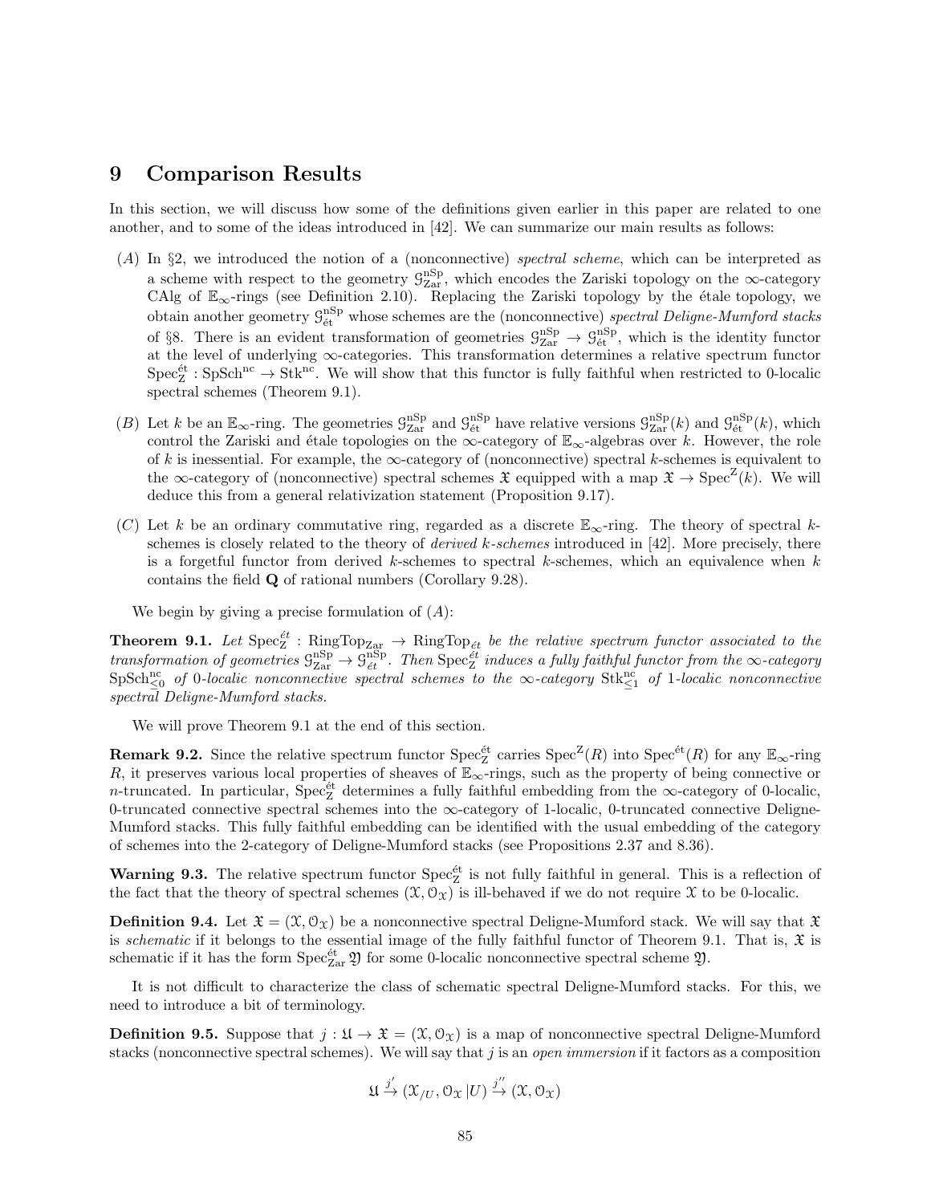# 9 Comparison Results

In this section, we will discuss how some of the definitions given earlier in this paper are related to one another, and to some of the ideas introduced in [42]. We can summarize our main results as follows:

- $(A)$ In §2, we introduced the notion of a (nonconnective) *spectral scheme*, which can be interpreted as a scheme with respect to the geometry $\mathcal{G}^{\mathrm{nSp}}_{\mathrm{Zar}}$, which encodes the Zariski topology on the $\infty$-category CAlg of $\mathbb{E}_\infty$-rings (see Definition 2.10). Replacing the Zariski topology by the étale topology, we obtain another geometry $\mathcal{G}^{\mathrm{nSp}}_{\text{ét}}$ whose schemes are the (nonconnective) *spectral Deligne-Mumford stacks* of §8. There is an evident transformation of geometries $\mathcal{G}^{\mathrm{nSp}}_{\mathrm{Zar}} \to \mathcal{G}^{\mathrm{nSp}}_{\text{ét}}$, which is the identity functor at the level of underlying $\infty$-categories. This transformation determines a relative spectrum functor $\mathrm{Spec}^{\text{ét}}_{\mathrm{Z}} : \mathrm{SpSch}^{\mathrm{nc}} \to \mathrm{Stk}^{\mathrm{nc}}$. We will show that this functor is fully faithful when restricted to 0-localic spectral schemes (Theorem 9.1).
- $(B)$ Let $k$ be an $\mathbb{E}_\infty$-ring. The geometries $\mathcal{G}^{\mathrm{nSp}}_{\mathrm{Zar}}$ and $\mathcal{G}^{\mathrm{nSp}}_{\text{ét}}$ have relative versions $\mathcal{G}^{\mathrm{nSp}}_{\mathrm{Zar}}(k)$ and $\mathcal{G}^{\mathrm{nSp}}_{\text{ét}}(k)$, which control the Zariski and étale topologies on the $\infty$-category of $\mathbb{E}_\infty$-algebras over $k$. However, the role of $k$ is inessential. For example, the $\infty$-category of (nonconnective) spectral $k$-schemes is equivalent to the $\infty$-category of (nonconnective) spectral schemes $\mathfrak{X}$ equipped with a map $\mathfrak{X} \to \mathrm{Spec}^{\mathrm{Z}}(k)$. We will deduce this from a general relativization statement (Proposition 9.17).
- $(C)$ Let $k$ be an ordinary commutative ring, regarded as a discrete $\mathbb{E}_\infty$-ring. The theory of spectral $k$-schemes is closely related to the theory of *derived $k$-schemes* introduced in [42]. More precisely, there is a forgetful functor from derived $k$-schemes to spectral $k$-schemes, which an equivalence when $k$ contains the field $\mathbf{Q}$ of rational numbers (Corollary 9.28).

We begin by giving a precise formulation of $(A)$:

**Theorem 9.1.** *Let $\mathrm{Spec}^{\acute{e}t}_{\mathrm{Z}} : \mathrm{RingTop}_{\mathrm{Zar}} \to \mathrm{RingTop}_{\acute{e}t}$ be the relative spectrum functor associated to the transformation of geometries $\mathcal{G}^{\mathrm{nSp}}_{\mathrm{Zar}} \to \mathcal{G}^{\mathrm{nSp}}_{\acute{e}t}$. Then $\mathrm{Spec}^{\acute{e}t}_{\mathrm{Z}}$ induces a fully faithful functor from the $\infty$-category $\mathrm{SpSch}^{\mathrm{nc}}_{\leq 0}$ of 0-localic nonconnective spectral schemes to the $\infty$-category $\mathrm{Stk}^{\mathrm{nc}}_{\leq 1}$ of 1-localic nonconnective spectral Deligne-Mumford stacks.*

We will prove Theorem 9.1 at the end of this section.

**Remark 9.2.** Since the relative spectrum functor $\mathrm{Spec}^{\text{ét}}_{\mathrm{Z}}$ carries $\mathrm{Spec}^{\mathrm{Z}}(R)$ into $\mathrm{Spec}^{\text{ét}}(R)$ for any $\mathbb{E}_\infty$-ring $R$, it preserves various local properties of sheaves of $\mathbb{E}_\infty$-rings, such as the property of being connective or $n$-truncated. In particular, $\mathrm{Spec}^{\text{ét}}_{\mathrm{Z}}$ determines a fully faithful embedding from the $\infty$-category of 0-localic, 0-truncated connective spectral schemes into the $\infty$-category of 1-localic, 0-truncated connective Deligne-Mumford stacks. This fully faithful embedding can be identified with the usual embedding of the category of schemes into the 2-category of Deligne-Mumford stacks (see Propositions 2.37 and 8.36).

**Warning 9.3.** The relative spectrum functor $\mathrm{Spec}^{\text{ét}}_{\mathrm{Z}}$ is not fully faithful in general. This is a reflection of the fact that the theory of spectral schemes $(\mathcal{X}, \mathcal{O}_{\mathcal{X}})$ is ill-behaved if we do not require $\mathcal{X}$ to be 0-localic.

**Definition 9.4.** Let $\mathfrak{X} = (\mathcal{X}, \mathcal{O}_{\mathcal{X}})$ be a nonconnective spectral Deligne-Mumford stack. We will say that $\mathfrak{X}$ is *schematic* if it belongs to the essential image of the fully faithful functor of Theorem 9.1. That is, $\mathfrak{X}$ is schematic if it has the form $\mathrm{Spec}^{\text{ét}}_{\mathrm{Zar}} \mathfrak{Y}$ for some 0-localic nonconnective spectral scheme $\mathfrak{Y}$.

It is not difficult to characterize the class of schematic spectral Deligne-Mumford stacks. For this, we need to introduce a bit of terminology.

**Definition 9.5.** Suppose that $j : \mathfrak{U} \to \mathfrak{X} = (\mathcal{X}, \mathcal{O}_{\mathcal{X}})$ is a map of nonconnective spectral Deligne-Mumford stacks (nonconnective spectral schemes). We will say that $j$ is an *open immersion* if it factors as a composition

$$\mathfrak{U} \xrightarrow{j'} (\mathcal{X}_{/U}, \mathcal{O}_{\mathcal{X}} | U) \xrightarrow{j''} (\mathcal{X}, \mathcal{O}_{\mathcal{X}})$$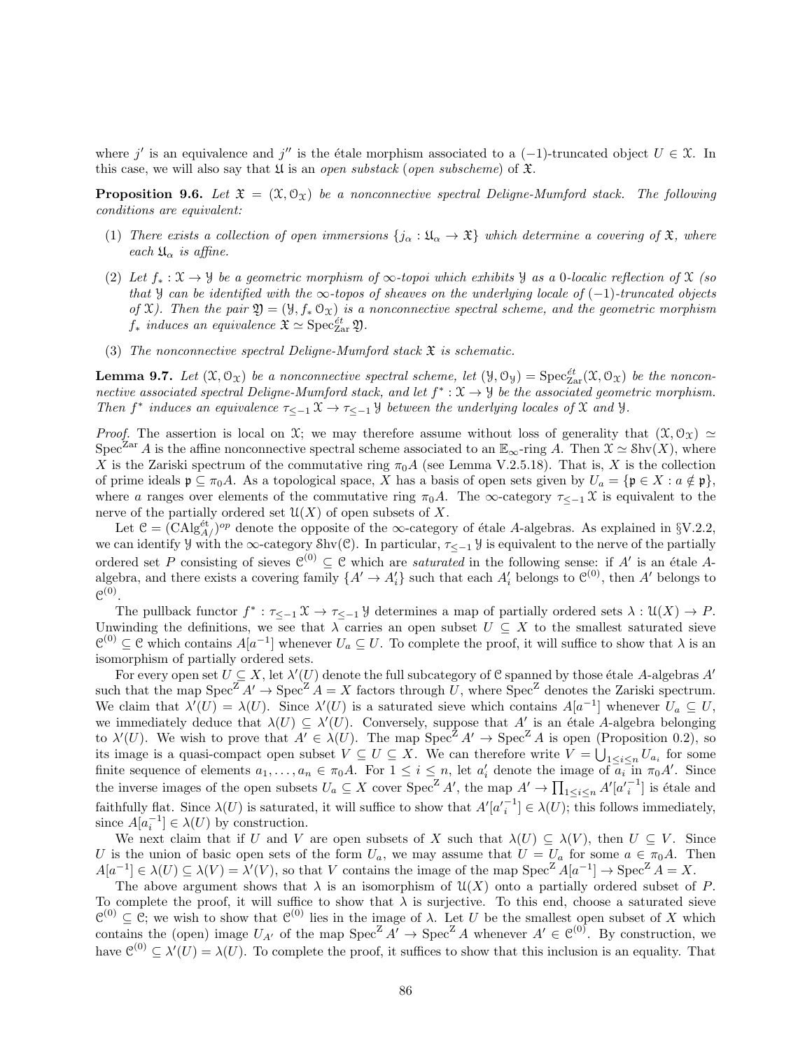where $j'$ is an equivalence and $j''$ is the étale morphism associated to a $(-1)$-truncated object $U \in \mathcal{X}$. In this case, we will also say that $\mathfrak{U}$ is an *open substack* (*open subscheme*) of $\mathfrak{X}$.

**Proposition 9.6.** *Let $\mathfrak{X} = (\mathcal{X}, \mathcal{O}_{\mathcal{X}})$ be a nonconnective spectral Deligne-Mumford stack. The following conditions are equivalent:*

1. *There exists a collection of open immersions $\{j_\alpha : \mathfrak{U}_\alpha \to \mathfrak{X}\}$ which determine a covering of $\mathfrak{X}$, where each $\mathfrak{U}_\alpha$ is affine.*
2. *Let $f_* : \mathcal{X} \to \mathcal{Y}$ be a geometric morphism of $\infty$-topoi which exhibits $\mathcal{Y}$ as a 0-localic reflection of $\mathcal{X}$ (so that $\mathcal{Y}$ can be identified with the $\infty$-topos of sheaves on the underlying locale of $(-1)$-truncated objects of $\mathcal{X}$). Then the pair $\mathfrak{Y} = (\mathcal{Y}, f_* \mathcal{O}_{\mathcal{X}})$ is a nonconnective spectral scheme, and the geometric morphism $f_*$ induces an equivalence $\mathfrak{X} \simeq \operatorname{Spec}^{\acute{e}t}_{\mathrm{Zar}} \mathfrak{Y}$.*
3. *The nonconnective spectral Deligne-Mumford stack $\mathfrak{X}$ is schematic.*

**Lemma 9.7.** *Let $(\mathcal{X}, \mathcal{O}_{\mathcal{X}})$ be a nonconnective spectral scheme, let $(\mathcal{Y}, \mathcal{O}_{\mathcal{Y}}) = \operatorname{Spec}^{\acute{e}t}_{\mathrm{Zar}}(\mathcal{X}, \mathcal{O}_{\mathcal{X}})$ be the nonconnective associated spectral Deligne-Mumford stack, and let $f^* : \mathcal{X} \to \mathcal{Y}$ be the associated geometric morphism. Then $f^*$ induces an equivalence $\tau_{\leq -1} \mathcal{X} \to \tau_{\leq -1} \mathcal{Y}$ between the underlying locales of $\mathcal{X}$ and $\mathcal{Y}$.*

*Proof.* The assertion is local on $\mathcal{X}$; we may therefore assume without loss of generality that $(\mathcal{X}, \mathcal{O}_{\mathcal{X}}) \simeq \operatorname{Spec}^{\mathrm{Zar}} A$ is the affine nonconnective spectral scheme associated to an $\mathbb{E}_\infty$-ring $A$. Then $\mathcal{X} \simeq \mathcal{S}\mathrm{hv}(X)$, where $X$ is the Zariski spectrum of the commutative ring $\pi_0 A$ (see Lemma V.2.5.18). That is, $X$ is the collection of prime ideals $\mathfrak{p} \subseteq \pi_0 A$. As a topological space, $X$ has a basis of open sets given by $U_a = \{\mathfrak{p} \in X : a \notin \mathfrak{p}\}$, where $a$ ranges over elements of the commutative ring $\pi_0 A$. The $\infty$-category $\tau_{\leq -1} \mathcal{X}$ is equivalent to the nerve of the partially ordered set $\mathcal{U}(X)$ of open subsets of $X$.

Let $\mathcal{C} = (\mathrm{CAlg}^{\acute{e}t}_{A/})^{op}$ denote the opposite of the $\infty$-category of étale $A$-algebras. As explained in §V.2.2, we can identify $\mathcal{Y}$ with the $\infty$-category $\mathcal{S}\mathrm{hv}(\mathcal{C})$. In particular, $\tau_{\leq -1} \mathcal{Y}$ is equivalent to the nerve of the partially ordered set $P$ consisting of sieves $\mathcal{C}^{(0)} \subseteq \mathcal{C}$ which are *saturated* in the following sense: if $A'$ is an étale $A$-algebra, and there exists a covering family $\{A' \to A'_i\}$ such that each $A'_i$ belongs to $\mathcal{C}^{(0)}$, then $A'$ belongs to $\mathcal{C}^{(0)}$.

The pullback functor $f^* : \tau_{\leq -1} \mathcal{X} \to \tau_{\leq -1} \mathcal{Y}$ determines a map of partially ordered sets $\lambda : \mathcal{U}(X) \to P$. Unwinding the definitions, we see that $\lambda$ carries an open subset $U \subseteq X$ to the smallest saturated sieve $\mathcal{C}^{(0)} \subseteq \mathcal{C}$ which contains $A[a^{-1}]$ whenever $U_a \subseteq U$. To complete the proof, it will suffice to show that $\lambda$ is an isomorphism of partially ordered sets.

For every open set $U \subseteq X$, let $\lambda'(U)$ denote the full subcategory of $\mathcal{C}$ spanned by those étale $A$-algebras $A'$ such that the map $\operatorname{Spec}^{\mathrm{Z}} A' \to \operatorname{Spec}^{\mathrm{Z}} A = X$ factors through $U$, where $\operatorname{Spec}^{\mathrm{Z}}$ denotes the Zariski spectrum. We claim that $\lambda'(U) = \lambda(U)$. Since $\lambda'(U)$ is a saturated sieve which contains $A[a^{-1}]$ whenever $U_a \subseteq U$, we immediately deduce that $\lambda(U) \subseteq \lambda'(U)$. Conversely, suppose that $A'$ is an étale $A$-algebra belonging to $\lambda'(U)$. We wish to prove that $A' \in \lambda(U)$. The map $\operatorname{Spec}^{\mathrm{Z}} A' \to \operatorname{Spec}^{\mathrm{Z}} A$ is open (Proposition 0.2), so its image is a quasi-compact open subset $V \subseteq U \subseteq X$. We can therefore write $V = \bigcup_{1 \leq i \leq n} U_{a_i}$ for some finite sequence of elements $a_1, \ldots, a_n \in \pi_0 A$. For $1 \leq i \leq n$, let $a'_i$ denote the image of $a_i$ in $\pi_0 A'$. Since the inverse images of the open subsets $U_a \subseteq X$ cover $\operatorname{Spec}^{\mathrm{Z}} A'$, the map $A' \to \prod_{1 \leq i \leq n} A'[{a'_i}^{-1}]$ is étale and faithfully flat. Since $\lambda(U)$ is saturated, it will suffice to show that $A'[{a'_i}^{-1}] \in \lambda(U)$; this follows immediately, since $A[a_i^{-1}] \in \lambda(U)$ by construction.

We next claim that if $U$ and $V$ are open subsets of $X$ such that $\lambda(U) \subseteq \lambda(V)$, then $U \subseteq V$. Since $U$ is the union of basic open sets of the form $U_a$, we may assume that $U = U_a$ for some $a \in \pi_0 A$. Then $A[a^{-1}] \in \lambda(U) \subseteq \lambda(V) = \lambda'(V)$, so that $V$ contains the image of the map $\operatorname{Spec}^{\mathrm{Z}} A[a^{-1}] \to \operatorname{Spec}^{\mathrm{Z}} A = X$.

The above argument shows that $\lambda$ is an isomorphism of $\mathcal{U}(X)$ onto a partially ordered subset of $P$. To complete the proof, it will suffice to show that $\lambda$ is surjective. To this end, choose a saturated sieve $\mathcal{C}^{(0)} \subseteq \mathcal{C}$; we wish to show that $\mathcal{C}^{(0)}$ lies in the image of $\lambda$. Let $U$ be the smallest open subset of $X$ which contains the (open) image $U_{A'}$ of the map $\operatorname{Spec}^{\mathrm{Z}} A' \to \operatorname{Spec}^{\mathrm{Z}} A$ whenever $A' \in \mathcal{C}^{(0)}$. By construction, we have $\mathcal{C}^{(0)} \subseteq \lambda'(U) = \lambda(U)$. To complete the proof, it suffices to show that this inclusion is an equality. That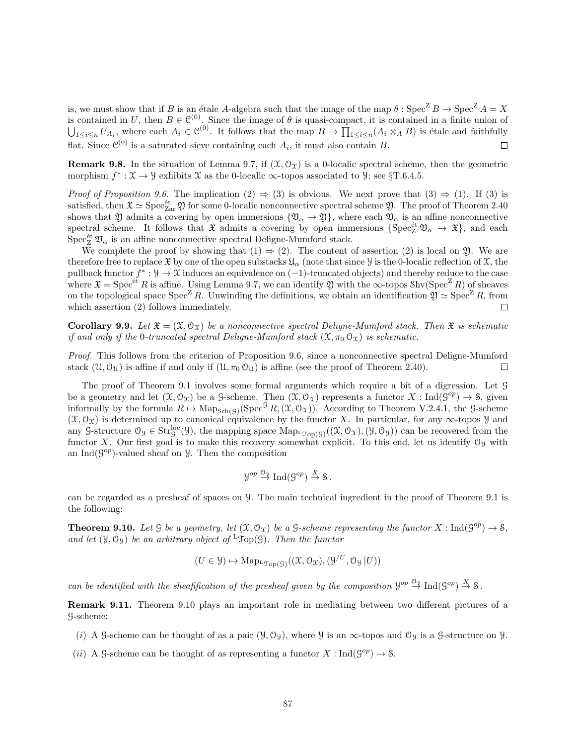is, we must show that if $B$ is an étale $A$-algebra such that the image of the map $\theta : \mathrm{Spec}^{\mathrm{Z}} B \to \mathrm{Spec}^{\mathrm{Z}} A = X$ is contained in $U$, then $B \in \mathcal{C}^{(0)}$. Since the image of $\theta$ is quasi-compact, it is contained in a finite union of $\bigcup_{1 \leq i \leq n} U_{A_i}$, where each $A_i \in \mathcal{C}^{(0)}$. It follows that the map $B \to \prod_{1 \leq i \leq n} (A_i \otimes_A B)$ is étale and faithfully flat. Since $\mathcal{C}^{(0)}$ is a saturated sieve containing each $A_i$, it must also contain $B$. □

**Remark 9.8.** In the situation of Lemma 9.7, if $(\mathcal{X}, \mathcal{O}_{\mathcal{X}})$ is a 0-localic spectral scheme, then the geometric morphism $f^* : \mathcal{X} \to \mathcal{Y}$ exhibits $\mathcal{X}$ as the 0-localic $\infty$-topos associated to $\mathcal{Y}$; see §T.6.4.5.

*Proof of Proposition 9.6.* The implication (2) ⇒ (3) is obvious. We next prove that (3) ⇒ (1). If (3) is satisfied, then $\mathfrak{X} \simeq \mathrm{Spec}^{\text{ét}}_{\mathrm{Zar}} \mathfrak{Y}$ for some 0-localic nonconnective spectral scheme $\mathfrak{Y}$. The proof of Theorem 2.40 shows that $\mathfrak{Y}$ admits a covering by open immersions $\{\mathfrak{V}_\alpha \to \mathfrak{Y}\}$, where each $\mathfrak{V}_\alpha$ is an affine nonconnective spectral scheme. It follows that $\mathfrak{X}$ admits a covering by open immersions $\{\mathrm{Spec}^{\text{ét}}_{\mathrm{Z}} \mathfrak{V}_\alpha \to \mathfrak{X}\}$, and each $\mathrm{Spec}^{\text{ét}}_{\mathrm{Z}} \mathfrak{V}_\alpha$ is an affine nonconnective spectral Deligne-Mumford stack.

We complete the proof by showing that (1) ⇒ (2). The content of assertion (2) is local on $\mathfrak{Y}$. We are therefore free to replace $\mathfrak{X}$ by one of the open substacks $\mathfrak{U}_\alpha$ (note that since $\mathcal{Y}$ is the 0-localic reflection of $\mathcal{X}$, the pullback functor $f^* : \mathcal{Y} \to \mathcal{X}$ induces an equivalence on $(-1)$-truncated objects) and thereby reduce to the case where $\mathfrak{X} = \mathrm{Spec}^{\text{ét}} R$ is affine. Using Lemma 9.7, we can identify $\mathfrak{Y}$ with the $\infty$-topos $\mathcal{S}\mathrm{hv}(\mathrm{Spec}^{\mathrm{Z}} R)$ of sheaves on the topological space $\mathrm{Spec}^{\mathrm{Z}} R$. Unwinding the definitions, we obtain an identification $\mathfrak{Y} \simeq \mathrm{Spec}^{\mathrm{Z}} R$, from which assertion (2) follows immediately. □

**Corollary 9.9.** *Let $\mathfrak{X} = (\mathcal{X}, \mathcal{O}_{\mathcal{X}})$ be a nonconnective spectral Deligne-Mumford stack. Then $\mathfrak{X}$ is schematic if and only if the 0-truncated spectral Deligne-Mumford stack $(\mathcal{X}, \pi_0 \mathcal{O}_{\mathcal{X}})$ is schematic.*

*Proof.* This follows from the criterion of Proposition 9.6, since a nonconnective spectral Deligne-Mumford stack $(\mathcal{U}, \mathcal{O}_{\mathcal{U}})$ is affine if and only if $(\mathcal{U}, \pi_0 \mathcal{O}_{\mathcal{U}})$ is affine (see the proof of Theorem 2.40). □

The proof of Theorem 9.1 involves some formal arguments which require a bit of a digression. Let $\mathcal{G}$ be a geometry and let $(\mathcal{X}, \mathcal{O}_{\mathcal{X}})$ be a $\mathcal{G}$-scheme. Then $(\mathcal{X}, \mathcal{O}_{\mathcal{X}})$ represents a functor $X : \mathrm{Ind}(\mathcal{G}^{op}) \to \mathcal{S}$, given informally by the formula $R \mapsto \mathrm{Map}_{\mathrm{Sch}(\mathcal{G})}(\mathrm{Spec}^{\mathcal{G}} R, (\mathcal{X}, \mathcal{O}_{\mathcal{X}}))$. According to Theorem V.2.4.1, the $\mathcal{G}$-scheme $(\mathcal{X}, \mathcal{O}_{\mathcal{X}})$ is determined up to canonical equivalence by the functor $X$. In particular, for any $\infty$-topos $\mathcal{Y}$ and any $\mathcal{G}$-structure $\mathcal{O}_{\mathcal{Y}} \in \mathrm{Str}^{\mathrm{loc}}_{\mathcal{G}}(\mathcal{Y})$, the mapping space $\mathrm{Map}_{{}^{\mathrm{L}}\mathcal{T}\mathrm{op}(\mathcal{G})}((\mathcal{X}, \mathcal{O}_{\mathcal{X}}), (\mathcal{Y}, \mathcal{O}_{\mathcal{Y}}))$ can be recovered from the functor $X$. Our first goal is to make this recovery somewhat explicit. To this end, let us identify $\mathcal{O}_{\mathcal{Y}}$ with an $\mathrm{Ind}(\mathcal{G}^{op})$-valued sheaf on $\mathcal{Y}$. Then the composition

$$\mathcal{Y}^{op} \xrightarrow{\mathcal{O}_{\mathcal{Y}}} \mathrm{Ind}(\mathcal{G}^{op}) \xrightarrow{X} \mathcal{S}.$$

can be regarded as a presheaf of spaces on $\mathcal{Y}$. The main technical ingredient in the proof of Theorem 9.1 is the following:

**Theorem 9.10.** *Let $\mathcal{G}$ be a geometry, let $(\mathcal{X}, \mathcal{O}_{\mathcal{X}})$ be a $\mathcal{G}$-scheme representing the functor $X : \mathrm{Ind}(\mathcal{G}^{op}) \to \mathcal{S}$, and let $(\mathcal{Y}, \mathcal{O}_{\mathcal{Y}})$ be an arbitrary object of ${}^{\mathrm{L}}\mathcal{T}\mathrm{op}(\mathcal{G})$. Then the functor*

$$(U \in \mathcal{Y}) \mapsto \mathrm{Map}_{{}^{\mathrm{L}}\mathcal{T}\mathrm{op}(\mathcal{G})}((\mathcal{X}, \mathcal{O}_{\mathcal{X}}), (\mathcal{Y}^{/U}, \mathcal{O}_{\mathcal{Y}} | U))$$

*can be identified with the sheafification of the presheaf given by the composition $\mathcal{Y}^{op} \xrightarrow{\mathcal{O}_{\mathcal{Y}}} \mathrm{Ind}(\mathcal{G}^{op}) \xrightarrow{X} \mathcal{S}$.*

**Remark 9.11.** Theorem 9.10 plays an important role in mediating between two different pictures of a $\mathcal{G}$-scheme:

- *(i)* A $\mathcal{G}$-scheme can be thought of as a pair $(\mathcal{Y}, \mathcal{O}_{\mathcal{Y}})$, where $\mathcal{Y}$ is an $\infty$-topos and $\mathcal{O}_{\mathcal{Y}}$ is a $\mathcal{G}$-structure on $\mathcal{Y}$.
- *(ii)* A $\mathcal{G}$-scheme can be thought of as representing a functor $X : \mathrm{Ind}(\mathcal{G}^{op}) \to \mathcal{S}$.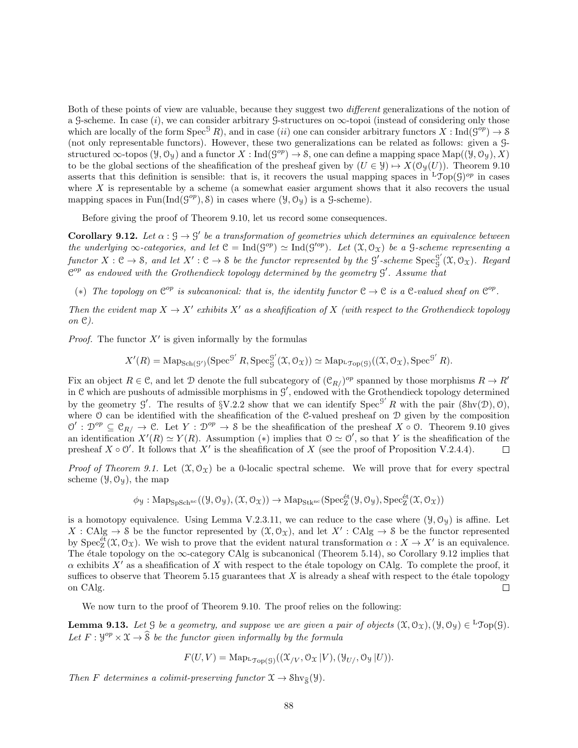Both of these points of view are valuable, because they suggest two *different* generalizations of the notion of a $\mathcal{G}$-scheme. In case $(i)$, we can consider arbitrary $\mathcal{G}$-structures on $\infty$-topoi (instead of considering only those which are locally of the form $\mathrm{Spec}^{\mathcal{G}} R$), and in case $(ii)$ one can consider arbitrary functors $X : \mathrm{Ind}(\mathcal{G}^{op}) \to \mathcal{S}$ (not only representable functors). However, these two generalizations can be related as follows: given a $\mathcal{G}$-structured $\infty$-topos $(\mathcal{Y}, \mathcal{O}_{\mathcal{Y}})$ and a functor $X : \mathrm{Ind}(\mathcal{G}^{op}) \to \mathcal{S}$, one can define a mapping space $\mathrm{Map}((\mathcal{Y}, \mathcal{O}_{\mathcal{Y}}), X)$ to be the global sections of the sheafification of the presheaf given by $(U \in \mathcal{Y}) \mapsto X(\mathcal{O}_{\mathcal{Y}}(U))$. Theorem 9.10 asserts that this definition is sensible: that is, it recovers the usual mapping spaces in ${}^{\mathrm{L}}\mathcal{T}\mathrm{op}(\mathcal{G})^{op}$ in cases where $X$ is representable by a scheme (a somewhat easier argument shows that it also recovers the usual mapping spaces in $\mathrm{Fun}(\mathrm{Ind}(\mathcal{G}^{op}), \mathcal{S})$ in cases where $(\mathcal{Y}, \mathcal{O}_{\mathcal{Y}})$ is a $\mathcal{G}$-scheme).

Before giving the proof of Theorem 9.10, let us record some consequences.

**Corollary 9.12.** *Let $\alpha : \mathcal{G} \to \mathcal{G}'$ be a transformation of geometries which determines an equivalence between the underlying $\infty$-categories, and let $\mathcal{C} = \mathrm{Ind}(\mathcal{G}^{op}) \simeq \mathrm{Ind}(\mathcal{G}'^{op})$. Let $(\mathcal{X}, \mathcal{O}_{\mathcal{X}})$ be a $\mathcal{G}$-scheme representing a functor $X : \mathcal{C} \to \mathcal{S}$, and let $X' : \mathcal{C} \to \mathcal{S}$ be the functor represented by the $\mathcal{G}'$-scheme $\mathrm{Spec}^{\mathcal{G}'}_{\mathcal{G}}(\mathcal{X}, \mathcal{O}_{\mathcal{X}})$. Regard $\mathcal{C}^{op}$ as endowed with the Grothendieck topology determined by the geometry $\mathcal{G}'$. Assume that*

- $(*)$ *The topology on $\mathcal{C}^{op}$ is subcanonical: that is, the identity functor $\mathcal{C} \to \mathcal{C}$ is a $\mathcal{C}$-valued sheaf on $\mathcal{C}^{op}$.*

*Then the evident map $X \to X'$ exhibits $X'$ as a sheafification of $X$ (with respect to the Grothendieck topology on $\mathcal{C}$).*

*Proof.* The functor $X'$ is given informally by the formulas

$$X'(R) = \mathrm{Map}_{\mathrm{Sch}(\mathcal{G}')}(\mathrm{Spec}^{\mathcal{G}'} R, \mathrm{Spec}^{\mathcal{G}'}_{\mathcal{G}}(\mathcal{X}, \mathcal{O}_{\mathcal{X}})) \simeq \mathrm{Map}_{{}^{\mathrm{L}}\mathcal{T}\mathrm{op}(\mathcal{G})}((\mathcal{X}, \mathcal{O}_{\mathcal{X}}), \mathrm{Spec}^{\mathcal{G}'} R).$$

Fix an object $R \in \mathcal{C}$, and let $\mathcal{D}$ denote the full subcategory of $(\mathcal{C}_{R/})^{op}$ spanned by those morphisms $R \to R'$ in $\mathcal{C}$ which are pushouts of admissible morphisms in $\mathcal{G}'$, endowed with the Grothendieck topology determined by the geometry $\mathcal{G}'$. The results of §V.2.2 show that we can identify $\mathrm{Spec}^{\mathcal{G}'} R$ with the pair $(\mathcal{S}\mathrm{hv}(\mathcal{D}), \mathcal{O})$, where $\mathcal{O}$ can be identified with the sheafification of the $\mathcal{C}$-valued presheaf on $\mathcal{D}$ given by the composition $\mathcal{O}' : \mathcal{D}^{op} \subseteq \mathcal{C}_{R/} \to \mathcal{C}$. Let $Y : \mathcal{D}^{op} \to \mathcal{S}$ be the sheafification of the presheaf $X \circ \mathcal{O}$. Theorem 9.10 gives an identification $X'(R) \simeq Y(R)$. Assumption $(*)$ implies that $\mathcal{O} \simeq \mathcal{O}'$, so that $Y$ is the sheafification of the presheaf $X \circ \mathcal{O}'$. It follows that $X'$ is the sheafification of $X$ (see the proof of Proposition V.2.4.4). $\square$

*Proof of Theorem 9.1.* Let $(\mathcal{X}, \mathcal{O}_{\mathcal{X}})$ be a 0-localic spectral scheme. We will prove that for every spectral scheme $(\mathcal{Y}, \mathcal{O}_{\mathcal{Y}})$, the map

$$\phi_{\mathcal{Y}} : \mathrm{Map}_{\mathrm{SpSch}^{\mathrm{nc}}}((\mathcal{Y}, \mathcal{O}_{\mathcal{Y}}), (\mathcal{X}, \mathcal{O}_{\mathcal{X}})) \to \mathrm{Map}_{\mathrm{Stk}^{\mathrm{nc}}}(\mathrm{Spec}^{\text{ét}}_{\mathrm{Z}}(\mathcal{Y}, \mathcal{O}_{\mathcal{Y}}), \mathrm{Spec}^{\text{ét}}_{\mathrm{Z}}(\mathcal{X}, \mathcal{O}_{\mathcal{X}}))$$

is a homotopy equivalence. Using Lemma V.2.3.11, we can reduce to the case where $(\mathcal{Y}, \mathcal{O}_{\mathcal{Y}})$ is affine. Let $X : \mathrm{CAlg} \to \mathcal{S}$ be the functor represented by $(\mathcal{X}, \mathcal{O}_{\mathcal{X}})$, and let $X' : \mathrm{CAlg} \to \mathcal{S}$ be the functor represented by $\mathrm{Spec}^{\text{ét}}_{\mathrm{Z}}(\mathcal{X}, \mathcal{O}_{\mathcal{X}})$. We wish to prove that the evident natural transformation $\alpha : X \to X'$ is an equivalence. The étale topology on the $\infty$-category CAlg is subcanonical (Theorem 5.14), so Corollary 9.12 implies that $\alpha$ exhibits $X'$ as a sheafification of $X$ with respect to the étale topology on CAlg. To complete the proof, it suffices to observe that Theorem 5.15 guarantees that $X$ is already a sheaf with respect to the étale topology on CAlg. $\square$

We now turn to the proof of Theorem 9.10. The proof relies on the following:

**Lemma 9.13.** *Let $\mathcal{G}$ be a geometry, and suppose we are given a pair of objects $(\mathcal{X}, \mathcal{O}_{\mathcal{X}}), (\mathcal{Y}, \mathcal{O}_{\mathcal{Y}}) \in {}^{\mathrm{L}}\mathcal{T}\mathrm{op}(\mathcal{G})$. Let $F : \mathcal{Y}^{op} \times \mathcal{X} \to \widehat{\mathcal{S}}$ be the functor given informally by the formula*

$$F(U, V) = \mathrm{Map}_{{}^{\mathrm{L}}\mathcal{T}\mathrm{op}(\mathcal{G})}((\mathcal{X}_{/V}, \mathcal{O}_{\mathcal{X}} \,|V), (\mathcal{Y}_{U/}, \mathcal{O}_{\mathcal{Y}} \,|U)).$$

*Then $F$ determines a colimit-preserving functor $\mathcal{X} \to \mathcal{S}\mathrm{hv}_{\widehat{\mathcal{S}}}(\mathcal{Y})$.*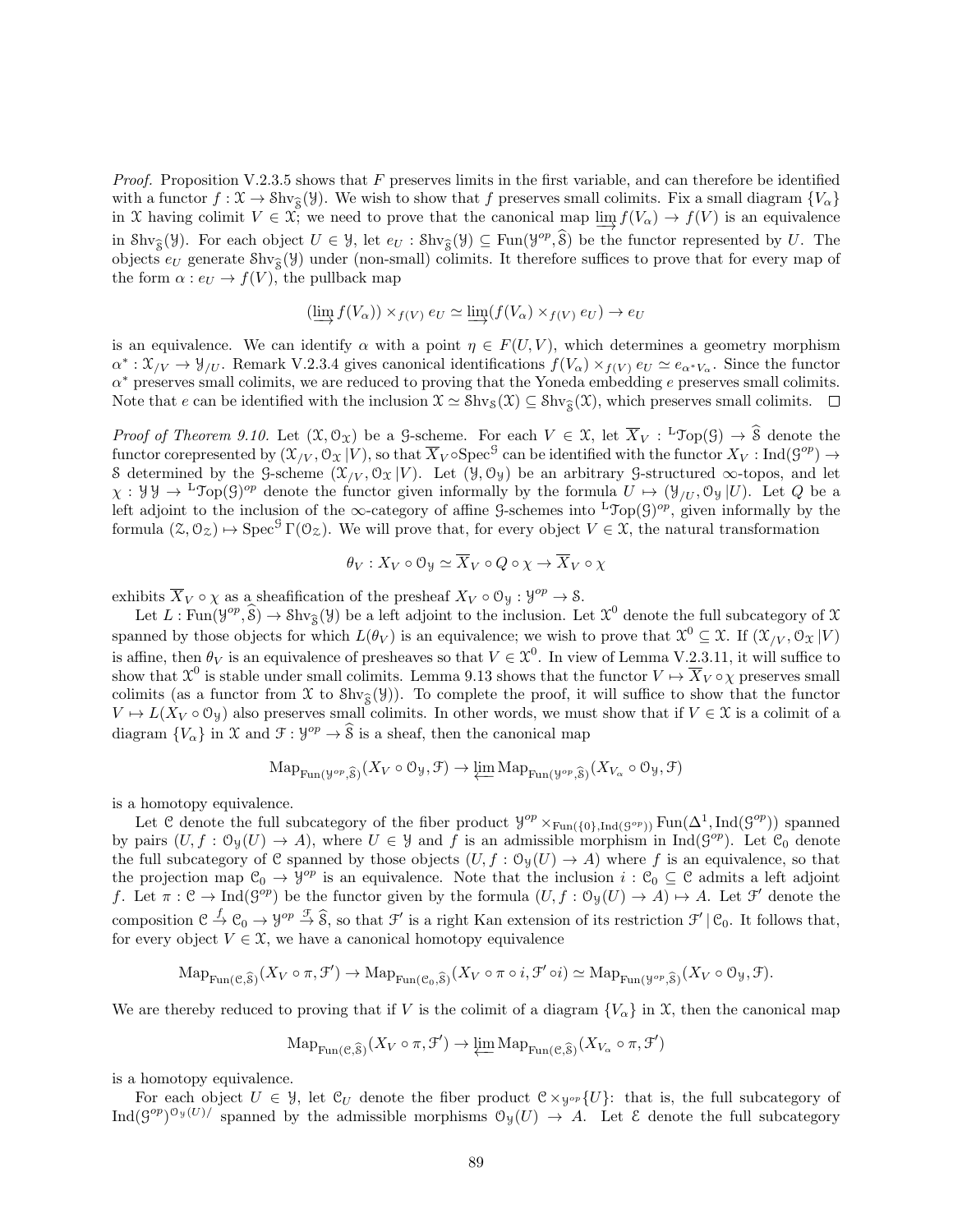*Proof.* Proposition V.2.3.5 shows that $F$ preserves limits in the first variable, and can therefore be identified with a functor $f : \mathcal{X} \to \mathcal{S}\mathrm{hv}_{\widehat{\mathcal{S}}}(\mathcal{Y})$. We wish to show that $f$ preserves small colimits. Fix a small diagram $\{V_\alpha\}$ in $\mathcal{X}$ having colimit $V \in \mathcal{X}$; we need to prove that the canonical map $\varinjlim f(V_\alpha) \to f(V)$ is an equivalence in $\mathcal{S}\mathrm{hv}_{\widehat{\mathcal{S}}}(\mathcal{Y})$. For each object $U \in \mathcal{Y}$, let $e_U : \mathcal{S}\mathrm{hv}_{\widehat{\mathcal{S}}}(\mathcal{Y}) \subseteq \mathrm{Fun}(\mathcal{Y}^{op}, \widehat{\mathcal{S}})$ be the functor represented by $U$. The objects $e_U$ generate $\mathcal{S}\mathrm{hv}_{\widehat{\mathcal{S}}}(\mathcal{Y})$ under (non-small) colimits. It therefore suffices to prove that for every map of the form $\alpha : e_U \to f(V)$, the pullback map

$$(\varinjlim f(V_\alpha)) \times_{f(V)} e_U \simeq \varinjlim (f(V_\alpha) \times_{f(V)} e_U) \to e_U$$

is an equivalence. We can identify $\alpha$ with a point $\eta \in F(U, V)$, which determines a geometry morphism $\alpha^* : \mathcal{X}_{/V} \to \mathcal{Y}_{/U}$. Remark V.2.3.4 gives canonical identifications $f(V_\alpha) \times_{f(V)} e_U \simeq e_{\alpha^* V_\alpha}$. Since the functor $\alpha^*$ preserves small colimits, we are reduced to proving that the Yoneda embedding $e$ preserves small colimits. Note that $e$ can be identified with the inclusion $\mathcal{X} \simeq \mathcal{S}\mathrm{hv}_{\mathcal{S}}(\mathcal{X}) \subseteq \mathcal{S}\mathrm{hv}_{\widehat{\mathcal{S}}}(\mathcal{X})$, which preserves small colimits. $\square$

*Proof of Theorem 9.10.* Let $(\mathcal{X}, \mathcal{O}_\mathcal{X})$ be a $\mathcal{G}$-scheme. For each $V \in \mathcal{X}$, let $\overline{X}_V : {}^{\mathrm{L}}\mathcal{T}\mathrm{op}(\mathcal{G}) \to \widehat{\mathcal{S}}$ denote the functor corepresented by $(\mathcal{X}_{/V}, \mathcal{O}_\mathcal{X} | V)$, so that $\overline{X}_V \circ \mathrm{Spec}^\mathcal{G}$ can be identified with the functor $X_V : \mathrm{Ind}(\mathcal{G}^{op}) \to \mathcal{S}$ determined by the $\mathcal{G}$-scheme $(\mathcal{X}_{/V}, \mathcal{O}_\mathcal{X} | V)$. Let $(\mathcal{Y}, \mathcal{O}_\mathcal{Y})$ be an arbitrary $\mathcal{G}$-structured $\infty$-topos, and let $\chi : \mathcal{Y}\,\mathcal{Y} \to {}^{\mathrm{L}}\mathcal{T}\mathrm{op}(\mathcal{G})^{op}$ denote the functor given informally by the formula $U \mapsto (\mathcal{Y}_{/U}, \mathcal{O}_\mathcal{Y} | U)$. Let $Q$ be a left adjoint to the inclusion of the $\infty$-category of affine $\mathcal{G}$-schemes into ${}^{\mathrm{L}}\mathcal{T}\mathrm{op}(\mathcal{G})^{op}$, given informally by the formula $(\mathcal{Z}, \mathcal{O}_\mathcal{Z}) \mapsto \mathrm{Spec}^\mathcal{G} \Gamma(\mathcal{O}_\mathcal{Z})$. We will prove that, for every object $V \in \mathcal{X}$, the natural transformation

$$\theta_V : X_V \circ \mathcal{O}_\mathcal{Y} \simeq \overline{X}_V \circ Q \circ \chi \to \overline{X}_V \circ \chi$$

exhibits $\overline{X}_V \circ \chi$ as a sheafification of the presheaf $X_V \circ \mathcal{O}_\mathcal{Y} : \mathcal{Y}^{op} \to \mathcal{S}$.

Let $L : \mathrm{Fun}(\mathcal{Y}^{op}, \widehat{\mathcal{S}}) \to \mathcal{S}\mathrm{hv}_{\widehat{\mathcal{S}}}(\mathcal{Y})$ be a left adjoint to the inclusion. Let $\mathcal{X}^0$ denote the full subcategory of $\mathcal{X}$ spanned by those objects for which $L(\theta_V)$ is an equivalence; we wish to prove that $\mathcal{X}^0 \subseteq \mathcal{X}$. If $(\mathcal{X}_{/V}, \mathcal{O}_\mathcal{X} | V)$ is affine, then $\theta_V$ is an equivalence of presheaves so that $V \in \mathcal{X}^0$. In view of Lemma V.2.3.11, it will suffice to show that $\mathcal{X}^0$ is stable under small colimits. Lemma 9.13 shows that the functor $V \mapsto \overline{X}_V \circ \chi$ preserves small colimits (as a functor from $\mathcal{X}$ to $\mathcal{S}\mathrm{hv}_{\widehat{\mathcal{S}}}(\mathcal{Y})$). To complete the proof, it will suffice to show that the functor $V \mapsto L(X_V \circ \mathcal{O}_\mathcal{Y})$ also preserves small colimits. In other words, we must show that if $V \in \mathcal{X}$ is a colimit of a diagram $\{V_\alpha\}$ in $\mathcal{X}$ and $\mathcal{F} : \mathcal{Y}^{op} \to \widehat{\mathcal{S}}$ is a sheaf, then the canonical map

$$\mathrm{Map}_{\mathrm{Fun}(\mathcal{Y}^{op}, \widehat{\mathcal{S}})}(X_V \circ \mathcal{O}_\mathcal{Y}, \mathcal{F}) \to \varprojlim \mathrm{Map}_{\mathrm{Fun}(\mathcal{Y}^{op}, \widehat{\mathcal{S}})}(X_{V_\alpha} \circ \mathcal{O}_\mathcal{Y}, \mathcal{F})$$

is a homotopy equivalence.

Let $\mathcal{C}$ denote the full subcategory of the fiber product $\mathcal{Y}^{op} \times_{\mathrm{Fun}(\{0\}, \mathrm{Ind}(\mathcal{G}^{op}))} \mathrm{Fun}(\Delta^1, \mathrm{Ind}(\mathcal{G}^{op}))$ spanned by pairs $(U, f : \mathcal{O}_\mathcal{Y}(U) \to A)$, where $U \in \mathcal{Y}$ and $f$ is an admissible morphism in $\mathrm{Ind}(\mathcal{G}^{op})$. Let $\mathcal{C}_0$ denote the full subcategory of $\mathcal{C}$ spanned by those objects $(U, f : \mathcal{O}_\mathcal{Y}(U) \to A)$ where $f$ is an equivalence, so that the projection map $\mathcal{C}_0 \to \mathcal{Y}^{op}$ is an equivalence. Note that the inclusion $i : \mathcal{C}_0 \subseteq \mathcal{C}$ admits a left adjoint $f$. Let $\pi : \mathcal{C} \to \mathrm{Ind}(\mathcal{G}^{op})$ be the functor given by the formula $(U, f : \mathcal{O}_\mathcal{Y}(U) \to A) \mapsto A$. Let $\mathcal{F}'$ denote the composition $\mathcal{C} \xrightarrow{f} \mathcal{C}_0 \to \mathcal{Y}^{op} \xrightarrow{\mathcal{F}} \widehat{\mathcal{S}}$, so that $\mathcal{F}'$ is a right Kan extension of its restriction $\mathcal{F}' | \mathcal{C}_0$. It follows that, for every object $V \in \mathcal{X}$, we have a canonical homotopy equivalence

$$\mathrm{Map}_{\mathrm{Fun}(\mathcal{C}, \widehat{\mathcal{S}})}(X_V \circ \pi, \mathcal{F}') \to \mathrm{Map}_{\mathrm{Fun}(\mathcal{C}_0, \widehat{\mathcal{S}})}(X_V \circ \pi \circ i, \mathcal{F}' \circ i) \simeq \mathrm{Map}_{\mathrm{Fun}(\mathcal{Y}^{op}, \widehat{\mathcal{S}})}(X_V \circ \mathcal{O}_\mathcal{Y}, \mathcal{F}).$$

We are thereby reduced to proving that if $V$ is the colimit of a diagram $\{V_\alpha\}$ in $\mathcal{X}$, then the canonical map

$$\mathrm{Map}_{\mathrm{Fun}(\mathcal{C}, \widehat{\mathcal{S}})}(X_V \circ \pi, \mathcal{F}') \to \varprojlim \mathrm{Map}_{\mathrm{Fun}(\mathcal{C}, \widehat{\mathcal{S}})}(X_{V_\alpha} \circ \pi, \mathcal{F}')$$

is a homotopy equivalence.

For each object $U \in \mathcal{Y}$, let $\mathcal{C}_U$ denote the fiber product $\mathcal{C} \times_{\mathcal{Y}^{op}} \{U\}$: that is, the full subcategory of $\mathrm{Ind}(\mathcal{G}^{op})^{\mathcal{O}_\mathcal{Y}(U)/}$ spanned by the admissible morphisms $\mathcal{O}_\mathcal{Y}(U) \to A$. Let $\mathcal{E}$ denote the full subcategory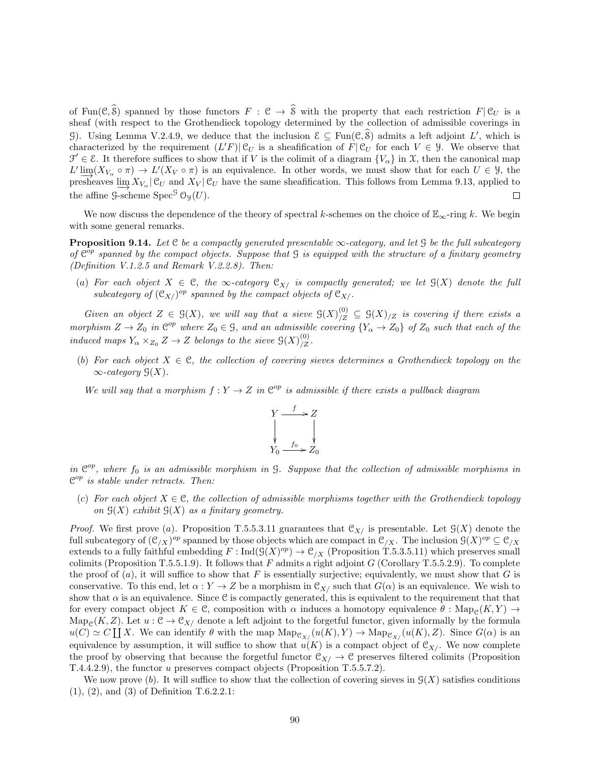of $\mathrm{Fun}(\mathcal{C}, \widehat{\mathcal{S}})$ spanned by those functors $F : \mathcal{C} \to \widehat{\mathcal{S}}$ with the property that each restriction $F|\mathcal{C}_U$ is a sheaf (with respect to the Grothendieck topology determined by the collection of admissible coverings in $\mathcal{G}$). Using Lemma V.2.4.9, we deduce that the inclusion $\mathcal{E} \subseteq \mathrm{Fun}(\mathcal{C}, \widehat{\mathcal{S}})$ admits a left adjoint $L'$, which is characterized by the requirement $(L'F)|\mathcal{C}_U$ is a sheafification of $F|\mathcal{C}_U$ for each $V \in \mathcal{Y}$. We observe that $\mathcal{F}' \in \mathcal{E}$. It therefore suffices to show that if $V$ is the colimit of a diagram $\{V_\alpha\}$ in $\mathcal{X}$, then the canonical map $L' \varinjlim(X_{V_\alpha} \circ \pi) \to L'(X_V \circ \pi)$ is an equivalence. In other words, we must show that for each $U \in \mathcal{Y}$, the presheaves $\varinjlim X_{V_\alpha}|\mathcal{C}_U$ and $X_V|\mathcal{C}_U$ have the same sheafification. This follows from Lemma 9.13, applied to the affine $\mathcal{G}$-scheme $\mathrm{Spec}^{\mathcal{G}}\,\mathcal{O}_{\mathcal{Y}}(U)$. □

We now discuss the dependence of the theory of spectral $k$-schemes on the choice of $\mathbb{E}_\infty$-ring $k$. We begin with some general remarks.

**Proposition 9.14.** *Let $\mathcal{C}$ be a compactly generated presentable $\infty$-category, and let $\mathcal{G}$ be the full subcategory of $\mathcal{C}^{op}$ spanned by the compact objects. Suppose that $\mathcal{G}$ is equipped with the structure of a finitary geometry (Definition V.1.2.5 and Remark V.2.2.8). Then:*

*(a) For each object $X \in \mathcal{C}$, the $\infty$-category $\mathcal{C}_{X/}$ is compactly generated; we let $\mathcal{G}(X)$ denote the full subcategory of $(\mathcal{C}_{X/})^{op}$ spanned by the compact objects of $\mathcal{C}_{X/}$.*

*Given an object $Z \in \mathcal{G}(X)$, we will say that a sieve $\mathcal{G}(X)^{(0)}_{/Z} \subseteq \mathcal{G}(X)_{/Z}$ is covering if there exists a morphism $Z \to Z_0$ in $\mathcal{C}^{op}$ where $Z_0 \in \mathcal{G}$, and an admissible covering $\{Y_\alpha \to Z_0\}$ of $Z_0$ such that each of the induced maps $Y_\alpha \times_{Z_0} Z \to Z$ belongs to the sieve $\mathcal{G}(X)^{(0)}_{/Z}$.*

*(b) For each object $X \in \mathcal{C}$, the collection of covering sieves determines a Grothendieck topology on the $\infty$-category $\mathcal{G}(X)$.*

*We will say that a morphism $f : Y \to Z$ in $\mathcal{C}^{op}$ is admissible if there exists a pullback diagram*

$$\begin{array}{ccc} Y & \xrightarrow{f} & Z \\ \downarrow & & \downarrow \\ Y_0 & \xrightarrow{f_0} & Z_0 \end{array}$$

*in $\mathcal{C}^{op}$, where $f_0$ is an admissible morphism in $\mathcal{G}$. Suppose that the collection of admissible morphisms in $\mathcal{C}^{op}$ is stable under retracts. Then:*

*(c) For each object $X \in \mathcal{C}$, the collection of admissible morphisms together with the Grothendieck topology on $\mathcal{G}(X)$ exhibit $\mathcal{G}(X)$ as a finitary geometry.*

*Proof.* We first prove $(a)$. Proposition T.5.5.3.11 guarantees that $\mathcal{C}_{X/}$ is presentable. Let $\mathcal{G}(X)$ denote the full subcategory of $(\mathcal{C}_{/X})^{op}$ spanned by those objects which are compact in $\mathcal{C}_{/X}$. The inclusion $\mathcal{G}(X)^{op} \subseteq \mathcal{C}_{/X}$ extends to a fully faithful embedding $F : \mathrm{Ind}(\mathcal{G}(X)^{op}) \to \mathcal{C}_{/X}$ (Proposition T.5.3.5.11) which preserves small colimits (Proposition T.5.5.1.9). It follows that $F$ admits a right adjoint $G$ (Corollary T.5.5.2.9). To complete the proof of $(a)$, it will suffice to show that $F$ is essentially surjective; equivalently, we must show that $G$ is conservative. To this end, let $\alpha : Y \to Z$ be a morphism in $\mathcal{C}_{X/}$ such that $G(\alpha)$ is an equivalence. We wish to show that $\alpha$ is an equivalence. Since $\mathcal{C}$ is compactly generated, this is equivalent to the requirement that that for every compact object $K \in \mathcal{C}$, composition with $\alpha$ induces a homotopy equivalence $\theta : \mathrm{Map}_{\mathcal{C}}(K, Y) \to \mathrm{Map}_{\mathcal{C}}(K, Z)$. Let $u : \mathcal{C} \to \mathcal{C}_{X/}$ denote a left adjoint to the forgetful functor, given informally by the formula $u(C) \simeq C \coprod X$. We can identify $\theta$ with the map $\mathrm{Map}_{\mathcal{C}_{X/}}(u(K), Y) \to \mathrm{Map}_{\mathcal{C}_{X/}}(u(K), Z)$. Since $G(\alpha)$ is an equivalence by assumption, it will suffice to show that $u(K)$ is a compact object of $\mathcal{C}_{X/}$. We now complete the proof by observing that because the forgetful functor $\mathcal{C}_{X/} \to \mathcal{C}$ preserves filtered colimits (Proposition T.4.4.2.9), the functor $u$ preserves compact objects (Proposition T.5.5.7.2).

We now prove $(b)$. It will suffice to show that the collection of covering sieves in $\mathcal{G}(X)$ satisfies conditions (1), (2), and (3) of Definition T.6.2.2.1: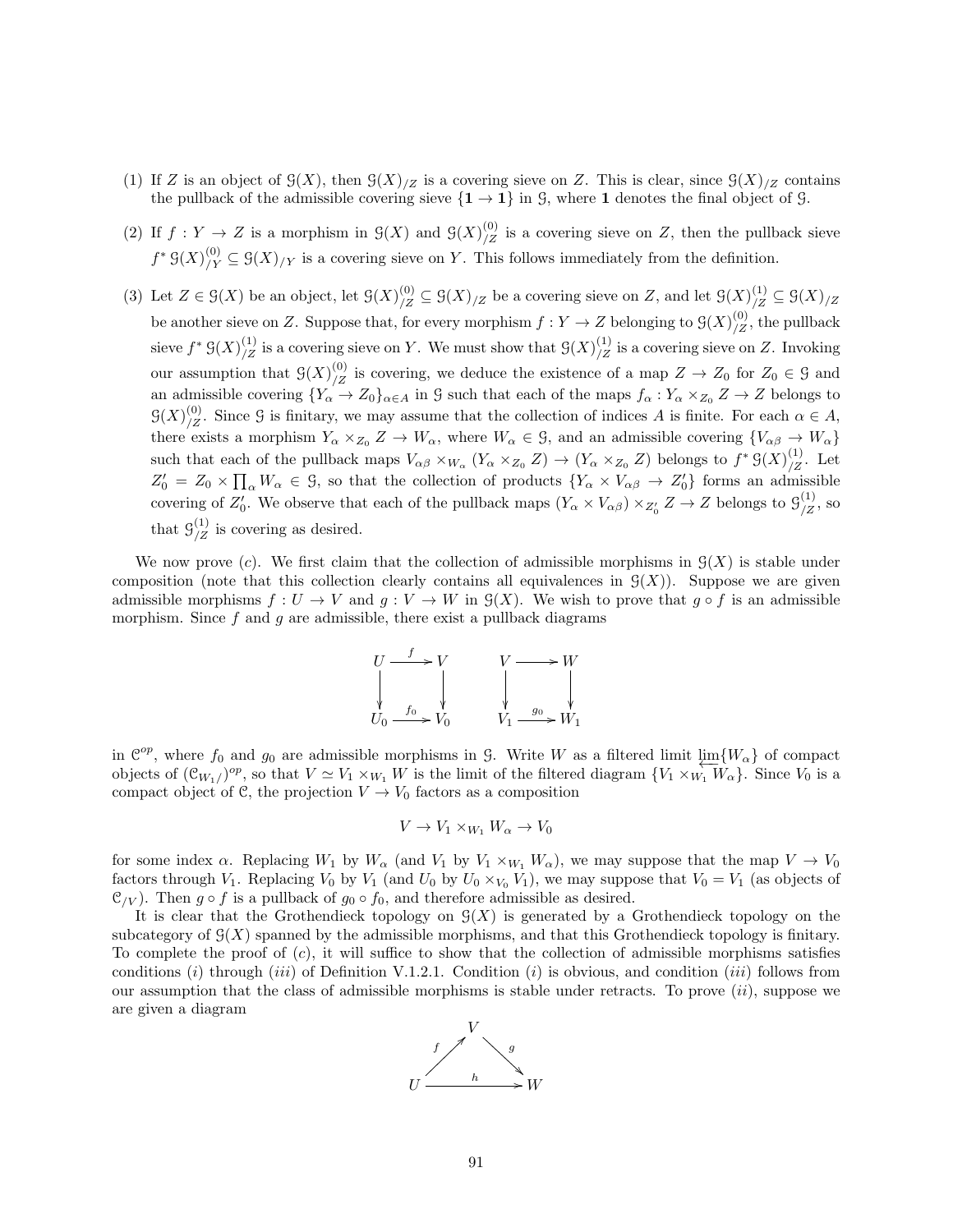(1) If $Z$ is an object of $\mathcal{G}(X)$, then $\mathcal{G}(X)_{/Z}$ is a covering sieve on $Z$. This is clear, since $\mathcal{G}(X)_{/Z}$ contains the pullback of the admissible covering sieve $\{\mathbf{1} \to \mathbf{1}\}$ in $\mathcal{G}$, where $\mathbf{1}$ denotes the final object of $\mathcal{G}$.

(2) If $f : Y \to Z$ is a morphism in $\mathcal{G}(X)$ and $\mathcal{G}(X)^{(0)}_{/Z}$ is a covering sieve on $Z$, then the pullback sieve $f^* \mathcal{G}(X)^{(0)}_{/Y} \subseteq \mathcal{G}(X)_{/Y}$ is a covering sieve on $Y$. This follows immediately from the definition.

(3) Let $Z \in \mathcal{G}(X)$ be an object, let $\mathcal{G}(X)^{(0)}_{/Z} \subseteq \mathcal{G}(X)_{/Z}$ be a covering sieve on $Z$, and let $\mathcal{G}(X)^{(1)}_{/Z} \subseteq \mathcal{G}(X)_{/Z}$ be another sieve on $Z$. Suppose that, for every morphism $f : Y \to Z$ belonging to $\mathcal{G}(X)^{(0)}_{/Z}$, the pullback sieve $f^* \mathcal{G}(X)^{(1)}_{/Z}$ is a covering sieve on $Y$. We must show that $\mathcal{G}(X)^{(1)}_{/Z}$ is a covering sieve on $Z$. Invoking our assumption that $\mathcal{G}(X)^{(0)}_{/Z}$ is covering, we deduce the existence of a map $Z \to Z_0$ for $Z_0 \in \mathcal{G}$ and an admissible covering $\{Y_\alpha \to Z_0\}_{\alpha \in A}$ in $\mathcal{G}$ such that each of the maps $f_\alpha : Y_\alpha \times_{Z_0} Z \to Z$ belongs to $\mathcal{G}(X)^{(0)}_{/Z}$. Since $\mathcal{G}$ is finitary, we may assume that the collection of indices $A$ is finite. For each $\alpha \in A$, there exists a morphism $Y_\alpha \times_{Z_0} Z \to W_\alpha$, where $W_\alpha \in \mathcal{G}$, and an admissible covering $\{V_{\alpha\beta} \to W_\alpha\}$ such that each of the pullback maps $V_{\alpha\beta} \times_{W_\alpha} (Y_\alpha \times_{Z_0} Z) \to (Y_\alpha \times_{Z_0} Z)$ belongs to $f^* \mathcal{G}(X)^{(1)}_{/Z}$. Let $Z'_0 = Z_0 \times \prod_\alpha W_\alpha \in \mathcal{G}$, so that the collection of products $\{Y_\alpha \times V_{\alpha\beta} \to Z'_0\}$ forms an admissible covering of $Z'_0$. We observe that each of the pullback maps $(Y_\alpha \times V_{\alpha\beta}) \times_{Z'_0} Z \to Z$ belongs to $\mathcal{G}^{(1)}_{/Z}$, so that $\mathcal{G}^{(1)}_{/Z}$ is covering as desired.

We now prove $(c)$. We first claim that the collection of admissible morphisms in $\mathcal{G}(X)$ is stable under composition (note that this collection clearly contains all equivalences in $\mathcal{G}(X)$). Suppose we are given admissible morphisms $f : U \to V$ and $g : V \to W$ in $\mathcal{G}(X)$. We wish to prove that $g \circ f$ is an admissible morphism. Since $f$ and $g$ are admissible, there exist a pullback diagrams

$$\begin{array}{ccc} U & \xrightarrow{f} & V \\ \downarrow & & \downarrow \\ U_0 & \xrightarrow{f_0} & V_0 \end{array} \qquad \begin{array}{ccc} V & \longrightarrow & W \\ \downarrow & & \downarrow \\ V_1 & \xrightarrow{g_0} & W_1 \end{array}$$

in $\mathcal{C}^{op}$, where $f_0$ and $g_0$ are admissible morphisms in $\mathcal{G}$. Write $W$ as a filtered limit $\varprojlim\{W_\alpha\}$ of compact objects of $(\mathcal{C}_{W_1/})^{op}$, so that $V \simeq V_1 \times_{W_1} W$ is the limit of the filtered diagram $\{V_1 \times_{W_1} W_\alpha\}$. Since $V_0$ is a compact object of $\mathcal{C}$, the projection $V \to V_0$ factors as a composition

$$V \to V_1 \times_{W_1} W_\alpha \to V_0$$

for some index $\alpha$. Replacing $W_1$ by $W_\alpha$ (and $V_1$ by $V_1 \times_{W_1} W_\alpha$), we may suppose that the map $V \to V_0$ factors through $V_1$. Replacing $V_0$ by $V_1$ (and $U_0$ by $U_0 \times_{V_0} V_1$), we may suppose that $V_0 = V_1$ (as objects of $\mathcal{C}_{/V}$). Then $g \circ f$ is a pullback of $g_0 \circ f_0$, and therefore admissible as desired.

It is clear that the Grothendieck topology on $\mathcal{G}(X)$ is generated by a Grothendieck topology on the subcategory of $\mathcal{G}(X)$ spanned by the admissible morphisms, and that this Grothendieck topology is finitary. To complete the proof of $(c)$, it will suffice to show that the collection of admissible morphisms satisfies conditions $(i)$ through $(iii)$ of Definition V.1.2.1. Condition $(i)$ is obvious, and condition $(iii)$ follows from our assumption that the class of admissible morphisms is stable under retracts. To prove $(ii)$, suppose we are given a diagram

$$\begin{array}{ccccc} & & V & & \\ & \overset{f}{\nearrow} & & \overset{g}{\searrow} & \\ U & & \xrightarrow{h} & & W \end{array}$$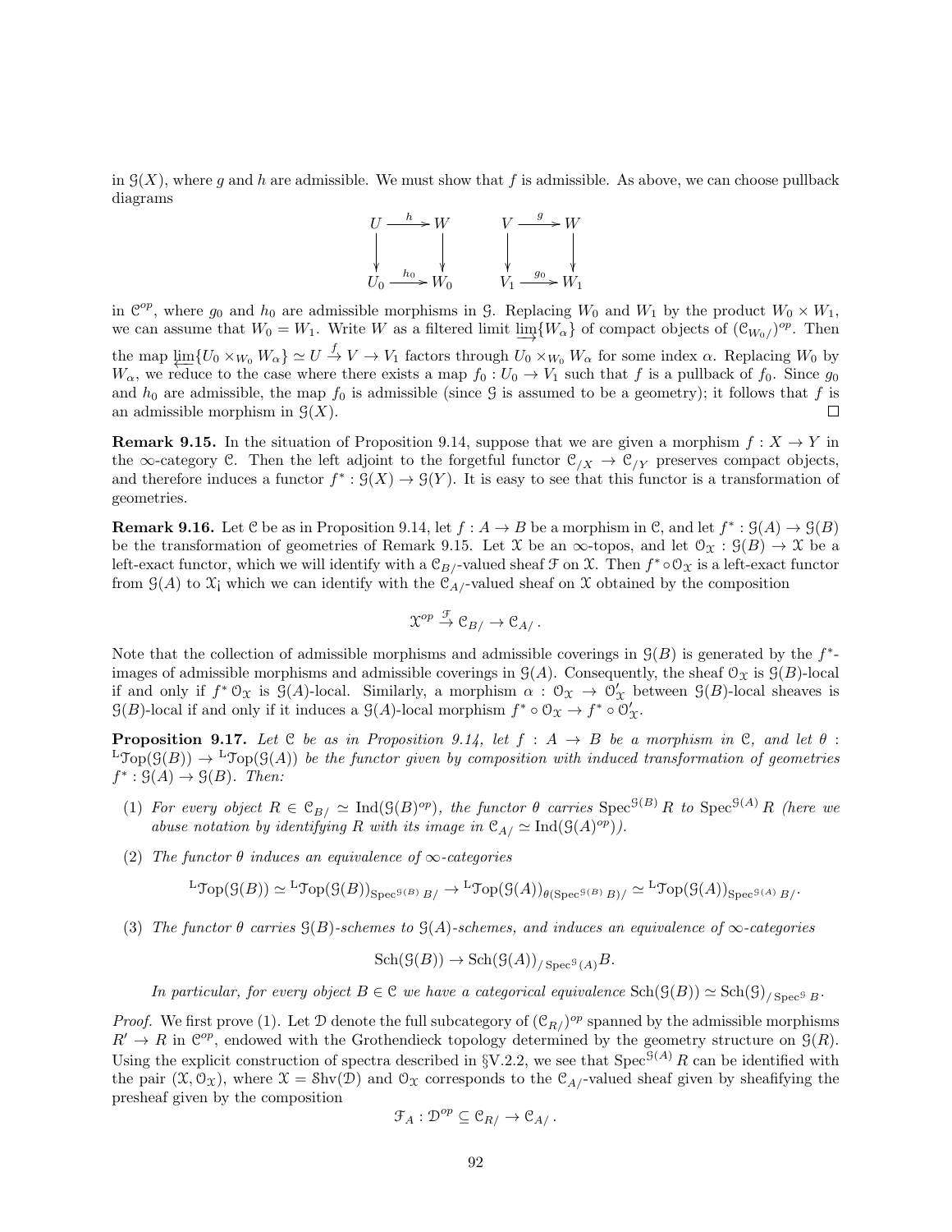in $\mathcal{G}(X)$, where $g$ and $h$ are admissible. We must show that $f$ is admissible. As above, we can choose pullback diagrams

$$\begin{array}{ccc} U & \xrightarrow{h} & W \\ \downarrow & & \downarrow \\ U_0 & \xrightarrow{h_0} & W_0 \end{array} \qquad \begin{array}{ccc} V & \xrightarrow{g} & W \\ \downarrow & & \downarrow \\ V_1 & \xrightarrow{g_0} & W_1 \end{array}$$

in $\mathcal{C}^{op}$, where $g_0$ and $h_0$ are admissible morphisms in $\mathcal{G}$. Replacing $W_0$ and $W_1$ by the product $W_0 \times W_1$, we can assume that $W_0 = W_1$. Write $W$ as a filtered limit $\varinjlim\{W_\alpha\}$ of compact objects of $(\mathcal{C}_{W_0/})^{op}$. Then the map $\varprojlim\{U_0 \times_{W_0} W_\alpha\} \simeq U \xrightarrow{f} V \to V_1$ factors through $U_0 \times_{W_0} W_\alpha$ for some index $\alpha$. Replacing $W_0$ by $W_\alpha$, we reduce to the case where there exists a map $f_0 : U_0 \to V_1$ such that $f$ is a pullback of $f_0$. Since $g_0$ and $h_0$ are admissible, the map $f_0$ is admissible (since $\mathcal{G}$ is assumed to be a geometry); it follows that $f$ is an admissible morphism in $\mathcal{G}(X)$. □

**Remark 9.15.** In the situation of Proposition 9.14, suppose that we are given a morphism $f : X \to Y$ in the $\infty$-category $\mathcal{C}$. Then the left adjoint to the forgetful functor $\mathcal{C}_{/X} \to \mathcal{C}_{/Y}$ preserves compact objects, and therefore induces a functor $f^* : \mathcal{G}(X) \to \mathcal{G}(Y)$. It is easy to see that this functor is a transformation of geometries.

**Remark 9.16.** Let $\mathcal{C}$ be as in Proposition 9.14, let $f : A \to B$ be a morphism in $\mathcal{C}$, and let $f^* : \mathcal{G}(A) \to \mathcal{G}(B)$ be the transformation of geometries of Remark 9.15. Let $\mathcal{X}$ be an $\infty$-topos, and let $\mathcal{O}_{\mathcal{X}} : \mathcal{G}(B) \to \mathcal{X}$ be a left-exact functor, which we will identify with a $\mathcal{C}_{B/}$-valued sheaf $\mathcal{F}$ on $\mathcal{X}$. Then $f^* \circ \mathcal{O}_{\mathcal{X}}$ is a left-exact functor from $\mathcal{G}(A)$ to $\mathcal{X}$¡ which we can identify with the $\mathcal{C}_{A/}$-valued sheaf on $\mathcal{X}$ obtained by the composition

$$\mathcal{X}^{op} \xrightarrow{\mathcal{F}} \mathcal{C}_{B/} \to \mathcal{C}_{A/}.$$

Note that the collection of admissible morphisms and admissible coverings in $\mathcal{G}(B)$ is generated by the $f^*$-images of admissible morphisms and admissible coverings in $\mathcal{G}(A)$. Consequently, the sheaf $\mathcal{O}_{\mathcal{X}}$ is $\mathcal{G}(B)$-local if and only if $f^* \mathcal{O}_{\mathcal{X}}$ is $\mathcal{G}(A)$-local. Similarly, a morphism $\alpha : \mathcal{O}_{\mathcal{X}} \to \mathcal{O}'_{\mathcal{X}}$ between $\mathcal{G}(B)$-local sheaves is $\mathcal{G}(B)$-local if and only if it induces a $\mathcal{G}(A)$-local morphism $f^* \circ \mathcal{O}_{\mathcal{X}} \to f^* \circ \mathcal{O}'_{\mathcal{X}}$.

**Proposition 9.17.** *Let $\mathcal{C}$ be as in Proposition 9.14, let $f : A \to B$ be a morphism in $\mathcal{C}$, and let $\theta : {}^{\mathrm{L}}\mathcal{T}\mathrm{op}(\mathcal{G}(B)) \to {}^{\mathrm{L}}\mathcal{T}\mathrm{op}(\mathcal{G}(A))$ be the functor given by composition with induced transformation of geometries $f^* : \mathcal{G}(A) \to \mathcal{G}(B)$. Then:*

1. *For every object $R \in \mathcal{C}_{B/} \simeq \mathrm{Ind}(\mathcal{G}(B)^{op})$, the functor $\theta$ carries $\mathrm{Spec}^{\mathcal{G}(B)} R$ to $\mathrm{Spec}^{\mathcal{G}(A)} R$ (here we abuse notation by identifying $R$ with its image in $\mathcal{C}_{A/} \simeq \mathrm{Ind}(\mathcal{G}(A)^{op})$).*

2. *The functor $\theta$ induces an equivalence of $\infty$-categories*
$$^{\mathrm{L}}\mathcal{T}\mathrm{op}(\mathcal{G}(B)) \simeq {}^{\mathrm{L}}\mathcal{T}\mathrm{op}(\mathcal{G}(B))_{\mathrm{Spec}^{\mathcal{G}(B)} B/} \to {}^{\mathrm{L}}\mathcal{T}\mathrm{op}(\mathcal{G}(A))_{\theta(\mathrm{Spec}^{\mathcal{G}(B)} B)/} \simeq {}^{\mathrm{L}}\mathcal{T}\mathrm{op}(\mathcal{G}(A))_{\mathrm{Spec}^{\mathcal{G}(A)} B/}.$$

3. *The functor $\theta$ carries $\mathcal{G}(B)$-schemes to $\mathcal{G}(A)$-schemes, and induces an equivalence of $\infty$-categories*
$$\mathrm{Sch}(\mathcal{G}(B)) \to \mathrm{Sch}(\mathcal{G}(A))_{/\,\mathrm{Spec}^{\mathcal{G}}(A)} B.$$

 *In particular, for every object $B \in \mathcal{C}$ we have a categorical equivalence $\mathrm{Sch}(\mathcal{G}(B)) \simeq \mathrm{Sch}(\mathcal{G})_{/\,\mathrm{Spec}^{\mathcal{G}} B}$.*

*Proof.* We first prove (1). Let $\mathcal{D}$ denote the full subcategory of $(\mathcal{C}_{R/})^{op}$ spanned by the admissible morphisms $R' \to R$ in $\mathcal{C}^{op}$, endowed with the Grothendieck topology determined by the geometry structure on $\mathcal{G}(R)$. Using the explicit construction of spectra described in §V.2.2, we see that $\mathrm{Spec}^{\mathcal{G}(A)} R$ can be identified with the pair $(\mathcal{X}, \mathcal{O}_{\mathcal{X}})$, where $\mathcal{X} = \mathcal{S}\mathrm{hv}(\mathcal{D})$ and $\mathcal{O}_{\mathcal{X}}$ corresponds to the $\mathcal{C}_{A/}$-valued sheaf given by sheafifying the presheaf given by the composition

$$\mathcal{F}_A : \mathcal{D}^{op} \subseteq \mathcal{C}_{R/} \to \mathcal{C}_{A/}.$$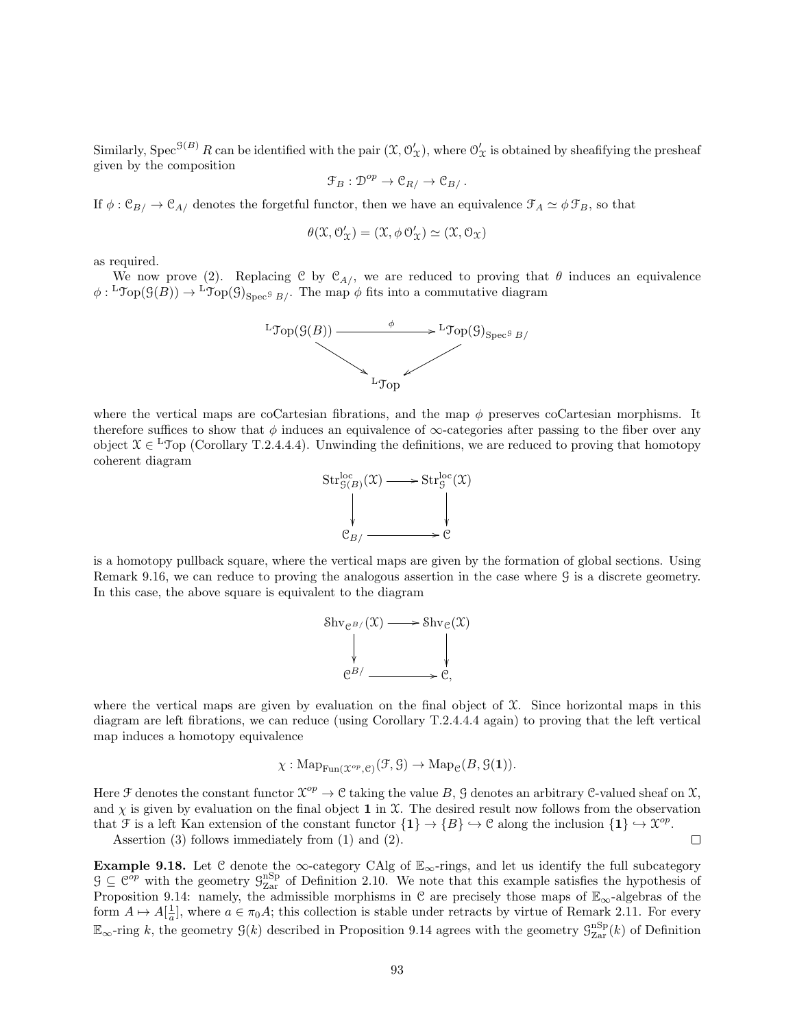Similarly, $\mathrm{Spec}^{\mathcal{G}(B)} R$ can be identified with the pair $(\mathcal{X}, \mathcal{O}'_{\mathcal{X}})$, where $\mathcal{O}'_{\mathcal{X}}$ is obtained by sheafifying the presheaf given by the composition

$$\mathcal{F}_B : \mathcal{D}^{op} \to \mathcal{C}_{R/} \to \mathcal{C}_{B/}.$$

If $\phi : \mathcal{C}_{B/} \to \mathcal{C}_{A/}$ denotes the forgetful functor, then we have an equivalence $\mathcal{F}_A \simeq \phi \, \mathcal{F}_B$, so that

$$\theta(\mathcal{X}, \mathcal{O}'_{\mathcal{X}}) = (\mathcal{X}, \phi \, \mathcal{O}'_{\mathcal{X}}) \simeq (\mathcal{X}, \mathcal{O}_{\mathcal{X}})$$

as required.

We now prove (2). Replacing $\mathcal{C}$ by $\mathcal{C}_{A/}$, we are reduced to proving that $\theta$ induces an equivalence $\phi : {}^{\mathrm{L}}\mathcal{T}\mathrm{op}(\mathcal{G}(B)) \to {}^{\mathrm{L}}\mathcal{T}\mathrm{op}(\mathcal{G})_{\mathrm{Spec}^{\mathcal{G}} B/}$. The map $\phi$ fits into a commutative diagram

$$\begin{array}{ccc} {}^{\mathrm{L}}\mathcal{T}\mathrm{op}(\mathcal{G}(B)) & \xrightarrow{\phi} & {}^{\mathrm{L}}\mathcal{T}\mathrm{op}(\mathcal{G})_{\mathrm{Spec}^{\mathcal{G}} B/} \\ & \searrow \quad \swarrow & \\ & {}^{\mathrm{L}}\mathcal{T}\mathrm{op} & \end{array}$$

where the vertical maps are coCartesian fibrations, and the map $\phi$ preserves coCartesian morphisms. It therefore suffices to show that $\phi$ induces an equivalence of $\infty$-categories after passing to the fiber over any object $\mathcal{X} \in {}^{\mathrm{L}}\mathcal{T}\mathrm{op}$ (Corollary T.2.4.4.4). Unwinding the definitions, we are reduced to proving that homotopy coherent diagram

$$\begin{array}{ccc} \mathrm{Str}^{\mathrm{loc}}_{\mathcal{G}(B)}(\mathcal{X}) & \longrightarrow & \mathrm{Str}^{\mathrm{loc}}_{\mathcal{G}}(\mathcal{X}) \\ \downarrow & & \downarrow \\ \mathcal{C}_{B/} & \longrightarrow & \mathcal{C} \end{array}$$

is a homotopy pullback square, where the vertical maps are given by the formation of global sections. Using Remark 9.16, we can reduce to proving the analogous assertion in the case where $\mathcal{G}$ is a discrete geometry. In this case, the above square is equivalent to the diagram

$$\begin{array}{ccc} \mathcal{S}\mathrm{hv}_{\mathcal{C}^{B/}}(\mathcal{X}) & \longrightarrow & \mathcal{S}\mathrm{hv}_{\mathcal{C}}(\mathcal{X}) \\ \downarrow & & \downarrow \\ \mathcal{C}^{B/} & \longrightarrow & \mathcal{C}, \end{array}$$

where the vertical maps are given by evaluation on the final object of $\mathcal{X}$. Since horizontal maps in this diagram are left fibrations, we can reduce (using Corollary T.2.4.4.4 again) to proving that the left vertical map induces a homotopy equivalence

$$\chi : \mathrm{Map}_{\mathrm{Fun}(\mathcal{X}^{op}, \mathcal{C})}(\mathcal{F}, \mathcal{G}) \to \mathrm{Map}_{\mathcal{C}}(B, \mathcal{G}(\mathbf{1})).$$

Here $\mathcal{F}$ denotes the constant functor $\mathcal{X}^{op} \to \mathcal{C}$ taking the value $B$, $\mathcal{G}$ denotes an arbitrary $\mathcal{C}$-valued sheaf on $\mathcal{X}$, and $\chi$ is given by evaluation on the final object $\mathbf{1}$ in $\mathcal{X}$. The desired result now follows from the observation that $\mathcal{F}$ is a left Kan extension of the constant functor $\{\mathbf{1}\} \to \{B\} \hookrightarrow \mathcal{C}$ along the inclusion $\{\mathbf{1}\} \hookrightarrow \mathcal{X}^{op}$.

Assertion (3) follows immediately from (1) and (2). $\square$

**Example 9.18.** Let $\mathcal{C}$ denote the $\infty$-category CAlg of $\mathbb{E}_\infty$-rings, and let us identify the full subcategory $\mathcal{G} \subseteq \mathcal{C}^{op}$ with the geometry $\mathcal{G}^{\mathrm{nSp}}_{\mathrm{Zar}}$ of Definition 2.10. We note that this example satisfies the hypothesis of Proposition 9.14: namely, the admissible morphisms in $\mathcal{C}$ are precisely those maps of $\mathbb{E}_\infty$-algebras of the form $A \mapsto A[\frac{1}{a}]$, where $a \in \pi_0 A$; this collection is stable under retracts by virtue of Remark 2.11. For every $\mathbb{E}_\infty$-ring $k$, the geometry $\mathcal{G}(k)$ described in Proposition 9.14 agrees with the geometry $\mathcal{G}^{\mathrm{nSp}}_{\mathrm{Zar}}(k)$ of Definition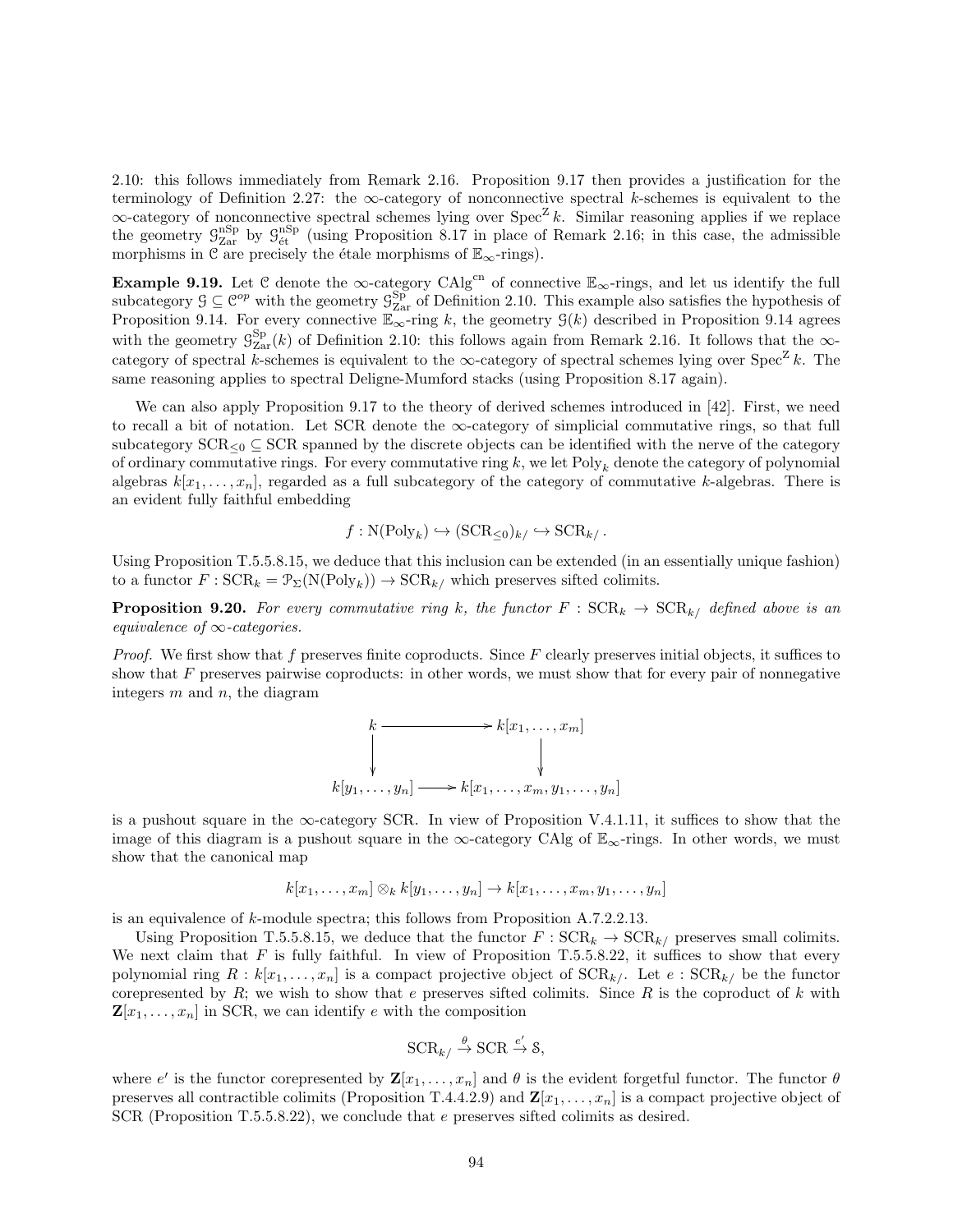2.10: this follows immediately from Remark 2.16. Proposition 9.17 then provides a justification for the terminology of Definition 2.27: the $\infty$-category of nonconnective spectral $k$-schemes is equivalent to the $\infty$-category of nonconnective spectral schemes lying over $\mathrm{Spec}^{\mathbf{Z}}\, k$. Similar reasoning applies if we replace the geometry $\mathcal{G}^{\mathrm{nSp}}_{\mathrm{Zar}}$ by $\mathcal{G}^{\mathrm{nSp}}_{\text{ét}}$ (using Proposition 8.17 in place of Remark 2.16; in this case, the admissible morphisms in $\mathcal{C}$ are precisely the étale morphisms of $\mathbb{E}_\infty$-rings).

**Example 9.19.** Let $\mathcal{C}$ denote the $\infty$-category $\mathrm{CAlg}^{\mathrm{cn}}$ of connective $\mathbb{E}_\infty$-rings, and let us identify the full subcategory $\mathcal{G} \subseteq \mathcal{C}^{op}$ with the geometry $\mathcal{G}^{\mathrm{Sp}}_{\mathrm{Zar}}$ of Definition 2.10. This example also satisfies the hypothesis of Proposition 9.14. For every connective $\mathbb{E}_\infty$-ring $k$, the geometry $\mathcal{G}(k)$ described in Proposition 9.14 agrees with the geometry $\mathcal{G}^{\mathrm{Sp}}_{\mathrm{Zar}}(k)$ of Definition 2.10: this follows again from Remark 2.16. It follows that the $\infty$-category of spectral $k$-schemes is equivalent to the $\infty$-category of spectral schemes lying over $\mathrm{Spec}^{\mathbf{Z}}\, k$. The same reasoning applies to spectral Deligne-Mumford stacks (using Proposition 8.17 again).

We can also apply Proposition 9.17 to the theory of derived schemes introduced in [42]. First, we need to recall a bit of notation. Let SCR denote the $\infty$-category of simplicial commutative rings, so that full subcategory $\mathrm{SCR}_{\leq 0} \subseteq \mathrm{SCR}$ spanned by the discrete objects can be identified with the nerve of the category of ordinary commutative rings. For every commutative ring $k$, we let $\mathrm{Poly}_k$ denote the category of polynomial algebras $k[x_1, \ldots, x_n]$, regarded as a full subcategory of the category of commutative $k$-algebras. There is an evident fully faithful embedding

$$f : \mathrm{N}(\mathrm{Poly}_k) \hookrightarrow (\mathrm{SCR}_{\leq 0})_{k/} \hookrightarrow \mathrm{SCR}_{k/}.$$

Using Proposition T.5.5.8.15, we deduce that this inclusion can be extended (in an essentially unique fashion) to a functor $F : \mathrm{SCR}_k = \mathcal{P}_\Sigma(\mathrm{N}(\mathrm{Poly}_k)) \to \mathrm{SCR}_{k/}$ which preserves sifted colimits.

**Proposition 9.20.** *For every commutative ring $k$, the functor $F : \mathrm{SCR}_k \to \mathrm{SCR}_{k/}$ defined above is an equivalence of $\infty$-categories.*

*Proof.* We first show that $f$ preserves finite coproducts. Since $F$ clearly preserves initial objects, it suffices to show that $F$ preserves pairwise coproducts: in other words, we must show that for every pair of nonnegative integers $m$ and $n$, the diagram

$$\begin{array}{ccc} k & \longrightarrow & k[x_1, \ldots, x_m] \\ \downarrow & & \downarrow \\ k[y_1, \ldots, y_n] & \longrightarrow & k[x_1, \ldots, x_m, y_1, \ldots, y_n] \end{array}$$

is a pushout square in the $\infty$-category SCR. In view of Proposition V.4.1.11, it suffices to show that the image of this diagram is a pushout square in the $\infty$-category CAlg of $\mathbb{E}_\infty$-rings. In other words, we must show that the canonical map

$$k[x_1, \ldots, x_m] \otimes_k k[y_1, \ldots, y_n] \to k[x_1, \ldots, x_m, y_1, \ldots, y_n]$$

is an equivalence of $k$-module spectra; this follows from Proposition A.7.2.2.13.

Using Proposition T.5.5.8.15, we deduce that the functor $F : \mathrm{SCR}_k \to \mathrm{SCR}_{k/}$ preserves small colimits. We next claim that $F$ is fully faithful. In view of Proposition T.5.5.8.22, it suffices to show that every polynomial ring $R : k[x_1, \ldots, x_n]$ is a compact projective object of $\mathrm{SCR}_{k/}$. Let $e : \mathrm{SCR}_{k/}$ be the functor corepresented by $R$; we wish to show that $e$ preserves sifted colimits. Since $R$ is the coproduct of $k$ with $\mathbf{Z}[x_1, \ldots, x_n]$ in SCR, we can identify $e$ with the composition

$$\mathrm{SCR}_{k/} \xrightarrow{\theta} \mathrm{SCR} \xrightarrow{e'} \mathcal{S},$$

where $e'$ is the functor corepresented by $\mathbf{Z}[x_1, \ldots, x_n]$ and $\theta$ is the evident forgetful functor. The functor $\theta$ preserves all contractible colimits (Proposition T.4.4.2.9) and $\mathbf{Z}[x_1, \ldots, x_n]$ is a compact projective object of SCR (Proposition T.5.5.8.22), we conclude that $e$ preserves sifted colimits as desired.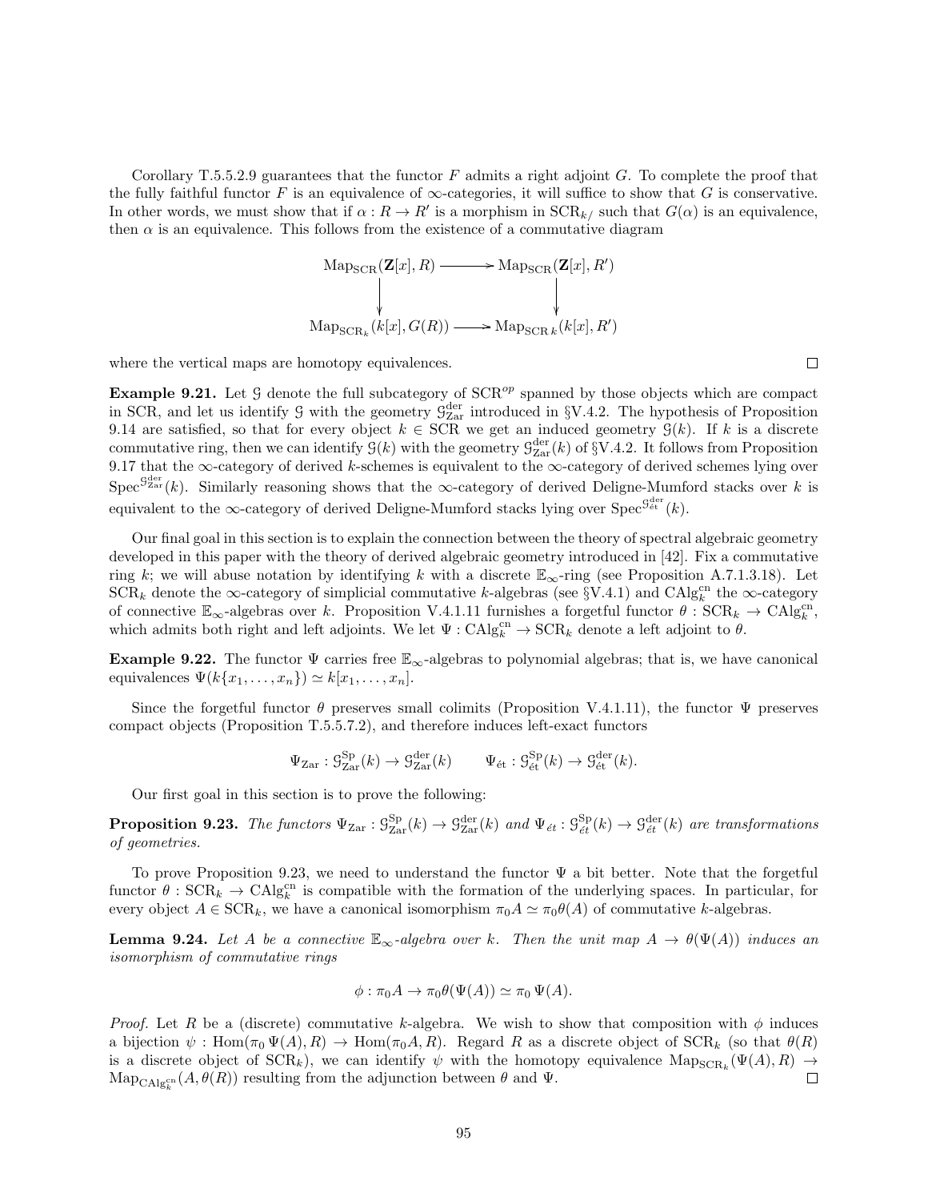Corollary T.5.5.2.9 guarantees that the functor $F$ admits a right adjoint $G$. To complete the proof that the fully faithful functor $F$ is an equivalence of $\infty$-categories, it will suffice to show that $G$ is conservative. In other words, we must show that if $\alpha : R \to R'$ is a morphism in $\mathrm{SCR}_{k/}$ such that $G(\alpha)$ is an equivalence, then $\alpha$ is an equivalence. This follows from the existence of a commutative diagram

$$\begin{array}{ccc} \mathrm{Map}_{\mathrm{SCR}}(\mathbf{Z}[x], R) & \longrightarrow & \mathrm{Map}_{\mathrm{SCR}}(\mathbf{Z}[x], R') \\ \downarrow & & \downarrow \\ \mathrm{Map}_{\mathrm{SCR}_k}(k[x], G(R)) & \longrightarrow & \mathrm{Map}_{\mathrm{SCR}\,k}(k[x], R') \end{array}$$

where the vertical maps are homotopy equivalences. □

**Example 9.21.** Let $\mathcal{G}$ denote the full subcategory of $\mathrm{SCR}^{op}$ spanned by those objects which are compact in SCR, and let us identify $\mathcal{G}$ with the geometry $\mathcal{G}^{\mathrm{der}}_{\mathrm{Zar}}$ introduced in §V.4.2. The hypothesis of Proposition 9.14 are satisfied, so that for every object $k \in \mathrm{SCR}$ we get an induced geometry $\mathcal{G}(k)$. If $k$ is a discrete commutative ring, then we can identify $\mathcal{G}(k)$ with the geometry $\mathcal{G}^{\mathrm{der}}_{\mathrm{Zar}}(k)$ of §V.4.2. It follows from Proposition 9.17 that the $\infty$-category of derived $k$-schemes is equivalent to the $\infty$-category of derived schemes lying over $\mathrm{Spec}^{\mathcal{G}^{\mathrm{der}}_{\mathrm{Zar}}}(k)$. Similarly reasoning shows that the $\infty$-category of derived Deligne-Mumford stacks over $k$ is equivalent to the $\infty$-category of derived Deligne-Mumford stacks lying over $\mathrm{Spec}^{\mathcal{G}^{\mathrm{der}}_{\acute{e}t}}(k)$.

Our final goal in this section is to explain the connection between the theory of spectral algebraic geometry developed in this paper with the theory of derived algebraic geometry introduced in [42]. Fix a commutative ring $k$; we will abuse notation by identifying $k$ with a discrete $\mathbb{E}_\infty$-ring (see Proposition A.7.1.3.18). Let $\mathrm{SCR}_k$ denote the $\infty$-category of simplicial commutative $k$-algebras (see §V.4.1) and $\mathrm{CAlg}^{\mathrm{cn}}_k$ the $\infty$-category of connective $\mathbb{E}_\infty$-algebras over $k$. Proposition V.4.1.11 furnishes a forgetful functor $\theta : \mathrm{SCR}_k \to \mathrm{CAlg}^{\mathrm{cn}}_k$, which admits both right and left adjoints. We let $\Psi : \mathrm{CAlg}^{\mathrm{cn}}_k \to \mathrm{SCR}_k$ denote a left adjoint to $\theta$.

**Example 9.22.** The functor $\Psi$ carries free $\mathbb{E}_\infty$-algebras to polynomial algebras; that is, we have canonical equivalences $\Psi(k\{x_1, \ldots, x_n\}) \simeq k[x_1, \ldots, x_n]$.

Since the forgetful functor $\theta$ preserves small colimits (Proposition V.4.1.11), the functor $\Psi$ preserves compact objects (Proposition T.5.5.7.2), and therefore induces left-exact functors

$$\Psi_{\mathrm{Zar}} : \mathcal{G}^{\mathrm{Sp}}_{\mathrm{Zar}}(k) \to \mathcal{G}^{\mathrm{der}}_{\mathrm{Zar}}(k) \qquad \Psi_{\acute{e}t} : \mathcal{G}^{\mathrm{Sp}}_{\acute{e}t}(k) \to \mathcal{G}^{\mathrm{der}}_{\acute{e}t}(k).$$

Our first goal in this section is to prove the following:

**Proposition 9.23.** *The functors $\Psi_{\mathrm{Zar}} : \mathcal{G}^{\mathrm{Sp}}_{\mathrm{Zar}}(k) \to \mathcal{G}^{\mathrm{der}}_{\mathrm{Zar}}(k)$ and $\Psi_{\acute{e}t} : \mathcal{G}^{\mathrm{Sp}}_{\acute{e}t}(k) \to \mathcal{G}^{\mathrm{der}}_{\acute{e}t}(k)$ are transformations of geometries.*

To prove Proposition 9.23, we need to understand the functor $\Psi$ a bit better. Note that the forgetful functor $\theta : \mathrm{SCR}_k \to \mathrm{CAlg}^{\mathrm{cn}}_k$ is compatible with the formation of the underlying spaces. In particular, for every object $A \in \mathrm{SCR}_k$, we have a canonical isomorphism $\pi_0 A \simeq \pi_0 \theta(A)$ of commutative $k$-algebras.

**Lemma 9.24.** *Let $A$ be a connective $\mathbb{E}_\infty$-algebra over $k$. Then the unit map $A \to \theta(\Psi(A))$ induces an isomorphism of commutative rings*

$$\phi : \pi_0 A \to \pi_0 \theta(\Psi(A)) \simeq \pi_0 \Psi(A).$$

*Proof.* Let $R$ be a (discrete) commutative $k$-algebra. We wish to show that composition with $\phi$ induces a bijection $\psi : \mathrm{Hom}(\pi_0 \Psi(A), R) \to \mathrm{Hom}(\pi_0 A, R)$. Regard $R$ as a discrete object of $\mathrm{SCR}_k$ (so that $\theta(R)$ is a discrete object of $\mathrm{SCR}_k$), we can identify $\psi$ with the homotopy equivalence $\mathrm{Map}_{\mathrm{SCR}_k}(\Psi(A), R) \to \mathrm{Map}_{\mathrm{CAlg}^{\mathrm{cn}}_k}(A, \theta(R))$ resulting from the adjunction between $\theta$ and $\Psi$. □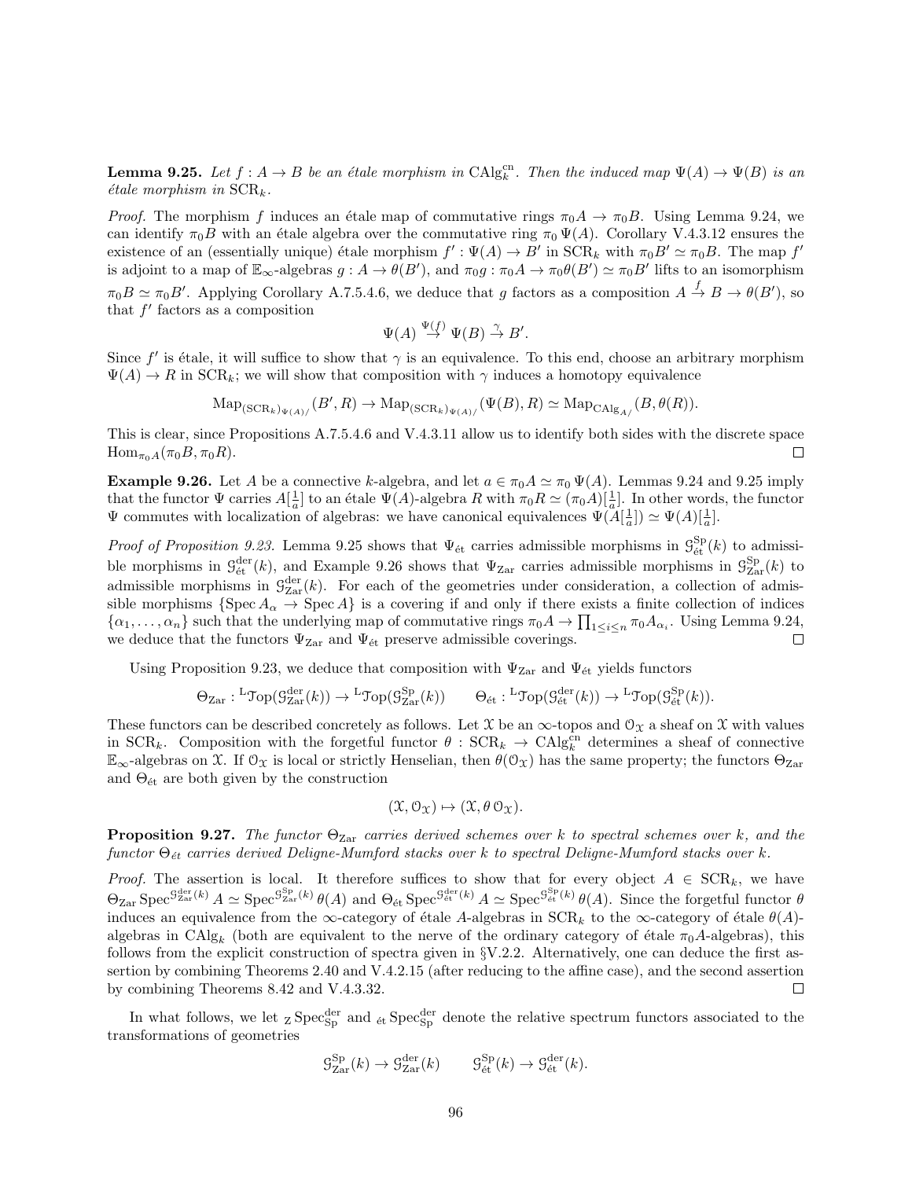**Lemma 9.25.** *Let $f : A \to B$ be an étale morphism in $\mathrm{CAlg}^{\mathrm{cn}}_k$. Then the induced map $\Psi(A) \to \Psi(B)$ is an étale morphism in $\mathrm{SCR}_k$.*

*Proof.* The morphism $f$ induces an étale map of commutative rings $\pi_0 A \to \pi_0 B$. Using Lemma 9.24, we can identify $\pi_0 B$ with an étale algebra over the commutative ring $\pi_0 \Psi(A)$. Corollary V.4.3.12 ensures the existence of an (essentially unique) étale morphism $f' : \Psi(A) \to B'$ in $\mathrm{SCR}_k$ with $\pi_0 B' \simeq \pi_0 B$. The map $f'$ is adjoint to a map of $\mathbb{E}_\infty$-algebras $g : A \to \theta(B')$, and $\pi_0 g : \pi_0 A \to \pi_0 \theta(B') \simeq \pi_0 B'$ lifts to an isomorphism $\pi_0 B \simeq \pi_0 B'$. Applying Corollary A.7.5.4.6, we deduce that $g$ factors as a composition $A \xrightarrow{f} B \to \theta(B')$, so that $f'$ factors as a composition

$$\Psi(A) \xrightarrow{\Psi(f)} \Psi(B) \xrightarrow{\gamma} B'.$$

Since $f'$ is étale, it will suffice to show that $\gamma$ is an equivalence. To this end, choose an arbitrary morphism $\Psi(A) \to R$ in $\mathrm{SCR}_k$; we will show that composition with $\gamma$ induces a homotopy equivalence

$$\mathrm{Map}_{(\mathrm{SCR}_k)_{\Psi(A)/}}(B', R) \to \mathrm{Map}_{(\mathrm{SCR}_k)_{\Psi(A)/}}(\Psi(B), R) \simeq \mathrm{Map}_{\mathrm{CAlg}_{A/}}(B, \theta(R)).$$

This is clear, since Propositions A.7.5.4.6 and V.4.3.11 allow us to identify both sides with the discrete space $\mathrm{Hom}_{\pi_0 A}(\pi_0 B, \pi_0 R)$. $\square$

**Example 9.26.** Let $A$ be a connective $k$-algebra, and let $a \in \pi_0 A \simeq \pi_0 \Psi(A)$. Lemmas 9.24 and 9.25 imply that the functor $\Psi$ carries $A[\frac{1}{a}]$ to an étale $\Psi(A)$-algebra $R$ with $\pi_0 R \simeq (\pi_0 A)[\frac{1}{a}]$. In other words, the functor $\Psi$ commutes with localization of algebras: we have canonical equivalences $\Psi(A[\frac{1}{a}]) \simeq \Psi(A)[\frac{1}{a}]$.

*Proof of Proposition 9.23.* Lemma 9.25 shows that $\Psi_{\text{ét}}$ carries admissible morphisms in $\mathcal{G}^{\mathrm{Sp}}_{\text{ét}}(k)$ to admissible morphisms in $\mathcal{G}^{\mathrm{der}}_{\text{ét}}(k)$, and Example 9.26 shows that $\Psi_{\mathrm{Zar}}$ carries admissible morphisms in $\mathcal{G}^{\mathrm{Sp}}_{\mathrm{Zar}}(k)$ to admissible morphisms in $\mathcal{G}^{\mathrm{der}}_{\mathrm{Zar}}(k)$. For each of the geometries under consideration, a collection of admissible morphisms $\{\mathrm{Spec}\, A_\alpha \to \mathrm{Spec}\, A\}$ is a covering if and only if there exists a finite collection of indices $\{\alpha_1, \ldots, \alpha_n\}$ such that the underlying map of commutative rings $\pi_0 A \to \prod_{1 \leq i \leq n} \pi_0 A_{\alpha_i}$. Using Lemma 9.24, we deduce that the functors $\Psi_{\mathrm{Zar}}$ and $\Psi_{\text{ét}}$ preserve admissible coverings. $\square$

Using Proposition 9.23, we deduce that composition with $\Psi_{\mathrm{Zar}}$ and $\Psi_{\text{ét}}$ yields functors

$$\Theta_{\mathrm{Zar}} : {}^{\mathrm{L}}\mathcal{T}\mathrm{op}(\mathcal{G}^{\mathrm{der}}_{\mathrm{Zar}}(k)) \to {}^{\mathrm{L}}\mathcal{T}\mathrm{op}(\mathcal{G}^{\mathrm{Sp}}_{\mathrm{Zar}}(k)) \qquad \Theta_{\text{ét}} : {}^{\mathrm{L}}\mathcal{T}\mathrm{op}(\mathcal{G}^{\mathrm{der}}_{\text{ét}}(k)) \to {}^{\mathrm{L}}\mathcal{T}\mathrm{op}(\mathcal{G}^{\mathrm{Sp}}_{\text{ét}}(k)).$$

These functors can be described concretely as follows. Let $\mathcal{X}$ be an $\infty$-topos and $\mathcal{O}_{\mathcal{X}}$ a sheaf on $\mathcal{X}$ with values in $\mathrm{SCR}_k$. Composition with the forgetful functor $\theta : \mathrm{SCR}_k \to \mathrm{CAlg}^{\mathrm{cn}}_k$ determines a sheaf of connective $\mathbb{E}_\infty$-algebras on $\mathcal{X}$. If $\mathcal{O}_{\mathcal{X}}$ is local or strictly Henselian, then $\theta(\mathcal{O}_{\mathcal{X}})$ has the same property; the functors $\Theta_{\mathrm{Zar}}$ and $\Theta_{\text{ét}}$ are both given by the construction

$$(\mathcal{X}, \mathcal{O}_{\mathcal{X}}) \mapsto (\mathcal{X}, \theta\, \mathcal{O}_{\mathcal{X}}).$$

**Proposition 9.27.** *The functor $\Theta_{\mathrm{Zar}}$ carries derived schemes over $k$ to spectral schemes over $k$, and the functor $\Theta_{\text{ét}}$ carries derived Deligne-Mumford stacks over $k$ to spectral Deligne-Mumford stacks over $k$.*

*Proof.* The assertion is local. It therefore suffices to show that for every object $A \in \mathrm{SCR}_k$, we have $\Theta_{\mathrm{Zar}} \mathrm{Spec}^{\mathcal{G}^{\mathrm{der}}_{\mathrm{Zar}}(k)} A \simeq \mathrm{Spec}^{\mathcal{G}^{\mathrm{Sp}}_{\mathrm{Zar}}(k)} \theta(A)$ and $\Theta_{\text{ét}} \mathrm{Spec}^{\mathcal{G}^{\mathrm{der}}_{\text{ét}}(k)} A \simeq \mathrm{Spec}^{\mathcal{G}^{\mathrm{Sp}}_{\text{ét}}(k)} \theta(A)$. Since the forgetful functor $\theta$ induces an equivalence from the $\infty$-category of étale $A$-algebras in $\mathrm{SCR}_k$ to the $\infty$-category of étale $\theta(A)$-algebras in $\mathrm{CAlg}_k$ (both are equivalent to the nerve of the ordinary category of étale $\pi_0 A$-algebras), this follows from the explicit construction of spectra given in §V.2.2. Alternatively, one can deduce the first assertion by combining Theorems 2.40 and V.4.2.15 (after reducing to the affine case), and the second assertion by combining Theorems 8.42 and V.4.3.32. $\square$

In what follows, we let ${}_{\mathrm{Z}}\mathrm{Spec}^{\mathrm{der}}_{\mathrm{Sp}}$ and ${}_{\text{ét}}\mathrm{Spec}^{\mathrm{der}}_{\mathrm{Sp}}$ denote the relative spectrum functors associated to the transformations of geometries

$$\mathcal{G}^{\mathrm{Sp}}_{\mathrm{Zar}}(k) \to \mathcal{G}^{\mathrm{der}}_{\mathrm{Zar}}(k) \qquad \mathcal{G}^{\mathrm{Sp}}_{\text{ét}}(k) \to \mathcal{G}^{\mathrm{der}}_{\text{ét}}(k).$$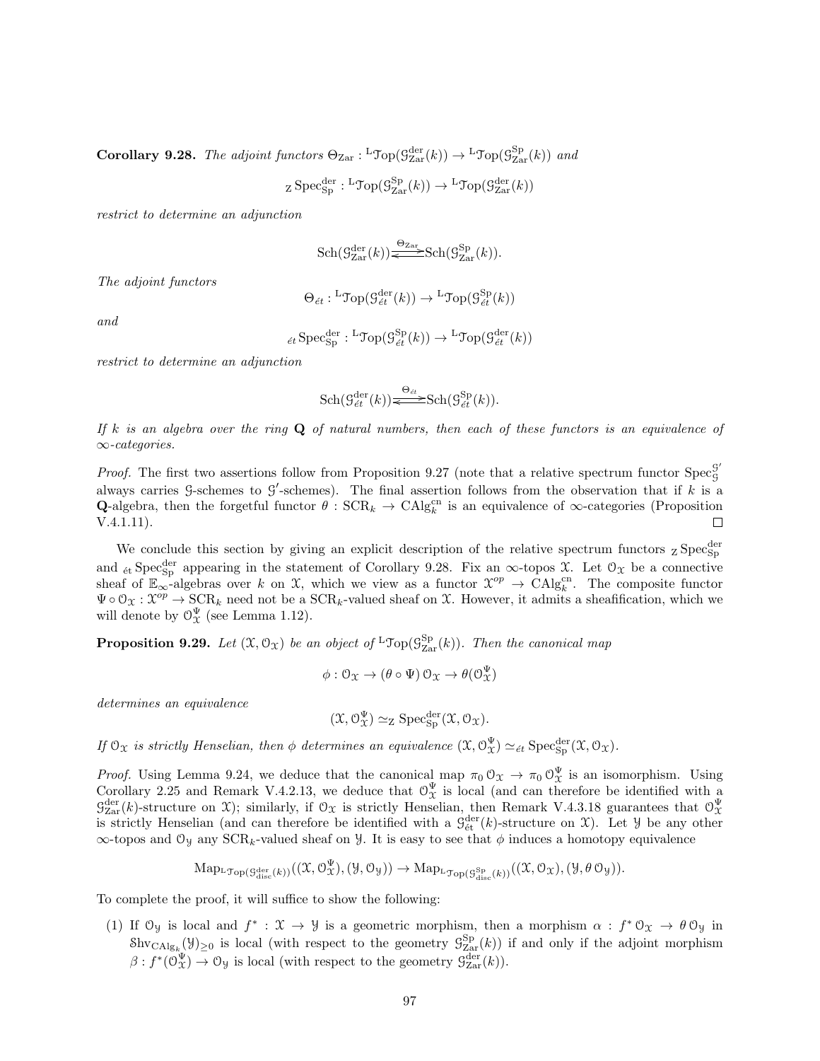**Corollary 9.28.** *The adjoint functors* $\Theta_{\mathrm{Zar}} : {}^{\mathrm{L}}\mathcal{T}\mathrm{op}(\mathcal{G}^{\mathrm{der}}_{\mathrm{Zar}}(k)) \to {}^{\mathrm{L}}\mathcal{T}\mathrm{op}(\mathcal{G}^{\mathrm{Sp}}_{\mathrm{Zar}}(k))$ *and*

$$_{\mathrm{Z}}\operatorname{Spec}^{\mathrm{der}}_{\mathrm{Sp}} : {}^{\mathrm{L}}\mathcal{T}\mathrm{op}(\mathcal{G}^{\mathrm{Sp}}_{\mathrm{Zar}}(k)) \to {}^{\mathrm{L}}\mathcal{T}\mathrm{op}(\mathcal{G}^{\mathrm{der}}_{\mathrm{Zar}}(k))$$

*restrict to determine an adjunction*

$$\mathrm{Sch}(\mathcal{G}^{\mathrm{der}}_{\mathrm{Zar}}(k)) \underset{}{\overset{\Theta_{\mathrm{Zar}}}{\rightleftarrows}} \mathrm{Sch}(\mathcal{G}^{\mathrm{Sp}}_{\mathrm{Zar}}(k)).$$

*The adjoint functors*

$$\Theta_{\acute{e}t} : {}^{\mathrm{L}}\mathcal{T}\mathrm{op}(\mathcal{G}^{\mathrm{der}}_{\acute{e}t}(k)) \to {}^{\mathrm{L}}\mathcal{T}\mathrm{op}(\mathcal{G}^{\mathrm{Sp}}_{\acute{e}t}(k))$$

*and*

$$_{\acute{e}t}\operatorname{Spec}^{\mathrm{der}}_{\mathrm{Sp}} : {}^{\mathrm{L}}\mathcal{T}\mathrm{op}(\mathcal{G}^{\mathrm{Sp}}_{\acute{e}t}(k)) \to {}^{\mathrm{L}}\mathcal{T}\mathrm{op}(\mathcal{G}^{\mathrm{der}}_{\acute{e}t}(k))$$

*restrict to determine an adjunction*

$$\mathrm{Sch}(\mathcal{G}^{\mathrm{der}}_{\acute{e}t}(k)) \underset{}{\overset{\Theta_{\acute{e}t}}{\rightleftarrows}} \mathrm{Sch}(\mathcal{G}^{\mathrm{Sp}}_{\acute{e}t}(k)).$$

*If $k$ is an algebra over the ring $\mathbf{Q}$ of natural numbers, then each of these functors is an equivalence of $\infty$-categories.*

*Proof.* The first two assertions follow from Proposition 9.27 (note that a relative spectrum functor $\operatorname{Spec}^{\mathcal{G}'}_{\mathcal{G}}$ always carries $\mathcal{G}$-schemes to $\mathcal{G}'$-schemes). The final assertion follows from the observation that if $k$ is a $\mathbf{Q}$-algebra, then the forgetful functor $\theta : \mathrm{SCR}_k \to \mathrm{CAlg}^{\mathrm{cn}}_k$ is an equivalence of $\infty$-categories (Proposition V.4.1.11). □

We conclude this section by giving an explicit description of the relative spectrum functors $_{\mathrm{Z}}\operatorname{Spec}^{\mathrm{der}}_{\mathrm{Sp}}$ and $_{\acute{e}t}\operatorname{Spec}^{\mathrm{der}}_{\mathrm{Sp}}$ appearing in the statement of Corollary 9.28. Fix an $\infty$-topos $\mathcal{X}$. Let $\mathcal{O}_{\mathcal{X}}$ be a connective sheaf of $\mathbb{E}_\infty$-algebras over $k$ on $\mathcal{X}$, which we view as a functor $\mathcal{X}^{op} \to \mathrm{CAlg}^{\mathrm{cn}}_k$. The composite functor $\Psi \circ \mathcal{O}_{\mathcal{X}} : \mathcal{X}^{op} \to \mathrm{SCR}_k$ need not be a $\mathrm{SCR}_k$-valued sheaf on $\mathcal{X}$. However, it admits a sheafification, which we will denote by $\mathcal{O}^{\Psi}_{\mathcal{X}}$ (see Lemma 1.12).

**Proposition 9.29.** *Let $(\mathcal{X}, \mathcal{O}_{\mathcal{X}})$ be an object of ${}^{\mathrm{L}}\mathcal{T}\mathrm{op}(\mathcal{G}^{\mathrm{Sp}}_{\mathrm{Zar}}(k))$. Then the canonical map*

$$\phi : \mathcal{O}_{\mathcal{X}} \to (\theta \circ \Psi)\,\mathcal{O}_{\mathcal{X}} \to \theta(\mathcal{O}^{\Psi}_{\mathcal{X}})$$

*determines an equivalence*

$$(\mathcal{X}, \mathcal{O}^{\Psi}_{\mathcal{X}}) \simeq {}_{\mathrm{Z}}\operatorname{Spec}^{\mathrm{der}}_{\mathrm{Sp}}(\mathcal{X}, \mathcal{O}_{\mathcal{X}}).$$

*If $\mathcal{O}_{\mathcal{X}}$ is strictly Henselian, then $\phi$ determines an equivalence $(\mathcal{X}, \mathcal{O}^{\Psi}_{\mathcal{X}}) \simeq {}_{\acute{e}t}\operatorname{Spec}^{\mathrm{der}}_{\mathrm{Sp}}(\mathcal{X}, \mathcal{O}_{\mathcal{X}})$.*

*Proof.* Using Lemma 9.24, we deduce that the canonical map $\pi_0\,\mathcal{O}_{\mathcal{X}} \to \pi_0\,\mathcal{O}^{\Psi}_{\mathcal{X}}$ is an isomorphism. Using Corollary 2.25 and Remark V.4.2.13, we deduce that $\mathcal{O}^{\Psi}_{\mathcal{X}}$ is local (and can therefore be identified with a $\mathcal{G}^{\mathrm{der}}_{\mathrm{Zar}}(k)$-structure on $\mathcal{X}$); similarly, if $\mathcal{O}_{\mathcal{X}}$ is strictly Henselian, then Remark V.4.3.18 guarantees that $\mathcal{O}^{\Psi}_{\mathcal{X}}$ is strictly Henselian (and can therefore be identified with a $\mathcal{G}^{\mathrm{der}}_{\acute{e}t}(k)$-structure on $\mathcal{X}$). Let $\mathcal{Y}$ be any other $\infty$-topos and $\mathcal{O}_{\mathcal{Y}}$ any $\mathrm{SCR}_k$-valued sheaf on $\mathcal{Y}$. It is easy to see that $\phi$ induces a homotopy equivalence

$$\mathrm{Map}_{{}^{\mathrm{L}}\mathcal{T}\mathrm{op}(\mathcal{G}^{\mathrm{der}}_{\mathrm{disc}}(k))}((\mathcal{X}, \mathcal{O}^{\Psi}_{\mathcal{X}}), (\mathcal{Y}, \mathcal{O}_{\mathcal{Y}})) \to \mathrm{Map}_{{}^{\mathrm{L}}\mathcal{T}\mathrm{op}(\mathcal{G}^{\mathrm{Sp}}_{\mathrm{disc}}(k))}((\mathcal{X}, \mathcal{O}_{\mathcal{X}}), (\mathcal{Y}, \theta\,\mathcal{O}_{\mathcal{Y}})).$$

To complete the proof, it will suffice to show the following:

(1) If $\mathcal{O}_{\mathcal{Y}}$ is local and $f^* : \mathcal{X} \to \mathcal{Y}$ is a geometric morphism, then a morphism $\alpha : f^*\,\mathcal{O}_{\mathcal{X}} \to \theta\,\mathcal{O}_{\mathcal{Y}}$ in $\mathcal{S}\mathrm{hv}_{\mathrm{CAlg}_k}(\mathcal{Y})_{\geq 0}$ is local (with respect to the geometry $\mathcal{G}^{\mathrm{Sp}}_{\mathrm{Zar}}(k)$) if and only if the adjoint morphism $\beta : f^*(\mathcal{O}^{\Psi}_{\mathcal{X}}) \to \mathcal{O}_{\mathcal{Y}}$ is local (with respect to the geometry $\mathcal{G}^{\mathrm{der}}_{\mathrm{Zar}}(k)$).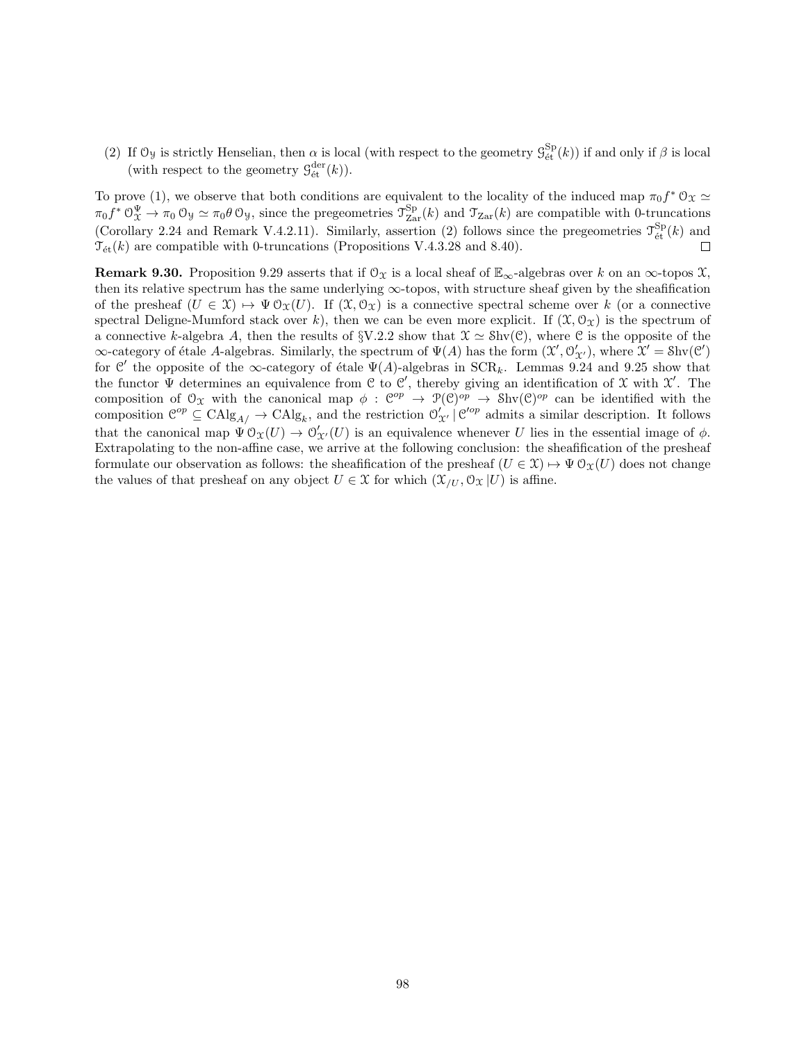(2) If $\mathcal{O}_{\mathcal{Y}}$ is strictly Henselian, then $\alpha$ is local (with respect to the geometry $\mathcal{G}^{\mathrm{Sp}}_{\text{ét}}(k)$) if and only if $\beta$ is local (with respect to the geometry $\mathcal{G}^{\mathrm{der}}_{\text{ét}}(k)$).

To prove (1), we observe that both conditions are equivalent to the locality of the induced map $\pi_0 f^* \mathcal{O}_{\mathcal{X}} \simeq \pi_0 f^* \mathcal{O}^{\Psi}_{\mathcal{X}} \to \pi_0 \mathcal{O}_{\mathcal{Y}} \simeq \pi_0 \theta \mathcal{O}_{\mathcal{Y}}$, since the pregeometries $\mathcal{T}^{\mathrm{Sp}}_{\mathrm{Zar}}(k)$ and $\mathcal{T}_{\mathrm{Zar}}(k)$ are compatible with 0-truncations (Corollary 2.24 and Remark V.4.2.11). Similarly, assertion (2) follows since the pregeometries $\mathcal{T}^{\mathrm{Sp}}_{\text{ét}}(k)$ and $\mathcal{T}_{\text{ét}}(k)$ are compatible with 0-truncations (Propositions V.4.3.28 and 8.40). $\square$

**Remark 9.30.** Proposition 9.29 asserts that if $\mathcal{O}_{\mathcal{X}}$ is a local sheaf of $\mathbb{E}_\infty$-algebras over $k$ on an $\infty$-topos $\mathcal{X}$, then its relative spectrum has the same underlying $\infty$-topos, with structure sheaf given by the sheafification of the presheaf $(U \in \mathcal{X}) \mapsto \Psi \mathcal{O}_{\mathcal{X}}(U)$. If $(\mathcal{X}, \mathcal{O}_{\mathcal{X}})$ is a connective spectral scheme over $k$ (or a connective spectral Deligne-Mumford stack over $k$), then we can be even more explicit. If $(\mathcal{X}, \mathcal{O}_{\mathcal{X}})$ is the spectrum of a connective $k$-algebra $A$, then the results of §V.2.2 show that $\mathcal{X} \simeq \mathrm{Shv}(\mathcal{C})$, where $\mathcal{C}$ is the opposite of the $\infty$-category of étale $A$-algebras. Similarly, the spectrum of $\Psi(A)$ has the form $(\mathcal{X}', \mathcal{O}'_{\mathcal{X}'})$, where $\mathcal{X}' = \mathrm{Shv}(\mathcal{C}')$ for $\mathcal{C}'$ the opposite of the $\infty$-category of étale $\Psi(A)$-algebras in $\mathrm{SCR}_k$. Lemmas 9.24 and 9.25 show that the functor $\Psi$ determines an equivalence from $\mathcal{C}$ to $\mathcal{C}'$, thereby giving an identification of $\mathcal{X}$ with $\mathcal{X}'$. The composition of $\mathcal{O}_{\mathcal{X}}$ with the canonical map $\phi : \mathcal{C}^{op} \to \mathcal{P}(\mathcal{C})^{op} \to \mathrm{Shv}(\mathcal{C})^{op}$ can be identified with the composition $\mathcal{C}^{op} \subseteq \mathrm{CAlg}_{A/} \to \mathrm{CAlg}_k$, and the restriction $\mathcal{O}'_{\mathcal{X}'} \,|\, \mathcal{C}'^{op}$ admits a similar description. It follows that the canonical map $\Psi \mathcal{O}_{\mathcal{X}}(U) \to \mathcal{O}'_{\mathcal{X}'}(U)$ is an equivalence whenever $U$ lies in the essential image of $\phi$. Extrapolating to the non-affine case, we arrive at the following conclusion: the sheafification of the presheaf formulate our observation as follows: the sheafification of the presheaf $(U \in \mathcal{X}) \mapsto \Psi \mathcal{O}_{\mathcal{X}}(U)$ does not change the values of that presheaf on any object $U \in \mathcal{X}$ for which $(\mathcal{X}_{/U}, \mathcal{O}_{\mathcal{X}} \,|U)$ is affine.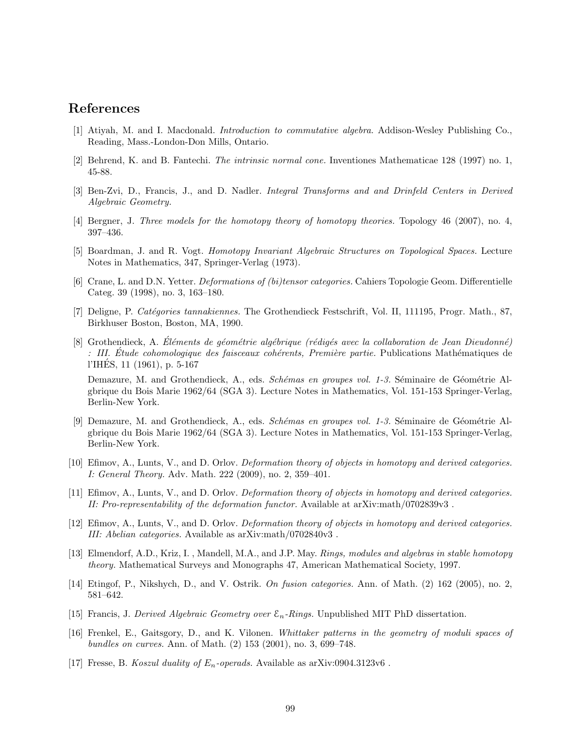# References

[1] Atiyah, M. and I. Macdonald. *Introduction to commutative algebra.* Addison-Wesley Publishing Co., Reading, Mass.-London-Don Mills, Ontario.

[2] Behrend, K. and B. Fantechi. *The intrinsic normal cone.* Inventiones Mathematicae 128 (1997) no. 1, 45-88.

[3] Ben-Zvi, D., Francis, J., and D. Nadler. *Integral Transforms and and Drinfeld Centers in Derived Algebraic Geometry.*

[4] Bergner, J. *Three models for the homotopy theory of homotopy theories.* Topology 46 (2007), no. 4, 397–436.

[5] Boardman, J. and R. Vogt. *Homotopy Invariant Algebraic Structures on Topological Spaces.* Lecture Notes in Mathematics, 347, Springer-Verlag (1973).

[6] Crane, L. and D.N. Yetter. *Deformations of (bi)tensor categories.* Cahiers Topologie Geom. Differentielle Categ. 39 (1998), no. 3, 163–180.

[7] Deligne, P. *Catégories tannakiennes.* The Grothendieck Festschrift, Vol. II, 111195, Progr. Math., 87, Birkhuser Boston, Boston, MA, 1990.

[8] Grothendieck, A. *Éléments de géométrie algébrique (rédigés avec la collaboration de Jean Dieudonné) : III. Étude cohomologique des faisceaux cohérents, Première partie.* Publications Mathématiques de l'IHÉS, 11 (1961), p. 5-167

Demazure, M. and Grothendieck, A., eds. *Schémas en groupes vol. 1-3.* Séminaire de Géométrie Algbrique du Bois Marie 1962/64 (SGA 3). Lecture Notes in Mathematics, Vol. 151-153 Springer-Verlag, Berlin-New York.

[9] Demazure, M. and Grothendieck, A., eds. *Schémas en groupes vol. 1-3.* Séminaire de Géométrie Algbrique du Bois Marie 1962/64 (SGA 3). Lecture Notes in Mathematics, Vol. 151-153 Springer-Verlag, Berlin-New York.

[10] Efimov, A., Lunts, V., and D. Orlov. *Deformation theory of objects in homotopy and derived categories. I: General Theory.* Adv. Math. 222 (2009), no. 2, 359–401.

[11] Efimov, A., Lunts, V., and D. Orlov. *Deformation theory of objects in homotopy and derived categories. II: Pro-representability of the deformation functor.* Available at arXiv:math/0702839v3 .

[12] Efimov, A., Lunts, V., and D. Orlov. *Deformation theory of objects in homotopy and derived categories. III: Abelian categories.* Available as arXiv:math/0702840v3 .

[13] Elmendorf, A.D., Kriz, I. , Mandell, M.A., and J.P. May. *Rings, modules and algebras in stable homotopy theory.* Mathematical Surveys and Monographs 47, American Mathematical Society, 1997.

[14] Etingof, P., Nikshych, D., and V. Ostrik. *On fusion categories.* Ann. of Math. (2) 162 (2005), no. 2, 581–642.

[15] Francis, J. *Derived Algebraic Geometry over $\mathcal{E}_n$-Rings.* Unpublished MIT PhD dissertation.

[16] Frenkel, E., Gaitsgory, D., and K. Vilonen. *Whittaker patterns in the geometry of moduli spaces of bundles on curves.* Ann. of Math. (2) 153 (2001), no. 3, 699–748.

[17] Fresse, B. *Koszul duality of $E_n$-operads.* Available as arXiv:0904.3123v6 .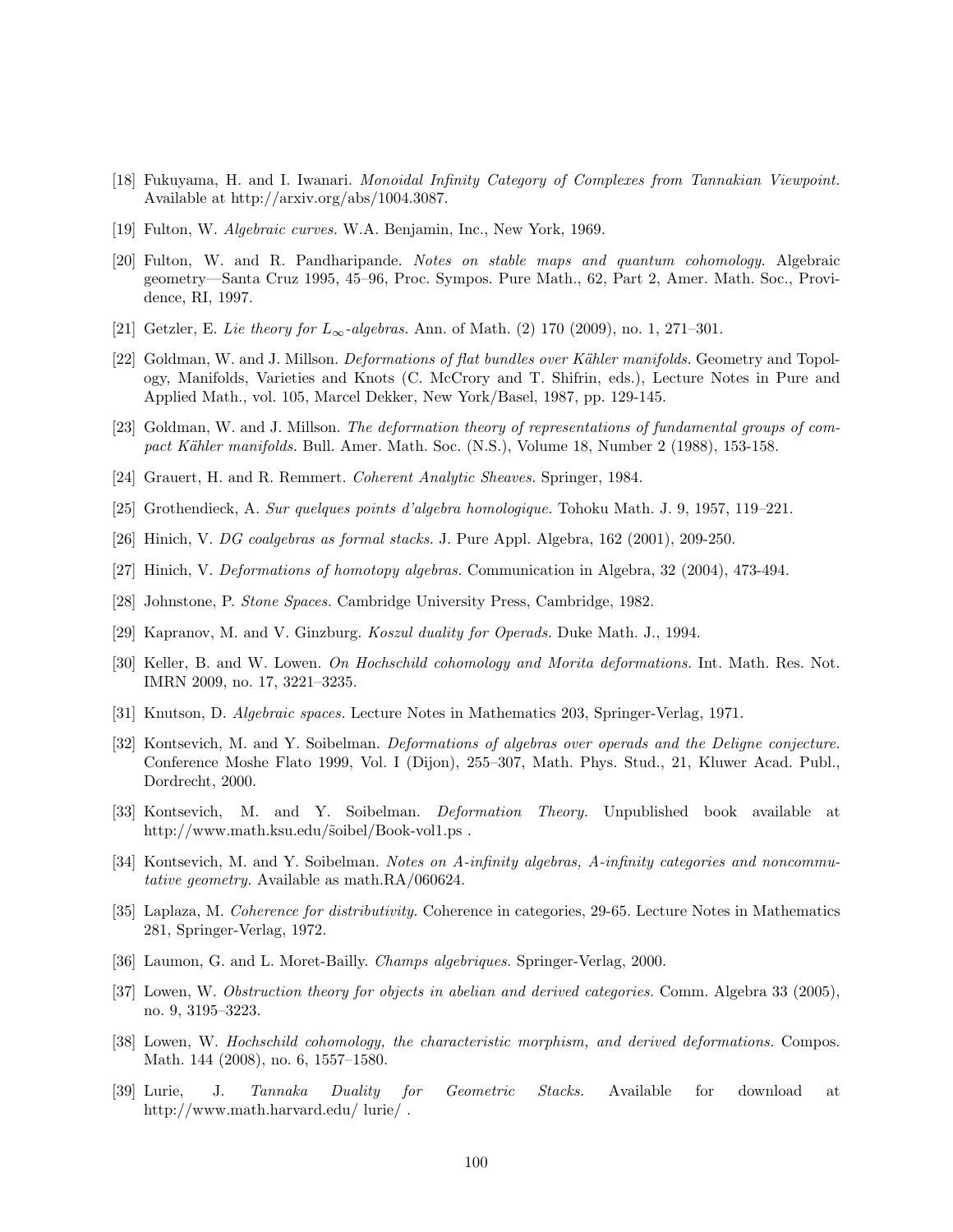[18] Fukuyama, H. and I. Iwanari. *Monoidal Infinity Category of Complexes from Tannakian Viewpoint.* Available at http://arxiv.org/abs/1004.3087.

[19] Fulton, W. *Algebraic curves.* W.A. Benjamin, Inc., New York, 1969.

[20] Fulton, W. and R. Pandharipande. *Notes on stable maps and quantum cohomology.* Algebraic geometry—Santa Cruz 1995, 45–96, Proc. Sympos. Pure Math., 62, Part 2, Amer. Math. Soc., Providence, RI, 1997.

[21] Getzler, E. *Lie theory for $L_\infty$-algebras.* Ann. of Math. (2) 170 (2009), no. 1, 271–301.

[22] Goldman, W. and J. Millson. *Deformations of flat bundles over Kähler manifolds.* Geometry and Topology, Manifolds, Varieties and Knots (C. McCrory and T. Shifrin, eds.), Lecture Notes in Pure and Applied Math., vol. 105, Marcel Dekker, New York/Basel, 1987, pp. 129-145.

[23] Goldman, W. and J. Millson. *The deformation theory of representations of fundamental groups of compact Kähler manifolds.* Bull. Amer. Math. Soc. (N.S.), Volume 18, Number 2 (1988), 153-158.

[24] Grauert, H. and R. Remmert. *Coherent Analytic Sheaves.* Springer, 1984.

[25] Grothendieck, A. *Sur quelques points d'algebra homologique.* Tohoku Math. J. 9, 1957, 119–221.

[26] Hinich, V. *DG coalgebras as formal stacks.* J. Pure Appl. Algebra, 162 (2001), 209-250.

[27] Hinich, V. *Deformations of homotopy algebras.* Communication in Algebra, 32 (2004), 473-494.

[28] Johnstone, P. *Stone Spaces.* Cambridge University Press, Cambridge, 1982.

[29] Kapranov, M. and V. Ginzburg. *Koszul duality for Operads.* Duke Math. J., 1994.

[30] Keller, B. and W. Lowen. *On Hochschild cohomology and Morita deformations.* Int. Math. Res. Not. IMRN 2009, no. 17, 3221–3235.

[31] Knutson, D. *Algebraic spaces.* Lecture Notes in Mathematics 203, Springer-Verlag, 1971.

[32] Kontsevich, M. and Y. Soibelman. *Deformations of algebras over operads and the Deligne conjecture.* Conference Moshe Flato 1999, Vol. I (Dijon), 255–307, Math. Phys. Stud., 21, Kluwer Acad. Publ., Dordrecht, 2000.

[33] Kontsevich, M. and Y. Soibelman. *Deformation Theory.* Unpublished book available at http://www.math.ksu.edu/šoibel/Book-vol1.ps .

[34] Kontsevich, M. and Y. Soibelman. *Notes on A-infinity algebras, A-infinity categories and noncommutative geometry.* Available as math.RA/060624.

[35] Laplaza, M. *Coherence for distributivity.* Coherence in categories, 29-65. Lecture Notes in Mathematics 281, Springer-Verlag, 1972.

[36] Laumon, G. and L. Moret-Bailly. *Champs algebriques.* Springer-Verlag, 2000.

[37] Lowen, W. *Obstruction theory for objects in abelian and derived categories.* Comm. Algebra 33 (2005), no. 9, 3195–3223.

[38] Lowen, W. *Hochschild cohomology, the characteristic morphism, and derived deformations.* Compos. Math. 144 (2008), no. 6, 1557–1580.

[39] Lurie, J. *Tannaka Duality for Geometric Stacks.* Available for download at http://www.math.harvard.edu/ lurie/ .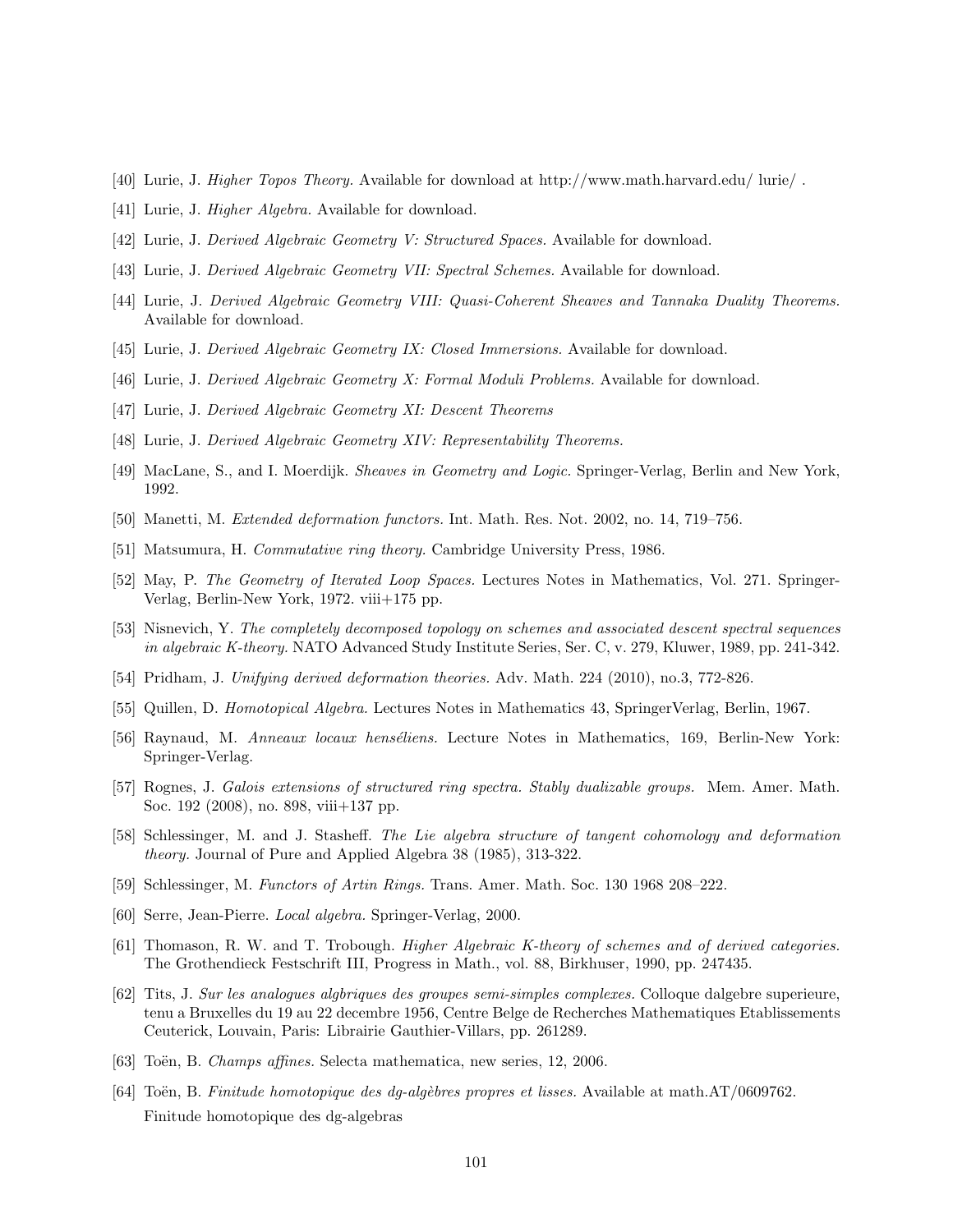[40] Lurie, J. *Higher Topos Theory.* Available for download at http://www.math.harvard.edu/ lurie/ .

[41] Lurie, J. *Higher Algebra.* Available for download.

[42] Lurie, J. *Derived Algebraic Geometry V: Structured Spaces.* Available for download.

[43] Lurie, J. *Derived Algebraic Geometry VII: Spectral Schemes.* Available for download.

[44] Lurie, J. *Derived Algebraic Geometry VIII: Quasi-Coherent Sheaves and Tannaka Duality Theorems.* Available for download.

[45] Lurie, J. *Derived Algebraic Geometry IX: Closed Immersions.* Available for download.

[46] Lurie, J. *Derived Algebraic Geometry X: Formal Moduli Problems.* Available for download.

[47] Lurie, J. *Derived Algebraic Geometry XI: Descent Theorems*

[48] Lurie, J. *Derived Algebraic Geometry XIV: Representability Theorems.*

[49] MacLane, S., and I. Moerdijk. *Sheaves in Geometry and Logic.* Springer-Verlag, Berlin and New York, 1992.

[50] Manetti, M. *Extended deformation functors.* Int. Math. Res. Not. 2002, no. 14, 719–756.

[51] Matsumura, H. *Commutative ring theory.* Cambridge University Press, 1986.

[52] May, P. *The Geometry of Iterated Loop Spaces.* Lectures Notes in Mathematics, Vol. 271. Springer-Verlag, Berlin-New York, 1972. viii+175 pp.

[53] Nisnevich, Y. *The completely decomposed topology on schemes and associated descent spectral sequences in algebraic K-theory.* NATO Advanced Study Institute Series, Ser. C, v. 279, Kluwer, 1989, pp. 241-342.

[54] Pridham, J. *Unifying derived deformation theories.* Adv. Math. 224 (2010), no.3, 772-826.

[55] Quillen, D. *Homotopical Algebra.* Lectures Notes in Mathematics 43, SpringerVerlag, Berlin, 1967.

[56] Raynaud, M. *Anneaux locaux henséliens.* Lecture Notes in Mathematics, 169, Berlin-New York: Springer-Verlag.

[57] Rognes, J. *Galois extensions of structured ring spectra. Stably dualizable groups.* Mem. Amer. Math. Soc. 192 (2008), no. 898, viii+137 pp.

[58] Schlessinger, M. and J. Stasheff. *The Lie algebra structure of tangent cohomology and deformation theory.* Journal of Pure and Applied Algebra 38 (1985), 313-322.

[59] Schlessinger, M. *Functors of Artin Rings.* Trans. Amer. Math. Soc. 130 1968 208–222.

[60] Serre, Jean-Pierre. *Local algebra.* Springer-Verlag, 2000.

[61] Thomason, R. W. and T. Trobough. *Higher Algebraic K-theory of schemes and of derived categories.* The Grothendieck Festschrift III, Progress in Math., vol. 88, Birkhuser, 1990, pp. 247435.

[62] Tits, J. *Sur les analogues algbriques des groupes semi-simples complexes.* Colloque dalgebre superieure, tenu a Bruxelles du 19 au 22 decembre 1956, Centre Belge de Recherches Mathematiques Etablissements Ceuterick, Louvain, Paris: Librairie Gauthier-Villars, pp. 261289.

[63] Toën, B. *Champs affines.* Selecta mathematica, new series, 12, 2006.

[64] Toën, B. *Finitude homotopique des dg-algèbres propres et lisses.* Available at math.AT/0609762. Finitude homotopique des dg-algebras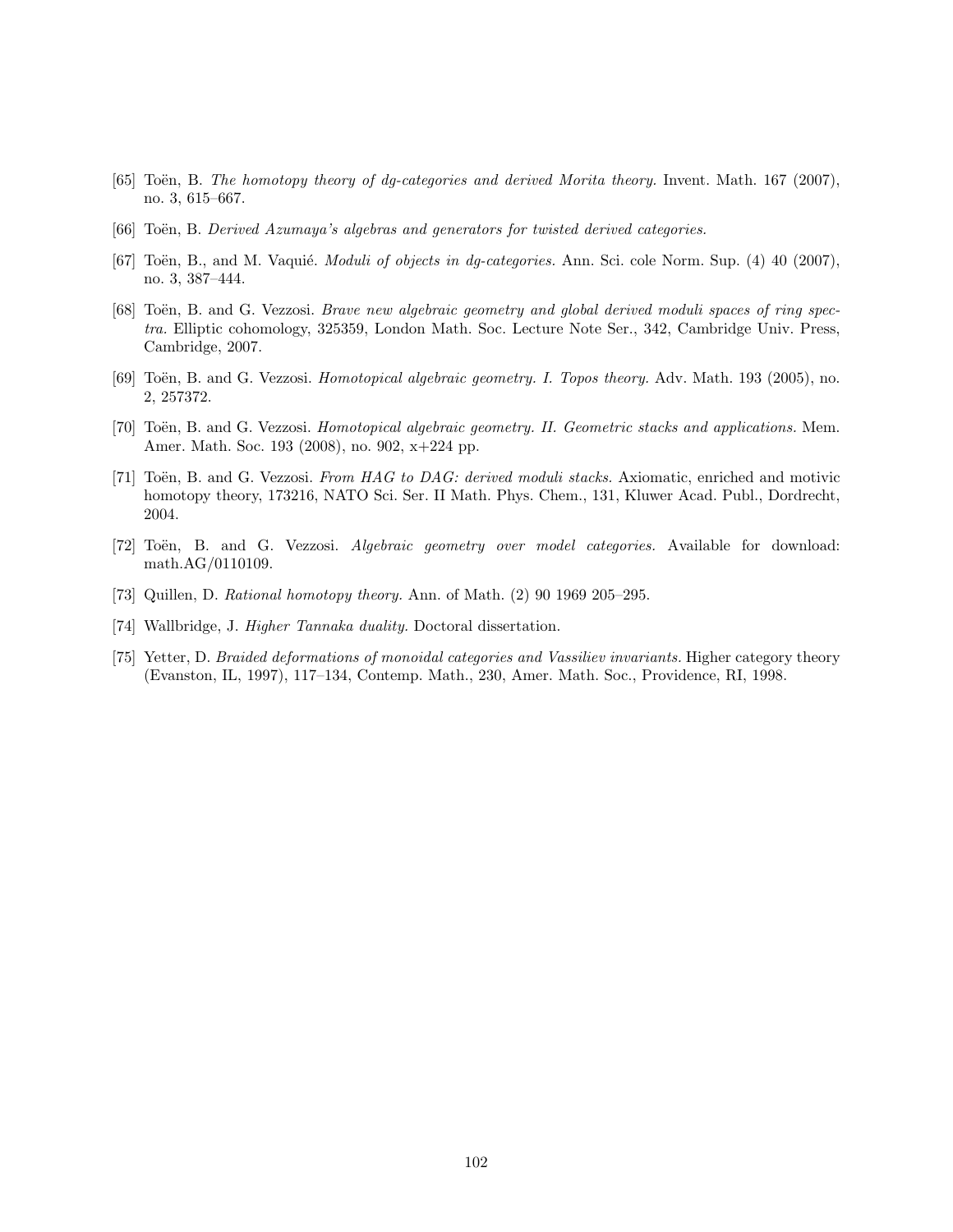[65] Toën, B. *The homotopy theory of dg-categories and derived Morita theory.* Invent. Math. 167 (2007), no. 3, 615–667.

[66] Toën, B. *Derived Azumaya's algebras and generators for twisted derived categories.*

[67] Toën, B., and M. Vaquié. *Moduli of objects in dg-categories.* Ann. Sci. cole Norm. Sup. (4) 40 (2007), no. 3, 387–444.

[68] Toën, B. and G. Vezzosi. *Brave new algebraic geometry and global derived moduli spaces of ring spectra.* Elliptic cohomology, 325359, London Math. Soc. Lecture Note Ser., 342, Cambridge Univ. Press, Cambridge, 2007.

[69] Toën, B. and G. Vezzosi. *Homotopical algebraic geometry. I. Topos theory.* Adv. Math. 193 (2005), no. 2, 257372.

[70] Toën, B. and G. Vezzosi. *Homotopical algebraic geometry. II. Geometric stacks and applications.* Mem. Amer. Math. Soc. 193 (2008), no. 902, x+224 pp.

[71] Toën, B. and G. Vezzosi. *From HAG to DAG: derived moduli stacks.* Axiomatic, enriched and motivic homotopy theory, 173216, NATO Sci. Ser. II Math. Phys. Chem., 131, Kluwer Acad. Publ., Dordrecht, 2004.

[72] Toën, B. and G. Vezzosi. *Algebraic geometry over model categories.* Available for download: math.AG/0110109.

[73] Quillen, D. *Rational homotopy theory.* Ann. of Math. (2) 90 1969 205–295.

[74] Wallbridge, J. *Higher Tannaka duality.* Doctoral dissertation.

[75] Yetter, D. *Braided deformations of monoidal categories and Vassiliev invariants.* Higher category theory (Evanston, IL, 1997), 117–134, Contemp. Math., 230, Amer. Math. Soc., Providence, RI, 1998.